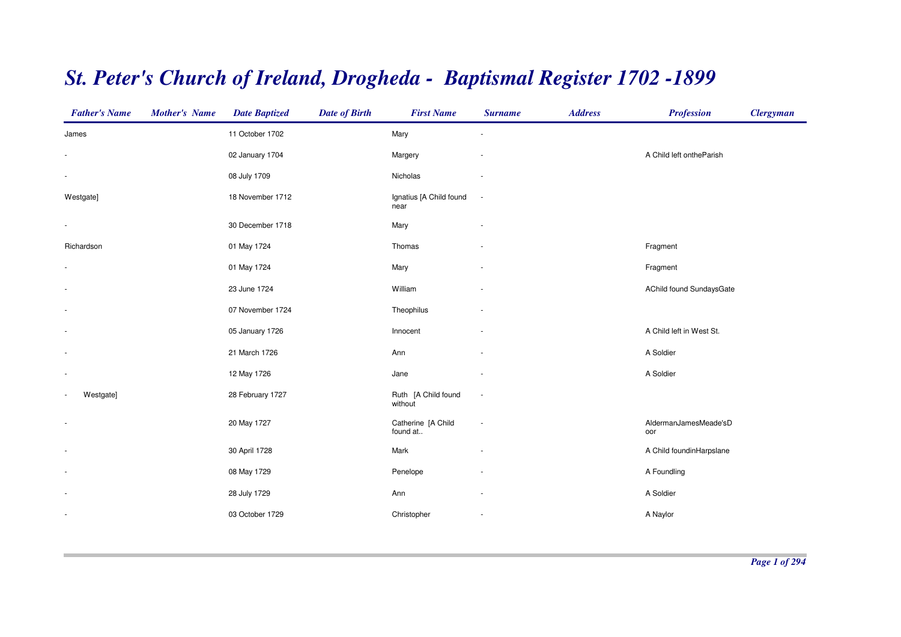# St. Peter's Church of Ireland, Drogheda - Baptismal Register 1702 -1899

| Father's Name | Mother's Name | Date Baptized | Date of Birth | First Name | Surname | Address | Profession | Clergyman |
|---|---|---|---|---|---|---|---|---|
| James | | 11 October 1702 | | Mary | - | | | |
| - | | 02 January 1704 | | Margery | - | | A Child left ontheParish | |
| - | | 08 July 1709 | | Nicholas | - | | | |
| Westgate] | | 18 November 1712 | | Ignatius [A Child found near | - | | | |
| - | | 30 December 1718 | | Mary | - | | | |
| Richardson | | 01 May 1724 | | Thomas | - | | Fragment | |
| - | | 01 May 1724 | | Mary | - | | Fragment | |
| - | | 23 June 1724 | | William | - | | AChild found SundaysGate | |
| - | | 07 November 1724 | | Theophilus | - | | | |
| - | | 05 January 1726 | | Innocent | - | | A Child left in West St. | |
| - | | 21 March 1726 | | Ann | - | | A Soldier | |
| - | | 12 May 1726 | | Jane | - | | A Soldier | |
| - Westgate] | | 28 February 1727 | | Ruth [A Child found without | - | | | |
| - | | 20 May 1727 | | Catherine [A Child found at.. | - | | AldermanJamesMeade'sD oor | |
| - | | 30 April 1728 | | Mark | - | | A Child foundinHarpslane | |
| - | | 08 May 1729 | | Penelope | - | | A Foundling | |
| - | | 28 July 1729 | | Ann | - | | A Soldier | |
| - | | 03 October 1729 | | Christopher | - | | A Naylor | |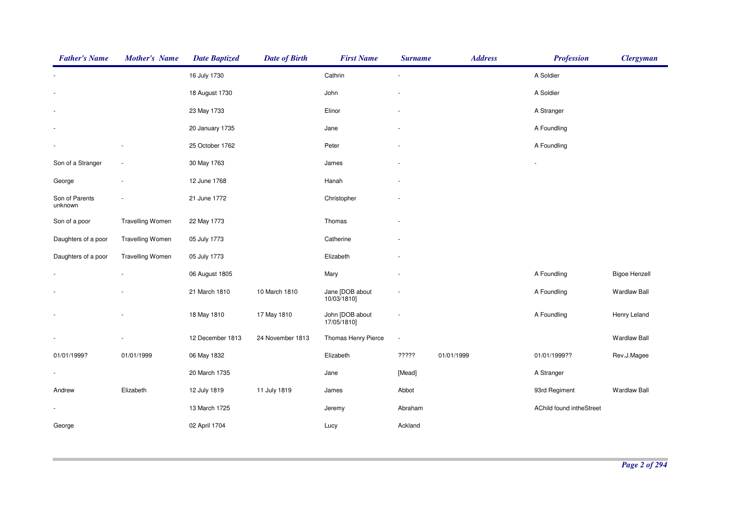| Father's Name | Mother's Name | Date Baptized | Date of Birth | First Name | Surname | Address | Profession | Clergyman |
|---|---|---|---|---|---|---|---|---|
| - | | 16 July 1730 | | Cathrin | - | | A Soldier | |
| - | | 18 August 1730 | | John | - | | A Soldier | |
| - | | 23 May 1733 | | Elinor | - | | A Stranger | |
| - | | 20 January 1735 | | Jane | - | | A Foundling | |
| - | - | 25 October 1762 | | Peter | - | | A Foundling | |
| Son of a Stranger | - | 30 May 1763 | | James | - | | - | |
| George | - | 12 June 1768 | | Hanah | - | | | |
| Son of Parents unknown | - | 21 June 1772 | | Christopher | - | | | |
| Son of a poor | Travelling Women | 22 May 1773 | | Thomas | - | | | |
| Daughters of a poor | Travelling Women | 05 July 1773 | | Catherine | - | | | |
| Daughters of a poor | Travelling Women | 05 July 1773 | | Elizabeth | - | | | |
| - | - | 06 August 1805 | | Mary | - | | A Foundling | Bigoe Henzell |
| - | - | 21 March 1810 | 10 March 1810 | Jane [DOB about 10/03/1810] | - | | A Foundling | Wardlaw Ball |
| - | - | 18 May 1810 | 17 May 1810 | John [DOB about 17/05/1810] | - | | A Foundling | Henry Leland |
| - | - | 12 December 1813 | 24 November 1813 | Thomas Henry Pierce | - | | | Wardlaw Ball |
| 01/01/1999? | 01/01/1999 | 06 May 1832 | | Elizabeth | ????? | 01/01/1999 | 01/01/1999?? | Rev.J.Magee |
| - | | 20 March 1735 | | Jane | [Mead] | | A Stranger | |
| Andrew | Elizabeth | 12 July 1819 | 11 July 1819 | James | Abbot | | 93rd Regiment | Wardlaw Ball |
| - | | 13 March 1725 | | Jeremy | Abraham | | AChild found intheStreet | |
| George | | 02 April 1704 | | Lucy | Ackland | | | |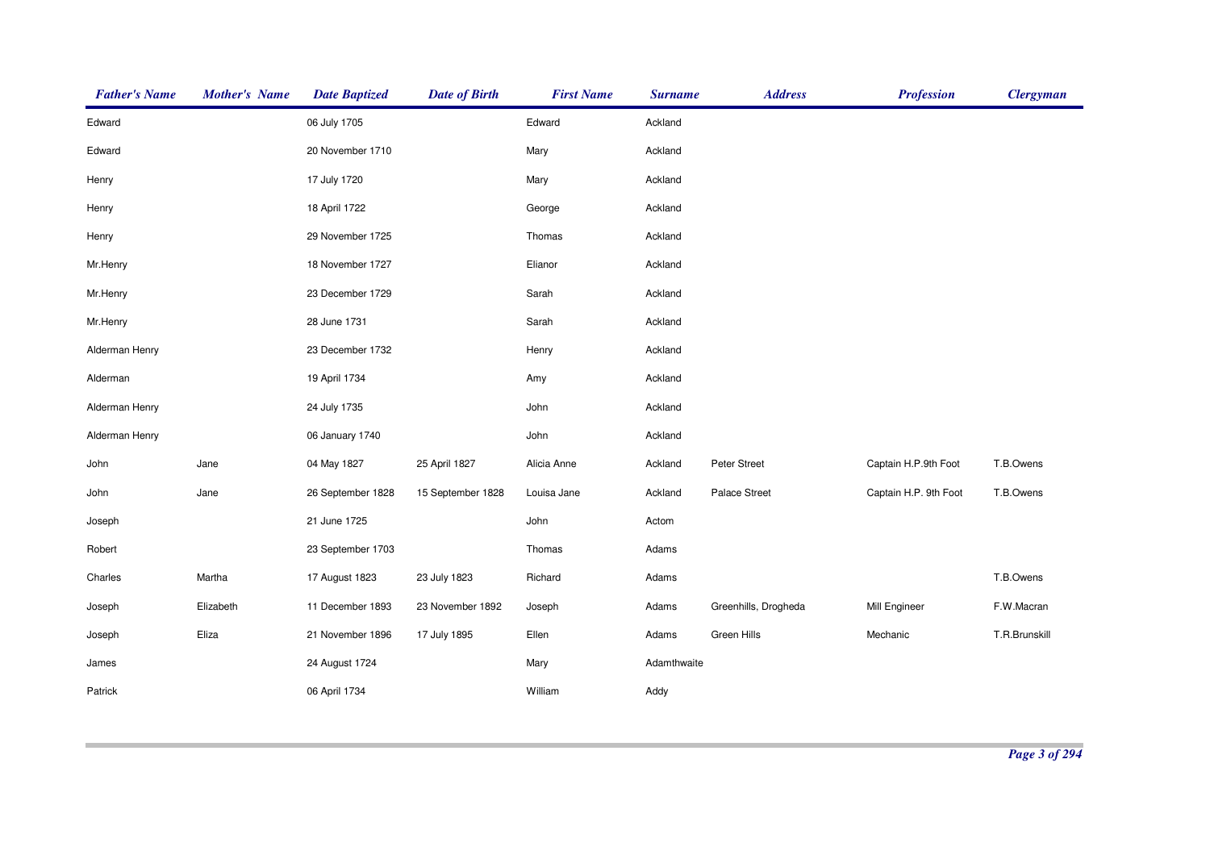| Father's Name | Mother's Name | Date Baptized | Date of Birth | First Name | Surname | Address | Profession | Clergyman |
|---|---|---|---|---|---|---|---|---|
| Edward | | 06 July 1705 | | Edward | Ackland | | | |
| Edward | | 20 November 1710 | | Mary | Ackland | | | |
| Henry | | 17 July 1720 | | Mary | Ackland | | | |
| Henry | | 18 April 1722 | | George | Ackland | | | |
| Henry | | 29 November 1725 | | Thomas | Ackland | | | |
| Mr.Henry | | 18 November 1727 | | Elianor | Ackland | | | |
| Mr.Henry | | 23 December 1729 | | Sarah | Ackland | | | |
| Mr.Henry | | 28 June 1731 | | Sarah | Ackland | | | |
| Alderman Henry | | 23 December 1732 | | Henry | Ackland | | | |
| Alderman | | 19 April 1734 | | Amy | Ackland | | | |
| Alderman Henry | | 24 July 1735 | | John | Ackland | | | |
| Alderman Henry | | 06 January 1740 | | John | Ackland | | | |
| John | Jane | 04 May 1827 | 25 April 1827 | Alicia Anne | Ackland | Peter Street | Captain H.P.9th Foot | T.B.Owens |
| John | Jane | 26 September 1828 | 15 September 1828 | Louisa Jane | Ackland | Palace Street | Captain H.P. 9th Foot | T.B.Owens |
| Joseph | | 21 June 1725 | | John | Actom | | | |
| Robert | | 23 September 1703 | | Thomas | Adams | | | |
| Charles | Martha | 17 August 1823 | 23 July 1823 | Richard | Adams | | | T.B.Owens |
| Joseph | Elizabeth | 11 December 1893 | 23 November 1892 | Joseph | Adams | Greenhills, Drogheda | Mill Engineer | F.W.Macran |
| Joseph | Eliza | 21 November 1896 | 17 July 1895 | Ellen | Adams | Green Hills | Mechanic | T.R.Brunskill |
| James | | 24 August 1724 | | Mary | Adamthwaite | | | |
| Patrick | | 06 April 1734 | | William | Addy | | | |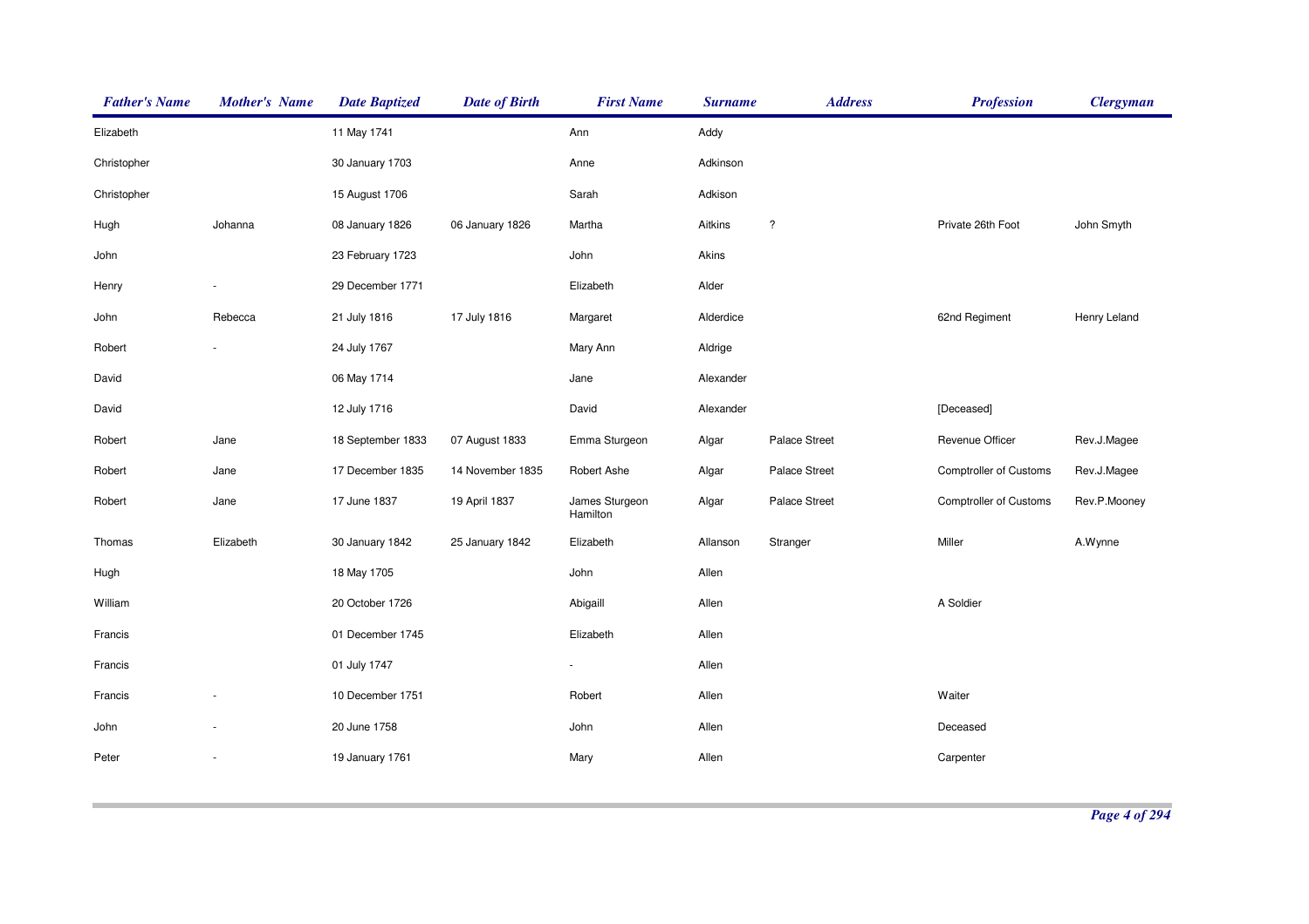| Father's Name | Mother's Name | Date Baptized | Date of Birth | First Name | Surname | Address | Profession | Clergyman |
|---|---|---|---|---|---|---|---|---|
| Elizabeth | | 11 May 1741 | | Ann | Addy | | | |
| Christopher | | 30 January 1703 | | Anne | Adkinson | | | |
| Christopher | | 15 August 1706 | | Sarah | Adkison | | | |
| Hugh | Johanna | 08 January 1826 | 06 January 1826 | Martha | Aitkins | ? | Private 26th Foot | John Smyth |
| John | | 23 February 1723 | | John | Akins | | | |
| Henry | - | 29 December 1771 | | Elizabeth | Alder | | | |
| John | Rebecca | 21 July 1816 | 17 July 1816 | Margaret | Alderdice | | 62nd Regiment | Henry Leland |
| Robert | - | 24 July 1767 | | Mary Ann | Aldrige | | | |
| David | | 06 May 1714 | | Jane | Alexander | | | |
| David | | 12 July 1716 | | David | Alexander | | [Deceased] | |
| Robert | Jane | 18 September 1833 | 07 August 1833 | Emma Sturgeon | Algar | Palace Street | Revenue Officer | Rev.J.Magee |
| Robert | Jane | 17 December 1835 | 14 November 1835 | Robert Ashe | Algar | Palace Street | Comptroller of Customs | Rev.J.Magee |
| Robert | Jane | 17 June 1837 | 19 April 1837 | James Sturgeon Hamilton | Algar | Palace Street | Comptroller of Customs | Rev.P.Mooney |
| Thomas | Elizabeth | 30 January 1842 | 25 January 1842 | Elizabeth | Allanson | Stranger | Miller | A.Wynne |
| Hugh | | 18 May 1705 | | John | Allen | | | |
| William | | 20 October 1726 | | Abigaill | Allen | | A Soldier | |
| Francis | | 01 December 1745 | | Elizabeth | Allen | | | |
| Francis | | 01 July 1747 | | - | Allen | | | |
| Francis | - | 10 December 1751 | | Robert | Allen | | Waiter | |
| John | - | 20 June 1758 | | John | Allen | | Deceased | |
| Peter | - | 19 January 1761 | | Mary | Allen | | Carpenter | |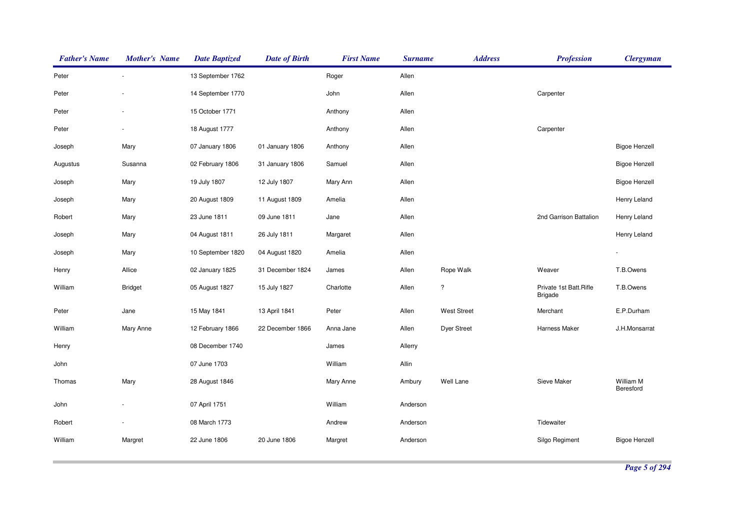| Father's Name | Mother's Name | Date Baptized | Date of Birth | First Name | Surname | Address | Profession | Clergyman |
|---|---|---|---|---|---|---|---|---|
| Peter | - | 13 September 1762 | | Roger | Allen | | | |
| Peter | - | 14 September 1770 | | John | Allen | | Carpenter | |
| Peter | - | 15 October 1771 | | Anthony | Allen | | | |
| Peter | - | 18 August 1777 | | Anthony | Allen | | Carpenter | |
| Joseph | Mary | 07 January 1806 | 01 January 1806 | Anthony | Allen | | | Bigoe Henzell |
| Augustus | Susanna | 02 February 1806 | 31 January 1806 | Samuel | Allen | | | Bigoe Henzell |
| Joseph | Mary | 19 July 1807 | 12 July 1807 | Mary Ann | Allen | | | Bigoe Henzell |
| Joseph | Mary | 20 August 1809 | 11 August 1809 | Amelia | Allen | | | Henry Leland |
| Robert | Mary | 23 June 1811 | 09 June 1811 | Jane | Allen | | 2nd Garrison Battalion | Henry Leland |
| Joseph | Mary | 04 August 1811 | 26 July 1811 | Margaret | Allen | | | Henry Leland |
| Joseph | Mary | 10 September 1820 | 04 August 1820 | Amelia | Allen | | | - |
| Henry | Allice | 02 January 1825 | 31 December 1824 | James | Allen | Rope Walk | Weaver | T.B.Owens |
| William | Bridget | 05 August 1827 | 15 July 1827 | Charlotte | Allen | ? | Private 1st Batt.Rifle Brigade | T.B.Owens |
| Peter | Jane | 15 May 1841 | 13 April 1841 | Peter | Allen | West Street | Merchant | E.P.Durham |
| William | Mary Anne | 12 February 1866 | 22 December 1866 | Anna Jane | Allen | Dyer Street | Harness Maker | J.H.Monsarrat |
| Henry | | 08 December 1740 | | James | Allerry | | | |
| John | | 07 June 1703 | | William | Allin | | | |
| Thomas | Mary | 28 August 1846 | | Mary Anne | Ambury | Well Lane | Sieve Maker | William M Beresford |
| John | - | 07 April 1751 | | William | Anderson | | | |
| Robert | - | 08 March 1773 | | Andrew | Anderson | | Tidewaiter | |
| William | Margret | 22 June 1806 | 20 June 1806 | Margret | Anderson | | Silgo Regiment | Bigoe Henzell |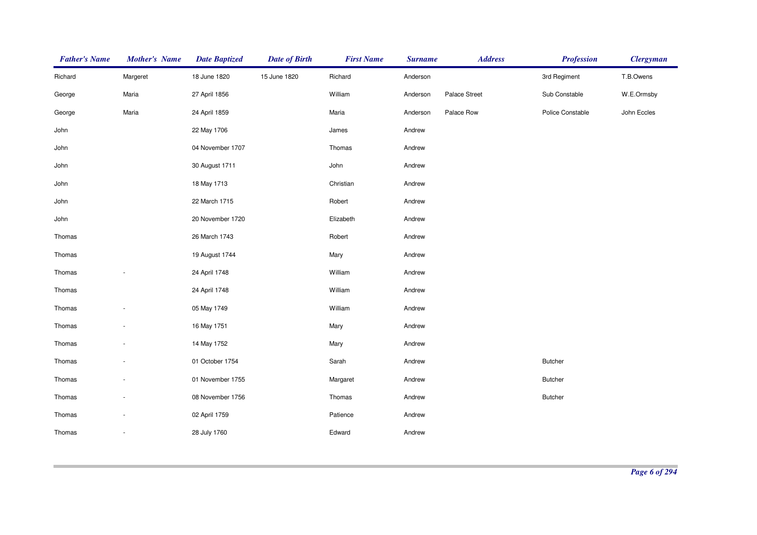| Father's Name | Mother's Name | Date Baptized | Date of Birth | First Name | Surname | Address | Profession | Clergyman |
|---|---|---|---|---|---|---|---|---|
| Richard | Margeret | 18 June 1820 | 15 June 1820 | Richard | Anderson | | 3rd Regiment | T.B.Owens |
| George | Maria | 27 April 1856 | | William | Anderson | Palace Street | Sub Constable | W.E.Ormsby |
| George | Maria | 24 April 1859 | | Maria | Anderson | Palace Row | Police Constable | John Eccles |
| John | | 22 May 1706 | | James | Andrew | | | |
| John | | 04 November 1707 | | Thomas | Andrew | | | |
| John | | 30 August 1711 | | John | Andrew | | | |
| John | | 18 May 1713 | | Christian | Andrew | | | |
| John | | 22 March 1715 | | Robert | Andrew | | | |
| John | | 20 November 1720 | | Elizabeth | Andrew | | | |
| Thomas | | 26 March 1743 | | Robert | Andrew | | | |
| Thomas | | 19 August 1744 | | Mary | Andrew | | | |
| Thomas | - | 24 April 1748 | | William | Andrew | | | |
| Thomas | | 24 April 1748 | | William | Andrew | | | |
| Thomas | - | 05 May 1749 | | William | Andrew | | | |
| Thomas | - | 16 May 1751 | | Mary | Andrew | | | |
| Thomas | - | 14 May 1752 | | Mary | Andrew | | | |
| Thomas | - | 01 October 1754 | | Sarah | Andrew | | Butcher | |
| Thomas | - | 01 November 1755 | | Margaret | Andrew | | Butcher | |
| Thomas | - | 08 November 1756 | | Thomas | Andrew | | Butcher | |
| Thomas | - | 02 April 1759 | | Patience | Andrew | | | |
| Thomas | - | 28 July 1760 | | Edward | Andrew | | | |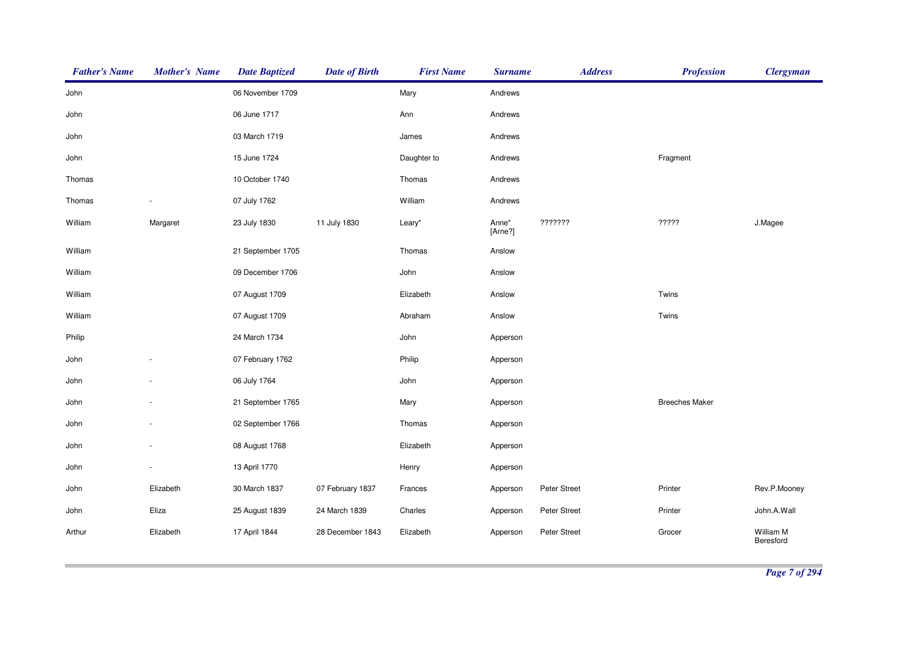| Father's Name | Mother's Name | Date Baptized | Date of Birth | First Name | Surname | Address | Profession | Clergyman |
|---|---|---|---|---|---|---|---|---|
| John | | 06 November 1709 | | Mary | Andrews | | | |
| John | | 06 June 1717 | | Ann | Andrews | | | |
| John | | 03 March 1719 | | James | Andrews | | | |
| John | | 15 June 1724 | | Daughter to | Andrews | | Fragment | |
| Thomas | | 10 October 1740 | | Thomas | Andrews | | | |
| Thomas | - | 07 July 1762 | | William | Andrews | | | |
| William | Margaret | 23 July 1830 | 11 July 1830 | Leary* | Anne* [Arne?] | ??????? | ????? | J.Magee |
| William | | 21 September 1705 | | Thomas | Anslow | | | |
| William | | 09 December 1706 | | John | Anslow | | | |
| William | | 07 August 1709 | | Elizabeth | Anslow | | Twins | |
| William | | 07 August 1709 | | Abraham | Anslow | | Twins | |
| Philip | | 24 March 1734 | | John | Apperson | | | |
| John | - | 07 February 1762 | | Philip | Apperson | | | |
| John | - | 06 July 1764 | | John | Apperson | | | |
| John | - | 21 September 1765 | | Mary | Apperson | | Breeches Maker | |
| John | - | 02 September 1766 | | Thomas | Apperson | | | |
| John | - | 08 August 1768 | | Elizabeth | Apperson | | | |
| John | - | 13 April 1770 | | Henry | Apperson | | | |
| John | Elizabeth | 30 March 1837 | 07 February 1837 | Frances | Apperson | Peter Street | Printer | Rev.P.Mooney |
| John | Eliza | 25 August 1839 | 24 March 1839 | Charles | Apperson | Peter Street | Printer | John.A.Wall |
| Arthur | Elizabeth | 17 April 1844 | 28 December 1843 | Elizabeth | Apperson | Peter Street | Grocer | William M Beresford |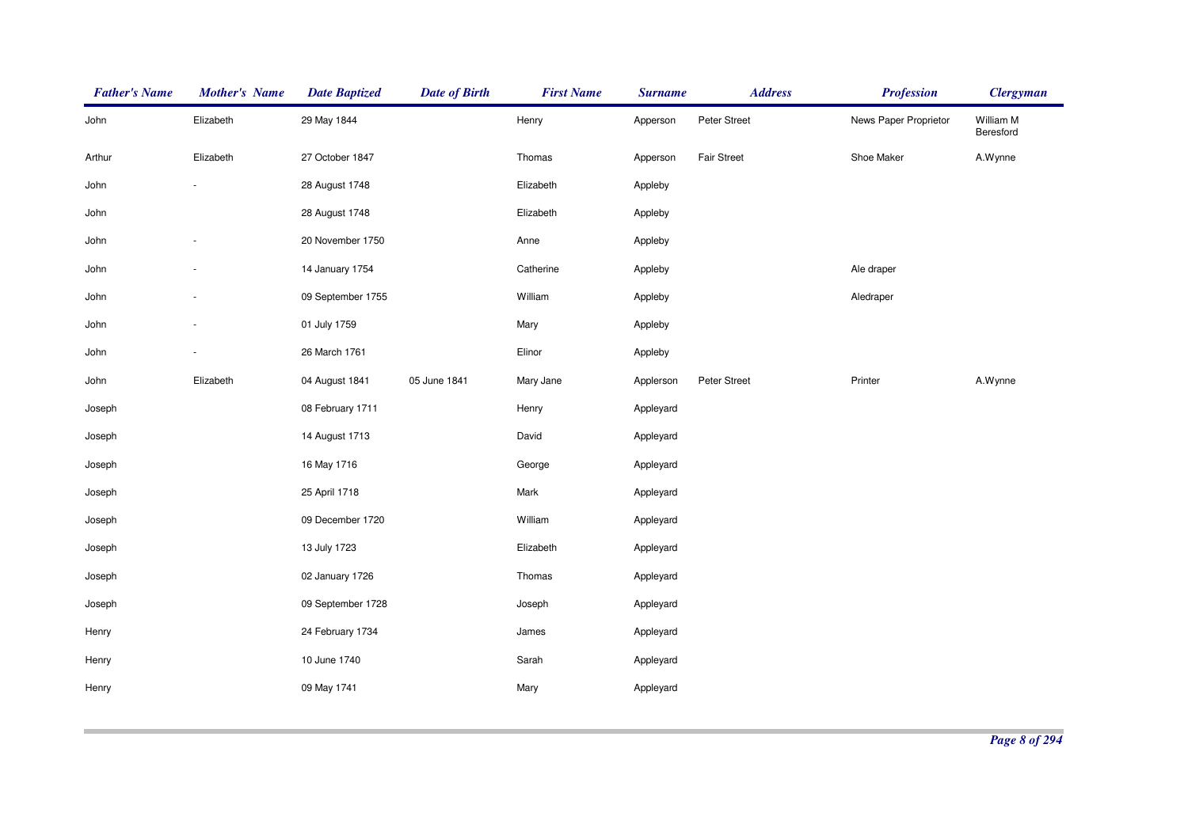| Father's Name | Mother's Name | Date Baptized | Date of Birth | First Name | Surname | Address | Profession | Clergyman |
|---|---|---|---|---|---|---|---|---|
| John | Elizabeth | 29 May 1844 | | Henry | Apperson | Peter Street | News Paper Proprietor | William M Beresford |
| Arthur | Elizabeth | 27 October 1847 | | Thomas | Apperson | Fair Street | Shoe Maker | A.Wynne |
| John | - | 28 August 1748 | | Elizabeth | Appleby | | | |
| John | | 28 August 1748 | | Elizabeth | Appleby | | | |
| John | - | 20 November 1750 | | Anne | Appleby | | | |
| John | - | 14 January 1754 | | Catherine | Appleby | | Ale draper | |
| John | - | 09 September 1755 | | William | Appleby | | Aledraper | |
| John | - | 01 July 1759 | | Mary | Appleby | | | |
| John | - | 26 March 1761 | | Elinor | Appleby | | | |
| John | Elizabeth | 04 August 1841 | 05 June 1841 | Mary Jane | Applerson | Peter Street | Printer | A.Wynne |
| Joseph | | 08 February 1711 | | Henry | Appleyard | | | |
| Joseph | | 14 August 1713 | | David | Appleyard | | | |
| Joseph | | 16 May 1716 | | George | Appleyard | | | |
| Joseph | | 25 April 1718 | | Mark | Appleyard | | | |
| Joseph | | 09 December 1720 | | William | Appleyard | | | |
| Joseph | | 13 July 1723 | | Elizabeth | Appleyard | | | |
| Joseph | | 02 January 1726 | | Thomas | Appleyard | | | |
| Joseph | | 09 September 1728 | | Joseph | Appleyard | | | |
| Henry | | 24 February 1734 | | James | Appleyard | | | |
| Henry | | 10 June 1740 | | Sarah | Appleyard | | | |
| Henry | | 09 May 1741 | | Mary | Appleyard | | | |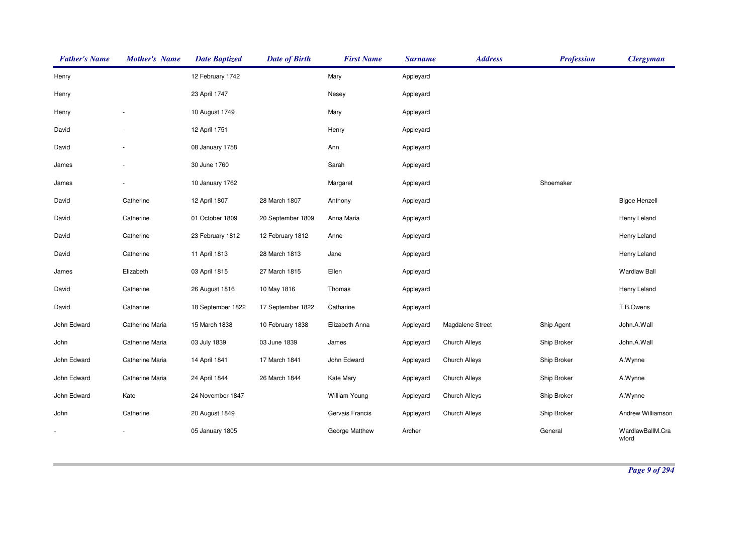| Father's Name | Mother's Name | Date Baptized | Date of Birth | First Name | Surname | Address | Profession | Clergyman |
|---|---|---|---|---|---|---|---|---|
| Henry | | 12 February 1742 | | Mary | Appleyard | | | |
| Henry | | 23 April 1747 | | Nesey | Appleyard | | | |
| Henry | - | 10 August 1749 | | Mary | Appleyard | | | |
| David | - | 12 April 1751 | | Henry | Appleyard | | | |
| David | - | 08 January 1758 | | Ann | Appleyard | | | |
| James | - | 30 June 1760 | | Sarah | Appleyard | | | |
| James | - | 10 January 1762 | | Margaret | Appleyard | | Shoemaker | |
| David | Catherine | 12 April 1807 | 28 March 1807 | Anthony | Appleyard | | | Bigoe Henzell |
| David | Catherine | 01 October 1809 | 20 September 1809 | Anna Maria | Appleyard | | | Henry Leland |
| David | Catherine | 23 February 1812 | 12 February 1812 | Anne | Appleyard | | | Henry Leland |
| David | Catherine | 11 April 1813 | 28 March 1813 | Jane | Appleyard | | | Henry Leland |
| James | Elizabeth | 03 April 1815 | 27 March 1815 | Ellen | Appleyard | | | Wardlaw Ball |
| David | Catherine | 26 August 1816 | 10 May 1816 | Thomas | Appleyard | | | Henry Leland |
| David | Catharine | 18 September 1822 | 17 September 1822 | Catharine | Appleyard | | | T.B.Owens |
| John Edward | Catherine Maria | 15 March 1838 | 10 February 1838 | Elizabeth Anna | Appleyard | Magdalene Street | Ship Agent | John.A.Wall |
| John | Catherine Maria | 03 July 1839 | 03 June 1839 | James | Appleyard | Church Alleys | Ship Broker | John.A.Wall |
| John Edward | Catherine Maria | 14 April 1841 | 17 March 1841 | John Edward | Appleyard | Church Alleys | Ship Broker | A.Wynne |
| John Edward | Catherine Maria | 24 April 1844 | 26 March 1844 | Kate Mary | Appleyard | Church Alleys | Ship Broker | A.Wynne |
| John Edward | Kate | 24 November 1847 | | William Young | Appleyard | Church Alleys | Ship Broker | A.Wynne |
| John | Catherine | 20 August 1849 | | Gervais Francis | Appleyard | Church Alleys | Ship Broker | Andrew Williamson |
| - | - | 05 January 1805 | | George Matthew | Archer | | General | WardlawBallM.Crawford |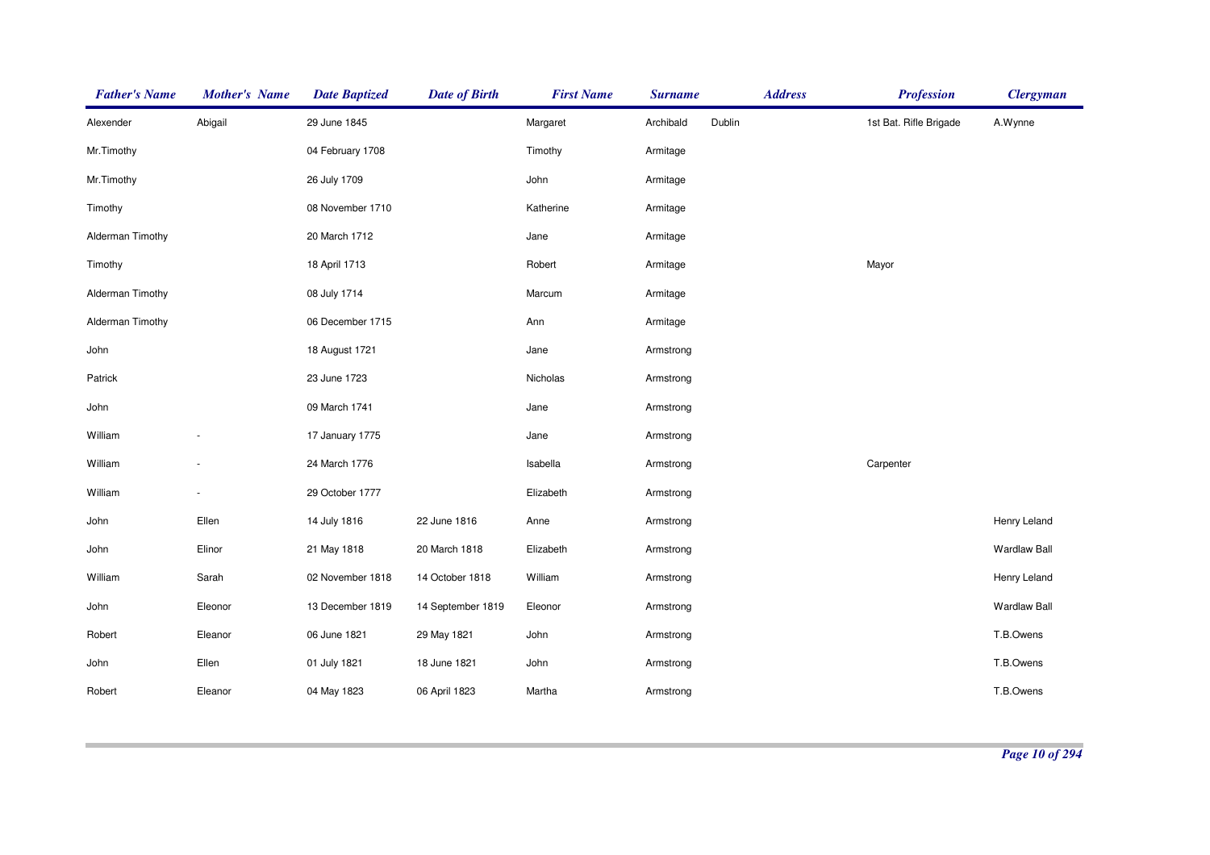| Father's Name | Mother's Name | Date Baptized | Date of Birth | First Name | Surname | Address | Profession | Clergyman |
|---|---|---|---|---|---|---|---|---|
| Alexender | Abigail | 29 June 1845 | | Margaret | Archibald | Dublin | 1st Bat. Rifle Brigade | A.Wynne |
| Mr.Timothy | | 04 February 1708 | | Timothy | Armitage | | | |
| Mr.Timothy | | 26 July 1709 | | John | Armitage | | | |
| Timothy | | 08 November 1710 | | Katherine | Armitage | | | |
| Alderman Timothy | | 20 March 1712 | | Jane | Armitage | | | |
| Timothy | | 18 April 1713 | | Robert | Armitage | | Mayor | |
| Alderman Timothy | | 08 July 1714 | | Marcum | Armitage | | | |
| Alderman Timothy | | 06 December 1715 | | Ann | Armitage | | | |
| John | | 18 August 1721 | | Jane | Armstrong | | | |
| Patrick | | 23 June 1723 | | Nicholas | Armstrong | | | |
| John | | 09 March 1741 | | Jane | Armstrong | | | |
| William | - | 17 January 1775 | | Jane | Armstrong | | | |
| William | - | 24 March 1776 | | Isabella | Armstrong | | Carpenter | |
| William | - | 29 October 1777 | | Elizabeth | Armstrong | | | |
| John | Ellen | 14 July 1816 | 22 June 1816 | Anne | Armstrong | | | Henry Leland |
| John | Elinor | 21 May 1818 | 20 March 1818 | Elizabeth | Armstrong | | | Wardlaw Ball |
| William | Sarah | 02 November 1818 | 14 October 1818 | William | Armstrong | | | Henry Leland |
| John | Eleonor | 13 December 1819 | 14 September 1819 | Eleonor | Armstrong | | | Wardlaw Ball |
| Robert | Eleanor | 06 June 1821 | 29 May 1821 | John | Armstrong | | | T.B.Owens |
| John | Ellen | 01 July 1821 | 18 June 1821 | John | Armstrong | | | T.B.Owens |
| Robert | Eleanor | 04 May 1823 | 06 April 1823 | Martha | Armstrong | | | T.B.Owens |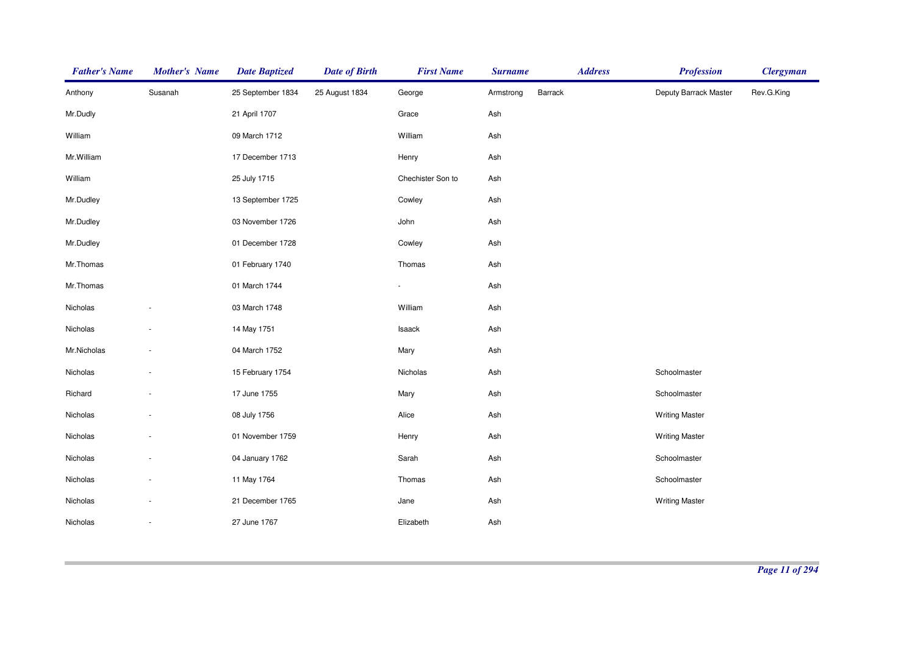| *Father's Name* | *Mother's Name* | *Date Baptized* | *Date of Birth* | *First Name* | *Surname* | *Address* | *Profession* | *Clergyman* |
|---|---|---|---|---|---|---|---|---|
| Anthony | Susanah | 25 September 1834 | 25 August 1834 | George | Armstrong | Barrack | Deputy Barrack Master | Rev.G.King |
| Mr.Dudly | | 21 April 1707 | | Grace | Ash | | | |
| William | | 09 March 1712 | | William | Ash | | | |
| Mr.William | | 17 December 1713 | | Henry | Ash | | | |
| William | | 25 July 1715 | | Chechister Son to | Ash | | | |
| Mr.Dudley | | 13 September 1725 | | Cowley | Ash | | | |
| Mr.Dudley | | 03 November 1726 | | John | Ash | | | |
| Mr.Dudley | | 01 December 1728 | | Cowley | Ash | | | |
| Mr.Thomas | | 01 February 1740 | | Thomas | Ash | | | |
| Mr.Thomas | | 01 March 1744 | | - | Ash | | | |
| Nicholas | - | 03 March 1748 | | William | Ash | | | |
| Nicholas | - | 14 May 1751 | | Isaack | Ash | | | |
| Mr.Nicholas | - | 04 March 1752 | | Mary | Ash | | | |
| Nicholas | - | 15 February 1754 | | Nicholas | Ash | | Schoolmaster | |
| Richard | - | 17 June 1755 | | Mary | Ash | | Schoolmaster | |
| Nicholas | - | 08 July 1756 | | Alice | Ash | | Writing Master | |
| Nicholas | - | 01 November 1759 | | Henry | Ash | | Writing Master | |
| Nicholas | - | 04 January 1762 | | Sarah | Ash | | Schoolmaster | |
| Nicholas | - | 11 May 1764 | | Thomas | Ash | | Schoolmaster | |
| Nicholas | - | 21 December 1765 | | Jane | Ash | | Writing Master | |
| Nicholas | - | 27 June 1767 | | Elizabeth | Ash | | | |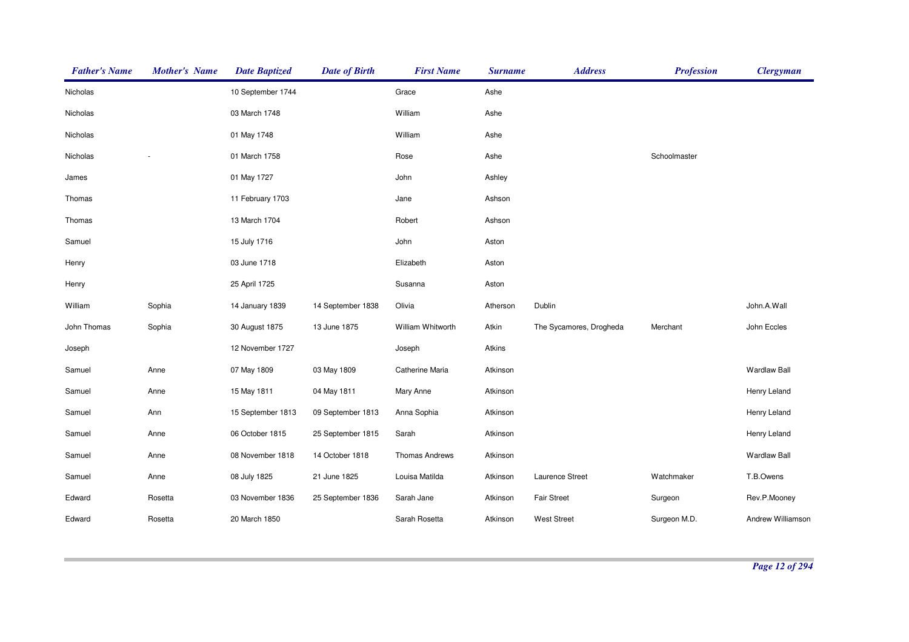| Father's Name | Mother's Name | Date Baptized | Date of Birth | First Name | Surname | Address | Profession | Clergyman |
|---|---|---|---|---|---|---|---|---|
| Nicholas | | 10 September 1744 | | Grace | Ashe | | | |
| Nicholas | | 03 March 1748 | | William | Ashe | | | |
| Nicholas | | 01 May 1748 | | William | Ashe | | | |
| Nicholas | - | 01 March 1758 | | Rose | Ashe | | Schoolmaster | |
| James | | 01 May 1727 | | John | Ashley | | | |
| Thomas | | 11 February 1703 | | Jane | Ashson | | | |
| Thomas | | 13 March 1704 | | Robert | Ashson | | | |
| Samuel | | 15 July 1716 | | John | Aston | | | |
| Henry | | 03 June 1718 | | Elizabeth | Aston | | | |
| Henry | | 25 April 1725 | | Susanna | Aston | | | |
| William | Sophia | 14 January 1839 | 14 September 1838 | Olivia | Atherson | Dublin | | John.A.Wall |
| John Thomas | Sophia | 30 August 1875 | 13 June 1875 | William Whitworth | Atkin | The Sycamores, Drogheda | Merchant | John Eccles |
| Joseph | | 12 November 1727 | | Joseph | Atkins | | | |
| Samuel | Anne | 07 May 1809 | 03 May 1809 | Catherine Maria | Atkinson | | | Wardlaw Ball |
| Samuel | Anne | 15 May 1811 | 04 May 1811 | Mary Anne | Atkinson | | | Henry Leland |
| Samuel | Ann | 15 September 1813 | 09 September 1813 | Anna Sophia | Atkinson | | | Henry Leland |
| Samuel | Anne | 06 October 1815 | 25 September 1815 | Sarah | Atkinson | | | Henry Leland |
| Samuel | Anne | 08 November 1818 | 14 October 1818 | Thomas Andrews | Atkinson | | | Wardlaw Ball |
| Samuel | Anne | 08 July 1825 | 21 June 1825 | Louisa Matilda | Atkinson | Laurence Street | Watchmaker | T.B.Owens |
| Edward | Rosetta | 03 November 1836 | 25 September 1836 | Sarah Jane | Atkinson | Fair Street | Surgeon | Rev.P.Mooney |
| Edward | Rosetta | 20 March 1850 | | Sarah Rosetta | Atkinson | West Street | Surgeon M.D. | Andrew Williamson |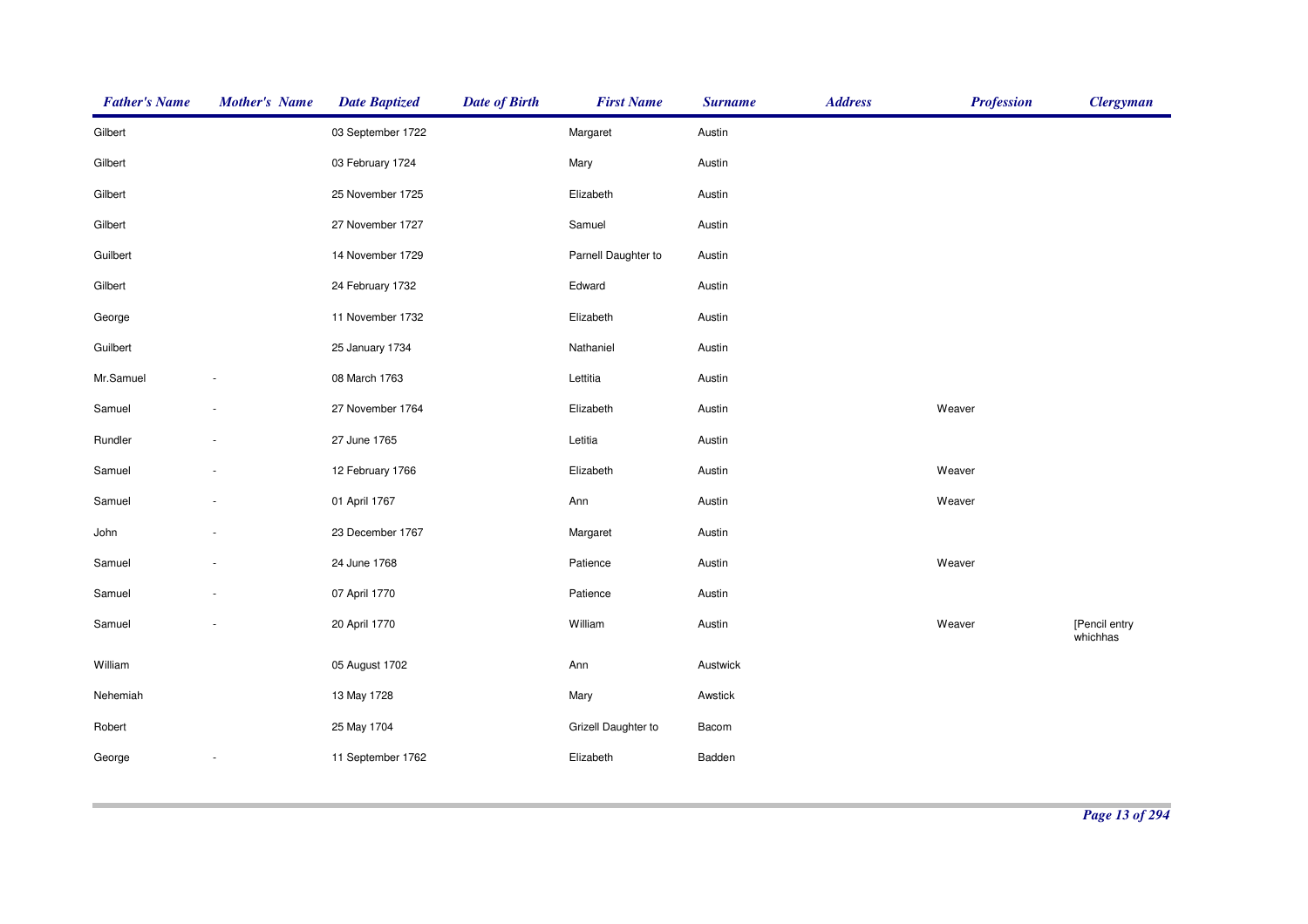| Father's Name | Mother's Name | Date Baptized | Date of Birth | First Name | Surname | Address | Profession | Clergyman |
|---|---|---|---|---|---|---|---|---|
| Gilbert | | 03 September 1722 | | Margaret | Austin | | | |
| Gilbert | | 03 February 1724 | | Mary | Austin | | | |
| Gilbert | | 25 November 1725 | | Elizabeth | Austin | | | |
| Gilbert | | 27 November 1727 | | Samuel | Austin | | | |
| Guilbert | | 14 November 1729 | | Parnell Daughter to | Austin | | | |
| Gilbert | | 24 February 1732 | | Edward | Austin | | | |
| George | | 11 November 1732 | | Elizabeth | Austin | | | |
| Guilbert | | 25 January 1734 | | Nathaniel | Austin | | | |
| Mr.Samuel | - | 08 March 1763 | | Lettitia | Austin | | | |
| Samuel | - | 27 November 1764 | | Elizabeth | Austin | | Weaver | |
| Rundler | - | 27 June 1765 | | Letitia | Austin | | | |
| Samuel | - | 12 February 1766 | | Elizabeth | Austin | | Weaver | |
| Samuel | - | 01 April 1767 | | Ann | Austin | | Weaver | |
| John | - | 23 December 1767 | | Margaret | Austin | | | |
| Samuel | - | 24 June 1768 | | Patience | Austin | | Weaver | |
| Samuel | - | 07 April 1770 | | Patience | Austin | | | |
| Samuel | - | 20 April 1770 | | William | Austin | | Weaver | [Pencil entry whichhas |
| William | | 05 August 1702 | | Ann | Austwick | | | |
| Nehemiah | | 13 May 1728 | | Mary | Awstick | | | |
| Robert | | 25 May 1704 | | Grizell Daughter to | Bacom | | | |
| George | - | 11 September 1762 | | Elizabeth | Badden | | | |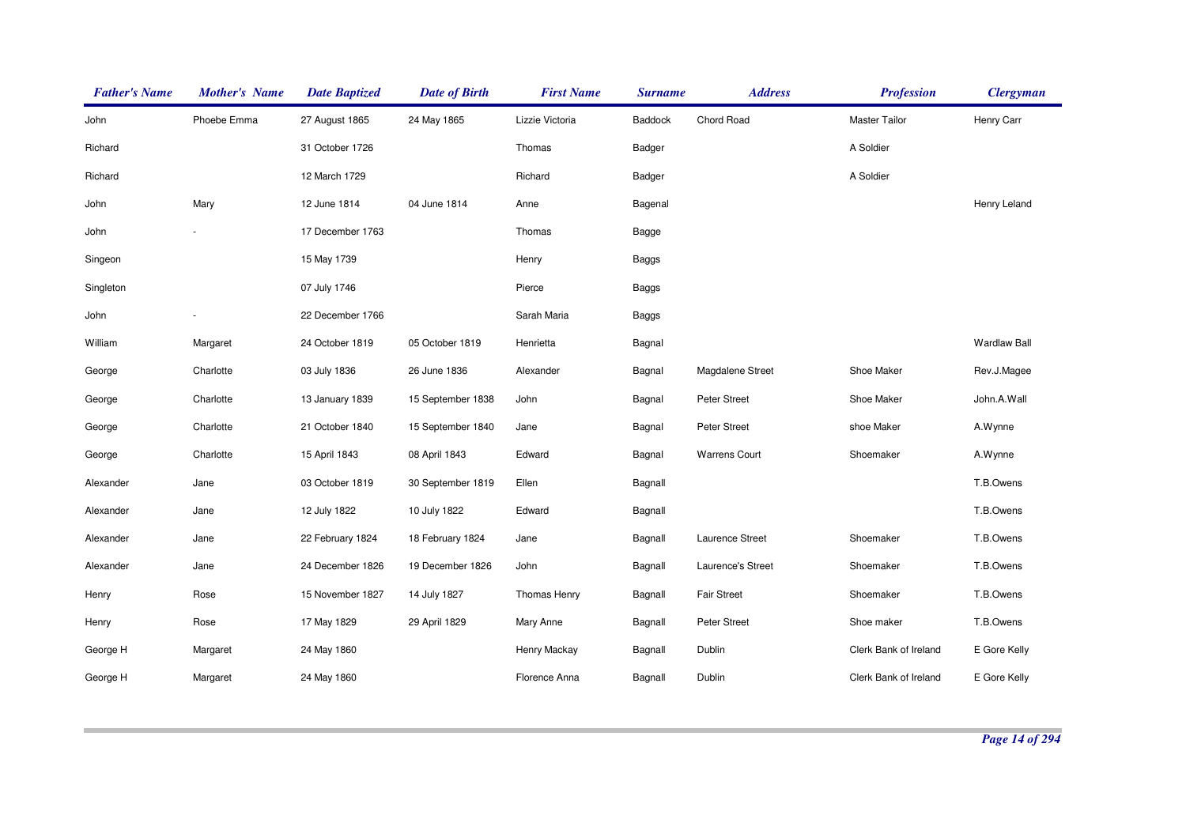| Father's Name | Mother's Name | Date Baptized | Date of Birth | First Name | Surname | Address | Profession | Clergyman |
|---|---|---|---|---|---|---|---|---|
| John | Phoebe Emma | 27 August 1865 | 24 May 1865 | Lizzie Victoria | Baddock | Chord Road | Master Tailor | Henry Carr |
| Richard | | 31 October 1726 | | Thomas | Badger | | A Soldier | |
| Richard | | 12 March 1729 | | Richard | Badger | | A Soldier | |
| John | Mary | 12 June 1814 | 04 June 1814 | Anne | Bagenal | | | Henry Leland |
| John | - | 17 December 1763 | | Thomas | Bagge | | | |
| Singeon | | 15 May 1739 | | Henry | Baggs | | | |
| Singleton | | 07 July 1746 | | Pierce | Baggs | | | |
| John | - | 22 December 1766 | | Sarah Maria | Baggs | | | |
| William | Margaret | 24 October 1819 | 05 October 1819 | Henrietta | Bagnal | | | Wardlaw Ball |
| George | Charlotte | 03 July 1836 | 26 June 1836 | Alexander | Bagnal | Magdalene Street | Shoe Maker | Rev.J.Magee |
| George | Charlotte | 13 January 1839 | 15 September 1838 | John | Bagnal | Peter Street | Shoe Maker | John.A.Wall |
| George | Charlotte | 21 October 1840 | 15 September 1840 | Jane | Bagnal | Peter Street | shoe Maker | A.Wynne |
| George | Charlotte | 15 April 1843 | 08 April 1843 | Edward | Bagnal | Warrens Court | Shoemaker | A.Wynne |
| Alexander | Jane | 03 October 1819 | 30 September 1819 | Ellen | Bagnall | | | T.B.Owens |
| Alexander | Jane | 12 July 1822 | 10 July 1822 | Edward | Bagnall | | | T.B.Owens |
| Alexander | Jane | 22 February 1824 | 18 February 1824 | Jane | Bagnall | Laurence Street | Shoemaker | T.B.Owens |
| Alexander | Jane | 24 December 1826 | 19 December 1826 | John | Bagnall | Laurence's Street | Shoemaker | T.B.Owens |
| Henry | Rose | 15 November 1827 | 14 July 1827 | Thomas Henry | Bagnall | Fair Street | Shoemaker | T.B.Owens |
| Henry | Rose | 17 May 1829 | 29 April 1829 | Mary Anne | Bagnall | Peter Street | Shoe maker | T.B.Owens |
| George H | Margaret | 24 May 1860 | | Henry Mackay | Bagnall | Dublin | Clerk Bank of Ireland | E Gore Kelly |
| George H | Margaret | 24 May 1860 | | Florence Anna | Bagnall | Dublin | Clerk Bank of Ireland | E Gore Kelly |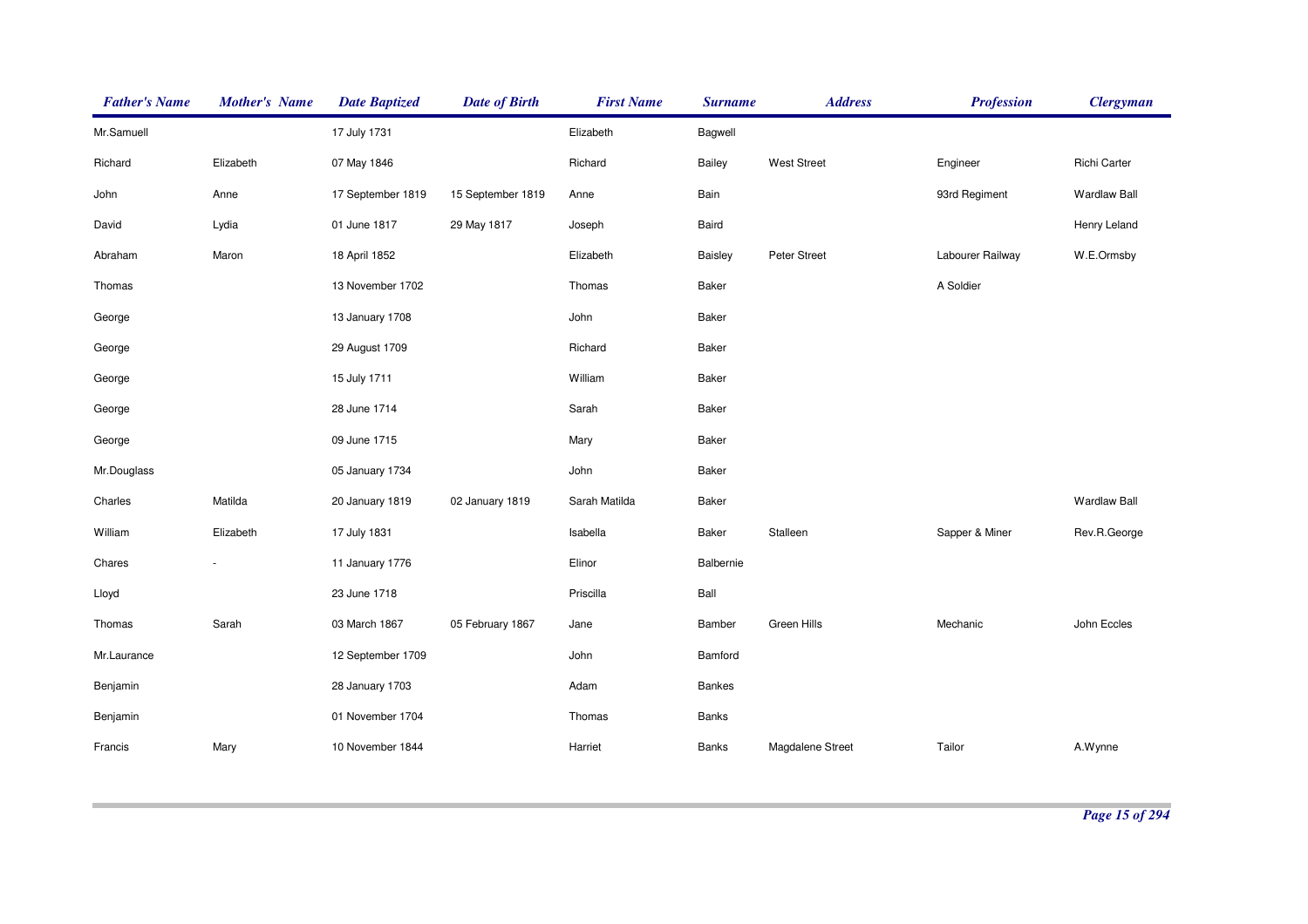| Father's Name | Mother's Name | Date Baptized | Date of Birth | First Name | Surname | Address | Profession | Clergyman |
|---|---|---|---|---|---|---|---|---|
| Mr.Samuell | | 17 July 1731 | | Elizabeth | Bagwell | | | |
| Richard | Elizabeth | 07 May 1846 | | Richard | Bailey | West Street | Engineer | Richi Carter |
| John | Anne | 17 September 1819 | 15 September 1819 | Anne | Bain | | 93rd Regiment | Wardlaw Ball |
| David | Lydia | 01 June 1817 | 29 May 1817 | Joseph | Baird | | | Henry Leland |
| Abraham | Maron | 18 April 1852 | | Elizabeth | Baisley | Peter Street | Labourer Railway | W.E.Ormsby |
| Thomas | | 13 November 1702 | | Thomas | Baker | | A Soldier | |
| George | | 13 January 1708 | | John | Baker | | | |
| George | | 29 August 1709 | | Richard | Baker | | | |
| George | | 15 July 1711 | | William | Baker | | | |
| George | | 28 June 1714 | | Sarah | Baker | | | |
| George | | 09 June 1715 | | Mary | Baker | | | |
| Mr.Douglass | | 05 January 1734 | | John | Baker | | | |
| Charles | Matilda | 20 January 1819 | 02 January 1819 | Sarah Matilda | Baker | | | Wardlaw Ball |
| William | Elizabeth | 17 July 1831 | | Isabella | Baker | Stalleen | Sapper & Miner | Rev.R.George |
| Chares | - | 11 January 1776 | | Elinor | Balbernie | | | |
| Lloyd | | 23 June 1718 | | Priscilla | Ball | | | |
| Thomas | Sarah | 03 March 1867 | 05 February 1867 | Jane | Bamber | Green Hills | Mechanic | John Eccles |
| Mr.Laurance | | 12 September 1709 | | John | Bamford | | | |
| Benjamin | | 28 January 1703 | | Adam | Bankes | | | |
| Benjamin | | 01 November 1704 | | Thomas | Banks | | | |
| Francis | Mary | 10 November 1844 | | Harriet | Banks | Magdalene Street | Tailor | A.Wynne |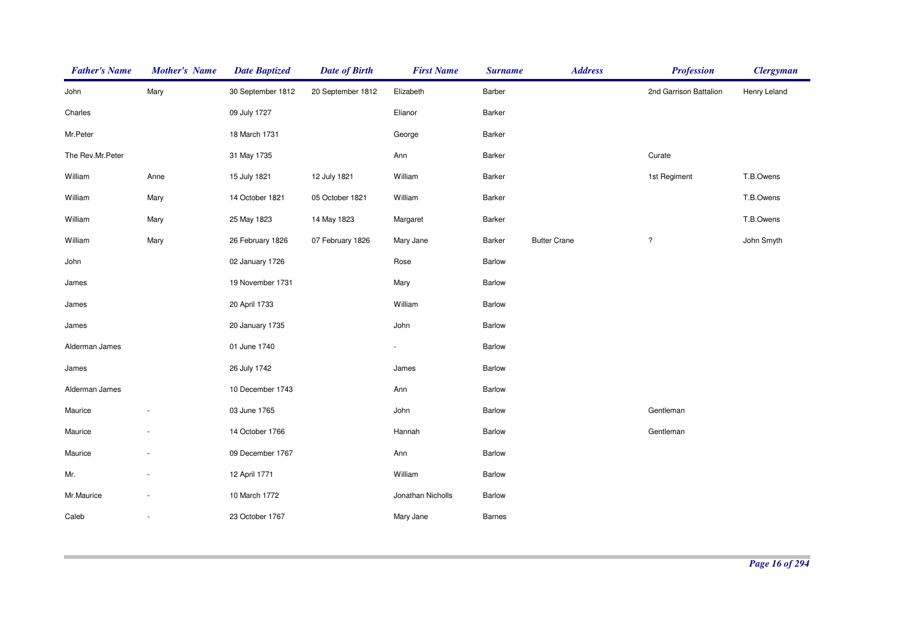| ***Father's Name*** | ***Mother's Name*** | ***Date Baptized*** | ***Date of Birth*** | ***First Name*** | ***Surname*** | ***Address*** | ***Profession*** | ***Clergyman*** |
|---|---|---|---|---|---|---|---|---|
| John | Mary | 30 September 1812 | 20 September 1812 | Elizabeth | Barber | | 2nd Garrison Battalion | Henry Leland |
| Charles | | 09 July 1727 | | Elianor | Barker | | | |
| Mr.Peter | | 18 March 1731 | | George | Barker | | | |
| The Rev.Mr.Peter | | 31 May 1735 | | Ann | Barker | | Curate | |
| William | Anne | 15 July 1821 | 12 July 1821 | William | Barker | | 1st Regiment | T.B.Owens |
| William | Mary | 14 October 1821 | 05 October 1821 | William | Barker | | | T.B.Owens |
| William | Mary | 25 May 1823 | 14 May 1823 | Margaret | Barker | | | T.B.Owens |
| William | Mary | 26 February 1826 | 07 February 1826 | Mary Jane | Barker | Butter Crane | ? | John Smyth |
| John | | 02 January 1726 | | Rose | Barlow | | | |
| James | | 19 November 1731 | | Mary | Barlow | | | |
| James | | 20 April 1733 | | William | Barlow | | | |
| James | | 20 January 1735 | | John | Barlow | | | |
| Alderman James | | 01 June 1740 | | - | Barlow | | | |
| James | | 26 July 1742 | | James | Barlow | | | |
| Alderman James | | 10 December 1743 | | Ann | Barlow | | | |
| Maurice | - | 03 June 1765 | | John | Barlow | | Gentleman | |
| Maurice | - | 14 October 1766 | | Hannah | Barlow | | Gentleman | |
| Maurice | - | 09 December 1767 | | Ann | Barlow | | | |
| Mr. | - | 12 April 1771 | | William | Barlow | | | |
| Mr.Maurice | - | 10 March 1772 | | Jonathan Nicholls | Barlow | | | |
| Caleb | - | 23 October 1767 | | Mary Jane | Barnes | | | |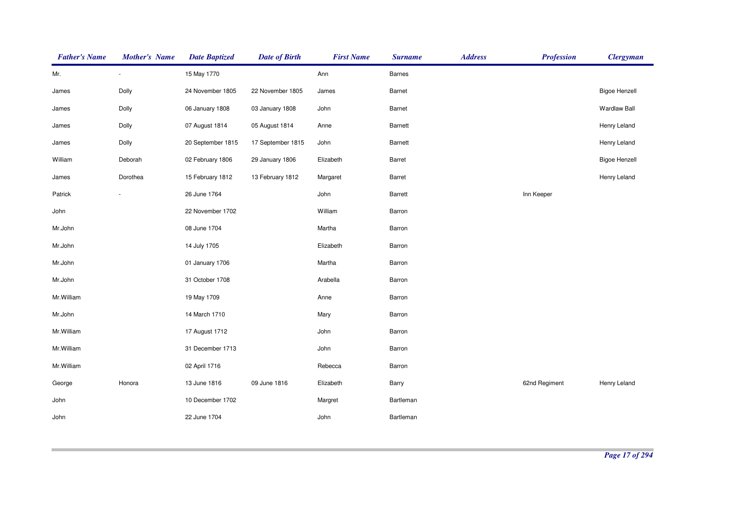| *Father's Name* | *Mother's Name* | *Date Baptized* | *Date of Birth* | *First Name* | *Surname* | *Address* | *Profession* | *Clergyman* |
|---|---|---|---|---|---|---|---|---|
| Mr. | - | 15 May 1770 | | Ann | Barnes | | | |
| James | Dolly | 24 November 1805 | 22 November 1805 | James | Barnet | | | Bigoe Henzell |
| James | Dolly | 06 January 1808 | 03 January 1808 | John | Barnet | | | Wardlaw Ball |
| James | Dolly | 07 August 1814 | 05 August 1814 | Anne | Barnett | | | Henry Leland |
| James | Dolly | 20 September 1815 | 17 September 1815 | John | Barnett | | | Henry Leland |
| William | Deborah | 02 February 1806 | 29 January 1806 | Elizabeth | Barret | | | Bigoe Henzell |
| James | Dorothea | 15 February 1812 | 13 February 1812 | Margaret | Barret | | | Henry Leland |
| Patrick | - | 26 June 1764 | | John | Barrett | | Inn Keeper | |
| John | | 22 November 1702 | | William | Barron | | | |
| Mr.John | | 08 June 1704 | | Martha | Barron | | | |
| Mr.John | | 14 July 1705 | | Elizabeth | Barron | | | |
| Mr.John | | 01 January 1706 | | Martha | Barron | | | |
| Mr.John | | 31 October 1708 | | Arabella | Barron | | | |
| Mr.William | | 19 May 1709 | | Anne | Barron | | | |
| Mr.John | | 14 March 1710 | | Mary | Barron | | | |
| Mr.William | | 17 August 1712 | | John | Barron | | | |
| Mr.William | | 31 December 1713 | | John | Barron | | | |
| Mr.William | | 02 April 1716 | | Rebecca | Barron | | | |
| George | Honora | 13 June 1816 | 09 June 1816 | Elizabeth | Barry | | 62nd Regiment | Henry Leland |
| John | | 10 December 1702 | | Margret | Bartleman | | | |
| John | | 22 June 1704 | | John | Bartleman | | | |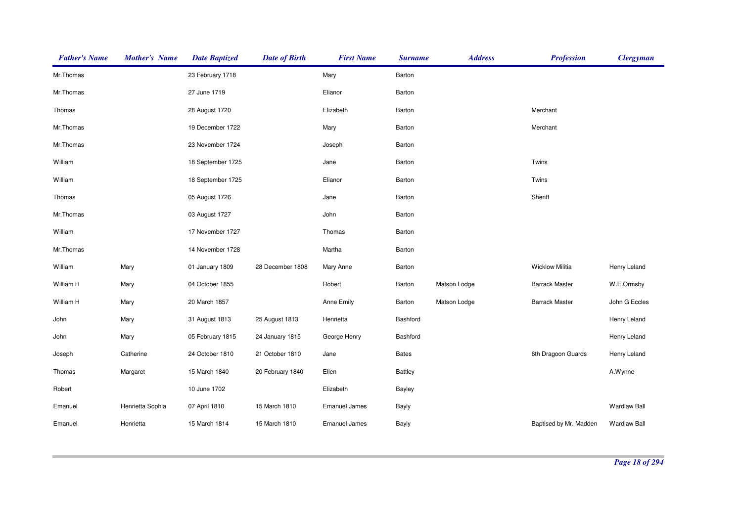| Father's Name | Mother's Name | Date Baptized | Date of Birth | First Name | Surname | Address | Profession | Clergyman |
|---|---|---|---|---|---|---|---|---|
| Mr.Thomas | | 23 February 1718 | | Mary | Barton | | | |
| Mr.Thomas | | 27 June 1719 | | Elianor | Barton | | | |
| Thomas | | 28 August 1720 | | Elizabeth | Barton | | Merchant | |
| Mr.Thomas | | 19 December 1722 | | Mary | Barton | | Merchant | |
| Mr.Thomas | | 23 November 1724 | | Joseph | Barton | | | |
| William | | 18 September 1725 | | Jane | Barton | | Twins | |
| William | | 18 September 1725 | | Elianor | Barton | | Twins | |
| Thomas | | 05 August 1726 | | Jane | Barton | | Sheriff | |
| Mr.Thomas | | 03 August 1727 | | John | Barton | | | |
| William | | 17 November 1727 | | Thomas | Barton | | | |
| Mr.Thomas | | 14 November 1728 | | Martha | Barton | | | |
| William | Mary | 01 January 1809 | 28 December 1808 | Mary Anne | Barton | | Wicklow Militia | Henry Leland |
| William H | Mary | 04 October 1855 | | Robert | Barton | Matson Lodge | Barrack Master | W.E.Ormsby |
| William H | Mary | 20 March 1857 | | Anne Emily | Barton | Matson Lodge | Barrack Master | John G Eccles |
| John | Mary | 31 August 1813 | 25 August 1813 | Henrietta | Bashford | | | Henry Leland |
| John | Mary | 05 February 1815 | 24 January 1815 | George Henry | Bashford | | | Henry Leland |
| Joseph | Catherine | 24 October 1810 | 21 October 1810 | Jane | Bates | | 6th Dragoon Guards | Henry Leland |
| Thomas | Margaret | 15 March 1840 | 20 February 1840 | Ellen | Battley | | | A.Wynne |
| Robert | | 10 June 1702 | | Elizabeth | Bayley | | | |
| Emanuel | Henrietta Sophia | 07 April 1810 | 15 March 1810 | Emanuel James | Bayly | | | Wardlaw Ball |
| Emanuel | Henrietta | 15 March 1814 | 15 March 1810 | Emanuel James | Bayly | | Baptised by Mr. Madden | Wardlaw Ball |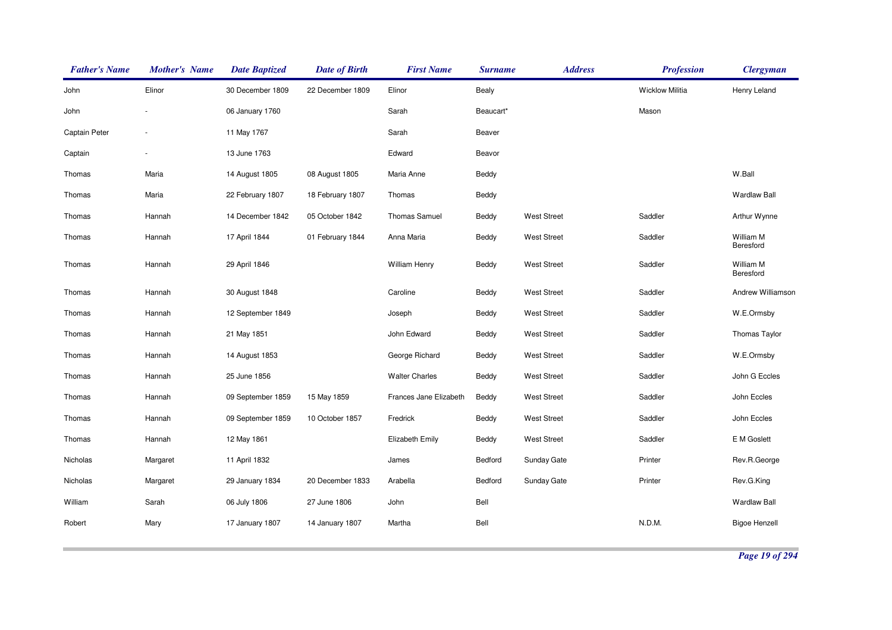| Father's Name | Mother's Name | Date Baptized | Date of Birth | First Name | Surname | Address | Profession | Clergyman |
|---|---|---|---|---|---|---|---|---|
| John | Elinor | 30 December 1809 | 22 December 1809 | Elinor | Bealy | | Wicklow Militia | Henry Leland |
| John | - | 06 January 1760 | | Sarah | Beaucart* | | Mason | |
| Captain Peter | - | 11 May 1767 | | Sarah | Beaver | | | |
| Captain | - | 13 June 1763 | | Edward | Beavor | | | |
| Thomas | Maria | 14 August 1805 | 08 August 1805 | Maria Anne | Beddy | | | W.Ball |
| Thomas | Maria | 22 February 1807 | 18 February 1807 | Thomas | Beddy | | | Wardlaw Ball |
| Thomas | Hannah | 14 December 1842 | 05 October 1842 | Thomas Samuel | Beddy | West Street | Saddler | Arthur Wynne |
| Thomas | Hannah | 17 April 1844 | 01 February 1844 | Anna Maria | Beddy | West Street | Saddler | William M Beresford |
| Thomas | Hannah | 29 April 1846 | | William Henry | Beddy | West Street | Saddler | William M Beresford |
| Thomas | Hannah | 30 August 1848 | | Caroline | Beddy | West Street | Saddler | Andrew Williamson |
| Thomas | Hannah | 12 September 1849 | | Joseph | Beddy | West Street | Saddler | W.E.Ormsby |
| Thomas | Hannah | 21 May 1851 | | John Edward | Beddy | West Street | Saddler | Thomas Taylor |
| Thomas | Hannah | 14 August 1853 | | George Richard | Beddy | West Street | Saddler | W.E.Ormsby |
| Thomas | Hannah | 25 June 1856 | | Walter Charles | Beddy | West Street | Saddler | John G Eccles |
| Thomas | Hannah | 09 September 1859 | 15 May 1859 | Frances Jane Elizabeth | Beddy | West Street | Saddler | John Eccles |
| Thomas | Hannah | 09 September 1859 | 10 October 1857 | Fredrick | Beddy | West Street | Saddler | John Eccles |
| Thomas | Hannah | 12 May 1861 | | Elizabeth Emily | Beddy | West Street | Saddler | E M Goslett |
| Nicholas | Margaret | 11 April 1832 | | James | Bedford | Sunday Gate | Printer | Rev.R.George |
| Nicholas | Margaret | 29 January 1834 | 20 December 1833 | Arabella | Bedford | Sunday Gate | Printer | Rev.G.King |
| William | Sarah | 06 July 1806 | 27 June 1806 | John | Bell | | | Wardlaw Ball |
| Robert | Mary | 17 January 1807 | 14 January 1807 | Martha | Bell | | N.D.M. | Bigoe Henzell |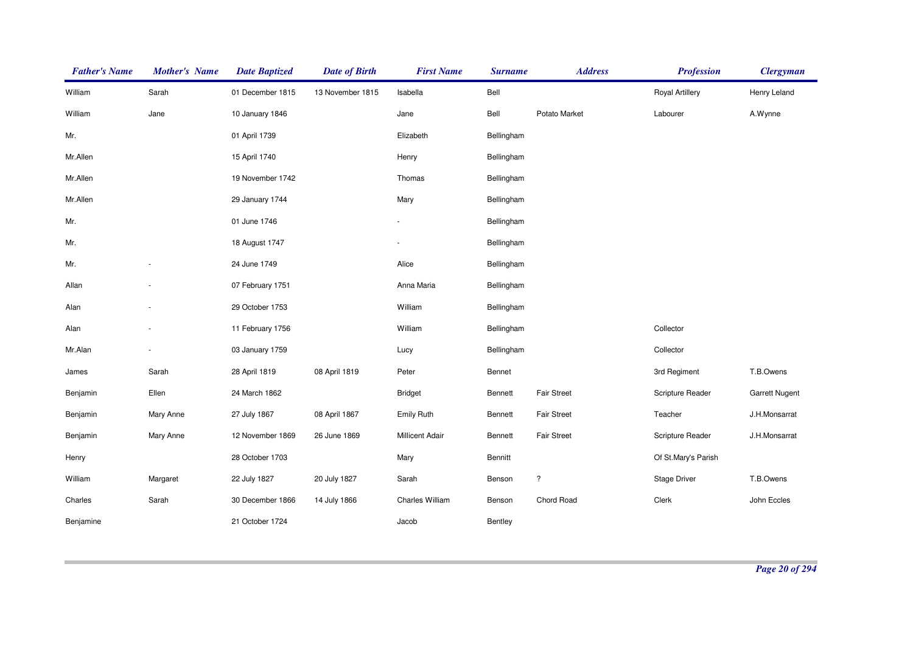| Father's Name | Mother's Name | Date Baptized | Date of Birth | First Name | Surname | Address | Profession | Clergyman |
|---|---|---|---|---|---|---|---|---|
| William | Sarah | 01 December 1815 | 13 November 1815 | Isabella | Bell | | Royal Artillery | Henry Leland |
| William | Jane | 10 January 1846 | | Jane | Bell | Potato Market | Labourer | A.Wynne |
| Mr. | | 01 April 1739 | | Elizabeth | Bellingham | | | |
| Mr.Allen | | 15 April 1740 | | Henry | Bellingham | | | |
| Mr.Allen | | 19 November 1742 | | Thomas | Bellingham | | | |
| Mr.Allen | | 29 January 1744 | | Mary | Bellingham | | | |
| Mr. | | 01 June 1746 | | - | Bellingham | | | |
| Mr. | | 18 August 1747 | | - | Bellingham | | | |
| Mr. | - | 24 June 1749 | | Alice | Bellingham | | | |
| Allan | - | 07 February 1751 | | Anna Maria | Bellingham | | | |
| Alan | - | 29 October 1753 | | William | Bellingham | | | |
| Alan | - | 11 February 1756 | | William | Bellingham | | Collector | |
| Mr.Alan | - | 03 January 1759 | | Lucy | Bellingham | | Collector | |
| James | Sarah | 28 April 1819 | 08 April 1819 | Peter | Bennet | | 3rd Regiment | T.B.Owens |
| Benjamin | Ellen | 24 March 1862 | | Bridget | Bennett | Fair Street | Scripture Reader | Garrett Nugent |
| Benjamin | Mary Anne | 27 July 1867 | 08 April 1867 | Emily Ruth | Bennett | Fair Street | Teacher | J.H.Monsarrat |
| Benjamin | Mary Anne | 12 November 1869 | 26 June 1869 | Millicent Adair | Bennett | Fair Street | Scripture Reader | J.H.Monsarrat |
| Henry | | 28 October 1703 | | Mary | Bennitt | | Of St.Mary's Parish | |
| William | Margaret | 22 July 1827 | 20 July 1827 | Sarah | Benson | ? | Stage Driver | T.B.Owens |
| Charles | Sarah | 30 December 1866 | 14 July 1866 | Charles William | Benson | Chord Road | Clerk | John Eccles |
| Benjamine | | 21 October 1724 | | Jacob | Bentley | | | |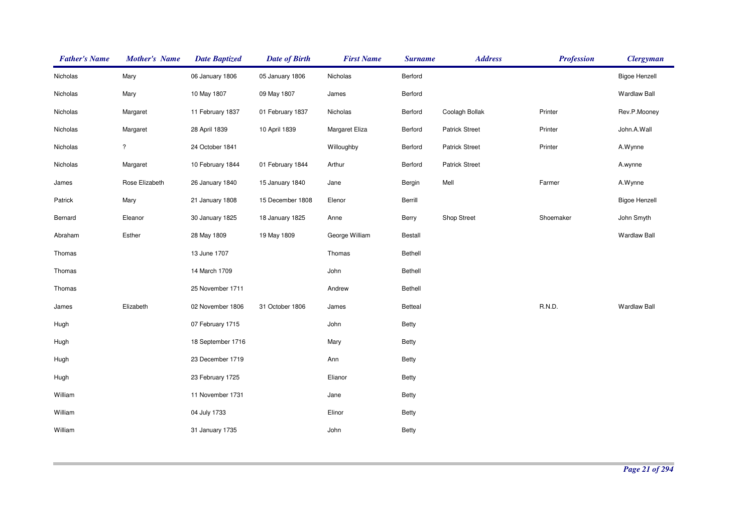| Father's Name | Mother's Name | Date Baptized | Date of Birth | First Name | Surname | Address | Profession | Clergyman |
|---|---|---|---|---|---|---|---|---|
| Nicholas | Mary | 06 January 1806 | 05 January 1806 | Nicholas | Berford | | | Bigoe Henzell |
| Nicholas | Mary | 10 May 1807 | 09 May 1807 | James | Berford | | | Wardlaw Ball |
| Nicholas | Margaret | 11 February 1837 | 01 February 1837 | Nicholas | Berford | Coolagh Bollak | Printer | Rev.P.Mooney |
| Nicholas | Margaret | 28 April 1839 | 10 April 1839 | Margaret Eliza | Berford | Patrick Street | Printer | John.A.Wall |
| Nicholas | ? | 24 October 1841 | | Willoughby | Berford | Patrick Street | Printer | A.Wynne |
| Nicholas | Margaret | 10 February 1844 | 01 February 1844 | Arthur | Berford | Patrick Street | | A.wynne |
| James | Rose Elizabeth | 26 January 1840 | 15 January 1840 | Jane | Bergin | Mell | Farmer | A.Wynne |
| Patrick | Mary | 21 January 1808 | 15 December 1808 | Elenor | Berrill | | | Bigoe Henzell |
| Bernard | Eleanor | 30 January 1825 | 18 January 1825 | Anne | Berry | Shop Street | Shoemaker | John Smyth |
| Abraham | Esther | 28 May 1809 | 19 May 1809 | George William | Bestall | | | Wardlaw Ball |
| Thomas | | 13 June 1707 | | Thomas | Bethell | | | |
| Thomas | | 14 March 1709 | | John | Bethell | | | |
| Thomas | | 25 November 1711 | | Andrew | Bethell | | | |
| James | Elizabeth | 02 November 1806 | 31 October 1806 | James | Betteal | | R.N.D. | Wardlaw Ball |
| Hugh | | 07 February 1715 | | John | Betty | | | |
| Hugh | | 18 September 1716 | | Mary | Betty | | | |
| Hugh | | 23 December 1719 | | Ann | Betty | | | |
| Hugh | | 23 February 1725 | | Elianor | Betty | | | |
| William | | 11 November 1731 | | Jane | Betty | | | |
| William | | 04 July 1733 | | Elinor | Betty | | | |
| William | | 31 January 1735 | | John | Betty | | | |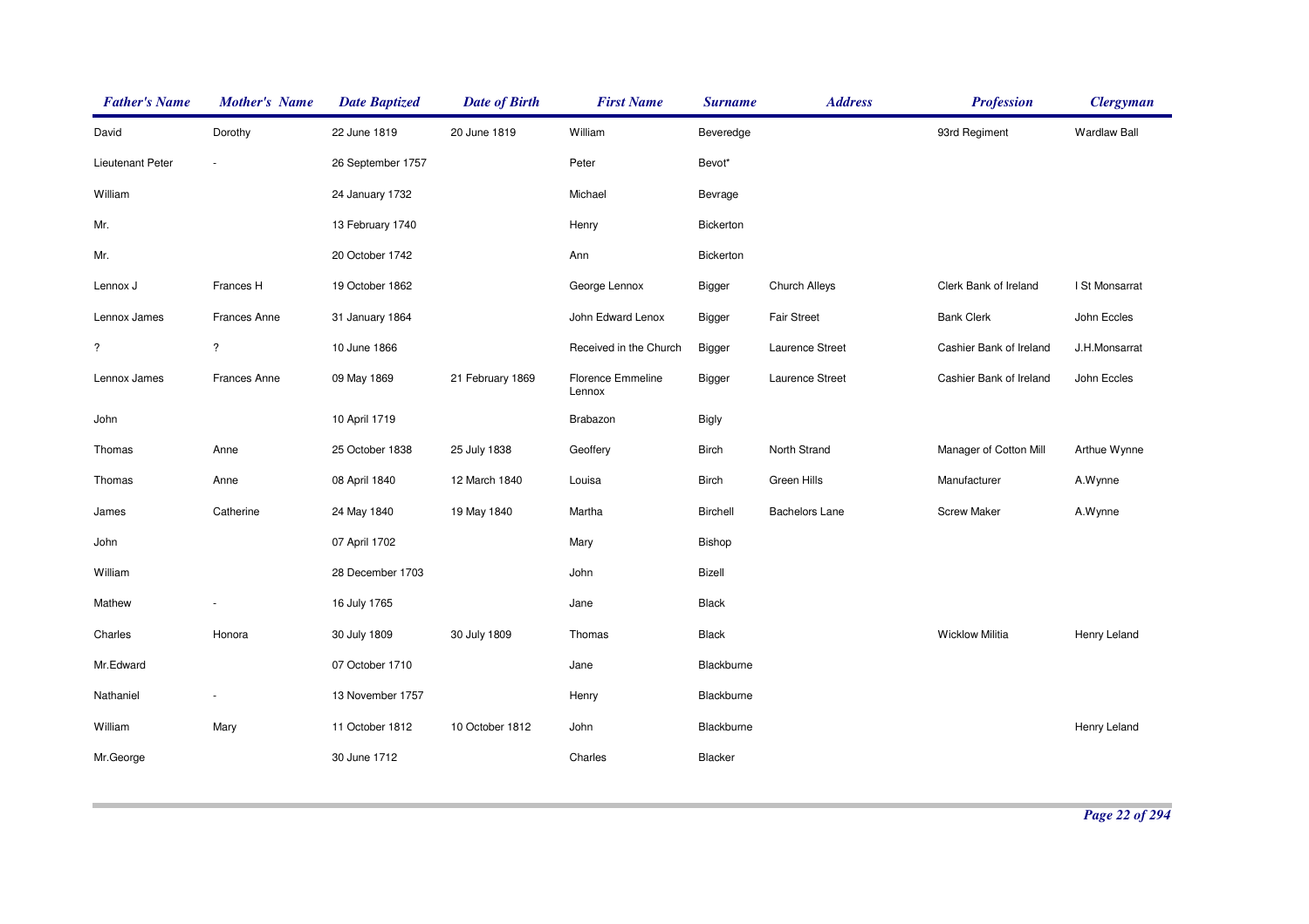| Father's Name | Mother's Name | Date Baptized | Date of Birth | First Name | Surname | Address | Profession | Clergyman |
|---|---|---|---|---|---|---|---|---|
| David | Dorothy | 22 June 1819 | 20 June 1819 | William | Beveredge | | 93rd Regiment | Wardlaw Ball |
| Lieutenant Peter | - | 26 September 1757 | | Peter | Bevot* | | | |
| William | | 24 January 1732 | | Michael | Bevrage | | | |
| Mr. | | 13 February 1740 | | Henry | Bickerton | | | |
| Mr. | | 20 October 1742 | | Ann | Bickerton | | | |
| Lennox J | Frances H | 19 October 1862 | | George Lennox | Bigger | Church Alleys | Clerk Bank of Ireland | I St Monsarrat |
| Lennox James | Frances Anne | 31 January 1864 | | John Edward Lenox | Bigger | Fair Street | Bank Clerk | John Eccles |
| ? | ? | 10 June 1866 | | Received in the Church | Bigger | Laurence Street | Cashier Bank of Ireland | J.H.Monsarrat |
| Lennox James | Frances Anne | 09 May 1869 | 21 February 1869 | Florence Emmeline Lennox | Bigger | Laurence Street | Cashier Bank of Ireland | John Eccles |
| John | | 10 April 1719 | | Brabazon | Bigly | | | |
| Thomas | Anne | 25 October 1838 | 25 July 1838 | Geoffery | Birch | North Strand | Manager of Cotton Mill | Arthue Wynne |
| Thomas | Anne | 08 April 1840 | 12 March 1840 | Louisa | Birch | Green Hills | Manufacturer | A.Wynne |
| James | Catherine | 24 May 1840 | 19 May 1840 | Martha | Birchell | Bachelors Lane | Screw Maker | A.Wynne |
| John | | 07 April 1702 | | Mary | Bishop | | | |
| William | | 28 December 1703 | | John | Bizell | | | |
| Mathew | - | 16 July 1765 | | Jane | Black | | | |
| Charles | Honora | 30 July 1809 | 30 July 1809 | Thomas | Black | | Wicklow Militia | Henry Leland |
| Mr.Edward | | 07 October 1710 | | Jane | Blackburne | | | |
| Nathaniel | - | 13 November 1757 | | Henry | Blackburne | | | |
| William | Mary | 11 October 1812 | 10 October 1812 | John | Blackburne | | | Henry Leland |
| Mr.George | | 30 June 1712 | | Charles | Blacker | | | |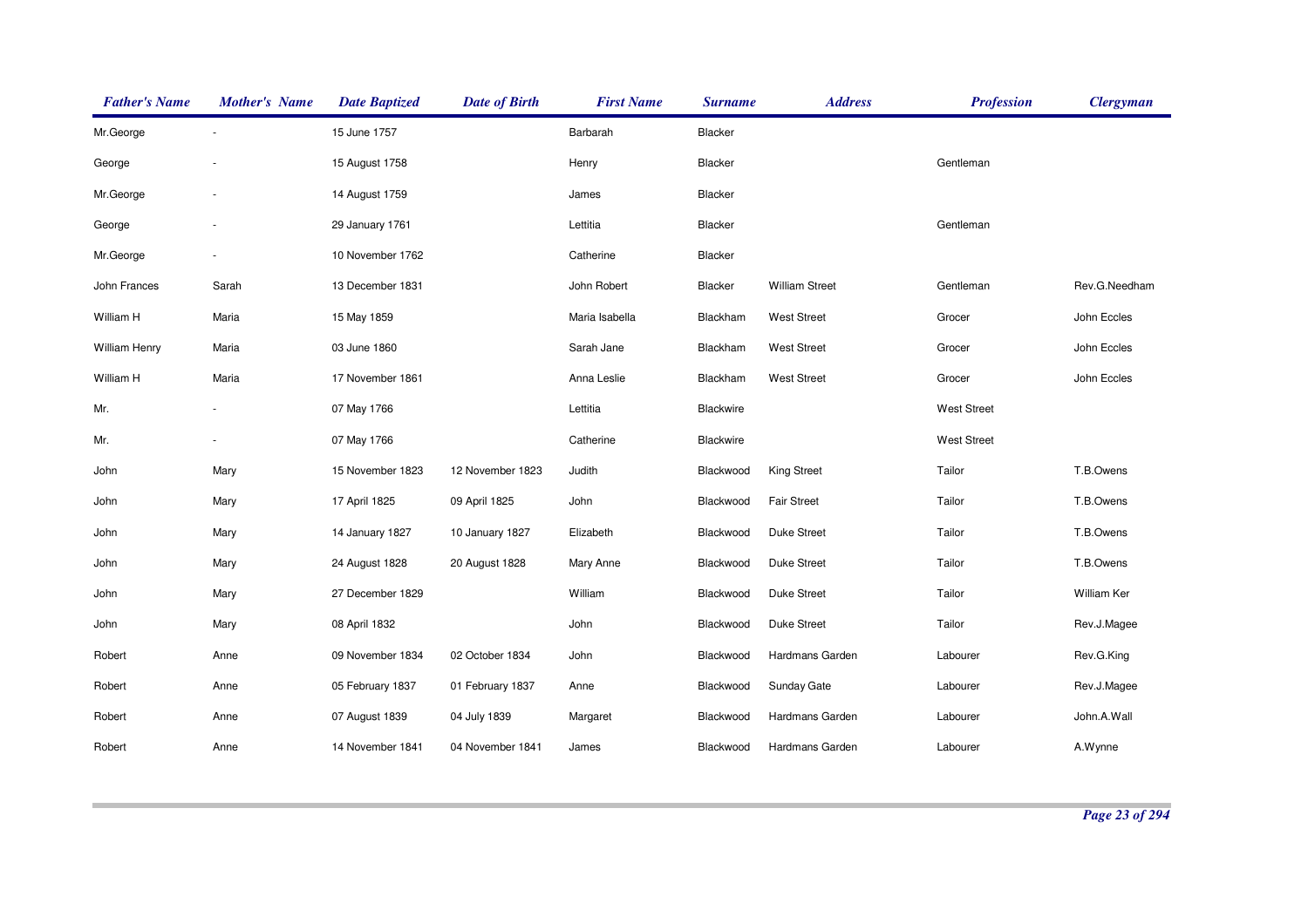| Father's Name | Mother's Name | Date Baptized | Date of Birth | First Name | Surname | Address | Profession | Clergyman |
|---|---|---|---|---|---|---|---|---|
| Mr.George | - | 15 June 1757 | | Barbarah | Blacker | | | |
| George | - | 15 August 1758 | | Henry | Blacker | | Gentleman | |
| Mr.George | - | 14 August 1759 | | James | Blacker | | | |
| George | - | 29 January 1761 | | Lettitia | Blacker | | Gentleman | |
| Mr.George | - | 10 November 1762 | | Catherine | Blacker | | | |
| John Frances | Sarah | 13 December 1831 | | John Robert | Blacker | William Street | Gentleman | Rev.G.Needham |
| William H | Maria | 15 May 1859 | | Maria Isabella | Blackham | West Street | Grocer | John Eccles |
| William Henry | Maria | 03 June 1860 | | Sarah Jane | Blackham | West Street | Grocer | John Eccles |
| William H | Maria | 17 November 1861 | | Anna Leslie | Blackham | West Street | Grocer | John Eccles |
| Mr. | - | 07 May 1766 | | Lettitia | Blackwire | | West Street | |
| Mr. | - | 07 May 1766 | | Catherine | Blackwire | | West Street | |
| John | Mary | 15 November 1823 | 12 November 1823 | Judith | Blackwood | King Street | Tailor | T.B.Owens |
| John | Mary | 17 April 1825 | 09 April 1825 | John | Blackwood | Fair Street | Tailor | T.B.Owens |
| John | Mary | 14 January 1827 | 10 January 1827 | Elizabeth | Blackwood | Duke Street | Tailor | T.B.Owens |
| John | Mary | 24 August 1828 | 20 August 1828 | Mary Anne | Blackwood | Duke Street | Tailor | T.B.Owens |
| John | Mary | 27 December 1829 | | William | Blackwood | Duke Street | Tailor | William Ker |
| John | Mary | 08 April 1832 | | John | Blackwood | Duke Street | Tailor | Rev.J.Magee |
| Robert | Anne | 09 November 1834 | 02 October 1834 | John | Blackwood | Hardmans Garden | Labourer | Rev.G.King |
| Robert | Anne | 05 February 1837 | 01 February 1837 | Anne | Blackwood | Sunday Gate | Labourer | Rev.J.Magee |
| Robert | Anne | 07 August 1839 | 04 July 1839 | Margaret | Blackwood | Hardmans Garden | Labourer | John.A.Wall |
| Robert | Anne | 14 November 1841 | 04 November 1841 | James | Blackwood | Hardmans Garden | Labourer | A.Wynne |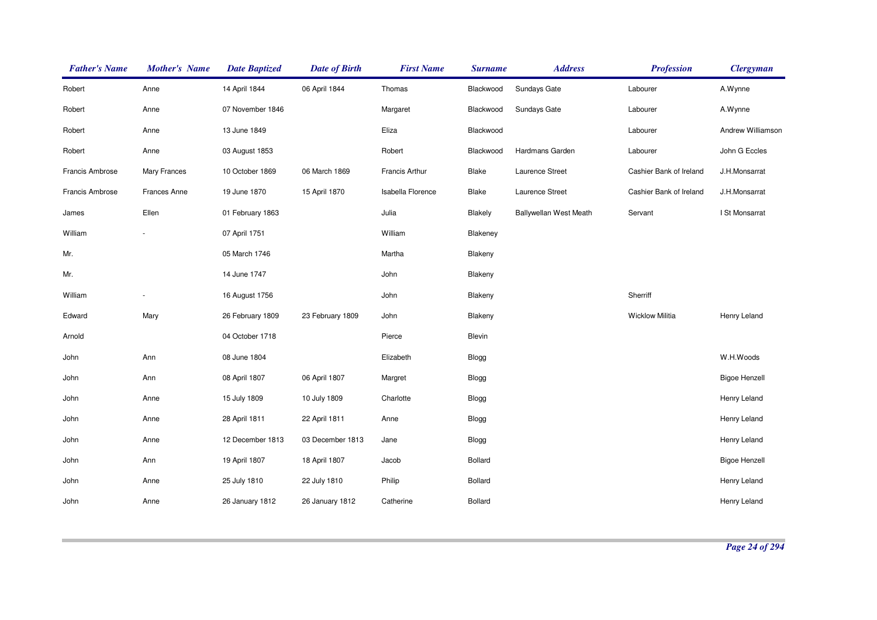| Father's Name | Mother's Name | Date Baptized | Date of Birth | First Name | Surname | Address | Profession | Clergyman |
|---|---|---|---|---|---|---|---|---|
| Robert | Anne | 14 April 1844 | 06 April 1844 | Thomas | Blackwood | Sundays Gate | Labourer | A.Wynne |
| Robert | Anne | 07 November 1846 | | Margaret | Blackwood | Sundays Gate | Labourer | A.Wynne |
| Robert | Anne | 13 June 1849 | | Eliza | Blackwood | | Labourer | Andrew Williamson |
| Robert | Anne | 03 August 1853 | | Robert | Blackwood | Hardmans Garden | Labourer | John G Eccles |
| Francis Ambrose | Mary Frances | 10 October 1869 | 06 March 1869 | Francis Arthur | Blake | Laurence Street | Cashier Bank of Ireland | J.H.Monsarrat |
| Francis Ambrose | Frances Anne | 19 June 1870 | 15 April 1870 | Isabella Florence | Blake | Laurence Street | Cashier Bank of Ireland | J.H.Monsarrat |
| James | Ellen | 01 February 1863 | | Julia | Blakely | Ballywellan West Meath | Servant | I St Monsarrat |
| William | - | 07 April 1751 | | William | Blakeney | | | |
| Mr. | | 05 March 1746 | | Martha | Blakeny | | | |
| Mr. | | 14 June 1747 | | John | Blakeny | | | |
| William | - | 16 August 1756 | | John | Blakeny | | Sherriff | |
| Edward | Mary | 26 February 1809 | 23 February 1809 | John | Blakeny | | Wicklow Militia | Henry Leland |
| Arnold | | 04 October 1718 | | Pierce | Blevin | | | |
| John | Ann | 08 June 1804 | | Elizabeth | Blogg | | | W.H.Woods |
| John | Ann | 08 April 1807 | 06 April 1807 | Margret | Blogg | | | Bigoe Henzell |
| John | Anne | 15 July 1809 | 10 July 1809 | Charlotte | Blogg | | | Henry Leland |
| John | Anne | 28 April 1811 | 22 April 1811 | Anne | Blogg | | | Henry Leland |
| John | Anne | 12 December 1813 | 03 December 1813 | Jane | Blogg | | | Henry Leland |
| John | Ann | 19 April 1807 | 18 April 1807 | Jacob | Bollard | | | Bigoe Henzell |
| John | Anne | 25 July 1810 | 22 July 1810 | Philip | Bollard | | | Henry Leland |
| John | Anne | 26 January 1812 | 26 January 1812 | Catherine | Bollard | | | Henry Leland |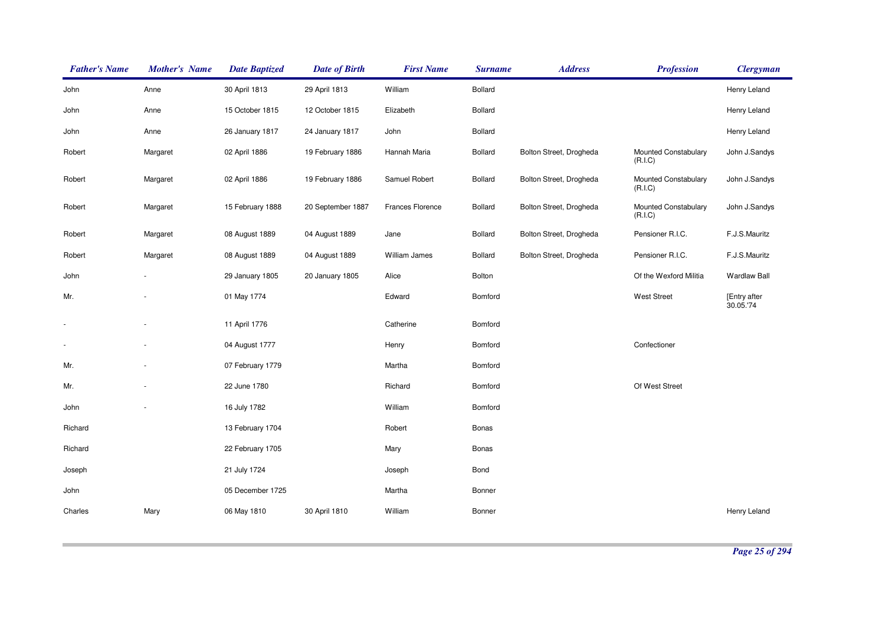| Father's Name | Mother's Name | Date Baptized | Date of Birth | First Name | Surname | Address | Profession | Clergyman |
|---|---|---|---|---|---|---|---|---|
| John | Anne | 30 April 1813 | 29 April 1813 | William | Bollard | | | Henry Leland |
| John | Anne | 15 October 1815 | 12 October 1815 | Elizabeth | Bollard | | | Henry Leland |
| John | Anne | 26 January 1817 | 24 January 1817 | John | Bollard | | | Henry Leland |
| Robert | Margaret | 02 April 1886 | 19 February 1886 | Hannah Maria | Bollard | Bolton Street, Drogheda | Mounted Constabulary (R.I.C) | John J.Sandys |
| Robert | Margaret | 02 April 1886 | 19 February 1886 | Samuel Robert | Bollard | Bolton Street, Drogheda | Mounted Constabulary (R.I.C) | John J.Sandys |
| Robert | Margaret | 15 February 1888 | 20 September 1887 | Frances Florence | Bollard | Bolton Street, Drogheda | Mounted Constabulary (R.I.C) | John J.Sandys |
| Robert | Margaret | 08 August 1889 | 04 August 1889 | Jane | Bollard | Bolton Street, Drogheda | Pensioner R.I.C. | F.J.S.Mauritz |
| Robert | Margaret | 08 August 1889 | 04 August 1889 | William James | Bollard | Bolton Street, Drogheda | Pensioner R.I.C. | F.J.S.Mauritz |
| John | - | 29 January 1805 | 20 January 1805 | Alice | Bolton | | Of the Wexford Militia | Wardlaw Ball |
| Mr. | - | 01 May 1774 | | Edward | Bomford | | West Street | [Entry after 30.05.'74 |
| - | - | 11 April 1776 | | Catherine | Bomford | | | |
| - | - | 04 August 1777 | | Henry | Bomford | | Confectioner | |
| Mr. | - | 07 February 1779 | | Martha | Bomford | | | |
| Mr. | - | 22 June 1780 | | Richard | Bomford | | Of West Street | |
| John | - | 16 July 1782 | | William | Bomford | | | |
| Richard | | 13 February 1704 | | Robert | Bonas | | | |
| Richard | | 22 February 1705 | | Mary | Bonas | | | |
| Joseph | | 21 July 1724 | | Joseph | Bond | | | |
| John | | 05 December 1725 | | Martha | Bonner | | | |
| Charles | Mary | 06 May 1810 | 30 April 1810 | William | Bonner | | | Henry Leland |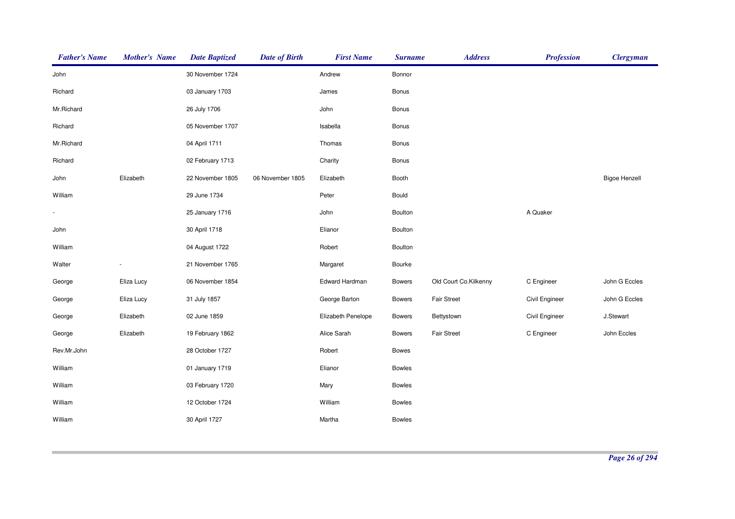| Father's Name | Mother's Name | Date Baptized | Date of Birth | First Name | Surname | Address | Profession | Clergyman |
|---|---|---|---|---|---|---|---|---|
| John | | 30 November 1724 | | Andrew | Bonnor | | | |
| Richard | | 03 January 1703 | | James | Bonus | | | |
| Mr.Richard | | 26 July 1706 | | John | Bonus | | | |
| Richard | | 05 November 1707 | | Isabella | Bonus | | | |
| Mr.Richard | | 04 April 1711 | | Thomas | Bonus | | | |
| Richard | | 02 February 1713 | | Charity | Bonus | | | |
| John | Elizabeth | 22 November 1805 | 06 November 1805 | Elizabeth | Booth | | | Bigoe Henzell |
| William | | 29 June 1734 | | Peter | Bould | | | |
| - | | 25 January 1716 | | John | Boulton | | A Quaker | |
| John | | 30 April 1718 | | Elianor | Boulton | | | |
| William | | 04 August 1722 | | Robert | Boulton | | | |
| Walter | - | 21 November 1765 | | Margaret | Bourke | | | |
| George | Eliza Lucy | 06 November 1854 | | Edward Hardman | Bowers | Old Court Co.Kilkenny | C Engineer | John G Eccles |
| George | Eliza Lucy | 31 July 1857 | | George Barton | Bowers | Fair Street | Civil Engineer | John G Eccles |
| George | Elizabeth | 02 June 1859 | | Elizabeth Penelope | Bowers | Bettystown | Civil Engineer | J.Stewart |
| George | Elizabeth | 19 February 1862 | | Alice Sarah | Bowers | Fair Street | C Engineer | John Eccles |
| Rev.Mr.John | | 28 October 1727 | | Robert | Bowes | | | |
| William | | 01 January 1719 | | Elianor | Bowles | | | |
| William | | 03 February 1720 | | Mary | Bowles | | | |
| William | | 12 October 1724 | | William | Bowles | | | |
| William | | 30 April 1727 | | Martha | Bowles | | | |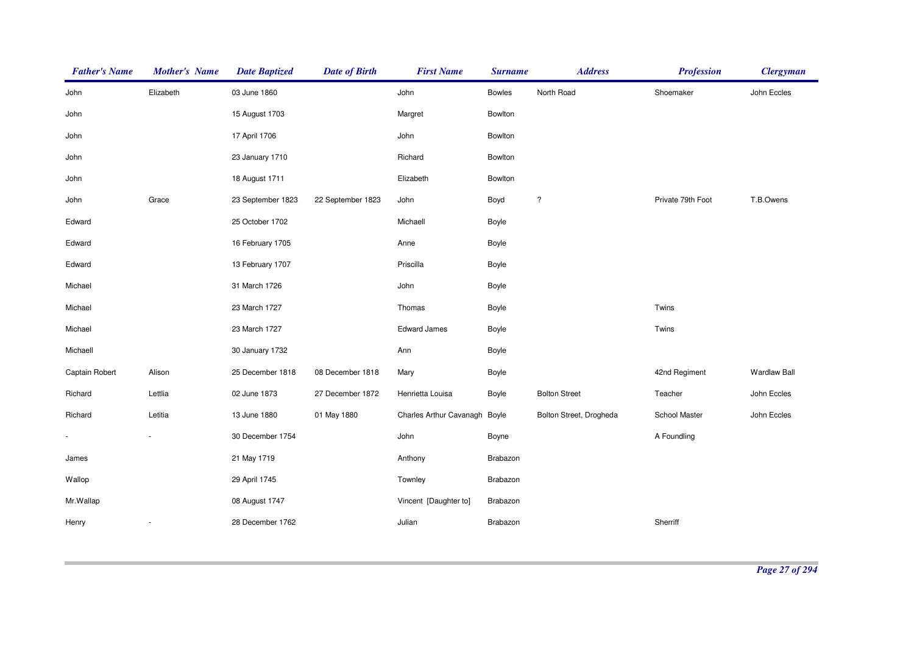| Father's Name | Mother's Name | Date Baptized | Date of Birth | First Name | Surname | Address | Profession | Clergyman |
|---|---|---|---|---|---|---|---|---|
| John | Elizabeth | 03 June 1860 | | John | Bowles | North Road | Shoemaker | John Eccles |
| John | | 15 August 1703 | | Margret | Bowlton | | | |
| John | | 17 April 1706 | | John | Bowlton | | | |
| John | | 23 January 1710 | | Richard | Bowlton | | | |
| John | | 18 August 1711 | | Elizabeth | Bowlton | | | |
| John | Grace | 23 September 1823 | 22 September 1823 | John | Boyd | ? | Private 79th Foot | T.B.Owens |
| Edward | | 25 October 1702 | | Michaell | Boyle | | | |
| Edward | | 16 February 1705 | | Anne | Boyle | | | |
| Edward | | 13 February 1707 | | Priscilla | Boyle | | | |
| Michael | | 31 March 1726 | | John | Boyle | | | |
| Michael | | 23 March 1727 | | Thomas | Boyle | | Twins | |
| Michael | | 23 March 1727 | | Edward James | Boyle | | Twins | |
| Michaell | | 30 January 1732 | | Ann | Boyle | | | |
| Captain Robert | Alison | 25 December 1818 | 08 December 1818 | Mary | Boyle | | 42nd Regiment | Wardlaw Ball |
| Richard | Lettlia | 02 June 1873 | 27 December 1872 | Henrietta Louisa | Boyle | Bolton Street | Teacher | John Eccles |
| Richard | Letitia | 13 June 1880 | 01 May 1880 | Charles Arthur Cavanagh | Boyle | Bolton Street, Drogheda | School Master | John Eccles |
| - | - | 30 December 1754 | | John | Boyne | | A Foundling | |
| James | | 21 May 1719 | | Anthony | Brabazon | | | |
| Wallop | | 29 April 1745 | | Townley | Brabazon | | | |
| Mr.Wallap | | 08 August 1747 | | Vincent [Daughter to] | Brabazon | | | |
| Henry | - | 28 December 1762 | | Julian | Brabazon | | Sherriff | |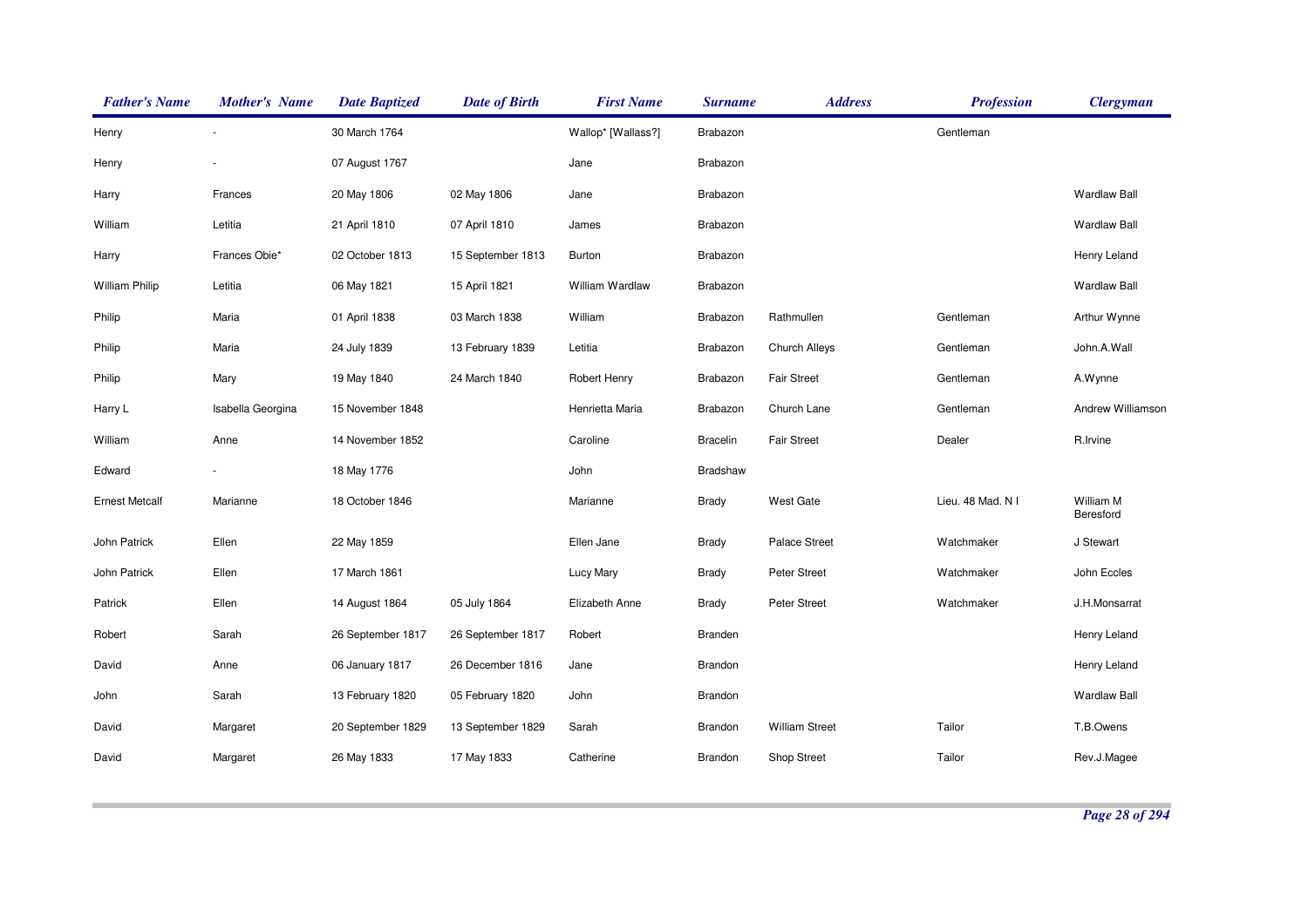| *Father's Name* | *Mother's Name* | *Date Baptized* | *Date of Birth* | *First Name* | *Surname* | *Address* | *Profession* | *Clergyman* |
|---|---|---|---|---|---|---|---|---|
| Henry | - | 30 March 1764 | | Wallop* [Wallass?] | Brabazon | | Gentleman | |
| Henry | - | 07 August 1767 | | Jane | Brabazon | | | |
| Harry | Frances | 20 May 1806 | 02 May 1806 | Jane | Brabazon | | | Wardlaw Ball |
| William | Letitia | 21 April 1810 | 07 April 1810 | James | Brabazon | | | Wardlaw Ball |
| Harry | Frances Obie* | 02 October 1813 | 15 September 1813 | Burton | Brabazon | | | Henry Leland |
| William Philip | Letitia | 06 May 1821 | 15 April 1821 | William Wardlaw | Brabazon | | | Wardlaw Ball |
| Philip | Maria | 01 April 1838 | 03 March 1838 | William | Brabazon | Rathmullen | Gentleman | Arthur Wynne |
| Philip | Maria | 24 July 1839 | 13 February 1839 | Letitia | Brabazon | Church Alleys | Gentleman | John.A.Wall |
| Philip | Mary | 19 May 1840 | 24 March 1840 | Robert Henry | Brabazon | Fair Street | Gentleman | A.Wynne |
| Harry L | Isabella Georgina | 15 November 1848 | | Henrietta Maria | Brabazon | Church Lane | Gentleman | Andrew Williamson |
| William | Anne | 14 November 1852 | | Caroline | Bracelin | Fair Street | Dealer | R.Irvine |
| Edward | - | 18 May 1776 | | John | Bradshaw | | | |
| Ernest Metcalf | Marianne | 18 October 1846 | | Marianne | Brady | West Gate | Lieu. 48 Mad. N I | William M Beresford |
| John Patrick | Ellen | 22 May 1859 | | Ellen Jane | Brady | Palace Street | Watchmaker | J Stewart |
| John Patrick | Ellen | 17 March 1861 | | Lucy Mary | Brady | Peter Street | Watchmaker | John Eccles |
| Patrick | Ellen | 14 August 1864 | 05 July 1864 | Elizabeth Anne | Brady | Peter Street | Watchmaker | J.H.Monsarrat |
| Robert | Sarah | 26 September 1817 | 26 September 1817 | Robert | Branden | | | Henry Leland |
| David | Anne | 06 January 1817 | 26 December 1816 | Jane | Brandon | | | Henry Leland |
| John | Sarah | 13 February 1820 | 05 February 1820 | John | Brandon | | | Wardlaw Ball |
| David | Margaret | 20 September 1829 | 13 September 1829 | Sarah | Brandon | William Street | Tailor | T.B.Owens |
| David | Margaret | 26 May 1833 | 17 May 1833 | Catherine | Brandon | Shop Street | Tailor | Rev.J.Magee |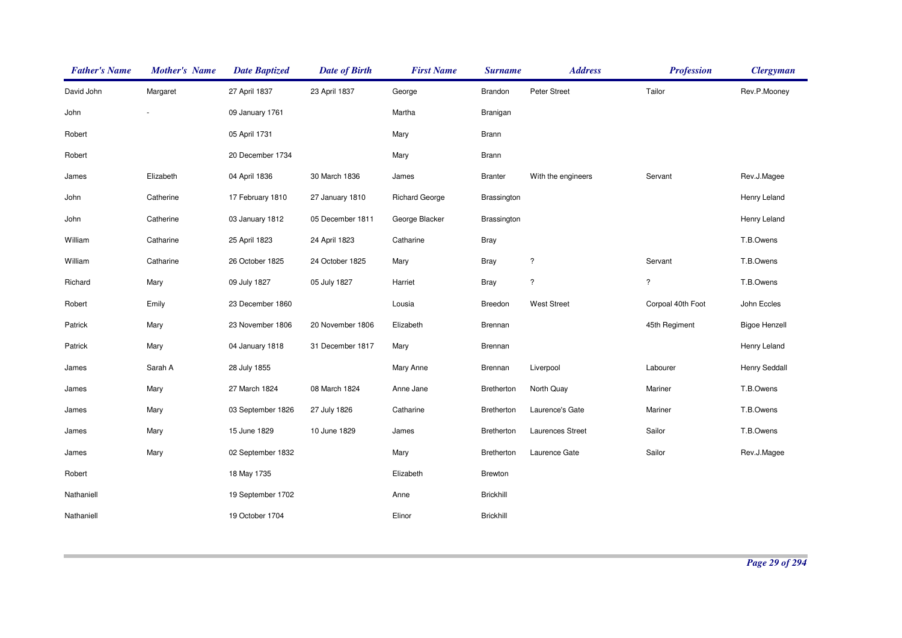| Father's Name | Mother's Name | Date Baptized | Date of Birth | First Name | Surname | Address | Profession | Clergyman |
|---|---|---|---|---|---|---|---|---|
| David John | Margaret | 27 April 1837 | 23 April 1837 | George | Brandon | Peter Street | Tailor | Rev.P.Mooney |
| John | - | 09 January 1761 | | Martha | Branigan | | | |
| Robert | | 05 April 1731 | | Mary | Brann | | | |
| Robert | | 20 December 1734 | | Mary | Brann | | | |
| James | Elizabeth | 04 April 1836 | 30 March 1836 | James | Branter | With the engineers | Servant | Rev.J.Magee |
| John | Catherine | 17 February 1810 | 27 January 1810 | Richard George | Brassington | | | Henry Leland |
| John | Catherine | 03 January 1812 | 05 December 1811 | George Blacker | Brassington | | | Henry Leland |
| William | Catharine | 25 April 1823 | 24 April 1823 | Catharine | Bray | | | T.B.Owens |
| William | Catharine | 26 October 1825 | 24 October 1825 | Mary | Bray | ? | Servant | T.B.Owens |
| Richard | Mary | 09 July 1827 | 05 July 1827 | Harriet | Bray | ? | ? | T.B.Owens |
| Robert | Emily | 23 December 1860 | | Lousia | Breedon | West Street | Corpoal 40th Foot | John Eccles |
| Patrick | Mary | 23 November 1806 | 20 November 1806 | Elizabeth | Brennan | | 45th Regiment | Bigoe Henzell |
| Patrick | Mary | 04 January 1818 | 31 December 1817 | Mary | Brennan | | | Henry Leland |
| James | Sarah A | 28 July 1855 | | Mary Anne | Brennan | Liverpool | Labourer | Henry Seddall |
| James | Mary | 27 March 1824 | 08 March 1824 | Anne Jane | Bretherton | North Quay | Mariner | T.B.Owens |
| James | Mary | 03 September 1826 | 27 July 1826 | Catharine | Bretherton | Laurence's Gate | Mariner | T.B.Owens |
| James | Mary | 15 June 1829 | 10 June 1829 | James | Bretherton | Laurences Street | Sailor | T.B.Owens |
| James | Mary | 02 September 1832 | | Mary | Bretherton | Laurence Gate | Sailor | Rev.J.Magee |
| Robert | | 18 May 1735 | | Elizabeth | Brewton | | | |
| Nathaniell | | 19 September 1702 | | Anne | Brickhill | | | |
| Nathaniell | | 19 October 1704 | | Elinor | Brickhill | | | |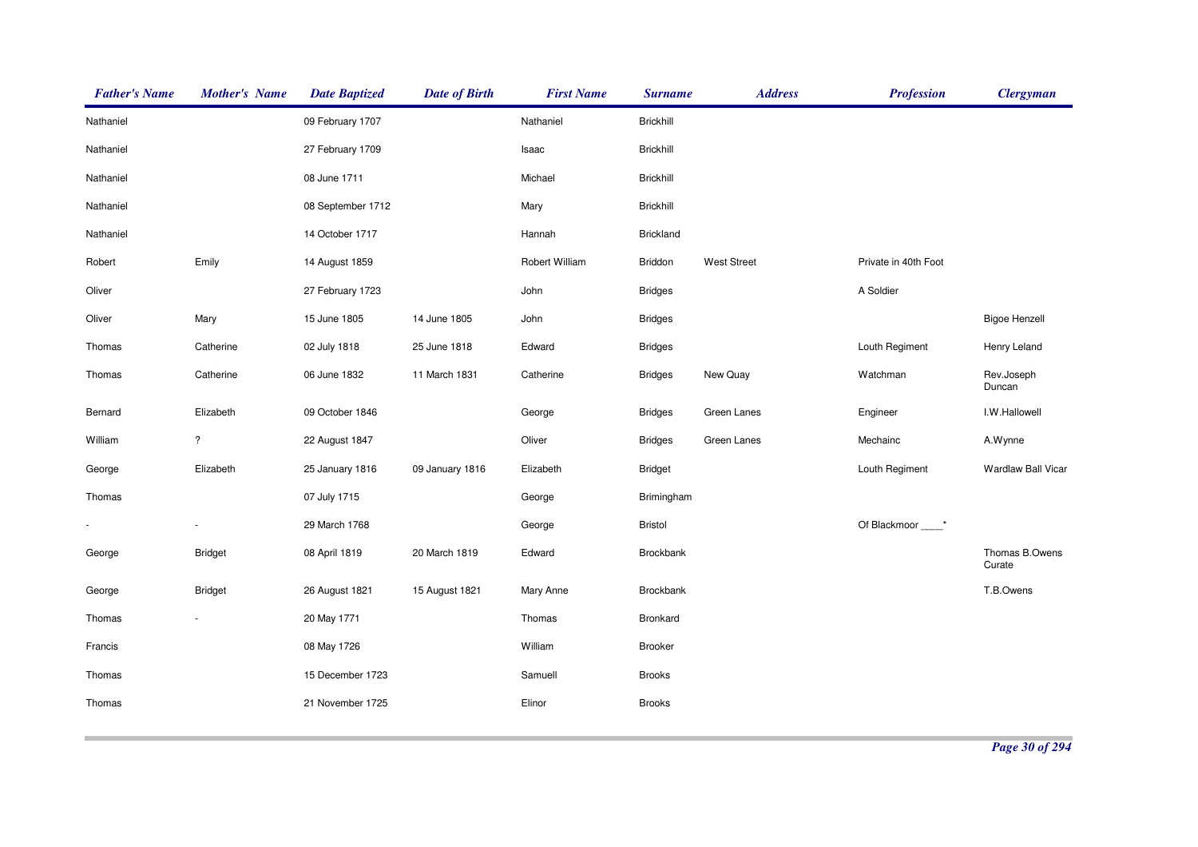| Father's Name | Mother's Name | Date Baptized | Date of Birth | First Name | Surname | Address | Profession | Clergyman |
| --- | --- | --- | --- | --- | --- | --- | --- | --- |
| Nathaniel | | 09 February 1707 | | Nathaniel | Brickhill | | | |
| Nathaniel | | 27 February 1709 | | Isaac | Brickhill | | | |
| Nathaniel | | 08 June 1711 | | Michael | Brickhill | | | |
| Nathaniel | | 08 September 1712 | | Mary | Brickhill | | | |
| Nathaniel | | 14 October 1717 | | Hannah | Brickland | | | |
| Robert | Emily | 14 August 1859 | | Robert William | Briddon | West Street | Private in 40th Foot | |
| Oliver | | 27 February 1723 | | John | Bridges | | A Soldier | |
| Oliver | Mary | 15 June 1805 | 14 June 1805 | John | Bridges | | | Bigoe Henzell |
| Thomas | Catherine | 02 July 1818 | 25 June 1818 | Edward | Bridges | | Louth Regiment | Henry Leland |
| Thomas | Catherine | 06 June 1832 | 11 March 1831 | Catherine | Bridges | New Quay | Watchman | Rev.Joseph Duncan |
| Bernard | Elizabeth | 09 October 1846 | | George | Bridges | Green Lanes | Engineer | I.W.Hallowell |
| William | ? | 22 August 1847 | | Oliver | Bridges | Green Lanes | Mechainc | A.Wynne |
| George | Elizabeth | 25 January 1816 | 09 January 1816 | Elizabeth | Bridget | | Louth Regiment | Wardlaw Ball Vicar |
| Thomas | | 07 July 1715 | | George | Brimingham | | | |
| - | - | 29 March 1768 | | George | Bristol | | Of Blackmoor ____* | |
| George | Bridget | 08 April 1819 | 20 March 1819 | Edward | Brockbank | | | Thomas B.Owens Curate |
| George | Bridget | 26 August 1821 | 15 August 1821 | Mary Anne | Brockbank | | | T.B.Owens |
| Thomas | - | 20 May 1771 | | Thomas | Bronkard | | | |
| Francis | | 08 May 1726 | | William | Brooker | | | |
| Thomas | | 15 December 1723 | | Samuell | Brooks | | | |
| Thomas | | 21 November 1725 | | Elinor | Brooks | | | |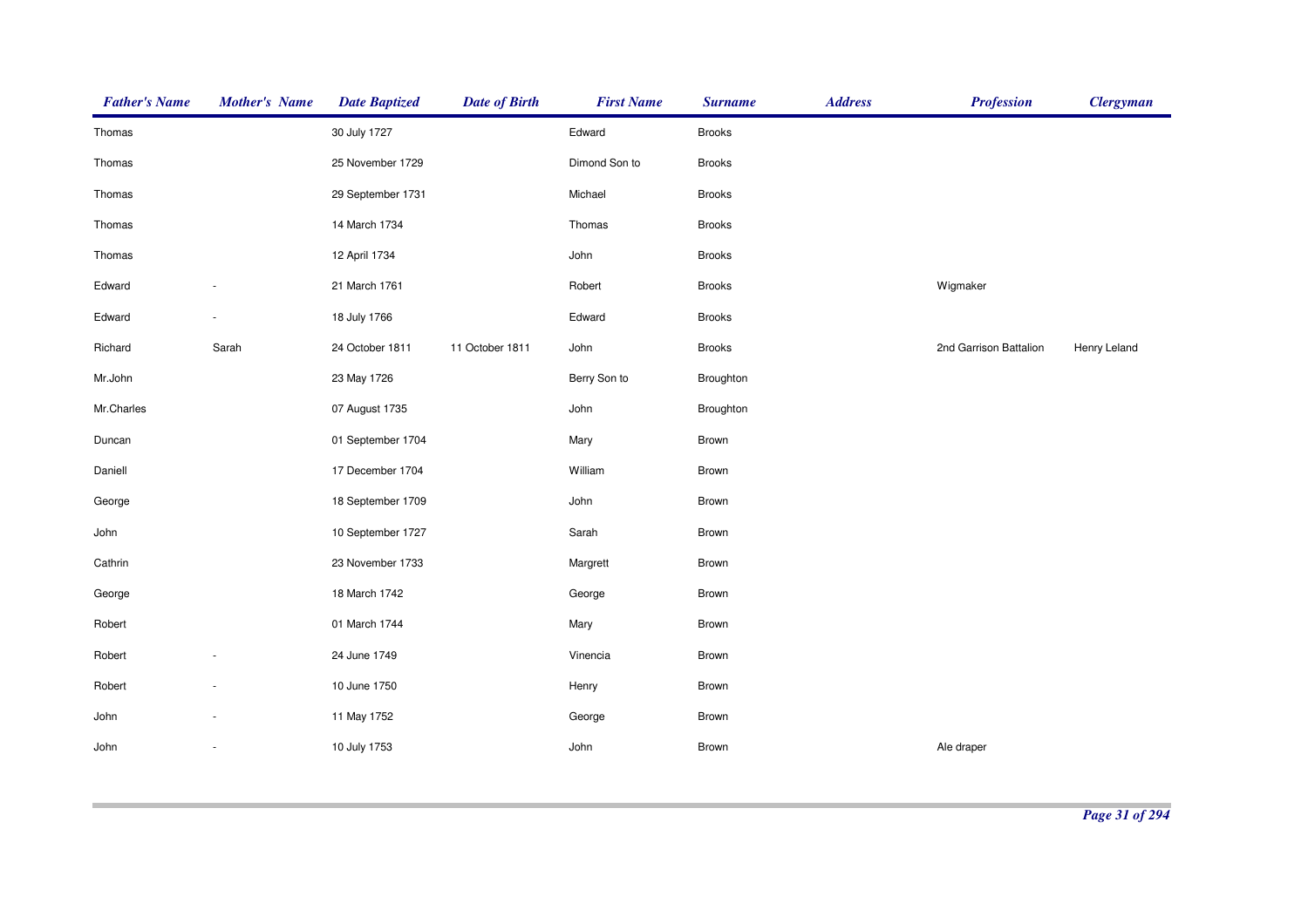| Father's Name | Mother's Name | Date Baptized | Date of Birth | First Name | Surname | Address | Profession | Clergyman |
|---|---|---|---|---|---|---|---|---|
| Thomas | | 30 July 1727 | | Edward | Brooks | | | |
| Thomas | | 25 November 1729 | | Dimond Son to | Brooks | | | |
| Thomas | | 29 September 1731 | | Michael | Brooks | | | |
| Thomas | | 14 March 1734 | | Thomas | Brooks | | | |
| Thomas | | 12 April 1734 | | John | Brooks | | | |
| Edward | - | 21 March 1761 | | Robert | Brooks | | Wigmaker | |
| Edward | - | 18 July 1766 | | Edward | Brooks | | | |
| Richard | Sarah | 24 October 1811 | 11 October 1811 | John | Brooks | | 2nd Garrison Battalion | Henry Leland |
| Mr.John | | 23 May 1726 | | Berry Son to | Broughton | | | |
| Mr.Charles | | 07 August 1735 | | John | Broughton | | | |
| Duncan | | 01 September 1704 | | Mary | Brown | | | |
| Daniell | | 17 December 1704 | | William | Brown | | | |
| George | | 18 September 1709 | | John | Brown | | | |
| John | | 10 September 1727 | | Sarah | Brown | | | |
| Cathrin | | 23 November 1733 | | Margrett | Brown | | | |
| George | | 18 March 1742 | | George | Brown | | | |
| Robert | | 01 March 1744 | | Mary | Brown | | | |
| Robert | - | 24 June 1749 | | Vinencia | Brown | | | |
| Robert | - | 10 June 1750 | | Henry | Brown | | | |
| John | - | 11 May 1752 | | George | Brown | | | |
| John | - | 10 July 1753 | | John | Brown | | Ale draper | |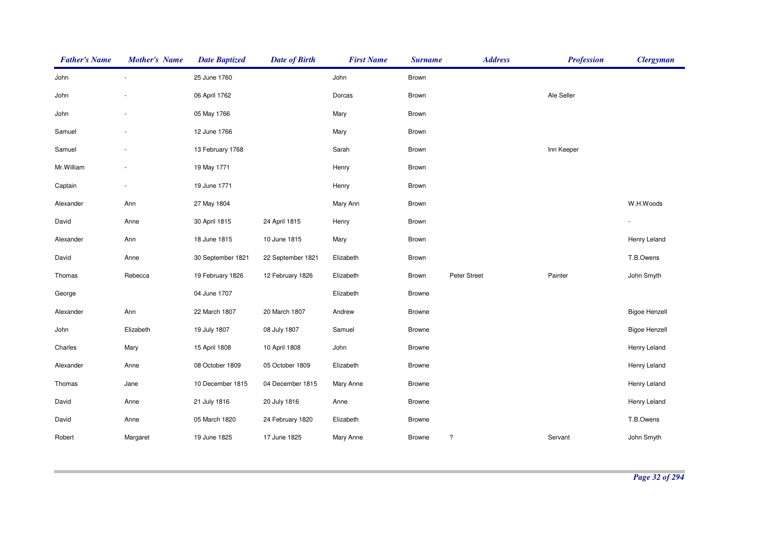| Father's Name | Mother's Name | Date Baptized | Date of Birth | First Name | Surname | Address | Profession | Clergyman |
|---|---|---|---|---|---|---|---|---|
| John | - | 25 June 1760 | | John | Brown | | | |
| John | - | 06 April 1762 | | Dorcas | Brown | | Ale Seller | |
| John | - | 05 May 1766 | | Mary | Brown | | | |
| Samuel | - | 12 June 1766 | | Mary | Brown | | | |
| Samuel | - | 13 February 1768 | | Sarah | Brown | | Inn Keeper | |
| Mr.William | - | 19 May 1771 | | Henry | Brown | | | |
| Captain | - | 19 June 1771 | | Henry | Brown | | | |
| Alexander | Ann | 27 May 1804 | | Mary Ann | Brown | | | W.H.Woods |
| David | Anne | 30 April 1815 | 24 April 1815 | Henry | Brown | | | - |
| Alexander | Ann | 18 June 1815 | 10 June 1815 | Mary | Brown | | | Henry Leland |
| David | Anne | 30 September 1821 | 22 September 1821 | Elizabeth | Brown | | | T.B.Owens |
| Thomas | Rebecca | 19 February 1826 | 12 February 1826 | Elizabeth | Brown | Peter Street | Painter | John Smyth |
| George | | 04 June 1707 | | Elizabeth | Browne | | | |
| Alexander | Ann | 22 March 1807 | 20 March 1807 | Andrew | Browne | | | Bigoe Henzell |
| John | Elizabeth | 19 July 1807 | 08 July 1807 | Samuel | Browne | | | Bigoe Henzell |
| Charles | Mary | 15 April 1808 | 10 April 1808 | John | Browne | | | Henry Leland |
| Alexander | Anne | 08 October 1809 | 05 October 1809 | Elizabeth | Browne | | | Henry Leland |
| Thomas | Jane | 10 December 1815 | 04 December 1815 | Mary Anne | Browne | | | Henry Leland |
| David | Anne | 21 July 1816 | 20 July 1816 | Anne | Browne | | | Henry Leland |
| David | Anne | 05 March 1820 | 24 February 1820 | Elizabeth | Browne | | | T.B.Owens |
| Robert | Margaret | 19 June 1825 | 17 June 1825 | Mary Anne | Browne | ? | Servant | John Smyth |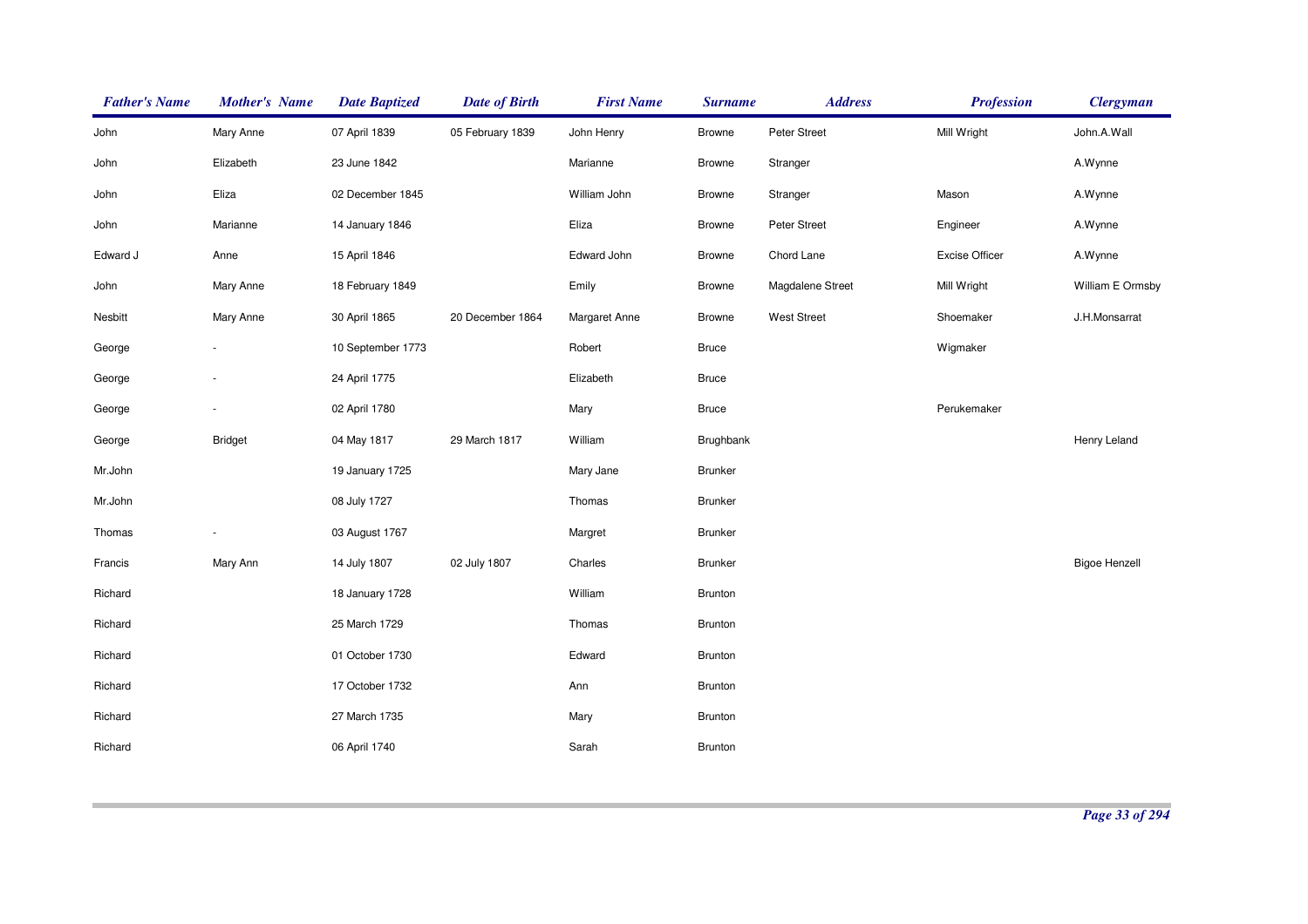| Father's Name | Mother's Name | Date Baptized | Date of Birth | First Name | Surname | Address | Profession | Clergyman |
|---|---|---|---|---|---|---|---|---|
| John | Mary Anne | 07 April 1839 | 05 February 1839 | John Henry | Browne | Peter Street | Mill Wright | John.A.Wall |
| John | Elizabeth | 23 June 1842 | | Marianne | Browne | Stranger | | A.Wynne |
| John | Eliza | 02 December 1845 | | William John | Browne | Stranger | Mason | A.Wynne |
| John | Marianne | 14 January 1846 | | Eliza | Browne | Peter Street | Engineer | A.Wynne |
| Edward J | Anne | 15 April 1846 | | Edward John | Browne | Chord Lane | Excise Officer | A.Wynne |
| John | Mary Anne | 18 February 1849 | | Emily | Browne | Magdalene Street | Mill Wright | William E Ormsby |
| Nesbitt | Mary Anne | 30 April 1865 | 20 December 1864 | Margaret Anne | Browne | West Street | Shoemaker | J.H.Monsarrat |
| George | - | 10 September 1773 | | Robert | Bruce | | Wigmaker | |
| George | - | 24 April 1775 | | Elizabeth | Bruce | | | |
| George | - | 02 April 1780 | | Mary | Bruce | | Perukemaker | |
| George | Bridget | 04 May 1817 | 29 March 1817 | William | Brughbank | | | Henry Leland |
| Mr.John | | 19 January 1725 | | Mary Jane | Brunker | | | |
| Mr.John | | 08 July 1727 | | Thomas | Brunker | | | |
| Thomas | - | 03 August 1767 | | Margret | Brunker | | | |
| Francis | Mary Ann | 14 July 1807 | 02 July 1807 | Charles | Brunker | | | Bigoe Henzell |
| Richard | | 18 January 1728 | | William | Brunton | | | |
| Richard | | 25 March 1729 | | Thomas | Brunton | | | |
| Richard | | 01 October 1730 | | Edward | Brunton | | | |
| Richard | | 17 October 1732 | | Ann | Brunton | | | |
| Richard | | 27 March 1735 | | Mary | Brunton | | | |
| Richard | | 06 April 1740 | | Sarah | Brunton | | | |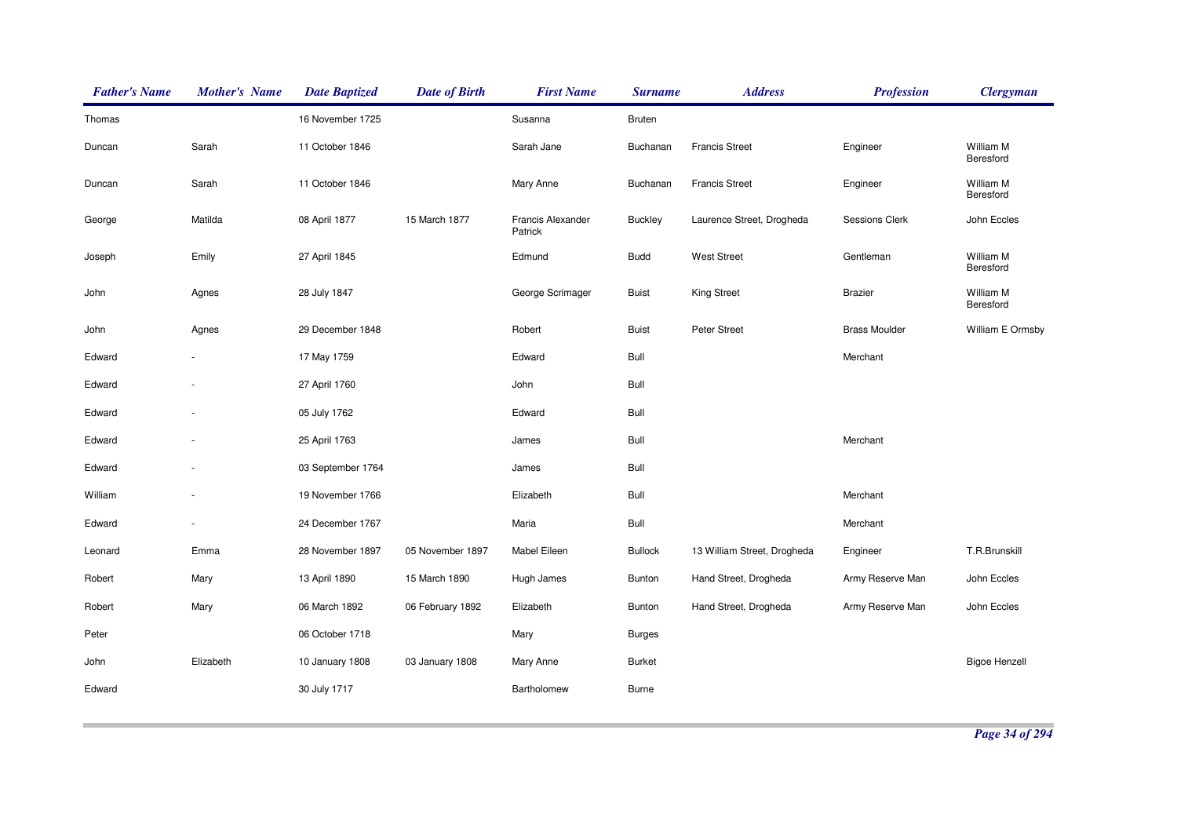| Father's Name | Mother's Name | Date Baptized | Date of Birth | First Name | Surname | Address | Profession | Clergyman |
|---|---|---|---|---|---|---|---|---|
| Thomas | | 16 November 1725 | | Susanna | Bruten | | | |
| Duncan | Sarah | 11 October 1846 | | Sarah Jane | Buchanan | Francis Street | Engineer | William M Beresford |
| Duncan | Sarah | 11 October 1846 | | Mary Anne | Buchanan | Francis Street | Engineer | William M Beresford |
| George | Matilda | 08 April 1877 | 15 March 1877 | Francis Alexander Patrick | Buckley | Laurence Street, Drogheda | Sessions Clerk | John Eccles |
| Joseph | Emily | 27 April 1845 | | Edmund | Budd | West Street | Gentleman | William M Beresford |
| John | Agnes | 28 July 1847 | | George Scrimager | Buist | King Street | Brazier | William M Beresford |
| John | Agnes | 29 December 1848 | | Robert | Buist | Peter Street | Brass Moulder | William E Ormsby |
| Edward | - | 17 May 1759 | | Edward | Bull | | Merchant | |
| Edward | - | 27 April 1760 | | John | Bull | | | |
| Edward | - | 05 July 1762 | | Edward | Bull | | | |
| Edward | - | 25 April 1763 | | James | Bull | | Merchant | |
| Edward | - | 03 September 1764 | | James | Bull | | | |
| William | - | 19 November 1766 | | Elizabeth | Bull | | Merchant | |
| Edward | - | 24 December 1767 | | Maria | Bull | | Merchant | |
| Leonard | Emma | 28 November 1897 | 05 November 1897 | Mabel Eileen | Bullock | 13 William Street, Drogheda | Engineer | T.R.Brunskill |
| Robert | Mary | 13 April 1890 | 15 March 1890 | Hugh James | Bunton | Hand Street, Drogheda | Army Reserve Man | John Eccles |
| Robert | Mary | 06 March 1892 | 06 February 1892 | Elizabeth | Bunton | Hand Street, Drogheda | Army Reserve Man | John Eccles |
| Peter | | 06 October 1718 | | Mary | Burges | | | |
| John | Elizabeth | 10 January 1808 | 03 January 1808 | Mary Anne | Burket | | | Bigoe Henzell |
| Edward | | 30 July 1717 | | Bartholomew | Burne | | | |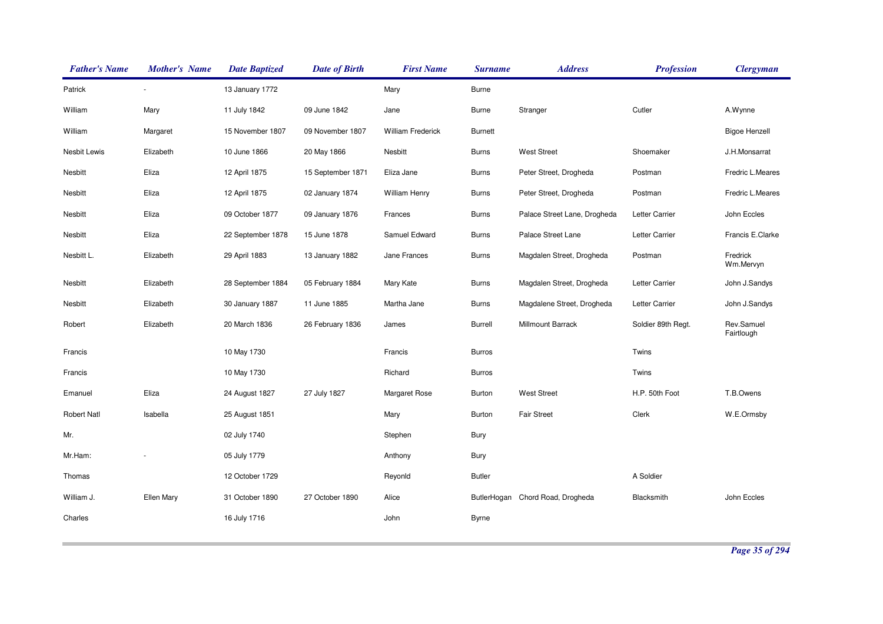| Father's Name | Mother's Name | Date Baptized | Date of Birth | First Name | Surname | Address | Profession | Clergyman |
|---|---|---|---|---|---|---|---|---|
| Patrick | - | 13 January 1772 | | Mary | Burne | | | |
| William | Mary | 11 July 1842 | 09 June 1842 | Jane | Burne | Stranger | Cutler | A.Wynne |
| William | Margaret | 15 November 1807 | 09 November 1807 | William Frederick | Burnett | | | Bigoe Henzell |
| Nesbit Lewis | Elizabeth | 10 June 1866 | 20 May 1866 | Nesbitt | Burns | West Street | Shoemaker | J.H.Monsarrat |
| Nesbitt | Eliza | 12 April 1875 | 15 September 1871 | Eliza Jane | Burns | Peter Street, Drogheda | Postman | Fredric L.Meares |
| Nesbitt | Eliza | 12 April 1875 | 02 January 1874 | William Henry | Burns | Peter Street, Drogheda | Postman | Fredric L.Meares |
| Nesbitt | Eliza | 09 October 1877 | 09 January 1876 | Frances | Burns | Palace Street Lane, Drogheda | Letter Carrier | John Eccles |
| Nesbitt | Eliza | 22 September 1878 | 15 June 1878 | Samuel Edward | Burns | Palace Street Lane | Letter Carrier | Francis E.Clarke |
| Nesbitt L. | Elizabeth | 29 April 1883 | 13 January 1882 | Jane Frances | Burns | Magdalen Street, Drogheda | Postman | Fredrick Wm.Mervyn |
| Nesbitt | Elizabeth | 28 September 1884 | 05 February 1884 | Mary Kate | Burns | Magdalen Street, Drogheda | Letter Carrier | John J.Sandys |
| Nesbitt | Elizabeth | 30 January 1887 | 11 June 1885 | Martha Jane | Burns | Magdalene Street, Drogheda | Letter Carrier | John J.Sandys |
| Robert | Elizabeth | 20 March 1836 | 26 February 1836 | James | Burrell | Millmount Barrack | Soldier 89th Regt. | Rev.Samuel Fairtlough |
| Francis | | 10 May 1730 | | Francis | Burros | | Twins | |
| Francis | | 10 May 1730 | | Richard | Burros | | Twins | |
| Emanuel | Eliza | 24 August 1827 | 27 July 1827 | Margaret Rose | Burton | West Street | H.P. 50th Foot | T.B.Owens |
| Robert Natl | Isabella | 25 August 1851 | | Mary | Burton | Fair Street | Clerk | W.E.Ormsby |
| Mr. | | 02 July 1740 | | Stephen | Bury | | | |
| Mr.Ham: | - | 05 July 1779 | | Anthony | Bury | | | |
| Thomas | | 12 October 1729 | | Reyonld | Butler | | A Soldier | |
| William J. | Ellen Mary | 31 October 1890 | 27 October 1890 | Alice | ButlerHogan | Chord Road, Drogheda | Blacksmith | John Eccles |
| Charles | | 16 July 1716 | | John | Byrne | | | |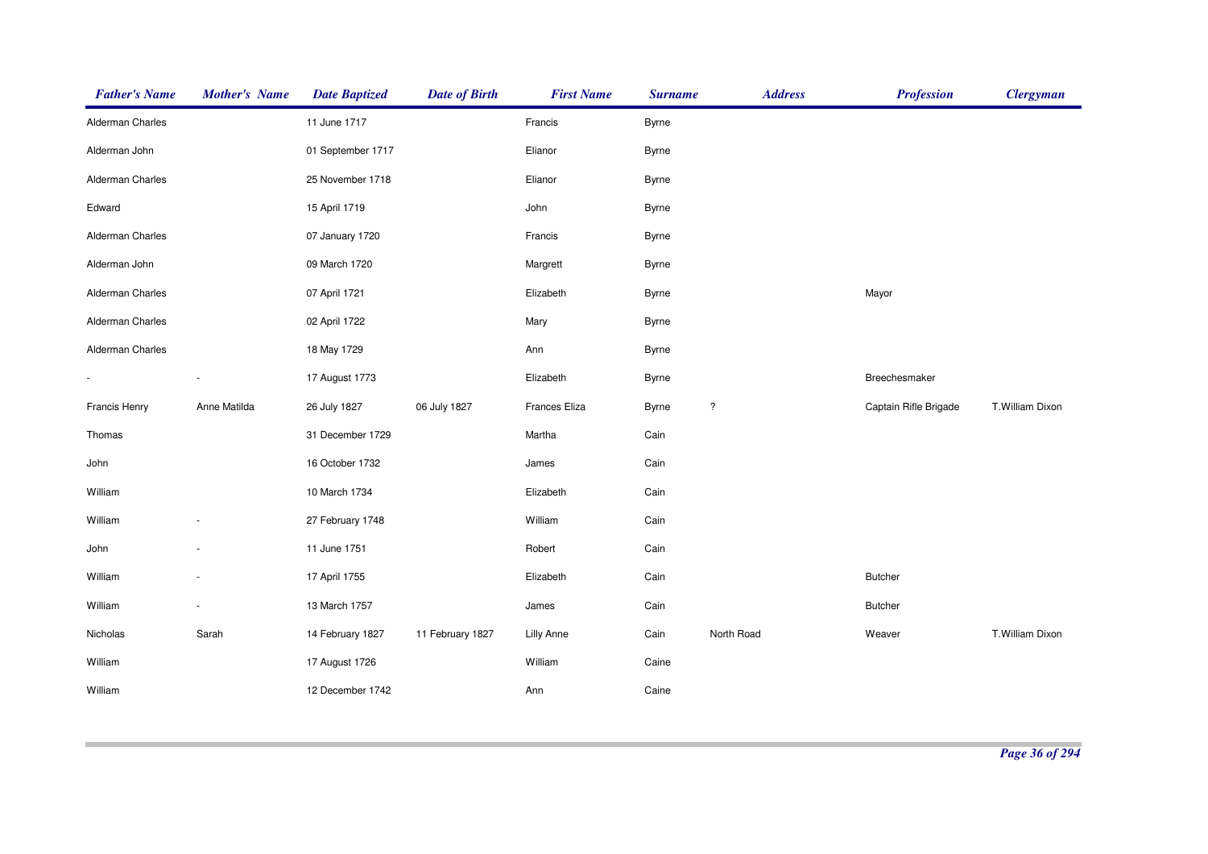| Father's Name | Mother's Name | Date Baptized | Date of Birth | First Name | Surname | Address | Profession | Clergyman |
|---|---|---|---|---|---|---|---|---|
| Alderman Charles | | 11 June 1717 | | Francis | Byrne | | | |
| Alderman John | | 01 September 1717 | | Elianor | Byrne | | | |
| Alderman Charles | | 25 November 1718 | | Elianor | Byrne | | | |
| Edward | | 15 April 1719 | | John | Byrne | | | |
| Alderman Charles | | 07 January 1720 | | Francis | Byrne | | | |
| Alderman John | | 09 March 1720 | | Margrett | Byrne | | | |
| Alderman Charles | | 07 April 1721 | | Elizabeth | Byrne | | Mayor | |
| Alderman Charles | | 02 April 1722 | | Mary | Byrne | | | |
| Alderman Charles | | 18 May 1729 | | Ann | Byrne | | | |
| - | - | 17 August 1773 | | Elizabeth | Byrne | | Breechesmaker | |
| Francis Henry | Anne Matilda | 26 July 1827 | 06 July 1827 | Frances Eliza | Byrne | ? | Captain Rifle Brigade | T.William Dixon |
| Thomas | | 31 December 1729 | | Martha | Cain | | | |
| John | | 16 October 1732 | | James | Cain | | | |
| William | | 10 March 1734 | | Elizabeth | Cain | | | |
| William | - | 27 February 1748 | | William | Cain | | | |
| John | - | 11 June 1751 | | Robert | Cain | | | |
| William | - | 17 April 1755 | | Elizabeth | Cain | | Butcher | |
| William | - | 13 March 1757 | | James | Cain | | Butcher | |
| Nicholas | Sarah | 14 February 1827 | 11 February 1827 | Lilly Anne | Cain | North Road | Weaver | T.William Dixon |
| William | | 17 August 1726 | | William | Caine | | | |
| William | | 12 December 1742 | | Ann | Caine | | | |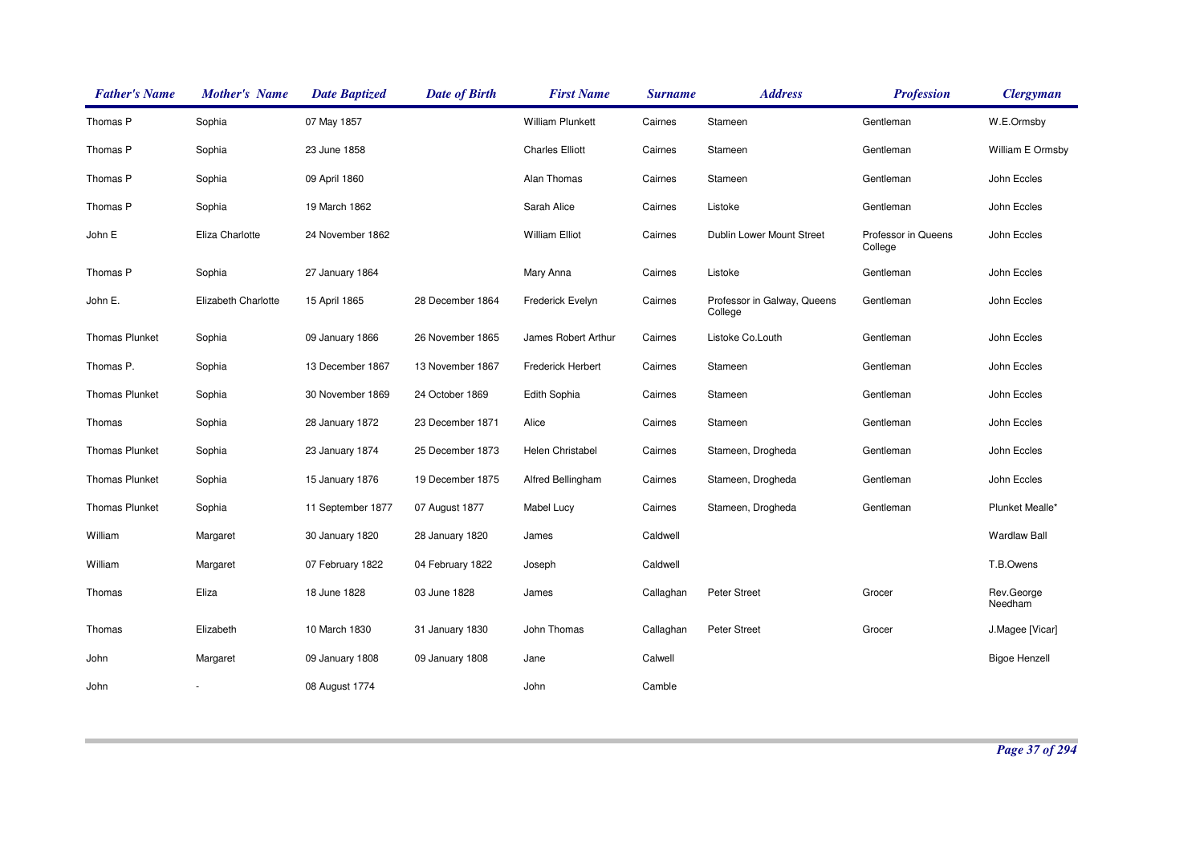| Father's Name | Mother's Name | Date Baptized | Date of Birth | First Name | Surname | Address | Profession | Clergyman |
|---|---|---|---|---|---|---|---|---|
| Thomas P | Sophia | 07 May 1857 | | William Plunkett | Cairnes | Stameen | Gentleman | W.E.Ormsby |
| Thomas P | Sophia | 23 June 1858 | | Charles Elliott | Cairnes | Stameen | Gentleman | William E Ormsby |
| Thomas P | Sophia | 09 April 1860 | | Alan Thomas | Cairnes | Stameen | Gentleman | John Eccles |
| Thomas P | Sophia | 19 March 1862 | | Sarah Alice | Cairnes | Listoke | Gentleman | John Eccles |
| John E | Eliza Charlotte | 24 November 1862 | | William Elliot | Cairnes | Dublin Lower Mount Street | Professor in Queens College | John Eccles |
| Thomas P | Sophia | 27 January 1864 | | Mary Anna | Cairnes | Listoke | Gentleman | John Eccles |
| John E. | Elizabeth Charlotte | 15 April 1865 | 28 December 1864 | Frederick Evelyn | Cairnes | Professor in Galway, Queens College | Gentleman | John Eccles |
| Thomas Plunket | Sophia | 09 January 1866 | 26 November 1865 | James Robert Arthur | Cairnes | Listoke Co.Louth | Gentleman | John Eccles |
| Thomas P. | Sophia | 13 December 1867 | 13 November 1867 | Frederick Herbert | Cairnes | Stameen | Gentleman | John Eccles |
| Thomas Plunket | Sophia | 30 November 1869 | 24 October 1869 | Edith Sophia | Cairnes | Stameen | Gentleman | John Eccles |
| Thomas | Sophia | 28 January 1872 | 23 December 1871 | Alice | Cairnes | Stameen | Gentleman | John Eccles |
| Thomas Plunket | Sophia | 23 January 1874 | 25 December 1873 | Helen Christabel | Cairnes | Stameen, Drogheda | Gentleman | John Eccles |
| Thomas Plunket | Sophia | 15 January 1876 | 19 December 1875 | Alfred Bellingham | Cairnes | Stameen, Drogheda | Gentleman | John Eccles |
| Thomas Plunket | Sophia | 11 September 1877 | 07 August 1877 | Mabel Lucy | Cairnes | Stameen, Drogheda | Gentleman | Plunket Mealle* |
| William | Margaret | 30 January 1820 | 28 January 1820 | James | Caldwell | | | Wardlaw Ball |
| William | Margaret | 07 February 1822 | 04 February 1822 | Joseph | Caldwell | | | T.B.Owens |
| Thomas | Eliza | 18 June 1828 | 03 June 1828 | James | Callaghan | Peter Street | Grocer | Rev.George Needham |
| Thomas | Elizabeth | 10 March 1830 | 31 January 1830 | John Thomas | Callaghan | Peter Street | Grocer | J.Magee [Vicar] |
| John | Margaret | 09 January 1808 | 09 January 1808 | Jane | Calwell | | | Bigoe Henzell |
| John | - | 08 August 1774 | | John | Camble | | | |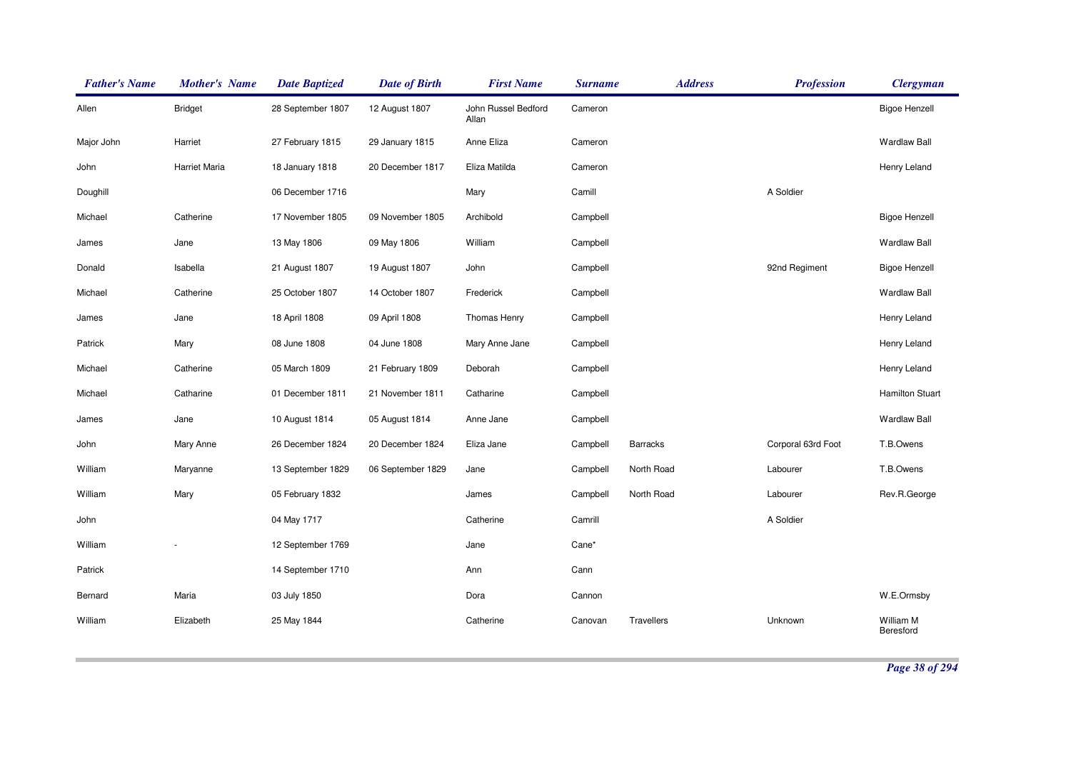| Father's Name | Mother's Name | Date Baptized | Date of Birth | First Name | Surname | Address | Profession | Clergyman |
|---|---|---|---|---|---|---|---|---|
| Allen | Bridget | 28 September 1807 | 12 August 1807 | John Russel Bedford Allan | Cameron | | | Bigoe Henzell |
| Major John | Harriet | 27 February 1815 | 29 January 1815 | Anne Eliza | Cameron | | | Wardlaw Ball |
| John | Harriet Maria | 18 January 1818 | 20 December 1817 | Eliza Matilda | Cameron | | | Henry Leland |
| Doughill | | 06 December 1716 | | Mary | Camill | | A Soldier | |
| Michael | Catherine | 17 November 1805 | 09 November 1805 | Archibold | Campbell | | | Bigoe Henzell |
| James | Jane | 13 May 1806 | 09 May 1806 | William | Campbell | | | Wardlaw Ball |
| Donald | Isabella | 21 August 1807 | 19 August 1807 | John | Campbell | | 92nd Regiment | Bigoe Henzell |
| Michael | Catherine | 25 October 1807 | 14 October 1807 | Frederick | Campbell | | | Wardlaw Ball |
| James | Jane | 18 April 1808 | 09 April 1808 | Thomas Henry | Campbell | | | Henry Leland |
| Patrick | Mary | 08 June 1808 | 04 June 1808 | Mary Anne Jane | Campbell | | | Henry Leland |
| Michael | Catherine | 05 March 1809 | 21 February 1809 | Deborah | Campbell | | | Henry Leland |
| Michael | Catharine | 01 December 1811 | 21 November 1811 | Catharine | Campbell | | | Hamilton Stuart |
| James | Jane | 10 August 1814 | 05 August 1814 | Anne Jane | Campbell | | | Wardlaw Ball |
| John | Mary Anne | 26 December 1824 | 20 December 1824 | Eliza Jane | Campbell | Barracks | Corporal 63rd Foot | T.B.Owens |
| William | Maryanne | 13 September 1829 | 06 September 1829 | Jane | Campbell | North Road | Labourer | T.B.Owens |
| William | Mary | 05 February 1832 | | James | Campbell | North Road | Labourer | Rev.R.George |
| John | | 04 May 1717 | | Catherine | Camrill | | A Soldier | |
| William | - | 12 September 1769 | | Jane | Cane* | | | |
| Patrick | | 14 September 1710 | | Ann | Cann | | | |
| Bernard | Maria | 03 July 1850 | | Dora | Cannon | | | W.E.Ormsby |
| William | Elizabeth | 25 May 1844 | | Catherine | Canovan | Travellers | Unknown | William M Beresford |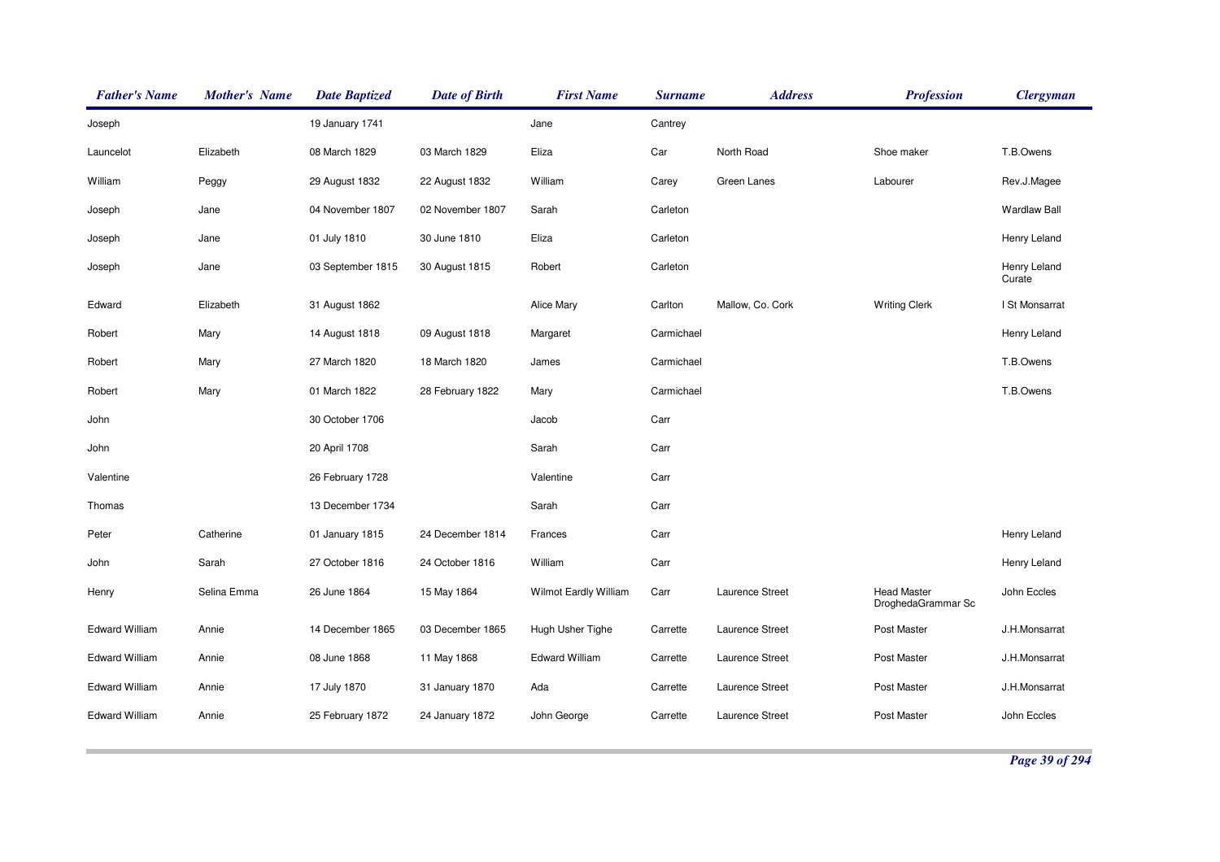| Father's Name | Mother's Name | Date Baptized | Date of Birth | First Name | Surname | Address | Profession | Clergyman |
| --- | --- | --- | --- | --- | --- | --- | --- | --- |
| Joseph | | 19 January 1741 | | Jane | Cantrey | | | |
| Launcelot | Elizabeth | 08 March 1829 | 03 March 1829 | Eliza | Car | North Road | Shoe maker | T.B.Owens |
| William | Peggy | 29 August 1832 | 22 August 1832 | William | Carey | Green Lanes | Labourer | Rev.J.Magee |
| Joseph | Jane | 04 November 1807 | 02 November 1807 | Sarah | Carleton | | | Wardlaw Ball |
| Joseph | Jane | 01 July 1810 | 30 June 1810 | Eliza | Carleton | | | Henry Leland |
| Joseph | Jane | 03 September 1815 | 30 August 1815 | Robert | Carleton | | | Henry Leland Curate |
| Edward | Elizabeth | 31 August 1862 | | Alice Mary | Carlton | Mallow, Co. Cork | Writing Clerk | I St Monsarrat |
| Robert | Mary | 14 August 1818 | 09 August 1818 | Margaret | Carmichael | | | Henry Leland |
| Robert | Mary | 27 March 1820 | 18 March 1820 | James | Carmichael | | | T.B.Owens |
| Robert | Mary | 01 March 1822 | 28 February 1822 | Mary | Carmichael | | | T.B.Owens |
| John | | 30 October 1706 | | Jacob | Carr | | | |
| John | | 20 April 1708 | | Sarah | Carr | | | |
| Valentine | | 26 February 1728 | | Valentine | Carr | | | |
| Thomas | | 13 December 1734 | | Sarah | Carr | | | |
| Peter | Catherine | 01 January 1815 | 24 December 1814 | Frances | Carr | | | Henry Leland |
| John | Sarah | 27 October 1816 | 24 October 1816 | William | Carr | | | Henry Leland |
| Henry | Selina Emma | 26 June 1864 | 15 May 1864 | Wilmot Eardly William | Carr | Laurence Street | Head Master DroghedaGrammar Sc | John Eccles |
| Edward William | Annie | 14 December 1865 | 03 December 1865 | Hugh Usher Tighe | Carrette | Laurence Street | Post Master | J.H.Monsarrat |
| Edward William | Annie | 08 June 1868 | 11 May 1868 | Edward William | Carrette | Laurence Street | Post Master | J.H.Monsarrat |
| Edward William | Annie | 17 July 1870 | 31 January 1870 | Ada | Carrette | Laurence Street | Post Master | J.H.Monsarrat |
| Edward William | Annie | 25 February 1872 | 24 January 1872 | John George | Carrette | Laurence Street | Post Master | John Eccles |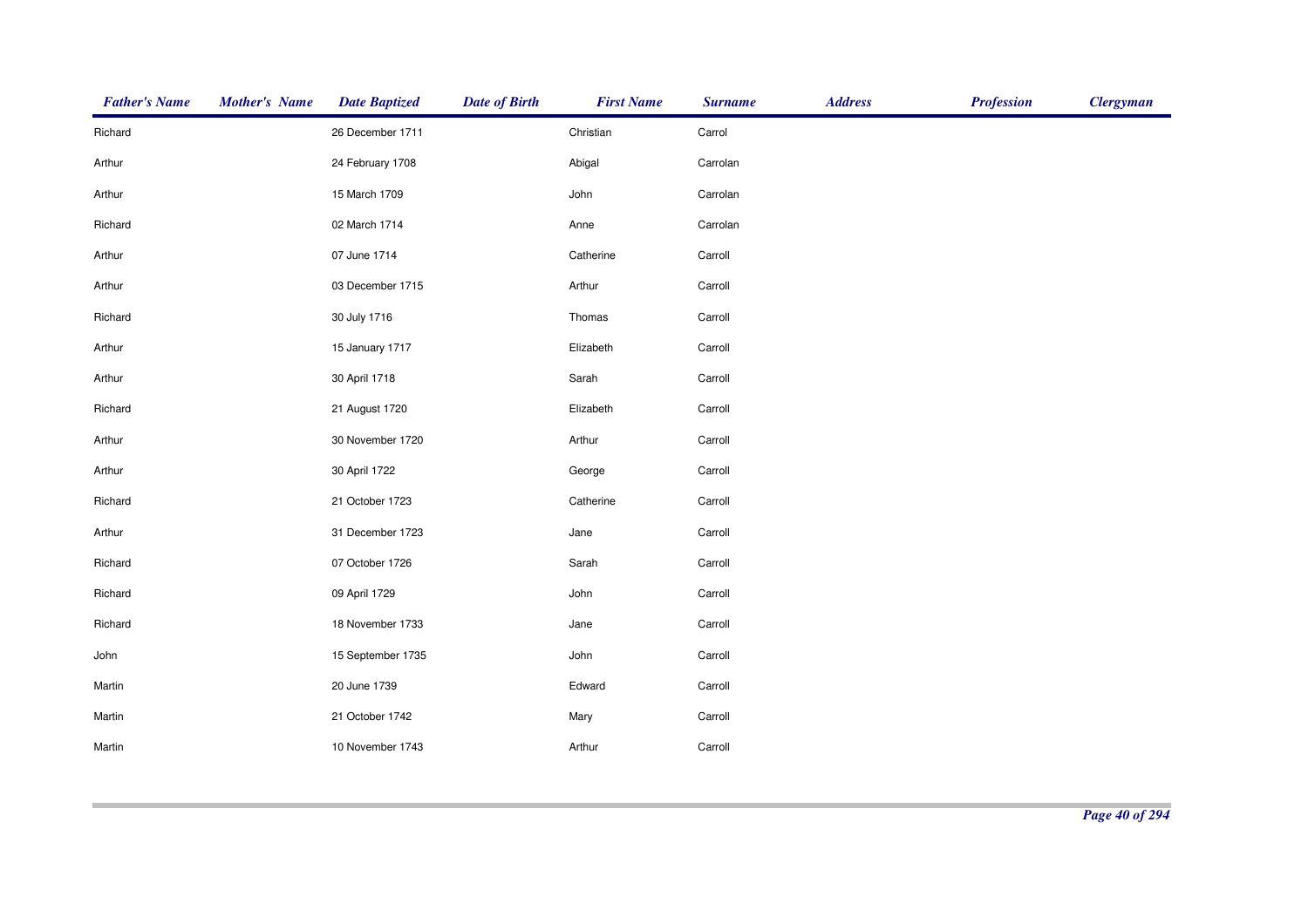| Father's Name | Mother's Name | Date Baptized | Date of Birth | First Name | Surname | Address | Profession | Clergyman |
|---|---|---|---|---|---|---|---|---|
| Richard | | 26 December 1711 | | Christian | Carrol | | | |
| Arthur | | 24 February 1708 | | Abigal | Carrolan | | | |
| Arthur | | 15 March 1709 | | John | Carrolan | | | |
| Richard | | 02 March 1714 | | Anne | Carrolan | | | |
| Arthur | | 07 June 1714 | | Catherine | Carroll | | | |
| Arthur | | 03 December 1715 | | Arthur | Carroll | | | |
| Richard | | 30 July 1716 | | Thomas | Carroll | | | |
| Arthur | | 15 January 1717 | | Elizabeth | Carroll | | | |
| Arthur | | 30 April 1718 | | Sarah | Carroll | | | |
| Richard | | 21 August 1720 | | Elizabeth | Carroll | | | |
| Arthur | | 30 November 1720 | | Arthur | Carroll | | | |
| Arthur | | 30 April 1722 | | George | Carroll | | | |
| Richard | | 21 October 1723 | | Catherine | Carroll | | | |
| Arthur | | 31 December 1723 | | Jane | Carroll | | | |
| Richard | | 07 October 1726 | | Sarah | Carroll | | | |
| Richard | | 09 April 1729 | | John | Carroll | | | |
| Richard | | 18 November 1733 | | Jane | Carroll | | | |
| John | | 15 September 1735 | | John | Carroll | | | |
| Martin | | 20 June 1739 | | Edward | Carroll | | | |
| Martin | | 21 October 1742 | | Mary | Carroll | | | |
| Martin | | 10 November 1743 | | Arthur | Carroll | | | |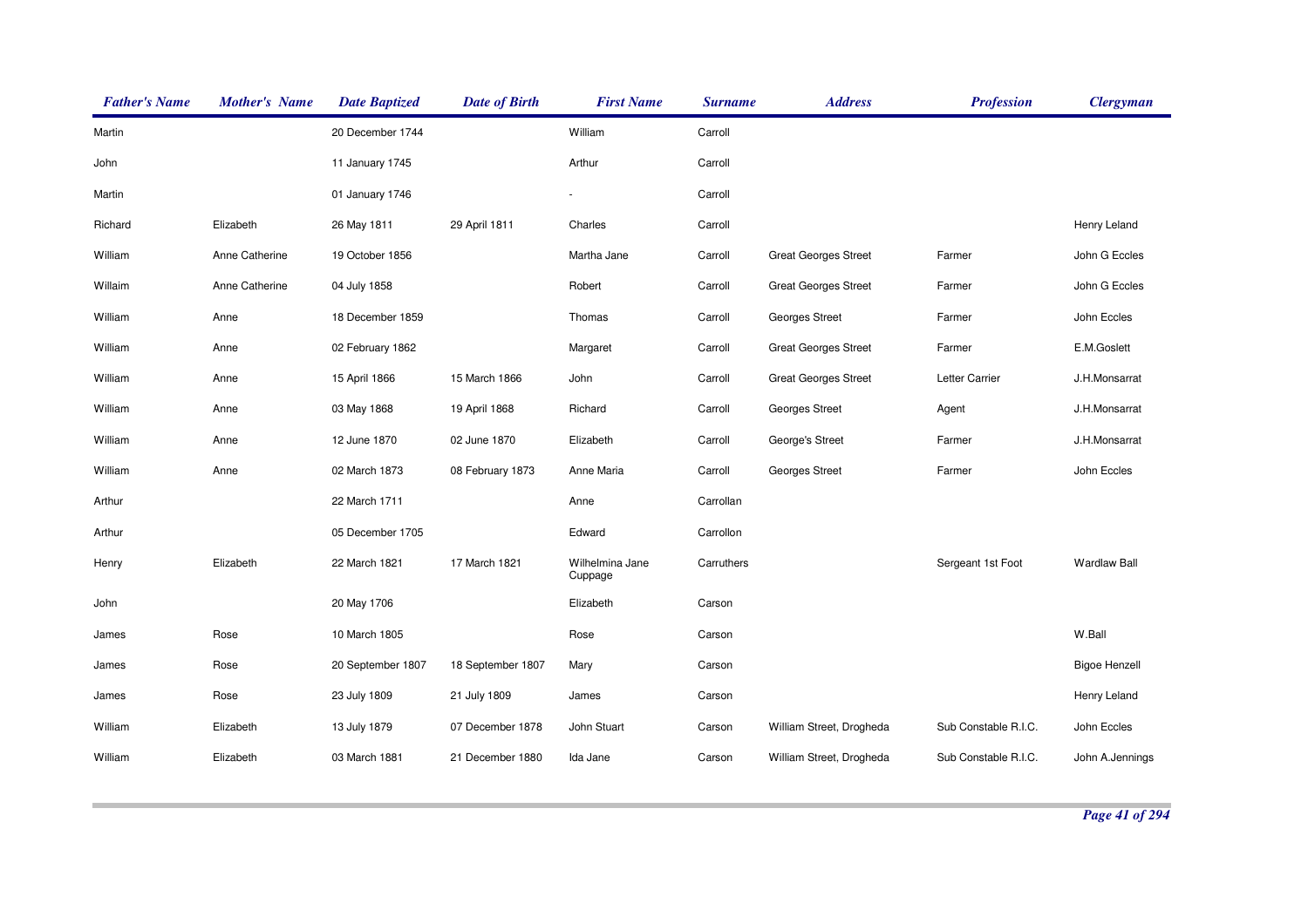| Father's Name | Mother's Name | Date Baptized | Date of Birth | First Name | Surname | Address | Profession | Clergyman |
|---|---|---|---|---|---|---|---|---|
| Martin | | 20 December 1744 | | William | Carroll | | | |
| John | | 11 January 1745 | | Arthur | Carroll | | | |
| Martin | | 01 January 1746 | | - | Carroll | | | |
| Richard | Elizabeth | 26 May 1811 | 29 April 1811 | Charles | Carroll | | | Henry Leland |
| William | Anne Catherine | 19 October 1856 | | Martha Jane | Carroll | Great Georges Street | Farmer | John G Eccles |
| Willaim | Anne Catherine | 04 July 1858 | | Robert | Carroll | Great Georges Street | Farmer | John G Eccles |
| William | Anne | 18 December 1859 | | Thomas | Carroll | Georges Street | Farmer | John Eccles |
| William | Anne | 02 February 1862 | | Margaret | Carroll | Great Georges Street | Farmer | E.M.Goslett |
| William | Anne | 15 April 1866 | 15 March 1866 | John | Carroll | Great Georges Street | Letter Carrier | J.H.Monsarrat |
| William | Anne | 03 May 1868 | 19 April 1868 | Richard | Carroll | Georges Street | Agent | J.H.Monsarrat |
| William | Anne | 12 June 1870 | 02 June 1870 | Elizabeth | Carroll | George's Street | Farmer | J.H.Monsarrat |
| William | Anne | 02 March 1873 | 08 February 1873 | Anne Maria | Carroll | Georges Street | Farmer | John Eccles |
| Arthur | | 22 March 1711 | | Anne | Carrollan | | | |
| Arthur | | 05 December 1705 | | Edward | Carrollon | | | |
| Henry | Elizabeth | 22 March 1821 | 17 March 1821 | Wilhelmina Jane Cuppage | Carruthers | | Sergeant 1st Foot | Wardlaw Ball |
| John | | 20 May 1706 | | Elizabeth | Carson | | | |
| James | Rose | 10 March 1805 | | Rose | Carson | | | W.Ball |
| James | Rose | 20 September 1807 | 18 September 1807 | Mary | Carson | | | Bigoe Henzell |
| James | Rose | 23 July 1809 | 21 July 1809 | James | Carson | | | Henry Leland |
| William | Elizabeth | 13 July 1879 | 07 December 1878 | John Stuart | Carson | William Street, Drogheda | Sub Constable R.I.C. | John Eccles |
| William | Elizabeth | 03 March 1881 | 21 December 1880 | Ida Jane | Carson | William Street, Drogheda | Sub Constable R.I.C. | John A.Jennings |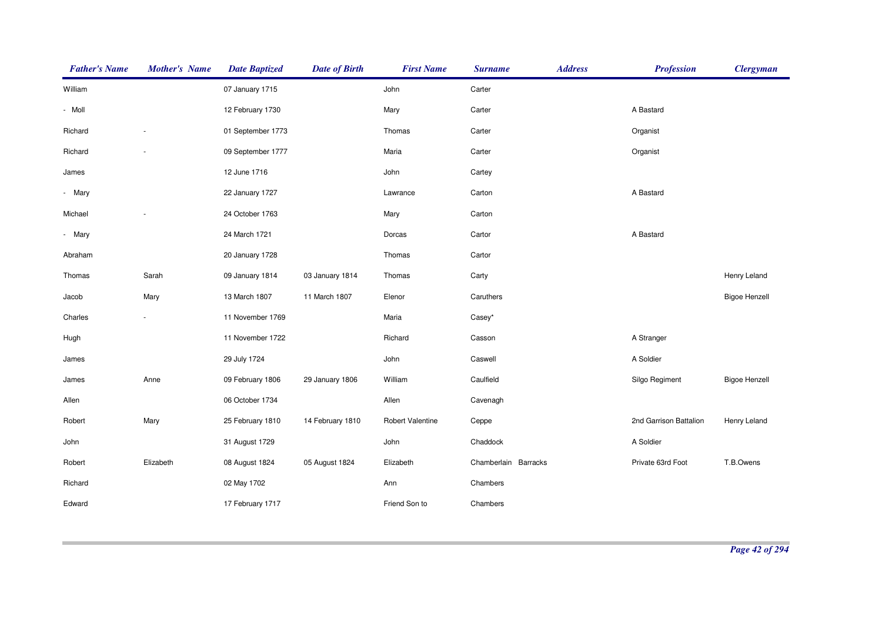| Father's Name | Mother's Name | Date Baptized | Date of Birth | First Name | Surname | Address | Profession | Clergyman |
| --- | --- | --- | --- | --- | --- | --- | --- | --- |
| William | | 07 January 1715 | | John | Carter | | | |
| - Moll | | 12 February 1730 | | Mary | Carter | | A Bastard | |
| Richard | - | 01 September 1773 | | Thomas | Carter | | Organist | |
| Richard | - | 09 September 1777 | | Maria | Carter | | Organist | |
| James | | 12 June 1716 | | John | Cartey | | | |
| - Mary | | 22 January 1727 | | Lawrance | Carton | | A Bastard | |
| Michael | - | 24 October 1763 | | Mary | Carton | | | |
| - Mary | | 24 March 1721 | | Dorcas | Cartor | | A Bastard | |
| Abraham | | 20 January 1728 | | Thomas | Cartor | | | |
| Thomas | Sarah | 09 January 1814 | 03 January 1814 | Thomas | Carty | | | Henry Leland |
| Jacob | Mary | 13 March 1807 | 11 March 1807 | Elenor | Caruthers | | | Bigoe Henzell |
| Charles | - | 11 November 1769 | | Maria | Casey* | | | |
| Hugh | | 11 November 1722 | | Richard | Casson | | A Stranger | |
| James | | 29 July 1724 | | John | Caswell | | A Soldier | |
| James | Anne | 09 February 1806 | 29 January 1806 | William | Caulfield | | Silgo Regiment | Bigoe Henzell |
| Allen | | 06 October 1734 | | Allen | Cavenagh | | | |
| Robert | Mary | 25 February 1810 | 14 February 1810 | Robert Valentine | Ceppe | | 2nd Garrison Battalion | Henry Leland |
| John | | 31 August 1729 | | John | Chaddock | | A Soldier | |
| Robert | Elizabeth | 08 August 1824 | 05 August 1824 | Elizabeth | Chamberlain | Barracks | Private 63rd Foot | T.B.Owens |
| Richard | | 02 May 1702 | | Ann | Chambers | | | |
| Edward | | 17 February 1717 | | Friend Son to | Chambers | | | |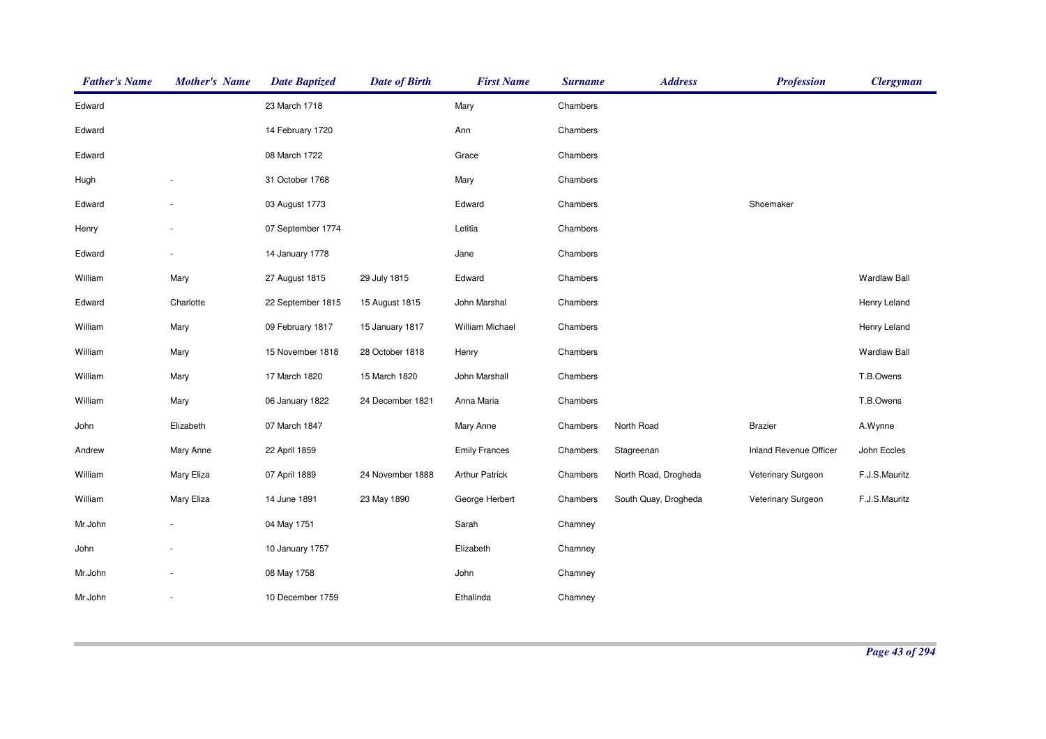| Father's Name | Mother's Name | Date Baptized | Date of Birth | First Name | Surname | Address | Profession | Clergyman |
|---|---|---|---|---|---|---|---|---|
| Edward | | 23 March 1718 | | Mary | Chambers | | | |
| Edward | | 14 February 1720 | | Ann | Chambers | | | |
| Edward | | 08 March 1722 | | Grace | Chambers | | | |
| Hugh | - | 31 October 1768 | | Mary | Chambers | | | |
| Edward | - | 03 August 1773 | | Edward | Chambers | | Shoemaker | |
| Henry | - | 07 September 1774 | | Letitia | Chambers | | | |
| Edward | - | 14 January 1778 | | Jane | Chambers | | | |
| William | Mary | 27 August 1815 | 29 July 1815 | Edward | Chambers | | | Wardlaw Ball |
| Edward | Charlotte | 22 September 1815 | 15 August 1815 | John Marshal | Chambers | | | Henry Leland |
| William | Mary | 09 February 1817 | 15 January 1817 | William Michael | Chambers | | | Henry Leland |
| William | Mary | 15 November 1818 | 28 October 1818 | Henry | Chambers | | | Wardlaw Ball |
| William | Mary | 17 March 1820 | 15 March 1820 | John Marshall | Chambers | | | T.B.Owens |
| William | Mary | 06 January 1822 | 24 December 1821 | Anna Maria | Chambers | | | T.B.Owens |
| John | Elizabeth | 07 March 1847 | | Mary Anne | Chambers | North Road | Brazier | A.Wynne |
| Andrew | Mary Anne | 22 April 1859 | | Emily Frances | Chambers | Stagreenan | Inland Revenue Officer | John Eccles |
| William | Mary Eliza | 07 April 1889 | 24 November 1888 | Arthur Patrick | Chambers | North Road, Drogheda | Veterinary Surgeon | F.J.S.Mauritz |
| William | Mary Eliza | 14 June 1891 | 23 May 1890 | George Herbert | Chambers | South Quay, Drogheda | Veterinary Surgeon | F.J.S.Mauritz |
| Mr.John | - | 04 May 1751 | | Sarah | Chamney | | | |
| John | - | 10 January 1757 | | Elizabeth | Chamney | | | |
| Mr.John | - | 08 May 1758 | | John | Chamney | | | |
| Mr.John | - | 10 December 1759 | | Ethalinda | Chamney | | | |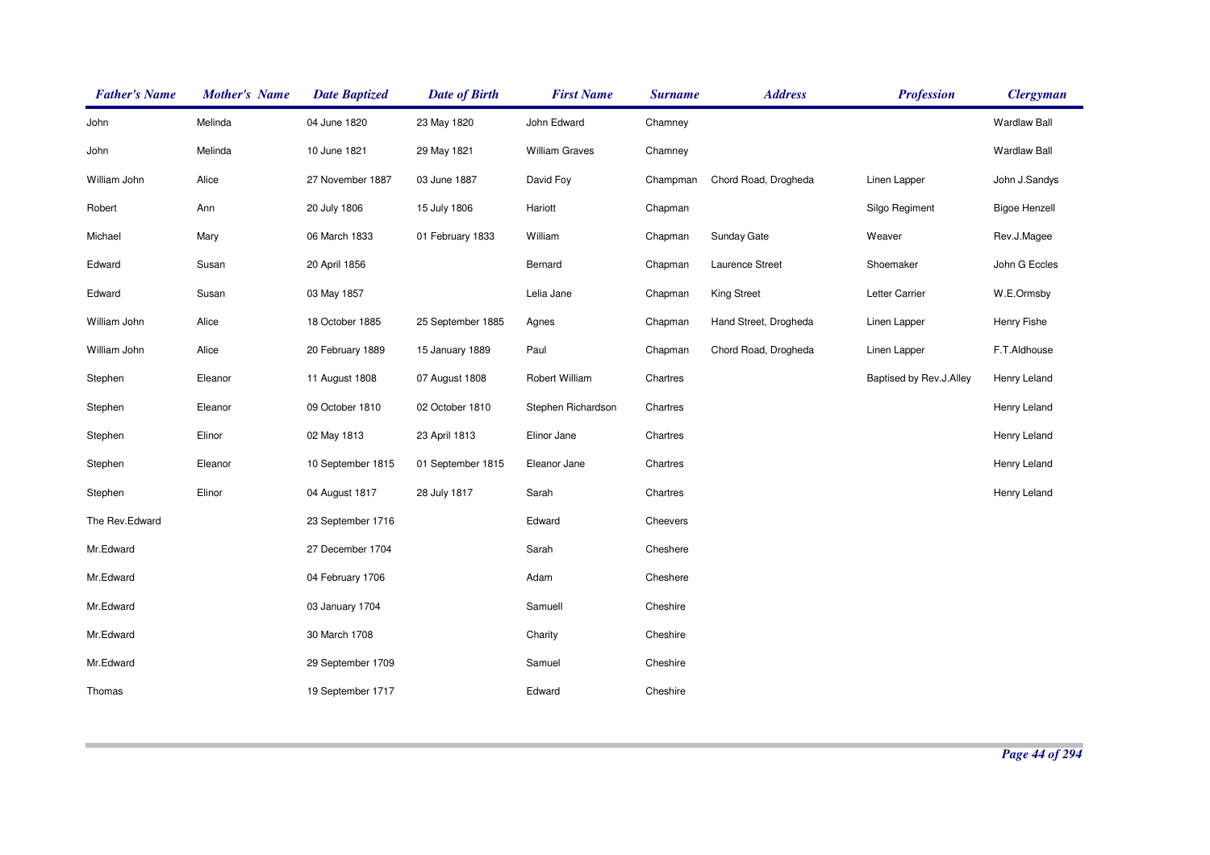| Father's Name | Mother's Name | Date Baptized | Date of Birth | First Name | Surname | Address | Profession | Clergyman |
|---|---|---|---|---|---|---|---|---|
| John | Melinda | 04 June 1820 | 23 May 1820 | John Edward | Chamney | | | Wardlaw Ball |
| John | Melinda | 10 June 1821 | 29 May 1821 | William Graves | Chamney | | | Wardlaw Ball |
| William John | Alice | 27 November 1887 | 03 June 1887 | David Foy | Champman | Chord Road, Drogheda | Linen Lapper | John J.Sandys |
| Robert | Ann | 20 July 1806 | 15 July 1806 | Hariott | Chapman | | Silgo Regiment | Bigoe Henzell |
| Michael | Mary | 06 March 1833 | 01 February 1833 | William | Chapman | Sunday Gate | Weaver | Rev.J.Magee |
| Edward | Susan | 20 April 1856 | | Bernard | Chapman | Laurence Street | Shoemaker | John G Eccles |
| Edward | Susan | 03 May 1857 | | Lelia Jane | Chapman | King Street | Letter Carrier | W.E.Ormsby |
| William John | Alice | 18 October 1885 | 25 September 1885 | Agnes | Chapman | Hand Street, Drogheda | Linen Lapper | Henry Fishe |
| William John | Alice | 20 February 1889 | 15 January 1889 | Paul | Chapman | Chord Road, Drogheda | Linen Lapper | F.T.Aldhouse |
| Stephen | Eleanor | 11 August 1808 | 07 August 1808 | Robert William | Chartres | | Baptised by Rev.J.Alley | Henry Leland |
| Stephen | Eleanor | 09 October 1810 | 02 October 1810 | Stephen Richardson | Chartres | | | Henry Leland |
| Stephen | Elinor | 02 May 1813 | 23 April 1813 | Elinor Jane | Chartres | | | Henry Leland |
| Stephen | Eleanor | 10 September 1815 | 01 September 1815 | Eleanor Jane | Chartres | | | Henry Leland |
| Stephen | Elinor | 04 August 1817 | 28 July 1817 | Sarah | Chartres | | | Henry Leland |
| The Rev.Edward | | 23 September 1716 | | Edward | Cheevers | | | |
| Mr.Edward | | 27 December 1704 | | Sarah | Cheshere | | | |
| Mr.Edward | | 04 February 1706 | | Adam | Cheshere | | | |
| Mr.Edward | | 03 January 1704 | | Samuell | Cheshire | | | |
| Mr.Edward | | 30 March 1708 | | Charity | Cheshire | | | |
| Mr.Edward | | 29 September 1709 | | Samuel | Cheshire | | | |
| Thomas | | 19 September 1717 | | Edward | Cheshire | | | |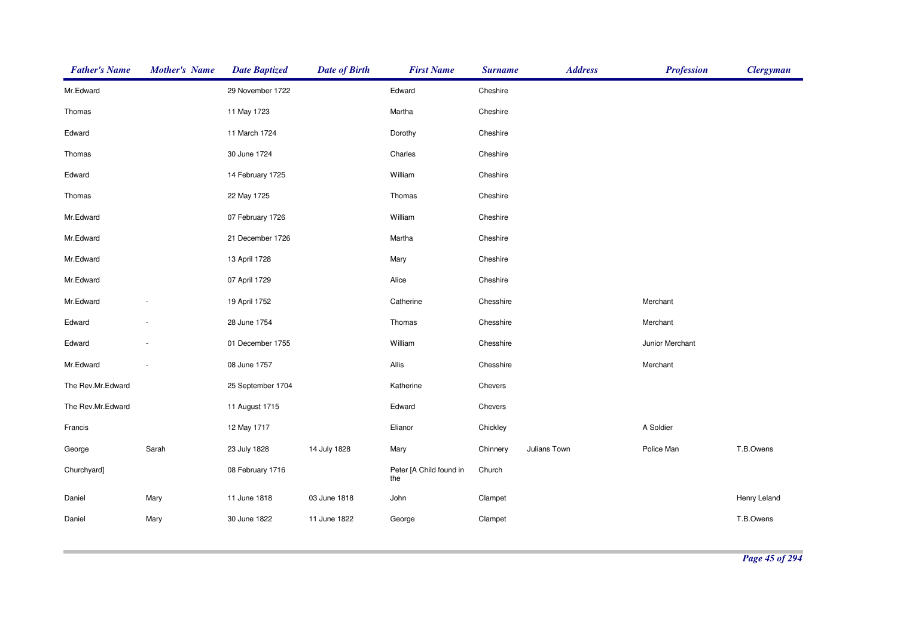| Father's Name | Mother's Name | Date Baptized | Date of Birth | First Name | Surname | Address | Profession | Clergyman |
|---|---|---|---|---|---|---|---|---|
| Mr.Edward | | 29 November 1722 | | Edward | Cheshire | | | |
| Thomas | | 11 May 1723 | | Martha | Cheshire | | | |
| Edward | | 11 March 1724 | | Dorothy | Cheshire | | | |
| Thomas | | 30 June 1724 | | Charles | Cheshire | | | |
| Edward | | 14 February 1725 | | William | Cheshire | | | |
| Thomas | | 22 May 1725 | | Thomas | Cheshire | | | |
| Mr.Edward | | 07 February 1726 | | William | Cheshire | | | |
| Mr.Edward | | 21 December 1726 | | Martha | Cheshire | | | |
| Mr.Edward | | 13 April 1728 | | Mary | Cheshire | | | |
| Mr.Edward | | 07 April 1729 | | Alice | Cheshire | | | |
| Mr.Edward | - | 19 April 1752 | | Catherine | Chesshire | | Merchant | |
| Edward | - | 28 June 1754 | | Thomas | Chesshire | | Merchant | |
| Edward | - | 01 December 1755 | | William | Chesshire | | Junior Merchant | |
| Mr.Edward | - | 08 June 1757 | | Allis | Chesshire | | Merchant | |
| The Rev.Mr.Edward | | 25 September 1704 | | Katherine | Chevers | | | |
| The Rev.Mr.Edward | | 11 August 1715 | | Edward | Chevers | | | |
| Francis | | 12 May 1717 | | Elianor | Chickley | | A Soldier | |
| George | Sarah | 23 July 1828 | 14 July 1828 | Mary | Chinnery | Julians Town | Police Man | T.B.Owens |
| Churchyard] | | 08 February 1716 | | Peter [A Child found in the | Church | | | |
| Daniel | Mary | 11 June 1818 | 03 June 1818 | John | Clampet | | | Henry Leland |
| Daniel | Mary | 30 June 1822 | 11 June 1822 | George | Clampet | | | T.B.Owens |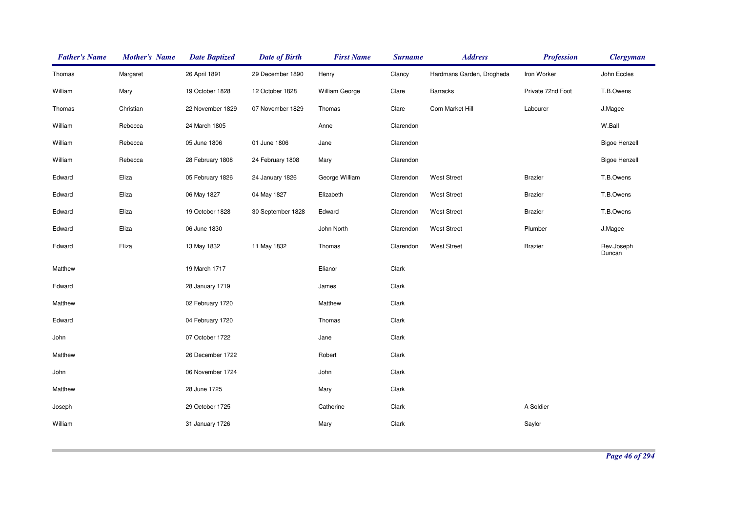| Father's Name | Mother's Name | Date Baptized | Date of Birth | First Name | Surname | Address | Profession | Clergyman |
|---|---|---|---|---|---|---|---|---|
| Thomas | Margaret | 26 April 1891 | 29 December 1890 | Henry | Clancy | Hardmans Garden, Drogheda | Iron Worker | John Eccles |
| William | Mary | 19 October 1828 | 12 October 1828 | William George | Clare | Barracks | Private 72nd Foot | T.B.Owens |
| Thomas | Christian | 22 November 1829 | 07 November 1829 | Thomas | Clare | Corn Market Hill | Labourer | J.Magee |
| William | Rebecca | 24 March 1805 | | Anne | Clarendon | | | W.Ball |
| William | Rebecca | 05 June 1806 | 01 June 1806 | Jane | Clarendon | | | Bigoe Henzell |
| William | Rebecca | 28 February 1808 | 24 February 1808 | Mary | Clarendon | | | Bigoe Henzell |
| Edward | Eliza | 05 February 1826 | 24 January 1826 | George William | Clarendon | West Street | Brazier | T.B.Owens |
| Edward | Eliza | 06 May 1827 | 04 May 1827 | Elizabeth | Clarendon | West Street | Brazier | T.B.Owens |
| Edward | Eliza | 19 October 1828 | 30 September 1828 | Edward | Clarendon | West Street | Brazier | T.B.Owens |
| Edward | Eliza | 06 June 1830 | | John North | Clarendon | West Street | Plumber | J.Magee |
| Edward | Eliza | 13 May 1832 | 11 May 1832 | Thomas | Clarendon | West Street | Brazier | Rev.Joseph Duncan |
| Matthew | | 19 March 1717 | | Elianor | Clark | | | |
| Edward | | 28 January 1719 | | James | Clark | | | |
| Matthew | | 02 February 1720 | | Matthew | Clark | | | |
| Edward | | 04 February 1720 | | Thomas | Clark | | | |
| John | | 07 October 1722 | | Jane | Clark | | | |
| Matthew | | 26 December 1722 | | Robert | Clark | | | |
| John | | 06 November 1724 | | John | Clark | | | |
| Matthew | | 28 June 1725 | | Mary | Clark | | | |
| Joseph | | 29 October 1725 | | Catherine | Clark | | A Soldier | |
| William | | 31 January 1726 | | Mary | Clark | | Saylor | |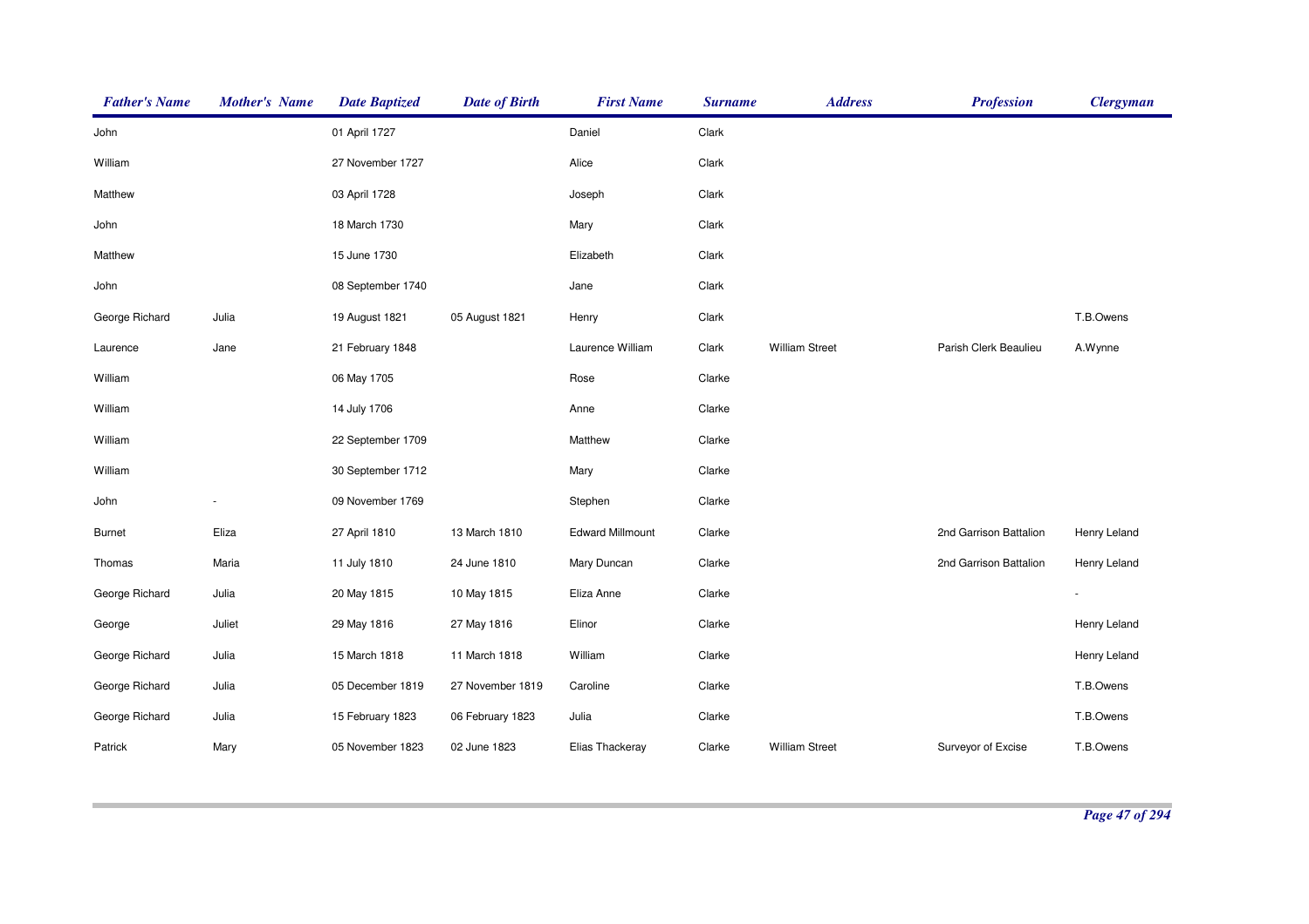| Father's Name | Mother's Name | Date Baptized | Date of Birth | First Name | Surname | Address | Profession | Clergyman |
|---|---|---|---|---|---|---|---|---|
| John | | 01 April 1727 | | Daniel | Clark | | | |
| William | | 27 November 1727 | | Alice | Clark | | | |
| Matthew | | 03 April 1728 | | Joseph | Clark | | | |
| John | | 18 March 1730 | | Mary | Clark | | | |
| Matthew | | 15 June 1730 | | Elizabeth | Clark | | | |
| John | | 08 September 1740 | | Jane | Clark | | | |
| George Richard | Julia | 19 August 1821 | 05 August 1821 | Henry | Clark | | | T.B.Owens |
| Laurence | Jane | 21 February 1848 | | Laurence William | Clark | William Street | Parish Clerk Beaulieu | A.Wynne |
| William | | 06 May 1705 | | Rose | Clarke | | | |
| William | | 14 July 1706 | | Anne | Clarke | | | |
| William | | 22 September 1709 | | Matthew | Clarke | | | |
| William | | 30 September 1712 | | Mary | Clarke | | | |
| John | - | 09 November 1769 | | Stephen | Clarke | | | |
| Burnet | Eliza | 27 April 1810 | 13 March 1810 | Edward Millmount | Clarke | | 2nd Garrison Battalion | Henry Leland |
| Thomas | Maria | 11 July 1810 | 24 June 1810 | Mary Duncan | Clarke | | 2nd Garrison Battalion | Henry Leland |
| George Richard | Julia | 20 May 1815 | 10 May 1815 | Eliza Anne | Clarke | | | - |
| George | Juliet | 29 May 1816 | 27 May 1816 | Elinor | Clarke | | | Henry Leland |
| George Richard | Julia | 15 March 1818 | 11 March 1818 | William | Clarke | | | Henry Leland |
| George Richard | Julia | 05 December 1819 | 27 November 1819 | Caroline | Clarke | | | T.B.Owens |
| George Richard | Julia | 15 February 1823 | 06 February 1823 | Julia | Clarke | | | T.B.Owens |
| Patrick | Mary | 05 November 1823 | 02 June 1823 | Elias Thackeray | Clarke | William Street | Surveyor of Excise | T.B.Owens |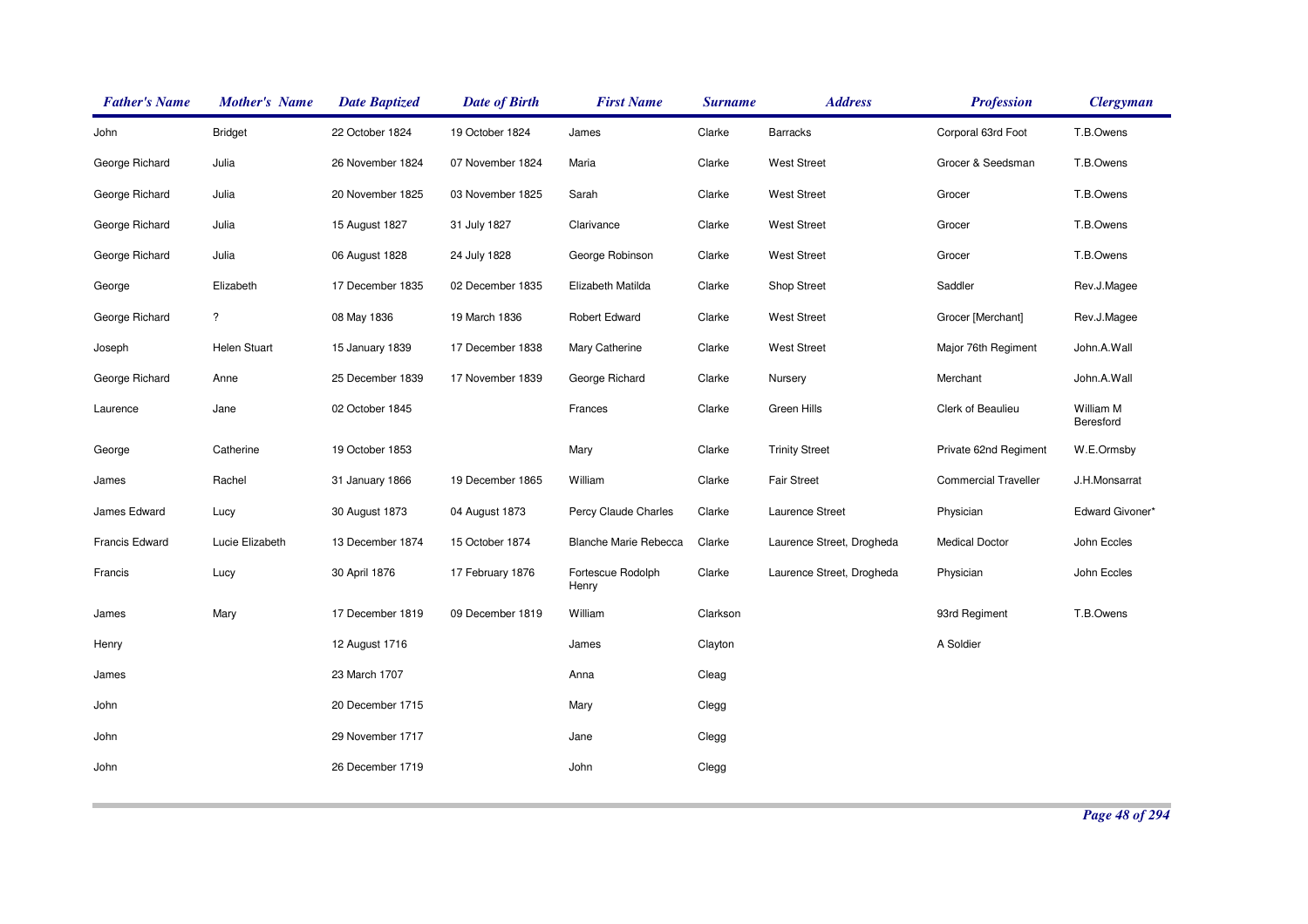| Father's Name | Mother's Name | Date Baptized | Date of Birth | First Name | Surname | Address | Profession | Clergyman |
|---|---|---|---|---|---|---|---|---|
| John | Bridget | 22 October 1824 | 19 October 1824 | James | Clarke | Barracks | Corporal 63rd Foot | T.B.Owens |
| George Richard | Julia | 26 November 1824 | 07 November 1824 | Maria | Clarke | West Street | Grocer & Seedsman | T.B.Owens |
| George Richard | Julia | 20 November 1825 | 03 November 1825 | Sarah | Clarke | West Street | Grocer | T.B.Owens |
| George Richard | Julia | 15 August 1827 | 31 July 1827 | Clarivance | Clarke | West Street | Grocer | T.B.Owens |
| George Richard | Julia | 06 August 1828 | 24 July 1828 | George Robinson | Clarke | West Street | Grocer | T.B.Owens |
| George | Elizabeth | 17 December 1835 | 02 December 1835 | Elizabeth Matilda | Clarke | Shop Street | Saddler | Rev.J.Magee |
| George Richard | ? | 08 May 1836 | 19 March 1836 | Robert Edward | Clarke | West Street | Grocer [Merchant] | Rev.J.Magee |
| Joseph | Helen Stuart | 15 January 1839 | 17 December 1838 | Mary Catherine | Clarke | West Street | Major 76th Regiment | John.A.Wall |
| George Richard | Anne | 25 December 1839 | 17 November 1839 | George Richard | Clarke | Nursery | Merchant | John.A.Wall |
| Laurence | Jane | 02 October 1845 | | Frances | Clarke | Green Hills | Clerk of Beaulieu | William M Beresford |
| George | Catherine | 19 October 1853 | | Mary | Clarke | Trinity Street | Private 62nd Regiment | W.E.Ormsby |
| James | Rachel | 31 January 1866 | 19 December 1865 | William | Clarke | Fair Street | Commercial Traveller | J.H.Monsarrat |
| James Edward | Lucy | 30 August 1873 | 04 August 1873 | Percy Claude Charles | Clarke | Laurence Street | Physician | Edward Givoner* |
| Francis Edward | Lucie Elizabeth | 13 December 1874 | 15 October 1874 | Blanche Marie Rebecca | Clarke | Laurence Street, Drogheda | Medical Doctor | John Eccles |
| Francis | Lucy | 30 April 1876 | 17 February 1876 | Fortescue Rodolph Henry | Clarke | Laurence Street, Drogheda | Physician | John Eccles |
| James | Mary | 17 December 1819 | 09 December 1819 | William | Clarkson | | 93rd Regiment | T.B.Owens |
| Henry | | 12 August 1716 | | James | Clayton | | A Soldier | |
| James | | 23 March 1707 | | Anna | Cleag | | | |
| John | | 20 December 1715 | | Mary | Clegg | | | |
| John | | 29 November 1717 | | Jane | Clegg | | | |
| John | | 26 December 1719 | | John | Clegg | | | |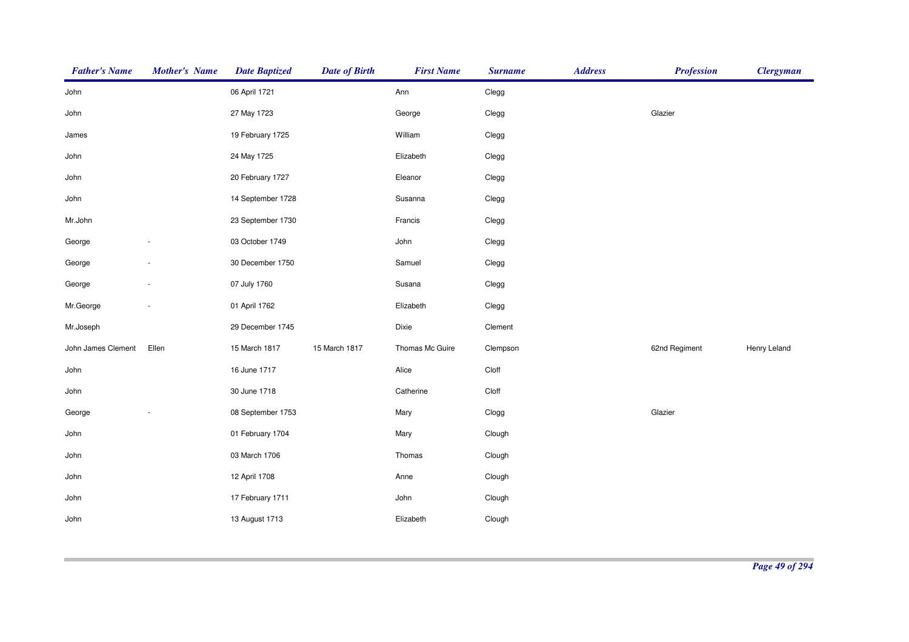| Father's Name | Mother's Name | Date Baptized | Date of Birth | First Name | Surname | Address | Profession | Clergyman |
|---|---|---|---|---|---|---|---|---|
| John | | 06 April 1721 | | Ann | Clegg | | | |
| John | | 27 May 1723 | | George | Clegg | | Glazier | |
| James | | 19 February 1725 | | William | Clegg | | | |
| John | | 24 May 1725 | | Elizabeth | Clegg | | | |
| John | | 20 February 1727 | | Eleanor | Clegg | | | |
| John | | 14 September 1728 | | Susanna | Clegg | | | |
| Mr.John | | 23 September 1730 | | Francis | Clegg | | | |
| George | - | 03 October 1749 | | John | Clegg | | | |
| George | - | 30 December 1750 | | Samuel | Clegg | | | |
| George | - | 07 July 1760 | | Susana | Clegg | | | |
| Mr.George | - | 01 April 1762 | | Elizabeth | Clegg | | | |
| Mr.Joseph | | 29 December 1745 | | Dixie | Clement | | | |
| John James Clement | Ellen | 15 March 1817 | 15 March 1817 | Thomas Mc Guire | Clempson | | 62nd Regiment | Henry Leland |
| John | | 16 June 1717 | | Alice | Cloff | | | |
| John | | 30 June 1718 | | Catherine | Cloff | | | |
| George | - | 08 September 1753 | | Mary | Clogg | | Glazier | |
| John | | 01 February 1704 | | Mary | Clough | | | |
| John | | 03 March 1706 | | Thomas | Clough | | | |
| John | | 12 April 1708 | | Anne | Clough | | | |
| John | | 17 February 1711 | | John | Clough | | | |
| John | | 13 August 1713 | | Elizabeth | Clough | | | |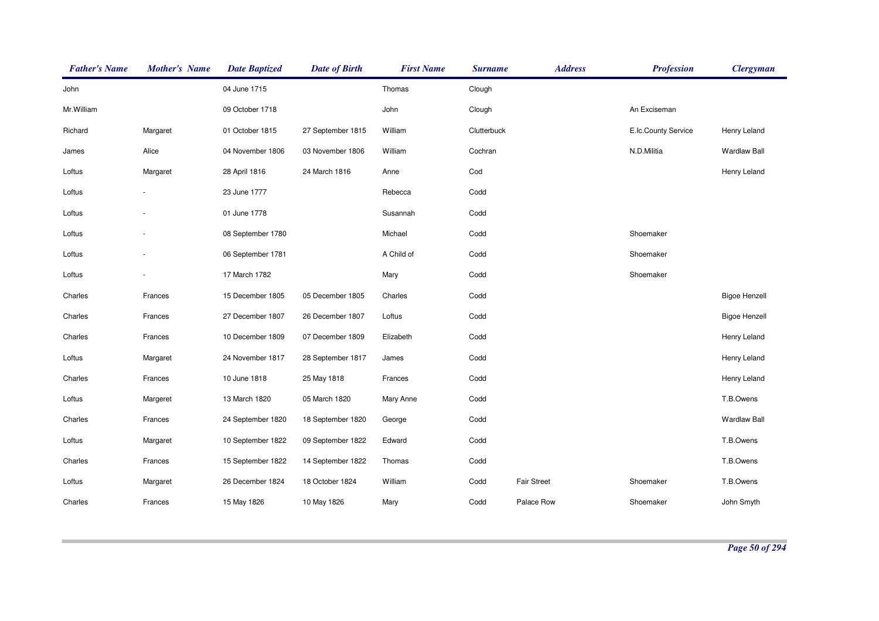| Father's Name | Mother's Name | Date Baptized | Date of Birth | First Name | Surname | Address | Profession | Clergyman |
|---|---|---|---|---|---|---|---|---|
| John | | 04 June 1715 | | Thomas | Clough | | | |
| Mr.William | | 09 October 1718 | | John | Clough | | An Exciseman | |
| Richard | Margaret | 01 October 1815 | 27 September 1815 | William | Clutterbuck | | E.Ic.County Service | Henry Leland |
| James | Alice | 04 November 1806 | 03 November 1806 | William | Cochran | | N.D.Militia | Wardlaw Ball |
| Loftus | Margaret | 28 April 1816 | 24 March 1816 | Anne | Cod | | | Henry Leland |
| Loftus | - | 23 June 1777 | | Rebecca | Codd | | | |
| Loftus | - | 01 June 1778 | | Susannah | Codd | | | |
| Loftus | - | 08 September 1780 | | Michael | Codd | | Shoemaker | |
| Loftus | - | 06 September 1781 | | A Child of | Codd | | Shoemaker | |
| Loftus | - | 17 March 1782 | | Mary | Codd | | Shoemaker | |
| Charles | Frances | 15 December 1805 | 05 December 1805 | Charles | Codd | | | Bigoe Henzell |
| Charles | Frances | 27 December 1807 | 26 December 1807 | Loftus | Codd | | | Bigoe Henzell |
| Charles | Frances | 10 December 1809 | 07 December 1809 | Elizabeth | Codd | | | Henry Leland |
| Loftus | Margaret | 24 November 1817 | 28 September 1817 | James | Codd | | | Henry Leland |
| Charles | Frances | 10 June 1818 | 25 May 1818 | Frances | Codd | | | Henry Leland |
| Loftus | Margeret | 13 March 1820 | 05 March 1820 | Mary Anne | Codd | | | T.B.Owens |
| Charles | Frances | 24 September 1820 | 18 September 1820 | George | Codd | | | Wardlaw Ball |
| Loftus | Margaret | 10 September 1822 | 09 September 1822 | Edward | Codd | | | T.B.Owens |
| Charles | Frances | 15 September 1822 | 14 September 1822 | Thomas | Codd | | | T.B.Owens |
| Loftus | Margaret | 26 December 1824 | 18 October 1824 | William | Codd | Fair Street | Shoemaker | T.B.Owens |
| Charles | Frances | 15 May 1826 | 10 May 1826 | Mary | Codd | Palace Row | Shoemaker | John Smyth |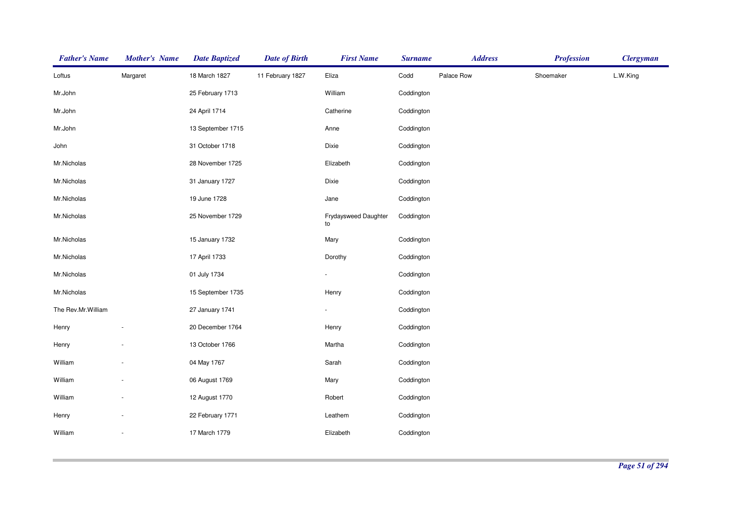| Father's Name | Mother's Name | Date Baptized | Date of Birth | First Name | Surname | Address | Profession | Clergyman |
|---|---|---|---|---|---|---|---|---|
| Loftus | Margaret | 18 March 1827 | 11 February 1827 | Eliza | Codd | Palace Row | Shoemaker | L.W.King |
| Mr.John | | 25 February 1713 | | William | Coddington | | | |
| Mr.John | | 24 April 1714 | | Catherine | Coddington | | | |
| Mr.John | | 13 September 1715 | | Anne | Coddington | | | |
| John | | 31 October 1718 | | Dixie | Coddington | | | |
| Mr.Nicholas | | 28 November 1725 | | Elizabeth | Coddington | | | |
| Mr.Nicholas | | 31 January 1727 | | Dixie | Coddington | | | |
| Mr.Nicholas | | 19 June 1728 | | Jane | Coddington | | | |
| Mr.Nicholas | | 25 November 1729 | | Frydaysweed Daughter to | Coddington | | | |
| Mr.Nicholas | | 15 January 1732 | | Mary | Coddington | | | |
| Mr.Nicholas | | 17 April 1733 | | Dorothy | Coddington | | | |
| Mr.Nicholas | | 01 July 1734 | | - | Coddington | | | |
| Mr.Nicholas | | 15 September 1735 | | Henry | Coddington | | | |
| The Rev.Mr.William | | 27 January 1741 | | - | Coddington | | | |
| Henry | - | 20 December 1764 | | Henry | Coddington | | | |
| Henry | - | 13 October 1766 | | Martha | Coddington | | | |
| William | - | 04 May 1767 | | Sarah | Coddington | | | |
| William | - | 06 August 1769 | | Mary | Coddington | | | |
| William | - | 12 August 1770 | | Robert | Coddington | | | |
| Henry | - | 22 February 1771 | | Leathem | Coddington | | | |
| William | - | 17 March 1779 | | Elizabeth | Coddington | | | |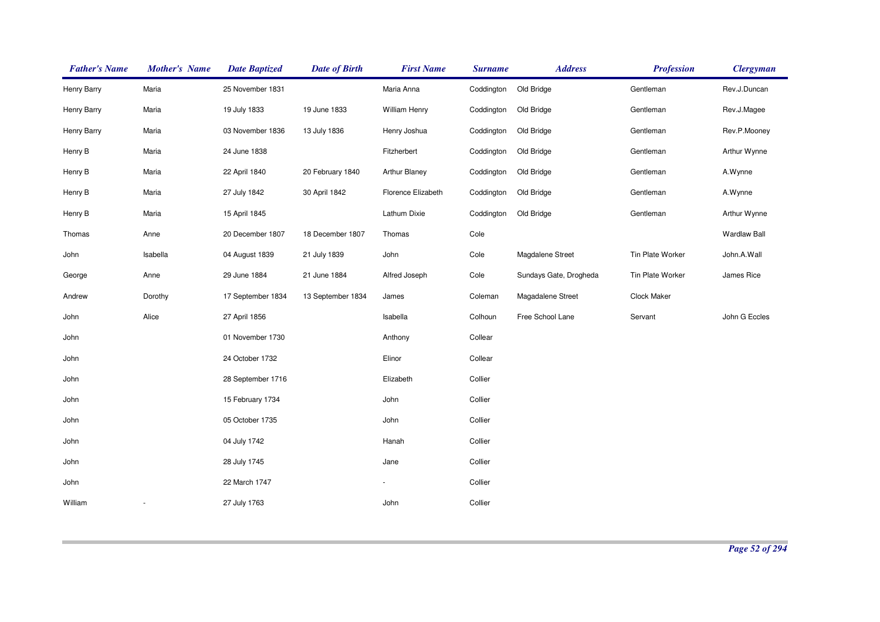| Father's Name | Mother's Name | Date Baptized | Date of Birth | First Name | Surname | Address | Profession | Clergyman |
|---|---|---|---|---|---|---|---|---|
| Henry Barry | Maria | 25 November 1831 | | Maria Anna | Coddington | Old Bridge | Gentleman | Rev.J.Duncan |
| Henry Barry | Maria | 19 July 1833 | 19 June 1833 | William Henry | Coddington | Old Bridge | Gentleman | Rev.J.Magee |
| Henry Barry | Maria | 03 November 1836 | 13 July 1836 | Henry Joshua | Coddington | Old Bridge | Gentleman | Rev.P.Mooney |
| Henry B | Maria | 24 June 1838 | | Fitzherbert | Coddington | Old Bridge | Gentleman | Arthur Wynne |
| Henry B | Maria | 22 April 1840 | 20 February 1840 | Arthur Blaney | Coddington | Old Bridge | Gentleman | A.Wynne |
| Henry B | Maria | 27 July 1842 | 30 April 1842 | Florence Elizabeth | Coddington | Old Bridge | Gentleman | A.Wynne |
| Henry B | Maria | 15 April 1845 | | Lathum Dixie | Coddington | Old Bridge | Gentleman | Arthur Wynne |
| Thomas | Anne | 20 December 1807 | 18 December 1807 | Thomas | Cole | | | Wardlaw Ball |
| John | Isabella | 04 August 1839 | 21 July 1839 | John | Cole | Magdalene Street | Tin Plate Worker | John.A.Wall |
| George | Anne | 29 June 1884 | 21 June 1884 | Alfred Joseph | Cole | Sundays Gate, Drogheda | Tin Plate Worker | James Rice |
| Andrew | Dorothy | 17 September 1834 | 13 September 1834 | James | Coleman | Magadalene Street | Clock Maker | |
| John | Alice | 27 April 1856 | | Isabella | Colhoun | Free School Lane | Servant | John G Eccles |
| John | | 01 November 1730 | | Anthony | Collear | | | |
| John | | 24 October 1732 | | Elinor | Collear | | | |
| John | | 28 September 1716 | | Elizabeth | Collier | | | |
| John | | 15 February 1734 | | John | Collier | | | |
| John | | 05 October 1735 | | John | Collier | | | |
| John | | 04 July 1742 | | Hanah | Collier | | | |
| John | | 28 July 1745 | | Jane | Collier | | | |
| John | | 22 March 1747 | | - | Collier | | | |
| William | - | 27 July 1763 | | John | Collier | | | |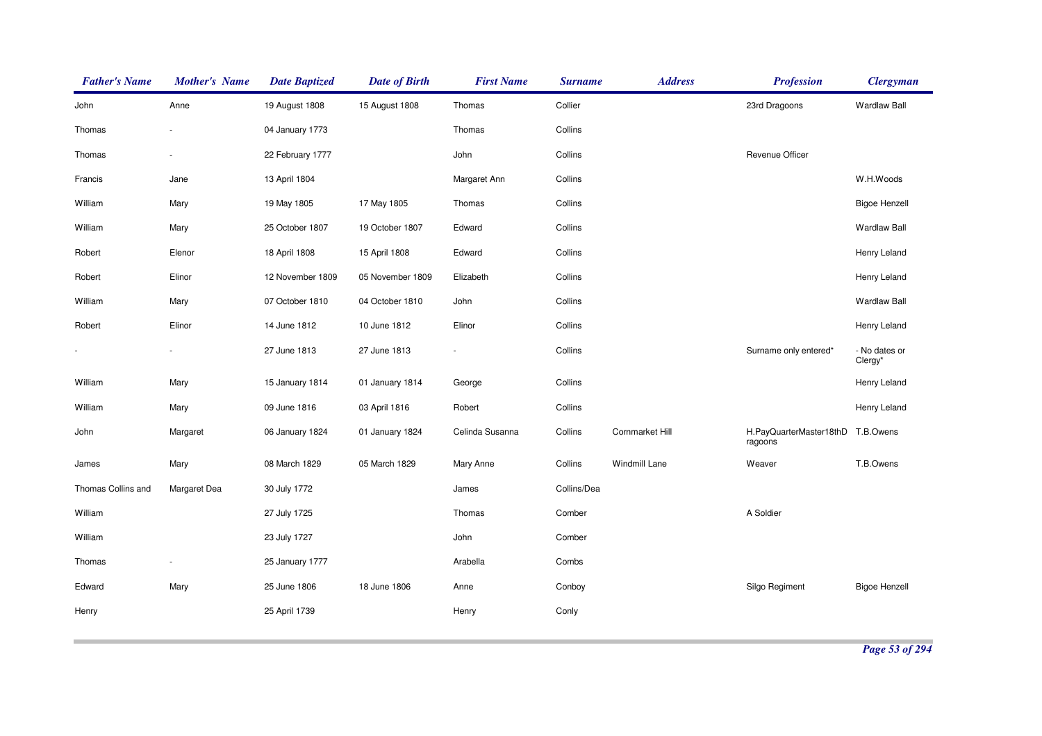| Father's Name | Mother's Name | Date Baptized | Date of Birth | First Name | Surname | Address | Profession | Clergyman |
|---|---|---|---|---|---|---|---|---|
| John | Anne | 19 August 1808 | 15 August 1808 | Thomas | Collier | | 23rd Dragoons | Wardlaw Ball |
| Thomas | - | 04 January 1773 | | Thomas | Collins | | | |
| Thomas | - | 22 February 1777 | | John | Collins | | Revenue Officer | |
| Francis | Jane | 13 April 1804 | | Margaret Ann | Collins | | | W.H.Woods |
| William | Mary | 19 May 1805 | 17 May 1805 | Thomas | Collins | | | Bigoe Henzell |
| William | Mary | 25 October 1807 | 19 October 1807 | Edward | Collins | | | Wardlaw Ball |
| Robert | Elenor | 18 April 1808 | 15 April 1808 | Edward | Collins | | | Henry Leland |
| Robert | Elinor | 12 November 1809 | 05 November 1809 | Elizabeth | Collins | | | Henry Leland |
| William | Mary | 07 October 1810 | 04 October 1810 | John | Collins | | | Wardlaw Ball |
| Robert | Elinor | 14 June 1812 | 10 June 1812 | Elinor | Collins | | | Henry Leland |
| - | - | 27 June 1813 | 27 June 1813 | - | Collins | | Surname only entered* | - No dates or Clergy* |
| William | Mary | 15 January 1814 | 01 January 1814 | George | Collins | | | Henry Leland |
| William | Mary | 09 June 1816 | 03 April 1816 | Robert | Collins | | | Henry Leland |
| John | Margaret | 06 January 1824 | 01 January 1824 | Celinda Susanna | Collins | Cornmarket Hill | H.PayQuarterMaster18thDragoons | T.B.Owens |
| James | Mary | 08 March 1829 | 05 March 1829 | Mary Anne | Collins | Windmill Lane | Weaver | T.B.Owens |
| Thomas Collins and | Margaret Dea | 30 July 1772 | | James | Collins/Dea | | | |
| William | | 27 July 1725 | | Thomas | Comber | | A Soldier | |
| William | | 23 July 1727 | | John | Comber | | | |
| Thomas | - | 25 January 1777 | | Arabella | Combs | | | |
| Edward | Mary | 25 June 1806 | 18 June 1806 | Anne | Conboy | | Silgo Regiment | Bigoe Henzell |
| Henry | | 25 April 1739 | | Henry | Conly | | | |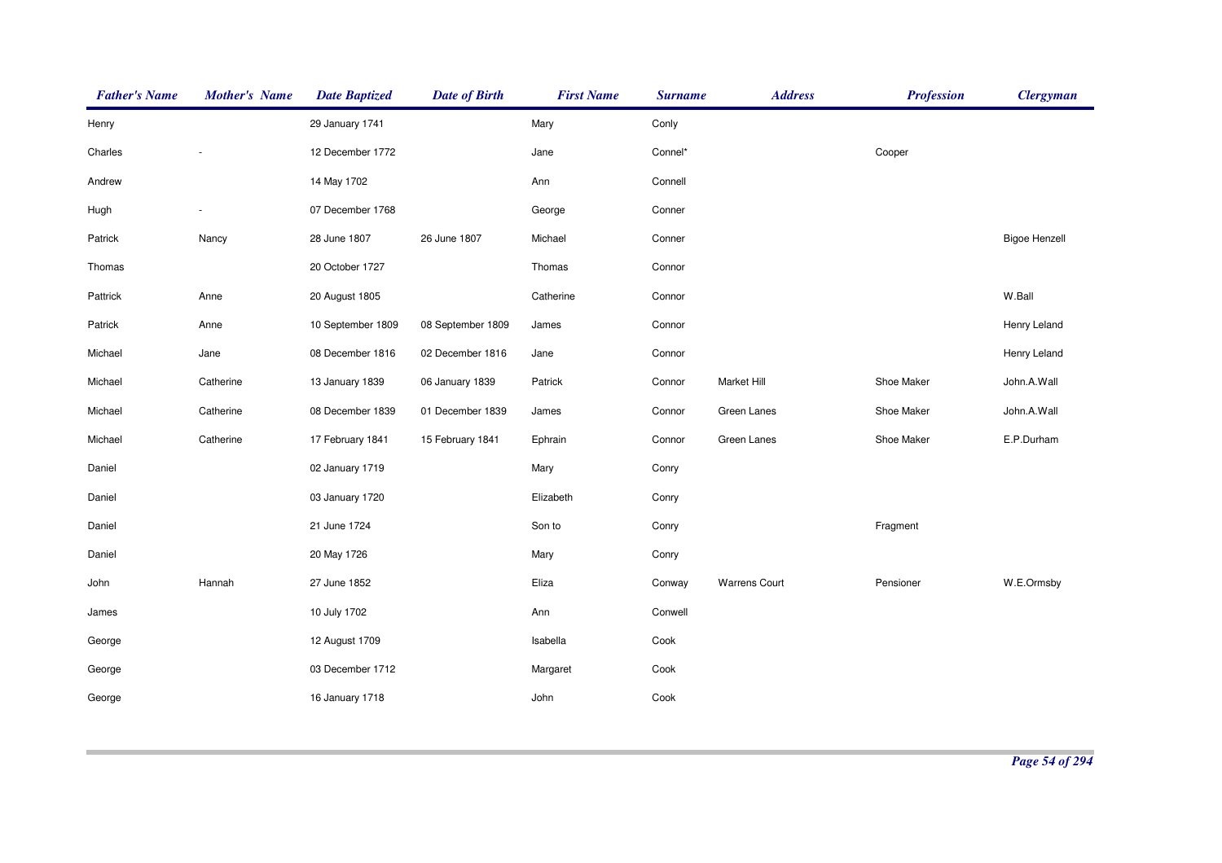| *Father's Name* | *Mother's Name* | *Date Baptized* | *Date of Birth* | *First Name* | *Surname* | *Address* | *Profession* | *Clergyman* |
|---|---|---|---|---|---|---|---|---|
| Henry | | 29 January 1741 | | Mary | Conly | | | |
| Charles | - | 12 December 1772 | | Jane | Connel* | | Cooper | |
| Andrew | | 14 May 1702 | | Ann | Connell | | | |
| Hugh | - | 07 December 1768 | | George | Conner | | | |
| Patrick | Nancy | 28 June 1807 | 26 June 1807 | Michael | Conner | | | Bigoe Henzell |
| Thomas | | 20 October 1727 | | Thomas | Connor | | | |
| Pattrick | Anne | 20 August 1805 | | Catherine | Connor | | | W.Ball |
| Patrick | Anne | 10 September 1809 | 08 September 1809 | James | Connor | | | Henry Leland |
| Michael | Jane | 08 December 1816 | 02 December 1816 | Jane | Connor | | | Henry Leland |
| Michael | Catherine | 13 January 1839 | 06 January 1839 | Patrick | Connor | Market Hill | Shoe Maker | John.A.Wall |
| Michael | Catherine | 08 December 1839 | 01 December 1839 | James | Connor | Green Lanes | Shoe Maker | John.A.Wall |
| Michael | Catherine | 17 February 1841 | 15 February 1841 | Ephrain | Connor | Green Lanes | Shoe Maker | E.P.Durham |
| Daniel | | 02 January 1719 | | Mary | Conry | | | |
| Daniel | | 03 January 1720 | | Elizabeth | Conry | | | |
| Daniel | | 21 June 1724 | | Son to | Conry | | Fragment | |
| Daniel | | 20 May 1726 | | Mary | Conry | | | |
| John | Hannah | 27 June 1852 | | Eliza | Conway | Warrens Court | Pensioner | W.E.Ormsby |
| James | | 10 July 1702 | | Ann | Conwell | | | |
| George | | 12 August 1709 | | Isabella | Cook | | | |
| George | | 03 December 1712 | | Margaret | Cook | | | |
| George | | 16 January 1718 | | John | Cook | | | |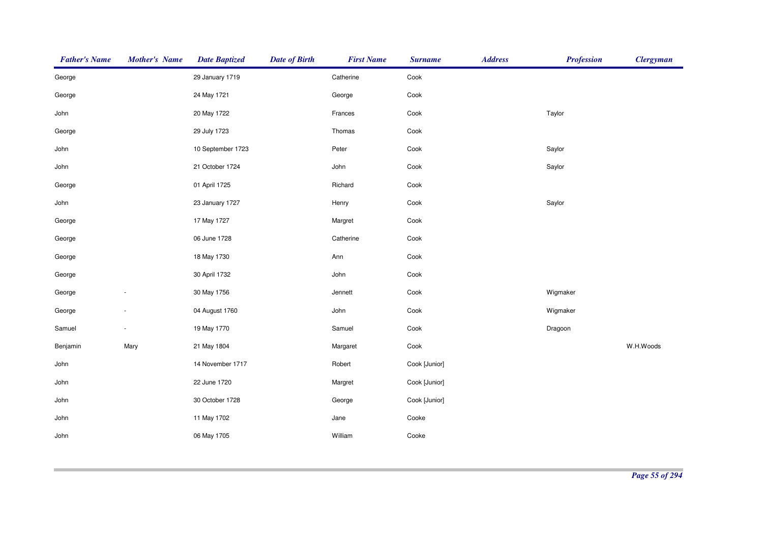| Father's Name | Mother's Name | Date Baptized | Date of Birth | First Name | Surname | Address | Profession | Clergyman |
|---|---|---|---|---|---|---|---|---|
| George | | 29 January 1719 | | Catherine | Cook | | | |
| George | | 24 May 1721 | | George | Cook | | | |
| John | | 20 May 1722 | | Frances | Cook | | Taylor | |
| George | | 29 July 1723 | | Thomas | Cook | | | |
| John | | 10 September 1723 | | Peter | Cook | | Saylor | |
| John | | 21 October 1724 | | John | Cook | | Saylor | |
| George | | 01 April 1725 | | Richard | Cook | | | |
| John | | 23 January 1727 | | Henry | Cook | | Saylor | |
| George | | 17 May 1727 | | Margret | Cook | | | |
| George | | 06 June 1728 | | Catherine | Cook | | | |
| George | | 18 May 1730 | | Ann | Cook | | | |
| George | | 30 April 1732 | | John | Cook | | | |
| George | - | 30 May 1756 | | Jennett | Cook | | Wigmaker | |
| George | - | 04 August 1760 | | John | Cook | | Wigmaker | |
| Samuel | - | 19 May 1770 | | Samuel | Cook | | Dragoon | |
| Benjamin | Mary | 21 May 1804 | | Margaret | Cook | | | W.H.Woods |
| John | | 14 November 1717 | | Robert | Cook [Junior] | | | |
| John | | 22 June 1720 | | Margret | Cook [Junior] | | | |
| John | | 30 October 1728 | | George | Cook [Junior] | | | |
| John | | 11 May 1702 | | Jane | Cooke | | | |
| John | | 06 May 1705 | | William | Cooke | | | |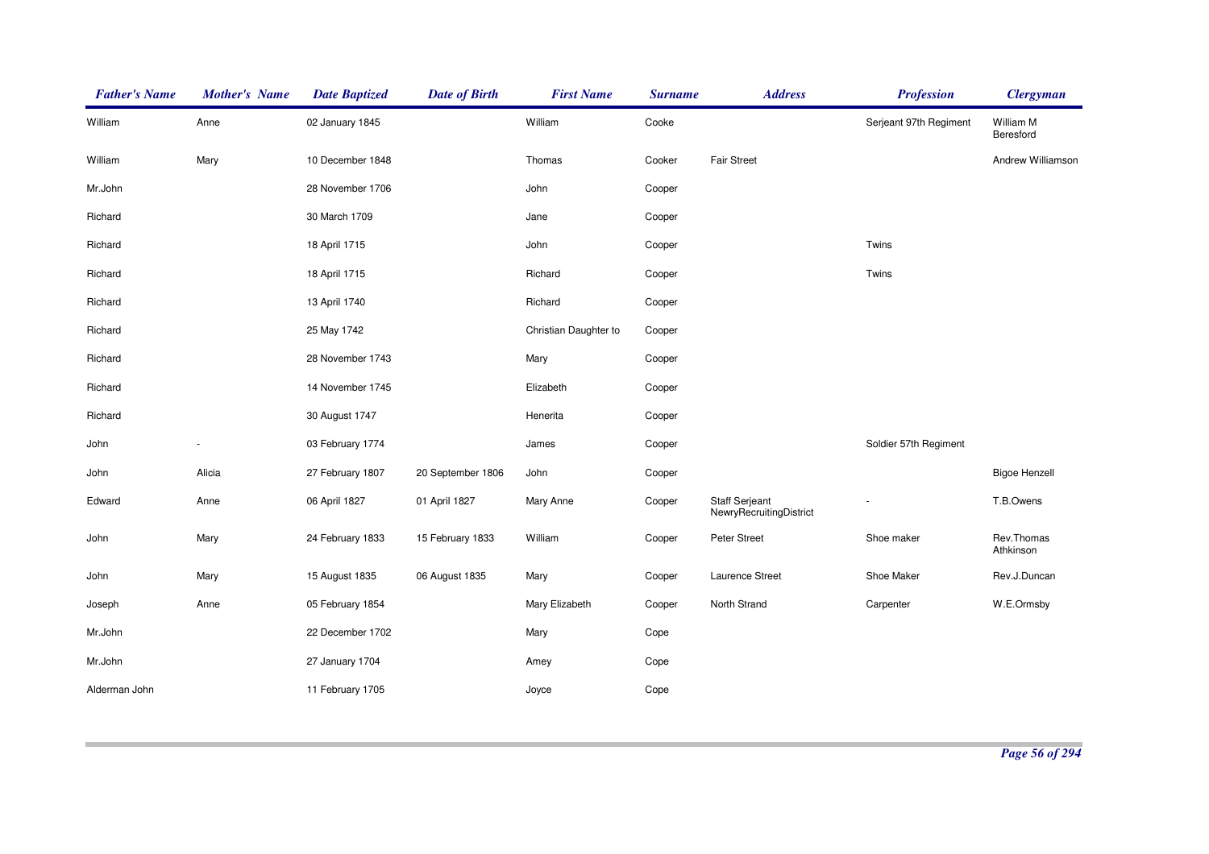| Father's Name | Mother's Name | Date Baptized | Date of Birth | First Name | Surname | Address | Profession | Clergyman |
|---|---|---|---|---|---|---|---|---|
| William | Anne | 02 January 1845 | | William | Cooke | | Serjeant 97th Regiment | William M Beresford |
| William | Mary | 10 December 1848 | | Thomas | Cooker | Fair Street | | Andrew Williamson |
| Mr.John | | 28 November 1706 | | John | Cooper | | | |
| Richard | | 30 March 1709 | | Jane | Cooper | | | |
| Richard | | 18 April 1715 | | John | Cooper | | Twins | |
| Richard | | 18 April 1715 | | Richard | Cooper | | Twins | |
| Richard | | 13 April 1740 | | Richard | Cooper | | | |
| Richard | | 25 May 1742 | | Christian Daughter to | Cooper | | | |
| Richard | | 28 November 1743 | | Mary | Cooper | | | |
| Richard | | 14 November 1745 | | Elizabeth | Cooper | | | |
| Richard | | 30 August 1747 | | Henerita | Cooper | | | |
| John | - | 03 February 1774 | | James | Cooper | | Soldier 57th Regiment | |
| John | Alicia | 27 February 1807 | 20 September 1806 | John | Cooper | | | Bigoe Henzell |
| Edward | Anne | 06 April 1827 | 01 April 1827 | Mary Anne | Cooper | Staff Serjeant NewryRecruitingDistrict | - | T.B.Owens |
| John | Mary | 24 February 1833 | 15 February 1833 | William | Cooper | Peter Street | Shoe maker | Rev.Thomas Athkinson |
| John | Mary | 15 August 1835 | 06 August 1835 | Mary | Cooper | Laurence Street | Shoe Maker | Rev.J.Duncan |
| Joseph | Anne | 05 February 1854 | | Mary Elizabeth | Cooper | North Strand | Carpenter | W.E.Ormsby |
| Mr.John | | 22 December 1702 | | Mary | Cope | | | |
| Mr.John | | 27 January 1704 | | Amey | Cope | | | |
| Alderman John | | 11 February 1705 | | Joyce | Cope | | | |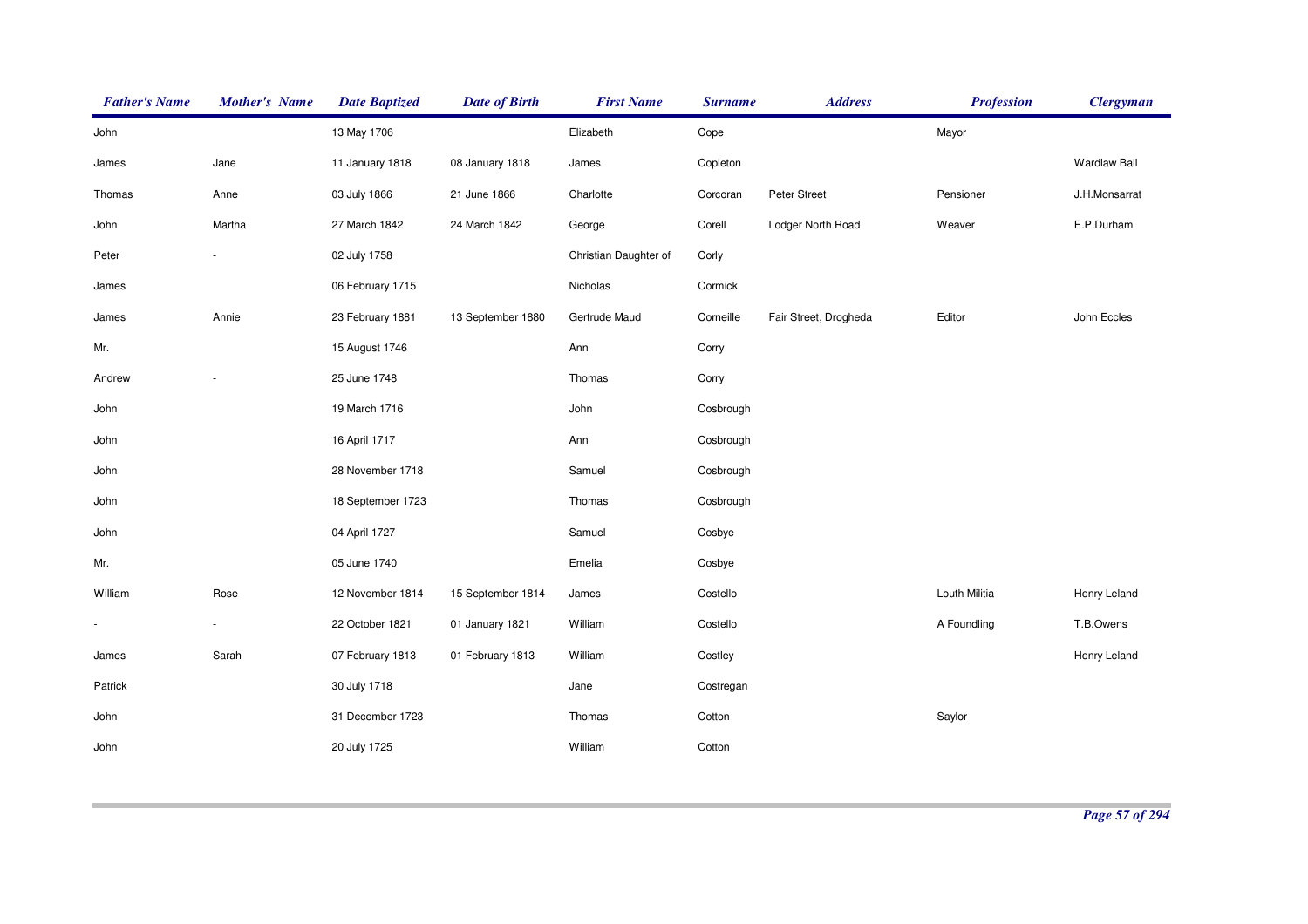| Father's Name | Mother's Name | Date Baptized | Date of Birth | First Name | Surname | Address | Profession | Clergyman |
|---|---|---|---|---|---|---|---|---|
| John | | 13 May 1706 | | Elizabeth | Cope | | Mayor | |
| James | Jane | 11 January 1818 | 08 January 1818 | James | Copleton | | | Wardlaw Ball |
| Thomas | Anne | 03 July 1866 | 21 June 1866 | Charlotte | Corcoran | Peter Street | Pensioner | J.H.Monsarrat |
| John | Martha | 27 March 1842 | 24 March 1842 | George | Corell | Lodger North Road | Weaver | E.P.Durham |
| Peter | - | 02 July 1758 | | Christian Daughter of | Corly | | | |
| James | | 06 February 1715 | | Nicholas | Cormick | | | |
| James | Annie | 23 February 1881 | 13 September 1880 | Gertrude Maud | Corneille | Fair Street, Drogheda | Editor | John Eccles |
| Mr. | | 15 August 1746 | | Ann | Corry | | | |
| Andrew | - | 25 June 1748 | | Thomas | Corry | | | |
| John | | 19 March 1716 | | John | Cosbrough | | | |
| John | | 16 April 1717 | | Ann | Cosbrough | | | |
| John | | 28 November 1718 | | Samuel | Cosbrough | | | |
| John | | 18 September 1723 | | Thomas | Cosbrough | | | |
| John | | 04 April 1727 | | Samuel | Cosbye | | | |
| Mr. | | 05 June 1740 | | Emelia | Cosbye | | | |
| William | Rose | 12 November 1814 | 15 September 1814 | James | Costello | | Louth Militia | Henry Leland |
| - | - | 22 October 1821 | 01 January 1821 | William | Costello | | A Foundling | T.B.Owens |
| James | Sarah | 07 February 1813 | 01 February 1813 | William | Costley | | | Henry Leland |
| Patrick | | 30 July 1718 | | Jane | Costregan | | | |
| John | | 31 December 1723 | | Thomas | Cotton | | Saylor | |
| John | | 20 July 1725 | | William | Cotton | | | |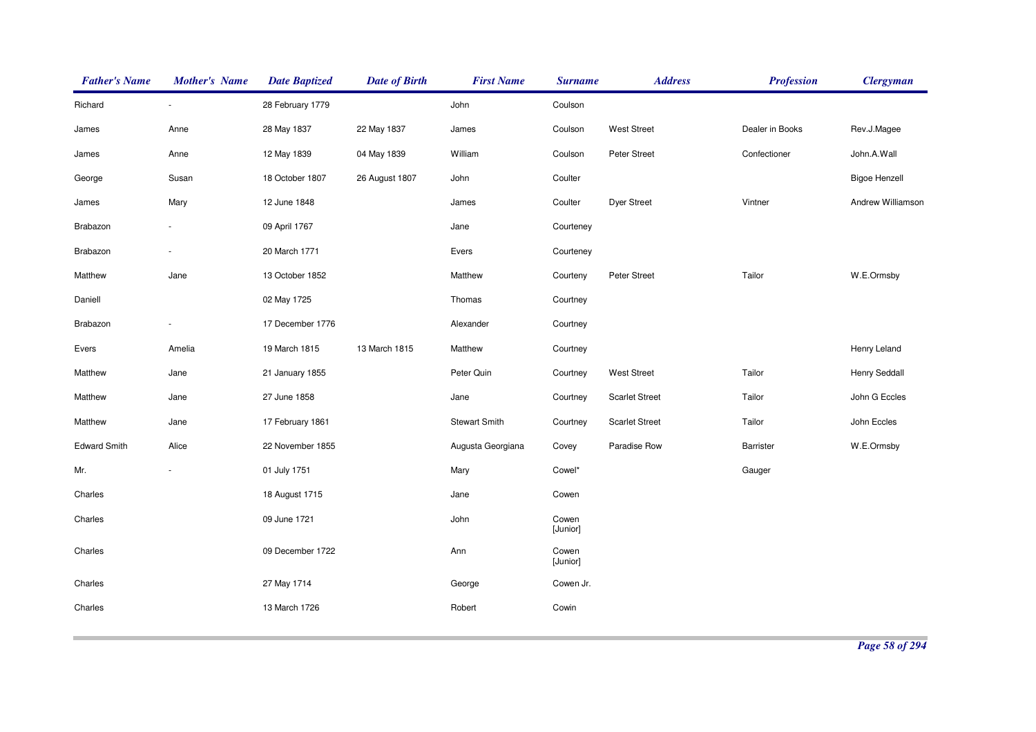| Father's Name | Mother's Name | Date Baptized | Date of Birth | First Name | Surname | Address | Profession | Clergyman |
|---|---|---|---|---|---|---|---|---|
| Richard | - | 28 February 1779 | | John | Coulson | | | |
| James | Anne | 28 May 1837 | 22 May 1837 | James | Coulson | West Street | Dealer in Books | Rev.J.Magee |
| James | Anne | 12 May 1839 | 04 May 1839 | William | Coulson | Peter Street | Confectioner | John.A.Wall |
| George | Susan | 18 October 1807 | 26 August 1807 | John | Coulter | | | Bigoe Henzell |
| James | Mary | 12 June 1848 | | James | Coulter | Dyer Street | Vintner | Andrew Williamson |
| Brabazon | - | 09 April 1767 | | Jane | Courteney | | | |
| Brabazon | - | 20 March 1771 | | Evers | Courteney | | | |
| Matthew | Jane | 13 October 1852 | | Matthew | Courteny | Peter Street | Tailor | W.E.Ormsby |
| Daniell | | 02 May 1725 | | Thomas | Courtney | | | |
| Brabazon | - | 17 December 1776 | | Alexander | Courtney | | | |
| Evers | Amelia | 19 March 1815 | 13 March 1815 | Matthew | Courtney | | | Henry Leland |
| Matthew | Jane | 21 January 1855 | | Peter Quin | Courtney | West Street | Tailor | Henry Seddall |
| Matthew | Jane | 27 June 1858 | | Jane | Courtney | Scarlet Street | Tailor | John G Eccles |
| Matthew | Jane | 17 February 1861 | | Stewart Smith | Courtney | Scarlet Street | Tailor | John Eccles |
| Edward Smith | Alice | 22 November 1855 | | Augusta Georgiana | Covey | Paradise Row | Barrister | W.E.Ormsby |
| Mr. | - | 01 July 1751 | | Mary | Cowel* | | Gauger | |
| Charles | | 18 August 1715 | | Jane | Cowen | | | |
| Charles | | 09 June 1721 | | John | Cowen [Junior] | | | |
| Charles | | 09 December 1722 | | Ann | Cowen [Junior] | | | |
| Charles | | 27 May 1714 | | George | Cowen Jr. | | | |
| Charles | | 13 March 1726 | | Robert | Cowin | | | |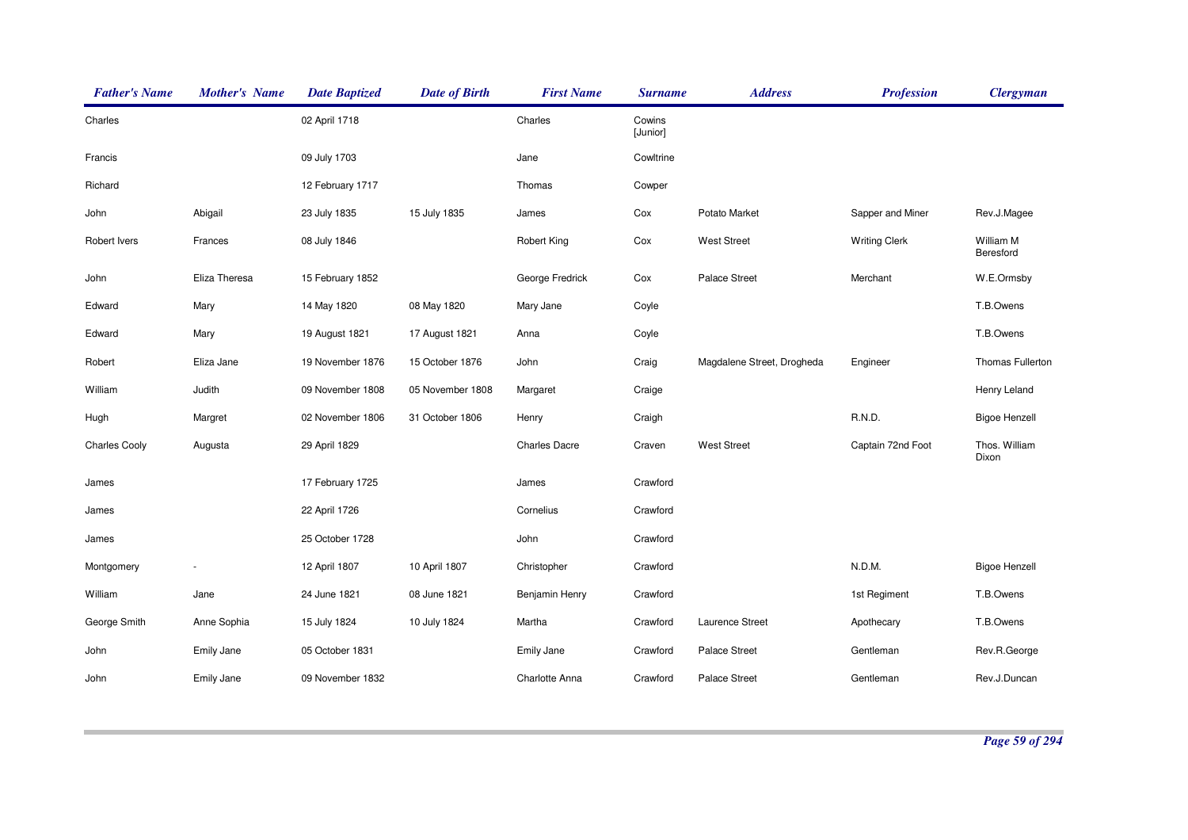| *Father's Name* | *Mother's Name* | *Date Baptized* | *Date of Birth* | *First Name* | *Surname* | *Address* | *Profession* | *Clergyman* |
|---|---|---|---|---|---|---|---|---|
| Charles | | 02 April 1718 | | Charles | Cowins [Junior] | | | |
| Francis | | 09 July 1703 | | Jane | Cowltrine | | | |
| Richard | | 12 February 1717 | | Thomas | Cowper | | | |
| John | Abigail | 23 July 1835 | 15 July 1835 | James | Cox | Potato Market | Sapper and Miner | Rev.J.Magee |
| Robert Ivers | Frances | 08 July 1846 | | Robert King | Cox | West Street | Writing Clerk | William M Beresford |
| John | Eliza Theresa | 15 February 1852 | | George Fredrick | Cox | Palace Street | Merchant | W.E.Ormsby |
| Edward | Mary | 14 May 1820 | 08 May 1820 | Mary Jane | Coyle | | | T.B.Owens |
| Edward | Mary | 19 August 1821 | 17 August 1821 | Anna | Coyle | | | T.B.Owens |
| Robert | Eliza Jane | 19 November 1876 | 15 October 1876 | John | Craig | Magdalene Street, Drogheda | Engineer | Thomas Fullerton |
| William | Judith | 09 November 1808 | 05 November 1808 | Margaret | Craige | | | Henry Leland |
| Hugh | Margret | 02 November 1806 | 31 October 1806 | Henry | Craigh | | R.N.D. | Bigoe Henzell |
| Charles Cooly | Augusta | 29 April 1829 | | Charles Dacre | Craven | West Street | Captain 72nd Foot | Thos. William Dixon |
| James | | 17 February 1725 | | James | Crawford | | | |
| James | | 22 April 1726 | | Cornelius | Crawford | | | |
| James | | 25 October 1728 | | John | Crawford | | | |
| Montgomery | - | 12 April 1807 | 10 April 1807 | Christopher | Crawford | | N.D.M. | Bigoe Henzell |
| William | Jane | 24 June 1821 | 08 June 1821 | Benjamin Henry | Crawford | | 1st Regiment | T.B.Owens |
| George Smith | Anne Sophia | 15 July 1824 | 10 July 1824 | Martha | Crawford | Laurence Street | Apothecary | T.B.Owens |
| John | Emily Jane | 05 October 1831 | | Emily Jane | Crawford | Palace Street | Gentleman | Rev.R.George |
| John | Emily Jane | 09 November 1832 | | Charlotte Anna | Crawford | Palace Street | Gentleman | Rev.J.Duncan |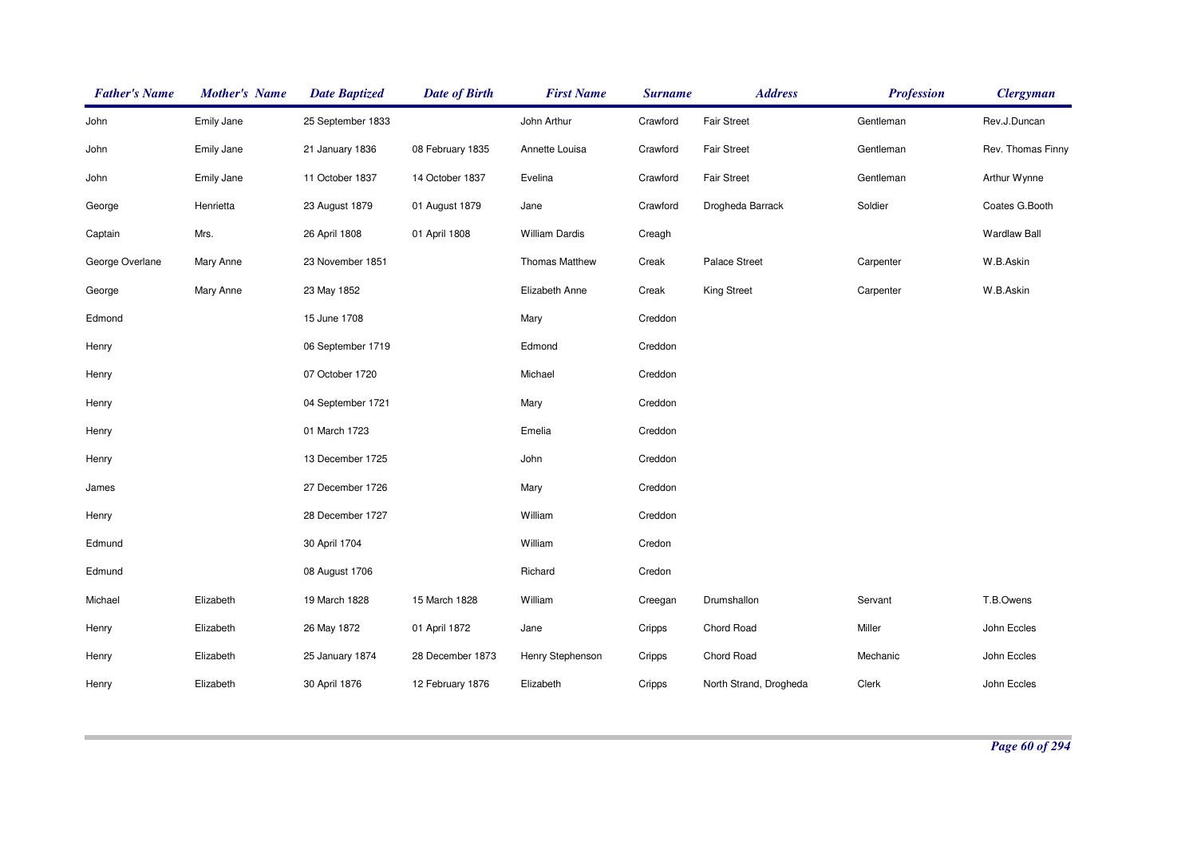| Father's Name | Mother's Name | Date Baptized | Date of Birth | First Name | Surname | Address | Profession | Clergyman |
|---|---|---|---|---|---|---|---|---|
| John | Emily Jane | 25 September 1833 | | John Arthur | Crawford | Fair Street | Gentleman | Rev.J.Duncan |
| John | Emily Jane | 21 January 1836 | 08 February 1835 | Annette Louisa | Crawford | Fair Street | Gentleman | Rev. Thomas Finny |
| John | Emily Jane | 11 October 1837 | 14 October 1837 | Evelina | Crawford | Fair Street | Gentleman | Arthur Wynne |
| George | Henrietta | 23 August 1879 | 01 August 1879 | Jane | Crawford | Drogheda Barrack | Soldier | Coates G.Booth |
| Captain | Mrs. | 26 April 1808 | 01 April 1808 | William Dardis | Creagh | | | Wardlaw Ball |
| George Overlane | Mary Anne | 23 November 1851 | | Thomas Matthew | Creak | Palace Street | Carpenter | W.B.Askin |
| George | Mary Anne | 23 May 1852 | | Elizabeth Anne | Creak | King Street | Carpenter | W.B.Askin |
| Edmond | | 15 June 1708 | | Mary | Creddon | | | |
| Henry | | 06 September 1719 | | Edmond | Creddon | | | |
| Henry | | 07 October 1720 | | Michael | Creddon | | | |
| Henry | | 04 September 1721 | | Mary | Creddon | | | |
| Henry | | 01 March 1723 | | Emelia | Creddon | | | |
| Henry | | 13 December 1725 | | John | Creddon | | | |
| James | | 27 December 1726 | | Mary | Creddon | | | |
| Henry | | 28 December 1727 | | William | Creddon | | | |
| Edmund | | 30 April 1704 | | William | Credon | | | |
| Edmund | | 08 August 1706 | | Richard | Credon | | | |
| Michael | Elizabeth | 19 March 1828 | 15 March 1828 | William | Creegan | Drumshallon | Servant | T.B.Owens |
| Henry | Elizabeth | 26 May 1872 | 01 April 1872 | Jane | Cripps | Chord Road | Miller | John Eccles |
| Henry | Elizabeth | 25 January 1874 | 28 December 1873 | Henry Stephenson | Cripps | Chord Road | Mechanic | John Eccles |
| Henry | Elizabeth | 30 April 1876 | 12 February 1876 | Elizabeth | Cripps | North Strand, Drogheda | Clerk | John Eccles |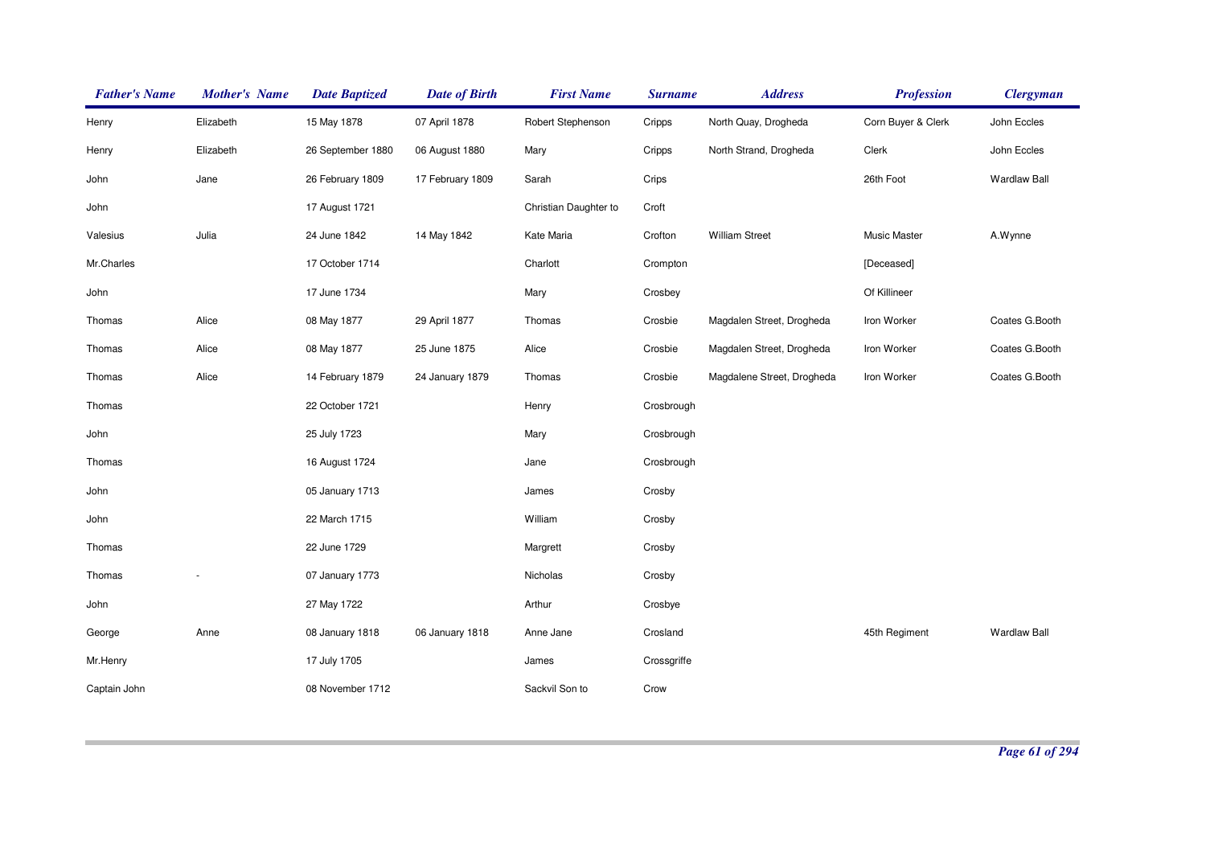| Father's Name | Mother's Name | Date Baptized | Date of Birth | First Name | Surname | Address | Profession | Clergyman |
|---|---|---|---|---|---|---|---|---|
| Henry | Elizabeth | 15 May 1878 | 07 April 1878 | Robert Stephenson | Cripps | North Quay, Drogheda | Corn Buyer & Clerk | John Eccles |
| Henry | Elizabeth | 26 September 1880 | 06 August 1880 | Mary | Cripps | North Strand, Drogheda | Clerk | John Eccles |
| John | Jane | 26 February 1809 | 17 February 1809 | Sarah | Crips | | 26th Foot | Wardlaw Ball |
| John | | 17 August 1721 | | Christian Daughter to | Croft | | | |
| Valesius | Julia | 24 June 1842 | 14 May 1842 | Kate Maria | Crofton | William Street | Music Master | A.Wynne |
| Mr.Charles | | 17 October 1714 | | Charlott | Crompton | | [Deceased] | |
| John | | 17 June 1734 | | Mary | Crosbey | | Of Killineer | |
| Thomas | Alice | 08 May 1877 | 29 April 1877 | Thomas | Crosbie | Magdalen Street, Drogheda | Iron Worker | Coates G.Booth |
| Thomas | Alice | 08 May 1877 | 25 June 1875 | Alice | Crosbie | Magdalen Street, Drogheda | Iron Worker | Coates G.Booth |
| Thomas | Alice | 14 February 1879 | 24 January 1879 | Thomas | Crosbie | Magdalene Street, Drogheda | Iron Worker | Coates G.Booth |
| Thomas | | 22 October 1721 | | Henry | Crosbrough | | | |
| John | | 25 July 1723 | | Mary | Crosbrough | | | |
| Thomas | | 16 August 1724 | | Jane | Crosbrough | | | |
| John | | 05 January 1713 | | James | Crosby | | | |
| John | | 22 March 1715 | | William | Crosby | | | |
| Thomas | | 22 June 1729 | | Margrett | Crosby | | | |
| Thomas | - | 07 January 1773 | | Nicholas | Crosby | | | |
| John | | 27 May 1722 | | Arthur | Crosbye | | | |
| George | Anne | 08 January 1818 | 06 January 1818 | Anne Jane | Crosland | | 45th Regiment | Wardlaw Ball |
| Mr.Henry | | 17 July 1705 | | James | Crossgriffe | | | |
| Captain John | | 08 November 1712 | | Sackvil Son to | Crow | | | |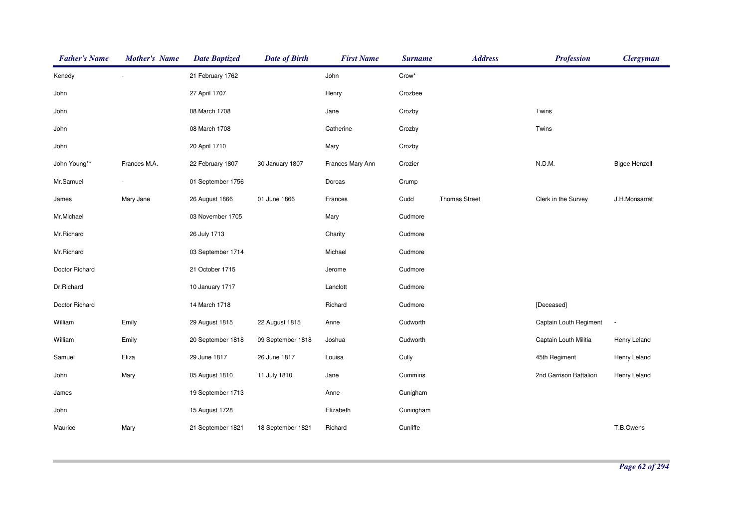| *Father's Name* | *Mother's Name* | *Date Baptized* | *Date of Birth* | *First Name* | *Surname* | *Address* | *Profession* | *Clergyman* |
|---|---|---|---|---|---|---|---|---|
| Kenedy | - | 21 February 1762 | | John | Crow* | | | |
| John | | 27 April 1707 | | Henry | Crozbee | | | |
| John | | 08 March 1708 | | Jane | Crozby | | Twins | |
| John | | 08 March 1708 | | Catherine | Crozby | | Twins | |
| John | | 20 April 1710 | | Mary | Crozby | | | |
| John Young** | Frances M.A. | 22 February 1807 | 30 January 1807 | Frances Mary Ann | Crozier | | N.D.M. | Bigoe Henzell |
| Mr.Samuel | - | 01 September 1756 | | Dorcas | Crump | | | |
| James | Mary Jane | 26 August 1866 | 01 June 1866 | Frances | Cudd | Thomas Street | Clerk in the Survey | J.H.Monsarrat |
| Mr.Michael | | 03 November 1705 | | Mary | Cudmore | | | |
| Mr.Richard | | 26 July 1713 | | Charity | Cudmore | | | |
| Mr.Richard | | 03 September 1714 | | Michael | Cudmore | | | |
| Doctor Richard | | 21 October 1715 | | Jerome | Cudmore | | | |
| Dr.Richard | | 10 January 1717 | | Lanclott | Cudmore | | | |
| Doctor Richard | | 14 March 1718 | | Richard | Cudmore | | [Deceased] | |
| William | Emily | 29 August 1815 | 22 August 1815 | Anne | Cudworth | | Captain Louth Regiment | - |
| William | Emily | 20 September 1818 | 09 September 1818 | Joshua | Cudworth | | Captain Louth Militia | Henry Leland |
| Samuel | Eliza | 29 June 1817 | 26 June 1817 | Louisa | Cully | | 45th Regiment | Henry Leland |
| John | Mary | 05 August 1810 | 11 July 1810 | Jane | Cummins | | 2nd Garrison Battalion | Henry Leland |
| James | | 19 September 1713 | | Anne | Cunigham | | | |
| John | | 15 August 1728 | | Elizabeth | Cuningham | | | |
| Maurice | Mary | 21 September 1821 | 18 September 1821 | Richard | Cunliffe | | | T.B.Owens |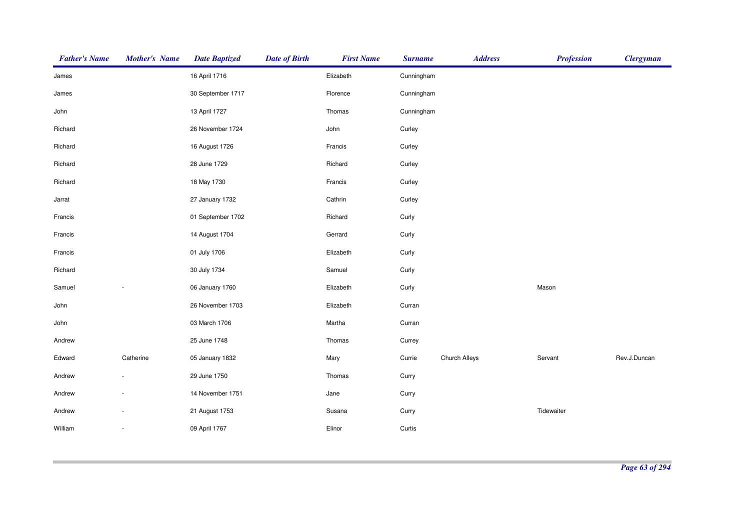| Father's Name | Mother's Name | Date Baptized | Date of Birth | First Name | Surname | Address | Profession | Clergyman |
|---|---|---|---|---|---|---|---|---|
| James | | 16 April 1716 | | Elizabeth | Cunningham | | | |
| James | | 30 September 1717 | | Florence | Cunningham | | | |
| John | | 13 April 1727 | | Thomas | Cunningham | | | |
| Richard | | 26 November 1724 | | John | Curley | | | |
| Richard | | 16 August 1726 | | Francis | Curley | | | |
| Richard | | 28 June 1729 | | Richard | Curley | | | |
| Richard | | 18 May 1730 | | Francis | Curley | | | |
| Jarrat | | 27 January 1732 | | Cathrin | Curley | | | |
| Francis | | 01 September 1702 | | Richard | Curly | | | |
| Francis | | 14 August 1704 | | Gerrard | Curly | | | |
| Francis | | 01 July 1706 | | Elizabeth | Curly | | | |
| Richard | | 30 July 1734 | | Samuel | Curly | | | |
| Samuel | - | 06 January 1760 | | Elizabeth | Curly | | Mason | |
| John | | 26 November 1703 | | Elizabeth | Curran | | | |
| John | | 03 March 1706 | | Martha | Curran | | | |
| Andrew | | 25 June 1748 | | Thomas | Currey | | | |
| Edward | Catherine | 05 January 1832 | | Mary | Currie | Church Alleys | Servant | Rev.J.Duncan |
| Andrew | - | 29 June 1750 | | Thomas | Curry | | | |
| Andrew | - | 14 November 1751 | | Jane | Curry | | | |
| Andrew | - | 21 August 1753 | | Susana | Curry | | Tidewaiter | |
| William | - | 09 April 1767 | | Elinor | Curtis | | | |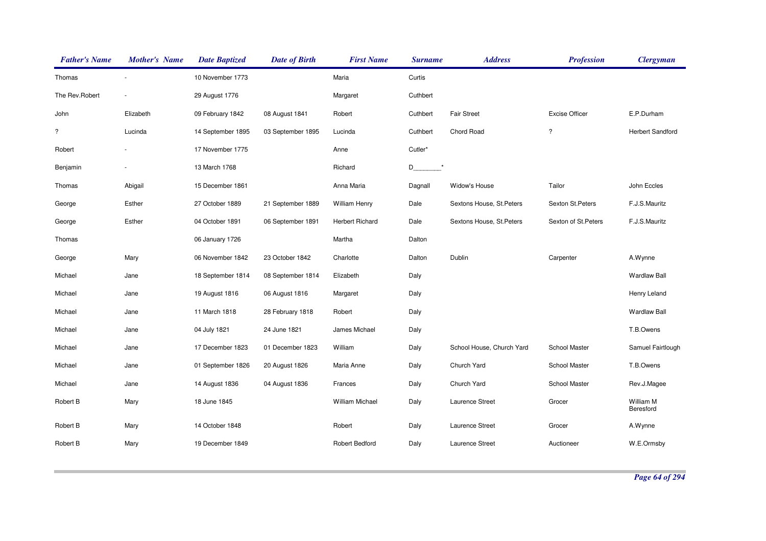| Father's Name | Mother's Name | Date Baptized | Date of Birth | First Name | Surname | Address | Profession | Clergyman |
|---|---|---|---|---|---|---|---|---|
| Thomas | - | 10 November 1773 | | Maria | Curtis | | | |
| The Rev.Robert | - | 29 August 1776 | | Margaret | Cuthbert | | | |
| John | Elizabeth | 09 February 1842 | 08 August 1841 | Robert | Cuthbert | Fair Street | Excise Officer | E.P.Durham |
| ? | Lucinda | 14 September 1895 | 03 September 1895 | Lucinda | Cuthbert | Chord Road | ? | Herbert Sandford |
| Robert | - | 17 November 1775 | | Anne | Cutler* | | | |
| Benjamin | - | 13 March 1768 | | Richard | D_______* | | | |
| Thomas | Abigail | 15 December 1861 | | Anna Maria | Dagnall | Widow's House | Tailor | John Eccles |
| George | Esther | 27 October 1889 | 21 September 1889 | William Henry | Dale | Sextons House, St.Peters | Sexton St.Peters | F.J.S.Mauritz |
| George | Esther | 04 October 1891 | 06 September 1891 | Herbert Richard | Dale | Sextons House, St.Peters | Sexton of St.Peters | F.J.S.Mauritz |
| Thomas | | 06 January 1726 | | Martha | Dalton | | | |
| George | Mary | 06 November 1842 | 23 October 1842 | Charlotte | Dalton | Dublin | Carpenter | A.Wynne |
| Michael | Jane | 18 September 1814 | 08 September 1814 | Elizabeth | Daly | | | Wardlaw Ball |
| Michael | Jane | 19 August 1816 | 06 August 1816 | Margaret | Daly | | | Henry Leland |
| Michael | Jane | 11 March 1818 | 28 February 1818 | Robert | Daly | | | Wardlaw Ball |
| Michael | Jane | 04 July 1821 | 24 June 1821 | James Michael | Daly | | | T.B.Owens |
| Michael | Jane | 17 December 1823 | 01 December 1823 | William | Daly | School House, Church Yard | School Master | Samuel Fairtlough |
| Michael | Jane | 01 September 1826 | 20 August 1826 | Maria Anne | Daly | Church Yard | School Master | T.B.Owens |
| Michael | Jane | 14 August 1836 | 04 August 1836 | Frances | Daly | Church Yard | School Master | Rev.J.Magee |
| Robert B | Mary | 18 June 1845 | | William Michael | Daly | Laurence Street | Grocer | William M Beresford |
| Robert B | Mary | 14 October 1848 | | Robert | Daly | Laurence Street | Grocer | A.Wynne |
| Robert B | Mary | 19 December 1849 | | Robert Bedford | Daly | Laurence Street | Auctioneer | W.E.Ormsby |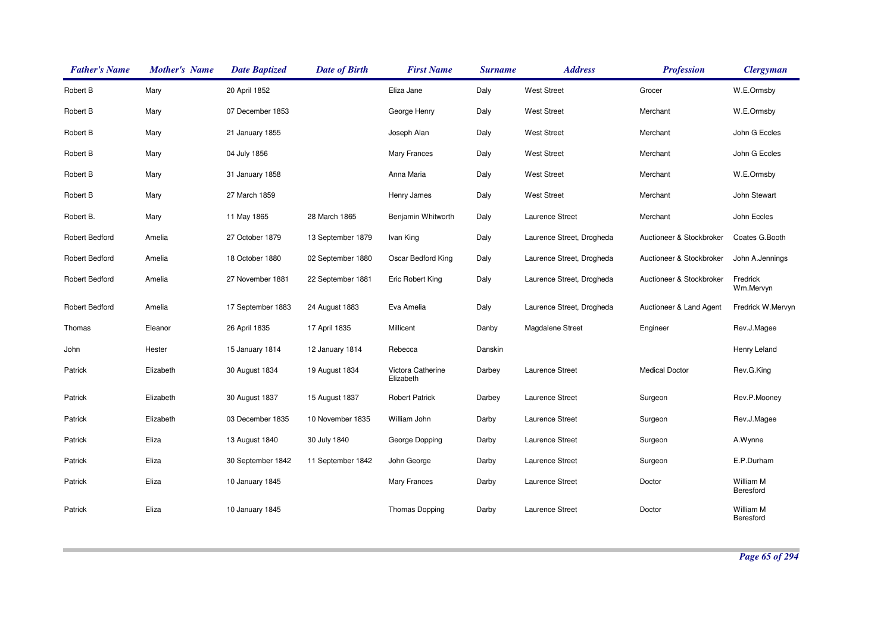| Father's Name | Mother's Name | Date Baptized | Date of Birth | First Name | Surname | Address | Profession | Clergyman |
|---|---|---|---|---|---|---|---|---|
| Robert B | Mary | 20 April 1852 | | Eliza Jane | Daly | West Street | Grocer | W.E.Ormsby |
| Robert B | Mary | 07 December 1853 | | George Henry | Daly | West Street | Merchant | W.E.Ormsby |
| Robert B | Mary | 21 January 1855 | | Joseph Alan | Daly | West Street | Merchant | John G Eccles |
| Robert B | Mary | 04 July 1856 | | Mary Frances | Daly | West Street | Merchant | John G Eccles |
| Robert B | Mary | 31 January 1858 | | Anna Maria | Daly | West Street | Merchant | W.E.Ormsby |
| Robert B | Mary | 27 March 1859 | | Henry James | Daly | West Street | Merchant | John Stewart |
| Robert B. | Mary | 11 May 1865 | 28 March 1865 | Benjamin Whitworth | Daly | Laurence Street | Merchant | John Eccles |
| Robert Bedford | Amelia | 27 October 1879 | 13 September 1879 | Ivan King | Daly | Laurence Street, Drogheda | Auctioneer & Stockbroker | Coates G.Booth |
| Robert Bedford | Amelia | 18 October 1880 | 02 September 1880 | Oscar Bedford King | Daly | Laurence Street, Drogheda | Auctioneer & Stockbroker | John A.Jennings |
| Robert Bedford | Amelia | 27 November 1881 | 22 September 1881 | Eric Robert King | Daly | Laurence Street, Drogheda | Auctioneer & Stockbroker | Fredrick Wm.Mervyn |
| Robert Bedford | Amelia | 17 September 1883 | 24 August 1883 | Eva Amelia | Daly | Laurence Street, Drogheda | Auctioneer & Land Agent | Fredrick W.Mervyn |
| Thomas | Eleanor | 26 April 1835 | 17 April 1835 | Millicent | Danby | Magdalene Street | Engineer | Rev.J.Magee |
| John | Hester | 15 January 1814 | 12 January 1814 | Rebecca | Danskin | | | Henry Leland |
| Patrick | Elizabeth | 30 August 1834 | 19 August 1834 | Victora Catherine Elizabeth | Darbey | Laurence Street | Medical Doctor | Rev.G.King |
| Patrick | Elizabeth | 30 August 1837 | 15 August 1837 | Robert Patrick | Darbey | Laurence Street | Surgeon | Rev.P.Mooney |
| Patrick | Elizabeth | 03 December 1835 | 10 November 1835 | William John | Darby | Laurence Street | Surgeon | Rev.J.Magee |
| Patrick | Eliza | 13 August 1840 | 30 July 1840 | George Dopping | Darby | Laurence Street | Surgeon | A.Wynne |
| Patrick | Eliza | 30 September 1842 | 11 September 1842 | John George | Darby | Laurence Street | Surgeon | E.P.Durham |
| Patrick | Eliza | 10 January 1845 | | Mary Frances | Darby | Laurence Street | Doctor | William M Beresford |
| Patrick | Eliza | 10 January 1845 | | Thomas Dopping | Darby | Laurence Street | Doctor | William M Beresford |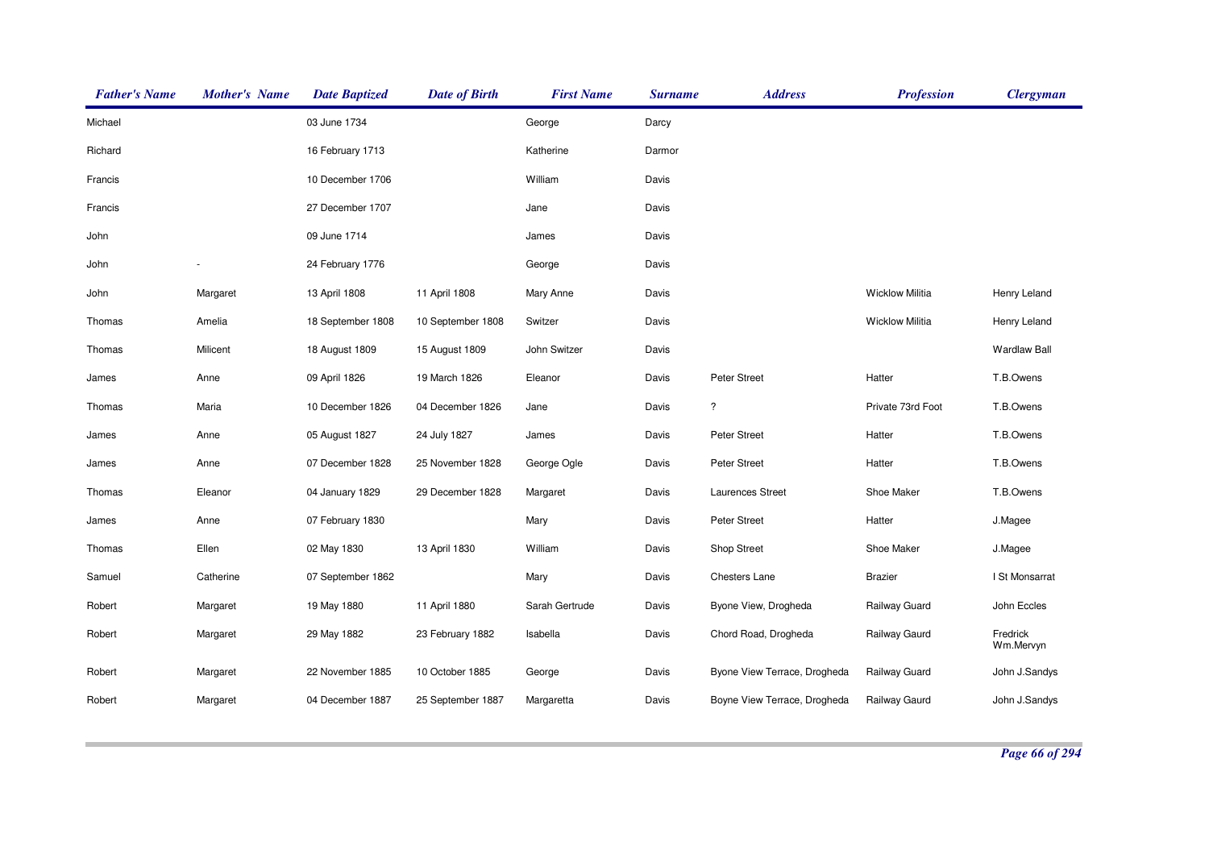| Father's Name | Mother's Name | Date Baptized | Date of Birth | First Name | Surname | Address | Profession | Clergyman |
|---|---|---|---|---|---|---|---|---|
| Michael | | 03 June 1734 | | George | Darcy | | | |
| Richard | | 16 February 1713 | | Katherine | Darmor | | | |
| Francis | | 10 December 1706 | | William | Davis | | | |
| Francis | | 27 December 1707 | | Jane | Davis | | | |
| John | | 09 June 1714 | | James | Davis | | | |
| John | - | 24 February 1776 | | George | Davis | | | |
| John | Margaret | 13 April 1808 | 11 April 1808 | Mary Anne | Davis | | Wicklow Militia | Henry Leland |
| Thomas | Amelia | 18 September 1808 | 10 September 1808 | Switzer | Davis | | Wicklow Militia | Henry Leland |
| Thomas | Milicent | 18 August 1809 | 15 August 1809 | John Switzer | Davis | | | Wardlaw Ball |
| James | Anne | 09 April 1826 | 19 March 1826 | Eleanor | Davis | Peter Street | Hatter | T.B.Owens |
| Thomas | Maria | 10 December 1826 | 04 December 1826 | Jane | Davis | ? | Private 73rd Foot | T.B.Owens |
| James | Anne | 05 August 1827 | 24 July 1827 | James | Davis | Peter Street | Hatter | T.B.Owens |
| James | Anne | 07 December 1828 | 25 November 1828 | George Ogle | Davis | Peter Street | Hatter | T.B.Owens |
| Thomas | Eleanor | 04 January 1829 | 29 December 1828 | Margaret | Davis | Laurences Street | Shoe Maker | T.B.Owens |
| James | Anne | 07 February 1830 | | Mary | Davis | Peter Street | Hatter | J.Magee |
| Thomas | Ellen | 02 May 1830 | 13 April 1830 | William | Davis | Shop Street | Shoe Maker | J.Magee |
| Samuel | Catherine | 07 September 1862 | | Mary | Davis | Chesters Lane | Brazier | I St Monsarrat |
| Robert | Margaret | 19 May 1880 | 11 April 1880 | Sarah Gertrude | Davis | Byone View, Drogheda | Railway Guard | John Eccles |
| Robert | Margaret | 29 May 1882 | 23 February 1882 | Isabella | Davis | Chord Road, Drogheda | Railway Gaurd | Fredrick Wm.Mervyn |
| Robert | Margaret | 22 November 1885 | 10 October 1885 | George | Davis | Byone View Terrace, Drogheda | Railway Guard | John J.Sandys |
| Robert | Margaret | 04 December 1887 | 25 September 1887 | Margaretta | Davis | Boyne View Terrace, Drogheda | Railway Gaurd | John J.Sandys |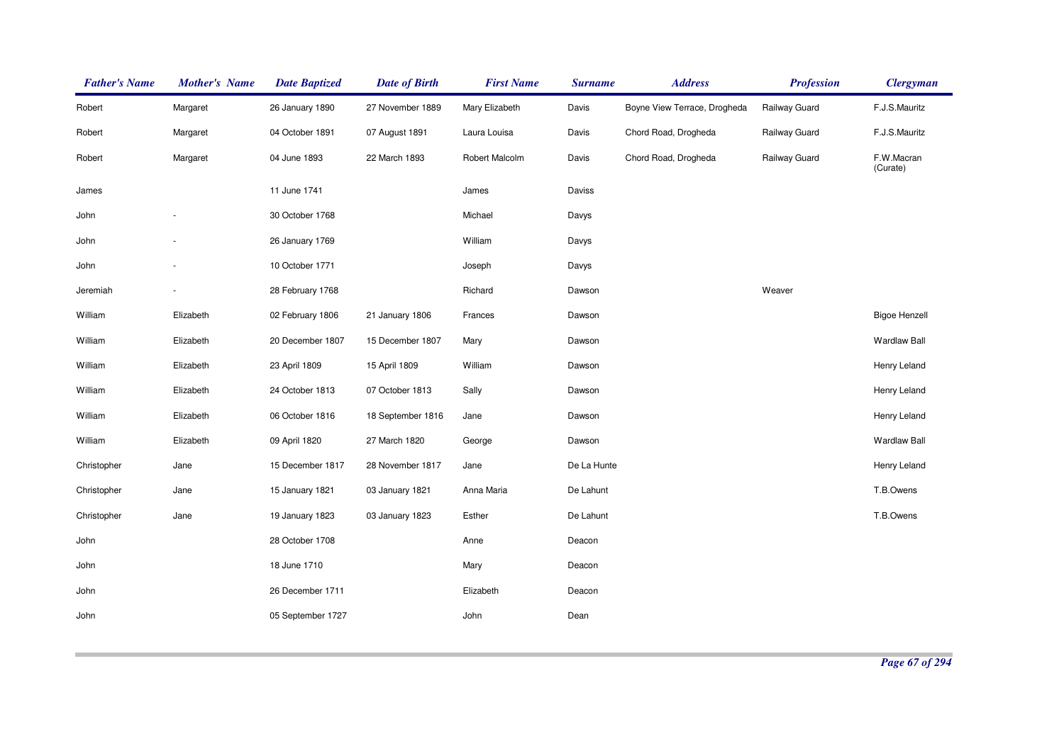| Father's Name | Mother's Name | Date Baptized | Date of Birth | First Name | Surname | Address | Profession | Clergyman |
|---|---|---|---|---|---|---|---|---|
| Robert | Margaret | 26 January 1890 | 27 November 1889 | Mary Elizabeth | Davis | Boyne View Terrace, Drogheda | Railway Guard | F.J.S.Mauritz |
| Robert | Margaret | 04 October 1891 | 07 August 1891 | Laura Louisa | Davis | Chord Road, Drogheda | Railway Guard | F.J.S.Mauritz |
| Robert | Margaret | 04 June 1893 | 22 March 1893 | Robert Malcolm | Davis | Chord Road, Drogheda | Railway Guard | F.W.Macran (Curate) |
| James | | 11 June 1741 | | James | Daviss | | | |
| John | - | 30 October 1768 | | Michael | Davys | | | |
| John | - | 26 January 1769 | | William | Davys | | | |
| John | - | 10 October 1771 | | Joseph | Davys | | | |
| Jeremiah | - | 28 February 1768 | | Richard | Dawson | | Weaver | |
| William | Elizabeth | 02 February 1806 | 21 January 1806 | Frances | Dawson | | | Bigoe Henzell |
| William | Elizabeth | 20 December 1807 | 15 December 1807 | Mary | Dawson | | | Wardlaw Ball |
| William | Elizabeth | 23 April 1809 | 15 April 1809 | William | Dawson | | | Henry Leland |
| William | Elizabeth | 24 October 1813 | 07 October 1813 | Sally | Dawson | | | Henry Leland |
| William | Elizabeth | 06 October 1816 | 18 September 1816 | Jane | Dawson | | | Henry Leland |
| William | Elizabeth | 09 April 1820 | 27 March 1820 | George | Dawson | | | Wardlaw Ball |
| Christopher | Jane | 15 December 1817 | 28 November 1817 | Jane | De La Hunte | | | Henry Leland |
| Christopher | Jane | 15 January 1821 | 03 January 1821 | Anna Maria | De Lahunt | | | T.B.Owens |
| Christopher | Jane | 19 January 1823 | 03 January 1823 | Esther | De Lahunt | | | T.B.Owens |
| John | | 28 October 1708 | | Anne | Deacon | | | |
| John | | 18 June 1710 | | Mary | Deacon | | | |
| John | | 26 December 1711 | | Elizabeth | Deacon | | | |
| John | | 05 September 1727 | | John | Dean | | | |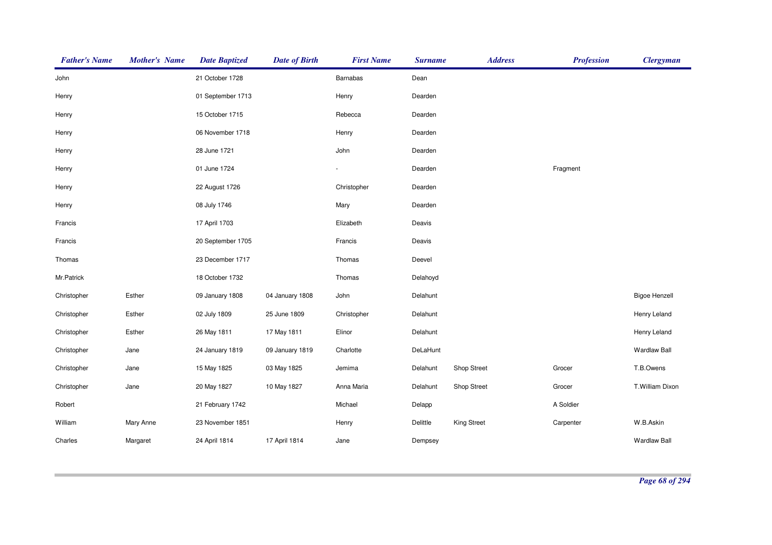| Father's Name | Mother's Name | Date Baptized | Date of Birth | First Name | Surname | Address | Profession | Clergyman |
|---|---|---|---|---|---|---|---|---|
| John | | 21 October 1728 | | Barnabas | Dean | | | |
| Henry | | 01 September 1713 | | Henry | Dearden | | | |
| Henry | | 15 October 1715 | | Rebecca | Dearden | | | |
| Henry | | 06 November 1718 | | Henry | Dearden | | | |
| Henry | | 28 June 1721 | | John | Dearden | | | |
| Henry | | 01 June 1724 | | - | Dearden | | Fragment | |
| Henry | | 22 August 1726 | | Christopher | Dearden | | | |
| Henry | | 08 July 1746 | | Mary | Dearden | | | |
| Francis | | 17 April 1703 | | Elizabeth | Deavis | | | |
| Francis | | 20 September 1705 | | Francis | Deavis | | | |
| Thomas | | 23 December 1717 | | Thomas | Deevel | | | |
| Mr.Patrick | | 18 October 1732 | | Thomas | Delahoyd | | | |
| Christopher | Esther | 09 January 1808 | 04 January 1808 | John | Delahunt | | | Bigoe Henzell |
| Christopher | Esther | 02 July 1809 | 25 June 1809 | Christopher | Delahunt | | | Henry Leland |
| Christopher | Esther | 26 May 1811 | 17 May 1811 | Elinor | Delahunt | | | Henry Leland |
| Christopher | Jane | 24 January 1819 | 09 January 1819 | Charlotte | DeLaHunt | | | Wardlaw Ball |
| Christopher | Jane | 15 May 1825 | 03 May 1825 | Jemima | Delahunt | Shop Street | Grocer | T.B.Owens |
| Christopher | Jane | 20 May 1827 | 10 May 1827 | Anna Maria | Delahunt | Shop Street | Grocer | T.William Dixon |
| Robert | | 21 February 1742 | | Michael | Delapp | | A Soldier | |
| William | Mary Anne | 23 November 1851 | | Henry | Delittle | King Street | Carpenter | W.B.Askin |
| Charles | Margaret | 24 April 1814 | 17 April 1814 | Jane | Dempsey | | | Wardlaw Ball |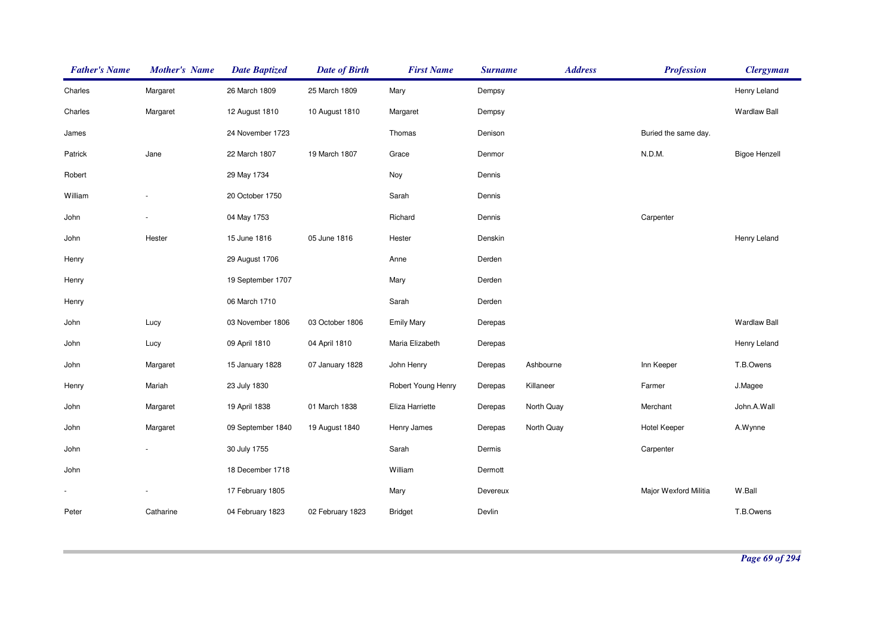| Father's Name | Mother's Name | Date Baptized | Date of Birth | First Name | Surname | Address | Profession | Clergyman |
|---|---|---|---|---|---|---|---|---|
| Charles | Margaret | 26 March 1809 | 25 March 1809 | Mary | Dempsy | | | Henry Leland |
| Charles | Margaret | 12 August 1810 | 10 August 1810 | Margaret | Dempsy | | | Wardlaw Ball |
| James | | 24 November 1723 | | Thomas | Denison | | Buried the same day. | |
| Patrick | Jane | 22 March 1807 | 19 March 1807 | Grace | Denmor | | N.D.M. | Bigoe Henzell |
| Robert | | 29 May 1734 | | Noy | Dennis | | | |
| William | - | 20 October 1750 | | Sarah | Dennis | | | |
| John | - | 04 May 1753 | | Richard | Dennis | | Carpenter | |
| John | Hester | 15 June 1816 | 05 June 1816 | Hester | Denskin | | | Henry Leland |
| Henry | | 29 August 1706 | | Anne | Derden | | | |
| Henry | | 19 September 1707 | | Mary | Derden | | | |
| Henry | | 06 March 1710 | | Sarah | Derden | | | |
| John | Lucy | 03 November 1806 | 03 October 1806 | Emily Mary | Derepas | | | Wardlaw Ball |
| John | Lucy | 09 April 1810 | 04 April 1810 | Maria Elizabeth | Derepas | | | Henry Leland |
| John | Margaret | 15 January 1828 | 07 January 1828 | John Henry | Derepas | Ashbourne | Inn Keeper | T.B.Owens |
| Henry | Mariah | 23 July 1830 | | Robert Young Henry | Derepas | Killaneer | Farmer | J.Magee |
| John | Margaret | 19 April 1838 | 01 March 1838 | Eliza Harriette | Derepas | North Quay | Merchant | John.A.Wall |
| John | Margaret | 09 September 1840 | 19 August 1840 | Henry James | Derepas | North Quay | Hotel Keeper | A.Wynne |
| John | - | 30 July 1755 | | Sarah | Dermis | | Carpenter | |
| John | | 18 December 1718 | | William | Dermott | | | |
| - | - | 17 February 1805 | | Mary | Devereux | | Major Wexford Militia | W.Ball |
| Peter | Catharine | 04 February 1823 | 02 February 1823 | Bridget | Devlin | | | T.B.Owens |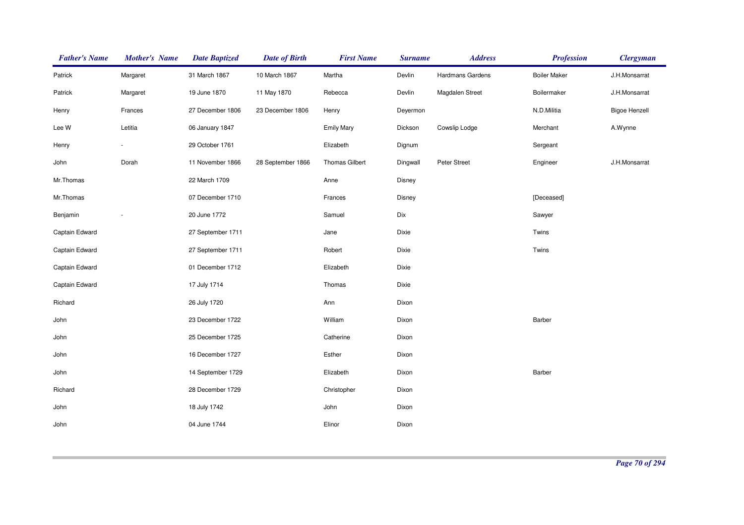| Father's Name | Mother's Name | Date Baptized | Date of Birth | First Name | Surname | Address | Profession | Clergyman |
|---|---|---|---|---|---|---|---|---|
| Patrick | Margaret | 31 March 1867 | 10 March 1867 | Martha | Devlin | Hardmans Gardens | Boiler Maker | J.H.Monsarrat |
| Patrick | Margaret | 19 June 1870 | 11 May 1870 | Rebecca | Devlin | Magdalen Street | Boilermaker | J.H.Monsarrat |
| Henry | Frances | 27 December 1806 | 23 December 1806 | Henry | Deyermon | | N.D.Militia | Bigoe Henzell |
| Lee W | Letitia | 06 January 1847 | | Emily Mary | Dickson | Cowslip Lodge | Merchant | A.Wynne |
| Henry | - | 29 October 1761 | | Elizabeth | Dignum | | Sergeant | |
| John | Dorah | 11 November 1866 | 28 September 1866 | Thomas Gilbert | Dingwall | Peter Street | Engineer | J.H.Monsarrat |
| Mr.Thomas | | 22 March 1709 | | Anne | Disney | | | |
| Mr.Thomas | | 07 December 1710 | | Frances | Disney | | [Deceased] | |
| Benjamin | - | 20 June 1772 | | Samuel | Dix | | Sawyer | |
| Captain Edward | | 27 September 1711 | | Jane | Dixie | | Twins | |
| Captain Edward | | 27 September 1711 | | Robert | Dixie | | Twins | |
| Captain Edward | | 01 December 1712 | | Elizabeth | Dixie | | | |
| Captain Edward | | 17 July 1714 | | Thomas | Dixie | | | |
| Richard | | 26 July 1720 | | Ann | Dixon | | | |
| John | | 23 December 1722 | | William | Dixon | | Barber | |
| John | | 25 December 1725 | | Catherine | Dixon | | | |
| John | | 16 December 1727 | | Esther | Dixon | | | |
| John | | 14 September 1729 | | Elizabeth | Dixon | | Barber | |
| Richard | | 28 December 1729 | | Christopher | Dixon | | | |
| John | | 18 July 1742 | | John | Dixon | | | |
| John | | 04 June 1744 | | Elinor | Dixon | | | |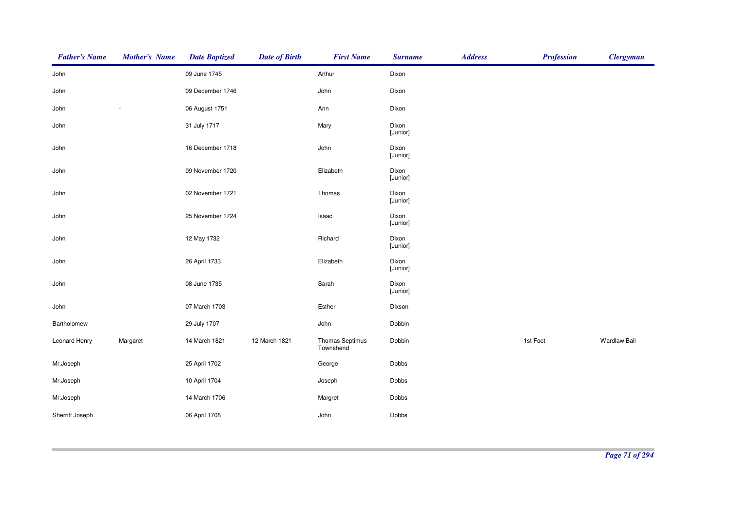| Father's Name | Mother's Name | Date Baptized | Date of Birth | First Name | Surname | Address | Profession | Clergyman |
|---|---|---|---|---|---|---|---|---|
| John | | 09 June 1745 | | Arthur | Dixon | | | |
| John | | 09 December 1746 | | John | Dixon | | | |
| John | - | 06 August 1751 | | Ann | Dixon | | | |
| John | | 31 July 1717 | | Mary | Dixon [Junior] | | | |
| John | | 16 December 1718 | | John | Dixon [Junior] | | | |
| John | | 09 November 1720 | | Elizabeth | Dixon [Junior] | | | |
| John | | 02 November 1721 | | Thomas | Dixon [Junior] | | | |
| John | | 25 November 1724 | | Isaac | Dixon [Junior] | | | |
| John | | 12 May 1732 | | Richard | Dixon [Junior] | | | |
| John | | 26 April 1733 | | Elizabeth | Dixon [Junior] | | | |
| John | | 08 June 1735 | | Sarah | Dixon [Junior] | | | |
| John | | 07 March 1703 | | Esther | Dixson | | | |
| Bartholomew | | 29 July 1707 | | John | Dobbin | | | |
| Leonard Henry | Margaret | 14 March 1821 | 12 March 1821 | Thomas Septimus Townshend | Dobbin | | 1st Foot | Wardlaw Ball |
| Mr.Joseph | | 25 April 1702 | | George | Dobbs | | | |
| Mr.Joseph | | 10 April 1704 | | Joseph | Dobbs | | | |
| Mr.Joseph | | 14 March 1706 | | Margret | Dobbs | | | |
| Sherriff Joseph | | 06 April 1708 | | John | Dobbs | | | |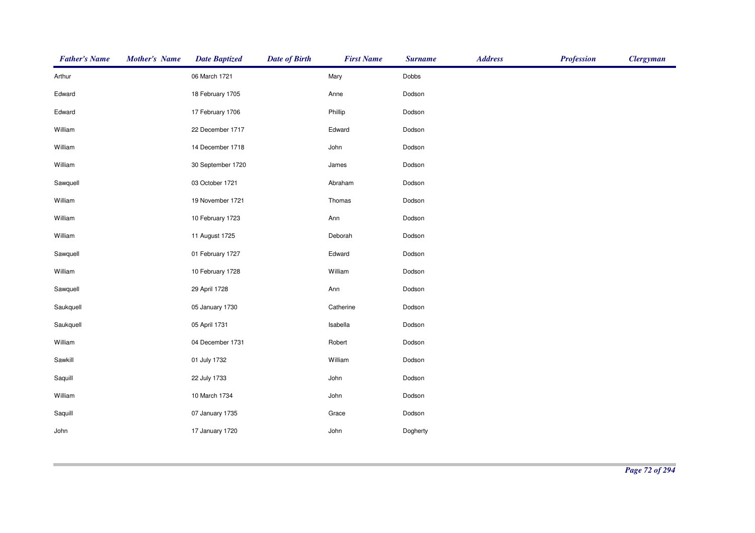| Father's Name | Mother's Name | Date Baptized | Date of Birth | First Name | Surname | Address | Profession | Clergyman |
|---|---|---|---|---|---|---|---|---|
| Arthur | | 06 March 1721 | | Mary | Dobbs | | | |
| Edward | | 18 February 1705 | | Anne | Dodson | | | |
| Edward | | 17 February 1706 | | Phillip | Dodson | | | |
| William | | 22 December 1717 | | Edward | Dodson | | | |
| William | | 14 December 1718 | | John | Dodson | | | |
| William | | 30 September 1720 | | James | Dodson | | | |
| Sawquell | | 03 October 1721 | | Abraham | Dodson | | | |
| William | | 19 November 1721 | | Thomas | Dodson | | | |
| William | | 10 February 1723 | | Ann | Dodson | | | |
| William | | 11 August 1725 | | Deborah | Dodson | | | |
| Sawquell | | 01 February 1727 | | Edward | Dodson | | | |
| William | | 10 February 1728 | | William | Dodson | | | |
| Sawquell | | 29 April 1728 | | Ann | Dodson | | | |
| Saukquell | | 05 January 1730 | | Catherine | Dodson | | | |
| Saukquell | | 05 April 1731 | | Isabella | Dodson | | | |
| William | | 04 December 1731 | | Robert | Dodson | | | |
| Sawkill | | 01 July 1732 | | William | Dodson | | | |
| Saquill | | 22 July 1733 | | John | Dodson | | | |
| William | | 10 March 1734 | | John | Dodson | | | |
| Saquill | | 07 January 1735 | | Grace | Dodson | | | |
| John | | 17 January 1720 | | John | Dogherty | | | |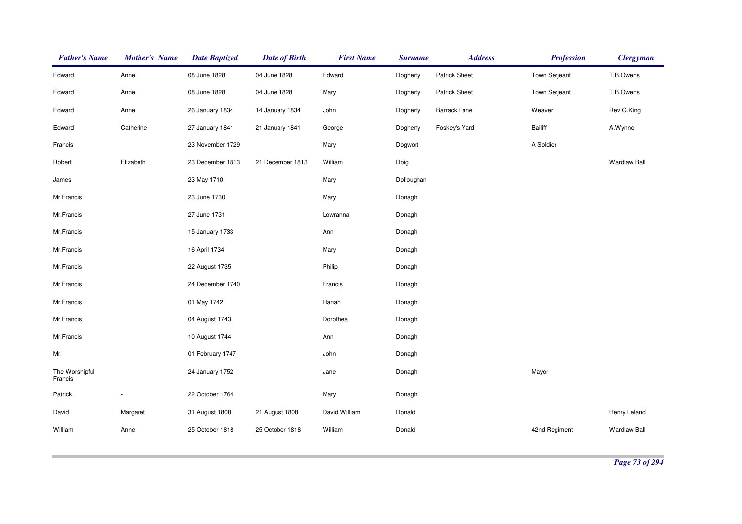| Father's Name | Mother's Name | Date Baptized | Date of Birth | First Name | Surname | Address | Profession | Clergyman |
|---|---|---|---|---|---|---|---|---|
| Edward | Anne | 08 June 1828 | 04 June 1828 | Edward | Dogherty | Patrick Street | Town Serjeant | T.B.Owens |
| Edward | Anne | 08 June 1828 | 04 June 1828 | Mary | Dogherty | Patrick Street | Town Serjeant | T.B.Owens |
| Edward | Anne | 26 January 1834 | 14 January 1834 | John | Dogherty | Barrack Lane | Weaver | Rev.G.King |
| Edward | Catherine | 27 January 1841 | 21 January 1841 | George | Dogherty | Foskey's Yard | Bailiff | A.Wynne |
| Francis | | 23 November 1729 | | Mary | Dogwort | | A Soldier | |
| Robert | Elizabeth | 23 December 1813 | 21 December 1813 | William | Doig | | | Wardlaw Ball |
| James | | 23 May 1710 | | Mary | Dolloughan | | | |
| Mr.Francis | | 23 June 1730 | | Mary | Donagh | | | |
| Mr.Francis | | 27 June 1731 | | Lowranna | Donagh | | | |
| Mr.Francis | | 15 January 1733 | | Ann | Donagh | | | |
| Mr.Francis | | 16 April 1734 | | Mary | Donagh | | | |
| Mr.Francis | | 22 August 1735 | | Philip | Donagh | | | |
| Mr.Francis | | 24 December 1740 | | Francis | Donagh | | | |
| Mr.Francis | | 01 May 1742 | | Hanah | Donagh | | | |
| Mr.Francis | | 04 August 1743 | | Dorothea | Donagh | | | |
| Mr.Francis | | 10 August 1744 | | Ann | Donagh | | | |
| Mr. | | 01 February 1747 | | John | Donagh | | | |
| The Worshipful Francis | - | 24 January 1752 | | Jane | Donagh | | Mayor | |
| Patrick | - | 22 October 1764 | | Mary | Donagh | | | |
| David | Margaret | 31 August 1808 | 21 August 1808 | David William | Donald | | | Henry Leland |
| William | Anne | 25 October 1818 | 25 October 1818 | William | Donald | | 42nd Regiment | Wardlaw Ball |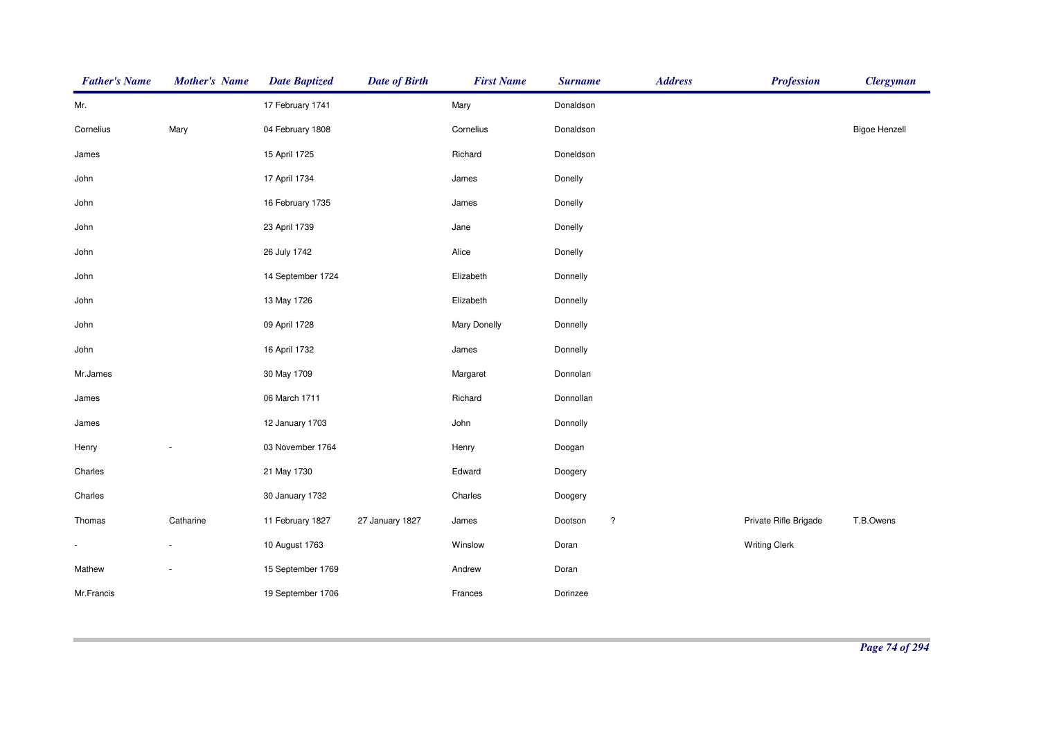| Father's Name | Mother's Name | Date Baptized | Date of Birth | First Name | Surname | Address | Profession | Clergyman |
|---|---|---|---|---|---|---|---|---|
| Mr. | | 17 February 1741 | | Mary | Donaldson | | | |
| Cornelius | Mary | 04 February 1808 | | Cornelius | Donaldson | | | Bigoe Henzell |
| James | | 15 April 1725 | | Richard | Doneldson | | | |
| John | | 17 April 1734 | | James | Donelly | | | |
| John | | 16 February 1735 | | James | Donelly | | | |
| John | | 23 April 1739 | | Jane | Donelly | | | |
| John | | 26 July 1742 | | Alice | Donelly | | | |
| John | | 14 September 1724 | | Elizabeth | Donnelly | | | |
| John | | 13 May 1726 | | Elizabeth | Donnelly | | | |
| John | | 09 April 1728 | | Mary Donelly | Donnelly | | | |
| John | | 16 April 1732 | | James | Donnelly | | | |
| Mr.James | | 30 May 1709 | | Margaret | Donnolan | | | |
| James | | 06 March 1711 | | Richard | Donnollan | | | |
| James | | 12 January 1703 | | John | Donnolly | | | |
| Henry | - | 03 November 1764 | | Henry | Doogan | | | |
| Charles | | 21 May 1730 | | Edward | Doogery | | | |
| Charles | | 30 January 1732 | | Charles | Doogery | | | |
| Thomas | Catharine | 11 February 1827 | 27 January 1827 | James | Dootson | ? | Private Rifle Brigade | T.B.Owens |
| - | - | 10 August 1763 | | Winslow | Doran | | Writing Clerk | |
| Mathew | - | 15 September 1769 | | Andrew | Doran | | | |
| Mr.Francis | | 19 September 1706 | | Frances | Dorinzee | | | |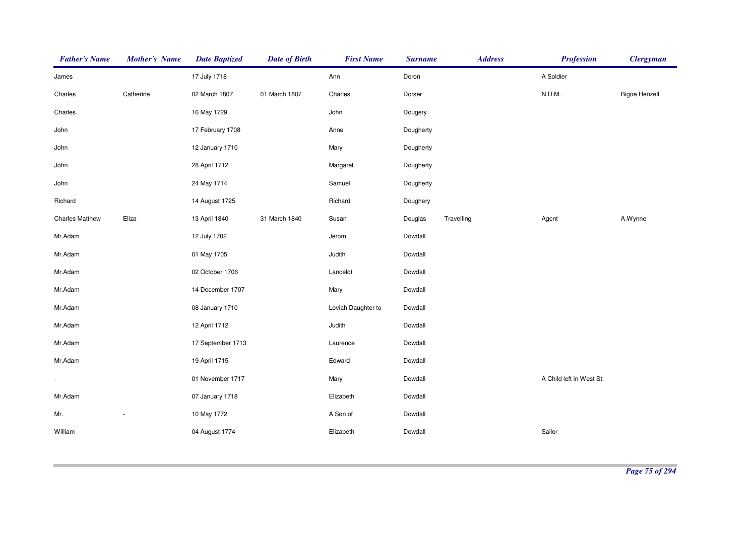| Father's Name | Mother's Name | Date Baptized | Date of Birth | First Name | Surname | Address | Profession | Clergyman |
|---|---|---|---|---|---|---|---|---|
| James | | 17 July 1718 | | Ann | Doron | | A Soldier | |
| Charles | Catherine | 02 March 1807 | 01 March 1807 | Charles | Dorser | | N.D.M. | Bigoe Henzell |
| Charles | | 16 May 1729 | | John | Dougery | | | |
| John | | 17 February 1708 | | Anne | Dougherty | | | |
| John | | 12 January 1710 | | Mary | Dougherty | | | |
| John | | 28 April 1712 | | Margaret | Dougherty | | | |
| John | | 24 May 1714 | | Samuel | Dougherty | | | |
| Richard | | 14 August 1725 | | Richard | Doughery | | | |
| Charles Matthew | Eliza | 13 April 1840 | 31 March 1840 | Susan | Douglas | Travelling | Agent | A.Wynne |
| Mr.Adam | | 12 July 1702 | | Jerom | Dowdall | | | |
| Mr.Adam | | 01 May 1705 | | Judith | Dowdall | | | |
| Mr.Adam | | 02 October 1706 | | Lancelot | Dowdall | | | |
| Mr.Adam | | 14 December 1707 | | Mary | Dowdall | | | |
| Mr.Adam | | 08 January 1710 | | Loviah Daughter to | Dowdall | | | |
| Mr.Adam | | 12 April 1712 | | Judith | Dowdall | | | |
| Mr.Adam | | 17 September 1713 | | Laurence | Dowdall | | | |
| Mr.Adam | | 19 April 1715 | | Edward | Dowdall | | | |
| - | | 01 November 1717 | | Mary | Dowdall | | A Child left in West St. | |
| Mr.Adam | | 07 January 1718 | | Elizabeth | Dowdall | | | |
| Mr. | - | 10 May 1772 | | A Son of | Dowdall | | | |
| William | - | 04 August 1774 | | Elizabeth | Dowdall | | Sailor | |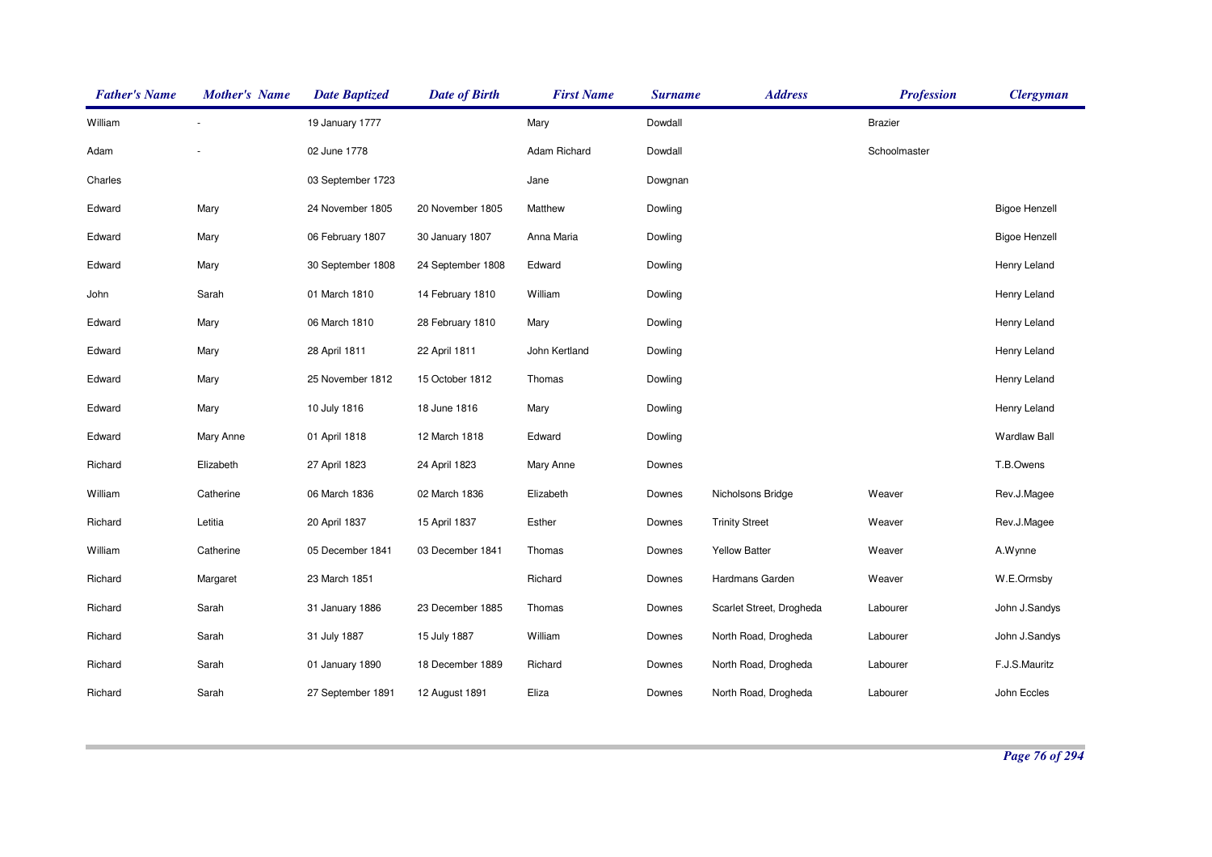| Father's Name | Mother's Name | Date Baptized | Date of Birth | First Name | Surname | Address | Profession | Clergyman |
|---|---|---|---|---|---|---|---|---|
| William | - | 19 January 1777 | | Mary | Dowdall | | Brazier | |
| Adam | - | 02 June 1778 | | Adam Richard | Dowdall | | Schoolmaster | |
| Charles | | 03 September 1723 | | Jane | Dowgnan | | | |
| Edward | Mary | 24 November 1805 | 20 November 1805 | Matthew | Dowling | | | Bigoe Henzell |
| Edward | Mary | 06 February 1807 | 30 January 1807 | Anna Maria | Dowling | | | Bigoe Henzell |
| Edward | Mary | 30 September 1808 | 24 September 1808 | Edward | Dowling | | | Henry Leland |
| John | Sarah | 01 March 1810 | 14 February 1810 | William | Dowling | | | Henry Leland |
| Edward | Mary | 06 March 1810 | 28 February 1810 | Mary | Dowling | | | Henry Leland |
| Edward | Mary | 28 April 1811 | 22 April 1811 | John Kertland | Dowling | | | Henry Leland |
| Edward | Mary | 25 November 1812 | 15 October 1812 | Thomas | Dowling | | | Henry Leland |
| Edward | Mary | 10 July 1816 | 18 June 1816 | Mary | Dowling | | | Henry Leland |
| Edward | Mary Anne | 01 April 1818 | 12 March 1818 | Edward | Dowling | | | Wardlaw Ball |
| Richard | Elizabeth | 27 April 1823 | 24 April 1823 | Mary Anne | Downes | | | T.B.Owens |
| William | Catherine | 06 March 1836 | 02 March 1836 | Elizabeth | Downes | Nicholsons Bridge | Weaver | Rev.J.Magee |
| Richard | Letitia | 20 April 1837 | 15 April 1837 | Esther | Downes | Trinity Street | Weaver | Rev.J.Magee |
| William | Catherine | 05 December 1841 | 03 December 1841 | Thomas | Downes | Yellow Batter | Weaver | A.Wynne |
| Richard | Margaret | 23 March 1851 | | Richard | Downes | Hardmans Garden | Weaver | W.E.Ormsby |
| Richard | Sarah | 31 January 1886 | 23 December 1885 | Thomas | Downes | Scarlet Street, Drogheda | Labourer | John J.Sandys |
| Richard | Sarah | 31 July 1887 | 15 July 1887 | William | Downes | North Road, Drogheda | Labourer | John J.Sandys |
| Richard | Sarah | 01 January 1890 | 18 December 1889 | Richard | Downes | North Road, Drogheda | Labourer | F.J.S.Mauritz |
| Richard | Sarah | 27 September 1891 | 12 August 1891 | Eliza | Downes | North Road, Drogheda | Labourer | John Eccles |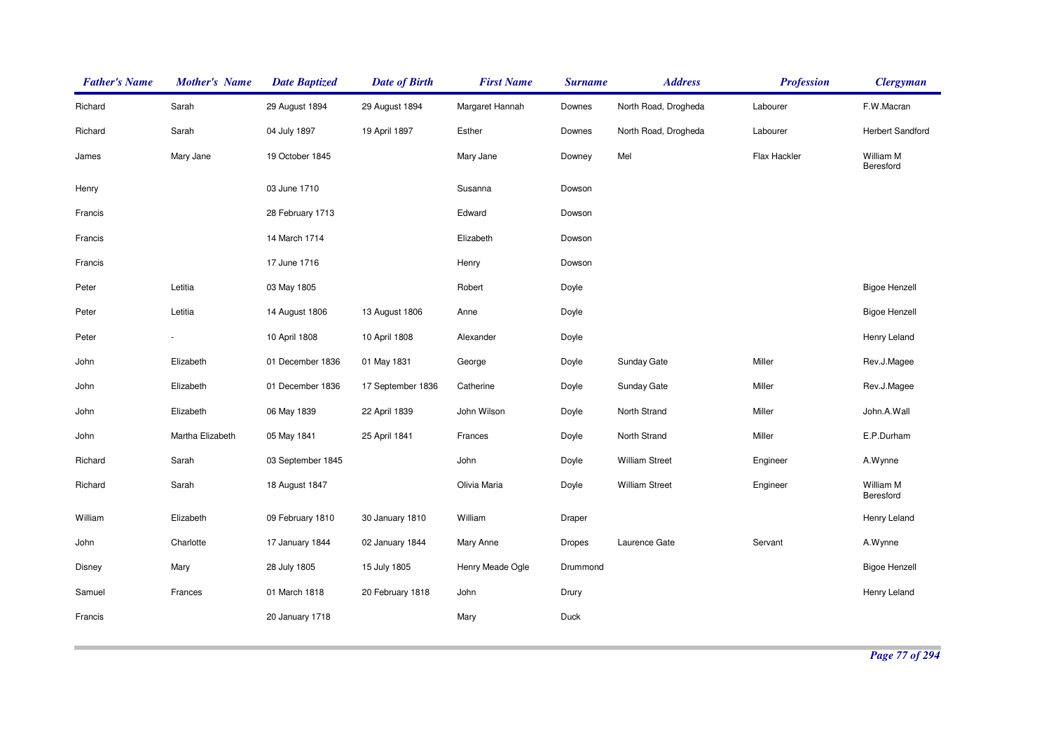| Father's Name | Mother's Name | Date Baptized | Date of Birth | First Name | Surname | Address | Profession | Clergyman |
|---|---|---|---|---|---|---|---|---|
| Richard | Sarah | 29 August 1894 | 29 August 1894 | Margaret Hannah | Downes | North Road, Drogheda | Labourer | F.W.Macran |
| Richard | Sarah | 04 July 1897 | 19 April 1897 | Esther | Downes | North Road, Drogheda | Labourer | Herbert Sandford |
| James | Mary Jane | 19 October 1845 | | Mary Jane | Downey | Mel | Flax Hackler | William M Beresford |
| Henry | | 03 June 1710 | | Susanna | Dowson | | | |
| Francis | | 28 February 1713 | | Edward | Dowson | | | |
| Francis | | 14 March 1714 | | Elizabeth | Dowson | | | |
| Francis | | 17 June 1716 | | Henry | Dowson | | | |
| Peter | Letitia | 03 May 1805 | | Robert | Doyle | | | Bigoe Henzell |
| Peter | Letitia | 14 August 1806 | 13 August 1806 | Anne | Doyle | | | Bigoe Henzell |
| Peter | - | 10 April 1808 | 10 April 1808 | Alexander | Doyle | | | Henry Leland |
| John | Elizabeth | 01 December 1836 | 01 May 1831 | George | Doyle | Sunday Gate | Miller | Rev.J.Magee |
| John | Elizabeth | 01 December 1836 | 17 September 1836 | Catherine | Doyle | Sunday Gate | Miller | Rev.J.Magee |
| John | Elizabeth | 06 May 1839 | 22 April 1839 | John Wilson | Doyle | North Strand | Miller | John.A.Wall |
| John | Martha Elizabeth | 05 May 1841 | 25 April 1841 | Frances | Doyle | North Strand | Miller | E.P.Durham |
| Richard | Sarah | 03 September 1845 | | John | Doyle | William Street | Engineer | A.Wynne |
| Richard | Sarah | 18 August 1847 | | Olivia Maria | Doyle | William Street | Engineer | William M Beresford |
| William | Elizabeth | 09 February 1810 | 30 January 1810 | William | Draper | | | Henry Leland |
| John | Charlotte | 17 January 1844 | 02 January 1844 | Mary Anne | Dropes | Laurence Gate | Servant | A.Wynne |
| Disney | Mary | 28 July 1805 | 15 July 1805 | Henry Meade Ogle | Drummond | | | Bigoe Henzell |
| Samuel | Frances | 01 March 1818 | 20 February 1818 | John | Drury | | | Henry Leland |
| Francis | | 20 January 1718 | | Mary | Duck | | | |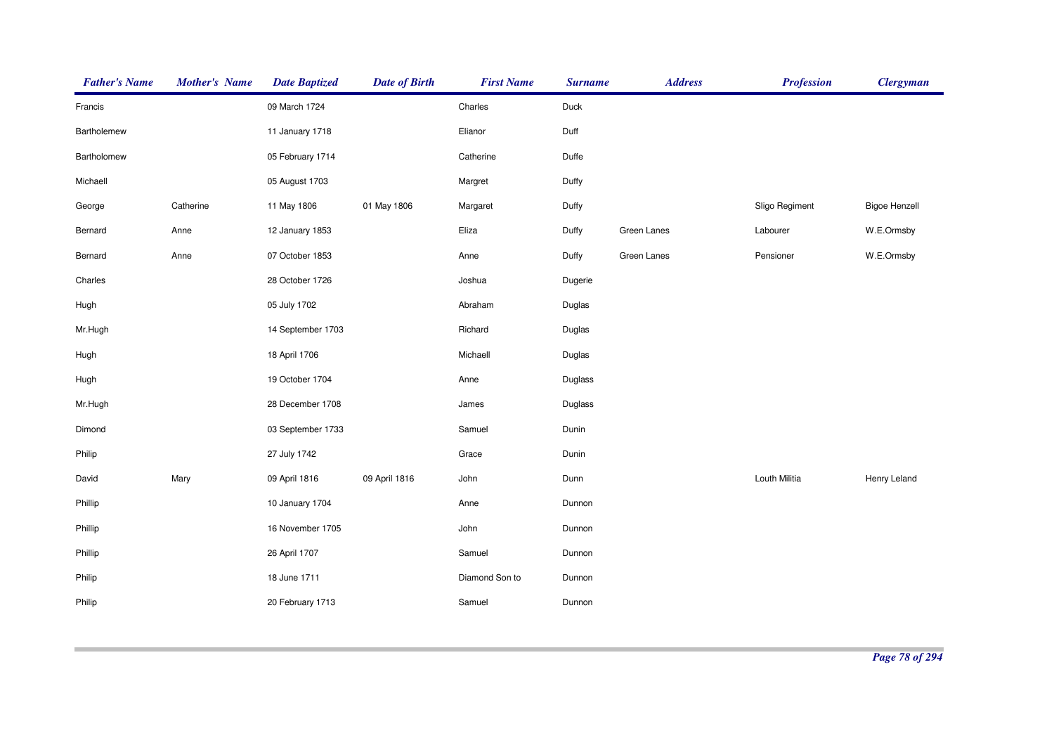| Father's Name | Mother's Name | Date Baptized | Date of Birth | First Name | Surname | Address | Profession | Clergyman |
|---|---|---|---|---|---|---|---|---|
| Francis | | 09 March 1724 | | Charles | Duck | | | |
| Bartholemew | | 11 January 1718 | | Elianor | Duff | | | |
| Bartholomew | | 05 February 1714 | | Catherine | Duffe | | | |
| Michaell | | 05 August 1703 | | Margret | Duffy | | | |
| George | Catherine | 11 May 1806 | 01 May 1806 | Margaret | Duffy | | Sligo Regiment | Bigoe Henzell |
| Bernard | Anne | 12 January 1853 | | Eliza | Duffy | Green Lanes | Labourer | W.E.Ormsby |
| Bernard | Anne | 07 October 1853 | | Anne | Duffy | Green Lanes | Pensioner | W.E.Ormsby |
| Charles | | 28 October 1726 | | Joshua | Dugerie | | | |
| Hugh | | 05 July 1702 | | Abraham | Duglas | | | |
| Mr.Hugh | | 14 September 1703 | | Richard | Duglas | | | |
| Hugh | | 18 April 1706 | | Michaell | Duglas | | | |
| Hugh | | 19 October 1704 | | Anne | Duglass | | | |
| Mr.Hugh | | 28 December 1708 | | James | Duglass | | | |
| Dimond | | 03 September 1733 | | Samuel | Dunin | | | |
| Philip | | 27 July 1742 | | Grace | Dunin | | | |
| David | Mary | 09 April 1816 | 09 April 1816 | John | Dunn | | Louth Militia | Henry Leland |
| Phillip | | 10 January 1704 | | Anne | Dunnon | | | |
| Phillip | | 16 November 1705 | | John | Dunnon | | | |
| Phillip | | 26 April 1707 | | Samuel | Dunnon | | | |
| Philip | | 18 June 1711 | | Diamond Son to | Dunnon | | | |
| Philip | | 20 February 1713 | | Samuel | Dunnon | | | |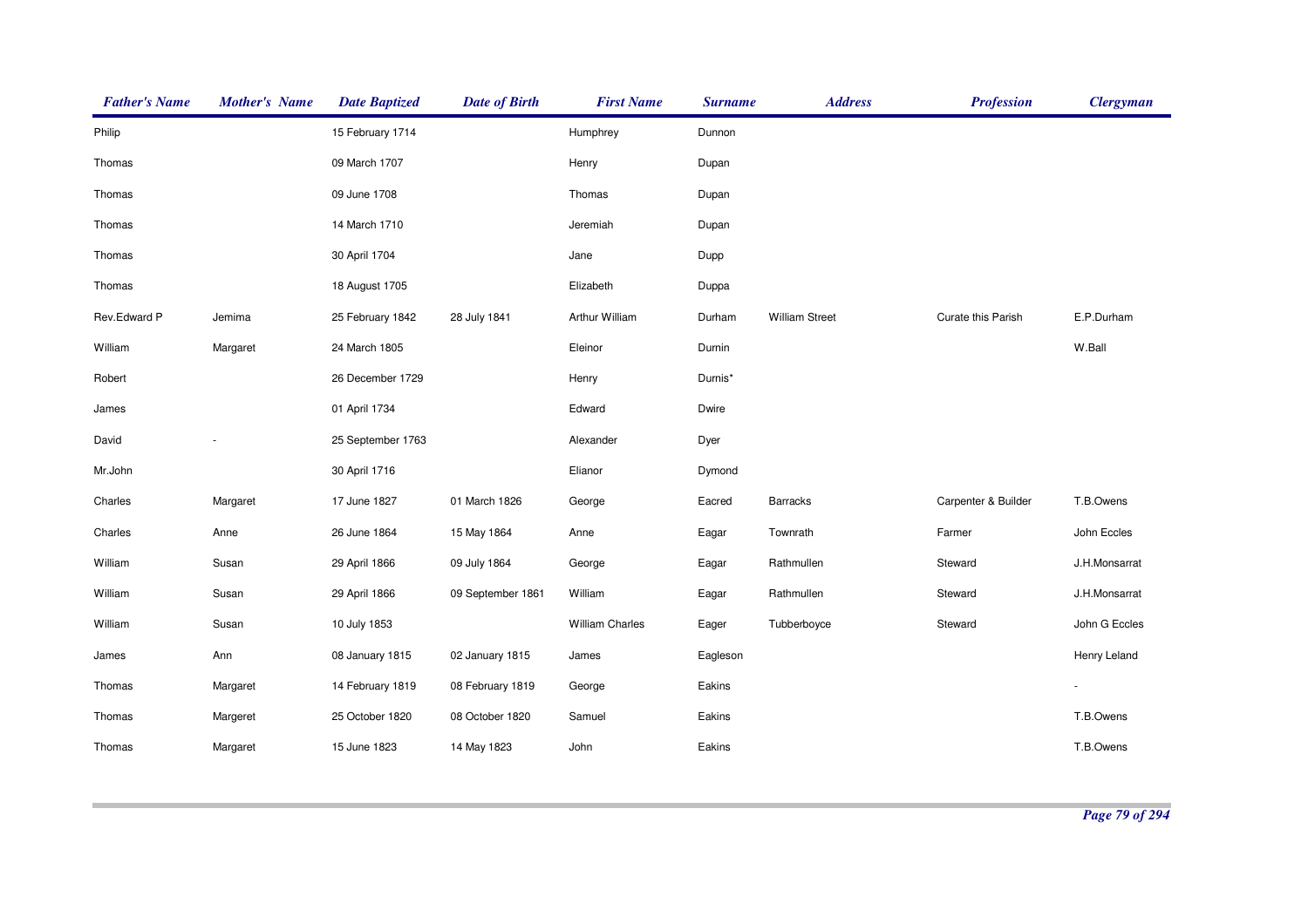| Father's Name | Mother's Name | Date Baptized | Date of Birth | First Name | Surname | Address | Profession | Clergyman |
|---|---|---|---|---|---|---|---|---|
| Philip | | 15 February 1714 | | Humphrey | Dunnon | | | |
| Thomas | | 09 March 1707 | | Henry | Dupan | | | |
| Thomas | | 09 June 1708 | | Thomas | Dupan | | | |
| Thomas | | 14 March 1710 | | Jeremiah | Dupan | | | |
| Thomas | | 30 April 1704 | | Jane | Dupp | | | |
| Thomas | | 18 August 1705 | | Elizabeth | Duppa | | | |
| Rev.Edward P | Jemima | 25 February 1842 | 28 July 1841 | Arthur William | Durham | William Street | Curate this Parish | E.P.Durham |
| William | Margaret | 24 March 1805 | | Eleinor | Durnin | | | W.Ball |
| Robert | | 26 December 1729 | | Henry | Durnis* | | | |
| James | | 01 April 1734 | | Edward | Dwire | | | |
| David | - | 25 September 1763 | | Alexander | Dyer | | | |
| Mr.John | | 30 April 1716 | | Elianor | Dymond | | | |
| Charles | Margaret | 17 June 1827 | 01 March 1826 | George | Eacred | Barracks | Carpenter & Builder | T.B.Owens |
| Charles | Anne | 26 June 1864 | 15 May 1864 | Anne | Eagar | Townrath | Farmer | John Eccles |
| William | Susan | 29 April 1866 | 09 July 1864 | George | Eagar | Rathmullen | Steward | J.H.Monsarrat |
| William | Susan | 29 April 1866 | 09 September 1861 | William | Eagar | Rathmullen | Steward | J.H.Monsarrat |
| William | Susan | 10 July 1853 | | William Charles | Eager | Tubberboyce | Steward | John G Eccles |
| James | Ann | 08 January 1815 | 02 January 1815 | James | Eagleson | | | Henry Leland |
| Thomas | Margaret | 14 February 1819 | 08 February 1819 | George | Eakins | | | - |
| Thomas | Margeret | 25 October 1820 | 08 October 1820 | Samuel | Eakins | | | T.B.Owens |
| Thomas | Margaret | 15 June 1823 | 14 May 1823 | John | Eakins | | | T.B.Owens |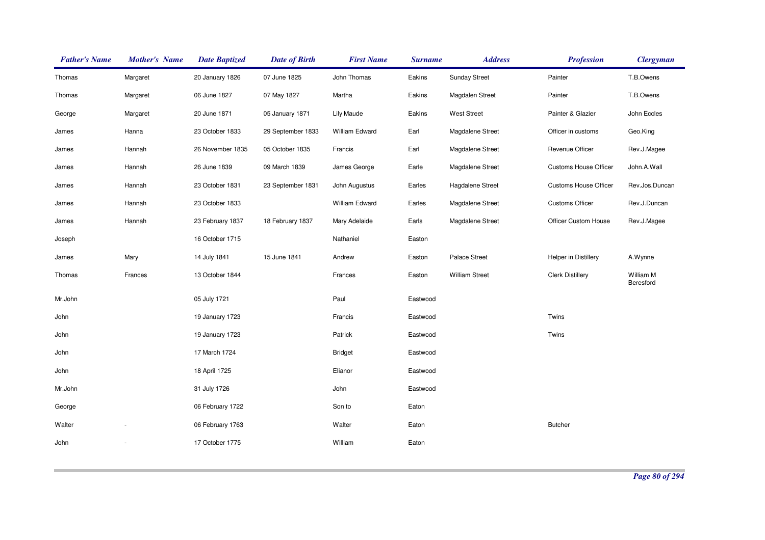| Father's Name | Mother's Name | Date Baptized | Date of Birth | First Name | Surname | Address | Profession | Clergyman |
|---|---|---|---|---|---|---|---|---|
| Thomas | Margaret | 20 January 1826 | 07 June 1825 | John Thomas | Eakins | Sunday Street | Painter | T.B.Owens |
| Thomas | Margaret | 06 June 1827 | 07 May 1827 | Martha | Eakins | Magdalen Street | Painter | T.B.Owens |
| George | Margaret | 20 June 1871 | 05 January 1871 | Lily Maude | Eakins | West Street | Painter & Glazier | John Eccles |
| James | Hanna | 23 October 1833 | 29 September 1833 | William Edward | Earl | Magdalene Street | Officer in customs | Geo.King |
| James | Hannah | 26 November 1835 | 05 October 1835 | Francis | Earl | Magdalene Street | Revenue Officer | Rev.J.Magee |
| James | Hannah | 26 June 1839 | 09 March 1839 | James George | Earle | Magdalene Street | Customs House Officer | John.A.Wall |
| James | Hannah | 23 October 1831 | 23 September 1831 | John Augustus | Earles | Hagdalene Street | Customs House Officer | Rev.Jos.Duncan |
| James | Hannah | 23 October 1833 | | William Edward | Earles | Magdalene Street | Customs Officer | Rev.J.Duncan |
| James | Hannah | 23 February 1837 | 18 February 1837 | Mary Adelaide | Earls | Magdalene Street | Officer Custom House | Rev.J.Magee |
| Joseph | | 16 October 1715 | | Nathaniel | Easton | | | |
| James | Mary | 14 July 1841 | 15 June 1841 | Andrew | Easton | Palace Street | Helper in Distillery | A.Wynne |
| Thomas | Frances | 13 October 1844 | | Frances | Easton | William Street | Clerk Distillery | William M Beresford |
| Mr.John | | 05 July 1721 | | Paul | Eastwood | | | |
| John | | 19 January 1723 | | Francis | Eastwood | | Twins | |
| John | | 19 January 1723 | | Patrick | Eastwood | | Twins | |
| John | | 17 March 1724 | | Bridget | Eastwood | | | |
| John | | 18 April 1725 | | Elianor | Eastwood | | | |
| Mr.John | | 31 July 1726 | | John | Eastwood | | | |
| George | | 06 February 1722 | | Son to | Eaton | | | |
| Walter | - | 06 February 1763 | | Walter | Eaton | | Butcher | |
| John | - | 17 October 1775 | | William | Eaton | | | |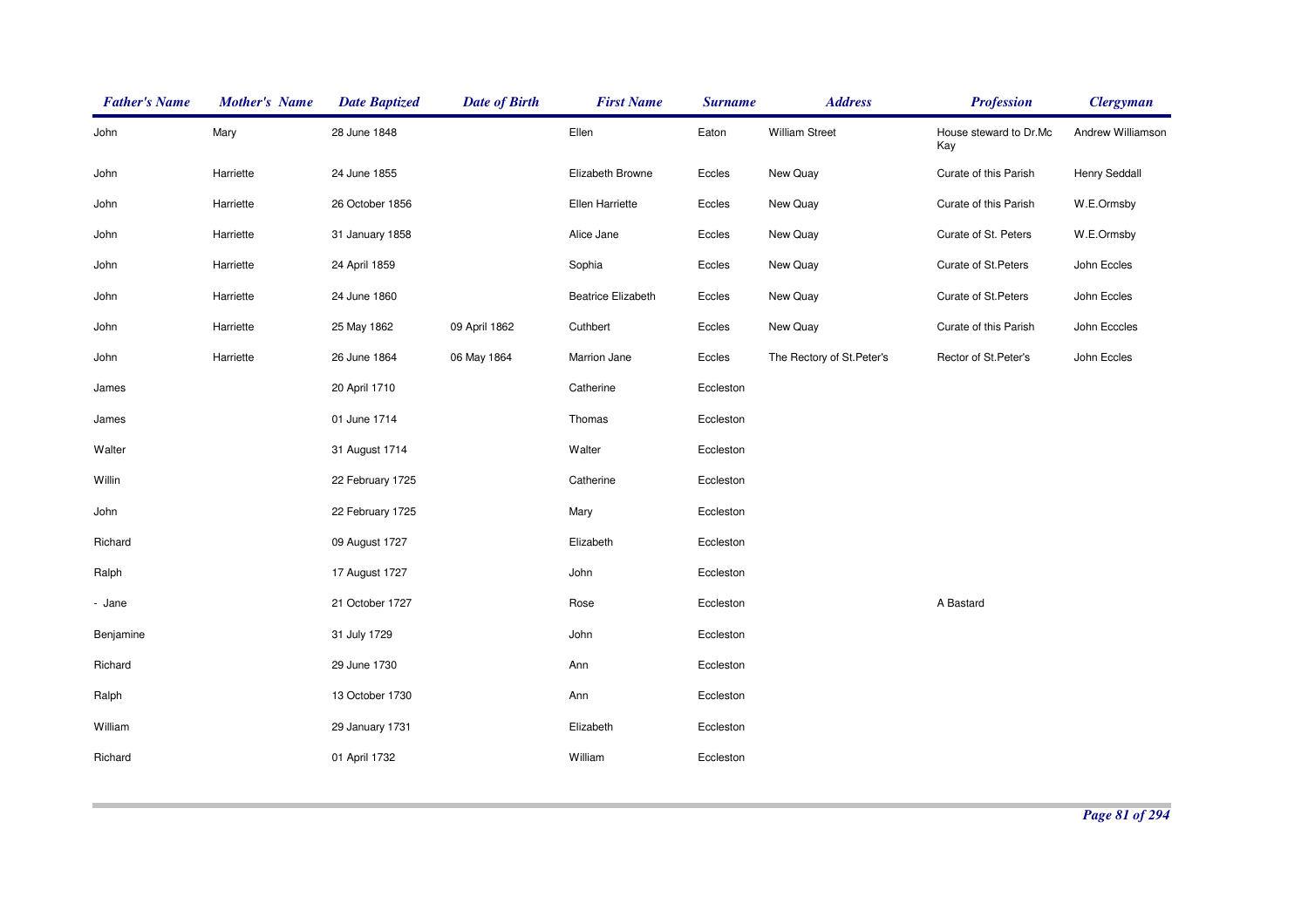| Father's Name | Mother's Name | Date Baptized | Date of Birth | First Name | Surname | Address | Profession | Clergyman |
|---|---|---|---|---|---|---|---|---|
| John | Mary | 28 June 1848 | | Ellen | Eaton | William Street | House steward to Dr.Mc Kay | Andrew Williamson |
| John | Harriette | 24 June 1855 | | Elizabeth Browne | Eccles | New Quay | Curate of this Parish | Henry Seddall |
| John | Harriette | 26 October 1856 | | Ellen Harriette | Eccles | New Quay | Curate of this Parish | W.E.Ormsby |
| John | Harriette | 31 January 1858 | | Alice Jane | Eccles | New Quay | Curate of St. Peters | W.E.Ormsby |
| John | Harriette | 24 April 1859 | | Sophia | Eccles | New Quay | Curate of St.Peters | John Eccles |
| John | Harriette | 24 June 1860 | | Beatrice Elizabeth | Eccles | New Quay | Curate of St.Peters | John Eccles |
| John | Harriette | 25 May 1862 | 09 April 1862 | Cuthbert | Eccles | New Quay | Curate of this Parish | John Eccces |
| John | Harriette | 26 June 1864 | 06 May 1864 | Marrion Jane | Eccles | The Rectory of St.Peter's | Rector of St.Peter's | John Eccles |
| James | | 20 April 1710 | | Catherine | Eccleston | | | |
| James | | 01 June 1714 | | Thomas | Eccleston | | | |
| Walter | | 31 August 1714 | | Walter | Eccleston | | | |
| Willin | | 22 February 1725 | | Catherine | Eccleston | | | |
| John | | 22 February 1725 | | Mary | Eccleston | | | |
| Richard | | 09 August 1727 | | Elizabeth | Eccleston | | | |
| Ralph | | 17 August 1727 | | John | Eccleston | | | |
| - Jane | | 21 October 1727 | | Rose | Eccleston | | A Bastard | |
| Benjamine | | 31 July 1729 | | John | Eccleston | | | |
| Richard | | 29 June 1730 | | Ann | Eccleston | | | |
| Ralph | | 13 October 1730 | | Ann | Eccleston | | | |
| William | | 29 January 1731 | | Elizabeth | Eccleston | | | |
| Richard | | 01 April 1732 | | William | Eccleston | | | |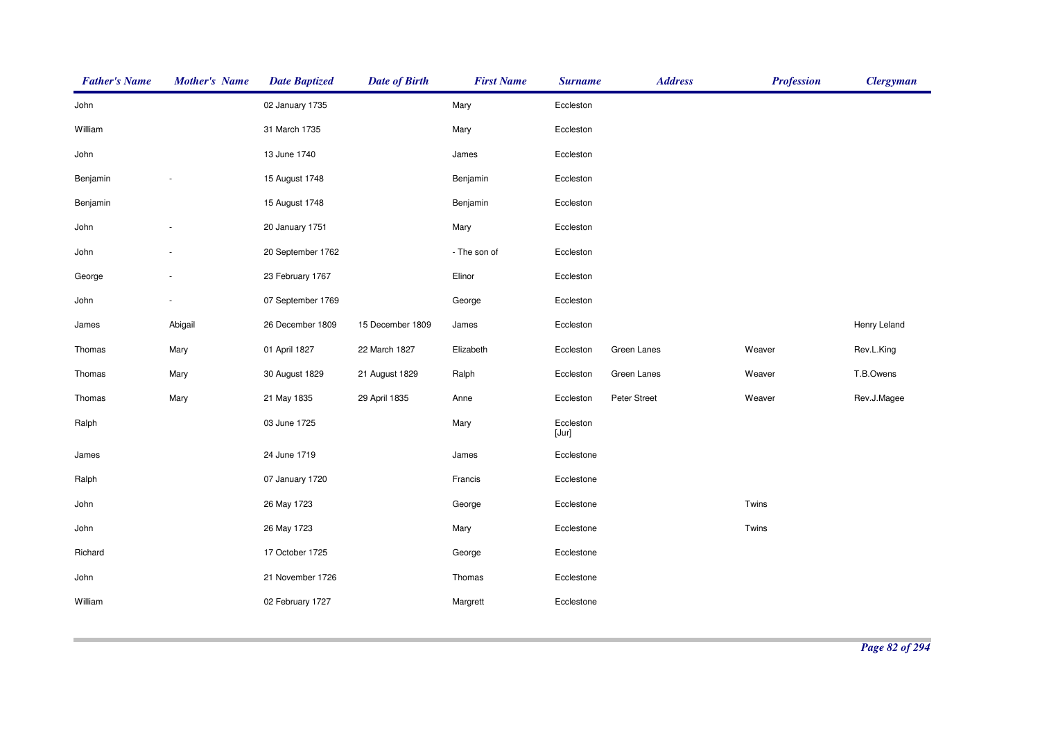| Father's Name | Mother's Name | Date Baptized | Date of Birth | First Name | Surname | Address | Profession | Clergyman |
|---|---|---|---|---|---|---|---|---|
| John | | 02 January 1735 | | Mary | Eccleston | | | |
| William | | 31 March 1735 | | Mary | Eccleston | | | |
| John | | 13 June 1740 | | James | Eccleston | | | |
| Benjamin | - | 15 August 1748 | | Benjamin | Eccleston | | | |
| Benjamin | | 15 August 1748 | | Benjamin | Eccleston | | | |
| John | - | 20 January 1751 | | Mary | Eccleston | | | |
| John | - | 20 September 1762 | | - The son of | Eccleston | | | |
| George | - | 23 February 1767 | | Elinor | Eccleston | | | |
| John | - | 07 September 1769 | | George | Eccleston | | | |
| James | Abigail | 26 December 1809 | 15 December 1809 | James | Eccleston | | | Henry Leland |
| Thomas | Mary | 01 April 1827 | 22 March 1827 | Elizabeth | Eccleston | Green Lanes | Weaver | Rev.L.King |
| Thomas | Mary | 30 August 1829 | 21 August 1829 | Ralph | Eccleston | Green Lanes | Weaver | T.B.Owens |
| Thomas | Mary | 21 May 1835 | 29 April 1835 | Anne | Eccleston | Peter Street | Weaver | Rev.J.Magee |
| Ralph | | 03 June 1725 | | Mary | Eccleston [Jur] | | | |
| James | | 24 June 1719 | | James | Ecclestone | | | |
| Ralph | | 07 January 1720 | | Francis | Ecclestone | | | |
| John | | 26 May 1723 | | George | Ecclestone | | Twins | |
| John | | 26 May 1723 | | Mary | Ecclestone | | Twins | |
| Richard | | 17 October 1725 | | George | Ecclestone | | | |
| John | | 21 November 1726 | | Thomas | Ecclestone | | | |
| William | | 02 February 1727 | | Margrett | Ecclestone | | | |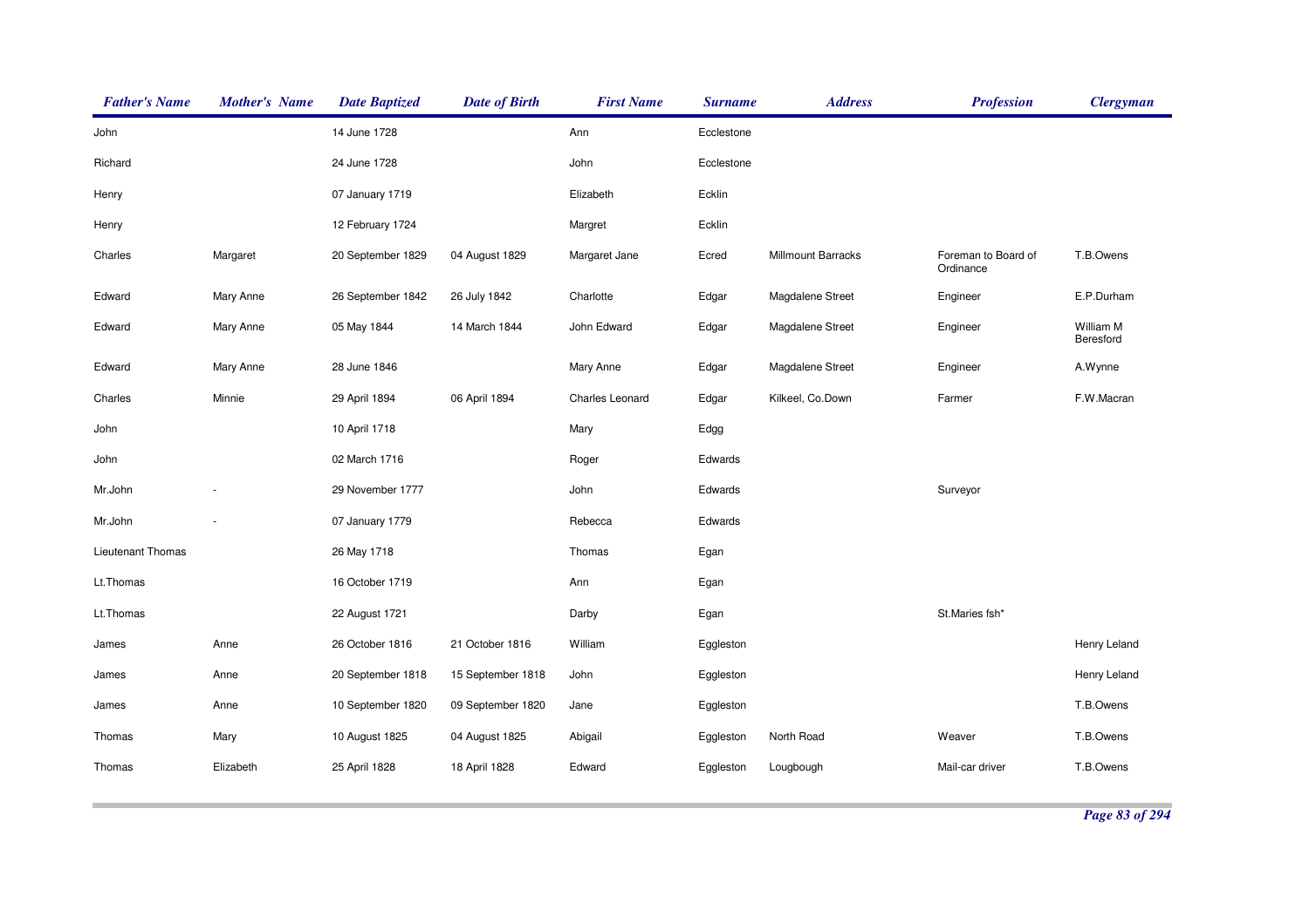| Father's Name | Mother's Name | Date Baptized | Date of Birth | First Name | Surname | Address | Profession | Clergyman |
|---|---|---|---|---|---|---|---|---|
| John | | 14 June 1728 | | Ann | Ecclestone | | | |
| Richard | | 24 June 1728 | | John | Ecclestone | | | |
| Henry | | 07 January 1719 | | Elizabeth | Ecklin | | | |
| Henry | | 12 February 1724 | | Margret | Ecklin | | | |
| Charles | Margaret | 20 September 1829 | 04 August 1829 | Margaret Jane | Ecred | Millmount Barracks | Foreman to Board of Ordinance | T.B.Owens |
| Edward | Mary Anne | 26 September 1842 | 26 July 1842 | Charlotte | Edgar | Magdalene Street | Engineer | E.P.Durham |
| Edward | Mary Anne | 05 May 1844 | 14 March 1844 | John Edward | Edgar | Magdalene Street | Engineer | William M Beresford |
| Edward | Mary Anne | 28 June 1846 | | Mary Anne | Edgar | Magdalene Street | Engineer | A.Wynne |
| Charles | Minnie | 29 April 1894 | 06 April 1894 | Charles Leonard | Edgar | Kilkeel, Co.Down | Farmer | F.W.Macran |
| John | | 10 April 1718 | | Mary | Edgg | | | |
| John | | 02 March 1716 | | Roger | Edwards | | | |
| Mr.John | - | 29 November 1777 | | John | Edwards | | Surveyor | |
| Mr.John | - | 07 January 1779 | | Rebecca | Edwards | | | |
| Lieutenant Thomas | | 26 May 1718 | | Thomas | Egan | | | |
| Lt.Thomas | | 16 October 1719 | | Ann | Egan | | | |
| Lt.Thomas | | 22 August 1721 | | Darby | Egan | | St.Maries fsh* | |
| James | Anne | 26 October 1816 | 21 October 1816 | William | Eggleston | | | Henry Leland |
| James | Anne | 20 September 1818 | 15 September 1818 | John | Eggleston | | | Henry Leland |
| James | Anne | 10 September 1820 | 09 September 1820 | Jane | Eggleston | | | T.B.Owens |
| Thomas | Mary | 10 August 1825 | 04 August 1825 | Abigail | Eggleston | North Road | Weaver | T.B.Owens |
| Thomas | Elizabeth | 25 April 1828 | 18 April 1828 | Edward | Eggleston | Lougbough | Mail-car driver | T.B.Owens |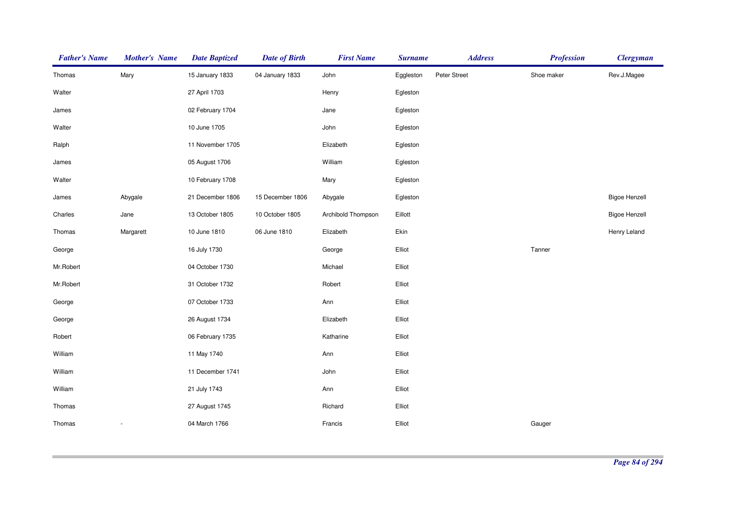| Father's Name | Mother's Name | Date Baptized | Date of Birth | First Name | Surname | Address | Profession | Clergyman |
|---|---|---|---|---|---|---|---|---|
| Thomas | Mary | 15 January 1833 | 04 January 1833 | John | Eggleston | Peter Street | Shoe maker | Rev.J.Magee |
| Walter | | 27 April 1703 | | Henry | Egleston | | | |
| James | | 02 February 1704 | | Jane | Egleston | | | |
| Walter | | 10 June 1705 | | John | Egleston | | | |
| Ralph | | 11 November 1705 | | Elizabeth | Egleston | | | |
| James | | 05 August 1706 | | William | Egleston | | | |
| Walter | | 10 February 1708 | | Mary | Egleston | | | |
| James | Abygale | 21 December 1806 | 15 December 1806 | Abygale | Egleston | | | Bigoe Henzell |
| Charles | Jane | 13 October 1805 | 10 October 1805 | Archibold Thompson | Eillott | | | Bigoe Henzell |
| Thomas | Margarett | 10 June 1810 | 06 June 1810 | Elizabeth | Ekin | | | Henry Leland |
| George | | 16 July 1730 | | George | Elliot | | Tanner | |
| Mr.Robert | | 04 October 1730 | | Michael | Elliot | | | |
| Mr.Robert | | 31 October 1732 | | Robert | Elliot | | | |
| George | | 07 October 1733 | | Ann | Elliot | | | |
| George | | 26 August 1734 | | Elizabeth | Elliot | | | |
| Robert | | 06 February 1735 | | Katharine | Elliot | | | |
| William | | 11 May 1740 | | Ann | Elliot | | | |
| William | | 11 December 1741 | | John | Elliot | | | |
| William | | 21 July 1743 | | Ann | Elliot | | | |
| Thomas | | 27 August 1745 | | Richard | Elliot | | | |
| Thomas | - | 04 March 1766 | | Francis | Elliot | | Gauger | |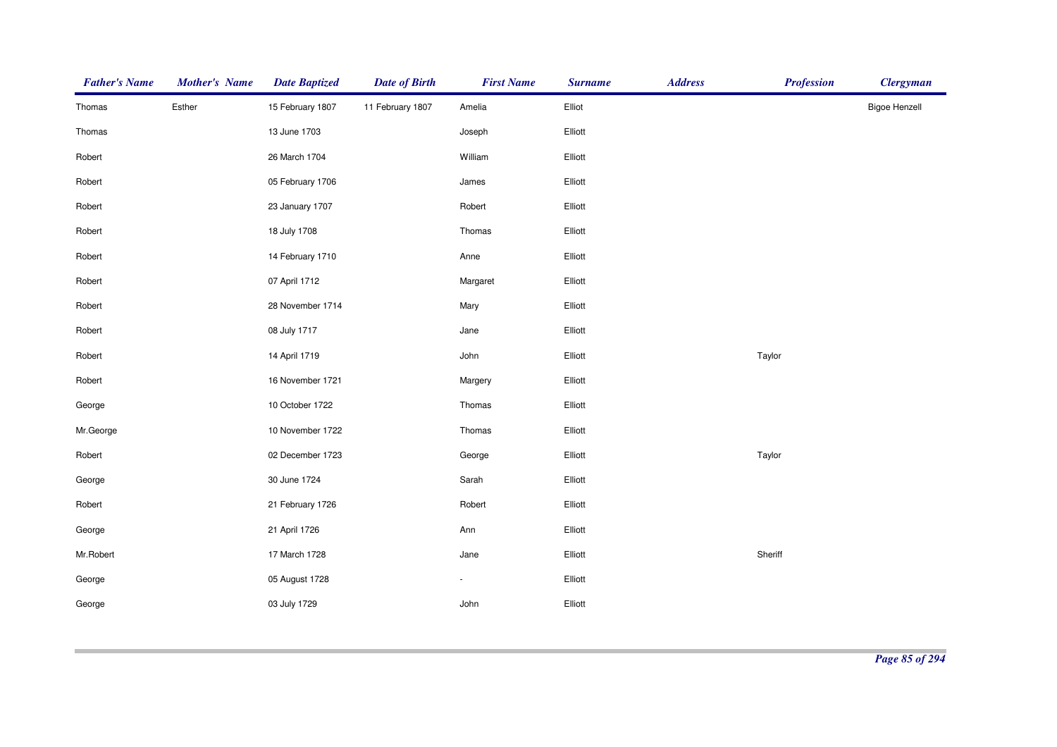| Father's Name | Mother's Name | Date Baptized | Date of Birth | First Name | Surname | Address | Profession | Clergyman |
|---|---|---|---|---|---|---|---|---|
| Thomas | Esther | 15 February 1807 | 11 February 1807 | Amelia | Elliot | | | Bigoe Henzell |
| Thomas | | 13 June 1703 | | Joseph | Elliott | | | |
| Robert | | 26 March 1704 | | William | Elliott | | | |
| Robert | | 05 February 1706 | | James | Elliott | | | |
| Robert | | 23 January 1707 | | Robert | Elliott | | | |
| Robert | | 18 July 1708 | | Thomas | Elliott | | | |
| Robert | | 14 February 1710 | | Anne | Elliott | | | |
| Robert | | 07 April 1712 | | Margaret | Elliott | | | |
| Robert | | 28 November 1714 | | Mary | Elliott | | | |
| Robert | | 08 July 1717 | | Jane | Elliott | | | |
| Robert | | 14 April 1719 | | John | Elliott | | Taylor | |
| Robert | | 16 November 1721 | | Margery | Elliott | | | |
| George | | 10 October 1722 | | Thomas | Elliott | | | |
| Mr.George | | 10 November 1722 | | Thomas | Elliott | | | |
| Robert | | 02 December 1723 | | George | Elliott | | Taylor | |
| George | | 30 June 1724 | | Sarah | Elliott | | | |
| Robert | | 21 February 1726 | | Robert | Elliott | | | |
| George | | 21 April 1726 | | Ann | Elliott | | | |
| Mr.Robert | | 17 March 1728 | | Jane | Elliott | | Sheriff | |
| George | | 05 August 1728 | | - | Elliott | | | |
| George | | 03 July 1729 | | John | Elliott | | | |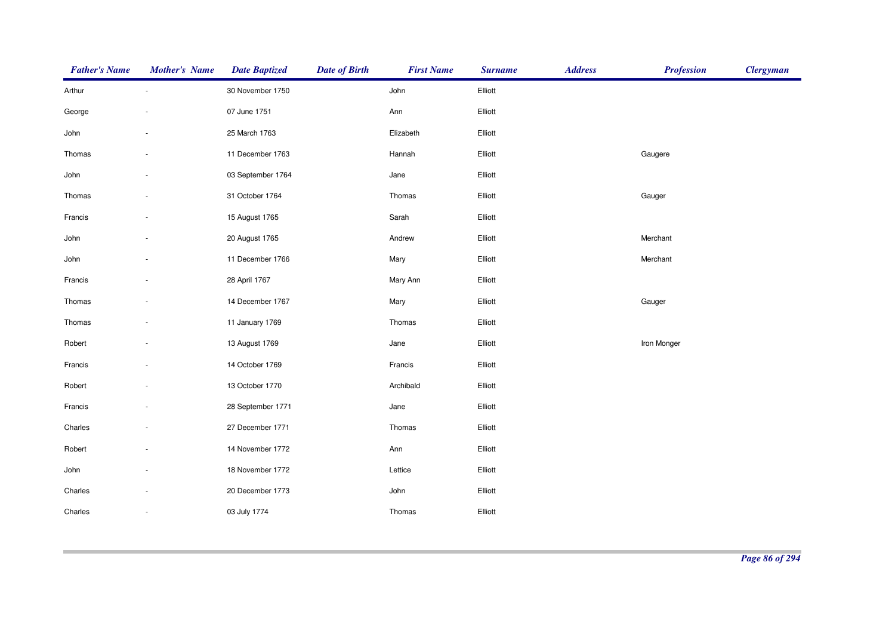| Father's Name | Mother's Name | Date Baptized | Date of Birth | First Name | Surname | Address | Profession | Clergyman |
|---|---|---|---|---|---|---|---|---|
| Arthur | - | 30 November 1750 | | John | Elliott | | | |
| George | - | 07 June 1751 | | Ann | Elliott | | | |
| John | - | 25 March 1763 | | Elizabeth | Elliott | | | |
| Thomas | - | 11 December 1763 | | Hannah | Elliott | | Gaugere | |
| John | - | 03 September 1764 | | Jane | Elliott | | | |
| Thomas | - | 31 October 1764 | | Thomas | Elliott | | Gauger | |
| Francis | - | 15 August 1765 | | Sarah | Elliott | | | |
| John | - | 20 August 1765 | | Andrew | Elliott | | Merchant | |
| John | - | 11 December 1766 | | Mary | Elliott | | Merchant | |
| Francis | - | 28 April 1767 | | Mary Ann | Elliott | | | |
| Thomas | - | 14 December 1767 | | Mary | Elliott | | Gauger | |
| Thomas | - | 11 January 1769 | | Thomas | Elliott | | | |
| Robert | - | 13 August 1769 | | Jane | Elliott | | Iron Monger | |
| Francis | - | 14 October 1769 | | Francis | Elliott | | | |
| Robert | - | 13 October 1770 | | Archibald | Elliott | | | |
| Francis | - | 28 September 1771 | | Jane | Elliott | | | |
| Charles | - | 27 December 1771 | | Thomas | Elliott | | | |
| Robert | - | 14 November 1772 | | Ann | Elliott | | | |
| John | - | 18 November 1772 | | Lettice | Elliott | | | |
| Charles | - | 20 December 1773 | | John | Elliott | | | |
| Charles | - | 03 July 1774 | | Thomas | Elliott | | | |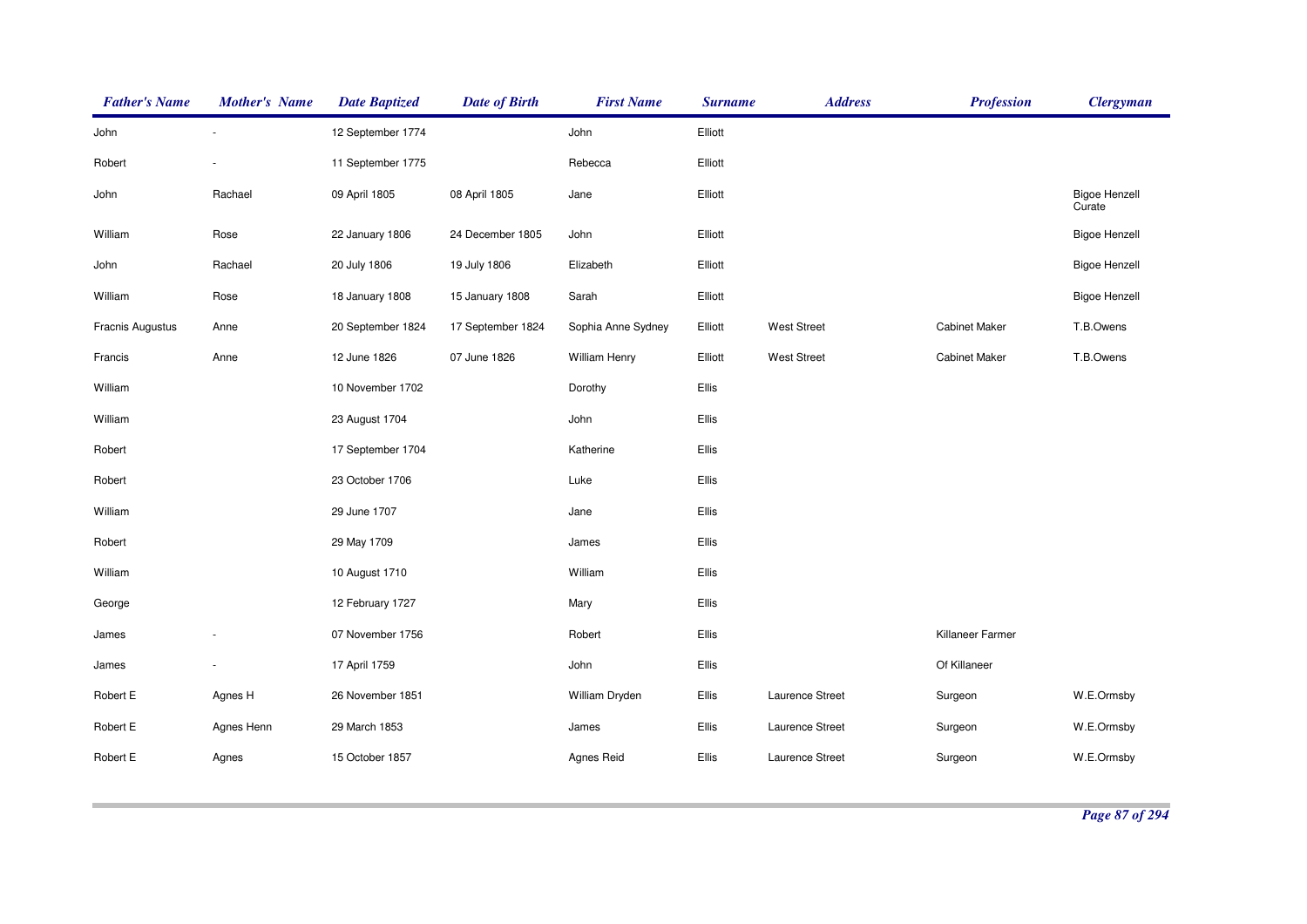| Father's Name | Mother's Name | Date Baptized | Date of Birth | First Name | Surname | Address | Profession | Clergyman |
|---|---|---|---|---|---|---|---|---|
| John | - | 12 September 1774 | | John | Elliott | | | |
| Robert | - | 11 September 1775 | | Rebecca | Elliott | | | |
| John | Rachael | 09 April 1805 | 08 April 1805 | Jane | Elliott | | | Bigoe Henzell Curate |
| William | Rose | 22 January 1806 | 24 December 1805 | John | Elliott | | | Bigoe Henzell |
| John | Rachael | 20 July 1806 | 19 July 1806 | Elizabeth | Elliott | | | Bigoe Henzell |
| William | Rose | 18 January 1808 | 15 January 1808 | Sarah | Elliott | | | Bigoe Henzell |
| Fracnis Augustus | Anne | 20 September 1824 | 17 September 1824 | Sophia Anne Sydney | Elliott | West Street | Cabinet Maker | T.B.Owens |
| Francis | Anne | 12 June 1826 | 07 June 1826 | William Henry | Elliott | West Street | Cabinet Maker | T.B.Owens |
| William | | 10 November 1702 | | Dorothy | Ellis | | | |
| William | | 23 August 1704 | | John | Ellis | | | |
| Robert | | 17 September 1704 | | Katherine | Ellis | | | |
| Robert | | 23 October 1706 | | Luke | Ellis | | | |
| William | | 29 June 1707 | | Jane | Ellis | | | |
| Robert | | 29 May 1709 | | James | Ellis | | | |
| William | | 10 August 1710 | | William | Ellis | | | |
| George | | 12 February 1727 | | Mary | Ellis | | | |
| James | - | 07 November 1756 | | Robert | Ellis | | Killaneer Farmer | |
| James | - | 17 April 1759 | | John | Ellis | | Of Killaneer | |
| Robert E | Agnes H | 26 November 1851 | | William Dryden | Ellis | Laurence Street | Surgeon | W.E.Ormsby |
| Robert E | Agnes Henn | 29 March 1853 | | James | Ellis | Laurence Street | Surgeon | W.E.Ormsby |
| Robert E | Agnes | 15 October 1857 | | Agnes Reid | Ellis | Laurence Street | Surgeon | W.E.Ormsby |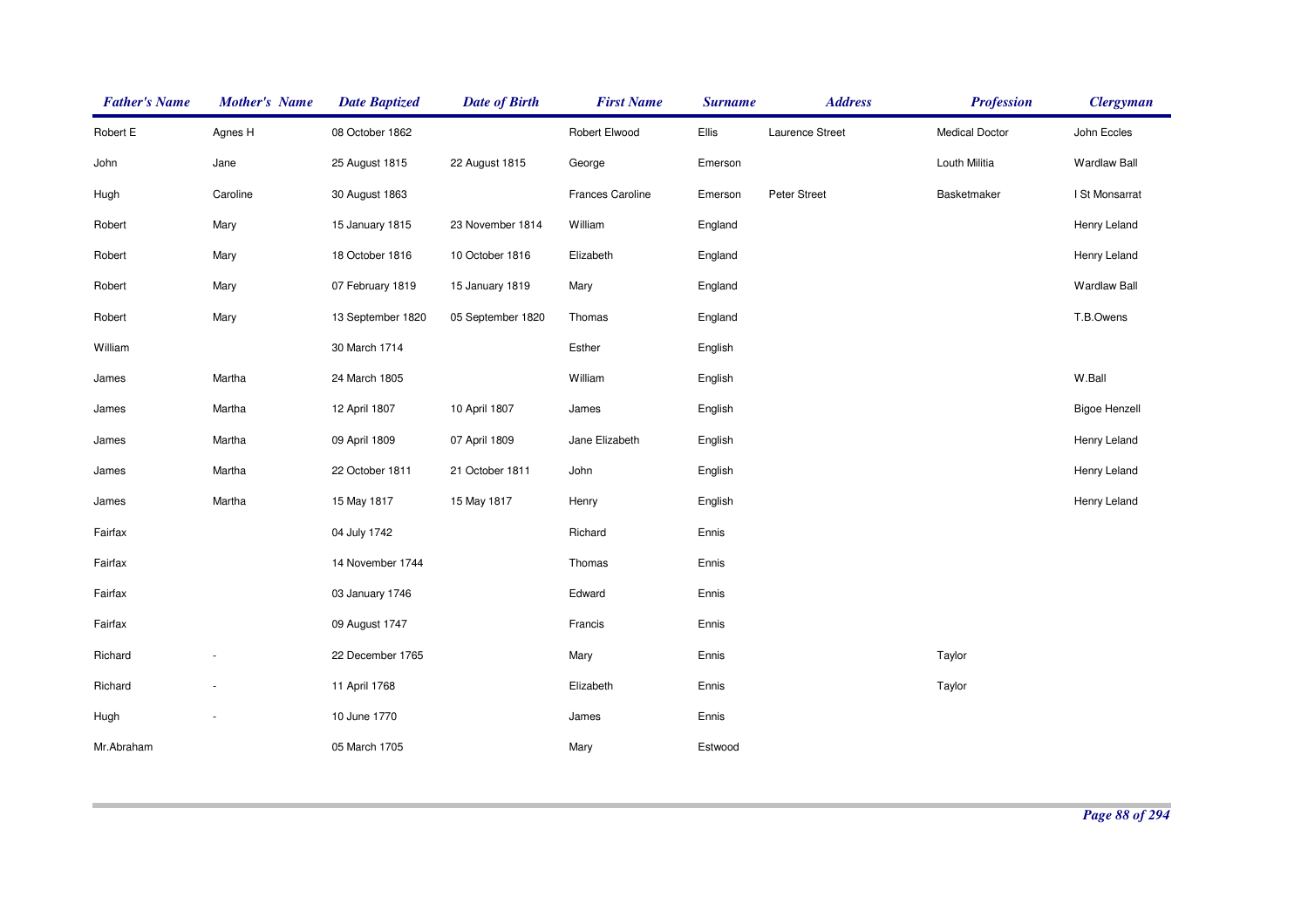| Father's Name | Mother's Name | Date Baptized | Date of Birth | First Name | Surname | Address | Profession | Clergyman |
|---|---|---|---|---|---|---|---|---|
| Robert E | Agnes H | 08 October 1862 | | Robert Elwood | Ellis | Laurence Street | Medical Doctor | John Eccles |
| John | Jane | 25 August 1815 | 22 August 1815 | George | Emerson | | Louth Militia | Wardlaw Ball |
| Hugh | Caroline | 30 August 1863 | | Frances Caroline | Emerson | Peter Street | Basketmaker | I St Monsarrat |
| Robert | Mary | 15 January 1815 | 23 November 1814 | William | England | | | Henry Leland |
| Robert | Mary | 18 October 1816 | 10 October 1816 | Elizabeth | England | | | Henry Leland |
| Robert | Mary | 07 February 1819 | 15 January 1819 | Mary | England | | | Wardlaw Ball |
| Robert | Mary | 13 September 1820 | 05 September 1820 | Thomas | England | | | T.B.Owens |
| William | | 30 March 1714 | | Esther | English | | | |
| James | Martha | 24 March 1805 | | William | English | | | W.Ball |
| James | Martha | 12 April 1807 | 10 April 1807 | James | English | | | Bigoe Henzell |
| James | Martha | 09 April 1809 | 07 April 1809 | Jane Elizabeth | English | | | Henry Leland |
| James | Martha | 22 October 1811 | 21 October 1811 | John | English | | | Henry Leland |
| James | Martha | 15 May 1817 | 15 May 1817 | Henry | English | | | Henry Leland |
| Fairfax | | 04 July 1742 | | Richard | Ennis | | | |
| Fairfax | | 14 November 1744 | | Thomas | Ennis | | | |
| Fairfax | | 03 January 1746 | | Edward | Ennis | | | |
| Fairfax | | 09 August 1747 | | Francis | Ennis | | | |
| Richard | - | 22 December 1765 | | Mary | Ennis | | Taylor | |
| Richard | - | 11 April 1768 | | Elizabeth | Ennis | | Taylor | |
| Hugh | - | 10 June 1770 | | James | Ennis | | | |
| Mr.Abraham | | 05 March 1705 | | Mary | Estwood | | | |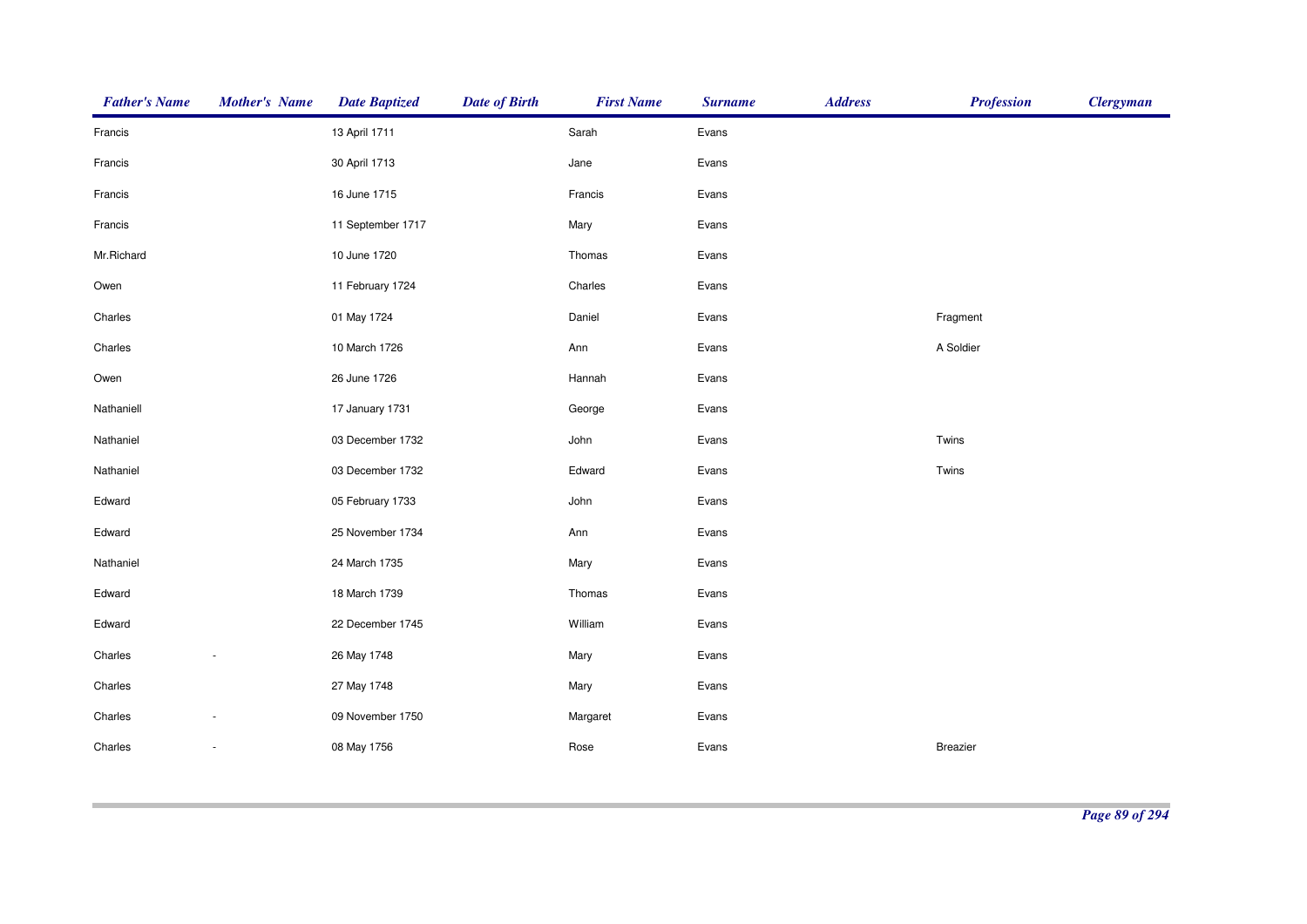| Father's Name | Mother's Name | Date Baptized | Date of Birth | First Name | Surname | Address | Profession | Clergyman |
| --- | --- | --- | --- | --- | --- | --- | --- | --- |
| Francis | | 13 April 1711 | | Sarah | Evans | | | |
| Francis | | 30 April 1713 | | Jane | Evans | | | |
| Francis | | 16 June 1715 | | Francis | Evans | | | |
| Francis | | 11 September 1717 | | Mary | Evans | | | |
| Mr.Richard | | 10 June 1720 | | Thomas | Evans | | | |
| Owen | | 11 February 1724 | | Charles | Evans | | | |
| Charles | | 01 May 1724 | | Daniel | Evans | | Fragment | |
| Charles | | 10 March 1726 | | Ann | Evans | | A Soldier | |
| Owen | | 26 June 1726 | | Hannah | Evans | | | |
| Nathaniell | | 17 January 1731 | | George | Evans | | | |
| Nathaniel | | 03 December 1732 | | John | Evans | | Twins | |
| Nathaniel | | 03 December 1732 | | Edward | Evans | | Twins | |
| Edward | | 05 February 1733 | | John | Evans | | | |
| Edward | | 25 November 1734 | | Ann | Evans | | | |
| Nathaniel | | 24 March 1735 | | Mary | Evans | | | |
| Edward | | 18 March 1739 | | Thomas | Evans | | | |
| Edward | | 22 December 1745 | | William | Evans | | | |
| Charles | - | 26 May 1748 | | Mary | Evans | | | |
| Charles | | 27 May 1748 | | Mary | Evans | | | |
| Charles | - | 09 November 1750 | | Margaret | Evans | | | |
| Charles | - | 08 May 1756 | | Rose | Evans | | Breazier | |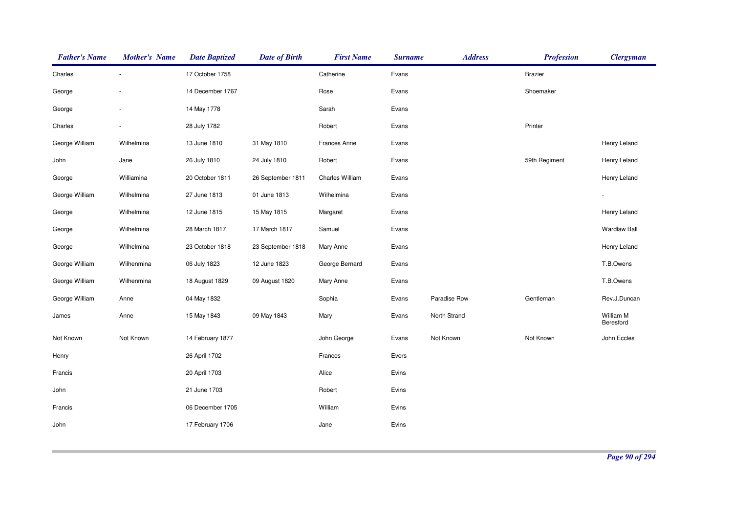| Father's Name | Mother's Name | Date Baptized | Date of Birth | First Name | Surname | Address | Profession | Clergyman |
|---|---|---|---|---|---|---|---|---|
| Charles | - | 17 October 1758 | | Catherine | Evans | | Brazier | |
| George | - | 14 December 1767 | | Rose | Evans | | Shoemaker | |
| George | - | 14 May 1778 | | Sarah | Evans | | | |
| Charles | - | 28 July 1782 | | Robert | Evans | | Printer | |
| George William | Wilhelmina | 13 June 1810 | 31 May 1810 | Frances Anne | Evans | | | Henry Leland |
| John | Jane | 26 July 1810 | 24 July 1810 | Robert | Evans | | 59th Regiment | Henry Leland |
| George | Williamina | 20 October 1811 | 26 September 1811 | Charles William | Evans | | | Henry Leland |
| George William | Wilhelmina | 27 June 1813 | 01 June 1813 | Wilhelmina | Evans | | | - |
| George | Wilhelmina | 12 June 1815 | 15 May 1815 | Margaret | Evans | | | Henry Leland |
| George | Wilhelmina | 28 March 1817 | 17 March 1817 | Samuel | Evans | | | Wardlaw Ball |
| George | Wilhelmina | 23 October 1818 | 23 September 1818 | Mary Anne | Evans | | | Henry Leland |
| George William | Wilhenmina | 06 July 1823 | 12 June 1823 | George Bernard | Evans | | | T.B.Owens |
| George William | Wilhenmina | 18 August 1829 | 09 August 1820 | Mary Anne | Evans | | | T.B.Owens |
| George William | Anne | 04 May 1832 | | Sophia | Evans | Paradise Row | Gentleman | Rev.J.Duncan |
| James | Anne | 15 May 1843 | 09 May 1843 | Mary | Evans | North Strand | | William M Beresford |
| Not Known | Not Known | 14 February 1877 | | John George | Evans | Not Known | Not Known | John Eccles |
| Henry | | 26 April 1702 | | Frances | Evers | | | |
| Francis | | 20 April 1703 | | Alice | Evins | | | |
| John | | 21 June 1703 | | Robert | Evins | | | |
| Francis | | 06 December 1705 | | William | Evins | | | |
| John | | 17 February 1706 | | Jane | Evins | | | |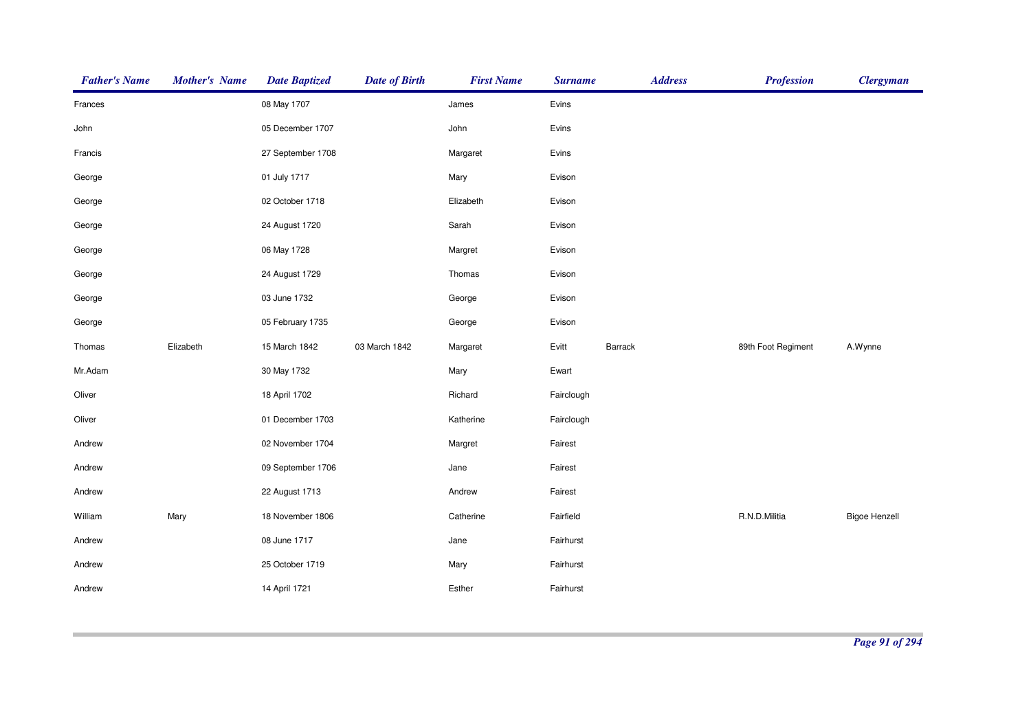| Father's Name | Mother's Name | Date Baptized | Date of Birth | First Name | Surname | Address | Profession | Clergyman |
|---|---|---|---|---|---|---|---|---|
| Frances | | 08 May 1707 | | James | Evins | | | |
| John | | 05 December 1707 | | John | Evins | | | |
| Francis | | 27 September 1708 | | Margaret | Evins | | | |
| George | | 01 July 1717 | | Mary | Evison | | | |
| George | | 02 October 1718 | | Elizabeth | Evison | | | |
| George | | 24 August 1720 | | Sarah | Evison | | | |
| George | | 06 May 1728 | | Margret | Evison | | | |
| George | | 24 August 1729 | | Thomas | Evison | | | |
| George | | 03 June 1732 | | George | Evison | | | |
| George | | 05 February 1735 | | George | Evison | | | |
| Thomas | Elizabeth | 15 March 1842 | 03 March 1842 | Margaret | Evitt | Barrack | 89th Foot Regiment | A.Wynne |
| Mr.Adam | | 30 May 1732 | | Mary | Ewart | | | |
| Oliver | | 18 April 1702 | | Richard | Fairclough | | | |
| Oliver | | 01 December 1703 | | Katherine | Fairclough | | | |
| Andrew | | 02 November 1704 | | Margret | Fairest | | | |
| Andrew | | 09 September 1706 | | Jane | Fairest | | | |
| Andrew | | 22 August 1713 | | Andrew | Fairest | | | |
| William | Mary | 18 November 1806 | | Catherine | Fairfield | | R.N.D.Militia | Bigoe Henzell |
| Andrew | | 08 June 1717 | | Jane | Fairhurst | | | |
| Andrew | | 25 October 1719 | | Mary | Fairhurst | | | |
| Andrew | | 14 April 1721 | | Esther | Fairhurst | | | |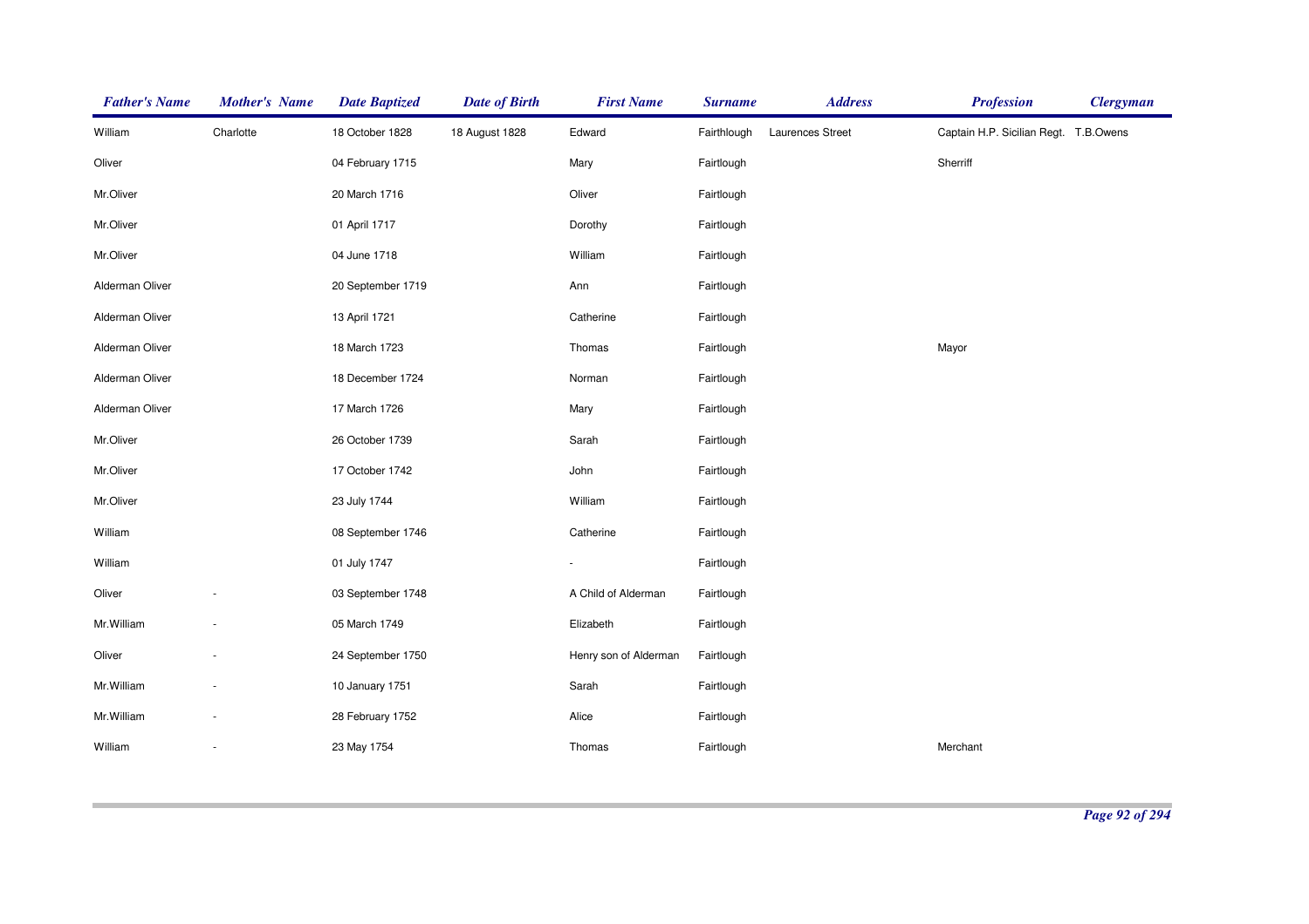| Father's Name | Mother's Name | Date Baptized | Date of Birth | First Name | Surname | Address | Profession | Clergyman |
|---|---|---|---|---|---|---|---|---|
| William | Charlotte | 18 October 1828 | 18 August 1828 | Edward | Fairthlough | Laurences Street | Captain H.P. Sicilian Regt. | T.B.Owens |
| Oliver | | 04 February 1715 | | Mary | Fairtlough | | Sherriff | |
| Mr.Oliver | | 20 March 1716 | | Oliver | Fairtlough | | | |
| Mr.Oliver | | 01 April 1717 | | Dorothy | Fairtlough | | | |
| Mr.Oliver | | 04 June 1718 | | William | Fairtlough | | | |
| Alderman Oliver | | 20 September 1719 | | Ann | Fairtlough | | | |
| Alderman Oliver | | 13 April 1721 | | Catherine | Fairtlough | | | |
| Alderman Oliver | | 18 March 1723 | | Thomas | Fairtlough | | Mayor | |
| Alderman Oliver | | 18 December 1724 | | Norman | Fairtlough | | | |
| Alderman Oliver | | 17 March 1726 | | Mary | Fairtlough | | | |
| Mr.Oliver | | 26 October 1739 | | Sarah | Fairtlough | | | |
| Mr.Oliver | | 17 October 1742 | | John | Fairtlough | | | |
| Mr.Oliver | | 23 July 1744 | | William | Fairtlough | | | |
| William | | 08 September 1746 | | Catherine | Fairtlough | | | |
| William | | 01 July 1747 | | - | Fairtlough | | | |
| Oliver | - | 03 September 1748 | | A Child of Alderman | Fairtlough | | | |
| Mr.William | - | 05 March 1749 | | Elizabeth | Fairtlough | | | |
| Oliver | - | 24 September 1750 | | Henry son of Alderman | Fairtlough | | | |
| Mr.William | - | 10 January 1751 | | Sarah | Fairtlough | | | |
| Mr.William | - | 28 February 1752 | | Alice | Fairtlough | | | |
| William | - | 23 May 1754 | | Thomas | Fairtlough | | Merchant | |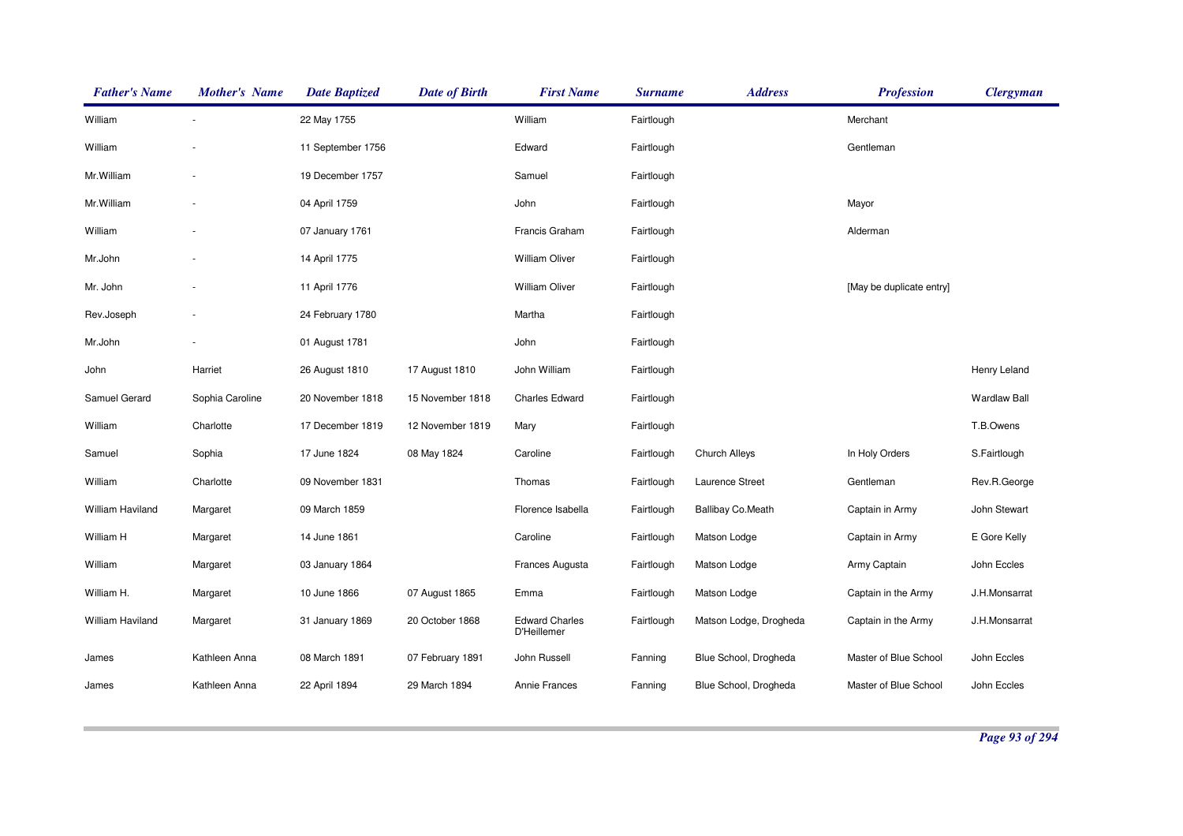| *Father's Name* | *Mother's Name* | *Date Baptized* | *Date of Birth* | *First Name* | *Surname* | *Address* | *Profession* | *Clergyman* |
|---|---|---|---|---|---|---|---|---|
| William | - | 22 May 1755 | | William | Fairtlough | | Merchant | |
| William | - | 11 September 1756 | | Edward | Fairtlough | | Gentleman | |
| Mr.William | - | 19 December 1757 | | Samuel | Fairtlough | | | |
| Mr.William | - | 04 April 1759 | | John | Fairtlough | | Mayor | |
| William | - | 07 January 1761 | | Francis Graham | Fairtlough | | Alderman | |
| Mr.John | - | 14 April 1775 | | William Oliver | Fairtlough | | | |
| Mr. John | - | 11 April 1776 | | William Oliver | Fairtlough | | [May be duplicate entry] | |
| Rev.Joseph | - | 24 February 1780 | | Martha | Fairtlough | | | |
| Mr.John | - | 01 August 1781 | | John | Fairtlough | | | |
| John | Harriet | 26 August 1810 | 17 August 1810 | John William | Fairtlough | | | Henry Leland |
| Samuel Gerard | Sophia Caroline | 20 November 1818 | 15 November 1818 | Charles Edward | Fairtlough | | | Wardlaw Ball |
| William | Charlotte | 17 December 1819 | 12 November 1819 | Mary | Fairtlough | | | T.B.Owens |
| Samuel | Sophia | 17 June 1824 | 08 May 1824 | Caroline | Fairtlough | Church Alleys | In Holy Orders | S.Fairtlough |
| William | Charlotte | 09 November 1831 | | Thomas | Fairtlough | Laurence Street | Gentleman | Rev.R.George |
| William Haviland | Margaret | 09 March 1859 | | Florence Isabella | Fairtlough | Ballibay Co.Meath | Captain in Army | John Stewart |
| William H | Margaret | 14 June 1861 | | Caroline | Fairtlough | Matson Lodge | Captain in Army | E Gore Kelly |
| William | Margaret | 03 January 1864 | | Frances Augusta | Fairtlough | Matson Lodge | Army Captain | John Eccles |
| William H. | Margaret | 10 June 1866 | 07 August 1865 | Emma | Fairtlough | Matson Lodge | Captain in the Army | J.H.Monsarrat |
| William Haviland | Margaret | 31 January 1869 | 20 October 1868 | Edward Charles D'Heillemer | Fairtlough | Matson Lodge, Drogheda | Captain in the Army | J.H.Monsarrat |
| James | Kathleen Anna | 08 March 1891 | 07 February 1891 | John Russell | Fanning | Blue School, Drogheda | Master of Blue School | John Eccles |
| James | Kathleen Anna | 22 April 1894 | 29 March 1894 | Annie Frances | Fanning | Blue School, Drogheda | Master of Blue School | John Eccles |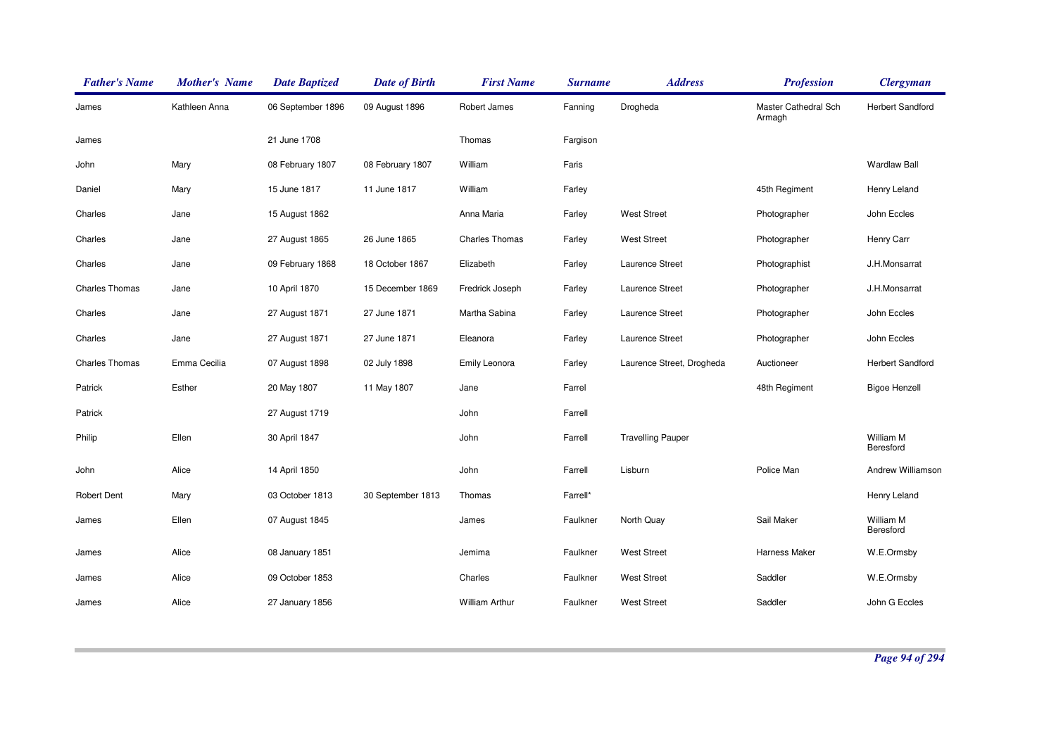| Father's Name | Mother's Name | Date Baptized | Date of Birth | First Name | Surname | Address | Profession | Clergyman |
|---|---|---|---|---|---|---|---|---|
| James | Kathleen Anna | 06 September 1896 | 09 August 1896 | Robert James | Fanning | Drogheda | Master Cathedral Sch Armagh | Herbert Sandford |
| James | | 21 June 1708 | | Thomas | Fargison | | | |
| John | Mary | 08 February 1807 | 08 February 1807 | William | Faris | | | Wardlaw Ball |
| Daniel | Mary | 15 June 1817 | 11 June 1817 | William | Farley | | 45th Regiment | Henry Leland |
| Charles | Jane | 15 August 1862 | | Anna Maria | Farley | West Street | Photographer | John Eccles |
| Charles | Jane | 27 August 1865 | 26 June 1865 | Charles Thomas | Farley | West Street | Photographer | Henry Carr |
| Charles | Jane | 09 February 1868 | 18 October 1867 | Elizabeth | Farley | Laurence Street | Photographist | J.H.Monsarrat |
| Charles Thomas | Jane | 10 April 1870 | 15 December 1869 | Fredrick Joseph | Farley | Laurence Street | Photographer | J.H.Monsarrat |
| Charles | Jane | 27 August 1871 | 27 June 1871 | Martha Sabina | Farley | Laurence Street | Photographer | John Eccles |
| Charles | Jane | 27 August 1871 | 27 June 1871 | Eleanora | Farley | Laurence Street | Photographer | John Eccles |
| Charles Thomas | Emma Cecilia | 07 August 1898 | 02 July 1898 | Emily Leonora | Farley | Laurence Street, Drogheda | Auctioneer | Herbert Sandford |
| Patrick | Esther | 20 May 1807 | 11 May 1807 | Jane | Farrel | | 48th Regiment | Bigoe Henzell |
| Patrick | | 27 August 1719 | | John | Farrell | | | |
| Philip | Ellen | 30 April 1847 | | John | Farrell | Travelling Pauper | | William M Beresford |
| John | Alice | 14 April 1850 | | John | Farrell | Lisburn | Police Man | Andrew Williamson |
| Robert Dent | Mary | 03 October 1813 | 30 September 1813 | Thomas | Farrell* | | | Henry Leland |
| James | Ellen | 07 August 1845 | | James | Faulkner | North Quay | Sail Maker | William M Beresford |
| James | Alice | 08 January 1851 | | Jemima | Faulkner | West Street | Harness Maker | W.E.Ormsby |
| James | Alice | 09 October 1853 | | Charles | Faulkner | West Street | Saddler | W.E.Ormsby |
| James | Alice | 27 January 1856 | | William Arthur | Faulkner | West Street | Saddler | John G Eccles |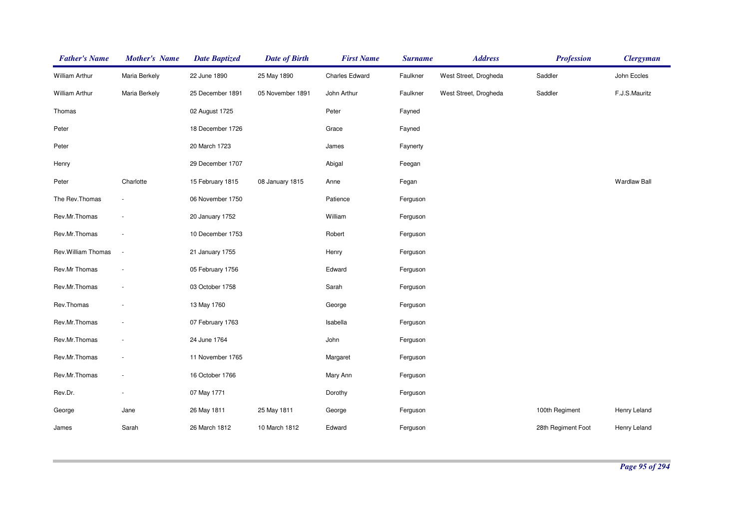| Father's Name | Mother's Name | Date Baptized | Date of Birth | First Name | Surname | Address | Profession | Clergyman |
|---|---|---|---|---|---|---|---|---|
| William Arthur | Maria Berkely | 22 June 1890 | 25 May 1890 | Charles Edward | Faulkner | West Street, Drogheda | Saddler | John Eccles |
| William Arthur | Maria Berkely | 25 December 1891 | 05 November 1891 | John Arthur | Faulkner | West Street, Drogheda | Saddler | F.J.S.Mauritz |
| Thomas | | 02 August 1725 | | Peter | Fayned | | | |
| Peter | | 18 December 1726 | | Grace | Fayned | | | |
| Peter | | 20 March 1723 | | James | Faynerty | | | |
| Henry | | 29 December 1707 | | Abigal | Feegan | | | |
| Peter | Charlotte | 15 February 1815 | 08 January 1815 | Anne | Fegan | | | Wardlaw Ball |
| The Rev.Thomas | - | 06 November 1750 | | Patience | Ferguson | | | |
| Rev.Mr.Thomas | - | 20 January 1752 | | William | Ferguson | | | |
| Rev.Mr.Thomas | - | 10 December 1753 | | Robert | Ferguson | | | |
| Rev.William Thomas | - | 21 January 1755 | | Henry | Ferguson | | | |
| Rev.Mr Thomas | - | 05 February 1756 | | Edward | Ferguson | | | |
| Rev.Mr.Thomas | - | 03 October 1758 | | Sarah | Ferguson | | | |
| Rev.Thomas | - | 13 May 1760 | | George | Ferguson | | | |
| Rev.Mr.Thomas | - | 07 February 1763 | | Isabella | Ferguson | | | |
| Rev.Mr.Thomas | - | 24 June 1764 | | John | Ferguson | | | |
| Rev.Mr.Thomas | - | 11 November 1765 | | Margaret | Ferguson | | | |
| Rev.Mr.Thomas | - | 16 October 1766 | | Mary Ann | Ferguson | | | |
| Rev.Dr. | - | 07 May 1771 | | Dorothy | Ferguson | | | |
| George | Jane | 26 May 1811 | 25 May 1811 | George | Ferguson | | 100th Regiment | Henry Leland |
| James | Sarah | 26 March 1812 | 10 March 1812 | Edward | Ferguson | | 28th Regiment Foot | Henry Leland |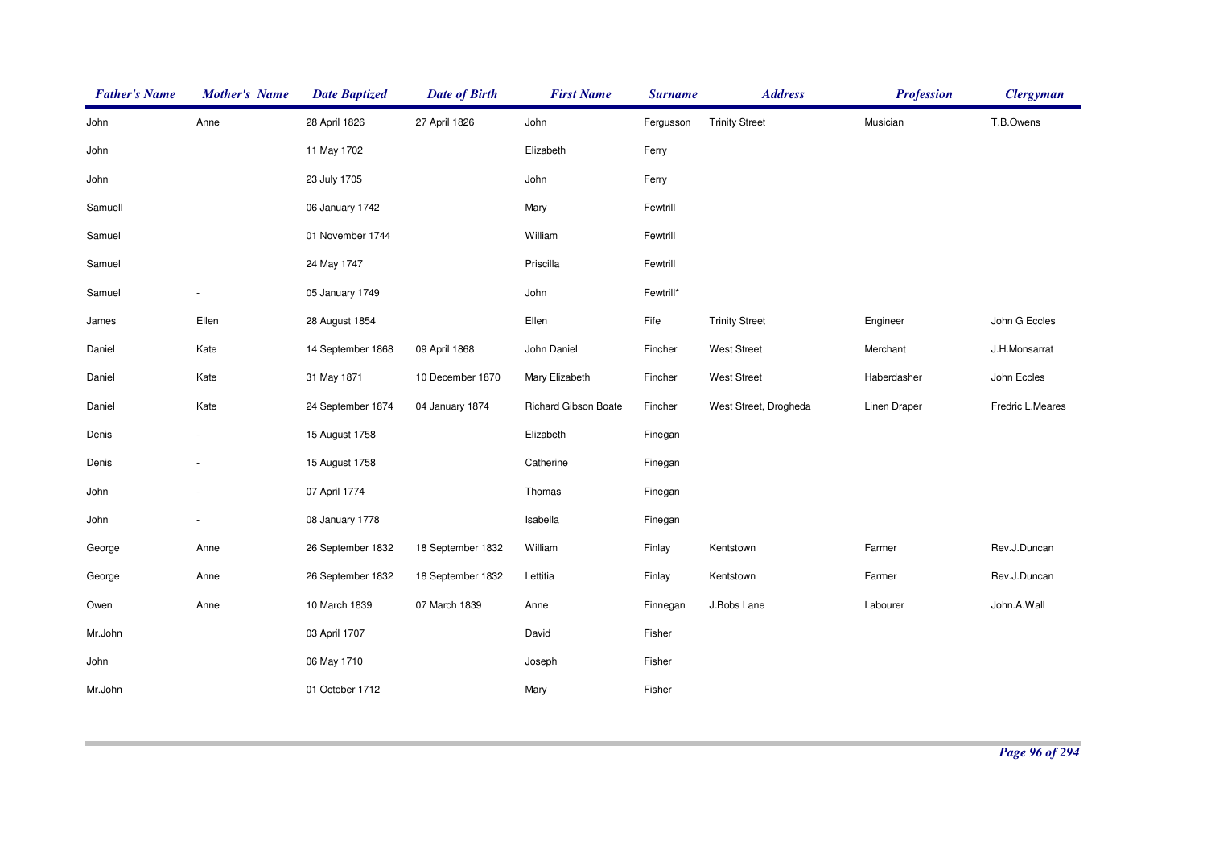| Father's Name | Mother's Name | Date Baptized | Date of Birth | First Name | Surname | Address | Profession | Clergyman |
|---|---|---|---|---|---|---|---|---|
| John | Anne | 28 April 1826 | 27 April 1826 | John | Fergusson | Trinity Street | Musician | T.B.Owens |
| John | | 11 May 1702 | | Elizabeth | Ferry | | | |
| John | | 23 July 1705 | | John | Ferry | | | |
| Samuell | | 06 January 1742 | | Mary | Fewtrill | | | |
| Samuel | | 01 November 1744 | | William | Fewtrill | | | |
| Samuel | | 24 May 1747 | | Priscilla | Fewtrill | | | |
| Samuel | - | 05 January 1749 | | John | Fewtrill* | | | |
| James | Ellen | 28 August 1854 | | Ellen | Fife | Trinity Street | Engineer | John G Eccles |
| Daniel | Kate | 14 September 1868 | 09 April 1868 | John Daniel | Fincher | West Street | Merchant | J.H.Monsarrat |
| Daniel | Kate | 31 May 1871 | 10 December 1870 | Mary Elizabeth | Fincher | West Street | Haberdasher | John Eccles |
| Daniel | Kate | 24 September 1874 | 04 January 1874 | Richard Gibson Boate | Fincher | West Street, Drogheda | Linen Draper | Fredric L.Meares |
| Denis | - | 15 August 1758 | | Elizabeth | Finegan | | | |
| Denis | - | 15 August 1758 | | Catherine | Finegan | | | |
| John | - | 07 April 1774 | | Thomas | Finegan | | | |
| John | - | 08 January 1778 | | Isabella | Finegan | | | |
| George | Anne | 26 September 1832 | 18 September 1832 | William | Finlay | Kentstown | Farmer | Rev.J.Duncan |
| George | Anne | 26 September 1832 | 18 September 1832 | Lettitia | Finlay | Kentstown | Farmer | Rev.J.Duncan |
| Owen | Anne | 10 March 1839 | 07 March 1839 | Anne | Finnegan | J.Bobs Lane | Labourer | John.A.Wall |
| Mr.John | | 03 April 1707 | | David | Fisher | | | |
| John | | 06 May 1710 | | Joseph | Fisher | | | |
| Mr.John | | 01 October 1712 | | Mary | Fisher | | | |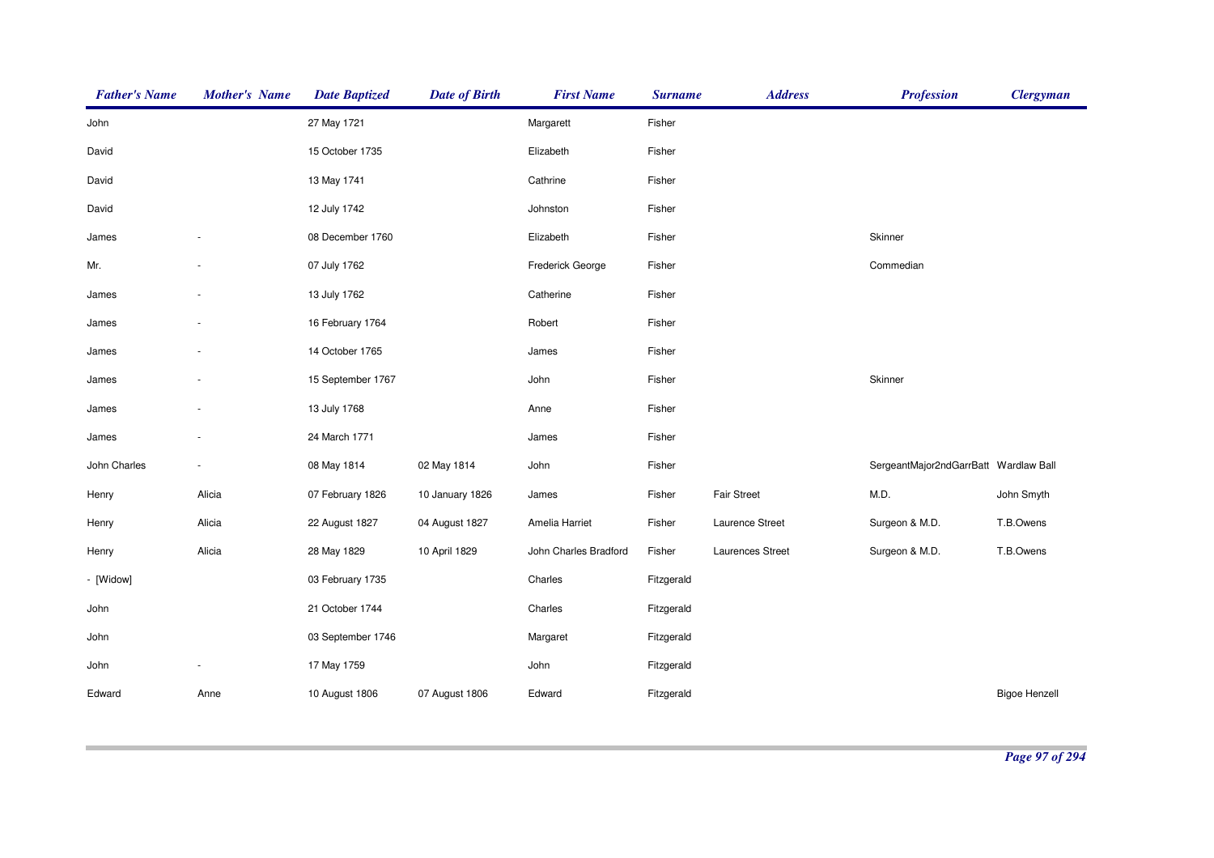| Father's Name | Mother's Name | Date Baptized | Date of Birth | First Name | Surname | Address | Profession | Clergyman |
|---|---|---|---|---|---|---|---|---|
| John | | 27 May 1721 | | Margarett | Fisher | | | |
| David | | 15 October 1735 | | Elizabeth | Fisher | | | |
| David | | 13 May 1741 | | Cathrine | Fisher | | | |
| David | | 12 July 1742 | | Johnston | Fisher | | | |
| James | - | 08 December 1760 | | Elizabeth | Fisher | | Skinner | |
| Mr. | - | 07 July 1762 | | Frederick George | Fisher | | Commedian | |
| James | - | 13 July 1762 | | Catherine | Fisher | | | |
| James | - | 16 February 1764 | | Robert | Fisher | | | |
| James | - | 14 October 1765 | | James | Fisher | | | |
| James | - | 15 September 1767 | | John | Fisher | | Skinner | |
| James | - | 13 July 1768 | | Anne | Fisher | | | |
| James | - | 24 March 1771 | | James | Fisher | | | |
| John Charles | - | 08 May 1814 | 02 May 1814 | John | Fisher | | SergeantMajor2ndGarrBatt | Wardlaw Ball |
| Henry | Alicia | 07 February 1826 | 10 January 1826 | James | Fisher | Fair Street | M.D. | John Smyth |
| Henry | Alicia | 22 August 1827 | 04 August 1827 | Amelia Harriet | Fisher | Laurence Street | Surgeon & M.D. | T.B.Owens |
| Henry | Alicia | 28 May 1829 | 10 April 1829 | John Charles Bradford | Fisher | Laurences Street | Surgeon & M.D. | T.B.Owens |
| - [Widow] | | 03 February 1735 | | Charles | Fitzgerald | | | |
| John | | 21 October 1744 | | Charles | Fitzgerald | | | |
| John | | 03 September 1746 | | Margaret | Fitzgerald | | | |
| John | - | 17 May 1759 | | John | Fitzgerald | | | |
| Edward | Anne | 10 August 1806 | 07 August 1806 | Edward | Fitzgerald | | | Bigoe Henzell |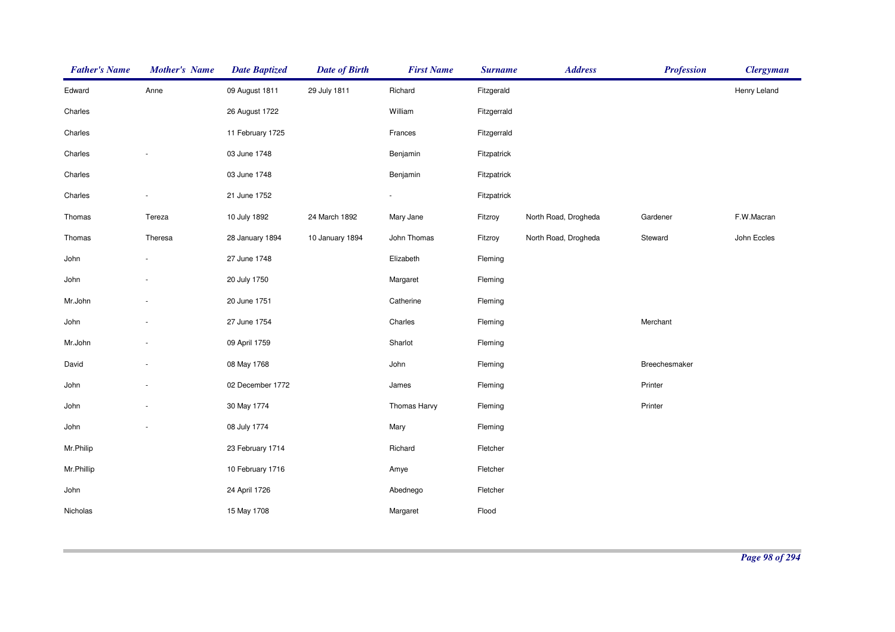| Father's Name | Mother's Name | Date Baptized | Date of Birth | First Name | Surname | Address | Profession | Clergyman |
|---|---|---|---|---|---|---|---|---|
| Edward | Anne | 09 August 1811 | 29 July 1811 | Richard | Fitzgerald | | | Henry Leland |
| Charles | | 26 August 1722 | | William | Fitzgerrald | | | |
| Charles | | 11 February 1725 | | Frances | Fitzgerrald | | | |
| Charles | - | 03 June 1748 | | Benjamin | Fitzpatrick | | | |
| Charles | | 03 June 1748 | | Benjamin | Fitzpatrick | | | |
| Charles | - | 21 June 1752 | | - | Fitzpatrick | | | |
| Thomas | Tereza | 10 July 1892 | 24 March 1892 | Mary Jane | Fitzroy | North Road, Drogheda | Gardener | F.W.Macran |
| Thomas | Theresa | 28 January 1894 | 10 January 1894 | John Thomas | Fitzroy | North Road, Drogheda | Steward | John Eccles |
| John | - | 27 June 1748 | | Elizabeth | Fleming | | | |
| John | - | 20 July 1750 | | Margaret | Fleming | | | |
| Mr.John | - | 20 June 1751 | | Catherine | Fleming | | | |
| John | - | 27 June 1754 | | Charles | Fleming | | Merchant | |
| Mr.John | - | 09 April 1759 | | Sharlot | Fleming | | | |
| David | - | 08 May 1768 | | John | Fleming | | Breechesmaker | |
| John | - | 02 December 1772 | | James | Fleming | | Printer | |
| John | - | 30 May 1774 | | Thomas Harvy | Fleming | | Printer | |
| John | - | 08 July 1774 | | Mary | Fleming | | | |
| Mr.Philip | | 23 February 1714 | | Richard | Fletcher | | | |
| Mr.Phillip | | 10 February 1716 | | Amye | Fletcher | | | |
| John | | 24 April 1726 | | Abednego | Fletcher | | | |
| Nicholas | | 15 May 1708 | | Margaret | Flood | | | |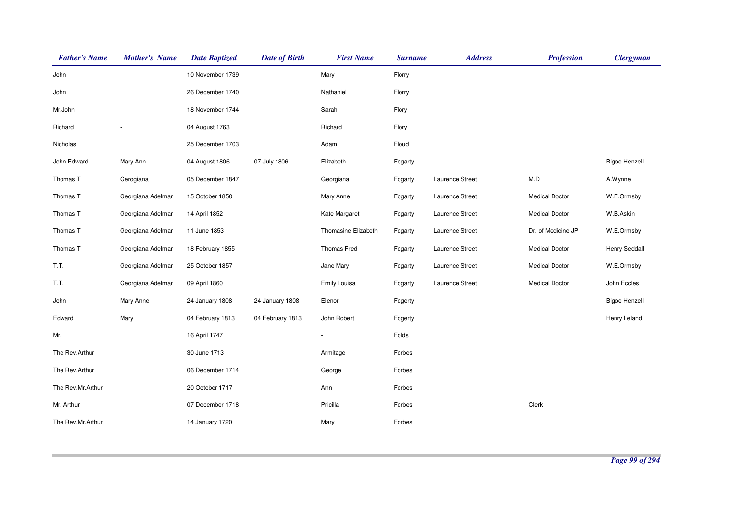| Father's Name | Mother's Name | Date Baptized | Date of Birth | First Name | Surname | Address | Profession | Clergyman |
|---|---|---|---|---|---|---|---|---|
| John | | 10 November 1739 | | Mary | Florry | | | |
| John | | 26 December 1740 | | Nathaniel | Florry | | | |
| Mr.John | | 18 November 1744 | | Sarah | Flory | | | |
| Richard | - | 04 August 1763 | | Richard | Flory | | | |
| Nicholas | | 25 December 1703 | | Adam | Floud | | | |
| John Edward | Mary Ann | 04 August 1806 | 07 July 1806 | Elizabeth | Fogarty | | | Bigoe Henzell |
| Thomas T | Gerogiana | 05 December 1847 | | Georgiana | Fogarty | Laurence Street | M.D | A.Wynne |
| Thomas T | Georgiana Adelmar | 15 October 1850 | | Mary Anne | Fogarty | Laurence Street | Medical Doctor | W.E.Ormsby |
| Thomas T | Georgiana Adelmar | 14 April 1852 | | Kate Margaret | Fogarty | Laurence Street | Medical Doctor | W.B.Askin |
| Thomas T | Georgiana Adelmar | 11 June 1853 | | Thomasine Elizabeth | Fogarty | Laurence Street | Dr. of Medicine JP | W.E.Ormsby |
| Thomas T | Georgiana Adelmar | 18 February 1855 | | Thomas Fred | Fogarty | Laurence Street | Medical Doctor | Henry Seddall |
| T.T. | Georgiana Adelmar | 25 October 1857 | | Jane Mary | Fogarty | Laurence Street | Medical Doctor | W.E.Ormsby |
| T.T. | Georgiana Adelmar | 09 April 1860 | | Emily Louisa | Fogarty | Laurence Street | Medical Doctor | John Eccles |
| John | Mary Anne | 24 January 1808 | 24 January 1808 | Elenor | Fogerty | | | Bigoe Henzell |
| Edward | Mary | 04 February 1813 | 04 February 1813 | John Robert | Fogerty | | | Henry Leland |
| Mr. | | 16 April 1747 | | - | Folds | | | |
| The Rev.Arthur | | 30 June 1713 | | Armitage | Forbes | | | |
| The Rev.Arthur | | 06 December 1714 | | George | Forbes | | | |
| The Rev.Mr.Arthur | | 20 October 1717 | | Ann | Forbes | | | |
| Mr. Arthur | | 07 December 1718 | | Pricilla | Forbes | | Clerk | |
| The Rev.Mr.Arthur | | 14 January 1720 | | Mary | Forbes | | | |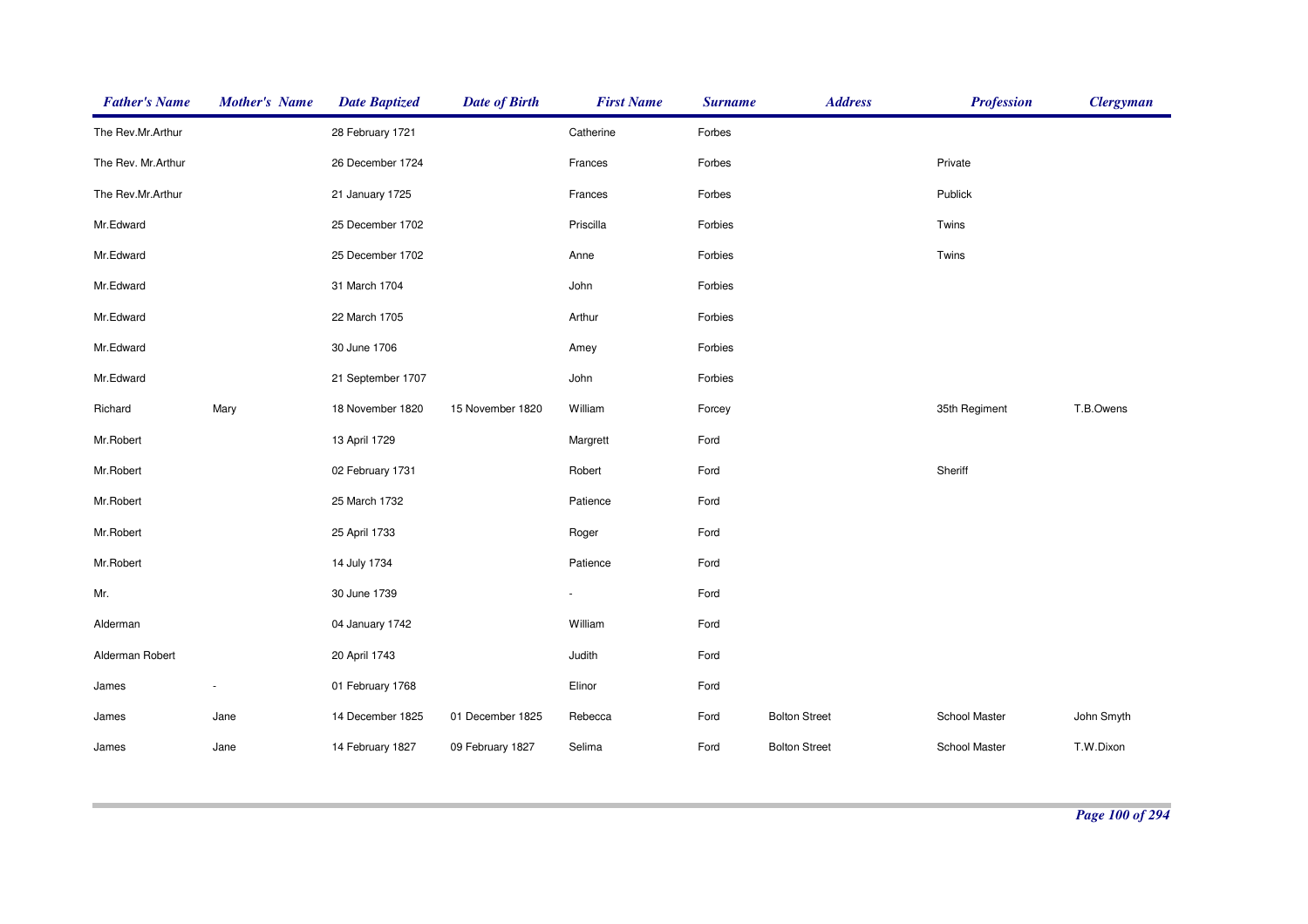| Father's Name | Mother's Name | Date Baptized | Date of Birth | First Name | Surname | Address | Profession | Clergyman |
|---|---|---|---|---|---|---|---|---|
| The Rev.Mr.Arthur | | 28 February 1721 | | Catherine | Forbes | | | |
| The Rev. Mr.Arthur | | 26 December 1724 | | Frances | Forbes | | Private | |
| The Rev.Mr.Arthur | | 21 January 1725 | | Frances | Forbes | | Publick | |
| Mr.Edward | | 25 December 1702 | | Priscilla | Forbies | | Twins | |
| Mr.Edward | | 25 December 1702 | | Anne | Forbies | | Twins | |
| Mr.Edward | | 31 March 1704 | | John | Forbies | | | |
| Mr.Edward | | 22 March 1705 | | Arthur | Forbies | | | |
| Mr.Edward | | 30 June 1706 | | Amey | Forbies | | | |
| Mr.Edward | | 21 September 1707 | | John | Forbies | | | |
| Richard | Mary | 18 November 1820 | 15 November 1820 | William | Forcey | | 35th Regiment | T.B.Owens |
| Mr.Robert | | 13 April 1729 | | Margrett | Ford | | | |
| Mr.Robert | | 02 February 1731 | | Robert | Ford | | Sheriff | |
| Mr.Robert | | 25 March 1732 | | Patience | Ford | | | |
| Mr.Robert | | 25 April 1733 | | Roger | Ford | | | |
| Mr.Robert | | 14 July 1734 | | Patience | Ford | | | |
| Mr. | | 30 June 1739 | | - | Ford | | | |
| Alderman | | 04 January 1742 | | William | Ford | | | |
| Alderman Robert | | 20 April 1743 | | Judith | Ford | | | |
| James | - | 01 February 1768 | | Elinor | Ford | | | |
| James | Jane | 14 December 1825 | 01 December 1825 | Rebecca | Ford | Bolton Street | School Master | John Smyth |
| James | Jane | 14 February 1827 | 09 February 1827 | Selima | Ford | Bolton Street | School Master | T.W.Dixon |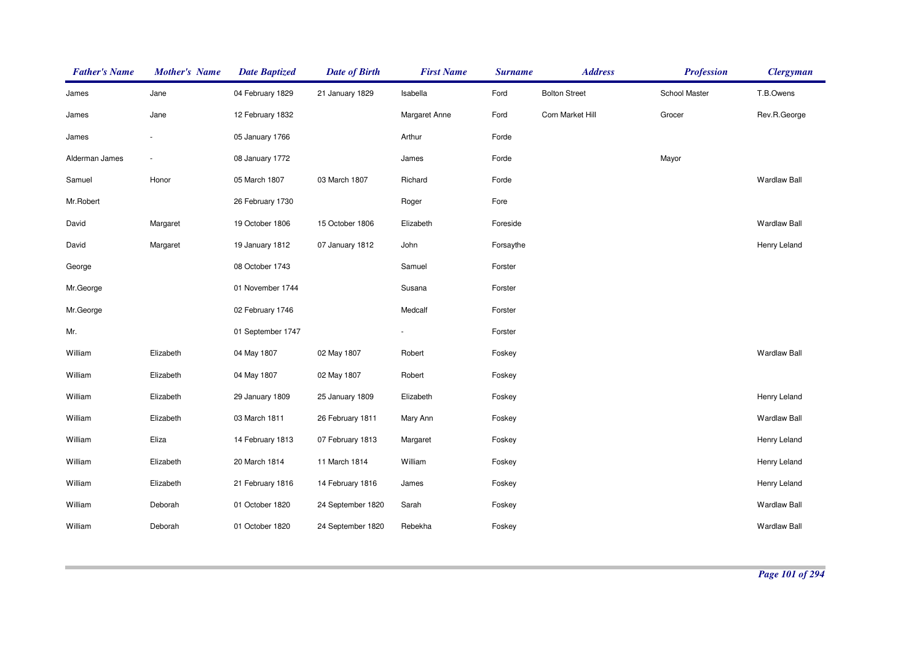| Father's Name | Mother's Name | Date Baptized | Date of Birth | First Name | Surname | Address | Profession | Clergyman |
|---|---|---|---|---|---|---|---|---|
| James | Jane | 04 February 1829 | 21 January 1829 | Isabella | Ford | Bolton Street | School Master | T.B.Owens |
| James | Jane | 12 February 1832 | | Margaret Anne | Ford | Corn Market Hill | Grocer | Rev.R.George |
| James | - | 05 January 1766 | | Arthur | Forde | | | |
| Alderman James | - | 08 January 1772 | | James | Forde | | Mayor | |
| Samuel | Honor | 05 March 1807 | 03 March 1807 | Richard | Forde | | | Wardlaw Ball |
| Mr.Robert | | 26 February 1730 | | Roger | Fore | | | |
| David | Margaret | 19 October 1806 | 15 October 1806 | Elizabeth | Foreside | | | Wardlaw Ball |
| David | Margaret | 19 January 1812 | 07 January 1812 | John | Forsaythe | | | Henry Leland |
| George | | 08 October 1743 | | Samuel | Forster | | | |
| Mr.George | | 01 November 1744 | | Susana | Forster | | | |
| Mr.George | | 02 February 1746 | | Medcalf | Forster | | | |
| Mr. | | 01 September 1747 | | - | Forster | | | |
| William | Elizabeth | 04 May 1807 | 02 May 1807 | Robert | Foskey | | | Wardlaw Ball |
| William | Elizabeth | 04 May 1807 | 02 May 1807 | Robert | Foskey | | | |
| William | Elizabeth | 29 January 1809 | 25 January 1809 | Elizabeth | Foskey | | | Henry Leland |
| William | Elizabeth | 03 March 1811 | 26 February 1811 | Mary Ann | Foskey | | | Wardlaw Ball |
| William | Eliza | 14 February 1813 | 07 February 1813 | Margaret | Foskey | | | Henry Leland |
| William | Elizabeth | 20 March 1814 | 11 March 1814 | William | Foskey | | | Henry Leland |
| William | Elizabeth | 21 February 1816 | 14 February 1816 | James | Foskey | | | Henry Leland |
| William | Deborah | 01 October 1820 | 24 September 1820 | Sarah | Foskey | | | Wardlaw Ball |
| William | Deborah | 01 October 1820 | 24 September 1820 | Rebekha | Foskey | | | Wardlaw Ball |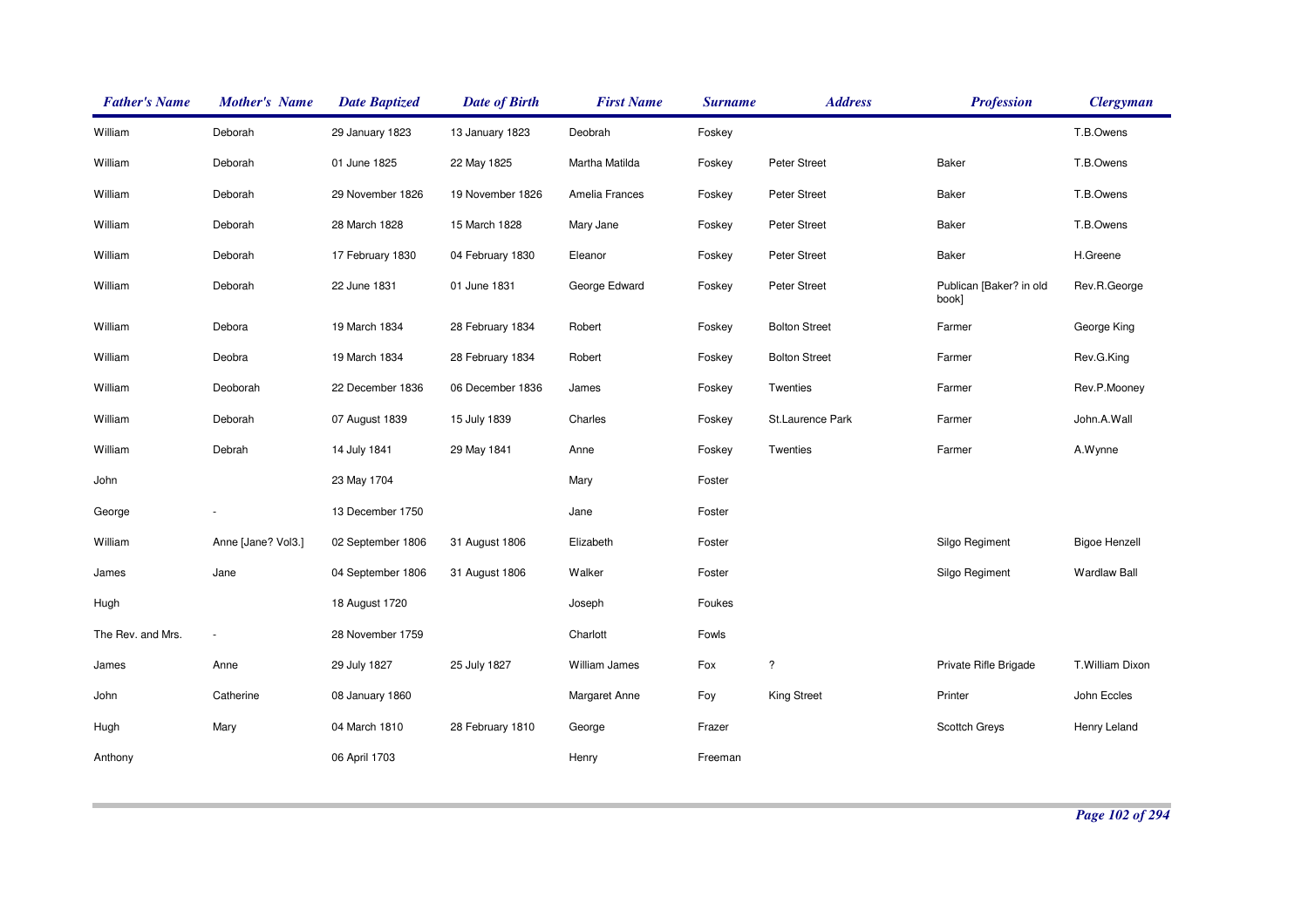| Father's Name | Mother's Name | Date Baptized | Date of Birth | First Name | Surname | Address | Profession | Clergyman |
|---|---|---|---|---|---|---|---|---|
| William | Deborah | 29 January 1823 | 13 January 1823 | Deobrah | Foskey | | | T.B.Owens |
| William | Deborah | 01 June 1825 | 22 May 1825 | Martha Matilda | Foskey | Peter Street | Baker | T.B.Owens |
| William | Deborah | 29 November 1826 | 19 November 1826 | Amelia Frances | Foskey | Peter Street | Baker | T.B.Owens |
| William | Deborah | 28 March 1828 | 15 March 1828 | Mary Jane | Foskey | Peter Street | Baker | T.B.Owens |
| William | Deborah | 17 February 1830 | 04 February 1830 | Eleanor | Foskey | Peter Street | Baker | H.Greene |
| William | Deborah | 22 June 1831 | 01 June 1831 | George Edward | Foskey | Peter Street | Publican [Baker? in old book] | Rev.R.George |
| William | Debora | 19 March 1834 | 28 February 1834 | Robert | Foskey | Bolton Street | Farmer | George King |
| William | Deobra | 19 March 1834 | 28 February 1834 | Robert | Foskey | Bolton Street | Farmer | Rev.G.King |
| William | Deoborah | 22 December 1836 | 06 December 1836 | James | Foskey | Twenties | Farmer | Rev.P.Mooney |
| William | Deborah | 07 August 1839 | 15 July 1839 | Charles | Foskey | St.Laurence Park | Farmer | John.A.Wall |
| William | Debrah | 14 July 1841 | 29 May 1841 | Anne | Foskey | Twenties | Farmer | A.Wynne |
| John | | 23 May 1704 | | Mary | Foster | | | |
| George | - | 13 December 1750 | | Jane | Foster | | | |
| William | Anne [Jane? Vol3.] | 02 September 1806 | 31 August 1806 | Elizabeth | Foster | | Silgo Regiment | Bigoe Henzell |
| James | Jane | 04 September 1806 | 31 August 1806 | Walker | Foster | | Silgo Regiment | Wardlaw Ball |
| Hugh | | 18 August 1720 | | Joseph | Foukes | | | |
| The Rev. and Mrs. | - | 28 November 1759 | | Charlott | Fowls | | | |
| James | Anne | 29 July 1827 | 25 July 1827 | William James | Fox | ? | Private Rifle Brigade | T.William Dixon |
| John | Catherine | 08 January 1860 | | Margaret Anne | Foy | King Street | Printer | John Eccles |
| Hugh | Mary | 04 March 1810 | 28 February 1810 | George | Frazer | | Scottch Greys | Henry Leland |
| Anthony | | 06 April 1703 | | Henry | Freeman | | | |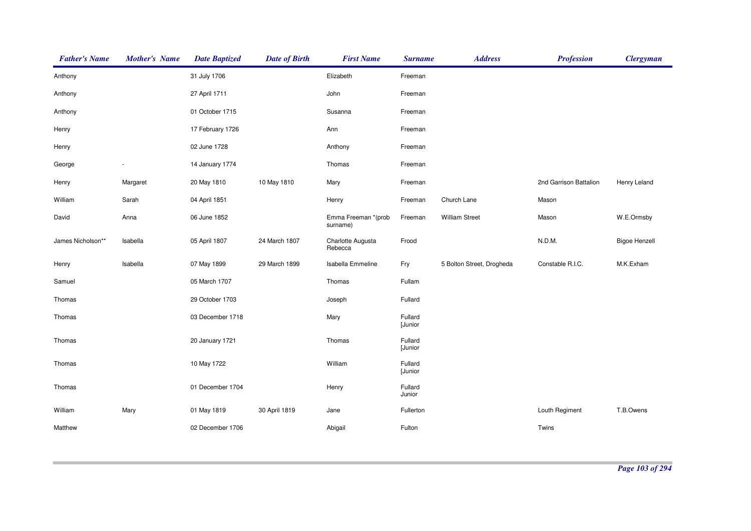| *Father's Name* | *Mother's Name* | *Date Baptized* | *Date of Birth* | *First Name* | *Surname* | *Address* | *Profession* | *Clergyman* |
|---|---|---|---|---|---|---|---|---|
| Anthony | | 31 July 1706 | | Elizabeth | Freeman | | | |
| Anthony | | 27 April 1711 | | John | Freeman | | | |
| Anthony | | 01 October 1715 | | Susanna | Freeman | | | |
| Henry | | 17 February 1726 | | Ann | Freeman | | | |
| Henry | | 02 June 1728 | | Anthony | Freeman | | | |
| George | - | 14 January 1774 | | Thomas | Freeman | | | |
| Henry | Margaret | 20 May 1810 | 10 May 1810 | Mary | Freeman | | 2nd Garrison Battalion | Henry Leland |
| William | Sarah | 04 April 1851 | | Henry | Freeman | Church Lane | Mason | |
| David | Anna | 06 June 1852 | | Emma Freeman *(prob surname) | Freeman | William Street | Mason | W.E.Ormsby |
| James Nicholson** | Isabella | 05 April 1807 | 24 March 1807 | Charlotte Augusta Rebecca | Frood | | N.D.M. | Bigoe Henzell |
| Henry | Isabella | 07 May 1899 | 29 March 1899 | Isabella Emmeline | Fry | 5 Bolton Street, Drogheda | Constable R.I.C. | M.K.Exham |
| Samuel | | 05 March 1707 | | Thomas | Fullam | | | |
| Thomas | | 29 October 1703 | | Joseph | Fullard | | | |
| Thomas | | 03 December 1718 | | Mary | Fullard [Junior | | | |
| Thomas | | 20 January 1721 | | Thomas | Fullard [Junior | | | |
| Thomas | | 10 May 1722 | | William | Fullard [Junior | | | |
| Thomas | | 01 December 1704 | | Henry | Fullard Junior | | | |
| William | Mary | 01 May 1819 | 30 April 1819 | Jane | Fullerton | | Louth Regiment | T.B.Owens |
| Matthew | | 02 December 1706 | | Abigail | Fulton | | Twins | |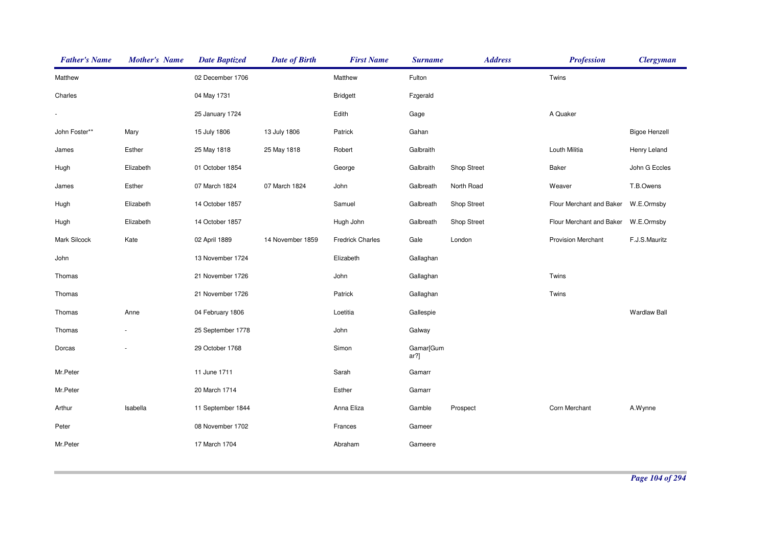| Father's Name | Mother's Name | Date Baptized | Date of Birth | First Name | Surname | Address | Profession | Clergyman |
|---|---|---|---|---|---|---|---|---|
| Matthew | | 02 December 1706 | | Matthew | Fulton | | Twins | |
| Charles | | 04 May 1731 | | Bridgett | Fzgerald | | | |
| - | | 25 January 1724 | | Edith | Gage | | A Quaker | |
| John Foster** | Mary | 15 July 1806 | 13 July 1806 | Patrick | Gahan | | | Bigoe Henzell |
| James | Esther | 25 May 1818 | 25 May 1818 | Robert | Galbraith | | Louth Militia | Henry Leland |
| Hugh | Elizabeth | 01 October 1854 | | George | Galbraith | Shop Street | Baker | John G Eccles |
| James | Esther | 07 March 1824 | 07 March 1824 | John | Galbreath | North Road | Weaver | T.B.Owens |
| Hugh | Elizabeth | 14 October 1857 | | Samuel | Galbreath | Shop Street | Flour Merchant and Baker | W.E.Ormsby |
| Hugh | Elizabeth | 14 October 1857 | | Hugh John | Galbreath | Shop Street | Flour Merchant and Baker | W.E.Ormsby |
| Mark Silcock | Kate | 02 April 1889 | 14 November 1859 | Fredrick Charles | Gale | London | Provision Merchant | F.J.S.Mauritz |
| John | | 13 November 1724 | | Elizabeth | Gallaghan | | | |
| Thomas | | 21 November 1726 | | John | Gallaghan | | Twins | |
| Thomas | | 21 November 1726 | | Patrick | Gallaghan | | Twins | |
| Thomas | Anne | 04 February 1806 | | Loetitia | Gallespie | | | Wardlaw Ball |
| Thomas | - | 25 September 1778 | | John | Galway | | | |
| Dorcas | - | 29 October 1768 | | Simon | Gamar[Gumar?] | | | |
| Mr.Peter | | 11 June 1711 | | Sarah | Gamarr | | | |
| Mr.Peter | | 20 March 1714 | | Esther | Gamarr | | | |
| Arthur | Isabella | 11 September 1844 | | Anna Eliza | Gamble | Prospect | Corn Merchant | A.Wynne |
| Peter | | 08 November 1702 | | Frances | Gameer | | | |
| Mr.Peter | | 17 March 1704 | | Abraham | Gameere | | | |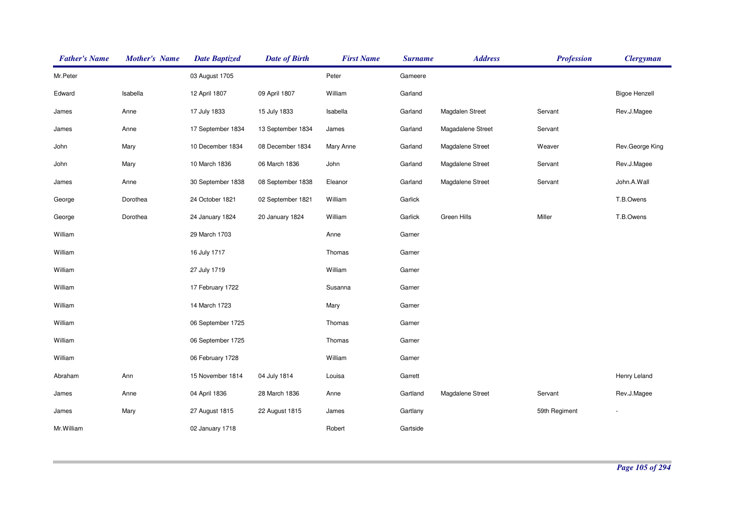| Father's Name | Mother's Name | Date Baptized | Date of Birth | First Name | Surname | Address | Profession | Clergyman |
|---|---|---|---|---|---|---|---|---|
| Mr.Peter | | 03 August 1705 | | Peter | Gameere | | | |
| Edward | Isabella | 12 April 1807 | 09 April 1807 | William | Garland | | | Bigoe Henzell |
| James | Anne | 17 July 1833 | 15 July 1833 | Isabella | Garland | Magdalen Street | Servant | Rev.J.Magee |
| James | Anne | 17 September 1834 | 13 September 1834 | James | Garland | Magadalene Street | Servant | |
| John | Mary | 10 December 1834 | 08 December 1834 | Mary Anne | Garland | Magdalene Street | Weaver | Rev.George King |
| John | Mary | 10 March 1836 | 06 March 1836 | John | Garland | Magdalene Street | Servant | Rev.J.Magee |
| James | Anne | 30 September 1838 | 08 September 1838 | Eleanor | Garland | Magdalene Street | Servant | John.A.Wall |
| George | Dorothea | 24 October 1821 | 02 September 1821 | William | Garlick | | | T.B.Owens |
| George | Dorothea | 24 January 1824 | 20 January 1824 | William | Garlick | Green Hills | Miller | T.B.Owens |
| William | | 29 March 1703 | | Anne | Garner | | | |
| William | | 16 July 1717 | | Thomas | Garner | | | |
| William | | 27 July 1719 | | William | Garner | | | |
| William | | 17 February 1722 | | Susanna | Garner | | | |
| William | | 14 March 1723 | | Mary | Garner | | | |
| William | | 06 September 1725 | | Thomas | Garner | | | |
| William | | 06 September 1725 | | Thomas | Garner | | | |
| William | | 06 February 1728 | | William | Garner | | | |
| Abraham | Ann | 15 November 1814 | 04 July 1814 | Louisa | Garrett | | | Henry Leland |
| James | Anne | 04 April 1836 | 28 March 1836 | Anne | Gartland | Magdalene Street | Servant | Rev.J.Magee |
| James | Mary | 27 August 1815 | 22 August 1815 | James | Gartlany | | 59th Regiment | - |
| Mr.William | | 02 January 1718 | | Robert | Gartside | | | |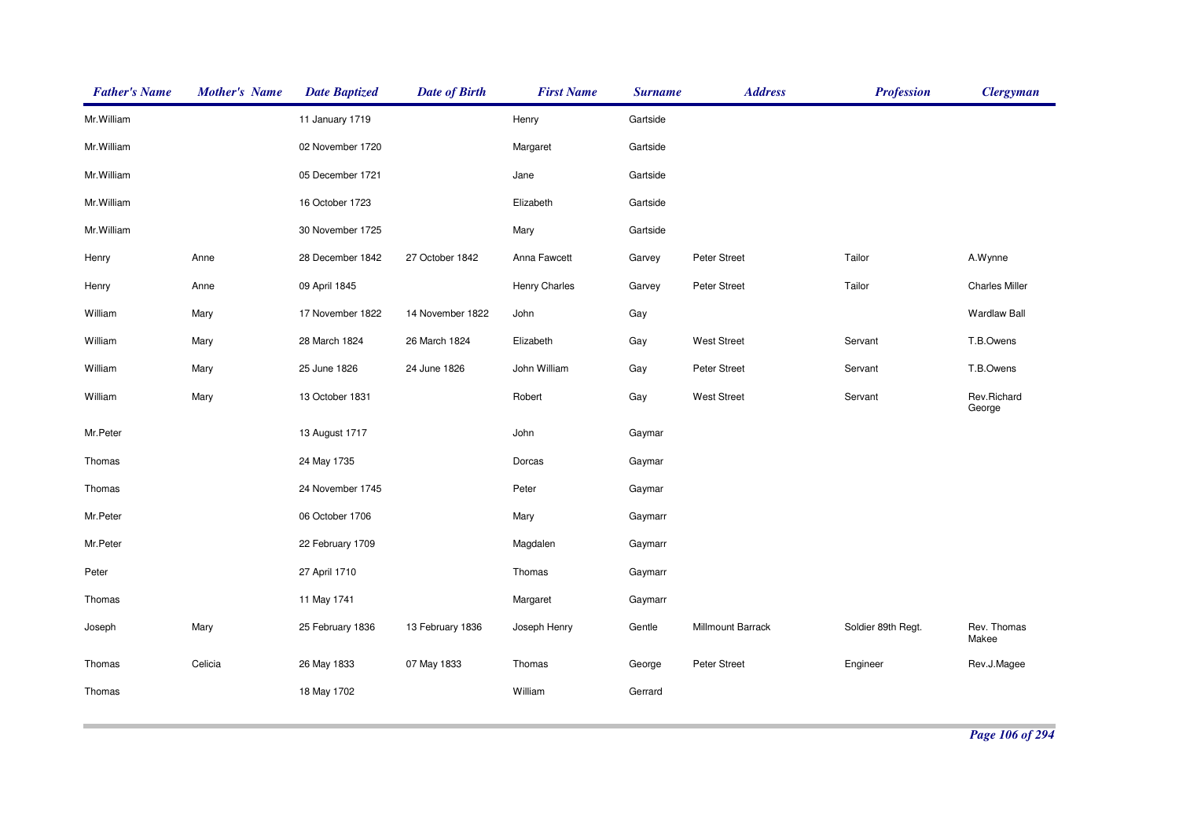| *Father's Name* | *Mother's Name* | *Date Baptized* | *Date of Birth* | *First Name* | *Surname* | *Address* | *Profession* | *Clergyman* |
|---|---|---|---|---|---|---|---|---|
| Mr.William | | 11 January 1719 | | Henry | Gartside | | | |
| Mr.William | | 02 November 1720 | | Margaret | Gartside | | | |
| Mr.William | | 05 December 1721 | | Jane | Gartside | | | |
| Mr.William | | 16 October 1723 | | Elizabeth | Gartside | | | |
| Mr.William | | 30 November 1725 | | Mary | Gartside | | | |
| Henry | Anne | 28 December 1842 | 27 October 1842 | Anna Fawcett | Garvey | Peter Street | Tailor | A.Wynne |
| Henry | Anne | 09 April 1845 | | Henry Charles | Garvey | Peter Street | Tailor | Charles Miller |
| William | Mary | 17 November 1822 | 14 November 1822 | John | Gay | | | Wardlaw Ball |
| William | Mary | 28 March 1824 | 26 March 1824 | Elizabeth | Gay | West Street | Servant | T.B.Owens |
| William | Mary | 25 June 1826 | 24 June 1826 | John William | Gay | Peter Street | Servant | T.B.Owens |
| William | Mary | 13 October 1831 | | Robert | Gay | West Street | Servant | Rev.Richard George |
| Mr.Peter | | 13 August 1717 | | John | Gaymar | | | |
| Thomas | | 24 May 1735 | | Dorcas | Gaymar | | | |
| Thomas | | 24 November 1745 | | Peter | Gaymar | | | |
| Mr.Peter | | 06 October 1706 | | Mary | Gaymarr | | | |
| Mr.Peter | | 22 February 1709 | | Magdalen | Gaymarr | | | |
| Peter | | 27 April 1710 | | Thomas | Gaymarr | | | |
| Thomas | | 11 May 1741 | | Margaret | Gaymarr | | | |
| Joseph | Mary | 25 February 1836 | 13 February 1836 | Joseph Henry | Gentle | Millmount Barrack | Soldier 89th Regt. | Rev. Thomas Makee |
| Thomas | Celicia | 26 May 1833 | 07 May 1833 | Thomas | George | Peter Street | Engineer | Rev.J.Magee |
| Thomas | | 18 May 1702 | | William | Gerrard | | | |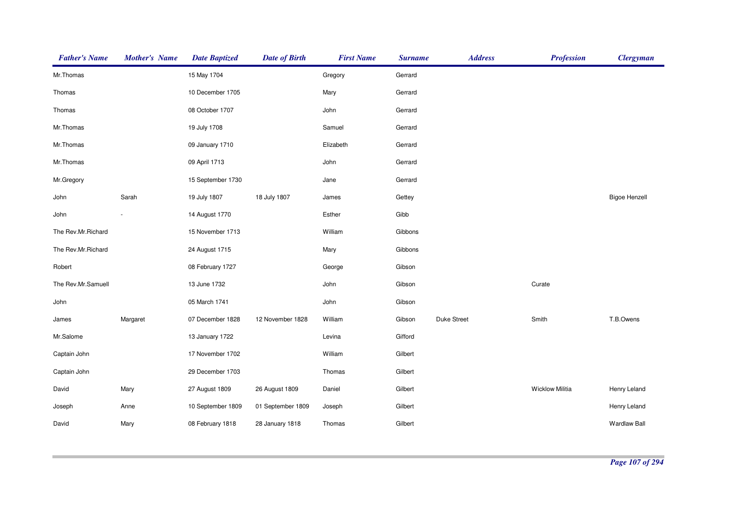| Father's Name | Mother's Name | Date Baptized | Date of Birth | First Name | Surname | Address | Profession | Clergyman |
|---|---|---|---|---|---|---|---|---|
| Mr.Thomas | | 15 May 1704 | | Gregory | Gerrard | | | |
| Thomas | | 10 December 1705 | | Mary | Gerrard | | | |
| Thomas | | 08 October 1707 | | John | Gerrard | | | |
| Mr.Thomas | | 19 July 1708 | | Samuel | Gerrard | | | |
| Mr.Thomas | | 09 January 1710 | | Elizabeth | Gerrard | | | |
| Mr.Thomas | | 09 April 1713 | | John | Gerrard | | | |
| Mr.Gregory | | 15 September 1730 | | Jane | Gerrard | | | |
| John | Sarah | 19 July 1807 | 18 July 1807 | James | Gettey | | | Bigoe Henzell |
| John | - | 14 August 1770 | | Esther | Gibb | | | |
| The Rev.Mr.Richard | | 15 November 1713 | | William | Gibbons | | | |
| The Rev.Mr.Richard | | 24 August 1715 | | Mary | Gibbons | | | |
| Robert | | 08 February 1727 | | George | Gibson | | | |
| The Rev.Mr.Samuell | | 13 June 1732 | | John | Gibson | | Curate | |
| John | | 05 March 1741 | | John | Gibson | | | |
| James | Margaret | 07 December 1828 | 12 November 1828 | William | Gibson | Duke Street | Smith | T.B.Owens |
| Mr.Salome | | 13 January 1722 | | Levina | Gifford | | | |
| Captain John | | 17 November 1702 | | William | Gilbert | | | |
| Captain John | | 29 December 1703 | | Thomas | Gilbert | | | |
| David | Mary | 27 August 1809 | 26 August 1809 | Daniel | Gilbert | | Wicklow Militia | Henry Leland |
| Joseph | Anne | 10 September 1809 | 01 September 1809 | Joseph | Gilbert | | | Henry Leland |
| David | Mary | 08 February 1818 | 28 January 1818 | Thomas | Gilbert | | | Wardlaw Ball |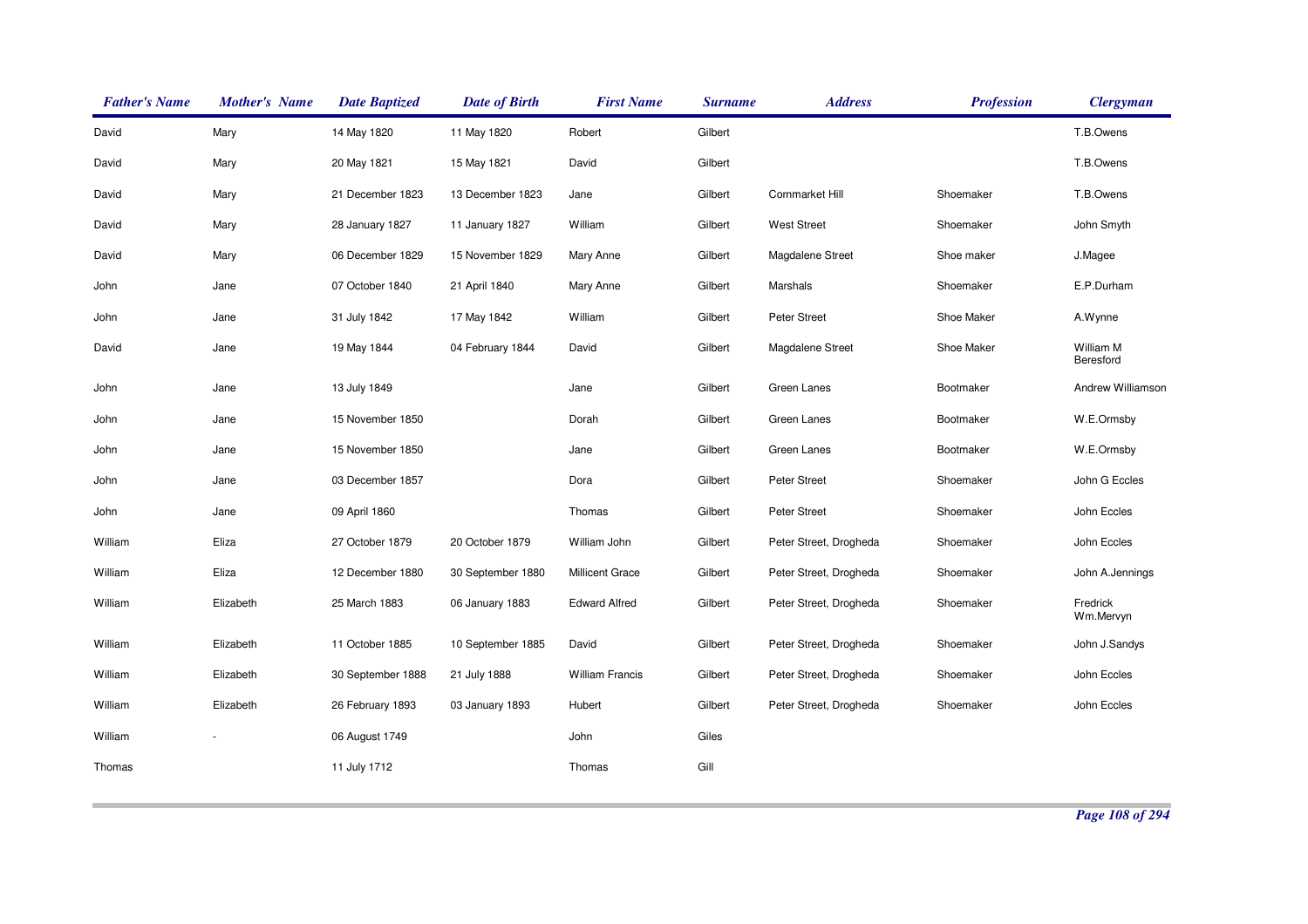| Father's Name | Mother's Name | Date Baptized | Date of Birth | First Name | Surname | Address | Profession | Clergyman |
|---|---|---|---|---|---|---|---|---|
| David | Mary | 14 May 1820 | 11 May 1820 | Robert | Gilbert | | | T.B.Owens |
| David | Mary | 20 May 1821 | 15 May 1821 | David | Gilbert | | | T.B.Owens |
| David | Mary | 21 December 1823 | 13 December 1823 | Jane | Gilbert | Cornmarket Hill | Shoemaker | T.B.Owens |
| David | Mary | 28 January 1827 | 11 January 1827 | William | Gilbert | West Street | Shoemaker | John Smyth |
| David | Mary | 06 December 1829 | 15 November 1829 | Mary Anne | Gilbert | Magdalene Street | Shoe maker | J.Magee |
| John | Jane | 07 October 1840 | 21 April 1840 | Mary Anne | Gilbert | Marshals | Shoemaker | E.P.Durham |
| John | Jane | 31 July 1842 | 17 May 1842 | William | Gilbert | Peter Street | Shoe Maker | A.Wynne |
| David | Jane | 19 May 1844 | 04 February 1844 | David | Gilbert | Magdalene Street | Shoe Maker | William M Beresford |
| John | Jane | 13 July 1849 | | Jane | Gilbert | Green Lanes | Bootmaker | Andrew Williamson |
| John | Jane | 15 November 1850 | | Dorah | Gilbert | Green Lanes | Bootmaker | W.E.Ormsby |
| John | Jane | 15 November 1850 | | Jane | Gilbert | Green Lanes | Bootmaker | W.E.Ormsby |
| John | Jane | 03 December 1857 | | Dora | Gilbert | Peter Street | Shoemaker | John G Eccles |
| John | Jane | 09 April 1860 | | Thomas | Gilbert | Peter Street | Shoemaker | John Eccles |
| William | Eliza | 27 October 1879 | 20 October 1879 | William John | Gilbert | Peter Street, Drogheda | Shoemaker | John Eccles |
| William | Eliza | 12 December 1880 | 30 September 1880 | Millicent Grace | Gilbert | Peter Street, Drogheda | Shoemaker | John A.Jennings |
| William | Elizabeth | 25 March 1883 | 06 January 1883 | Edward Alfred | Gilbert | Peter Street, Drogheda | Shoemaker | Fredrick Wm.Mervyn |
| William | Elizabeth | 11 October 1885 | 10 September 1885 | David | Gilbert | Peter Street, Drogheda | Shoemaker | John J.Sandys |
| William | Elizabeth | 30 September 1888 | 21 July 1888 | William Francis | Gilbert | Peter Street, Drogheda | Shoemaker | John Eccles |
| William | Elizabeth | 26 February 1893 | 03 January 1893 | Hubert | Gilbert | Peter Street, Drogheda | Shoemaker | John Eccles |
| William | - | 06 August 1749 | | John | Giles | | | |
| Thomas | | 11 July 1712 | | Thomas | Gill | | | |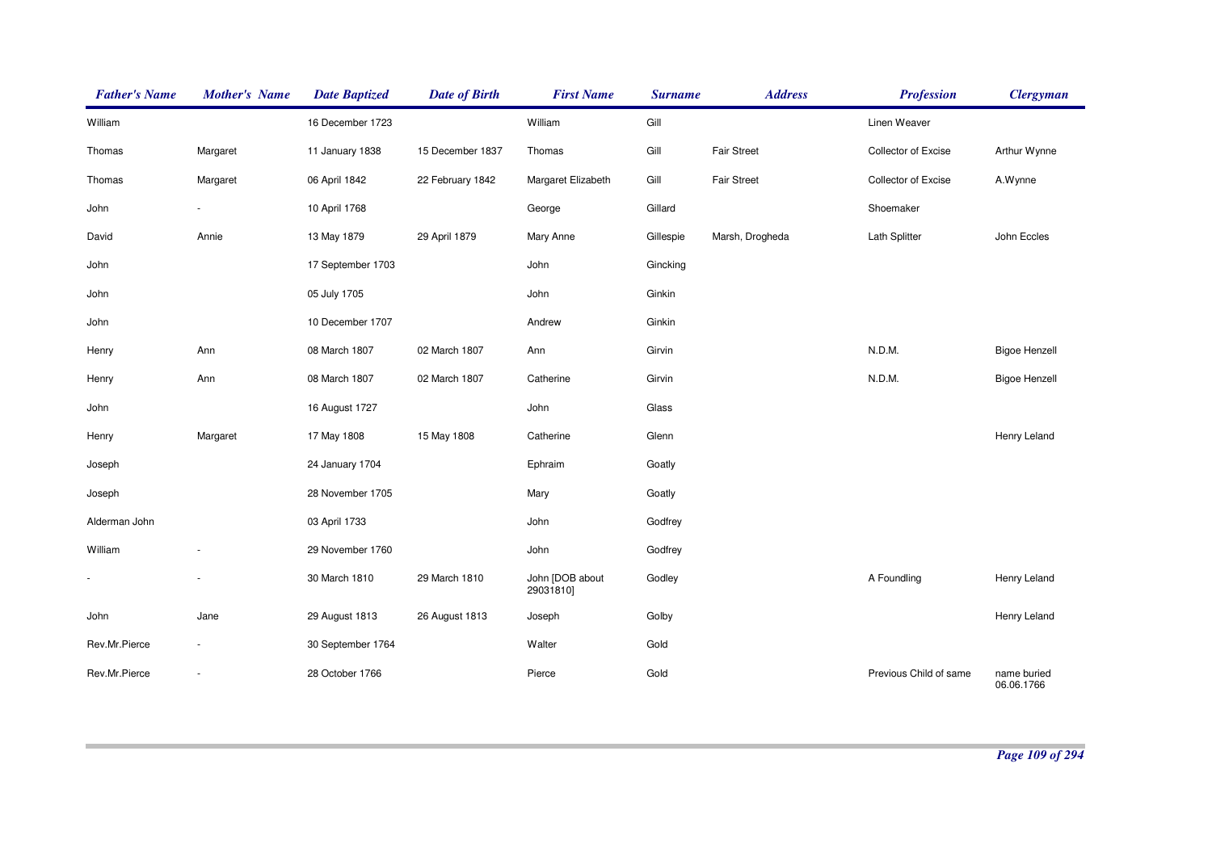| Father's Name | Mother's Name | Date Baptized | Date of Birth | First Name | Surname | Address | Profession | Clergyman |
|---|---|---|---|---|---|---|---|---|
| William | | 16 December 1723 | | William | Gill | | Linen Weaver | |
| Thomas | Margaret | 11 January 1838 | 15 December 1837 | Thomas | Gill | Fair Street | Collector of Excise | Arthur Wynne |
| Thomas | Margaret | 06 April 1842 | 22 February 1842 | Margaret Elizabeth | Gill | Fair Street | Collector of Excise | A.Wynne |
| John | - | 10 April 1768 | | George | Gillard | | Shoemaker | |
| David | Annie | 13 May 1879 | 29 April 1879 | Mary Anne | Gillespie | Marsh, Drogheda | Lath Splitter | John Eccles |
| John | | 17 September 1703 | | John | Gincking | | | |
| John | | 05 July 1705 | | John | Ginkin | | | |
| John | | 10 December 1707 | | Andrew | Ginkin | | | |
| Henry | Ann | 08 March 1807 | 02 March 1807 | Ann | Girvin | | N.D.M. | Bigoe Henzell |
| Henry | Ann | 08 March 1807 | 02 March 1807 | Catherine | Girvin | | N.D.M. | Bigoe Henzell |
| John | | 16 August 1727 | | John | Glass | | | |
| Henry | Margaret | 17 May 1808 | 15 May 1808 | Catherine | Glenn | | | Henry Leland |
| Joseph | | 24 January 1704 | | Ephraim | Goatly | | | |
| Joseph | | 28 November 1705 | | Mary | Goatly | | | |
| Alderman John | | 03 April 1733 | | John | Godfrey | | | |
| William | - | 29 November 1760 | | John | Godfrey | | | |
| - | - | 30 March 1810 | 29 March 1810 | John [DOB about 29031810] | Godley | | A Foundling | Henry Leland |
| John | Jane | 29 August 1813 | 26 August 1813 | Joseph | Golby | | | Henry Leland |
| Rev.Mr.Pierce | - | 30 September 1764 | | Walter | Gold | | | |
| Rev.Mr.Pierce | - | 28 October 1766 | | Pierce | Gold | | Previous Child of same | name buried 06.06.1766 |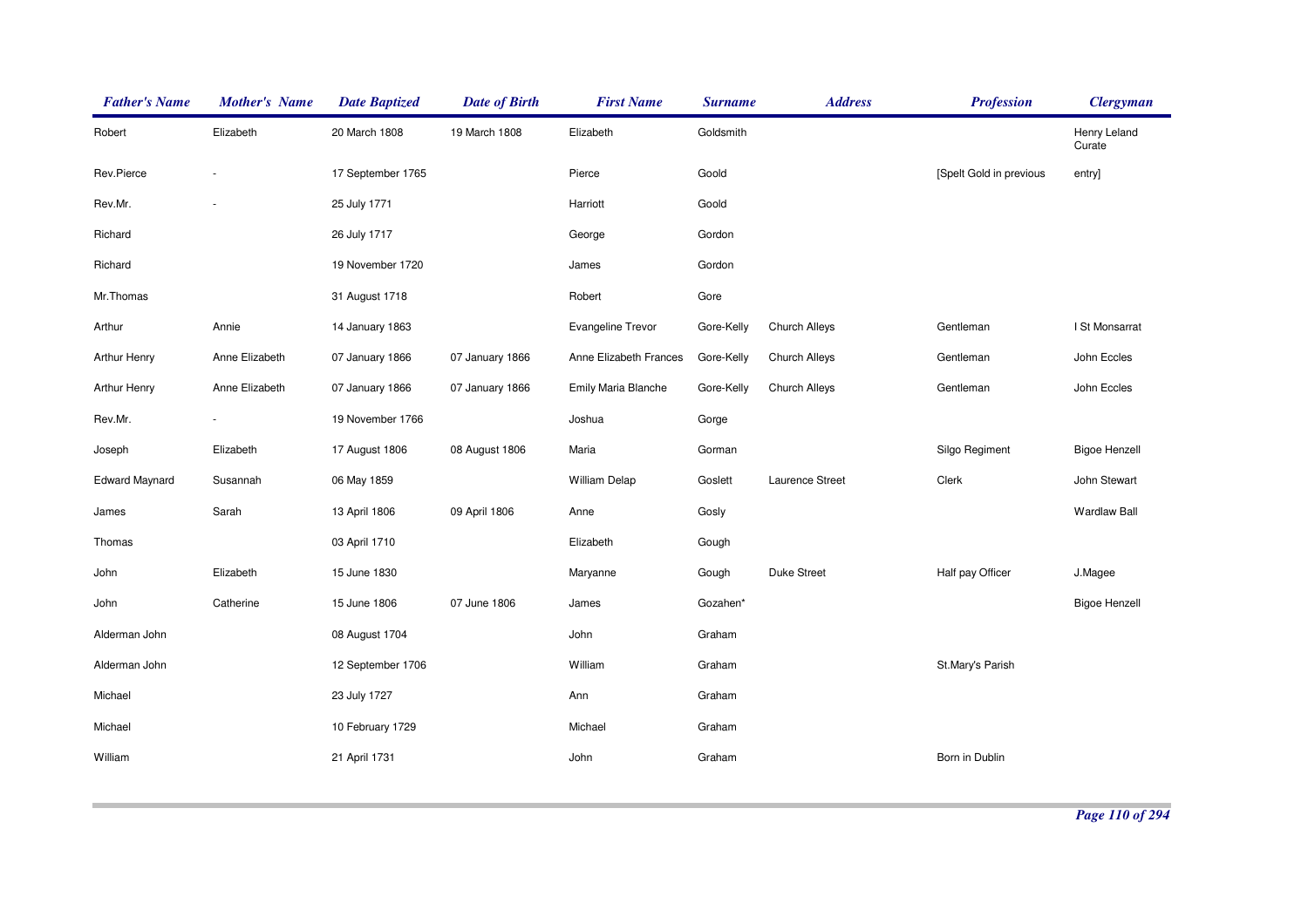| Father's Name | Mother's Name | Date Baptized | Date of Birth | First Name | Surname | Address | Profession | Clergyman |
|---|---|---|---|---|---|---|---|---|
| Robert | Elizabeth | 20 March 1808 | 19 March 1808 | Elizabeth | Goldsmith | | | Henry Leland Curate |
| Rev.Pierce | - | 17 September 1765 | | Pierce | Goold | | [Spelt Gold in previous | entry] |
| Rev.Mr. | - | 25 July 1771 | | Harriott | Goold | | | |
| Richard | | 26 July 1717 | | George | Gordon | | | |
| Richard | | 19 November 1720 | | James | Gordon | | | |
| Mr.Thomas | | 31 August 1718 | | Robert | Gore | | | |
| Arthur | Annie | 14 January 1863 | | Evangeline Trevor | Gore-Kelly | Church Alleys | Gentleman | I St Monsarrat |
| Arthur Henry | Anne Elizabeth | 07 January 1866 | 07 January 1866 | Anne Elizabeth Frances | Gore-Kelly | Church Alleys | Gentleman | John Eccles |
| Arthur Henry | Anne Elizabeth | 07 January 1866 | 07 January 1866 | Emily Maria Blanche | Gore-Kelly | Church Alleys | Gentleman | John Eccles |
| Rev.Mr. | - | 19 November 1766 | | Joshua | Gorge | | | |
| Joseph | Elizabeth | 17 August 1806 | 08 August 1806 | Maria | Gorman | | Silgo Regiment | Bigoe Henzell |
| Edward Maynard | Susannah | 06 May 1859 | | William Delap | Goslett | Laurence Street | Clerk | John Stewart |
| James | Sarah | 13 April 1806 | 09 April 1806 | Anne | Gosly | | | Wardlaw Ball |
| Thomas | | 03 April 1710 | | Elizabeth | Gough | | | |
| John | Elizabeth | 15 June 1830 | | Maryanne | Gough | Duke Street | Half pay Officer | J.Magee |
| John | Catherine | 15 June 1806 | 07 June 1806 | James | Gozahen* | | | Bigoe Henzell |
| Alderman John | | 08 August 1704 | | John | Graham | | | |
| Alderman John | | 12 September 1706 | | William | Graham | | St.Mary's Parish | |
| Michael | | 23 July 1727 | | Ann | Graham | | | |
| Michael | | 10 February 1729 | | Michael | Graham | | | |
| William | | 21 April 1731 | | John | Graham | | Born in Dublin | |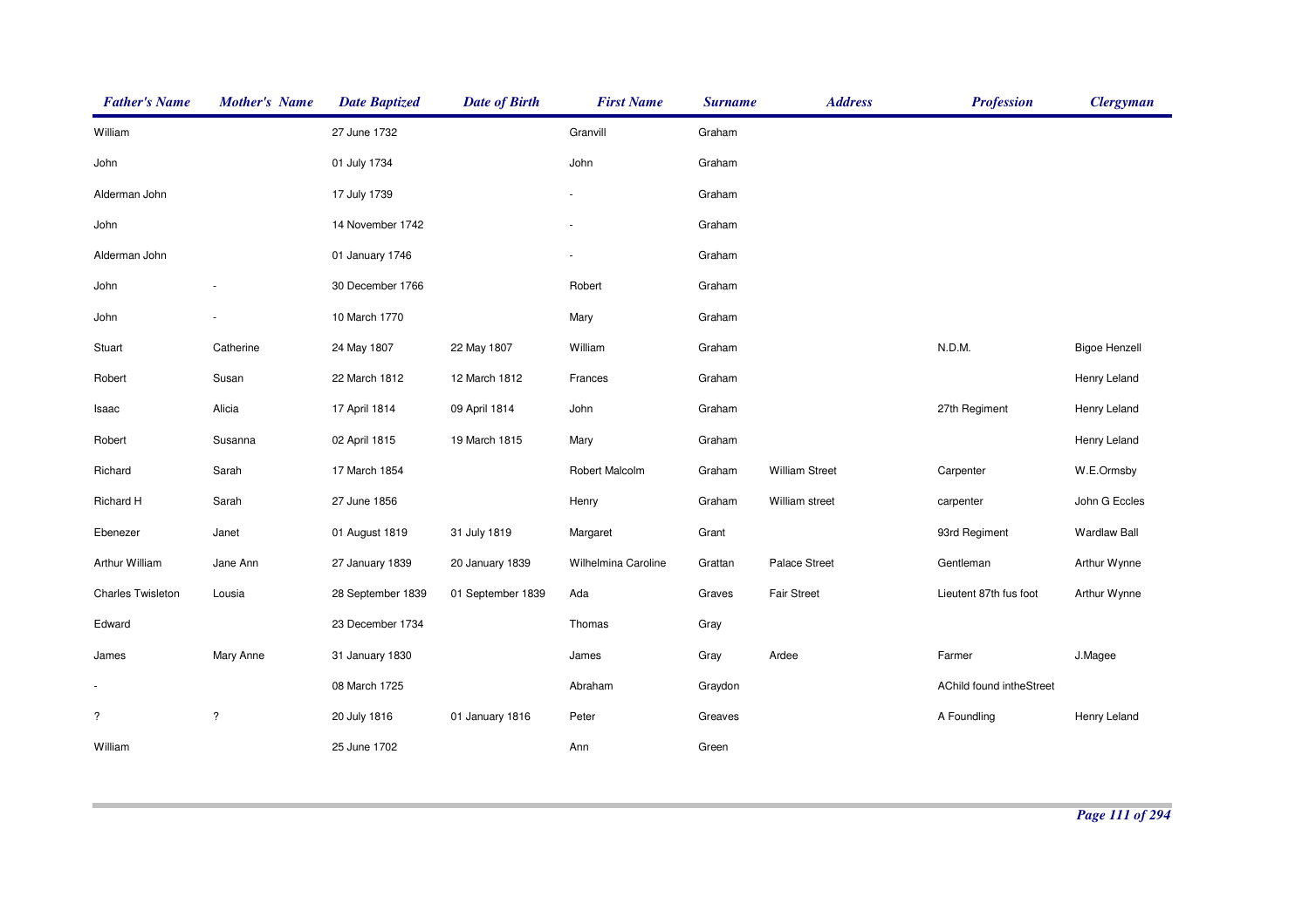| Father's Name | Mother's Name | Date Baptized | Date of Birth | First Name | Surname | Address | Profession | Clergyman |
|---|---|---|---|---|---|---|---|---|
| William | | 27 June 1732 | | Granvill | Graham | | | |
| John | | 01 July 1734 | | John | Graham | | | |
| Alderman John | | 17 July 1739 | | - | Graham | | | |
| John | | 14 November 1742 | | - | Graham | | | |
| Alderman John | | 01 January 1746 | | - | Graham | | | |
| John | - | 30 December 1766 | | Robert | Graham | | | |
| John | - | 10 March 1770 | | Mary | Graham | | | |
| Stuart | Catherine | 24 May 1807 | 22 May 1807 | William | Graham | | N.D.M. | Bigoe Henzell |
| Robert | Susan | 22 March 1812 | 12 March 1812 | Frances | Graham | | | Henry Leland |
| Isaac | Alicia | 17 April 1814 | 09 April 1814 | John | Graham | | 27th Regiment | Henry Leland |
| Robert | Susanna | 02 April 1815 | 19 March 1815 | Mary | Graham | | | Henry Leland |
| Richard | Sarah | 17 March 1854 | | Robert Malcolm | Graham | William Street | Carpenter | W.E.Ormsby |
| Richard H | Sarah | 27 June 1856 | | Henry | Graham | William street | carpenter | John G Eccles |
| Ebenezer | Janet | 01 August 1819 | 31 July 1819 | Margaret | Grant | | 93rd Regiment | Wardlaw Ball |
| Arthur William | Jane Ann | 27 January 1839 | 20 January 1839 | Wilhelmina Caroline | Grattan | Palace Street | Gentleman | Arthur Wynne |
| Charles Twisleton | Lousia | 28 September 1839 | 01 September 1839 | Ada | Graves | Fair Street | Lieutent 87th fus foot | Arthur Wynne |
| Edward | | 23 December 1734 | | Thomas | Gray | | | |
| James | Mary Anne | 31 January 1830 | | James | Gray | Ardee | Farmer | J.Magee |
| - | | 08 March 1725 | | Abraham | Graydon | | AChild found intheStreet | |
| ? | ? | 20 July 1816 | 01 January 1816 | Peter | Greaves | | A Foundling | Henry Leland |
| William | | 25 June 1702 | | Ann | Green | | | |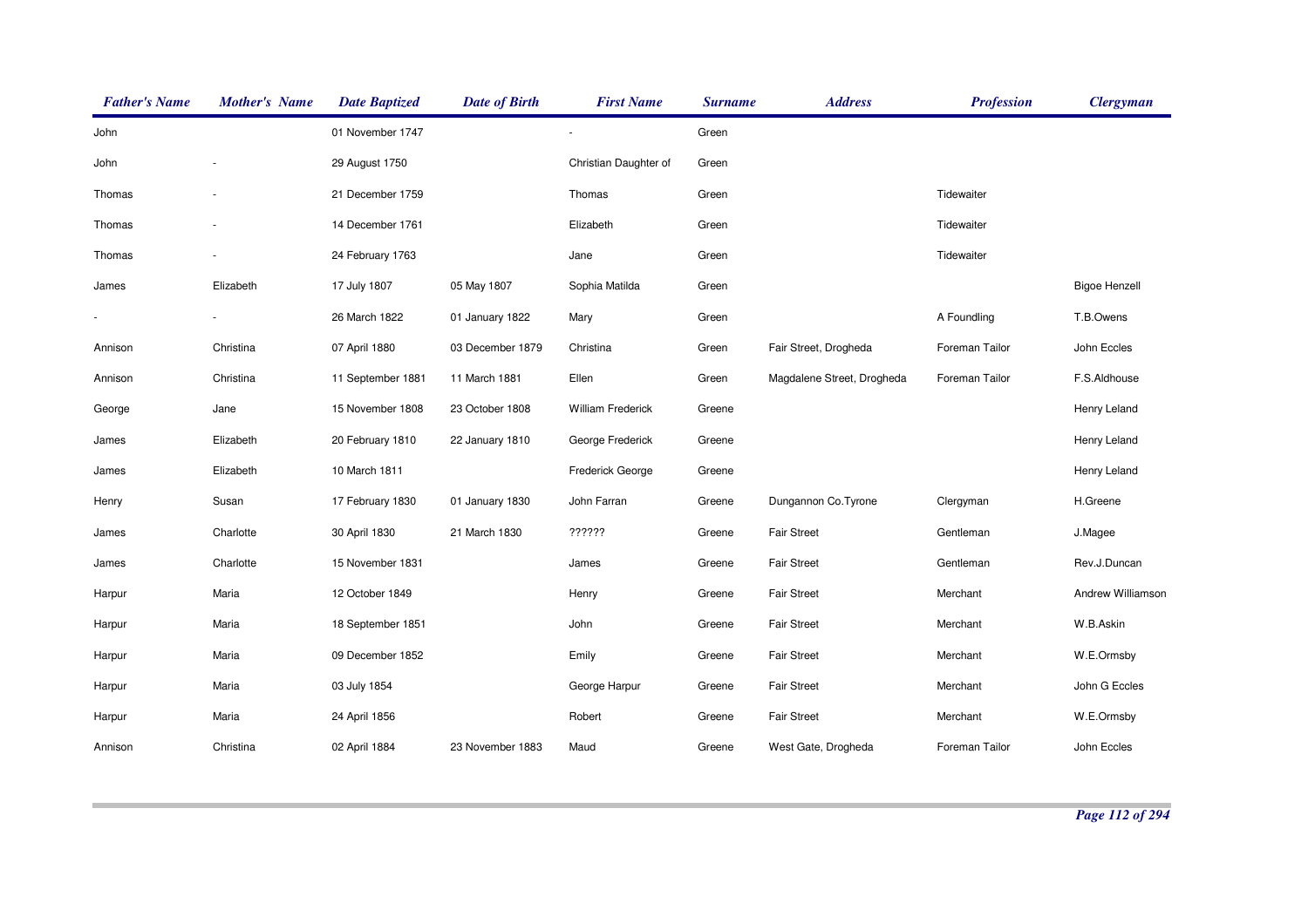| Father's Name | Mother's Name | Date Baptized | Date of Birth | First Name | Surname | Address | Profession | Clergyman |
|---|---|---|---|---|---|---|---|---|
| John | | 01 November 1747 | | - | Green | | | |
| John | - | 29 August 1750 | | Christian Daughter of | Green | | | |
| Thomas | - | 21 December 1759 | | Thomas | Green | | Tidewaiter | |
| Thomas | - | 14 December 1761 | | Elizabeth | Green | | Tidewaiter | |
| Thomas | - | 24 February 1763 | | Jane | Green | | Tidewaiter | |
| James | Elizabeth | 17 July 1807 | 05 May 1807 | Sophia Matilda | Green | | | Bigoe Henzell |
| - | - | 26 March 1822 | 01 January 1822 | Mary | Green | | A Foundling | T.B.Owens |
| Annison | Christina | 07 April 1880 | 03 December 1879 | Christina | Green | Fair Street, Drogheda | Foreman Tailor | John Eccles |
| Annison | Christina | 11 September 1881 | 11 March 1881 | Ellen | Green | Magdalene Street, Drogheda | Foreman Tailor | F.S.Aldhouse |
| George | Jane | 15 November 1808 | 23 October 1808 | William Frederick | Greene | | | Henry Leland |
| James | Elizabeth | 20 February 1810 | 22 January 1810 | George Frederick | Greene | | | Henry Leland |
| James | Elizabeth | 10 March 1811 | | Frederick George | Greene | | | Henry Leland |
| Henry | Susan | 17 February 1830 | 01 January 1830 | John Farran | Greene | Dungannon Co.Tyrone | Clergyman | H.Greene |
| James | Charlotte | 30 April 1830 | 21 March 1830 | ?????? | Greene | Fair Street | Gentleman | J.Magee |
| James | Charlotte | 15 November 1831 | | James | Greene | Fair Street | Gentleman | Rev.J.Duncan |
| Harpur | Maria | 12 October 1849 | | Henry | Greene | Fair Street | Merchant | Andrew Williamson |
| Harpur | Maria | 18 September 1851 | | John | Greene | Fair Street | Merchant | W.B.Askin |
| Harpur | Maria | 09 December 1852 | | Emily | Greene | Fair Street | Merchant | W.E.Ormsby |
| Harpur | Maria | 03 July 1854 | | George Harpur | Greene | Fair Street | Merchant | John G Eccles |
| Harpur | Maria | 24 April 1856 | | Robert | Greene | Fair Street | Merchant | W.E.Ormsby |
| Annison | Christina | 02 April 1884 | 23 November 1883 | Maud | Greene | West Gate, Drogheda | Foreman Tailor | John Eccles |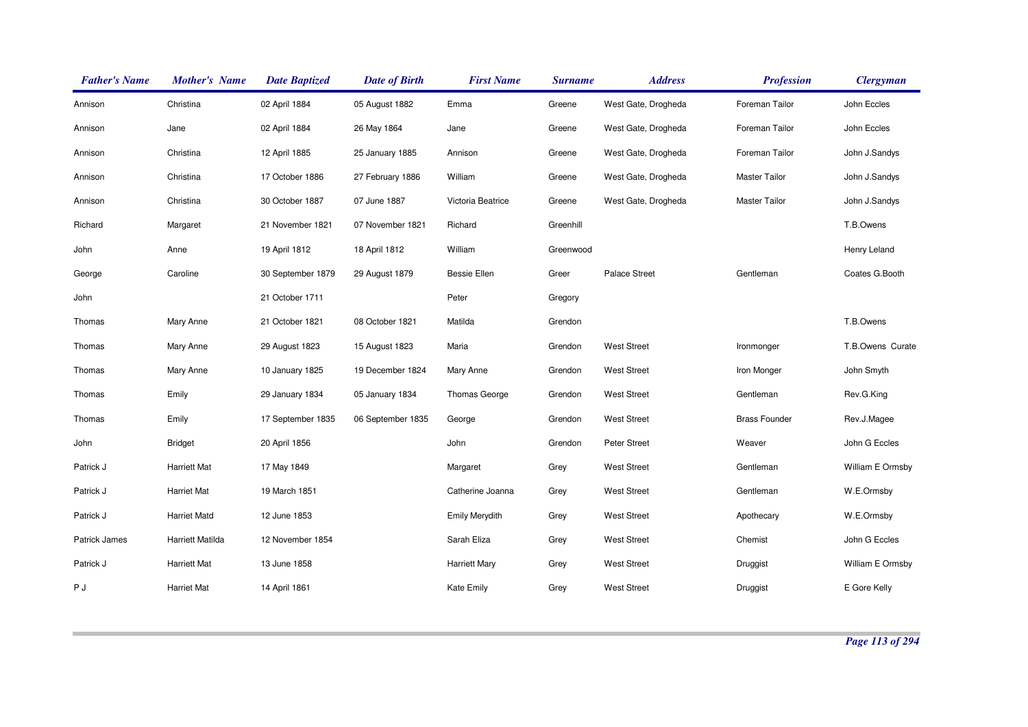| Father's Name | Mother's Name | Date Baptized | Date of Birth | First Name | Surname | Address | Profession | Clergyman |
|---|---|---|---|---|---|---|---|---|
| Annison | Christina | 02 April 1884 | 05 August 1882 | Emma | Greene | West Gate, Drogheda | Foreman Tailor | John Eccles |
| Annison | Jane | 02 April 1884 | 26 May 1864 | Jane | Greene | West Gate, Drogheda | Foreman Tailor | John Eccles |
| Annison | Christina | 12 April 1885 | 25 January 1885 | Annison | Greene | West Gate, Drogheda | Foreman Tailor | John J.Sandys |
| Annison | Christina | 17 October 1886 | 27 February 1886 | William | Greene | West Gate, Drogheda | Master Tailor | John J.Sandys |
| Annison | Christina | 30 October 1887 | 07 June 1887 | Victoria Beatrice | Greene | West Gate, Drogheda | Master Tailor | John J.Sandys |
| Richard | Margaret | 21 November 1821 | 07 November 1821 | Richard | Greenhill | | | T.B.Owens |
| John | Anne | 19 April 1812 | 18 April 1812 | William | Greenwood | | | Henry Leland |
| George | Caroline | 30 September 1879 | 29 August 1879 | Bessie Ellen | Greer | Palace Street | Gentleman | Coates G.Booth |
| John | | 21 October 1711 | | Peter | Gregory | | | |
| Thomas | Mary Anne | 21 October 1821 | 08 October 1821 | Matilda | Grendon | | | T.B.Owens |
| Thomas | Mary Anne | 29 August 1823 | 15 August 1823 | Maria | Grendon | West Street | Ironmonger | T.B.Owens Curate |
| Thomas | Mary Anne | 10 January 1825 | 19 December 1824 | Mary Anne | Grendon | West Street | Iron Monger | John Smyth |
| Thomas | Emily | 29 January 1834 | 05 January 1834 | Thomas George | Grendon | West Street | Gentleman | Rev.G.King |
| Thomas | Emily | 17 September 1835 | 06 September 1835 | George | Grendon | West Street | Brass Founder | Rev.J.Magee |
| John | Bridget | 20 April 1856 | | John | Grendon | Peter Street | Weaver | John G Eccles |
| Patrick J | Harriett Mat | 17 May 1849 | | Margaret | Grey | West Street | Gentleman | William E Ormsby |
| Patrick J | Harriet Mat | 19 March 1851 | | Catherine Joanna | Grey | West Street | Gentleman | W.E.Ormsby |
| Patrick J | Harriet Matd | 12 June 1853 | | Emily Merydith | Grey | West Street | Apothecary | W.E.Ormsby |
| Patrick James | Harriett Matilda | 12 November 1854 | | Sarah Eliza | Grey | West Street | Chemist | John G Eccles |
| Patrick J | Harriett Mat | 13 June 1858 | | Harriett Mary | Grey | West Street | Druggist | William E Ormsby |
| P J | Harriet Mat | 14 April 1861 | | Kate Emily | Grey | West Street | Druggist | E Gore Kelly |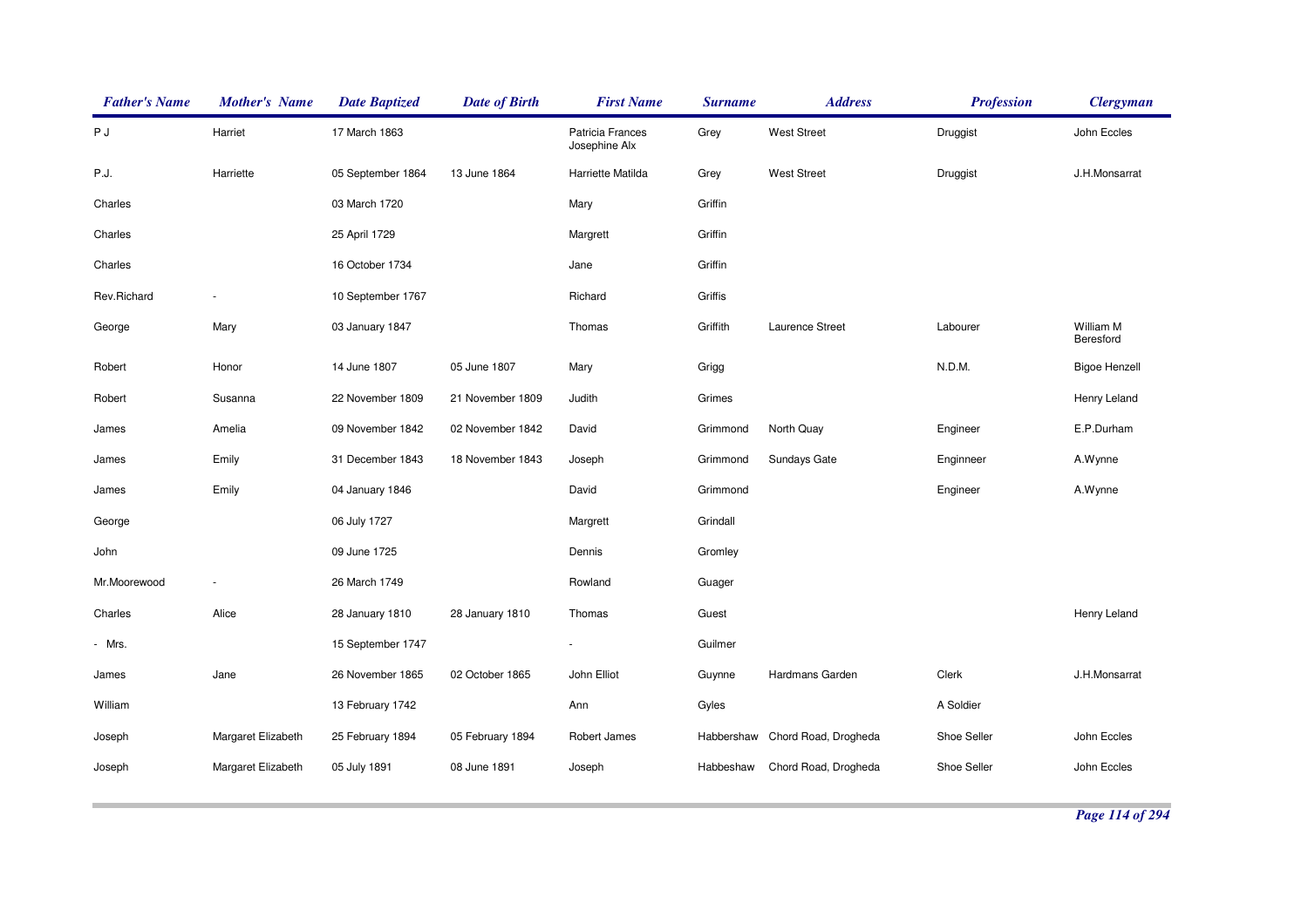| Father's Name | Mother's Name | Date Baptized | Date of Birth | First Name | Surname | Address | Profession | Clergyman |
|---|---|---|---|---|---|---|---|---|
| P J | Harriet | 17 March 1863 | | Patricia Frances Josephine Alx | Grey | West Street | Druggist | John Eccles |
| P.J. | Harriette | 05 September 1864 | 13 June 1864 | Harriette Matilda | Grey | West Street | Druggist | J.H.Monsarrat |
| Charles | | 03 March 1720 | | Mary | Griffin | | | |
| Charles | | 25 April 1729 | | Margrett | Griffin | | | |
| Charles | | 16 October 1734 | | Jane | Griffin | | | |
| Rev.Richard | - | 10 September 1767 | | Richard | Griffis | | | |
| George | Mary | 03 January 1847 | | Thomas | Griffith | Laurence Street | Labourer | William M Beresford |
| Robert | Honor | 14 June 1807 | 05 June 1807 | Mary | Grigg | | N.D.M. | Bigoe Henzell |
| Robert | Susanna | 22 November 1809 | 21 November 1809 | Judith | Grimes | | | Henry Leland |
| James | Amelia | 09 November 1842 | 02 November 1842 | David | Grimmond | North Quay | Engineer | E.P.Durham |
| James | Emily | 31 December 1843 | 18 November 1843 | Joseph | Grimmond | Sundays Gate | Enginneer | A.Wynne |
| James | Emily | 04 January 1846 | | David | Grimmond | | Engineer | A.Wynne |
| George | | 06 July 1727 | | Margrett | Grindall | | | |
| John | | 09 June 1725 | | Dennis | Gromley | | | |
| Mr.Moorewood | - | 26 March 1749 | | Rowland | Guager | | | |
| Charles | Alice | 28 January 1810 | 28 January 1810 | Thomas | Guest | | | Henry Leland |
| - Mrs. | | 15 September 1747 | | - | Guilmer | | | |
| James | Jane | 26 November 1865 | 02 October 1865 | John Elliot | Guynne | Hardmans Garden | Clerk | J.H.Monsarrat |
| William | | 13 February 1742 | | Ann | Gyles | | A Soldier | |
| Joseph | Margaret Elizabeth | 25 February 1894 | 05 February 1894 | Robert James | Habbershaw | Chord Road, Drogheda | Shoe Seller | John Eccles |
| Joseph | Margaret Elizabeth | 05 July 1891 | 08 June 1891 | Joseph | Habbeshaw | Chord Road, Drogheda | Shoe Seller | John Eccles |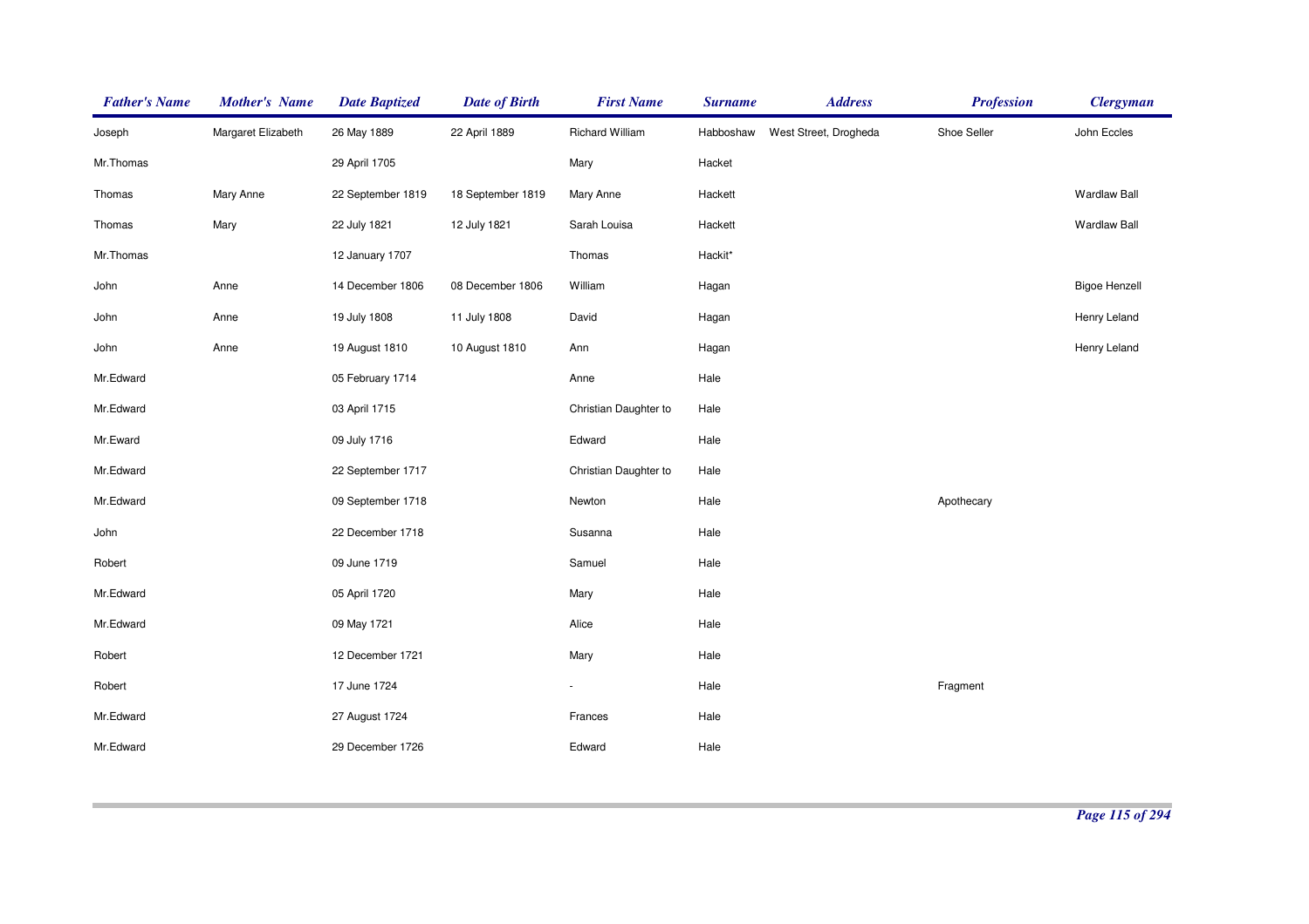| Father's Name | Mother's Name | Date Baptized | Date of Birth | First Name | Surname | Address | Profession | Clergyman |
|---|---|---|---|---|---|---|---|---|
| Joseph | Margaret Elizabeth | 26 May 1889 | 22 April 1889 | Richard William | Habboshaw | West Street, Drogheda | Shoe Seller | John Eccles |
| Mr.Thomas | | 29 April 1705 | | Mary | Hacket | | | |
| Thomas | Mary Anne | 22 September 1819 | 18 September 1819 | Mary Anne | Hackett | | | Wardlaw Ball |
| Thomas | Mary | 22 July 1821 | 12 July 1821 | Sarah Louisa | Hackett | | | Wardlaw Ball |
| Mr.Thomas | | 12 January 1707 | | Thomas | Hackit* | | | |
| John | Anne | 14 December 1806 | 08 December 1806 | William | Hagan | | | Bigoe Henzell |
| John | Anne | 19 July 1808 | 11 July 1808 | David | Hagan | | | Henry Leland |
| John | Anne | 19 August 1810 | 10 August 1810 | Ann | Hagan | | | Henry Leland |
| Mr.Edward | | 05 February 1714 | | Anne | Hale | | | |
| Mr.Edward | | 03 April 1715 | | Christian Daughter to | Hale | | | |
| Mr.Eward | | 09 July 1716 | | Edward | Hale | | | |
| Mr.Edward | | 22 September 1717 | | Christian Daughter to | Hale | | | |
| Mr.Edward | | 09 September 1718 | | Newton | Hale | | Apothecary | |
| John | | 22 December 1718 | | Susanna | Hale | | | |
| Robert | | 09 June 1719 | | Samuel | Hale | | | |
| Mr.Edward | | 05 April 1720 | | Mary | Hale | | | |
| Mr.Edward | | 09 May 1721 | | Alice | Hale | | | |
| Robert | | 12 December 1721 | | Mary | Hale | | | |
| Robert | | 17 June 1724 | | - | Hale | | Fragment | |
| Mr.Edward | | 27 August 1724 | | Frances | Hale | | | |
| Mr.Edward | | 29 December 1726 | | Edward | Hale | | | |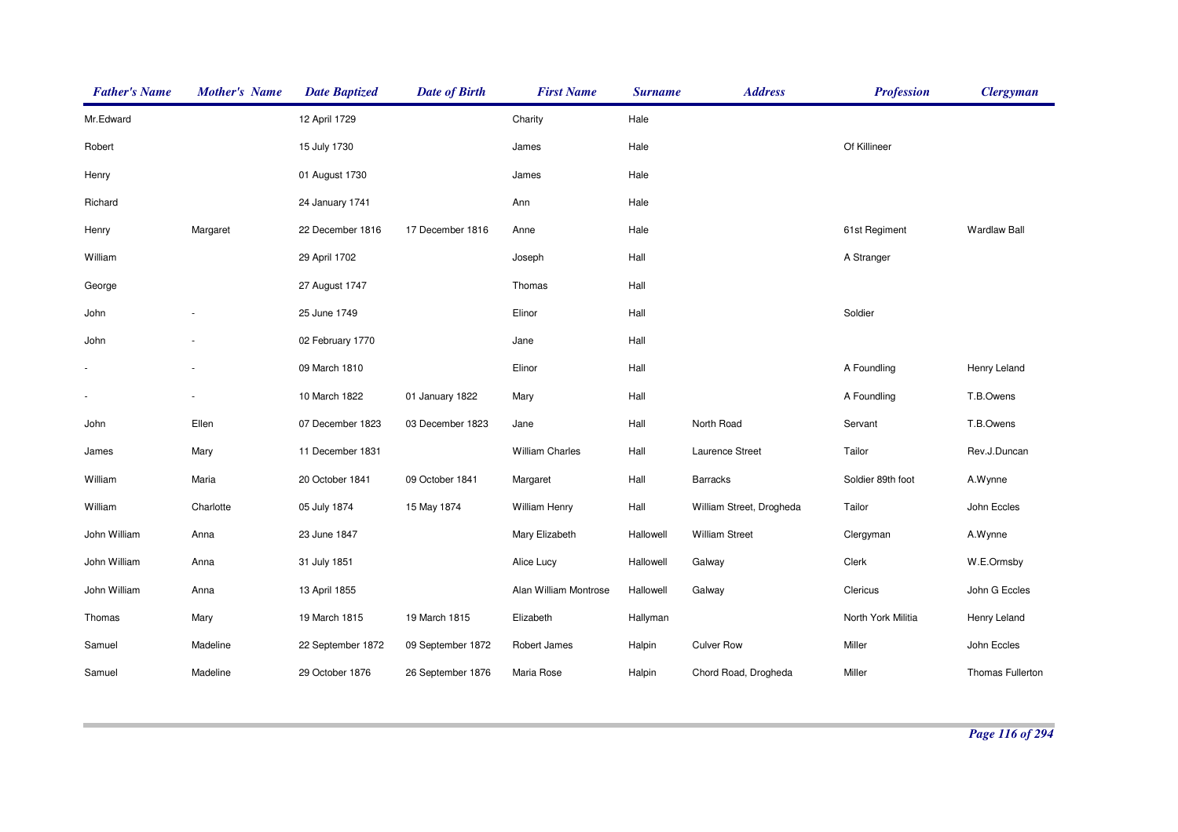| Father's Name | Mother's Name | Date Baptized | Date of Birth | First Name | Surname | Address | Profession | Clergyman |
|---|---|---|---|---|---|---|---|---|
| Mr.Edward | | 12 April 1729 | | Charity | Hale | | | |
| Robert | | 15 July 1730 | | James | Hale | | Of Killineer | |
| Henry | | 01 August 1730 | | James | Hale | | | |
| Richard | | 24 January 1741 | | Ann | Hale | | | |
| Henry | Margaret | 22 December 1816 | 17 December 1816 | Anne | Hale | | 61st Regiment | Wardlaw Ball |
| William | | 29 April 1702 | | Joseph | Hall | | A Stranger | |
| George | | 27 August 1747 | | Thomas | Hall | | | |
| John | - | 25 June 1749 | | Elinor | Hall | | Soldier | |
| John | - | 02 February 1770 | | Jane | Hall | | | |
| - | - | 09 March 1810 | | Elinor | Hall | | A Foundling | Henry Leland |
| - | - | 10 March 1822 | 01 January 1822 | Mary | Hall | | A Foundling | T.B.Owens |
| John | Ellen | 07 December 1823 | 03 December 1823 | Jane | Hall | North Road | Servant | T.B.Owens |
| James | Mary | 11 December 1831 | | William Charles | Hall | Laurence Street | Tailor | Rev.J.Duncan |
| William | Maria | 20 October 1841 | 09 October 1841 | Margaret | Hall | Barracks | Soldier 89th foot | A.Wynne |
| William | Charlotte | 05 July 1874 | 15 May 1874 | William Henry | Hall | William Street, Drogheda | Tailor | John Eccles |
| John William | Anna | 23 June 1847 | | Mary Elizabeth | Hallowell | William Street | Clergyman | A.Wynne |
| John William | Anna | 31 July 1851 | | Alice Lucy | Hallowell | Galway | Clerk | W.E.Ormsby |
| John William | Anna | 13 April 1855 | | Alan William Montrose | Hallowell | Galway | Clericus | John G Eccles |
| Thomas | Mary | 19 March 1815 | 19 March 1815 | Elizabeth | Hallyman | | North York Militia | Henry Leland |
| Samuel | Madeline | 22 September 1872 | 09 September 1872 | Robert James | Halpin | Culver Row | Miller | John Eccles |
| Samuel | Madeline | 29 October 1876 | 26 September 1876 | Maria Rose | Halpin | Chord Road, Drogheda | Miller | Thomas Fullerton |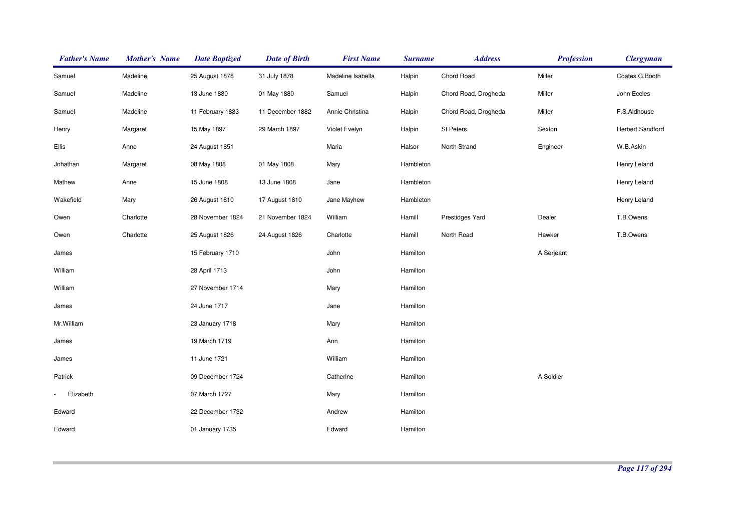| Father's Name | Mother's Name | Date Baptized | Date of Birth | First Name | Surname | Address | Profession | Clergyman |
|---|---|---|---|---|---|---|---|---|
| Samuel | Madeline | 25 August 1878 | 31 July 1878 | Madeline Isabella | Halpin | Chord Road | Miller | Coates G.Booth |
| Samuel | Madeline | 13 June 1880 | 01 May 1880 | Samuel | Halpin | Chord Road, Drogheda | Miller | John Eccles |
| Samuel | Madeline | 11 February 1883 | 11 December 1882 | Annie Christina | Halpin | Chord Road, Drogheda | Miller | F.S.Aldhouse |
| Henry | Margaret | 15 May 1897 | 29 March 1897 | Violet Evelyn | Halpin | St.Peters | Sexton | Herbert Sandford |
| Ellis | Anne | 24 August 1851 | | Maria | Halsor | North Strand | Engineer | W.B.Askin |
| Johathan | Margaret | 08 May 1808 | 01 May 1808 | Mary | Hambleton | | | Henry Leland |
| Mathew | Anne | 15 June 1808 | 13 June 1808 | Jane | Hambleton | | | Henry Leland |
| Wakefield | Mary | 26 August 1810 | 17 August 1810 | Jane Mayhew | Hambleton | | | Henry Leland |
| Owen | Charlotte | 28 November 1824 | 21 November 1824 | William | Hamill | Prestidges Yard | Dealer | T.B.Owens |
| Owen | Charlotte | 25 August 1826 | 24 August 1826 | Charlotte | Hamill | North Road | Hawker | T.B.Owens |
| James | | 15 February 1710 | | John | Hamilton | | A Serjeant | |
| William | | 28 April 1713 | | John | Hamilton | | | |
| William | | 27 November 1714 | | Mary | Hamilton | | | |
| James | | 24 June 1717 | | Jane | Hamilton | | | |
| Mr.William | | 23 January 1718 | | Mary | Hamilton | | | |
| James | | 19 March 1719 | | Ann | Hamilton | | | |
| James | | 11 June 1721 | | William | Hamilton | | | |
| Patrick | | 09 December 1724 | | Catherine | Hamilton | | A Soldier | |
| - Elizabeth | | 07 March 1727 | | Mary | Hamilton | | | |
| Edward | | 22 December 1732 | | Andrew | Hamilton | | | |
| Edward | | 01 January 1735 | | Edward | Hamilton | | | |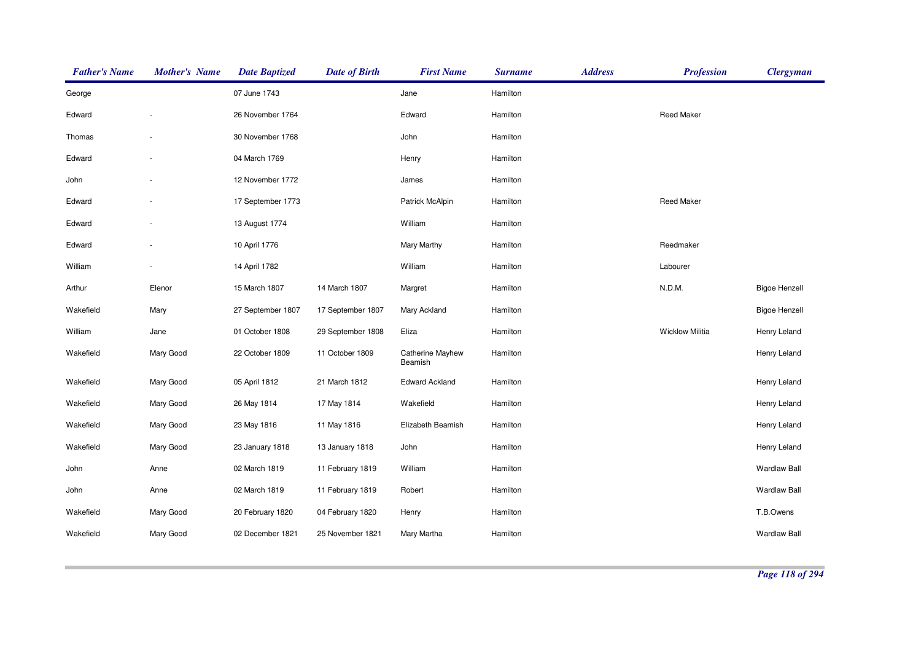| Father's Name | Mother's Name | Date Baptized | Date of Birth | First Name | Surname | Address | Profession | Clergyman |
|---|---|---|---|---|---|---|---|---|
| George | | 07 June 1743 | | Jane | Hamilton | | | |
| Edward | - | 26 November 1764 | | Edward | Hamilton | | Reed Maker | |
| Thomas | - | 30 November 1768 | | John | Hamilton | | | |
| Edward | - | 04 March 1769 | | Henry | Hamilton | | | |
| John | - | 12 November 1772 | | James | Hamilton | | | |
| Edward | - | 17 September 1773 | | Patrick McAlpin | Hamilton | | Reed Maker | |
| Edward | - | 13 August 1774 | | William | Hamilton | | | |
| Edward | - | 10 April 1776 | | Mary Marthy | Hamilton | | Reedmaker | |
| William | - | 14 April 1782 | | William | Hamilton | | Labourer | |
| Arthur | Elenor | 15 March 1807 | 14 March 1807 | Margret | Hamilton | | N.D.M. | Bigoe Henzell |
| Wakefield | Mary | 27 September 1807 | 17 September 1807 | Mary Ackland | Hamilton | | | Bigoe Henzell |
| William | Jane | 01 October 1808 | 29 September 1808 | Eliza | Hamilton | | Wicklow Militia | Henry Leland |
| Wakefield | Mary Good | 22 October 1809 | 11 October 1809 | Catherine Mayhew Beamish | Hamilton | | | Henry Leland |
| Wakefield | Mary Good | 05 April 1812 | 21 March 1812 | Edward Ackland | Hamilton | | | Henry Leland |
| Wakefield | Mary Good | 26 May 1814 | 17 May 1814 | Wakefield | Hamilton | | | Henry Leland |
| Wakefield | Mary Good | 23 May 1816 | 11 May 1816 | Elizabeth Beamish | Hamilton | | | Henry Leland |
| Wakefield | Mary Good | 23 January 1818 | 13 January 1818 | John | Hamilton | | | Henry Leland |
| John | Anne | 02 March 1819 | 11 February 1819 | William | Hamilton | | | Wardlaw Ball |
| John | Anne | 02 March 1819 | 11 February 1819 | Robert | Hamilton | | | Wardlaw Ball |
| Wakefield | Mary Good | 20 February 1820 | 04 February 1820 | Henry | Hamilton | | | T.B.Owens |
| Wakefield | Mary Good | 02 December 1821 | 25 November 1821 | Mary Martha | Hamilton | | | Wardlaw Ball |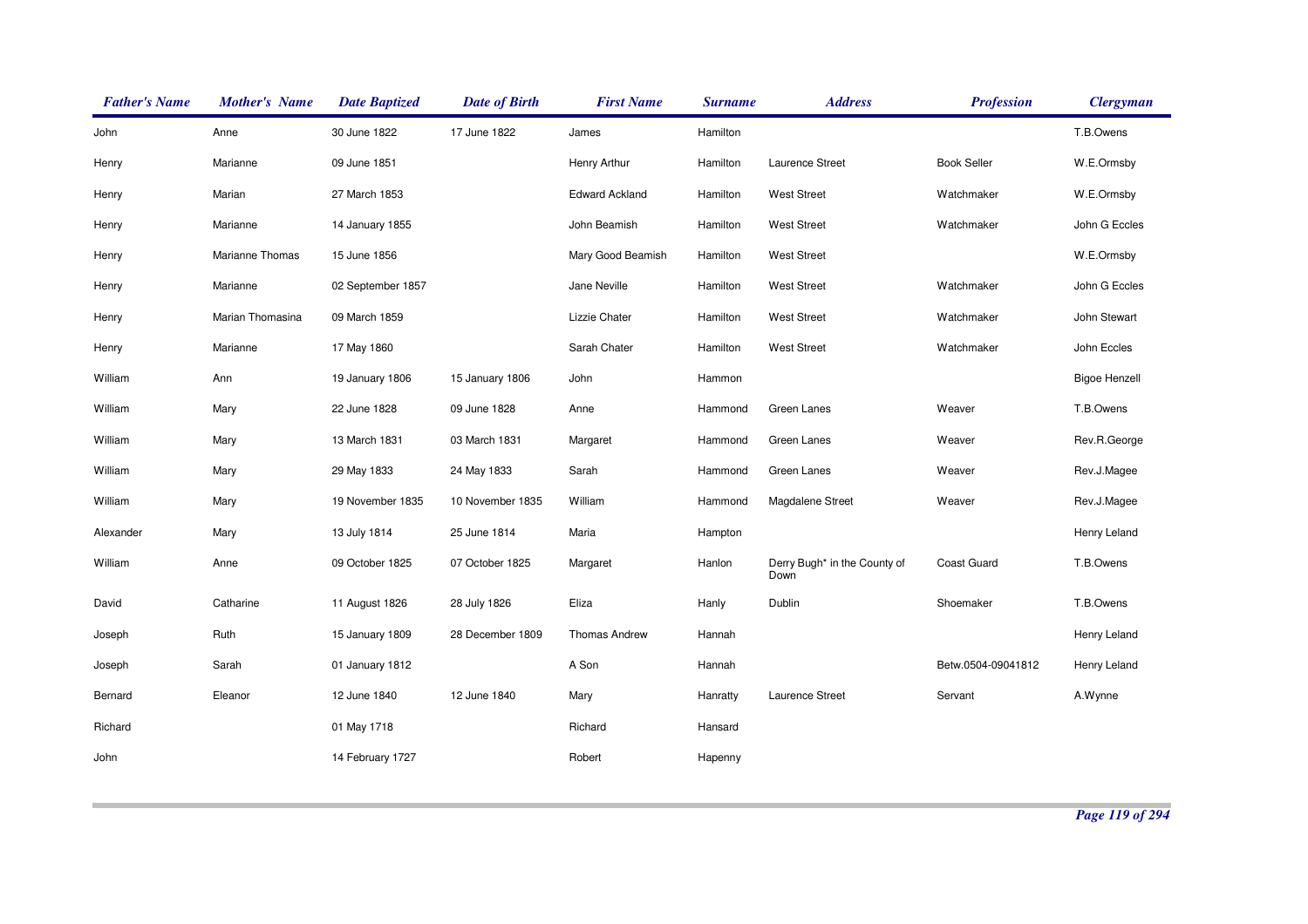| Father's Name | Mother's Name | Date Baptized | Date of Birth | First Name | Surname | Address | Profession | Clergyman |
|---|---|---|---|---|---|---|---|---|
| John | Anne | 30 June 1822 | 17 June 1822 | James | Hamilton | | | T.B.Owens |
| Henry | Marianne | 09 June 1851 | | Henry Arthur | Hamilton | Laurence Street | Book Seller | W.E.Ormsby |
| Henry | Marian | 27 March 1853 | | Edward Ackland | Hamilton | West Street | Watchmaker | W.E.Ormsby |
| Henry | Marianne | 14 January 1855 | | John Beamish | Hamilton | West Street | Watchmaker | John G Eccles |
| Henry | Marianne Thomas | 15 June 1856 | | Mary Good Beamish | Hamilton | West Street | | W.E.Ormsby |
| Henry | Marianne | 02 September 1857 | | Jane Neville | Hamilton | West Street | Watchmaker | John G Eccles |
| Henry | Marian Thomasina | 09 March 1859 | | Lizzie Chater | Hamilton | West Street | Watchmaker | John Stewart |
| Henry | Marianne | 17 May 1860 | | Sarah Chater | Hamilton | West Street | Watchmaker | John Eccles |
| William | Ann | 19 January 1806 | 15 January 1806 | John | Hammon | | | Bigoe Henzell |
| William | Mary | 22 June 1828 | 09 June 1828 | Anne | Hammond | Green Lanes | Weaver | T.B.Owens |
| William | Mary | 13 March 1831 | 03 March 1831 | Margaret | Hammond | Green Lanes | Weaver | Rev.R.George |
| William | Mary | 29 May 1833 | 24 May 1833 | Sarah | Hammond | Green Lanes | Weaver | Rev.J.Magee |
| William | Mary | 19 November 1835 | 10 November 1835 | William | Hammond | Magdalene Street | Weaver | Rev.J.Magee |
| Alexander | Mary | 13 July 1814 | 25 June 1814 | Maria | Hampton | | | Henry Leland |
| William | Anne | 09 October 1825 | 07 October 1825 | Margaret | Hanlon | Derry Bugh* in the County of Down | Coast Guard | T.B.Owens |
| David | Catharine | 11 August 1826 | 28 July 1826 | Eliza | Hanly | Dublin | Shoemaker | T.B.Owens |
| Joseph | Ruth | 15 January 1809 | 28 December 1809 | Thomas Andrew | Hannah | | | Henry Leland |
| Joseph | Sarah | 01 January 1812 | | A Son | Hannah | | Betw.0504-09041812 | Henry Leland |
| Bernard | Eleanor | 12 June 1840 | 12 June 1840 | Mary | Hanratty | Laurence Street | Servant | A.Wynne |
| Richard | | 01 May 1718 | | Richard | Hansard | | | |
| John | | 14 February 1727 | | Robert | Hapenny | | | |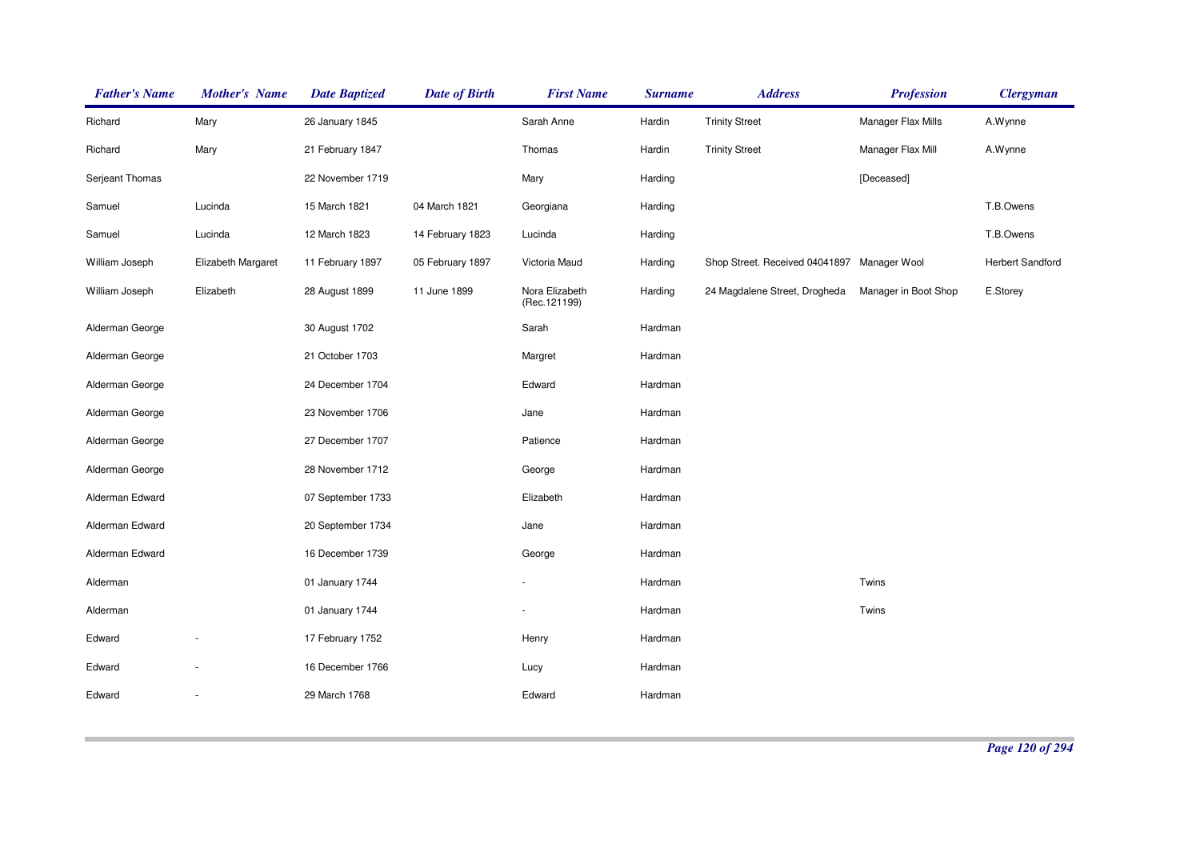| Father's Name | Mother's Name | Date Baptized | Date of Birth | First Name | Surname | Address | Profession | Clergyman |
|---|---|---|---|---|---|---|---|---|
| Richard | Mary | 26 January 1845 | | Sarah Anne | Hardin | Trinity Street | Manager Flax Mills | A.Wynne |
| Richard | Mary | 21 February 1847 | | Thomas | Hardin | Trinity Street | Manager Flax Mill | A.Wynne |
| Serjeant Thomas | | 22 November 1719 | | Mary | Harding | | [Deceased] | |
| Samuel | Lucinda | 15 March 1821 | 04 March 1821 | Georgiana | Harding | | | T.B.Owens |
| Samuel | Lucinda | 12 March 1823 | 14 February 1823 | Lucinda | Harding | | | T.B.Owens |
| William Joseph | Elizabeth Margaret | 11 February 1897 | 05 February 1897 | Victoria Maud | Harding | Shop Street. Received 04041897 | Manager Wool | Herbert Sandford |
| William Joseph | Elizabeth | 28 August 1899 | 11 June 1899 | Nora Elizabeth (Rec.121199) | Harding | 24 Magdalene Street, Drogheda | Manager in Boot Shop | E.Storey |
| Alderman George | | 30 August 1702 | | Sarah | Hardman | | | |
| Alderman George | | 21 October 1703 | | Margret | Hardman | | | |
| Alderman George | | 24 December 1704 | | Edward | Hardman | | | |
| Alderman George | | 23 November 1706 | | Jane | Hardman | | | |
| Alderman George | | 27 December 1707 | | Patience | Hardman | | | |
| Alderman George | | 28 November 1712 | | George | Hardman | | | |
| Alderman Edward | | 07 September 1733 | | Elizabeth | Hardman | | | |
| Alderman Edward | | 20 September 1734 | | Jane | Hardman | | | |
| Alderman Edward | | 16 December 1739 | | George | Hardman | | | |
| Alderman | | 01 January 1744 | | - | Hardman | | Twins | |
| Alderman | | 01 January 1744 | | - | Hardman | | Twins | |
| Edward | - | 17 February 1752 | | Henry | Hardman | | | |
| Edward | - | 16 December 1766 | | Lucy | Hardman | | | |
| Edward | - | 29 March 1768 | | Edward | Hardman | | | |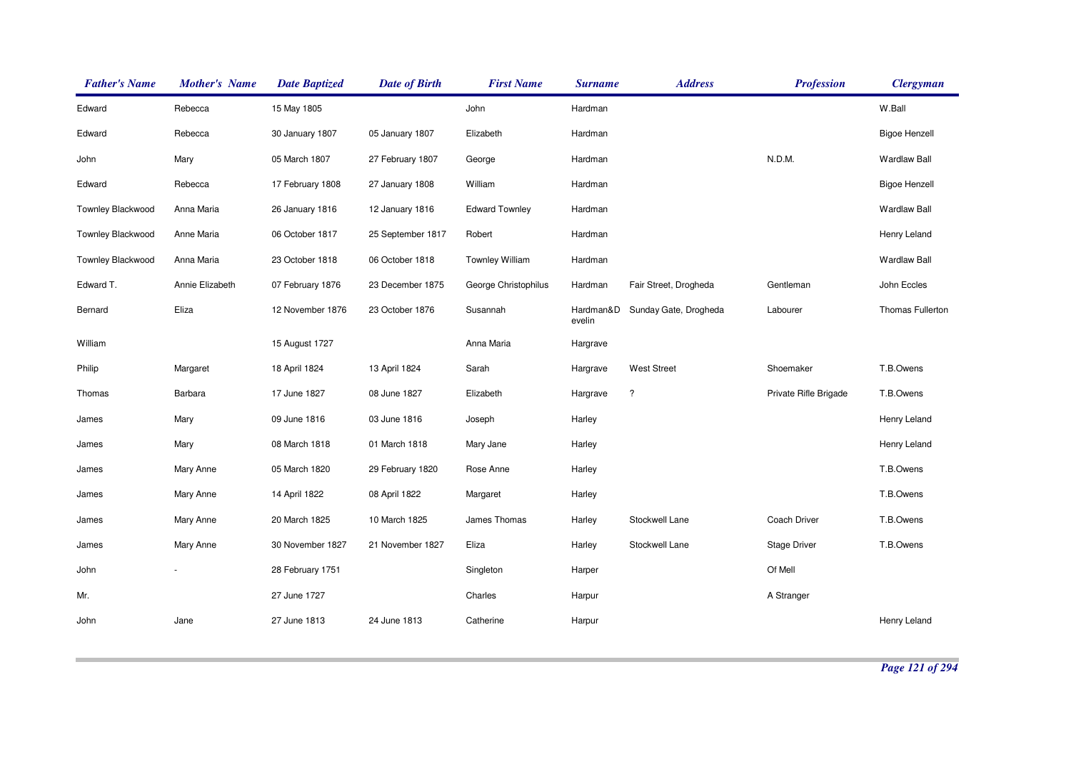| *Father's Name* | *Mother's Name* | *Date Baptized* | *Date of Birth* | *First Name* | *Surname* | *Address* | *Profession* | *Clergyman* |
|---|---|---|---|---|---|---|---|---|
| Edward | Rebecca | 15 May 1805 | | John | Hardman | | | W.Ball |
| Edward | Rebecca | 30 January 1807 | 05 January 1807 | Elizabeth | Hardman | | | Bigoe Henzell |
| John | Mary | 05 March 1807 | 27 February 1807 | George | Hardman | | N.D.M. | Wardlaw Ball |
| Edward | Rebecca | 17 February 1808 | 27 January 1808 | William | Hardman | | | Bigoe Henzell |
| Townley Blackwood | Anna Maria | 26 January 1816 | 12 January 1816 | Edward Townley | Hardman | | | Wardlaw Ball |
| Townley Blackwood | Anne Maria | 06 October 1817 | 25 September 1817 | Robert | Hardman | | | Henry Leland |
| Townley Blackwood | Anna Maria | 23 October 1818 | 06 October 1818 | Townley William | Hardman | | | Wardlaw Ball |
| Edward T. | Annie Elizabeth | 07 February 1876 | 23 December 1875 | George Christophilus | Hardman | Fair Street, Drogheda | Gentleman | John Eccles |
| Bernard | Eliza | 12 November 1876 | 23 October 1876 | Susannah | Hardman&D evelin | Sunday Gate, Drogheda | Labourer | Thomas Fullerton |
| William | | 15 August 1727 | | Anna Maria | Hargrave | | | |
| Philip | Margaret | 18 April 1824 | 13 April 1824 | Sarah | Hargrave | West Street | Shoemaker | T.B.Owens |
| Thomas | Barbara | 17 June 1827 | 08 June 1827 | Elizabeth | Hargrave | ? | Private Rifle Brigade | T.B.Owens |
| James | Mary | 09 June 1816 | 03 June 1816 | Joseph | Harley | | | Henry Leland |
| James | Mary | 08 March 1818 | 01 March 1818 | Mary Jane | Harley | | | Henry Leland |
| James | Mary Anne | 05 March 1820 | 29 February 1820 | Rose Anne | Harley | | | T.B.Owens |
| James | Mary Anne | 14 April 1822 | 08 April 1822 | Margaret | Harley | | | T.B.Owens |
| James | Mary Anne | 20 March 1825 | 10 March 1825 | James Thomas | Harley | Stockwell Lane | Coach Driver | T.B.Owens |
| James | Mary Anne | 30 November 1827 | 21 November 1827 | Eliza | Harley | Stockwell Lane | Stage Driver | T.B.Owens |
| John | - | 28 February 1751 | | Singleton | Harper | | Of Mell | |
| Mr. | | 27 June 1727 | | Charles | Harpur | | A Stranger | |
| John | Jane | 27 June 1813 | 24 June 1813 | Catherine | Harpur | | | Henry Leland |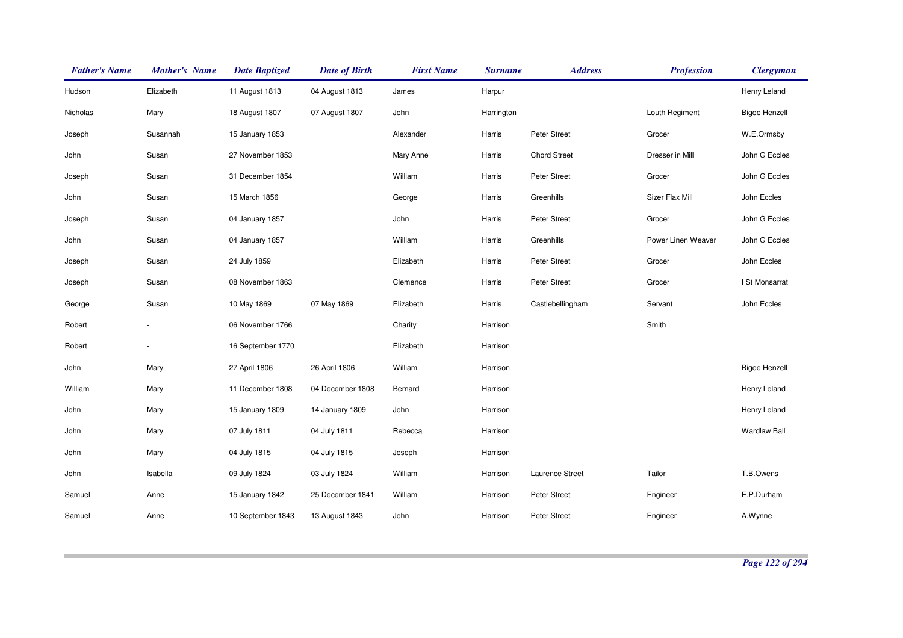| Father's Name | Mother's Name | Date Baptized | Date of Birth | First Name | Surname | Address | Profession | Clergyman |
|---|---|---|---|---|---|---|---|---|
| Hudson | Elizabeth | 11 August 1813 | 04 August 1813 | James | Harpur | | | Henry Leland |
| Nicholas | Mary | 18 August 1807 | 07 August 1807 | John | Harrington | | Louth Regiment | Bigoe Henzell |
| Joseph | Susannah | 15 January 1853 | | Alexander | Harris | Peter Street | Grocer | W.E.Ormsby |
| John | Susan | 27 November 1853 | | Mary Anne | Harris | Chord Street | Dresser in Mill | John G Eccles |
| Joseph | Susan | 31 December 1854 | | William | Harris | Peter Street | Grocer | John G Eccles |
| John | Susan | 15 March 1856 | | George | Harris | Greenhills | Sizer Flax Mill | John Eccles |
| Joseph | Susan | 04 January 1857 | | John | Harris | Peter Street | Grocer | John G Eccles |
| John | Susan | 04 January 1857 | | William | Harris | Greenhills | Power Linen Weaver | John G Eccles |
| Joseph | Susan | 24 July 1859 | | Elizabeth | Harris | Peter Street | Grocer | John Eccles |
| Joseph | Susan | 08 November 1863 | | Clemence | Harris | Peter Street | Grocer | I St Monsarrat |
| George | Susan | 10 May 1869 | 07 May 1869 | Elizabeth | Harris | Castlebellingham | Servant | John Eccles |
| Robert | - | 06 November 1766 | | Charity | Harrison | | Smith | |
| Robert | - | 16 September 1770 | | Elizabeth | Harrison | | | |
| John | Mary | 27 April 1806 | 26 April 1806 | William | Harrison | | | Bigoe Henzell |
| William | Mary | 11 December 1808 | 04 December 1808 | Bernard | Harrison | | | Henry Leland |
| John | Mary | 15 January 1809 | 14 January 1809 | John | Harrison | | | Henry Leland |
| John | Mary | 07 July 1811 | 04 July 1811 | Rebecca | Harrison | | | Wardlaw Ball |
| John | Mary | 04 July 1815 | 04 July 1815 | Joseph | Harrison | | | - |
| John | Isabella | 09 July 1824 | 03 July 1824 | William | Harrison | Laurence Street | Tailor | T.B.Owens |
| Samuel | Anne | 15 January 1842 | 25 December 1841 | William | Harrison | Peter Street | Engineer | E.P.Durham |
| Samuel | Anne | 10 September 1843 | 13 August 1843 | John | Harrison | Peter Street | Engineer | A.Wynne |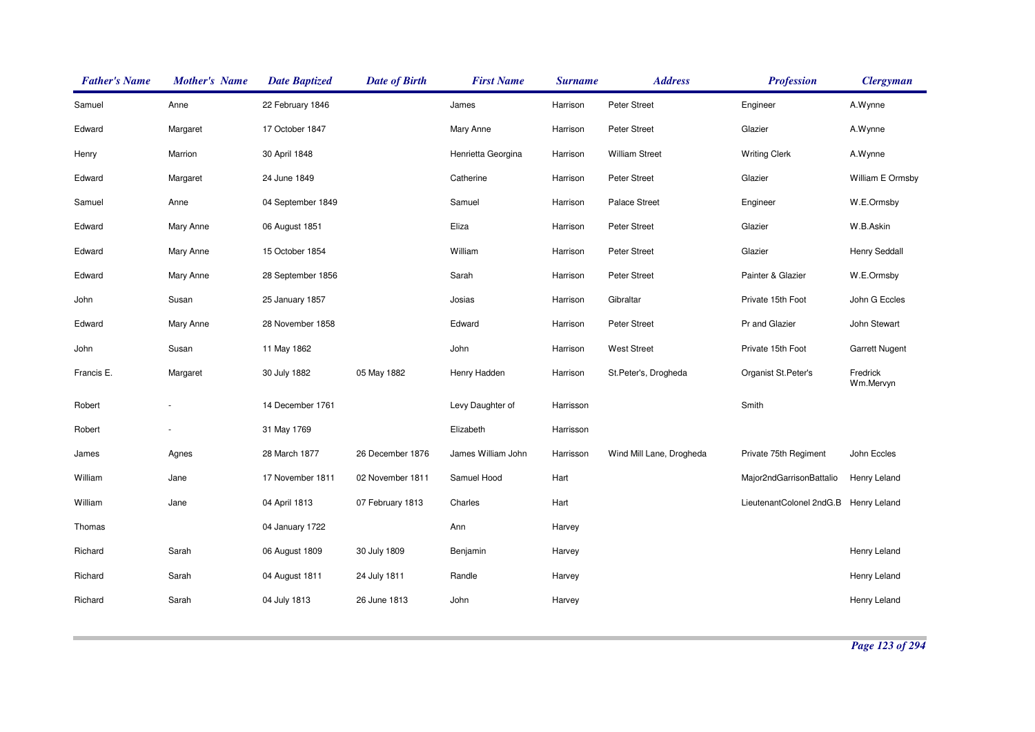| Father's Name | Mother's Name | Date Baptized | Date of Birth | First Name | Surname | Address | Profession | Clergyman |
|---|---|---|---|---|---|---|---|---|
| Samuel | Anne | 22 February 1846 | | James | Harrison | Peter Street | Engineer | A.Wynne |
| Edward | Margaret | 17 October 1847 | | Mary Anne | Harrison | Peter Street | Glazier | A.Wynne |
| Henry | Marrion | 30 April 1848 | | Henrietta Georgina | Harrison | William Street | Writing Clerk | A.Wynne |
| Edward | Margaret | 24 June 1849 | | Catherine | Harrison | Peter Street | Glazier | William E Ormsby |
| Samuel | Anne | 04 September 1849 | | Samuel | Harrison | Palace Street | Engineer | W.E.Ormsby |
| Edward | Mary Anne | 06 August 1851 | | Eliza | Harrison | Peter Street | Glazier | W.B.Askin |
| Edward | Mary Anne | 15 October 1854 | | William | Harrison | Peter Street | Glazier | Henry Seddall |
| Edward | Mary Anne | 28 September 1856 | | Sarah | Harrison | Peter Street | Painter & Glazier | W.E.Ormsby |
| John | Susan | 25 January 1857 | | Josias | Harrison | Gibraltar | Private 15th Foot | John G Eccles |
| Edward | Mary Anne | 28 November 1858 | | Edward | Harrison | Peter Street | Pr and Glazier | John Stewart |
| John | Susan | 11 May 1862 | | John | Harrison | West Street | Private 15th Foot | Garrett Nugent |
| Francis E. | Margaret | 30 July 1882 | 05 May 1882 | Henry Hadden | Harrison | St.Peter's, Drogheda | Organist St.Peter's | Fredrick Wm.Mervyn |
| Robert | - | 14 December 1761 | | Levy Daughter of | Harrisson | | Smith | |
| Robert | - | 31 May 1769 | | Elizabeth | Harrisson | | | |
| James | Agnes | 28 March 1877 | 26 December 1876 | James William John | Harrisson | Wind Mill Lane, Drogheda | Private 75th Regiment | John Eccles |
| William | Jane | 17 November 1811 | 02 November 1811 | Samuel Hood | Hart | | Major2ndGarrisonBattalio | Henry Leland |
| William | Jane | 04 April 1813 | 07 February 1813 | Charles | Hart | | LieutenantColonel 2ndG.B | Henry Leland |
| Thomas | | 04 January 1722 | | Ann | Harvey | | | |
| Richard | Sarah | 06 August 1809 | 30 July 1809 | Benjamin | Harvey | | | Henry Leland |
| Richard | Sarah | 04 August 1811 | 24 July 1811 | Randle | Harvey | | | Henry Leland |
| Richard | Sarah | 04 July 1813 | 26 June 1813 | John | Harvey | | | Henry Leland |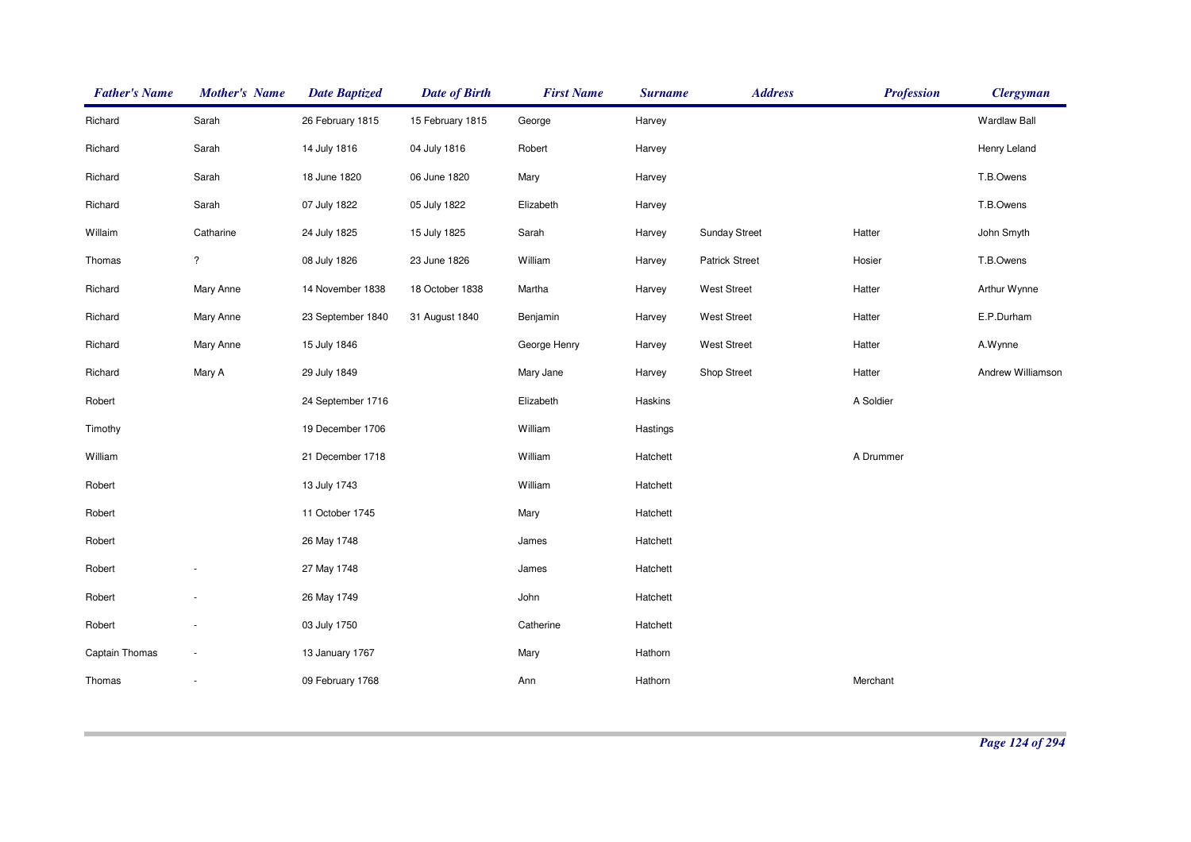| Father's Name | Mother's Name | Date Baptized | Date of Birth | First Name | Surname | Address | Profession | Clergyman |
|---|---|---|---|---|---|---|---|---|
| Richard | Sarah | 26 February 1815 | 15 February 1815 | George | Harvey | | | Wardlaw Ball |
| Richard | Sarah | 14 July 1816 | 04 July 1816 | Robert | Harvey | | | Henry Leland |
| Richard | Sarah | 18 June 1820 | 06 June 1820 | Mary | Harvey | | | T.B.Owens |
| Richard | Sarah | 07 July 1822 | 05 July 1822 | Elizabeth | Harvey | | | T.B.Owens |
| Willaim | Catharine | 24 July 1825 | 15 July 1825 | Sarah | Harvey | Sunday Street | Hatter | John Smyth |
| Thomas | ? | 08 July 1826 | 23 June 1826 | William | Harvey | Patrick Street | Hosier | T.B.Owens |
| Richard | Mary Anne | 14 November 1838 | 18 October 1838 | Martha | Harvey | West Street | Hatter | Arthur Wynne |
| Richard | Mary Anne | 23 September 1840 | 31 August 1840 | Benjamin | Harvey | West Street | Hatter | E.P.Durham |
| Richard | Mary Anne | 15 July 1846 | | George Henry | Harvey | West Street | Hatter | A.Wynne |
| Richard | Mary A | 29 July 1849 | | Mary Jane | Harvey | Shop Street | Hatter | Andrew Williamson |
| Robert | | 24 September 1716 | | Elizabeth | Haskins | | A Soldier | |
| Timothy | | 19 December 1706 | | William | Hastings | | | |
| William | | 21 December 1718 | | William | Hatchett | | A Drummer | |
| Robert | | 13 July 1743 | | William | Hatchett | | | |
| Robert | | 11 October 1745 | | Mary | Hatchett | | | |
| Robert | | 26 May 1748 | | James | Hatchett | | | |
| Robert | - | 27 May 1748 | | James | Hatchett | | | |
| Robert | - | 26 May 1749 | | John | Hatchett | | | |
| Robert | - | 03 July 1750 | | Catherine | Hatchett | | | |
| Captain Thomas | - | 13 January 1767 | | Mary | Hathorn | | | |
| Thomas | - | 09 February 1768 | | Ann | Hathorn | | Merchant | |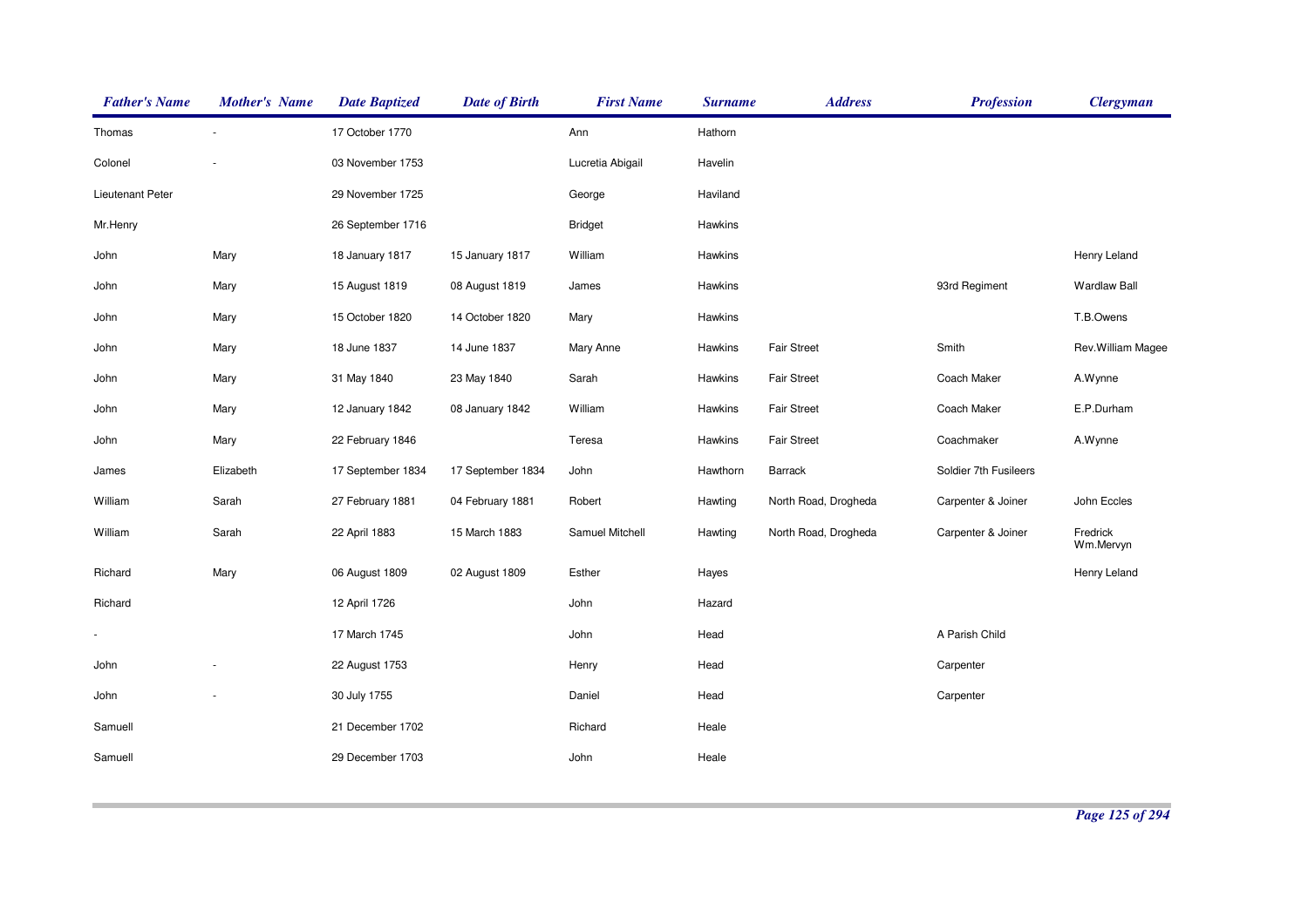| *Father's Name* | *Mother's Name* | *Date Baptized* | *Date of Birth* | *First Name* | *Surname* | *Address* | *Profession* | *Clergyman* |
|---|---|---|---|---|---|---|---|---|
| Thomas | - | 17 October 1770 | | Ann | Hathorn | | | |
| Colonel | - | 03 November 1753 | | Lucretia Abigail | Havelin | | | |
| Lieutenant Peter | | 29 November 1725 | | George | Haviland | | | |
| Mr.Henry | | 26 September 1716 | | Bridget | Hawkins | | | |
| John | Mary | 18 January 1817 | 15 January 1817 | William | Hawkins | | | Henry Leland |
| John | Mary | 15 August 1819 | 08 August 1819 | James | Hawkins | | 93rd Regiment | Wardlaw Ball |
| John | Mary | 15 October 1820 | 14 October 1820 | Mary | Hawkins | | | T.B.Owens |
| John | Mary | 18 June 1837 | 14 June 1837 | Mary Anne | Hawkins | Fair Street | Smith | Rev.William Magee |
| John | Mary | 31 May 1840 | 23 May 1840 | Sarah | Hawkins | Fair Street | Coach Maker | A.Wynne |
| John | Mary | 12 January 1842 | 08 January 1842 | William | Hawkins | Fair Street | Coach Maker | E.P.Durham |
| John | Mary | 22 February 1846 | | Teresa | Hawkins | Fair Street | Coachmaker | A.Wynne |
| James | Elizabeth | 17 September 1834 | 17 September 1834 | John | Hawthorn | Barrack | Soldier 7th Fusileers | |
| William | Sarah | 27 February 1881 | 04 February 1881 | Robert | Hawting | North Road, Drogheda | Carpenter & Joiner | John Eccles |
| William | Sarah | 22 April 1883 | 15 March 1883 | Samuel Mitchell | Hawting | North Road, Drogheda | Carpenter & Joiner | Fredrick Wm.Mervyn |
| Richard | Mary | 06 August 1809 | 02 August 1809 | Esther | Hayes | | | Henry Leland |
| Richard | | 12 April 1726 | | John | Hazard | | | |
| - | | 17 March 1745 | | John | Head | | A Parish Child | |
| John | - | 22 August 1753 | | Henry | Head | | Carpenter | |
| John | - | 30 July 1755 | | Daniel | Head | | Carpenter | |
| Samuell | | 21 December 1702 | | Richard | Heale | | | |
| Samuell | | 29 December 1703 | | John | Heale | | | |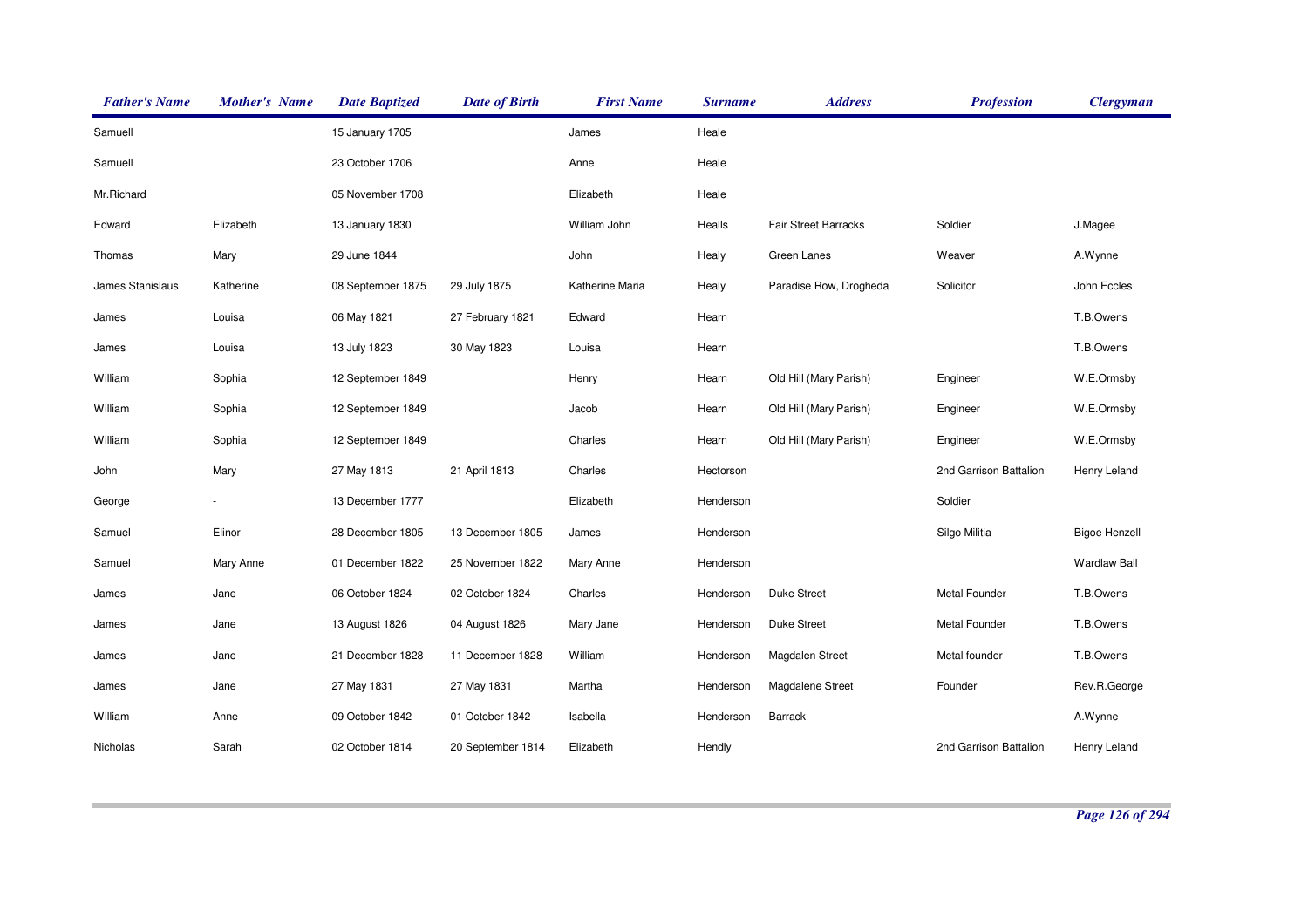| Father's Name | Mother's Name | Date Baptized | Date of Birth | First Name | Surname | Address | Profession | Clergyman |
|---|---|---|---|---|---|---|---|---|
| Samuell | | 15 January 1705 | | James | Heale | | | |
| Samuell | | 23 October 1706 | | Anne | Heale | | | |
| Mr.Richard | | 05 November 1708 | | Elizabeth | Heale | | | |
| Edward | Elizabeth | 13 January 1830 | | William John | Healls | Fair Street Barracks | Soldier | J.Magee |
| Thomas | Mary | 29 June 1844 | | John | Healy | Green Lanes | Weaver | A.Wynne |
| James Stanislaus | Katherine | 08 September 1875 | 29 July 1875 | Katherine Maria | Healy | Paradise Row, Drogheda | Solicitor | John Eccles |
| James | Louisa | 06 May 1821 | 27 February 1821 | Edward | Hearn | | | T.B.Owens |
| James | Louisa | 13 July 1823 | 30 May 1823 | Louisa | Hearn | | | T.B.Owens |
| William | Sophia | 12 September 1849 | | Henry | Hearn | Old Hill (Mary Parish) | Engineer | W.E.Ormsby |
| William | Sophia | 12 September 1849 | | Jacob | Hearn | Old Hill (Mary Parish) | Engineer | W.E.Ormsby |
| William | Sophia | 12 September 1849 | | Charles | Hearn | Old Hill (Mary Parish) | Engineer | W.E.Ormsby |
| John | Mary | 27 May 1813 | 21 April 1813 | Charles | Hectorson | | 2nd Garrison Battalion | Henry Leland |
| George | - | 13 December 1777 | | Elizabeth | Henderson | | Soldier | |
| Samuel | Elinor | 28 December 1805 | 13 December 1805 | James | Henderson | | Silgo Militia | Bigoe Henzell |
| Samuel | Mary Anne | 01 December 1822 | 25 November 1822 | Mary Anne | Henderson | | | Wardlaw Ball |
| James | Jane | 06 October 1824 | 02 October 1824 | Charles | Henderson | Duke Street | Metal Founder | T.B.Owens |
| James | Jane | 13 August 1826 | 04 August 1826 | Mary Jane | Henderson | Duke Street | Metal Founder | T.B.Owens |
| James | Jane | 21 December 1828 | 11 December 1828 | William | Henderson | Magdalen Street | Metal founder | T.B.Owens |
| James | Jane | 27 May 1831 | 27 May 1831 | Martha | Henderson | Magdalene Street | Founder | Rev.R.George |
| William | Anne | 09 October 1842 | 01 October 1842 | Isabella | Henderson | Barrack | | A.Wynne |
| Nicholas | Sarah | 02 October 1814 | 20 September 1814 | Elizabeth | Hendly | | 2nd Garrison Battalion | Henry Leland |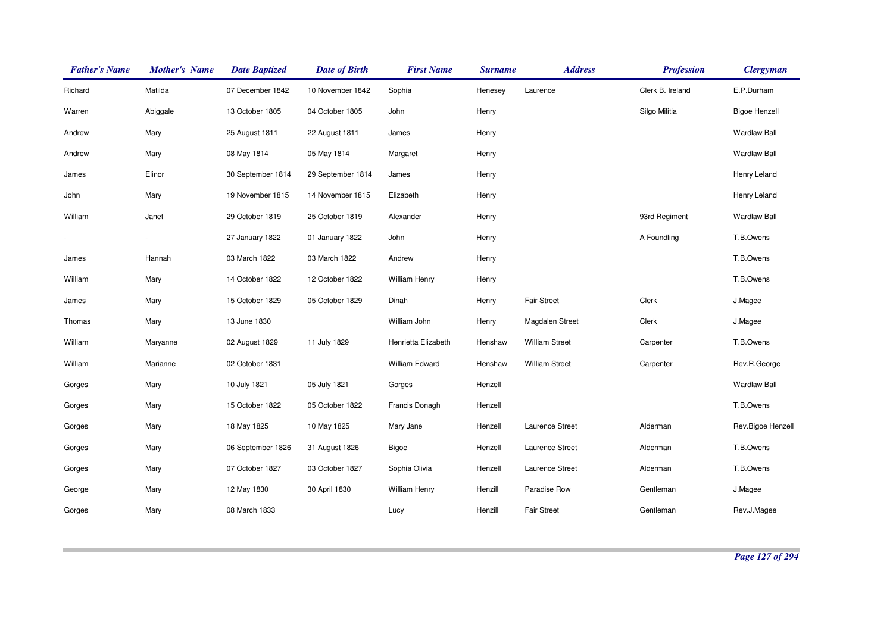| Father's Name | Mother's Name | Date Baptized | Date of Birth | First Name | Surname | Address | Profession | Clergyman |
|---|---|---|---|---|---|---|---|---|
| Richard | Matilda | 07 December 1842 | 10 November 1842 | Sophia | Henesey | Laurence | Clerk B. Ireland | E.P.Durham |
| Warren | Abiggale | 13 October 1805 | 04 October 1805 | John | Henry | | Silgo Militia | Bigoe Henzell |
| Andrew | Mary | 25 August 1811 | 22 August 1811 | James | Henry | | | Wardlaw Ball |
| Andrew | Mary | 08 May 1814 | 05 May 1814 | Margaret | Henry | | | Wardlaw Ball |
| James | Elinor | 30 September 1814 | 29 September 1814 | James | Henry | | | Henry Leland |
| John | Mary | 19 November 1815 | 14 November 1815 | Elizabeth | Henry | | | Henry Leland |
| William | Janet | 29 October 1819 | 25 October 1819 | Alexander | Henry | | 93rd Regiment | Wardlaw Ball |
| - | - | 27 January 1822 | 01 January 1822 | John | Henry | | A Foundling | T.B.Owens |
| James | Hannah | 03 March 1822 | 03 March 1822 | Andrew | Henry | | | T.B.Owens |
| William | Mary | 14 October 1822 | 12 October 1822 | William Henry | Henry | | | T.B.Owens |
| James | Mary | 15 October 1829 | 05 October 1829 | Dinah | Henry | Fair Street | Clerk | J.Magee |
| Thomas | Mary | 13 June 1830 | | William John | Henry | Magdalen Street | Clerk | J.Magee |
| William | Maryanne | 02 August 1829 | 11 July 1829 | Henrietta Elizabeth | Henshaw | William Street | Carpenter | T.B.Owens |
| William | Marianne | 02 October 1831 | | William Edward | Henshaw | William Street | Carpenter | Rev.R.George |
| Gorges | Mary | 10 July 1821 | 05 July 1821 | Gorges | Henzell | | | Wardlaw Ball |
| Gorges | Mary | 15 October 1822 | 05 October 1822 | Francis Donagh | Henzell | | | T.B.Owens |
| Gorges | Mary | 18 May 1825 | 10 May 1825 | Mary Jane | Henzell | Laurence Street | Alderman | Rev.Bigoe Henzell |
| Gorges | Mary | 06 September 1826 | 31 August 1826 | Bigoe | Henzell | Laurence Street | Alderman | T.B.Owens |
| Gorges | Mary | 07 October 1827 | 03 October 1827 | Sophia Olivia | Henzell | Laurence Street | Alderman | T.B.Owens |
| George | Mary | 12 May 1830 | 30 April 1830 | William Henry | Henzill | Paradise Row | Gentleman | J.Magee |
| Gorges | Mary | 08 March 1833 | | Lucy | Henzill | Fair Street | Gentleman | Rev.J.Magee |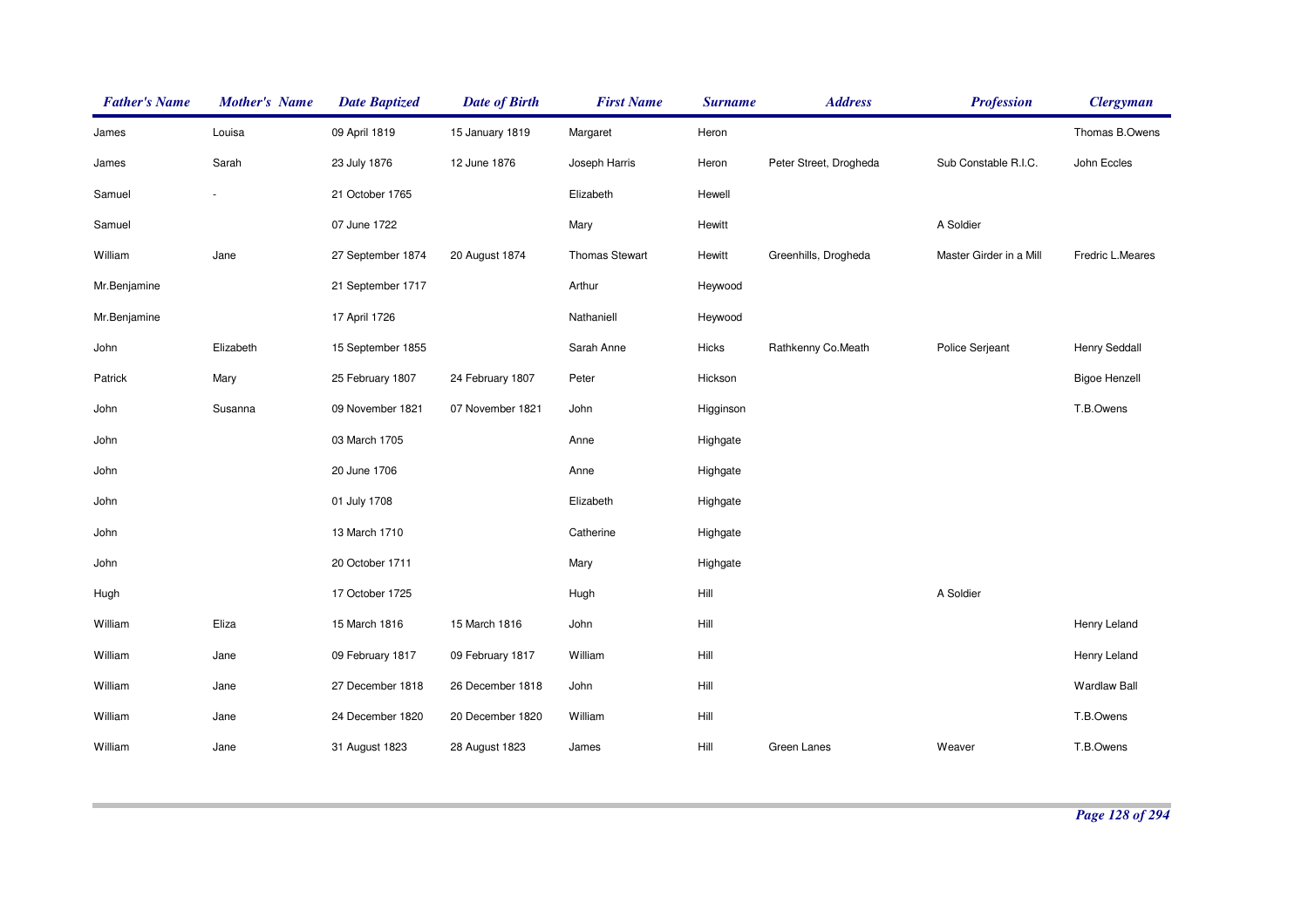| Father's Name | Mother's Name | Date Baptized | Date of Birth | First Name | Surname | Address | Profession | Clergyman |
|---|---|---|---|---|---|---|---|---|
| James | Louisa | 09 April 1819 | 15 January 1819 | Margaret | Heron | | | Thomas B.Owens |
| James | Sarah | 23 July 1876 | 12 June 1876 | Joseph Harris | Heron | Peter Street, Drogheda | Sub Constable R.I.C. | John Eccles |
| Samuel | - | 21 October 1765 | | Elizabeth | Hewell | | | |
| Samuel | | 07 June 1722 | | Mary | Hewitt | | A Soldier | |
| William | Jane | 27 September 1874 | 20 August 1874 | Thomas Stewart | Hewitt | Greenhills, Drogheda | Master Girder in a Mill | Fredric L.Meares |
| Mr.Benjamine | | 21 September 1717 | | Arthur | Heywood | | | |
| Mr.Benjamine | | 17 April 1726 | | Nathaniell | Heywood | | | |
| John | Elizabeth | 15 September 1855 | | Sarah Anne | Hicks | Rathkenny Co.Meath | Police Serjeant | Henry Seddall |
| Patrick | Mary | 25 February 1807 | 24 February 1807 | Peter | Hickson | | | Bigoe Henzell |
| John | Susanna | 09 November 1821 | 07 November 1821 | John | Higginson | | | T.B.Owens |
| John | | 03 March 1705 | | Anne | Highgate | | | |
| John | | 20 June 1706 | | Anne | Highgate | | | |
| John | | 01 July 1708 | | Elizabeth | Highgate | | | |
| John | | 13 March 1710 | | Catherine | Highgate | | | |
| John | | 20 October 1711 | | Mary | Highgate | | | |
| Hugh | | 17 October 1725 | | Hugh | Hill | | A Soldier | |
| William | Eliza | 15 March 1816 | 15 March 1816 | John | Hill | | | Henry Leland |
| William | Jane | 09 February 1817 | 09 February 1817 | William | Hill | | | Henry Leland |
| William | Jane | 27 December 1818 | 26 December 1818 | John | Hill | | | Wardlaw Ball |
| William | Jane | 24 December 1820 | 20 December 1820 | William | Hill | | | T.B.Owens |
| William | Jane | 31 August 1823 | 28 August 1823 | James | Hill | Green Lanes | Weaver | T.B.Owens |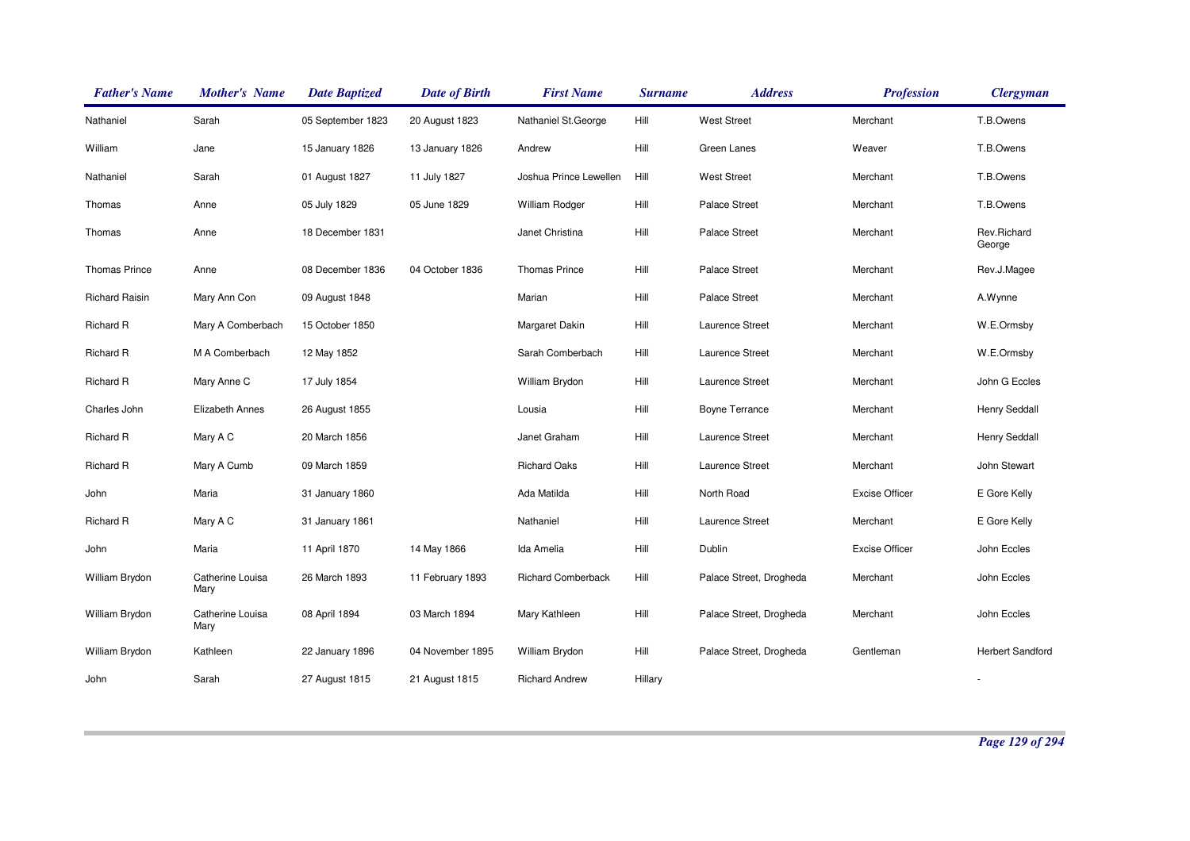| Father's Name | Mother's Name | Date Baptized | Date of Birth | First Name | Surname | Address | Profession | Clergyman |
|---|---|---|---|---|---|---|---|---|
| Nathaniel | Sarah | 05 September 1823 | 20 August 1823 | Nathaniel St.George | Hill | West Street | Merchant | T.B.Owens |
| William | Jane | 15 January 1826 | 13 January 1826 | Andrew | Hill | Green Lanes | Weaver | T.B.Owens |
| Nathaniel | Sarah | 01 August 1827 | 11 July 1827 | Joshua Prince Lewellen | Hill | West Street | Merchant | T.B.Owens |
| Thomas | Anne | 05 July 1829 | 05 June 1829 | William Rodger | Hill | Palace Street | Merchant | T.B.Owens |
| Thomas | Anne | 18 December 1831 | | Janet Christina | Hill | Palace Street | Merchant | Rev.Richard George |
| Thomas Prince | Anne | 08 December 1836 | 04 October 1836 | Thomas Prince | Hill | Palace Street | Merchant | Rev.J.Magee |
| Richard Raisin | Mary Ann Con | 09 August 1848 | | Marian | Hill | Palace Street | Merchant | A.Wynne |
| Richard R | Mary A Comberbach | 15 October 1850 | | Margaret Dakin | Hill | Laurence Street | Merchant | W.E.Ormsby |
| Richard R | M A Comberbach | 12 May 1852 | | Sarah Comberbach | Hill | Laurence Street | Merchant | W.E.Ormsby |
| Richard R | Mary Anne C | 17 July 1854 | | William Brydon | Hill | Laurence Street | Merchant | John G Eccles |
| Charles John | Elizabeth Annes | 26 August 1855 | | Lousia | Hill | Boyne Terrance | Merchant | Henry Seddall |
| Richard R | Mary A C | 20 March 1856 | | Janet Graham | Hill | Laurence Street | Merchant | Henry Seddall |
| Richard R | Mary A Cumb | 09 March 1859 | | Richard Oaks | Hill | Laurence Street | Merchant | John Stewart |
| John | Maria | 31 January 1860 | | Ada Matilda | Hill | North Road | Excise Officer | E Gore Kelly |
| Richard R | Mary A C | 31 January 1861 | | Nathaniel | Hill | Laurence Street | Merchant | E Gore Kelly |
| John | Maria | 11 April 1870 | 14 May 1866 | Ida Amelia | Hill | Dublin | Excise Officer | John Eccles |
| William Brydon | Catherine Louisa Mary | 26 March 1893 | 11 February 1893 | Richard Comberback | Hill | Palace Street, Drogheda | Merchant | John Eccles |
| William Brydon | Catherine Louisa Mary | 08 April 1894 | 03 March 1894 | Mary Kathleen | Hill | Palace Street, Drogheda | Merchant | John Eccles |
| William Brydon | Kathleen | 22 January 1896 | 04 November 1895 | William Brydon | Hill | Palace Street, Drogheda | Gentleman | Herbert Sandford |
| John | Sarah | 27 August 1815 | 21 August 1815 | Richard Andrew | Hillary | | | - |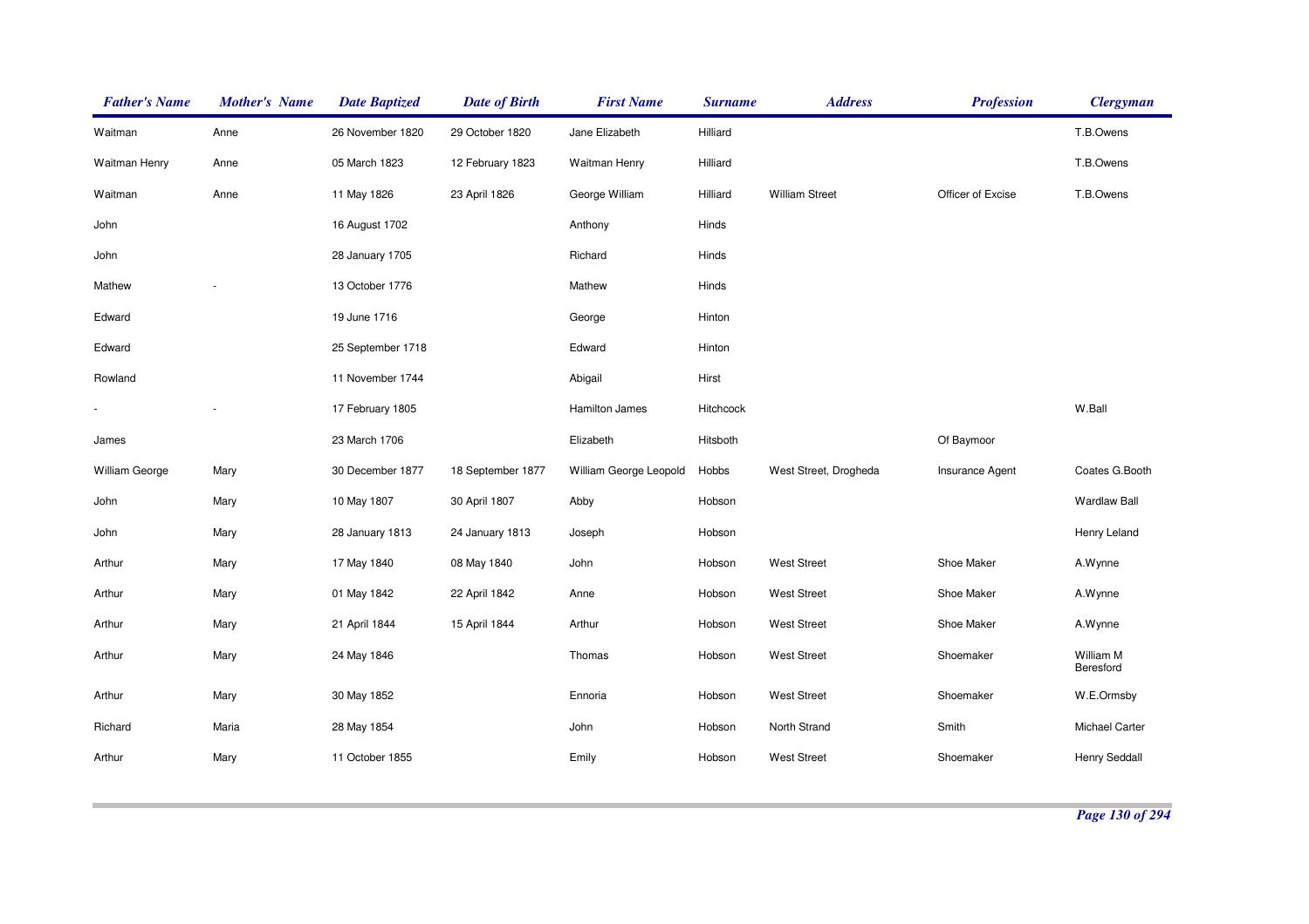| Father's Name | Mother's Name | Date Baptized | Date of Birth | First Name | Surname | Address | Profession | Clergyman |
|---|---|---|---|---|---|---|---|---|
| Waitman | Anne | 26 November 1820 | 29 October 1820 | Jane Elizabeth | Hilliard | | | T.B.Owens |
| Waitman Henry | Anne | 05 March 1823 | 12 February 1823 | Waitman Henry | Hilliard | | | T.B.Owens |
| Waitman | Anne | 11 May 1826 | 23 April 1826 | George William | Hilliard | William Street | Officer of Excise | T.B.Owens |
| John | | 16 August 1702 | | Anthony | Hinds | | | |
| John | | 28 January 1705 | | Richard | Hinds | | | |
| Mathew | - | 13 October 1776 | | Mathew | Hinds | | | |
| Edward | | 19 June 1716 | | George | Hinton | | | |
| Edward | | 25 September 1718 | | Edward | Hinton | | | |
| Rowland | | 11 November 1744 | | Abigail | Hirst | | | |
| - | - | 17 February 1805 | | Hamilton James | Hitchcock | | | W.Ball |
| James | | 23 March 1706 | | Elizabeth | Hitsboth | | Of Baymoor | |
| William George | Mary | 30 December 1877 | 18 September 1877 | William George Leopold | Hobbs | West Street, Drogheda | Insurance Agent | Coates G.Booth |
| John | Mary | 10 May 1807 | 30 April 1807 | Abby | Hobson | | | Wardlaw Ball |
| John | Mary | 28 January 1813 | 24 January 1813 | Joseph | Hobson | | | Henry Leland |
| Arthur | Mary | 17 May 1840 | 08 May 1840 | John | Hobson | West Street | Shoe Maker | A.Wynne |
| Arthur | Mary | 01 May 1842 | 22 April 1842 | Anne | Hobson | West Street | Shoe Maker | A.Wynne |
| Arthur | Mary | 21 April 1844 | 15 April 1844 | Arthur | Hobson | West Street | Shoe Maker | A.Wynne |
| Arthur | Mary | 24 May 1846 | | Thomas | Hobson | West Street | Shoemaker | William M Beresford |
| Arthur | Mary | 30 May 1852 | | Ennoria | Hobson | West Street | Shoemaker | W.E.Ormsby |
| Richard | Maria | 28 May 1854 | | John | Hobson | North Strand | Smith | Michael Carter |
| Arthur | Mary | 11 October 1855 | | Emily | Hobson | West Street | Shoemaker | Henry Seddall |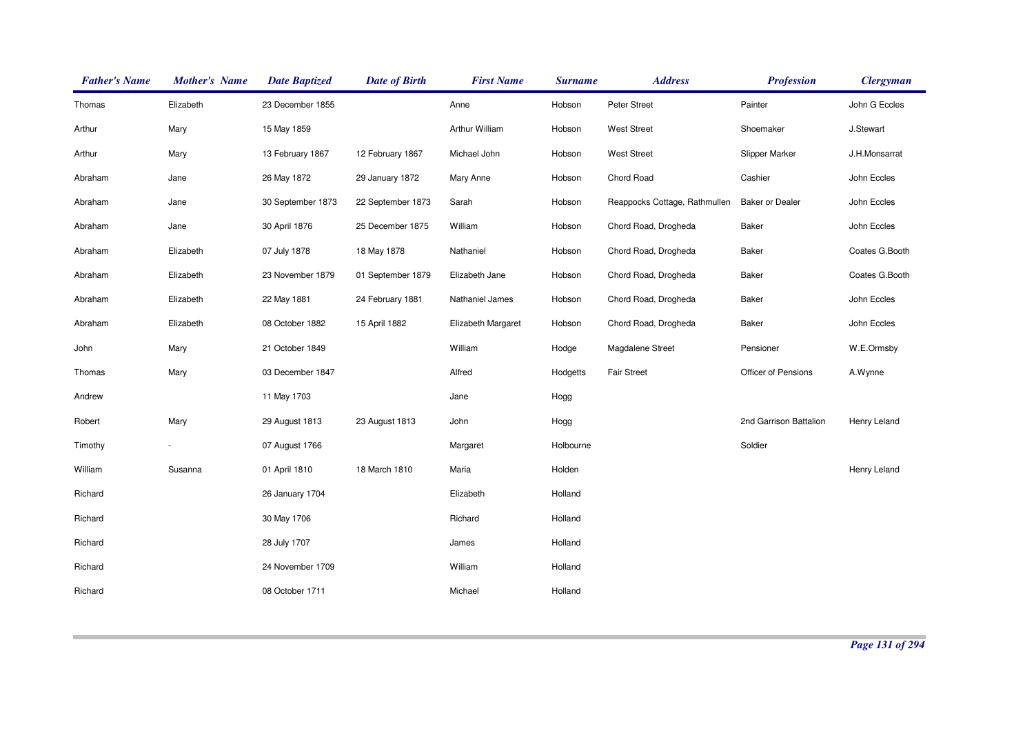| Father's Name | Mother's Name | Date Baptized | Date of Birth | First Name | Surname | Address | Profession | Clergyman |
|---|---|---|---|---|---|---|---|---|
| Thomas | Elizabeth | 23 December 1855 | | Anne | Hobson | Peter Street | Painter | John G Eccles |
| Arthur | Mary | 15 May 1859 | | Arthur William | Hobson | West Street | Shoemaker | J.Stewart |
| Arthur | Mary | 13 February 1867 | 12 February 1867 | Michael John | Hobson | West Street | Slipper Marker | J.H.Monsarrat |
| Abraham | Jane | 26 May 1872 | 29 January 1872 | Mary Anne | Hobson | Chord Road | Cashier | John Eccles |
| Abraham | Jane | 30 September 1873 | 22 September 1873 | Sarah | Hobson | Reappocks Cottage, Rathmullen | Baker or Dealer | John Eccles |
| Abraham | Jane | 30 April 1876 | 25 December 1875 | William | Hobson | Chord Road, Drogheda | Baker | John Eccles |
| Abraham | Elizabeth | 07 July 1878 | 18 May 1878 | Nathaniel | Hobson | Chord Road, Drogheda | Baker | Coates G.Booth |
| Abraham | Elizabeth | 23 November 1879 | 01 September 1879 | Elizabeth Jane | Hobson | Chord Road, Drogheda | Baker | Coates G.Booth |
| Abraham | Elizabeth | 22 May 1881 | 24 February 1881 | Nathaniel James | Hobson | Chord Road, Drogheda | Baker | John Eccles |
| Abraham | Elizabeth | 08 October 1882 | 15 April 1882 | Elizabeth Margaret | Hobson | Chord Road, Drogheda | Baker | John Eccles |
| John | Mary | 21 October 1849 | | William | Hodge | Magdalene Street | Pensioner | W.E.Ormsby |
| Thomas | Mary | 03 December 1847 | | Alfred | Hodgetts | Fair Street | Officer of Pensions | A.Wynne |
| Andrew | | 11 May 1703 | | Jane | Hogg | | | |
| Robert | Mary | 29 August 1813 | 23 August 1813 | John | Hogg | | 2nd Garrison Battalion | Henry Leland |
| Timothy | - | 07 August 1766 | | Margaret | Holbourne | | Soldier | |
| William | Susanna | 01 April 1810 | 18 March 1810 | Maria | Holden | | | Henry Leland |
| Richard | | 26 January 1704 | | Elizabeth | Holland | | | |
| Richard | | 30 May 1706 | | Richard | Holland | | | |
| Richard | | 28 July 1707 | | James | Holland | | | |
| Richard | | 24 November 1709 | | William | Holland | | | |
| Richard | | 08 October 1711 | | Michael | Holland | | | |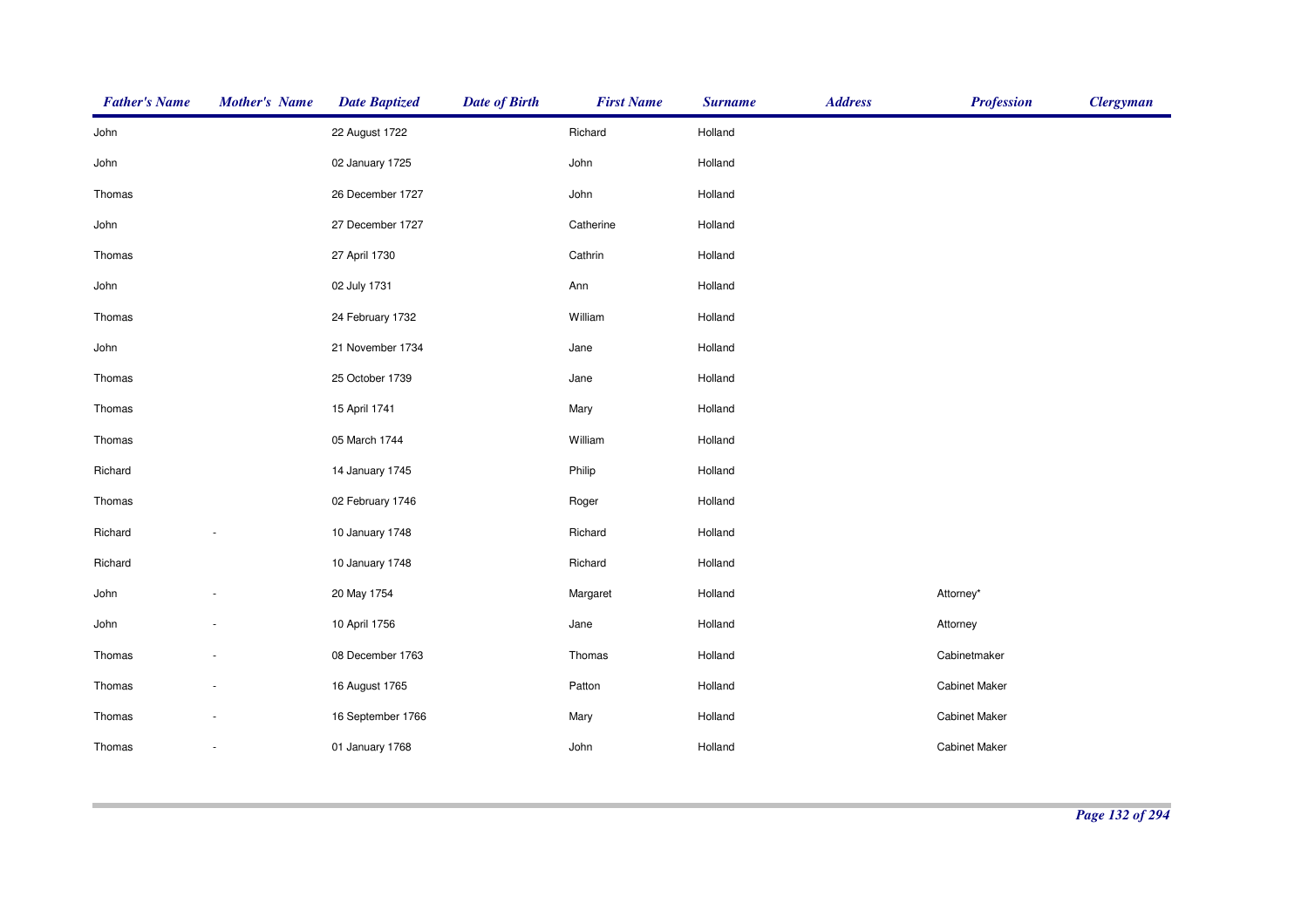| Father's Name | Mother's Name | Date Baptized | Date of Birth | First Name | Surname | Address | Profession | Clergyman |
|---|---|---|---|---|---|---|---|---|
| John | | 22 August 1722 | | Richard | Holland | | | |
| John | | 02 January 1725 | | John | Holland | | | |
| Thomas | | 26 December 1727 | | John | Holland | | | |
| John | | 27 December 1727 | | Catherine | Holland | | | |
| Thomas | | 27 April 1730 | | Cathrin | Holland | | | |
| John | | 02 July 1731 | | Ann | Holland | | | |
| Thomas | | 24 February 1732 | | William | Holland | | | |
| John | | 21 November 1734 | | Jane | Holland | | | |
| Thomas | | 25 October 1739 | | Jane | Holland | | | |
| Thomas | | 15 April 1741 | | Mary | Holland | | | |
| Thomas | | 05 March 1744 | | William | Holland | | | |
| Richard | | 14 January 1745 | | Philip | Holland | | | |
| Thomas | | 02 February 1746 | | Roger | Holland | | | |
| Richard | - | 10 January 1748 | | Richard | Holland | | | |
| Richard | | 10 January 1748 | | Richard | Holland | | | |
| John | - | 20 May 1754 | | Margaret | Holland | | Attorney* | |
| John | - | 10 April 1756 | | Jane | Holland | | Attorney | |
| Thomas | - | 08 December 1763 | | Thomas | Holland | | Cabinetmaker | |
| Thomas | - | 16 August 1765 | | Patton | Holland | | Cabinet Maker | |
| Thomas | - | 16 September 1766 | | Mary | Holland | | Cabinet Maker | |
| Thomas | - | 01 January 1768 | | John | Holland | | Cabinet Maker | |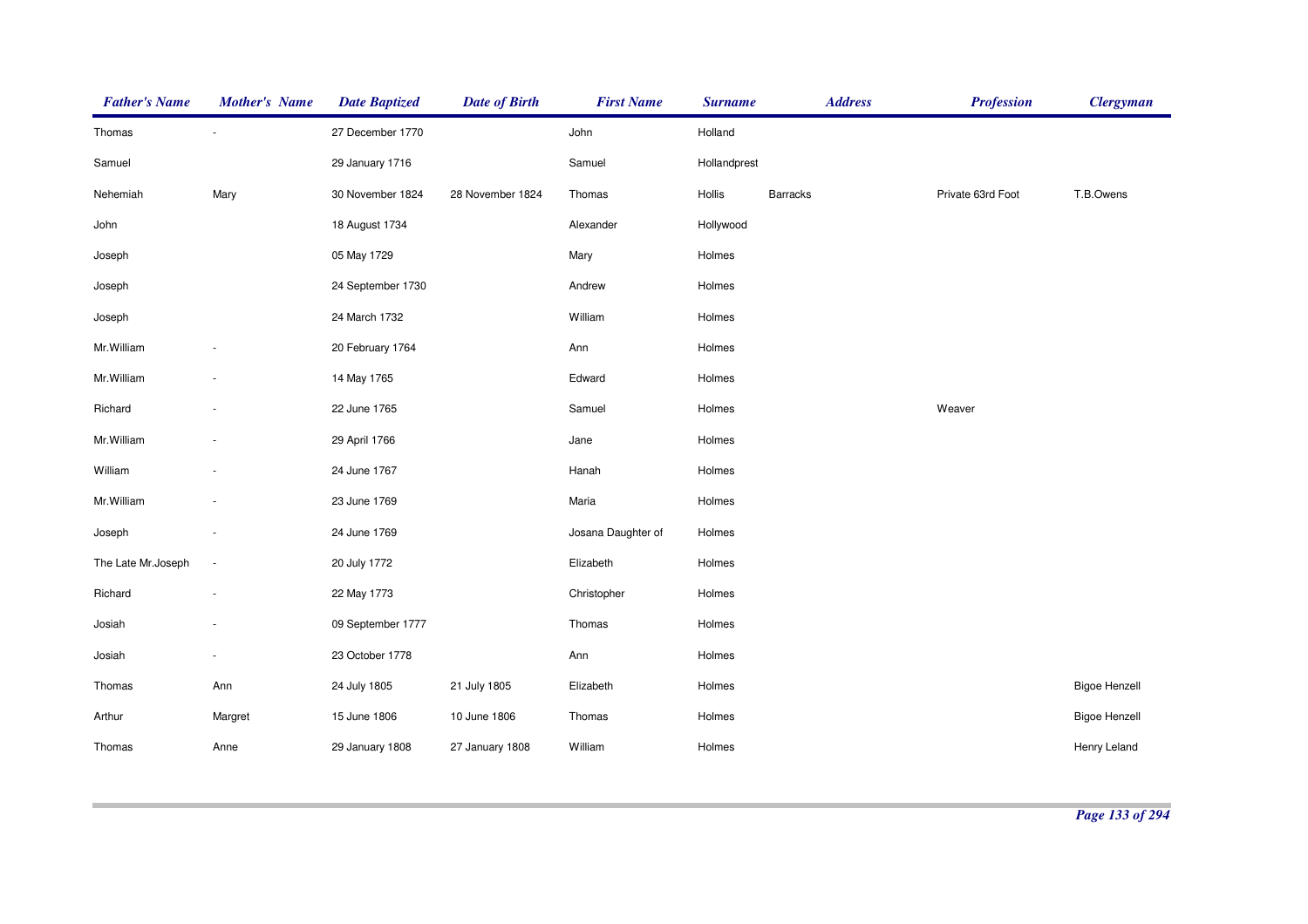| *Father's Name* | *Mother's Name* | *Date Baptized* | *Date of Birth* | *First Name* | *Surname* | *Address* | *Profession* | *Clergyman* |
|---|---|---|---|---|---|---|---|---|
| Thomas | - | 27 December 1770 | | John | Holland | | | |
| Samuel | | 29 January 1716 | | Samuel | Hollandprest | | | |
| Nehemiah | Mary | 30 November 1824 | 28 November 1824 | Thomas | Hollis | Barracks | Private 63rd Foot | T.B.Owens |
| John | | 18 August 1734 | | Alexander | Hollywood | | | |
| Joseph | | 05 May 1729 | | Mary | Holmes | | | |
| Joseph | | 24 September 1730 | | Andrew | Holmes | | | |
| Joseph | | 24 March 1732 | | William | Holmes | | | |
| Mr.William | - | 20 February 1764 | | Ann | Holmes | | | |
| Mr.William | - | 14 May 1765 | | Edward | Holmes | | | |
| Richard | - | 22 June 1765 | | Samuel | Holmes | | Weaver | |
| Mr.William | - | 29 April 1766 | | Jane | Holmes | | | |
| William | - | 24 June 1767 | | Hanah | Holmes | | | |
| Mr.William | - | 23 June 1769 | | Maria | Holmes | | | |
| Joseph | - | 24 June 1769 | | Josana Daughter of | Holmes | | | |
| The Late Mr.Joseph | - | 20 July 1772 | | Elizabeth | Holmes | | | |
| Richard | - | 22 May 1773 | | Christopher | Holmes | | | |
| Josiah | - | 09 September 1777 | | Thomas | Holmes | | | |
| Josiah | - | 23 October 1778 | | Ann | Holmes | | | |
| Thomas | Ann | 24 July 1805 | 21 July 1805 | Elizabeth | Holmes | | | Bigoe Henzell |
| Arthur | Margret | 15 June 1806 | 10 June 1806 | Thomas | Holmes | | | Bigoe Henzell |
| Thomas | Anne | 29 January 1808 | 27 January 1808 | William | Holmes | | | Henry Leland |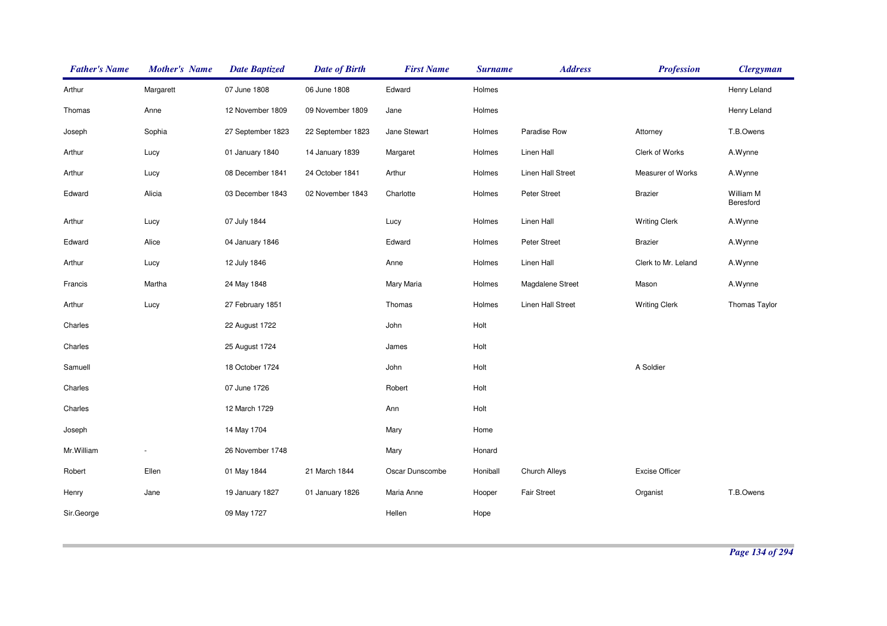| Father's Name | Mother's Name | Date Baptized | Date of Birth | First Name | Surname | Address | Profession | Clergyman |
|---|---|---|---|---|---|---|---|---|
| Arthur | Margarett | 07 June 1808 | 06 June 1808 | Edward | Holmes | | | Henry Leland |
| Thomas | Anne | 12 November 1809 | 09 November 1809 | Jane | Holmes | | | Henry Leland |
| Joseph | Sophia | 27 September 1823 | 22 September 1823 | Jane Stewart | Holmes | Paradise Row | Attorney | T.B.Owens |
| Arthur | Lucy | 01 January 1840 | 14 January 1839 | Margaret | Holmes | Linen Hall | Clerk of Works | A.Wynne |
| Arthur | Lucy | 08 December 1841 | 24 October 1841 | Arthur | Holmes | Linen Hall Street | Measurer of Works | A.Wynne |
| Edward | Alicia | 03 December 1843 | 02 November 1843 | Charlotte | Holmes | Peter Street | Brazier | William M Beresford |
| Arthur | Lucy | 07 July 1844 | | Lucy | Holmes | Linen Hall | Writing Clerk | A.Wynne |
| Edward | Alice | 04 January 1846 | | Edward | Holmes | Peter Street | Brazier | A.Wynne |
| Arthur | Lucy | 12 July 1846 | | Anne | Holmes | Linen Hall | Clerk to Mr. Leland | A.Wynne |
| Francis | Martha | 24 May 1848 | | Mary Maria | Holmes | Magdalene Street | Mason | A.Wynne |
| Arthur | Lucy | 27 February 1851 | | Thomas | Holmes | Linen Hall Street | Writing Clerk | Thomas Taylor |
| Charles | | 22 August 1722 | | John | Holt | | | |
| Charles | | 25 August 1724 | | James | Holt | | | |
| Samuell | | 18 October 1724 | | John | Holt | | A Soldier | |
| Charles | | 07 June 1726 | | Robert | Holt | | | |
| Charles | | 12 March 1729 | | Ann | Holt | | | |
| Joseph | | 14 May 1704 | | Mary | Home | | | |
| Mr.William | - | 26 November 1748 | | Mary | Honard | | | |
| Robert | Ellen | 01 May 1844 | 21 March 1844 | Oscar Dunscombe | Honiball | Church Alleys | Excise Officer | |
| Henry | Jane | 19 January 1827 | 01 January 1826 | Maria Anne | Hooper | Fair Street | Organist | T.B.Owens |
| Sir.George | | 09 May 1727 | | Hellen | Hope | | | |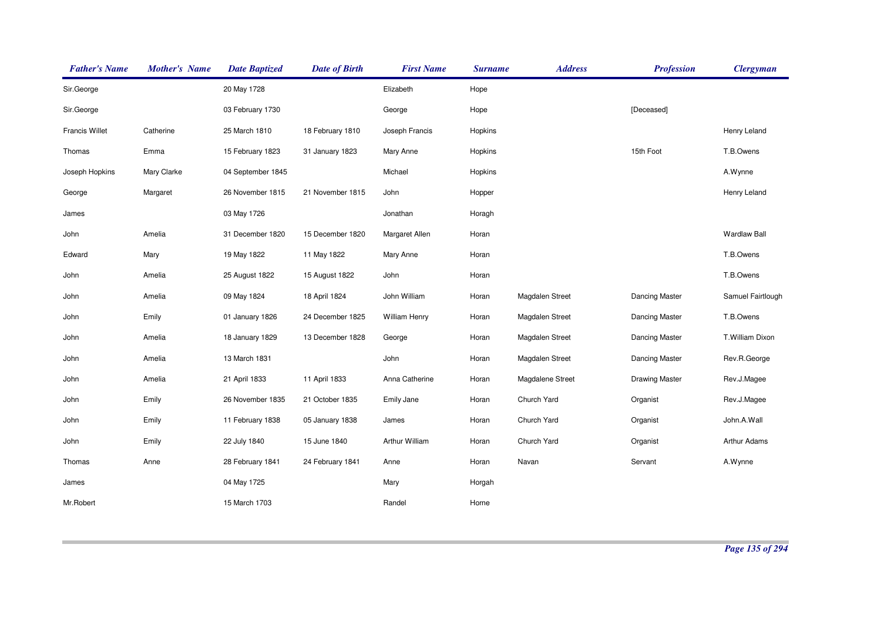| Father's Name | Mother's Name | Date Baptized | Date of Birth | First Name | Surname | Address | Profession | Clergyman |
|---|---|---|---|---|---|---|---|---|
| Sir.George | | 20 May 1728 | | Elizabeth | Hope | | | |
| Sir.George | | 03 February 1730 | | George | Hope | | [Deceased] | |
| Francis Willet | Catherine | 25 March 1810 | 18 February 1810 | Joseph Francis | Hopkins | | | Henry Leland |
| Thomas | Emma | 15 February 1823 | 31 January 1823 | Mary Anne | Hopkins | | 15th Foot | T.B.Owens |
| Joseph Hopkins | Mary Clarke | 04 September 1845 | | Michael | Hopkins | | | A.Wynne |
| George | Margaret | 26 November 1815 | 21 November 1815 | John | Hopper | | | Henry Leland |
| James | | 03 May 1726 | | Jonathan | Horagh | | | |
| John | Amelia | 31 December 1820 | 15 December 1820 | Margaret Allen | Horan | | | Wardlaw Ball |
| Edward | Mary | 19 May 1822 | 11 May 1822 | Mary Anne | Horan | | | T.B.Owens |
| John | Amelia | 25 August 1822 | 15 August 1822 | John | Horan | | | T.B.Owens |
| John | Amelia | 09 May 1824 | 18 April 1824 | John William | Horan | Magdalen Street | Dancing Master | Samuel Fairtlough |
| John | Emily | 01 January 1826 | 24 December 1825 | William Henry | Horan | Magdalen Street | Dancing Master | T.B.Owens |
| John | Amelia | 18 January 1829 | 13 December 1828 | George | Horan | Magdalen Street | Dancing Master | T.William Dixon |
| John | Amelia | 13 March 1831 | | John | Horan | Magdalen Street | Dancing Master | Rev.R.George |
| John | Amelia | 21 April 1833 | 11 April 1833 | Anna Catherine | Horan | Magdalene Street | Drawing Master | Rev.J.Magee |
| John | Emily | 26 November 1835 | 21 October 1835 | Emily Jane | Horan | Church Yard | Organist | Rev.J.Magee |
| John | Emily | 11 February 1838 | 05 January 1838 | James | Horan | Church Yard | Organist | John.A.Wall |
| John | Emily | 22 July 1840 | 15 June 1840 | Arthur William | Horan | Church Yard | Organist | Arthur Adams |
| Thomas | Anne | 28 February 1841 | 24 February 1841 | Anne | Horan | Navan | Servant | A.Wynne |
| James | | 04 May 1725 | | Mary | Horgah | | | |
| Mr.Robert | | 15 March 1703 | | Randel | Horne | | | |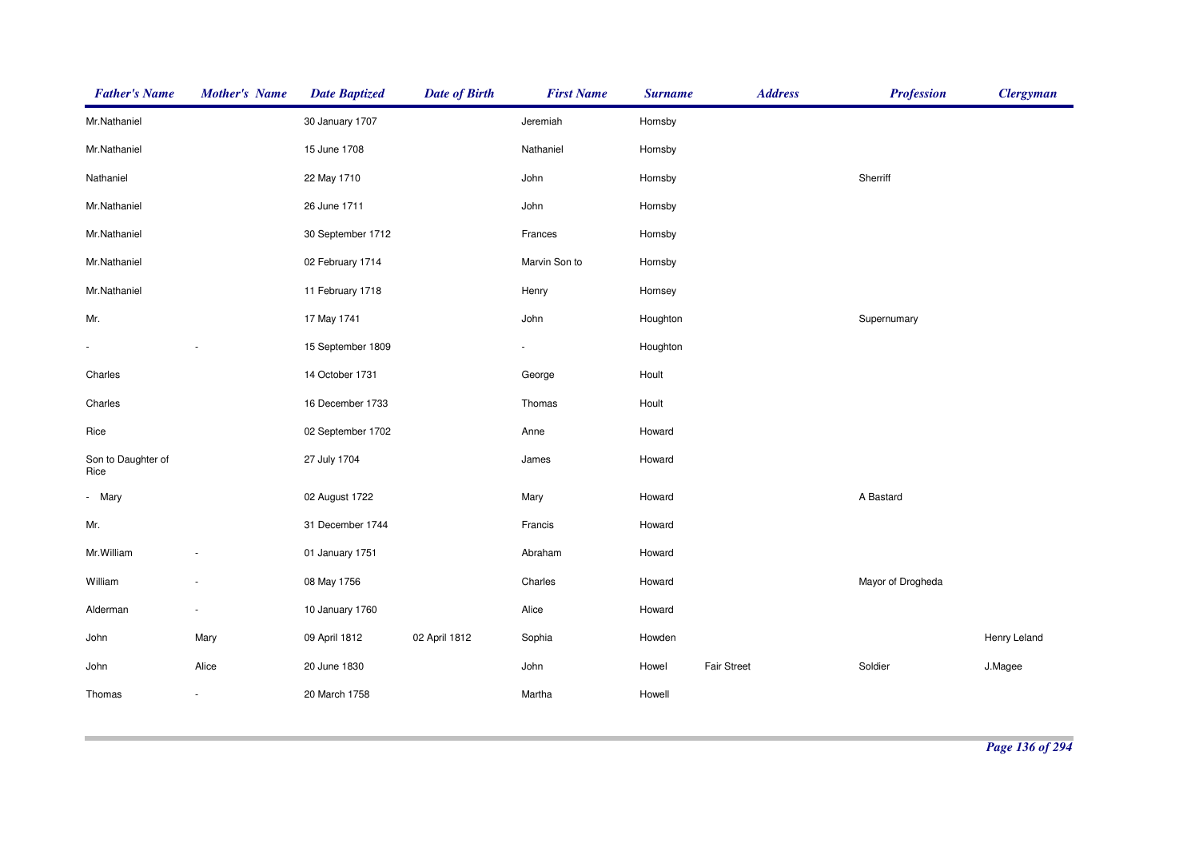| Father's Name | Mother's Name | Date Baptized | Date of Birth | First Name | Surname | Address | Profession | Clergyman |
|---|---|---|---|---|---|---|---|---|
| Mr.Nathaniel | | 30 January 1707 | | Jeremiah | Hornsby | | | |
| Mr.Nathaniel | | 15 June 1708 | | Nathaniel | Hornsby | | | |
| Nathaniel | | 22 May 1710 | | John | Hornsby | | Sherriff | |
| Mr.Nathaniel | | 26 June 1711 | | John | Hornsby | | | |
| Mr.Nathaniel | | 30 September 1712 | | Frances | Hornsby | | | |
| Mr.Nathaniel | | 02 February 1714 | | Marvin Son to | Hornsby | | | |
| Mr.Nathaniel | | 11 February 1718 | | Henry | Hornsey | | | |
| Mr. | | 17 May 1741 | | John | Houghton | | Supernumary | |
| - | - | 15 September 1809 | | - | Houghton | | | |
| Charles | | 14 October 1731 | | George | Hoult | | | |
| Charles | | 16 December 1733 | | Thomas | Hoult | | | |
| Rice | | 02 September 1702 | | Anne | Howard | | | |
| Son to Daughter of Rice | | 27 July 1704 | | James | Howard | | | |
| - Mary | | 02 August 1722 | | Mary | Howard | | A Bastard | |
| Mr. | | 31 December 1744 | | Francis | Howard | | | |
| Mr.William | - | 01 January 1751 | | Abraham | Howard | | | |
| William | - | 08 May 1756 | | Charles | Howard | | Mayor of Drogheda | |
| Alderman | - | 10 January 1760 | | Alice | Howard | | | |
| John | Mary | 09 April 1812 | 02 April 1812 | Sophia | Howden | | | Henry Leland |
| John | Alice | 20 June 1830 | | John | Howel | Fair Street | Soldier | J.Magee |
| Thomas | - | 20 March 1758 | | Martha | Howell | | | |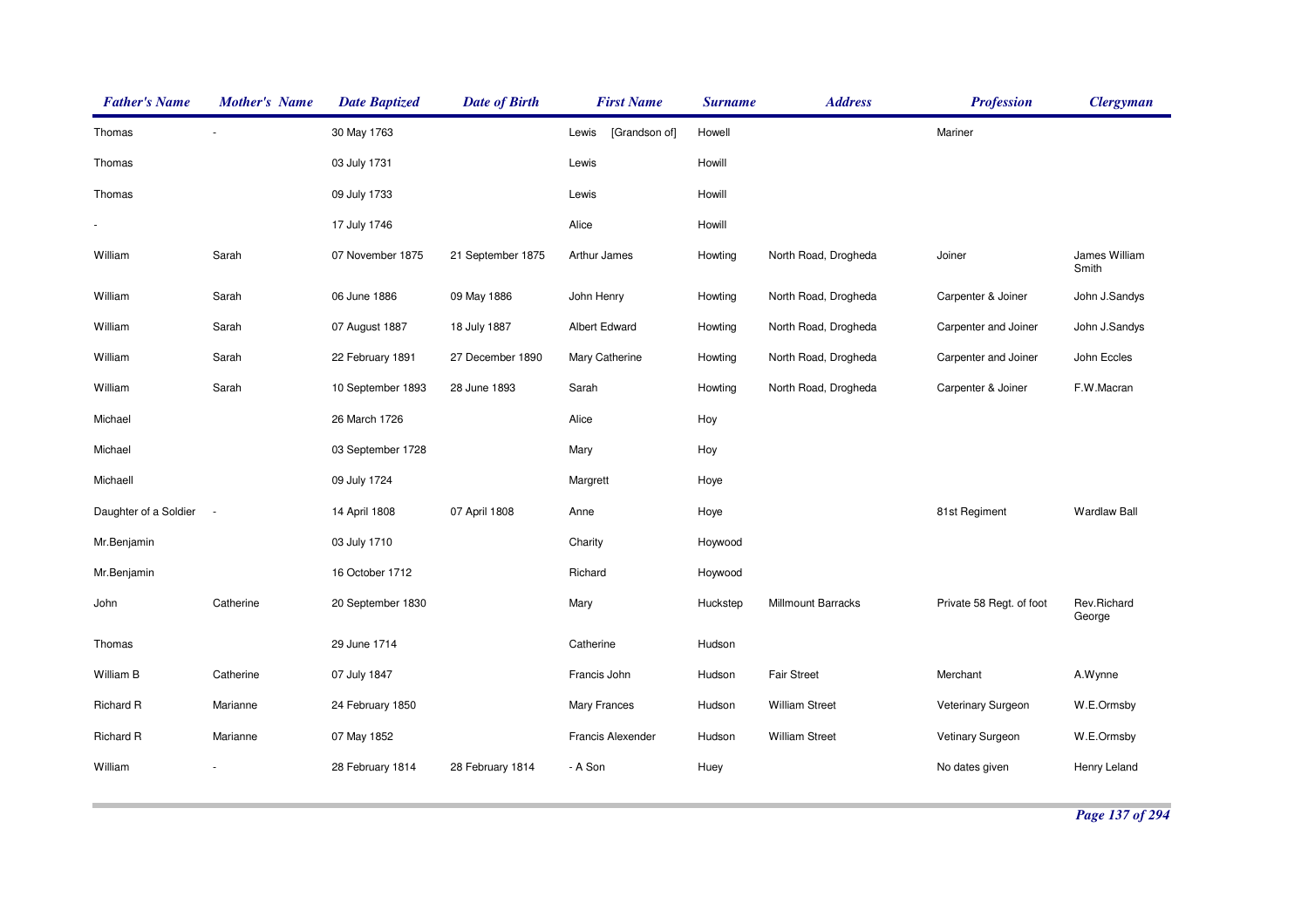| Father's Name | Mother's Name | Date Baptized | Date of Birth | First Name | Surname | Address | Profession | Clergyman |
|---|---|---|---|---|---|---|---|---|
| Thomas | - | 30 May 1763 | | Lewis [Grandson of] | Howell | | Mariner | |
| Thomas | | 03 July 1731 | | Lewis | Howill | | | |
| Thomas | | 09 July 1733 | | Lewis | Howill | | | |
| - | | 17 July 1746 | | Alice | Howill | | | |
| William | Sarah | 07 November 1875 | 21 September 1875 | Arthur James | Howting | North Road, Drogheda | Joiner | James William Smith |
| William | Sarah | 06 June 1886 | 09 May 1886 | John Henry | Howting | North Road, Drogheda | Carpenter & Joiner | John J.Sandys |
| William | Sarah | 07 August 1887 | 18 July 1887 | Albert Edward | Howting | North Road, Drogheda | Carpenter and Joiner | John J.Sandys |
| William | Sarah | 22 February 1891 | 27 December 1890 | Mary Catherine | Howting | North Road, Drogheda | Carpenter and Joiner | John Eccles |
| William | Sarah | 10 September 1893 | 28 June 1893 | Sarah | Howting | North Road, Drogheda | Carpenter & Joiner | F.W.Macran |
| Michael | | 26 March 1726 | | Alice | Hoy | | | |
| Michael | | 03 September 1728 | | Mary | Hoy | | | |
| Michaell | | 09 July 1724 | | Margrett | Hoye | | | |
| Daughter of a Soldier | - | 14 April 1808 | 07 April 1808 | Anne | Hoye | | 81st Regiment | Wardlaw Ball |
| Mr.Benjamin | | 03 July 1710 | | Charity | Hoywood | | | |
| Mr.Benjamin | | 16 October 1712 | | Richard | Hoywood | | | |
| John | Catherine | 20 September 1830 | | Mary | Huckstep | Millmount Barracks | Private 58 Regt. of foot | Rev.Richard George |
| Thomas | | 29 June 1714 | | Catherine | Hudson | | | |
| William B | Catherine | 07 July 1847 | | Francis John | Hudson | Fair Street | Merchant | A.Wynne |
| Richard R | Marianne | 24 February 1850 | | Mary Frances | Hudson | William Street | Veterinary Surgeon | W.E.Ormsby |
| Richard R | Marianne | 07 May 1852 | | Francis Alexender | Hudson | William Street | Vetinary Surgeon | W.E.Ormsby |
| William | - | 28 February 1814 | 28 February 1814 | - A Son | Huey | | No dates given | Henry Leland |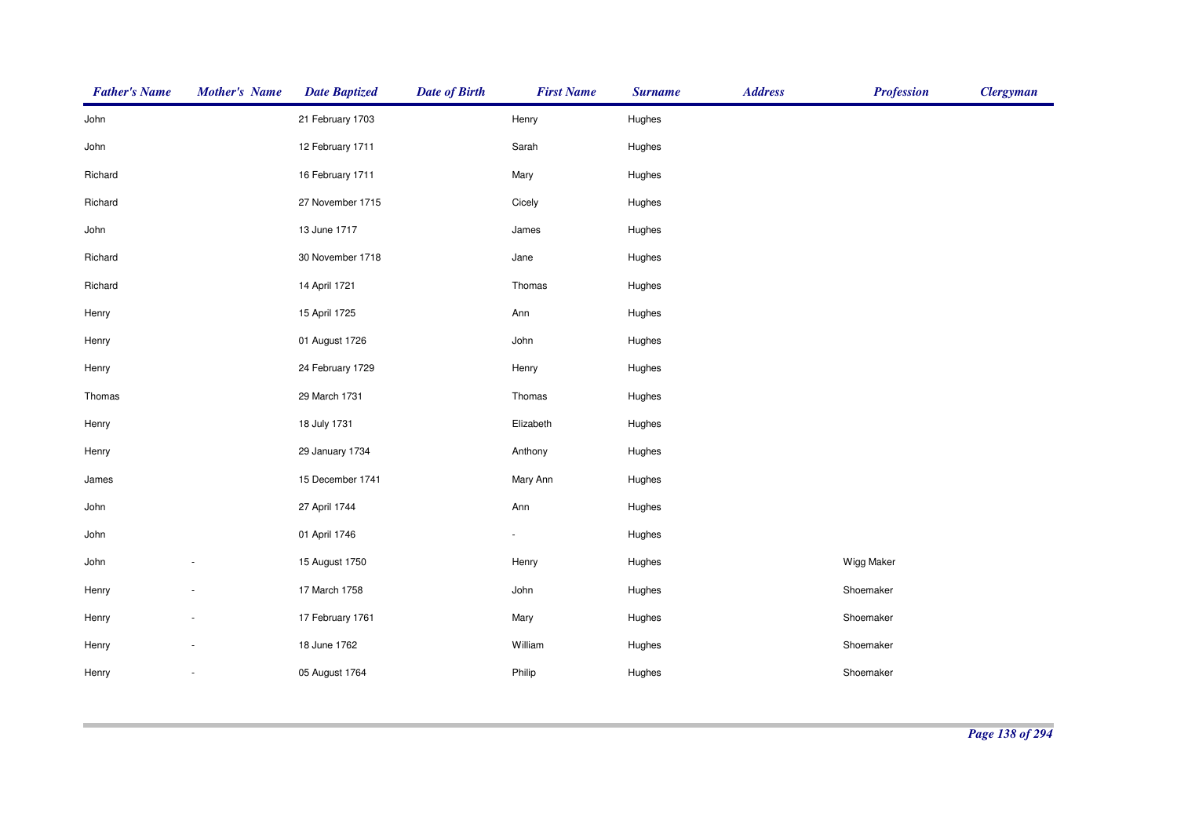| Father's Name | Mother's Name | Date Baptized | Date of Birth | First Name | Surname | Address | Profession | Clergyman |
|---|---|---|---|---|---|---|---|---|
| John | | 21 February 1703 | | Henry | Hughes | | | |
| John | | 12 February 1711 | | Sarah | Hughes | | | |
| Richard | | 16 February 1711 | | Mary | Hughes | | | |
| Richard | | 27 November 1715 | | Cicely | Hughes | | | |
| John | | 13 June 1717 | | James | Hughes | | | |
| Richard | | 30 November 1718 | | Jane | Hughes | | | |
| Richard | | 14 April 1721 | | Thomas | Hughes | | | |
| Henry | | 15 April 1725 | | Ann | Hughes | | | |
| Henry | | 01 August 1726 | | John | Hughes | | | |
| Henry | | 24 February 1729 | | Henry | Hughes | | | |
| Thomas | | 29 March 1731 | | Thomas | Hughes | | | |
| Henry | | 18 July 1731 | | Elizabeth | Hughes | | | |
| Henry | | 29 January 1734 | | Anthony | Hughes | | | |
| James | | 15 December 1741 | | Mary Ann | Hughes | | | |
| John | | 27 April 1744 | | Ann | Hughes | | | |
| John | | 01 April 1746 | | - | Hughes | | | |
| John | - | 15 August 1750 | | Henry | Hughes | | Wigg Maker | |
| Henry | - | 17 March 1758 | | John | Hughes | | Shoemaker | |
| Henry | - | 17 February 1761 | | Mary | Hughes | | Shoemaker | |
| Henry | - | 18 June 1762 | | William | Hughes | | Shoemaker | |
| Henry | - | 05 August 1764 | | Philip | Hughes | | Shoemaker | |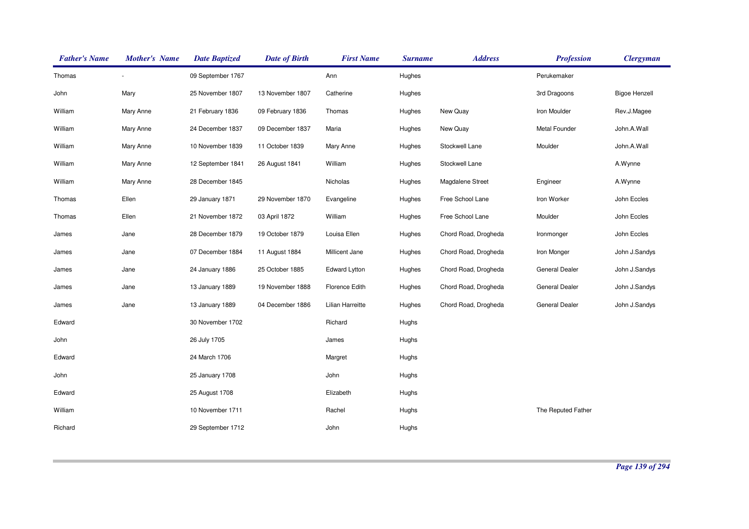| Father's Name | Mother's Name | Date Baptized | Date of Birth | First Name | Surname | Address | Profession | Clergyman |
|---|---|---|---|---|---|---|---|---|
| Thomas | - | 09 September 1767 | | Ann | Hughes | | Perukemaker | |
| John | Mary | 25 November 1807 | 13 November 1807 | Catherine | Hughes | | 3rd Dragoons | Bigoe Henzell |
| William | Mary Anne | 21 February 1836 | 09 February 1836 | Thomas | Hughes | New Quay | Iron Moulder | Rev.J.Magee |
| William | Mary Anne | 24 December 1837 | 09 December 1837 | Maria | Hughes | New Quay | Metal Founder | John.A.Wall |
| William | Mary Anne | 10 November 1839 | 11 October 1839 | Mary Anne | Hughes | Stockwell Lane | Moulder | John.A.Wall |
| William | Mary Anne | 12 September 1841 | 26 August 1841 | William | Hughes | Stockwell Lane | | A.Wynne |
| William | Mary Anne | 28 December 1845 | | Nicholas | Hughes | Magdalene Street | Engineer | A.Wynne |
| Thomas | Ellen | 29 January 1871 | 29 November 1870 | Evangeline | Hughes | Free School Lane | Iron Worker | John Eccles |
| Thomas | Ellen | 21 November 1872 | 03 April 1872 | William | Hughes | Free School Lane | Moulder | John Eccles |
| James | Jane | 28 December 1879 | 19 October 1879 | Louisa Ellen | Hughes | Chord Road, Drogheda | Ironmonger | John Eccles |
| James | Jane | 07 December 1884 | 11 August 1884 | Millicent Jane | Hughes | Chord Road, Drogheda | Iron Monger | John J.Sandys |
| James | Jane | 24 January 1886 | 25 October 1885 | Edward Lytton | Hughes | Chord Road, Drogheda | General Dealer | John J.Sandys |
| James | Jane | 13 January 1889 | 19 November 1888 | Florence Edith | Hughes | Chord Road, Drogheda | General Dealer | John J.Sandys |
| James | Jane | 13 January 1889 | 04 December 1886 | Lilian Harreitte | Hughes | Chord Road, Drogheda | General Dealer | John J.Sandys |
| Edward | | 30 November 1702 | | Richard | Hughs | | | |
| John | | 26 July 1705 | | James | Hughs | | | |
| Edward | | 24 March 1706 | | Margret | Hughs | | | |
| John | | 25 January 1708 | | John | Hughs | | | |
| Edward | | 25 August 1708 | | Elizabeth | Hughs | | | |
| William | | 10 November 1711 | | Rachel | Hughs | | The Reputed Father | |
| Richard | | 29 September 1712 | | John | Hughs | | | |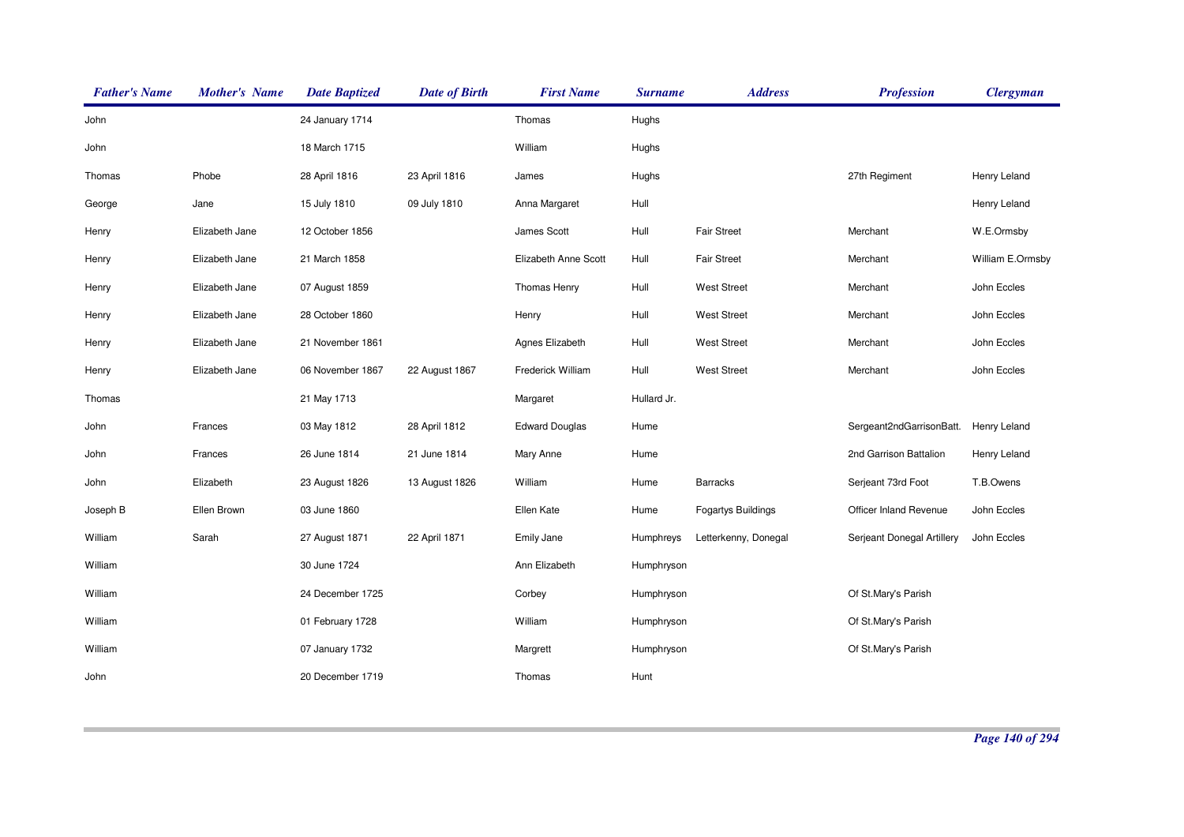| Father's Name | Mother's Name | Date Baptized | Date of Birth | First Name | Surname | Address | Profession | Clergyman |
|---|---|---|---|---|---|---|---|---|
| John | | 24 January 1714 | | Thomas | Hughs | | | |
| John | | 18 March 1715 | | William | Hughs | | | |
| Thomas | Phobe | 28 April 1816 | 23 April 1816 | James | Hughs | | 27th Regiment | Henry Leland |
| George | Jane | 15 July 1810 | 09 July 1810 | Anna Margaret | Hull | | | Henry Leland |
| Henry | Elizabeth Jane | 12 October 1856 | | James Scott | Hull | Fair Street | Merchant | W.E.Ormsby |
| Henry | Elizabeth Jane | 21 March 1858 | | Elizabeth Anne Scott | Hull | Fair Street | Merchant | William E.Ormsby |
| Henry | Elizabeth Jane | 07 August 1859 | | Thomas Henry | Hull | West Street | Merchant | John Eccles |
| Henry | Elizabeth Jane | 28 October 1860 | | Henry | Hull | West Street | Merchant | John Eccles |
| Henry | Elizabeth Jane | 21 November 1861 | | Agnes Elizabeth | Hull | West Street | Merchant | John Eccles |
| Henry | Elizabeth Jane | 06 November 1867 | 22 August 1867 | Frederick William | Hull | West Street | Merchant | John Eccles |
| Thomas | | 21 May 1713 | | Margaret | Hullard Jr. | | | |
| John | Frances | 03 May 1812 | 28 April 1812 | Edward Douglas | Hume | | Sergeant2ndGarrisonBatt. | Henry Leland |
| John | Frances | 26 June 1814 | 21 June 1814 | Mary Anne | Hume | | 2nd Garrison Battalion | Henry Leland |
| John | Elizabeth | 23 August 1826 | 13 August 1826 | William | Hume | Barracks | Serjeant 73rd Foot | T.B.Owens |
| Joseph B | Ellen Brown | 03 June 1860 | | Ellen Kate | Hume | Fogartys Buildings | Officer Inland Revenue | John Eccles |
| William | Sarah | 27 August 1871 | 22 April 1871 | Emily Jane | Humphreys | Letterkenny, Donegal | Serjeant Donegal Artillery | John Eccles |
| William | | 30 June 1724 | | Ann Elizabeth | Humphryson | | | |
| William | | 24 December 1725 | | Corbey | Humphryson | | Of St.Mary's Parish | |
| William | | 01 February 1728 | | William | Humphryson | | Of St.Mary's Parish | |
| William | | 07 January 1732 | | Margrett | Humphryson | | Of St.Mary's Parish | |
| John | | 20 December 1719 | | Thomas | Hunt | | | |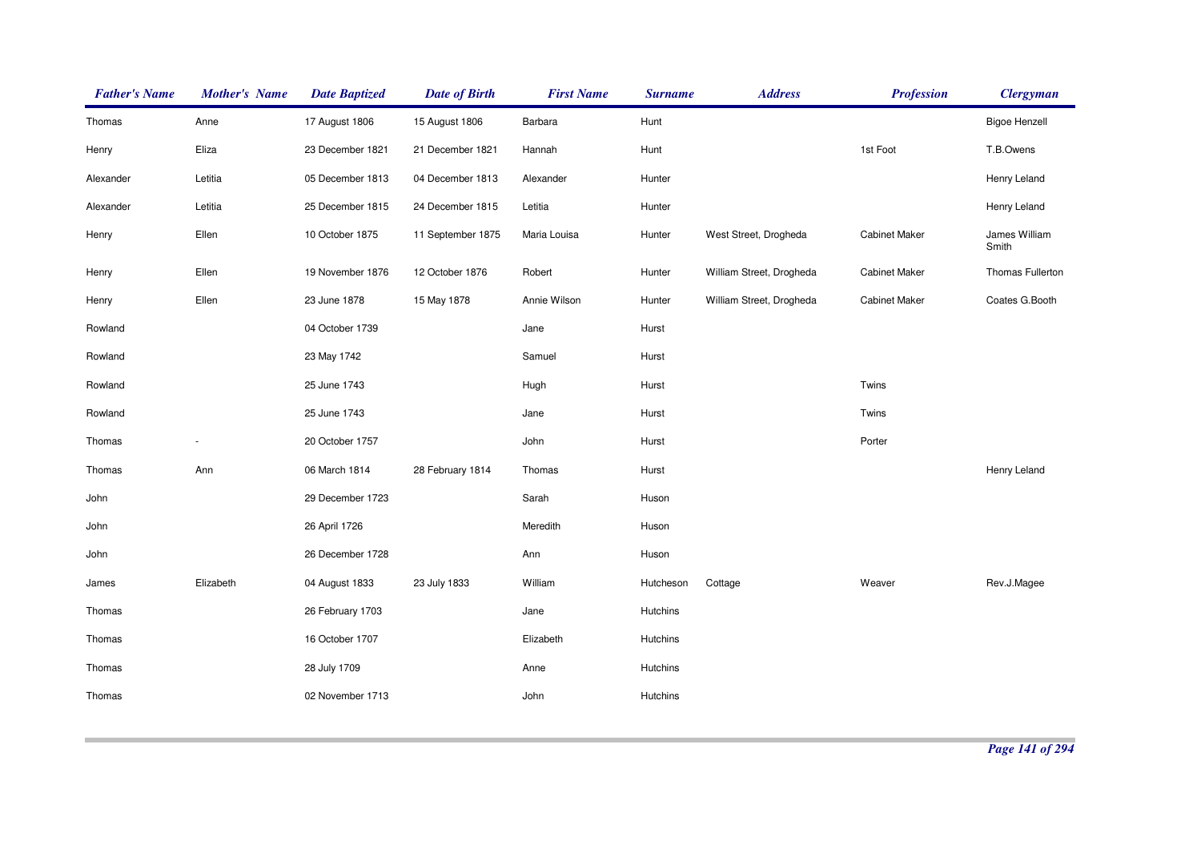| Father's Name | Mother's Name | Date Baptized | Date of Birth | First Name | Surname | Address | Profession | Clergyman |
|---|---|---|---|---|---|---|---|---|
| Thomas | Anne | 17 August 1806 | 15 August 1806 | Barbara | Hunt | | | Bigoe Henzell |
| Henry | Eliza | 23 December 1821 | 21 December 1821 | Hannah | Hunt | | 1st Foot | T.B.Owens |
| Alexander | Letitia | 05 December 1813 | 04 December 1813 | Alexander | Hunter | | | Henry Leland |
| Alexander | Letitia | 25 December 1815 | 24 December 1815 | Letitia | Hunter | | | Henry Leland |
| Henry | Ellen | 10 October 1875 | 11 September 1875 | Maria Louisa | Hunter | West Street, Drogheda | Cabinet Maker | James William Smith |
| Henry | Ellen | 19 November 1876 | 12 October 1876 | Robert | Hunter | William Street, Drogheda | Cabinet Maker | Thomas Fullerton |
| Henry | Ellen | 23 June 1878 | 15 May 1878 | Annie Wilson | Hunter | William Street, Drogheda | Cabinet Maker | Coates G.Booth |
| Rowland | | 04 October 1739 | | Jane | Hurst | | | |
| Rowland | | 23 May 1742 | | Samuel | Hurst | | | |
| Rowland | | 25 June 1743 | | Hugh | Hurst | | Twins | |
| Rowland | | 25 June 1743 | | Jane | Hurst | | Twins | |
| Thomas | - | 20 October 1757 | | John | Hurst | | Porter | |
| Thomas | Ann | 06 March 1814 | 28 February 1814 | Thomas | Hurst | | | Henry Leland |
| John | | 29 December 1723 | | Sarah | Huson | | | |
| John | | 26 April 1726 | | Meredith | Huson | | | |
| John | | 26 December 1728 | | Ann | Huson | | | |
| James | Elizabeth | 04 August 1833 | 23 July 1833 | William | Hutcheson | Cottage | Weaver | Rev.J.Magee |
| Thomas | | 26 February 1703 | | Jane | Hutchins | | | |
| Thomas | | 16 October 1707 | | Elizabeth | Hutchins | | | |
| Thomas | | 28 July 1709 | | Anne | Hutchins | | | |
| Thomas | | 02 November 1713 | | John | Hutchins | | | |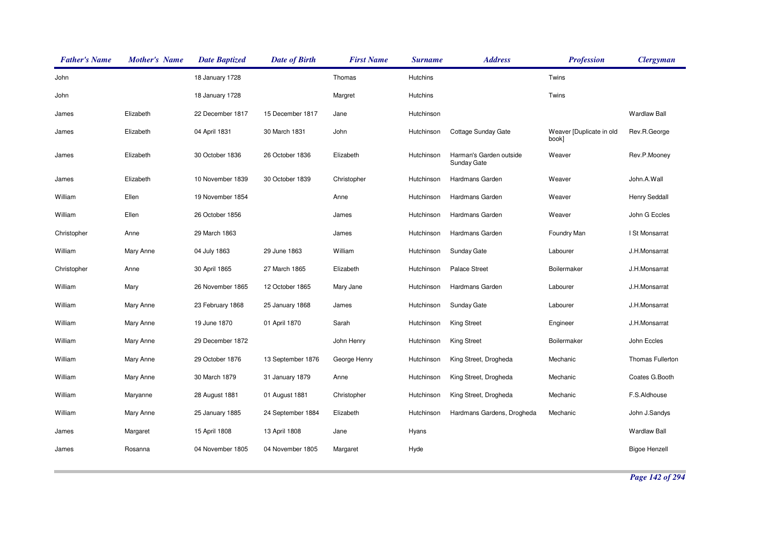| Father's Name | Mother's Name | Date Baptized | Date of Birth | First Name | Surname | Address | Profession | Clergyman |
|---|---|---|---|---|---|---|---|---|
| John | | 18 January 1728 | | Thomas | Hutchins | | Twins | |
| John | | 18 January 1728 | | Margret | Hutchins | | Twins | |
| James | Elizabeth | 22 December 1817 | 15 December 1817 | Jane | Hutchinson | | | Wardlaw Ball |
| James | Elizabeth | 04 April 1831 | 30 March 1831 | John | Hutchinson | Cottage Sunday Gate | Weaver [Duplicate in old book] | Rev.R.George |
| James | Elizabeth | 30 October 1836 | 26 October 1836 | Elizabeth | Hutchinson | Harman's Garden outside Sunday Gate | Weaver | Rev.P.Mooney |
| James | Elizabeth | 10 November 1839 | 30 October 1839 | Christopher | Hutchinson | Hardmans Garden | Weaver | John.A.Wall |
| William | Ellen | 19 November 1854 | | Anne | Hutchinson | Hardmans Garden | Weaver | Henry Seddall |
| William | Ellen | 26 October 1856 | | James | Hutchinson | Hardmans Garden | Weaver | John G Eccles |
| Christopher | Anne | 29 March 1863 | | James | Hutchinson | Hardmans Garden | Foundry Man | I St Monsarrat |
| William | Mary Anne | 04 July 1863 | 29 June 1863 | William | Hutchinson | Sunday Gate | Labourer | J.H.Monsarrat |
| Christopher | Anne | 30 April 1865 | 27 March 1865 | Elizabeth | Hutchinson | Palace Street | Boilermaker | J.H.Monsarrat |
| William | Mary | 26 November 1865 | 12 October 1865 | Mary Jane | Hutchinson | Hardmans Garden | Labourer | J.H.Monsarrat |
| William | Mary Anne | 23 February 1868 | 25 January 1868 | James | Hutchinson | Sunday Gate | Labourer | J.H.Monsarrat |
| William | Mary Anne | 19 June 1870 | 01 April 1870 | Sarah | Hutchinson | King Street | Engineer | J.H.Monsarrat |
| William | Mary Anne | 29 December 1872 | | John Henry | Hutchinson | King Street | Boilermaker | John Eccles |
| William | Mary Anne | 29 October 1876 | 13 September 1876 | George Henry | Hutchinson | King Street, Drogheda | Mechanic | Thomas Fullerton |
| William | Mary Anne | 30 March 1879 | 31 January 1879 | Anne | Hutchinson | King Street, Drogheda | Mechanic | Coates G.Booth |
| William | Maryanne | 28 August 1881 | 01 August 1881 | Christopher | Hutchinson | King Street, Drogheda | Mechanic | F.S.Aldhouse |
| William | Mary Anne | 25 January 1885 | 24 September 1884 | Elizabeth | Hutchinson | Hardmans Gardens, Drogheda | Mechanic | John J.Sandys |
| James | Margaret | 15 April 1808 | 13 April 1808 | Jane | Hyans | | | Wardlaw Ball |
| James | Rosanna | 04 November 1805 | 04 November 1805 | Margaret | Hyde | | | Bigoe Henzell |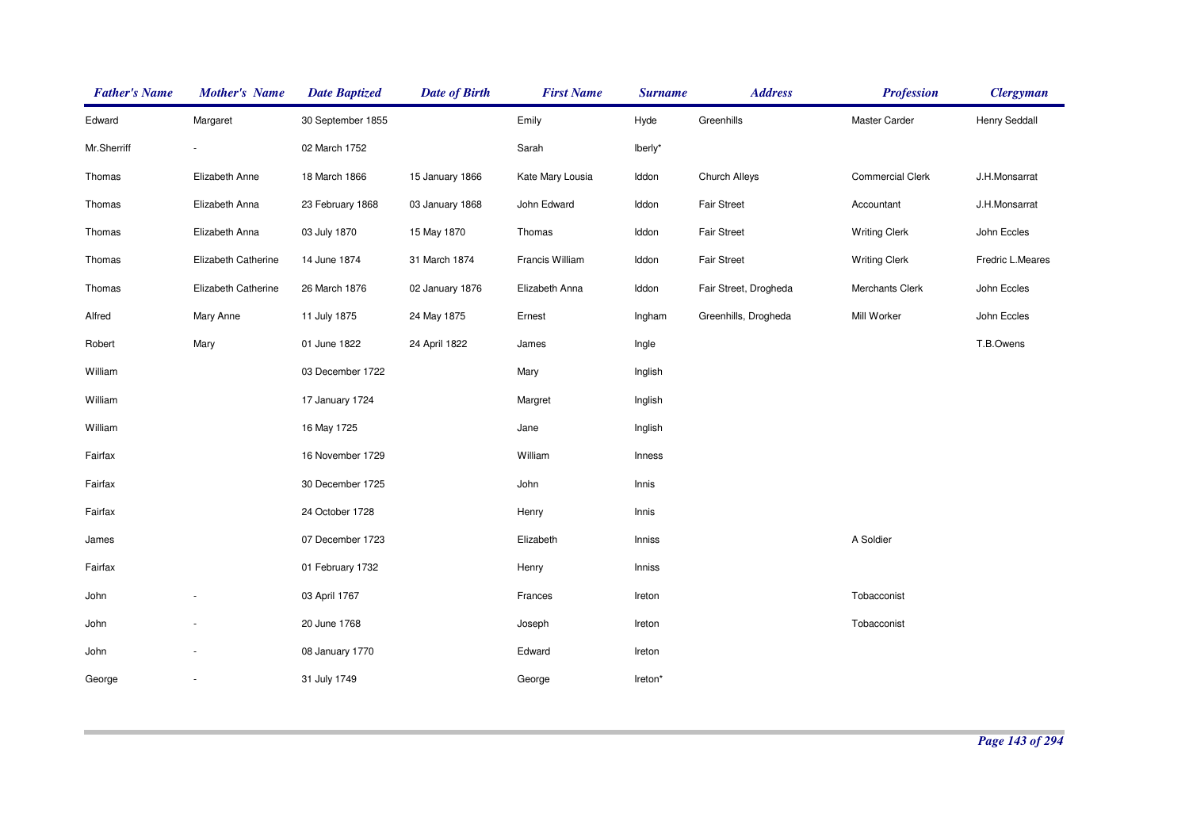| Father's Name | Mother's Name | Date Baptized | Date of Birth | First Name | Surname | Address | Profession | Clergyman |
|---|---|---|---|---|---|---|---|---|
| Edward | Margaret | 30 September 1855 | | Emily | Hyde | Greenhills | Master Carder | Henry Seddall |
| Mr.Sherriff | - | 02 March 1752 | | Sarah | Iberly* | | | |
| Thomas | Elizabeth Anne | 18 March 1866 | 15 January 1866 | Kate Mary Lousia | Iddon | Church Alleys | Commercial Clerk | J.H.Monsarrat |
| Thomas | Elizabeth Anna | 23 February 1868 | 03 January 1868 | John Edward | Iddon | Fair Street | Accountant | J.H.Monsarrat |
| Thomas | Elizabeth Anna | 03 July 1870 | 15 May 1870 | Thomas | Iddon | Fair Street | Writing Clerk | John Eccles |
| Thomas | Elizabeth Catherine | 14 June 1874 | 31 March 1874 | Francis William | Iddon | Fair Street | Writing Clerk | Fredric L.Meares |
| Thomas | Elizabeth Catherine | 26 March 1876 | 02 January 1876 | Elizabeth Anna | Iddon | Fair Street, Drogheda | Merchants Clerk | John Eccles |
| Alfred | Mary Anne | 11 July 1875 | 24 May 1875 | Ernest | Ingham | Greenhills, Drogheda | Mill Worker | John Eccles |
| Robert | Mary | 01 June 1822 | 24 April 1822 | James | Ingle | | | T.B.Owens |
| William | | 03 December 1722 | | Mary | Inglish | | | |
| William | | 17 January 1724 | | Margret | Inglish | | | |
| William | | 16 May 1725 | | Jane | Inglish | | | |
| Fairfax | | 16 November 1729 | | William | Inness | | | |
| Fairfax | | 30 December 1725 | | John | Innis | | | |
| Fairfax | | 24 October 1728 | | Henry | Innis | | | |
| James | | 07 December 1723 | | Elizabeth | Inniss | | A Soldier | |
| Fairfax | | 01 February 1732 | | Henry | Inniss | | | |
| John | - | 03 April 1767 | | Frances | Ireton | | Tobacconist | |
| John | - | 20 June 1768 | | Joseph | Ireton | | Tobacconist | |
| John | - | 08 January 1770 | | Edward | Ireton | | | |
| George | - | 31 July 1749 | | George | Ireton* | | | |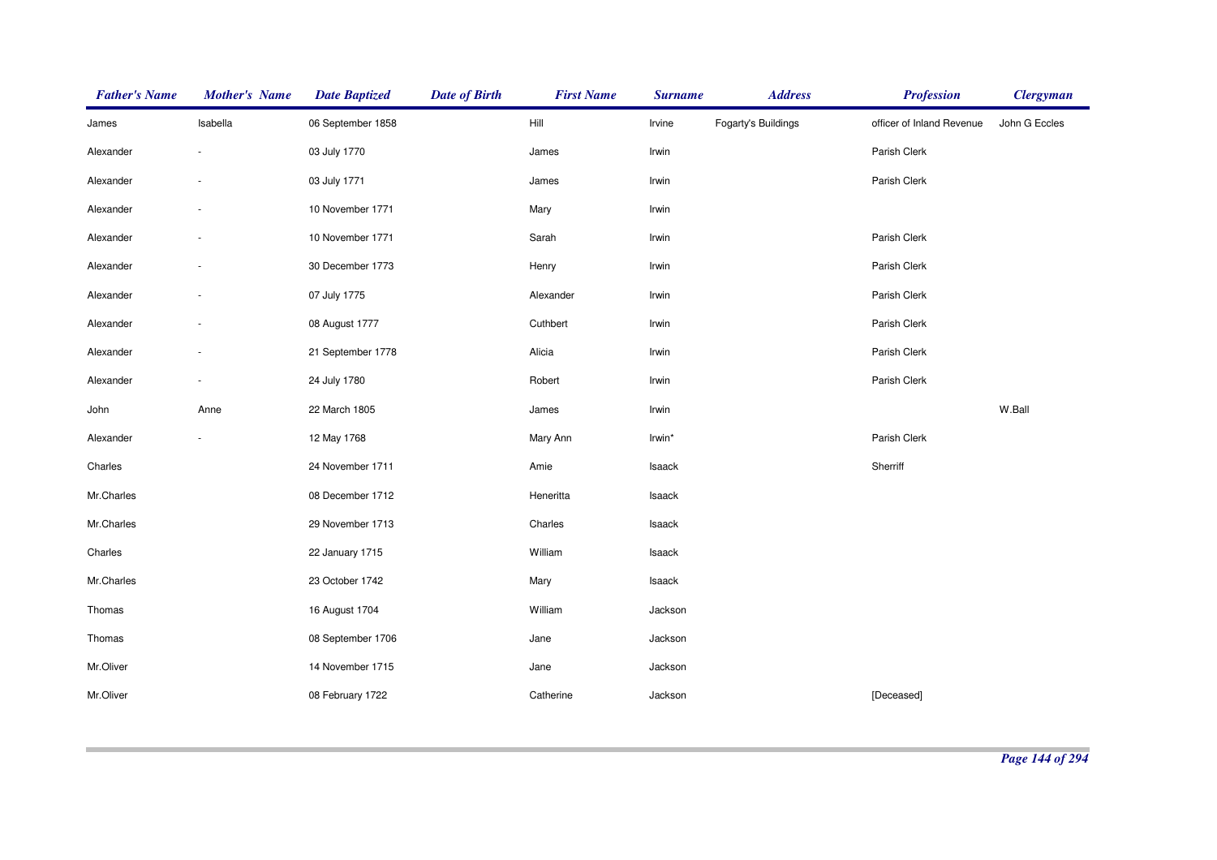| Father's Name | Mother's Name | Date Baptized | Date of Birth | First Name | Surname | Address | Profession | Clergyman |
|---|---|---|---|---|---|---|---|---|
| James | Isabella | 06 September 1858 | | Hill | Irvine | Fogarty's Buildings | officer of Inland Revenue | John G Eccles |
| Alexander | - | 03 July 1770 | | James | Irwin | | Parish Clerk | |
| Alexander | - | 03 July 1771 | | James | Irwin | | Parish Clerk | |
| Alexander | - | 10 November 1771 | | Mary | Irwin | | | |
| Alexander | - | 10 November 1771 | | Sarah | Irwin | | Parish Clerk | |
| Alexander | - | 30 December 1773 | | Henry | Irwin | | Parish Clerk | |
| Alexander | - | 07 July 1775 | | Alexander | Irwin | | Parish Clerk | |
| Alexander | - | 08 August 1777 | | Cuthbert | Irwin | | Parish Clerk | |
| Alexander | - | 21 September 1778 | | Alicia | Irwin | | Parish Clerk | |
| Alexander | - | 24 July 1780 | | Robert | Irwin | | Parish Clerk | |
| John | Anne | 22 March 1805 | | James | Irwin | | | W.Ball |
| Alexander | - | 12 May 1768 | | Mary Ann | Irwin* | | Parish Clerk | |
| Charles | | 24 November 1711 | | Amie | Isaack | | Sherriff | |
| Mr.Charles | | 08 December 1712 | | Heneritta | Isaack | | | |
| Mr.Charles | | 29 November 1713 | | Charles | Isaack | | | |
| Charles | | 22 January 1715 | | William | Isaack | | | |
| Mr.Charles | | 23 October 1742 | | Mary | Isaack | | | |
| Thomas | | 16 August 1704 | | William | Jackson | | | |
| Thomas | | 08 September 1706 | | Jane | Jackson | | | |
| Mr.Oliver | | 14 November 1715 | | Jane | Jackson | | | |
| Mr.Oliver | | 08 February 1722 | | Catherine | Jackson | | [Deceased] | |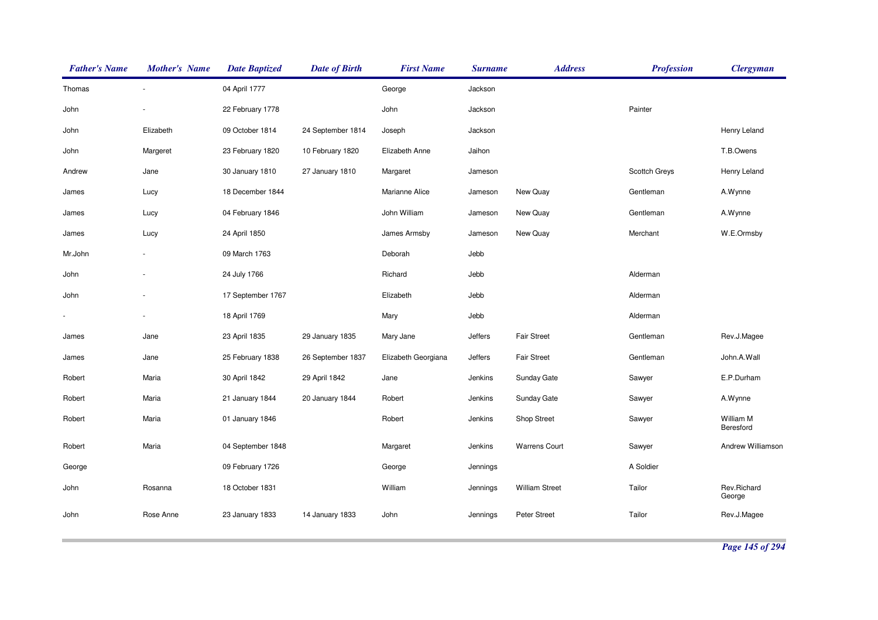| *Father's Name* | *Mother's Name* | *Date Baptized* | *Date of Birth* | *First Name* | *Surname* | *Address* | *Profession* | *Clergyman* |
|---|---|---|---|---|---|---|---|---|
| Thomas | - | 04 April 1777 | | George | Jackson | | | |
| John | - | 22 February 1778 | | John | Jackson | | Painter | |
| John | Elizabeth | 09 October 1814 | 24 September 1814 | Joseph | Jackson | | | Henry Leland |
| John | Margeret | 23 February 1820 | 10 February 1820 | Elizabeth Anne | Jaihon | | | T.B.Owens |
| Andrew | Jane | 30 January 1810 | 27 January 1810 | Margaret | Jameson | | Scottch Greys | Henry Leland |
| James | Lucy | 18 December 1844 | | Marianne Alice | Jameson | New Quay | Gentleman | A.Wynne |
| James | Lucy | 04 February 1846 | | John William | Jameson | New Quay | Gentleman | A.Wynne |
| James | Lucy | 24 April 1850 | | James Armsby | Jameson | New Quay | Merchant | W.E.Ormsby |
| Mr.John | - | 09 March 1763 | | Deborah | Jebb | | | |
| John | - | 24 July 1766 | | Richard | Jebb | | Alderman | |
| John | - | 17 September 1767 | | Elizabeth | Jebb | | Alderman | |
| - | - | 18 April 1769 | | Mary | Jebb | | Alderman | |
| James | Jane | 23 April 1835 | 29 January 1835 | Mary Jane | Jeffers | Fair Street | Gentleman | Rev.J.Magee |
| James | Jane | 25 February 1838 | 26 September 1837 | Elizabeth Georgiana | Jeffers | Fair Street | Gentleman | John.A.Wall |
| Robert | Maria | 30 April 1842 | 29 April 1842 | Jane | Jenkins | Sunday Gate | Sawyer | E.P.Durham |
| Robert | Maria | 21 January 1844 | 20 January 1844 | Robert | Jenkins | Sunday Gate | Sawyer | A.Wynne |
| Robert | Maria | 01 January 1846 | | Robert | Jenkins | Shop Street | Sawyer | William M Beresford |
| Robert | Maria | 04 September 1848 | | Margaret | Jenkins | Warrens Court | Sawyer | Andrew Williamson |
| George | | 09 February 1726 | | George | Jennings | | A Soldier | |
| John | Rosanna | 18 October 1831 | | William | Jennings | William Street | Tailor | Rev.Richard George |
| John | Rose Anne | 23 January 1833 | 14 January 1833 | John | Jennings | Peter Street | Tailor | Rev.J.Magee |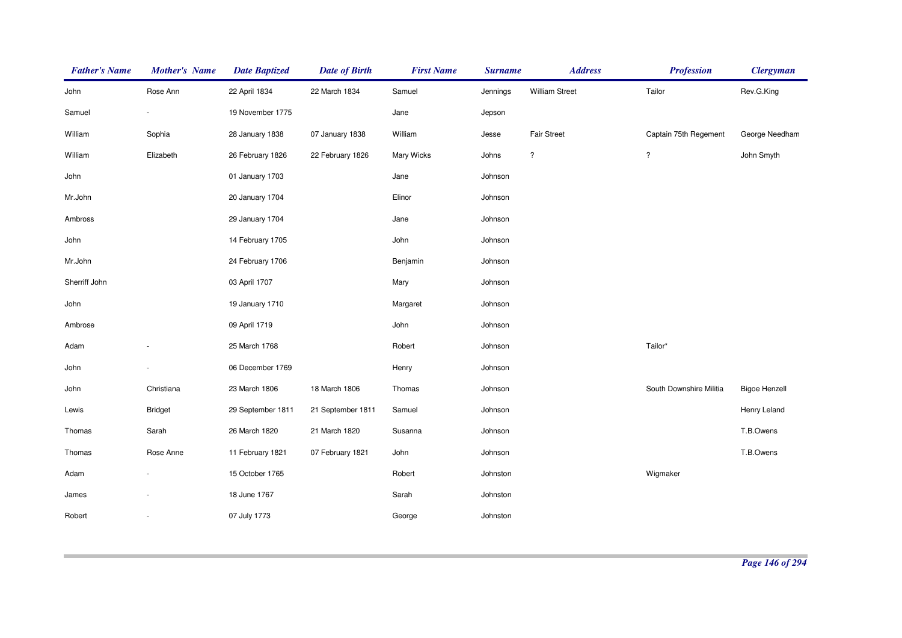| Father's Name | Mother's Name | Date Baptized | Date of Birth | First Name | Surname | Address | Profession | Clergyman |
|---|---|---|---|---|---|---|---|---|
| John | Rose Ann | 22 April 1834 | 22 March 1834 | Samuel | Jennings | William Street | Tailor | Rev.G.King |
| Samuel | - | 19 November 1775 | | Jane | Jepson | | | |
| William | Sophia | 28 January 1838 | 07 January 1838 | William | Jesse | Fair Street | Captain 75th Regement | George Needham |
| William | Elizabeth | 26 February 1826 | 22 February 1826 | Mary Wicks | Johns | ? | ? | John Smyth |
| John | | 01 January 1703 | | Jane | Johnson | | | |
| Mr.John | | 20 January 1704 | | Elinor | Johnson | | | |
| Ambross | | 29 January 1704 | | Jane | Johnson | | | |
| John | | 14 February 1705 | | John | Johnson | | | |
| Mr.John | | 24 February 1706 | | Benjamin | Johnson | | | |
| Sherriff John | | 03 April 1707 | | Mary | Johnson | | | |
| John | | 19 January 1710 | | Margaret | Johnson | | | |
| Ambrose | | 09 April 1719 | | John | Johnson | | | |
| Adam | - | 25 March 1768 | | Robert | Johnson | | Tailor* | |
| John | - | 06 December 1769 | | Henry | Johnson | | | |
| John | Christiana | 23 March 1806 | 18 March 1806 | Thomas | Johnson | | South Downshire Militia | Bigoe Henzell |
| Lewis | Bridget | 29 September 1811 | 21 September 1811 | Samuel | Johnson | | | Henry Leland |
| Thomas | Sarah | 26 March 1820 | 21 March 1820 | Susanna | Johnson | | | T.B.Owens |
| Thomas | Rose Anne | 11 February 1821 | 07 February 1821 | John | Johnson | | | T.B.Owens |
| Adam | - | 15 October 1765 | | Robert | Johnston | | Wigmaker | |
| James | - | 18 June 1767 | | Sarah | Johnston | | | |
| Robert | - | 07 July 1773 | | George | Johnston | | | |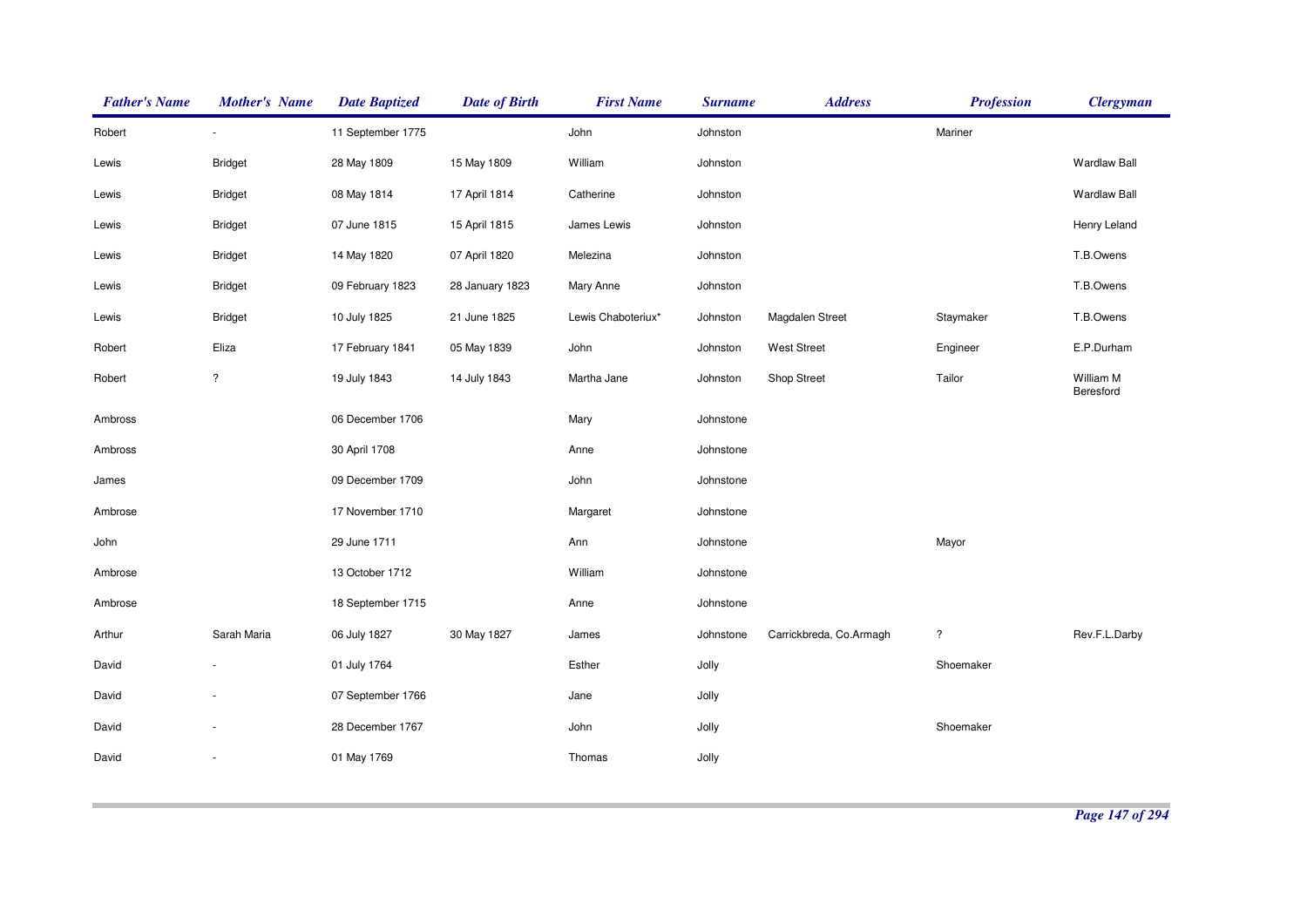| Father's Name | Mother's Name | Date Baptized | Date of Birth | First Name | Surname | Address | Profession | Clergyman |
|---|---|---|---|---|---|---|---|---|
| Robert | - | 11 September 1775 | | John | Johnston | | Mariner | |
| Lewis | Bridget | 28 May 1809 | 15 May 1809 | William | Johnston | | | Wardlaw Ball |
| Lewis | Bridget | 08 May 1814 | 17 April 1814 | Catherine | Johnston | | | Wardlaw Ball |
| Lewis | Bridget | 07 June 1815 | 15 April 1815 | James Lewis | Johnston | | | Henry Leland |
| Lewis | Bridget | 14 May 1820 | 07 April 1820 | Melezina | Johnston | | | T.B.Owens |
| Lewis | Bridget | 09 February 1823 | 28 January 1823 | Mary Anne | Johnston | | | T.B.Owens |
| Lewis | Bridget | 10 July 1825 | 21 June 1825 | Lewis Chaboteriux* | Johnston | Magdalen Street | Staymaker | T.B.Owens |
| Robert | Eliza | 17 February 1841 | 05 May 1839 | John | Johnston | West Street | Engineer | E.P.Durham |
| Robert | ? | 19 July 1843 | 14 July 1843 | Martha Jane | Johnston | Shop Street | Tailor | William M Beresford |
| Ambross | | 06 December 1706 | | Mary | Johnstone | | | |
| Ambross | | 30 April 1708 | | Anne | Johnstone | | | |
| James | | 09 December 1709 | | John | Johnstone | | | |
| Ambrose | | 17 November 1710 | | Margaret | Johnstone | | | |
| John | | 29 June 1711 | | Ann | Johnstone | | Mayor | |
| Ambrose | | 13 October 1712 | | William | Johnstone | | | |
| Ambrose | | 18 September 1715 | | Anne | Johnstone | | | |
| Arthur | Sarah Maria | 06 July 1827 | 30 May 1827 | James | Johnstone | Carrickbreda, Co.Armagh | ? | Rev.F.L.Darby |
| David | - | 01 July 1764 | | Esther | Jolly | | Shoemaker | |
| David | - | 07 September 1766 | | Jane | Jolly | | | |
| David | - | 28 December 1767 | | John | Jolly | | Shoemaker | |
| David | - | 01 May 1769 | | Thomas | Jolly | | | |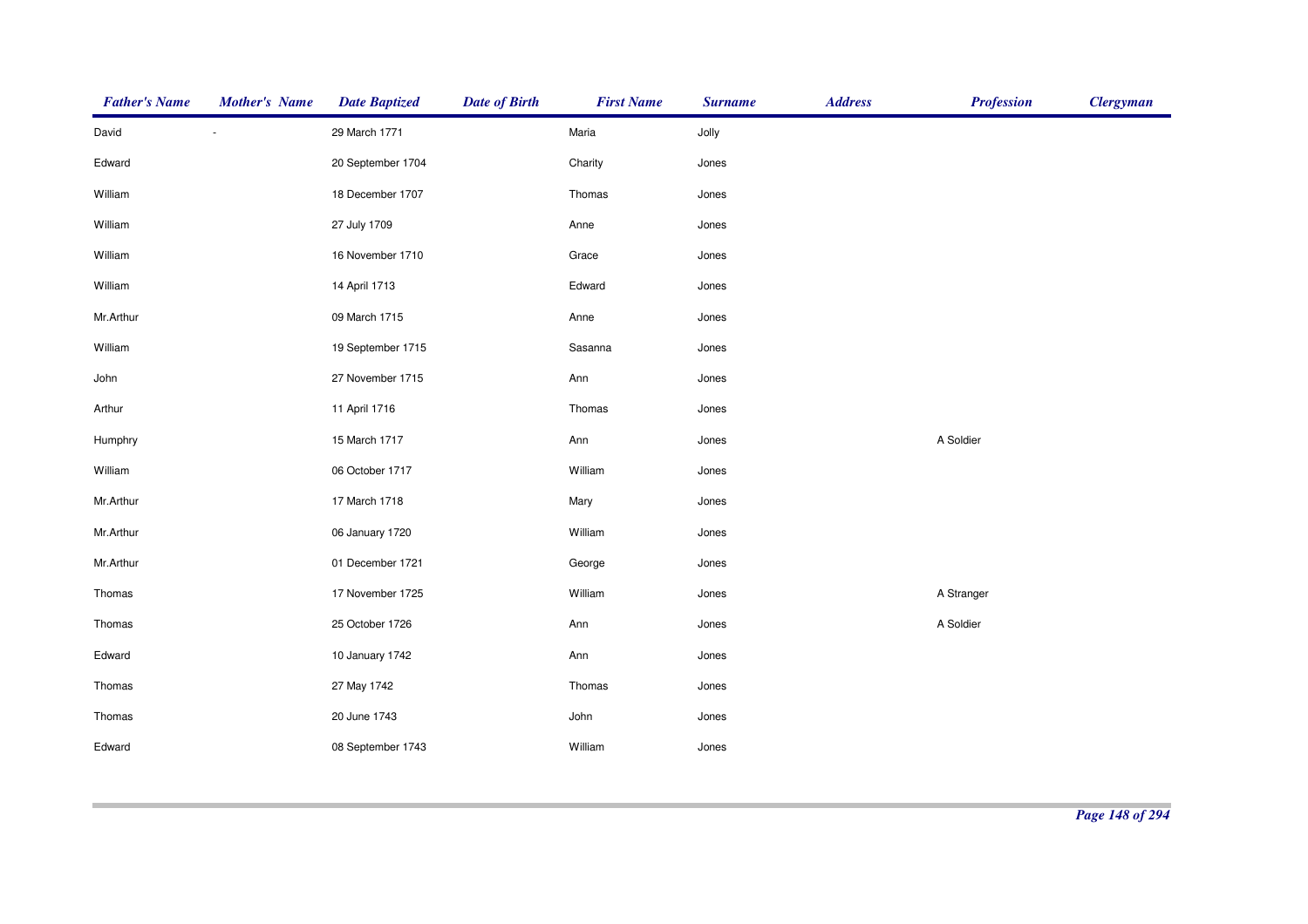| Father's Name | Mother's Name | Date Baptized | Date of Birth | First Name | Surname | Address | Profession | Clergyman |
|---|---|---|---|---|---|---|---|---|
| David | - | 29 March 1771 | | Maria | Jolly | | | |
| Edward | | 20 September 1704 | | Charity | Jones | | | |
| William | | 18 December 1707 | | Thomas | Jones | | | |
| William | | 27 July 1709 | | Anne | Jones | | | |
| William | | 16 November 1710 | | Grace | Jones | | | |
| William | | 14 April 1713 | | Edward | Jones | | | |
| Mr.Arthur | | 09 March 1715 | | Anne | Jones | | | |
| William | | 19 September 1715 | | Sasanna | Jones | | | |
| John | | 27 November 1715 | | Ann | Jones | | | |
| Arthur | | 11 April 1716 | | Thomas | Jones | | | |
| Humphry | | 15 March 1717 | | Ann | Jones | | A Soldier | |
| William | | 06 October 1717 | | William | Jones | | | |
| Mr.Arthur | | 17 March 1718 | | Mary | Jones | | | |
| Mr.Arthur | | 06 January 1720 | | William | Jones | | | |
| Mr.Arthur | | 01 December 1721 | | George | Jones | | | |
| Thomas | | 17 November 1725 | | William | Jones | | A Stranger | |
| Thomas | | 25 October 1726 | | Ann | Jones | | A Soldier | |
| Edward | | 10 January 1742 | | Ann | Jones | | | |
| Thomas | | 27 May 1742 | | Thomas | Jones | | | |
| Thomas | | 20 June 1743 | | John | Jones | | | |
| Edward | | 08 September 1743 | | William | Jones | | | |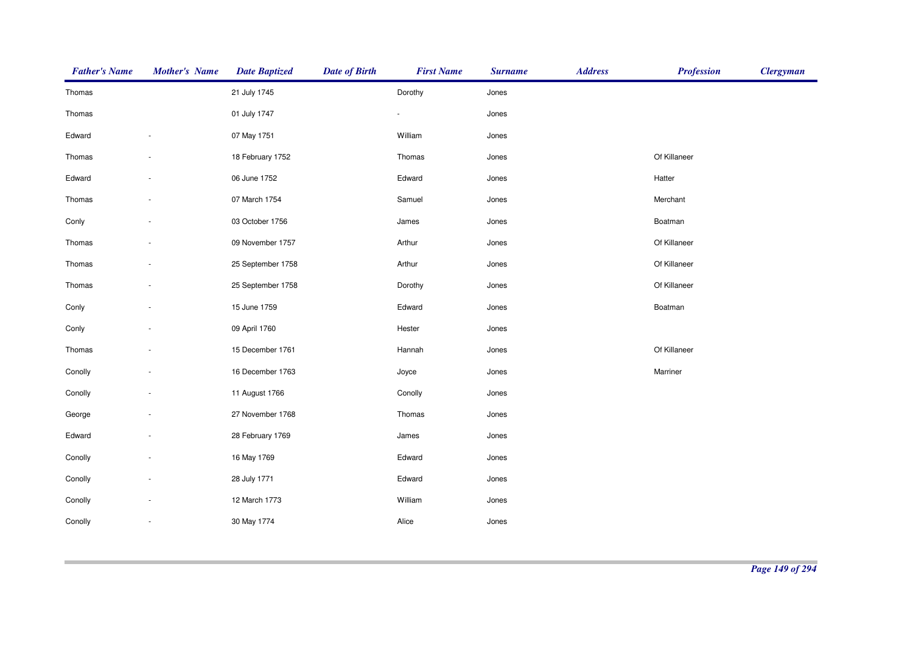| Father's Name | Mother's Name | Date Baptized | Date of Birth | First Name | Surname | Address | Profession | Clergyman |
|---|---|---|---|---|---|---|---|---|
| Thomas | | 21 July 1745 | | Dorothy | Jones | | | |
| Thomas | | 01 July 1747 | | - | Jones | | | |
| Edward | - | 07 May 1751 | | William | Jones | | | |
| Thomas | - | 18 February 1752 | | Thomas | Jones | | Of Killaneer | |
| Edward | - | 06 June 1752 | | Edward | Jones | | Hatter | |
| Thomas | - | 07 March 1754 | | Samuel | Jones | | Merchant | |
| Conly | - | 03 October 1756 | | James | Jones | | Boatman | |
| Thomas | - | 09 November 1757 | | Arthur | Jones | | Of Killaneer | |
| Thomas | - | 25 September 1758 | | Arthur | Jones | | Of Killaneer | |
| Thomas | - | 25 September 1758 | | Dorothy | Jones | | Of Killaneer | |
| Conly | - | 15 June 1759 | | Edward | Jones | | Boatman | |
| Conly | - | 09 April 1760 | | Hester | Jones | | | |
| Thomas | - | 15 December 1761 | | Hannah | Jones | | Of Killaneer | |
| Conolly | - | 16 December 1763 | | Joyce | Jones | | Marriner | |
| Conolly | - | 11 August 1766 | | Conolly | Jones | | | |
| George | - | 27 November 1768 | | Thomas | Jones | | | |
| Edward | - | 28 February 1769 | | James | Jones | | | |
| Conolly | - | 16 May 1769 | | Edward | Jones | | | |
| Conolly | - | 28 July 1771 | | Edward | Jones | | | |
| Conolly | - | 12 March 1773 | | William | Jones | | | |
| Conolly | - | 30 May 1774 | | Alice | Jones | | | |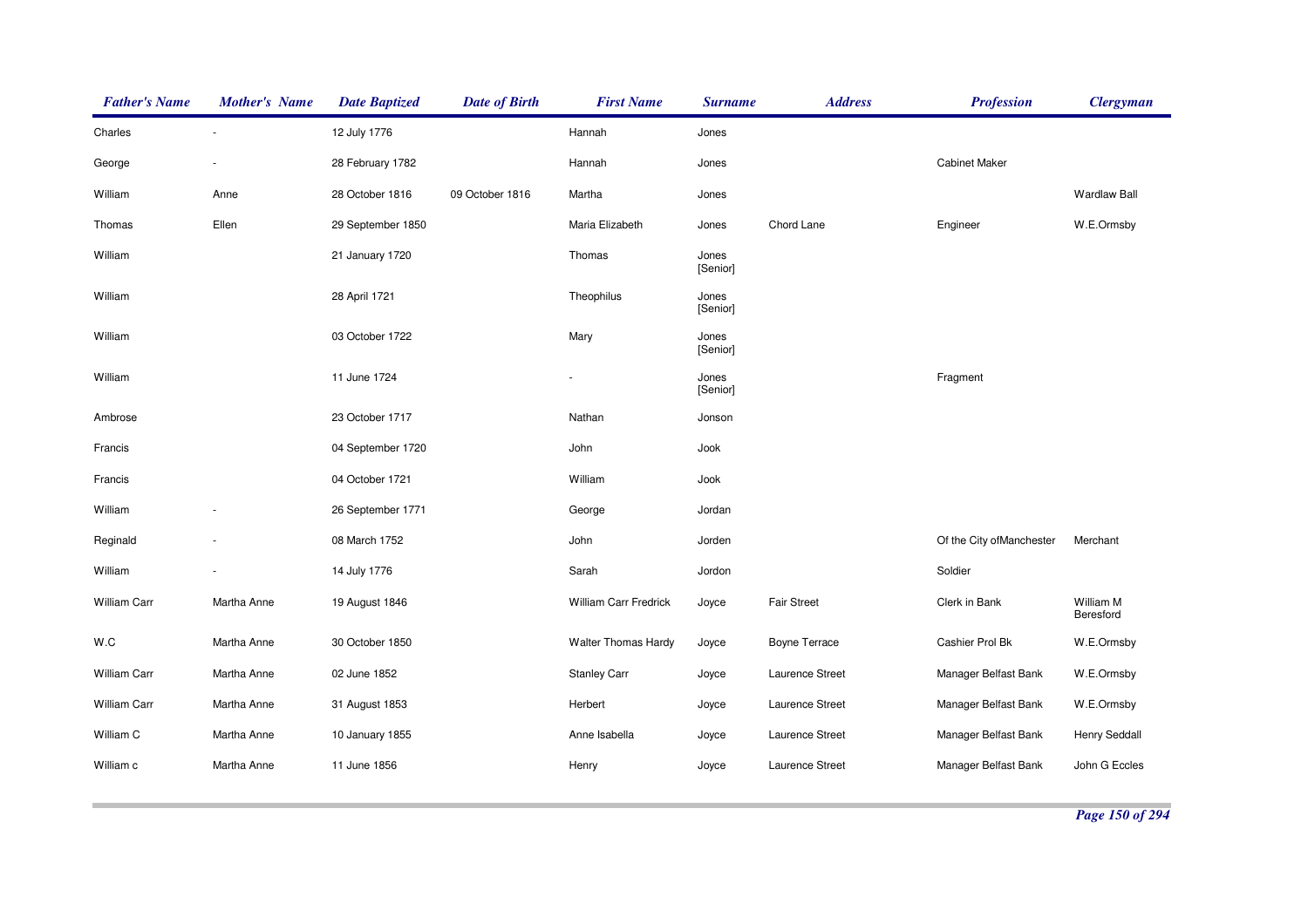| *Father's Name* | *Mother's Name* | *Date Baptized* | *Date of Birth* | *First Name* | *Surname* | *Address* | *Profession* | *Clergyman* |
|---|---|---|---|---|---|---|---|---|
| Charles | - | 12 July 1776 | | Hannah | Jones | | | |
| George | - | 28 February 1782 | | Hannah | Jones | | Cabinet Maker | |
| William | Anne | 28 October 1816 | 09 October 1816 | Martha | Jones | | | Wardlaw Ball |
| Thomas | Ellen | 29 September 1850 | | Maria Elizabeth | Jones | Chord Lane | Engineer | W.E.Ormsby |
| William | | 21 January 1720 | | Thomas | Jones [Senior] | | | |
| William | | 28 April 1721 | | Theophilus | Jones [Senior] | | | |
| William | | 03 October 1722 | | Mary | Jones [Senior] | | | |
| William | | 11 June 1724 | | - | Jones [Senior] | | Fragment | |
| Ambrose | | 23 October 1717 | | Nathan | Jonson | | | |
| Francis | | 04 September 1720 | | John | Jook | | | |
| Francis | | 04 October 1721 | | William | Jook | | | |
| William | - | 26 September 1771 | | George | Jordan | | | |
| Reginald | - | 08 March 1752 | | John | Jorden | | Of the City ofManchester | Merchant |
| William | - | 14 July 1776 | | Sarah | Jordon | | Soldier | |
| William Carr | Martha Anne | 19 August 1846 | | William Carr Fredrick | Joyce | Fair Street | Clerk in Bank | William M Beresford |
| W.C | Martha Anne | 30 October 1850 | | Walter Thomas Hardy | Joyce | Boyne Terrace | Cashier Prol Bk | W.E.Ormsby |
| William Carr | Martha Anne | 02 June 1852 | | Stanley Carr | Joyce | Laurence Street | Manager Belfast Bank | W.E.Ormsby |
| William Carr | Martha Anne | 31 August 1853 | | Herbert | Joyce | Laurence Street | Manager Belfast Bank | W.E.Ormsby |
| William C | Martha Anne | 10 January 1855 | | Anne Isabella | Joyce | Laurence Street | Manager Belfast Bank | Henry Seddall |
| William c | Martha Anne | 11 June 1856 | | Henry | Joyce | Laurence Street | Manager Belfast Bank | John G Eccles |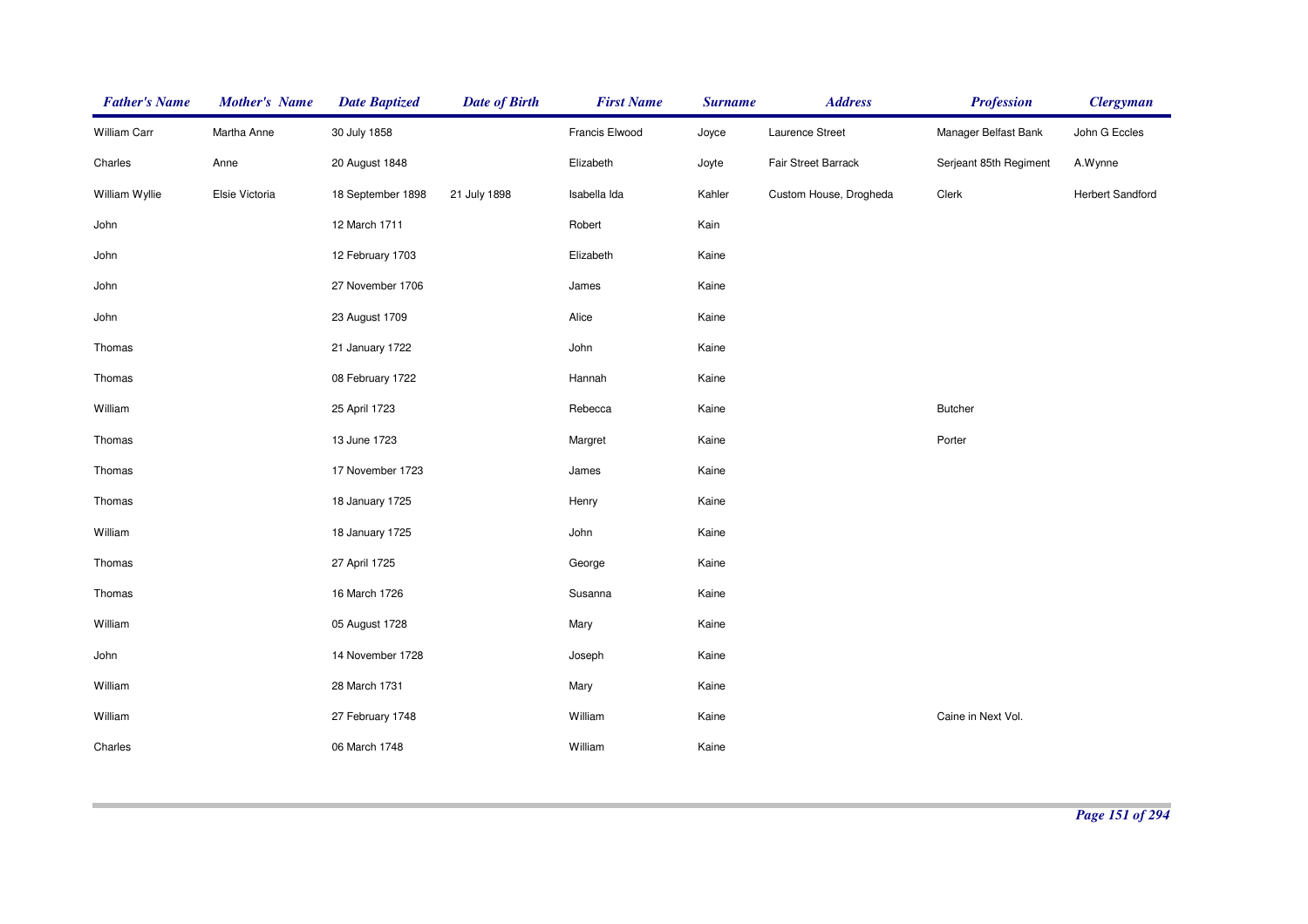| Father's Name | Mother's Name | Date Baptized | Date of Birth | First Name | Surname | Address | Profession | Clergyman |
|---|---|---|---|---|---|---|---|---|
| William Carr | Martha Anne | 30 July 1858 | | Francis Elwood | Joyce | Laurence Street | Manager Belfast Bank | John G Eccles |
| Charles | Anne | 20 August 1848 | | Elizabeth | Joyte | Fair Street Barrack | Serjeant 85th Regiment | A.Wynne |
| William Wyllie | Elsie Victoria | 18 September 1898 | 21 July 1898 | Isabella Ida | Kahler | Custom House, Drogheda | Clerk | Herbert Sandford |
| John | | 12 March 1711 | | Robert | Kain | | | |
| John | | 12 February 1703 | | Elizabeth | Kaine | | | |
| John | | 27 November 1706 | | James | Kaine | | | |
| John | | 23 August 1709 | | Alice | Kaine | | | |
| Thomas | | 21 January 1722 | | John | Kaine | | | |
| Thomas | | 08 February 1722 | | Hannah | Kaine | | | |
| William | | 25 April 1723 | | Rebecca | Kaine | | Butcher | |
| Thomas | | 13 June 1723 | | Margret | Kaine | | Porter | |
| Thomas | | 17 November 1723 | | James | Kaine | | | |
| Thomas | | 18 January 1725 | | Henry | Kaine | | | |
| William | | 18 January 1725 | | John | Kaine | | | |
| Thomas | | 27 April 1725 | | George | Kaine | | | |
| Thomas | | 16 March 1726 | | Susanna | Kaine | | | |
| William | | 05 August 1728 | | Mary | Kaine | | | |
| John | | 14 November 1728 | | Joseph | Kaine | | | |
| William | | 28 March 1731 | | Mary | Kaine | | | |
| William | | 27 February 1748 | | William | Kaine | | Caine in Next Vol. | |
| Charles | | 06 March 1748 | | William | Kaine | | | |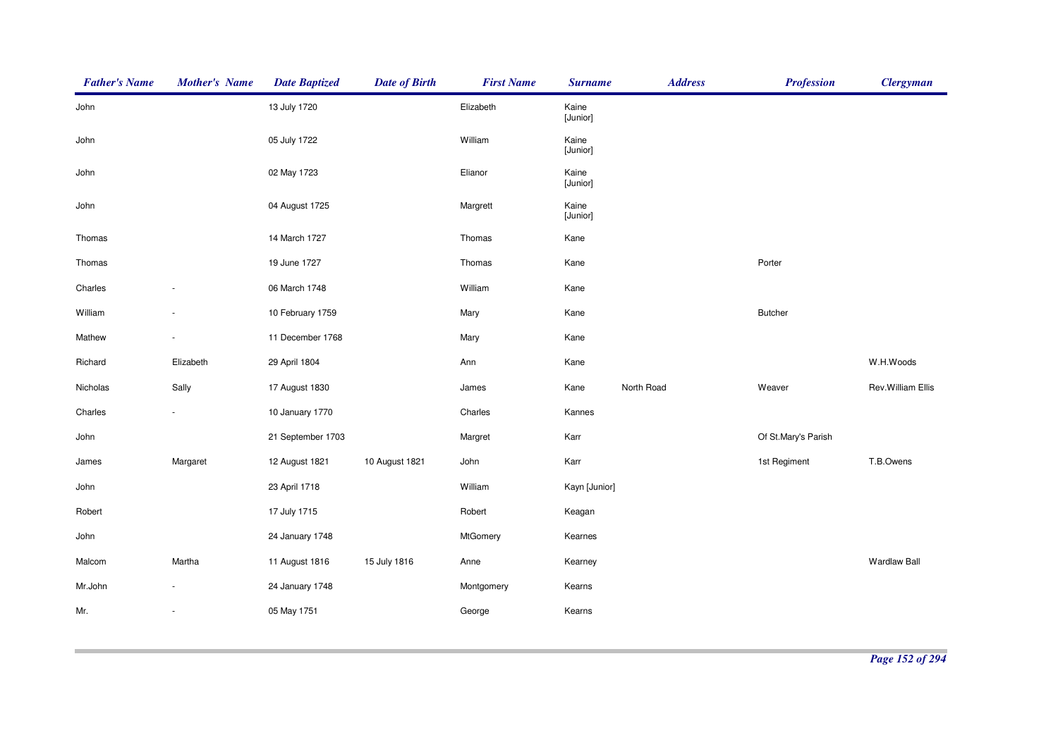| Father's Name | Mother's Name | Date Baptized | Date of Birth | First Name | Surname | Address | Profession | Clergyman |
|---|---|---|---|---|---|---|---|---|
| John | | 13 July 1720 | | Elizabeth | Kaine [Junior] | | | |
| John | | 05 July 1722 | | William | Kaine [Junior] | | | |
| John | | 02 May 1723 | | Elianor | Kaine [Junior] | | | |
| John | | 04 August 1725 | | Margrett | Kaine [Junior] | | | |
| Thomas | | 14 March 1727 | | Thomas | Kane | | | |
| Thomas | | 19 June 1727 | | Thomas | Kane | | Porter | |
| Charles | - | 06 March 1748 | | William | Kane | | | |
| William | - | 10 February 1759 | | Mary | Kane | | Butcher | |
| Mathew | - | 11 December 1768 | | Mary | Kane | | | |
| Richard | Elizabeth | 29 April 1804 | | Ann | Kane | | | W.H.Woods |
| Nicholas | Sally | 17 August 1830 | | James | Kane | North Road | Weaver | Rev.William Ellis |
| Charles | - | 10 January 1770 | | Charles | Kannes | | | |
| John | | 21 September 1703 | | Margret | Karr | | Of St.Mary's Parish | |
| James | Margaret | 12 August 1821 | 10 August 1821 | John | Karr | | 1st Regiment | T.B.Owens |
| John | | 23 April 1718 | | William | Kayn [Junior] | | | |
| Robert | | 17 July 1715 | | Robert | Keagan | | | |
| John | | 24 January 1748 | | MtGomery | Kearnes | | | |
| Malcom | Martha | 11 August 1816 | 15 July 1816 | Anne | Kearney | | | Wardlaw Ball |
| Mr.John | - | 24 January 1748 | | Montgomery | Kearns | | | |
| Mr. | - | 05 May 1751 | | George | Kearns | | | |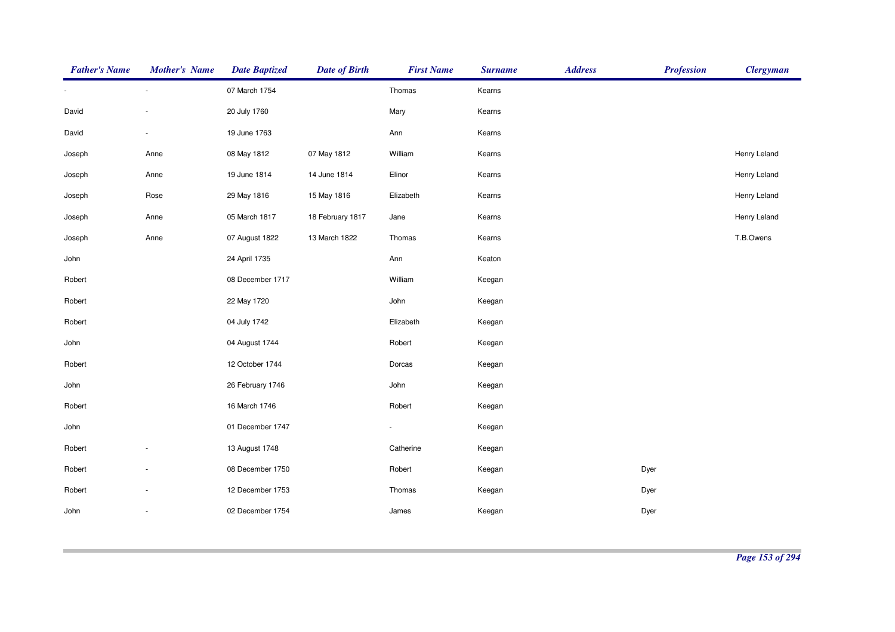| Father's Name | Mother's Name | Date Baptized | Date of Birth | First Name | Surname | Address | Profession | Clergyman |
|---|---|---|---|---|---|---|---|---|
| - | - | 07 March 1754 | | Thomas | Kearns | | | |
| David | - | 20 July 1760 | | Mary | Kearns | | | |
| David | - | 19 June 1763 | | Ann | Kearns | | | |
| Joseph | Anne | 08 May 1812 | 07 May 1812 | William | Kearns | | | Henry Leland |
| Joseph | Anne | 19 June 1814 | 14 June 1814 | Elinor | Kearns | | | Henry Leland |
| Joseph | Rose | 29 May 1816 | 15 May 1816 | Elizabeth | Kearns | | | Henry Leland |
| Joseph | Anne | 05 March 1817 | 18 February 1817 | Jane | Kearns | | | Henry Leland |
| Joseph | Anne | 07 August 1822 | 13 March 1822 | Thomas | Kearns | | | T.B.Owens |
| John | | 24 April 1735 | | Ann | Keaton | | | |
| Robert | | 08 December 1717 | | William | Keegan | | | |
| Robert | | 22 May 1720 | | John | Keegan | | | |
| Robert | | 04 July 1742 | | Elizabeth | Keegan | | | |
| John | | 04 August 1744 | | Robert | Keegan | | | |
| Robert | | 12 October 1744 | | Dorcas | Keegan | | | |
| John | | 26 February 1746 | | John | Keegan | | | |
| Robert | | 16 March 1746 | | Robert | Keegan | | | |
| John | | 01 December 1747 | | - | Keegan | | | |
| Robert | - | 13 August 1748 | | Catherine | Keegan | | | |
| Robert | - | 08 December 1750 | | Robert | Keegan | | Dyer | |
| Robert | - | 12 December 1753 | | Thomas | Keegan | | Dyer | |
| John | - | 02 December 1754 | | James | Keegan | | Dyer | |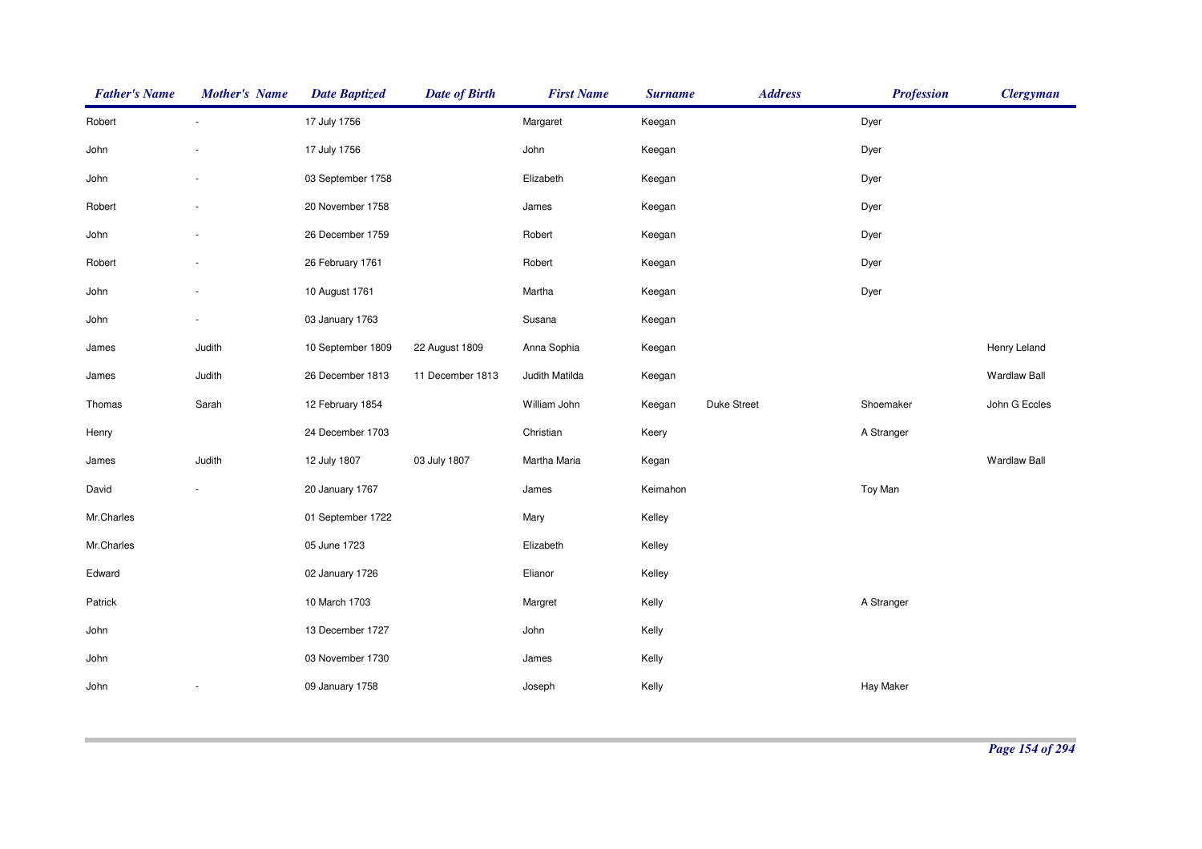| Father's Name | Mother's Name | Date Baptized | Date of Birth | First Name | Surname | Address | Profession | Clergyman |
|---|---|---|---|---|---|---|---|---|
| Robert | - | 17 July 1756 | | Margaret | Keegan | | Dyer | |
| John | - | 17 July 1756 | | John | Keegan | | Dyer | |
| John | - | 03 September 1758 | | Elizabeth | Keegan | | Dyer | |
| Robert | - | 20 November 1758 | | James | Keegan | | Dyer | |
| John | - | 26 December 1759 | | Robert | Keegan | | Dyer | |
| Robert | - | 26 February 1761 | | Robert | Keegan | | Dyer | |
| John | - | 10 August 1761 | | Martha | Keegan | | Dyer | |
| John | - | 03 January 1763 | | Susana | Keegan | | | |
| James | Judith | 10 September 1809 | 22 August 1809 | Anna Sophia | Keegan | | | Henry Leland |
| James | Judith | 26 December 1813 | 11 December 1813 | Judith Matilda | Keegan | | | Wardlaw Ball |
| Thomas | Sarah | 12 February 1854 | | William John | Keegan | Duke Street | Shoemaker | John G Eccles |
| Henry | | 24 December 1703 | | Christian | Keery | | A Stranger | |
| James | Judith | 12 July 1807 | 03 July 1807 | Martha Maria | Kegan | | | Wardlaw Ball |
| David | - | 20 January 1767 | | James | Keirnahon | | Toy Man | |
| Mr.Charles | | 01 September 1722 | | Mary | Kelley | | | |
| Mr.Charles | | 05 June 1723 | | Elizabeth | Kelley | | | |
| Edward | | 02 January 1726 | | Elianor | Kelley | | | |
| Patrick | | 10 March 1703 | | Margret | Kelly | | A Stranger | |
| John | | 13 December 1727 | | John | Kelly | | | |
| John | | 03 November 1730 | | James | Kelly | | | |
| John | - | 09 January 1758 | | Joseph | Kelly | | Hay Maker | |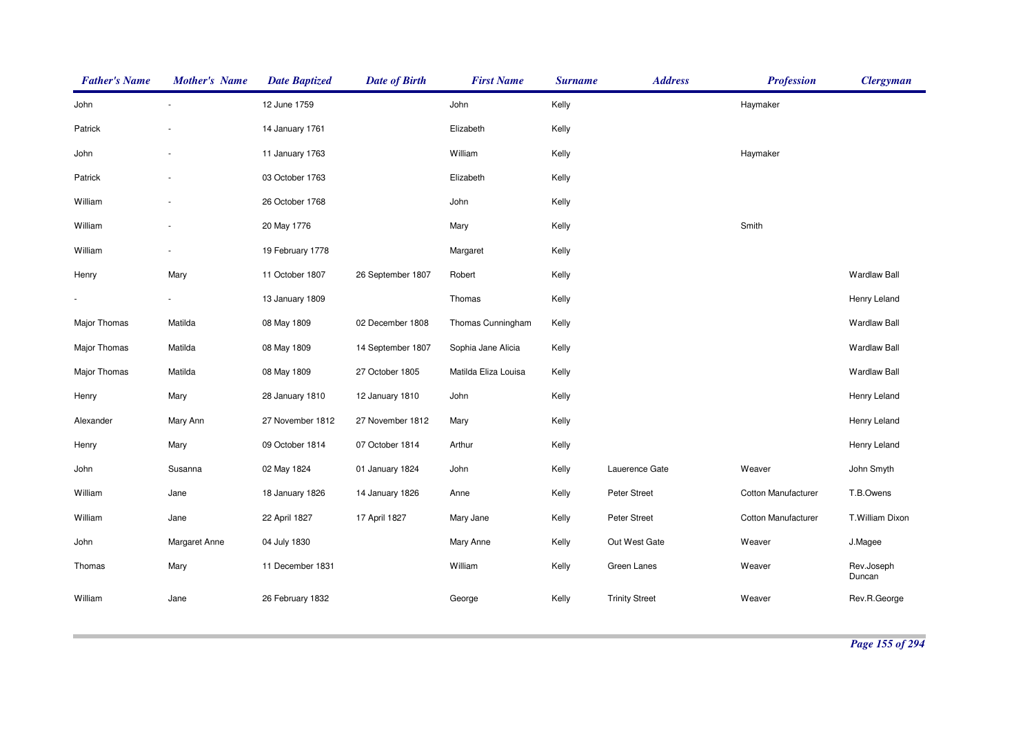| Father's Name | Mother's Name | Date Baptized | Date of Birth | First Name | Surname | Address | Profession | Clergyman |
|---|---|---|---|---|---|---|---|---|
| John | - | 12 June 1759 | | John | Kelly | | Haymaker | |
| Patrick | - | 14 January 1761 | | Elizabeth | Kelly | | | |
| John | - | 11 January 1763 | | William | Kelly | | Haymaker | |
| Patrick | - | 03 October 1763 | | Elizabeth | Kelly | | | |
| William | - | 26 October 1768 | | John | Kelly | | | |
| William | - | 20 May 1776 | | Mary | Kelly | | Smith | |
| William | - | 19 February 1778 | | Margaret | Kelly | | | |
| Henry | Mary | 11 October 1807 | 26 September 1807 | Robert | Kelly | | | Wardlaw Ball |
| - | - | 13 January 1809 | | Thomas | Kelly | | | Henry Leland |
| Major Thomas | Matilda | 08 May 1809 | 02 December 1808 | Thomas Cunningham | Kelly | | | Wardlaw Ball |
| Major Thomas | Matilda | 08 May 1809 | 14 September 1807 | Sophia Jane Alicia | Kelly | | | Wardlaw Ball |
| Major Thomas | Matilda | 08 May 1809 | 27 October 1805 | Matilda Eliza Louisa | Kelly | | | Wardlaw Ball |
| Henry | Mary | 28 January 1810 | 12 January 1810 | John | Kelly | | | Henry Leland |
| Alexander | Mary Ann | 27 November 1812 | 27 November 1812 | Mary | Kelly | | | Henry Leland |
| Henry | Mary | 09 October 1814 | 07 October 1814 | Arthur | Kelly | | | Henry Leland |
| John | Susanna | 02 May 1824 | 01 January 1824 | John | Kelly | Lauerence Gate | Weaver | John Smyth |
| William | Jane | 18 January 1826 | 14 January 1826 | Anne | Kelly | Peter Street | Cotton Manufacturer | T.B.Owens |
| William | Jane | 22 April 1827 | 17 April 1827 | Mary Jane | Kelly | Peter Street | Cotton Manufacturer | T.William Dixon |
| John | Margaret Anne | 04 July 1830 | | Mary Anne | Kelly | Out West Gate | Weaver | J.Magee |
| Thomas | Mary | 11 December 1831 | | William | Kelly | Green Lanes | Weaver | Rev.Joseph Duncan |
| William | Jane | 26 February 1832 | | George | Kelly | Trinity Street | Weaver | Rev.R.George |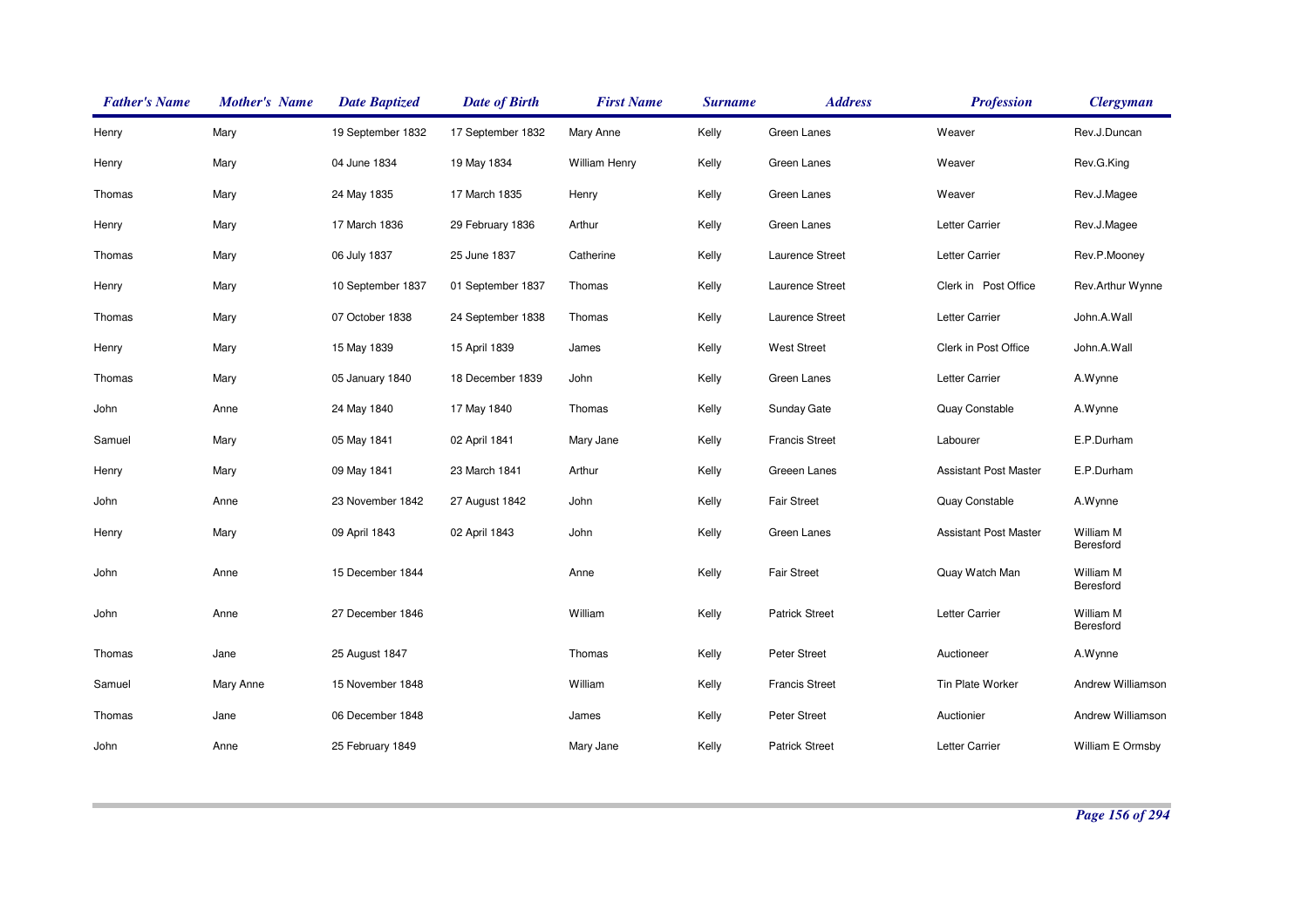| Father's Name | Mother's Name | Date Baptized | Date of Birth | First Name | Surname | Address | Profession | Clergyman |
|---|---|---|---|---|---|---|---|---|
| Henry | Mary | 19 September 1832 | 17 September 1832 | Mary Anne | Kelly | Green Lanes | Weaver | Rev.J.Duncan |
| Henry | Mary | 04 June 1834 | 19 May 1834 | William Henry | Kelly | Green Lanes | Weaver | Rev.G.King |
| Thomas | Mary | 24 May 1835 | 17 March 1835 | Henry | Kelly | Green Lanes | Weaver | Rev.J.Magee |
| Henry | Mary | 17 March 1836 | 29 February 1836 | Arthur | Kelly | Green Lanes | Letter Carrier | Rev.J.Magee |
| Thomas | Mary | 06 July 1837 | 25 June 1837 | Catherine | Kelly | Laurence Street | Letter Carrier | Rev.P.Mooney |
| Henry | Mary | 10 September 1837 | 01 September 1837 | Thomas | Kelly | Laurence Street | Clerk in Post Office | Rev.Arthur Wynne |
| Thomas | Mary | 07 October 1838 | 24 September 1838 | Thomas | Kelly | Laurence Street | Letter Carrier | John.A.Wall |
| Henry | Mary | 15 May 1839 | 15 April 1839 | James | Kelly | West Street | Clerk in Post Office | John.A.Wall |
| Thomas | Mary | 05 January 1840 | 18 December 1839 | John | Kelly | Green Lanes | Letter Carrier | A.Wynne |
| John | Anne | 24 May 1840 | 17 May 1840 | Thomas | Kelly | Sunday Gate | Quay Constable | A.Wynne |
| Samuel | Mary | 05 May 1841 | 02 April 1841 | Mary Jane | Kelly | Francis Street | Labourer | E.P.Durham |
| Henry | Mary | 09 May 1841 | 23 March 1841 | Arthur | Kelly | Greeen Lanes | Assistant Post Master | E.P.Durham |
| John | Anne | 23 November 1842 | 27 August 1842 | John | Kelly | Fair Street | Quay Constable | A.Wynne |
| Henry | Mary | 09 April 1843 | 02 April 1843 | John | Kelly | Green Lanes | Assistant Post Master | William M Beresford |
| John | Anne | 15 December 1844 | | Anne | Kelly | Fair Street | Quay Watch Man | William M Beresford |
| John | Anne | 27 December 1846 | | William | Kelly | Patrick Street | Letter Carrier | William M Beresford |
| Thomas | Jane | 25 August 1847 | | Thomas | Kelly | Peter Street | Auctioneer | A.Wynne |
| Samuel | Mary Anne | 15 November 1848 | | William | Kelly | Francis Street | Tin Plate Worker | Andrew Williamson |
| Thomas | Jane | 06 December 1848 | | James | Kelly | Peter Street | Auctionier | Andrew Williamson |
| John | Anne | 25 February 1849 | | Mary Jane | Kelly | Patrick Street | Letter Carrier | William E Ormsby |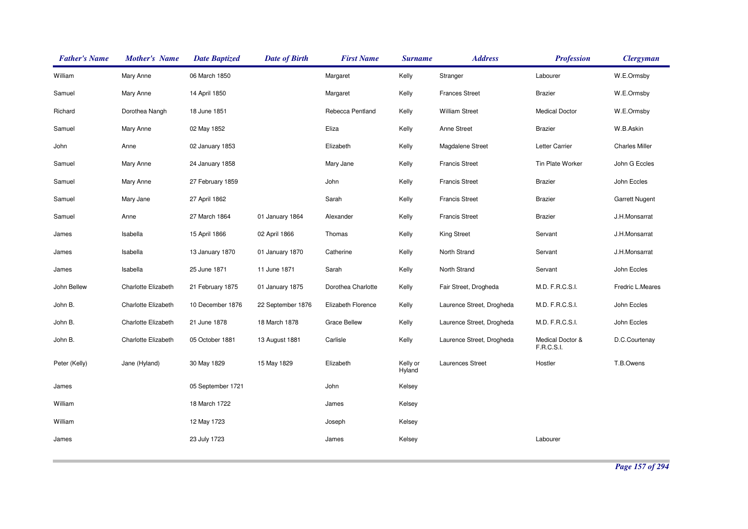| Father's Name | Mother's Name | Date Baptized | Date of Birth | First Name | Surname | Address | Profession | Clergyman |
|---|---|---|---|---|---|---|---|---|
| William | Mary Anne | 06 March 1850 | | Margaret | Kelly | Stranger | Labourer | W.E.Ormsby |
| Samuel | Mary Anne | 14 April 1850 | | Margaret | Kelly | Frances Street | Brazier | W.E.Ormsby |
| Richard | Dorothea Nangh | 18 June 1851 | | Rebecca Pentland | Kelly | William Street | Medical Doctor | W.E.Ormsby |
| Samuel | Mary Anne | 02 May 1852 | | Eliza | Kelly | Anne Street | Brazier | W.B.Askin |
| John | Anne | 02 January 1853 | | Elizabeth | Kelly | Magdalene Street | Letter Carrier | Charles Miller |
| Samuel | Mary Anne | 24 January 1858 | | Mary Jane | Kelly | Francis Street | Tin Plate Worker | John G Eccles |
| Samuel | Mary Anne | 27 February 1859 | | John | Kelly | Francis Street | Brazier | John Eccles |
| Samuel | Mary Jane | 27 April 1862 | | Sarah | Kelly | Francis Street | Brazier | Garrett Nugent |
| Samuel | Anne | 27 March 1864 | 01 January 1864 | Alexander | Kelly | Francis Street | Brazier | J.H.Monsarrat |
| James | Isabella | 15 April 1866 | 02 April 1866 | Thomas | Kelly | King Street | Servant | J.H.Monsarrat |
| James | Isabella | 13 January 1870 | 01 January 1870 | Catherine | Kelly | North Strand | Servant | J.H.Monsarrat |
| James | Isabella | 25 June 1871 | 11 June 1871 | Sarah | Kelly | North Strand | Servant | John Eccles |
| John Bellew | Charlotte Elizabeth | 21 February 1875 | 01 January 1875 | Dorothea Charlotte | Kelly | Fair Street, Drogheda | M.D. F.R.C.S.I. | Fredric L.Meares |
| John B. | Charlotte Elizabeth | 10 December 1876 | 22 September 1876 | Elizabeth Florence | Kelly | Laurence Street, Drogheda | M.D. F.R.C.S.I. | John Eccles |
| John B. | Charlotte Elizabeth | 21 June 1878 | 18 March 1878 | Grace Bellew | Kelly | Laurence Street, Drogheda | M.D. F.R.C.S.I. | John Eccles |
| John B. | Charlotte Elizabeth | 05 October 1881 | 13 August 1881 | Carlisle | Kelly | Laurence Street, Drogheda | Medical Doctor & F.R.C.S.I. | D.C.Courtenay |
| Peter (Kelly) | Jane (Hyland) | 30 May 1829 | 15 May 1829 | Elizabeth | Kelly or Hyland | Laurences Street | Hostler | T.B.Owens |
| James | | 05 September 1721 | | John | Kelsey | | | |
| William | | 18 March 1722 | | James | Kelsey | | | |
| William | | 12 May 1723 | | Joseph | Kelsey | | | |
| James | | 23 July 1723 | | James | Kelsey | | Labourer | |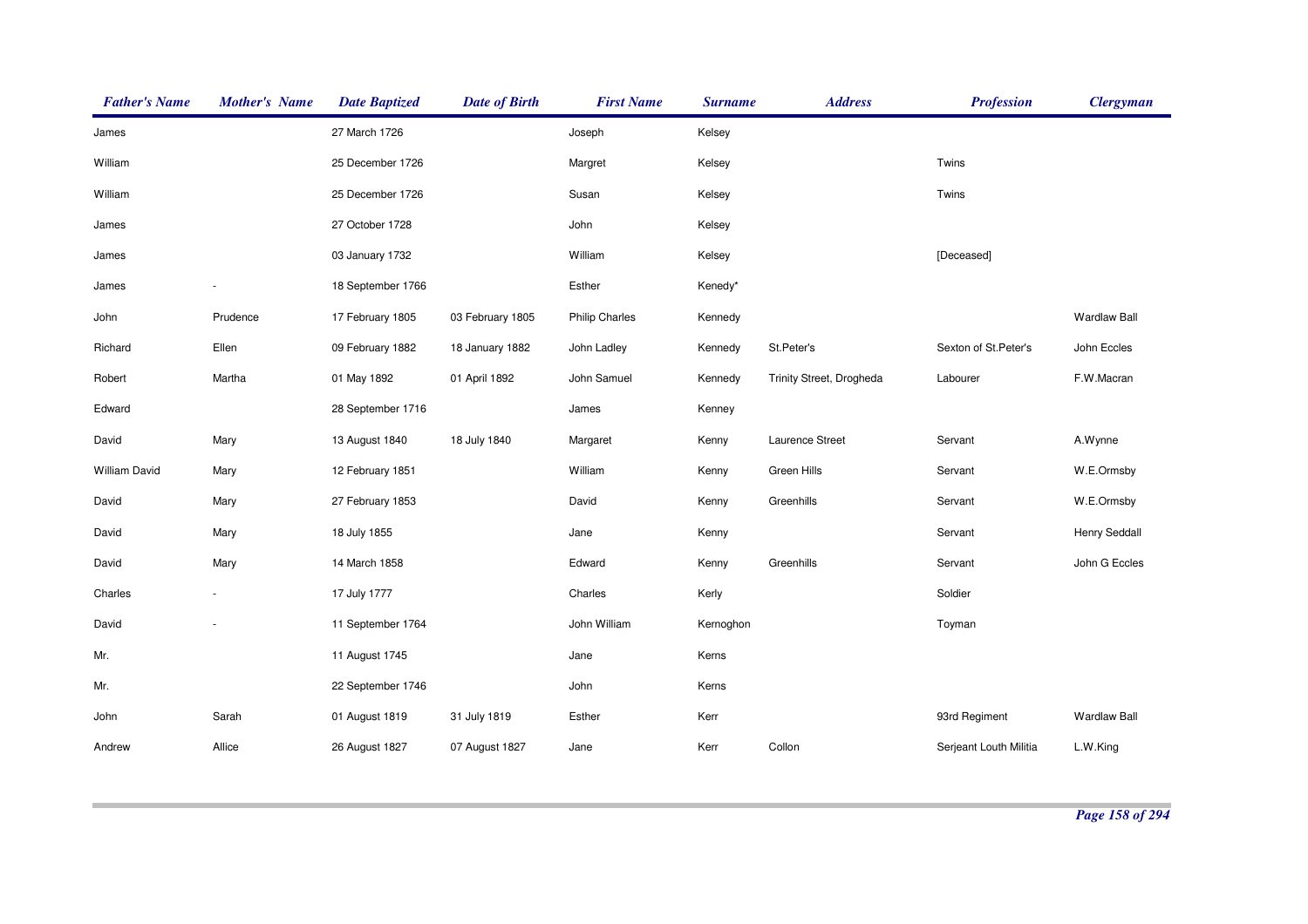| Father's Name | Mother's Name | Date Baptized | Date of Birth | First Name | Surname | Address | Profession | Clergyman |
|---|---|---|---|---|---|---|---|---|
| James | | 27 March 1726 | | Joseph | Kelsey | | | |
| William | | 25 December 1726 | | Margret | Kelsey | | Twins | |
| William | | 25 December 1726 | | Susan | Kelsey | | Twins | |
| James | | 27 October 1728 | | John | Kelsey | | | |
| James | | 03 January 1732 | | William | Kelsey | | [Deceased] | |
| James | - | 18 September 1766 | | Esther | Kenedy* | | | |
| John | Prudence | 17 February 1805 | 03 February 1805 | Philip Charles | Kennedy | | | Wardlaw Ball |
| Richard | Ellen | 09 February 1882 | 18 January 1882 | John Ladley | Kennedy | St.Peter's | Sexton of St.Peter's | John Eccles |
| Robert | Martha | 01 May 1892 | 01 April 1892 | John Samuel | Kennedy | Trinity Street, Drogheda | Labourer | F.W.Macran |
| Edward | | 28 September 1716 | | James | Kenney | | | |
| David | Mary | 13 August 1840 | 18 July 1840 | Margaret | Kenny | Laurence Street | Servant | A.Wynne |
| William David | Mary | 12 February 1851 | | William | Kenny | Green Hills | Servant | W.E.Ormsby |
| David | Mary | 27 February 1853 | | David | Kenny | Greenhills | Servant | W.E.Ormsby |
| David | Mary | 18 July 1855 | | Jane | Kenny | | Servant | Henry Seddall |
| David | Mary | 14 March 1858 | | Edward | Kenny | Greenhills | Servant | John G Eccles |
| Charles | - | 17 July 1777 | | Charles | Kerly | | Soldier | |
| David | - | 11 September 1764 | | John William | Kernoghon | | Toyman | |
| Mr. | | 11 August 1745 | | Jane | Kerns | | | |
| Mr. | | 22 September 1746 | | John | Kerns | | | |
| John | Sarah | 01 August 1819 | 31 July 1819 | Esther | Kerr | | 93rd Regiment | Wardlaw Ball |
| Andrew | Allice | 26 August 1827 | 07 August 1827 | Jane | Kerr | Collon | Serjeant Louth Militia | L.W.King |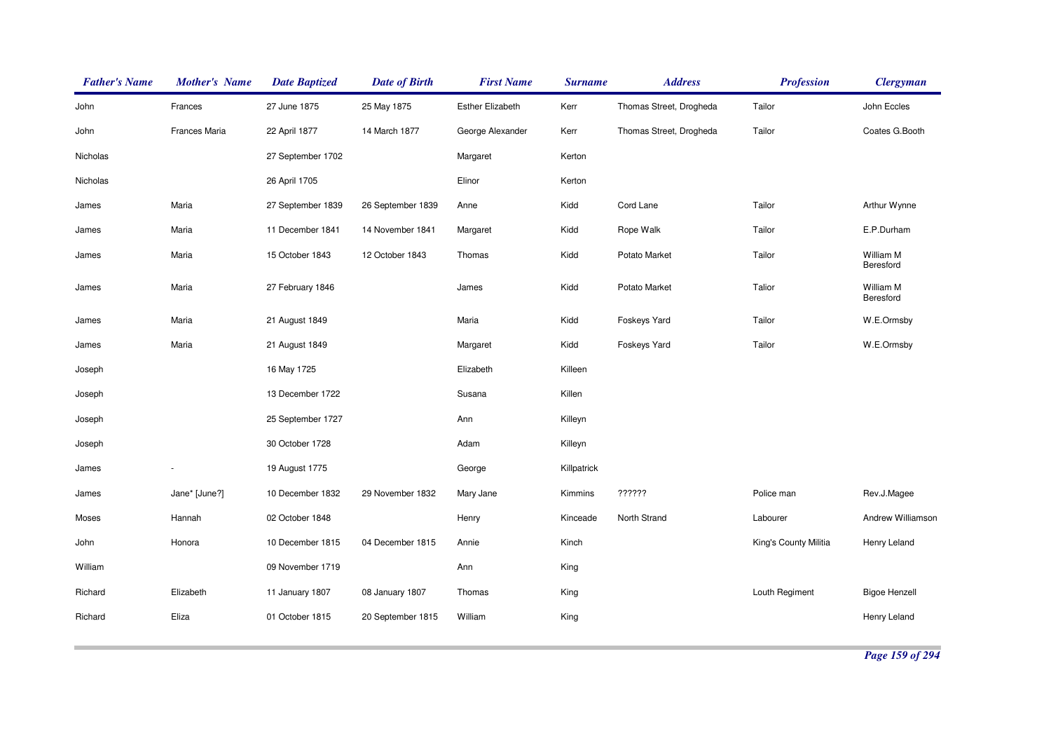| Father's Name | Mother's Name | Date Baptized | Date of Birth | First Name | Surname | Address | Profession | Clergyman |
|---|---|---|---|---|---|---|---|---|
| John | Frances | 27 June 1875 | 25 May 1875 | Esther Elizabeth | Kerr | Thomas Street, Drogheda | Tailor | John Eccles |
| John | Frances Maria | 22 April 1877 | 14 March 1877 | George Alexander | Kerr | Thomas Street, Drogheda | Tailor | Coates G.Booth |
| Nicholas | | 27 September 1702 | | Margaret | Kerton | | | |
| Nicholas | | 26 April 1705 | | Elinor | Kerton | | | |
| James | Maria | 27 September 1839 | 26 September 1839 | Anne | Kidd | Cord Lane | Tailor | Arthur Wynne |
| James | Maria | 11 December 1841 | 14 November 1841 | Margaret | Kidd | Rope Walk | Tailor | E.P.Durham |
| James | Maria | 15 October 1843 | 12 October 1843 | Thomas | Kidd | Potato Market | Tailor | William M Beresford |
| James | Maria | 27 February 1846 | | James | Kidd | Potato Market | Talior | William M Beresford |
| James | Maria | 21 August 1849 | | Maria | Kidd | Foskeys Yard | Tailor | W.E.Ormsby |
| James | Maria | 21 August 1849 | | Margaret | Kidd | Foskeys Yard | Tailor | W.E.Ormsby |
| Joseph | | 16 May 1725 | | Elizabeth | Killeen | | | |
| Joseph | | 13 December 1722 | | Susana | Killen | | | |
| Joseph | | 25 September 1727 | | Ann | Killeyn | | | |
| Joseph | | 30 October 1728 | | Adam | Killeyn | | | |
| James | - | 19 August 1775 | | George | Killpatrick | | | |
| James | Jane* [June?] | 10 December 1832 | 29 November 1832 | Mary Jane | Kimmins | ?????? | Police man | Rev.J.Magee |
| Moses | Hannah | 02 October 1848 | | Henry | Kinceade | North Strand | Labourer | Andrew Williamson |
| John | Honora | 10 December 1815 | 04 December 1815 | Annie | Kinch | | King's County Militia | Henry Leland |
| William | | 09 November 1719 | | Ann | King | | | |
| Richard | Elizabeth | 11 January 1807 | 08 January 1807 | Thomas | King | | Louth Regiment | Bigoe Henzell |
| Richard | Eliza | 01 October 1815 | 20 September 1815 | William | King | | | Henry Leland |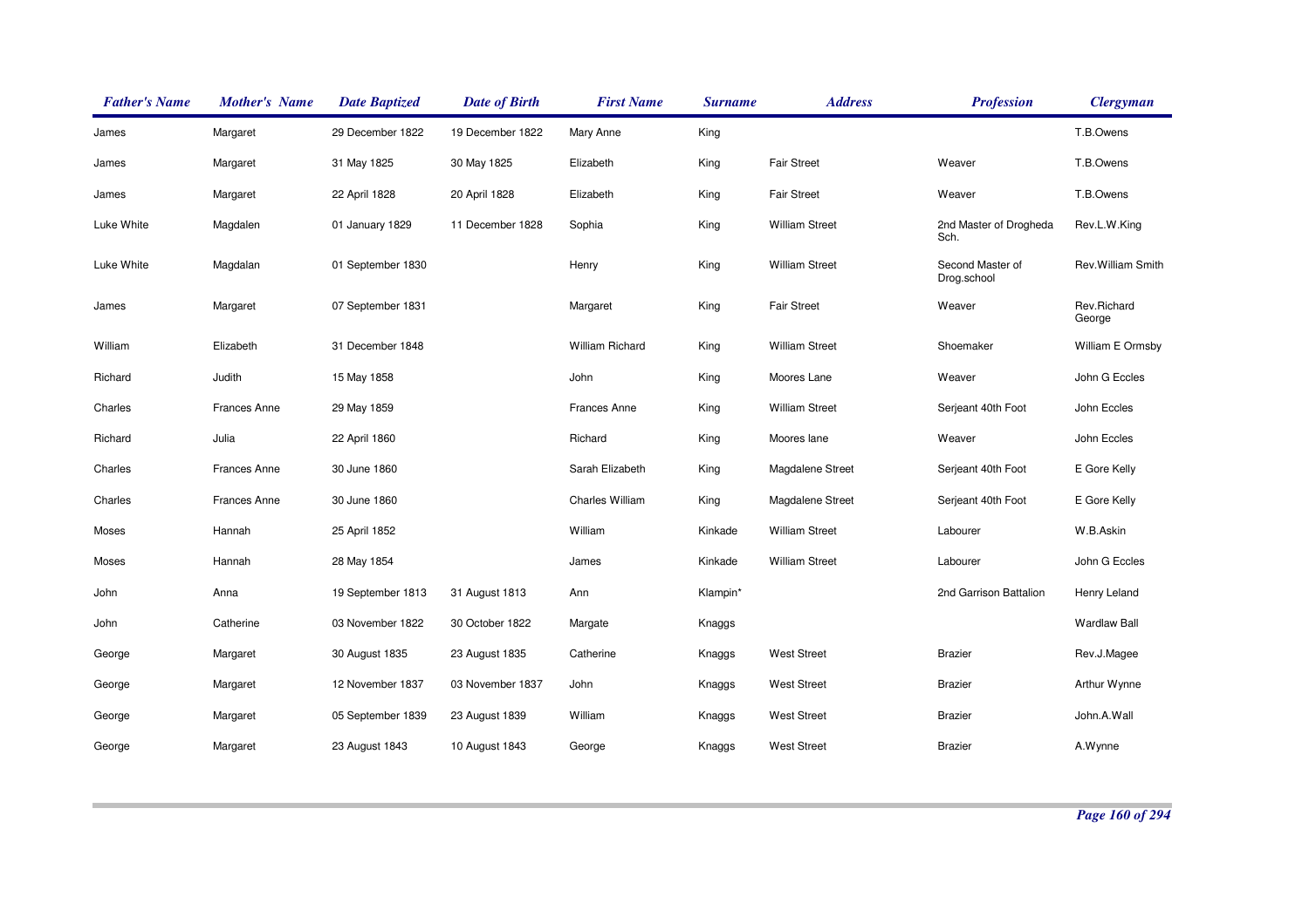| Father's Name | Mother's Name | Date Baptized | Date of Birth | First Name | Surname | Address | Profession | Clergyman |
|---|---|---|---|---|---|---|---|---|
| James | Margaret | 29 December 1822 | 19 December 1822 | Mary Anne | King | | | T.B.Owens |
| James | Margaret | 31 May 1825 | 30 May 1825 | Elizabeth | King | Fair Street | Weaver | T.B.Owens |
| James | Margaret | 22 April 1828 | 20 April 1828 | Elizabeth | King | Fair Street | Weaver | T.B.Owens |
| Luke White | Magdalen | 01 January 1829 | 11 December 1828 | Sophia | King | William Street | 2nd Master of Drogheda Sch. | Rev.L.W.King |
| Luke White | Magdalan | 01 September 1830 | | Henry | King | William Street | Second Master of Drog.school | Rev.William Smith |
| James | Margaret | 07 September 1831 | | Margaret | King | Fair Street | Weaver | Rev.Richard George |
| William | Elizabeth | 31 December 1848 | | William Richard | King | William Street | Shoemaker | William E Ormsby |
| Richard | Judith | 15 May 1858 | | John | King | Moores Lane | Weaver | John G Eccles |
| Charles | Frances Anne | 29 May 1859 | | Frances Anne | King | William Street | Serjeant 40th Foot | John Eccles |
| Richard | Julia | 22 April 1860 | | Richard | King | Moores lane | Weaver | John Eccles |
| Charles | Frances Anne | 30 June 1860 | | Sarah Elizabeth | King | Magdalene Street | Serjeant 40th Foot | E Gore Kelly |
| Charles | Frances Anne | 30 June 1860 | | Charles William | King | Magdalene Street | Serjeant 40th Foot | E Gore Kelly |
| Moses | Hannah | 25 April 1852 | | William | Kinkade | William Street | Labourer | W.B.Askin |
| Moses | Hannah | 28 May 1854 | | James | Kinkade | William Street | Labourer | John G Eccles |
| John | Anna | 19 September 1813 | 31 August 1813 | Ann | Klampin* | | 2nd Garrison Battalion | Henry Leland |
| John | Catherine | 03 November 1822 | 30 October 1822 | Margate | Knaggs | | | Wardlaw Ball |
| George | Margaret | 30 August 1835 | 23 August 1835 | Catherine | Knaggs | West Street | Brazier | Rev.J.Magee |
| George | Margaret | 12 November 1837 | 03 November 1837 | John | Knaggs | West Street | Brazier | Arthur Wynne |
| George | Margaret | 05 September 1839 | 23 August 1839 | William | Knaggs | West Street | Brazier | John.A.Wall |
| George | Margaret | 23 August 1843 | 10 August 1843 | George | Knaggs | West Street | Brazier | A.Wynne |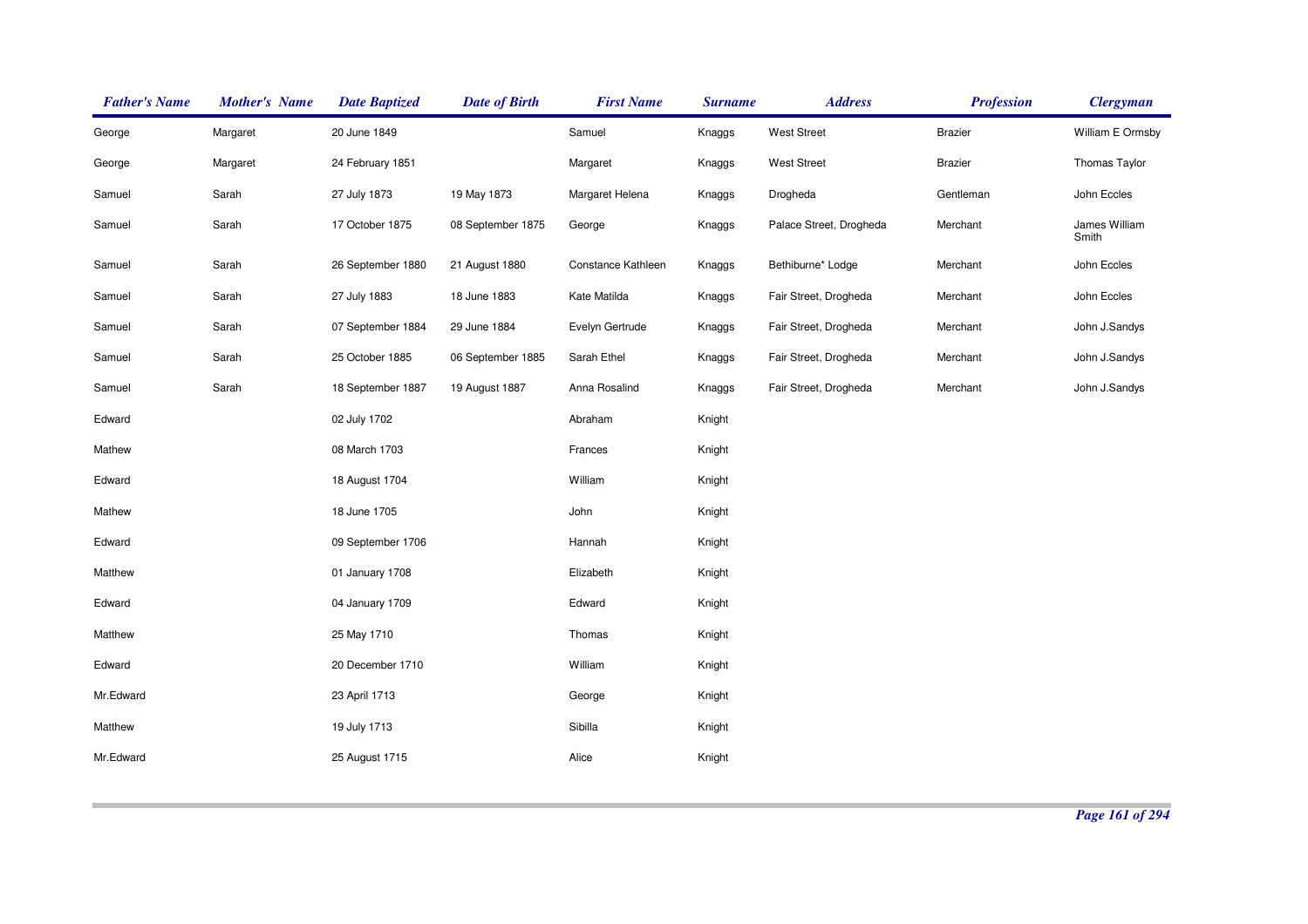| Father's Name | Mother's Name | Date Baptized | Date of Birth | First Name | Surname | Address | Profession | Clergyman |
|---|---|---|---|---|---|---|---|---|
| George | Margaret | 20 June 1849 | | Samuel | Knaggs | West Street | Brazier | William E Ormsby |
| George | Margaret | 24 February 1851 | | Margaret | Knaggs | West Street | Brazier | Thomas Taylor |
| Samuel | Sarah | 27 July 1873 | 19 May 1873 | Margaret Helena | Knaggs | Drogheda | Gentleman | John Eccles |
| Samuel | Sarah | 17 October 1875 | 08 September 1875 | George | Knaggs | Palace Street, Drogheda | Merchant | James William Smith |
| Samuel | Sarah | 26 September 1880 | 21 August 1880 | Constance Kathleen | Knaggs | Bethiburne* Lodge | Merchant | John Eccles |
| Samuel | Sarah | 27 July 1883 | 18 June 1883 | Kate Matilda | Knaggs | Fair Street, Drogheda | Merchant | John Eccles |
| Samuel | Sarah | 07 September 1884 | 29 June 1884 | Evelyn Gertrude | Knaggs | Fair Street, Drogheda | Merchant | John J.Sandys |
| Samuel | Sarah | 25 October 1885 | 06 September 1885 | Sarah Ethel | Knaggs | Fair Street, Drogheda | Merchant | John J.Sandys |
| Samuel | Sarah | 18 September 1887 | 19 August 1887 | Anna Rosalind | Knaggs | Fair Street, Drogheda | Merchant | John J.Sandys |
| Edward | | 02 July 1702 | | Abraham | Knight | | | |
| Mathew | | 08 March 1703 | | Frances | Knight | | | |
| Edward | | 18 August 1704 | | William | Knight | | | |
| Mathew | | 18 June 1705 | | John | Knight | | | |
| Edward | | 09 September 1706 | | Hannah | Knight | | | |
| Matthew | | 01 January 1708 | | Elizabeth | Knight | | | |
| Edward | | 04 January 1709 | | Edward | Knight | | | |
| Matthew | | 25 May 1710 | | Thomas | Knight | | | |
| Edward | | 20 December 1710 | | William | Knight | | | |
| Mr.Edward | | 23 April 1713 | | George | Knight | | | |
| Matthew | | 19 July 1713 | | Sibilla | Knight | | | |
| Mr.Edward | | 25 August 1715 | | Alice | Knight | | | |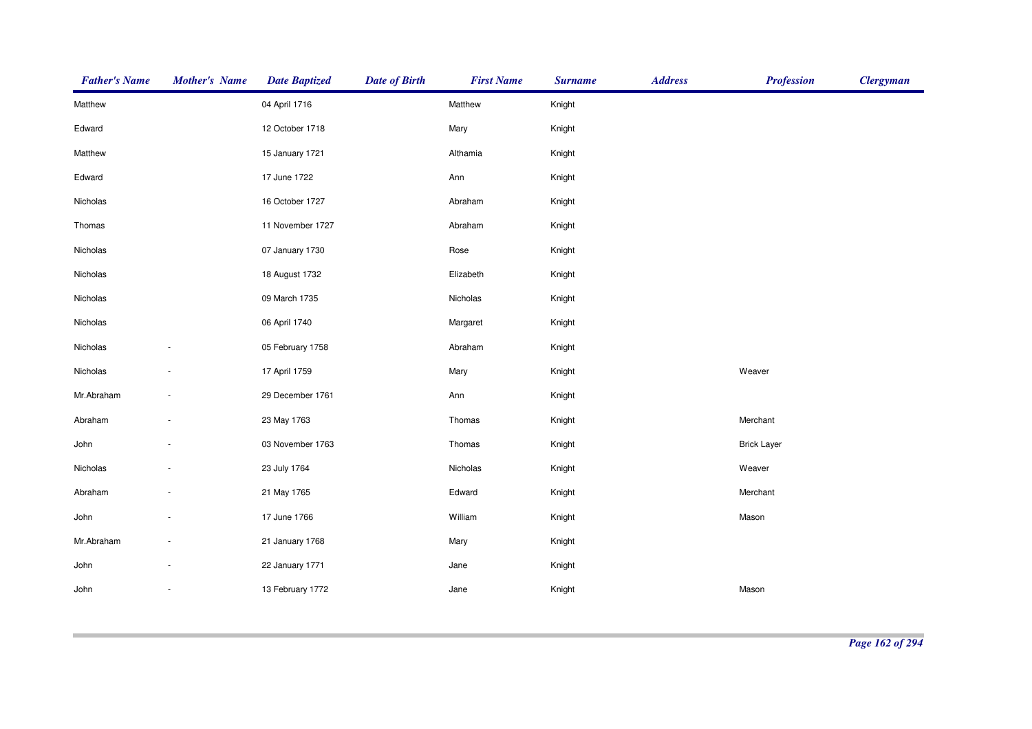| Father's Name | Mother's Name | Date Baptized | Date of Birth | First Name | Surname | Address | Profession | Clergyman |
|---|---|---|---|---|---|---|---|---|
| Matthew | | 04 April 1716 | | Matthew | Knight | | | |
| Edward | | 12 October 1718 | | Mary | Knight | | | |
| Matthew | | 15 January 1721 | | Althamia | Knight | | | |
| Edward | | 17 June 1722 | | Ann | Knight | | | |
| Nicholas | | 16 October 1727 | | Abraham | Knight | | | |
| Thomas | | 11 November 1727 | | Abraham | Knight | | | |
| Nicholas | | 07 January 1730 | | Rose | Knight | | | |
| Nicholas | | 18 August 1732 | | Elizabeth | Knight | | | |
| Nicholas | | 09 March 1735 | | Nicholas | Knight | | | |
| Nicholas | | 06 April 1740 | | Margaret | Knight | | | |
| Nicholas | - | 05 February 1758 | | Abraham | Knight | | | |
| Nicholas | - | 17 April 1759 | | Mary | Knight | | Weaver | |
| Mr.Abraham | - | 29 December 1761 | | Ann | Knight | | | |
| Abraham | - | 23 May 1763 | | Thomas | Knight | | Merchant | |
| John | - | 03 November 1763 | | Thomas | Knight | | Brick Layer | |
| Nicholas | - | 23 July 1764 | | Nicholas | Knight | | Weaver | |
| Abraham | - | 21 May 1765 | | Edward | Knight | | Merchant | |
| John | - | 17 June 1766 | | William | Knight | | Mason | |
| Mr.Abraham | - | 21 January 1768 | | Mary | Knight | | | |
| John | - | 22 January 1771 | | Jane | Knight | | | |
| John | - | 13 February 1772 | | Jane | Knight | | Mason | |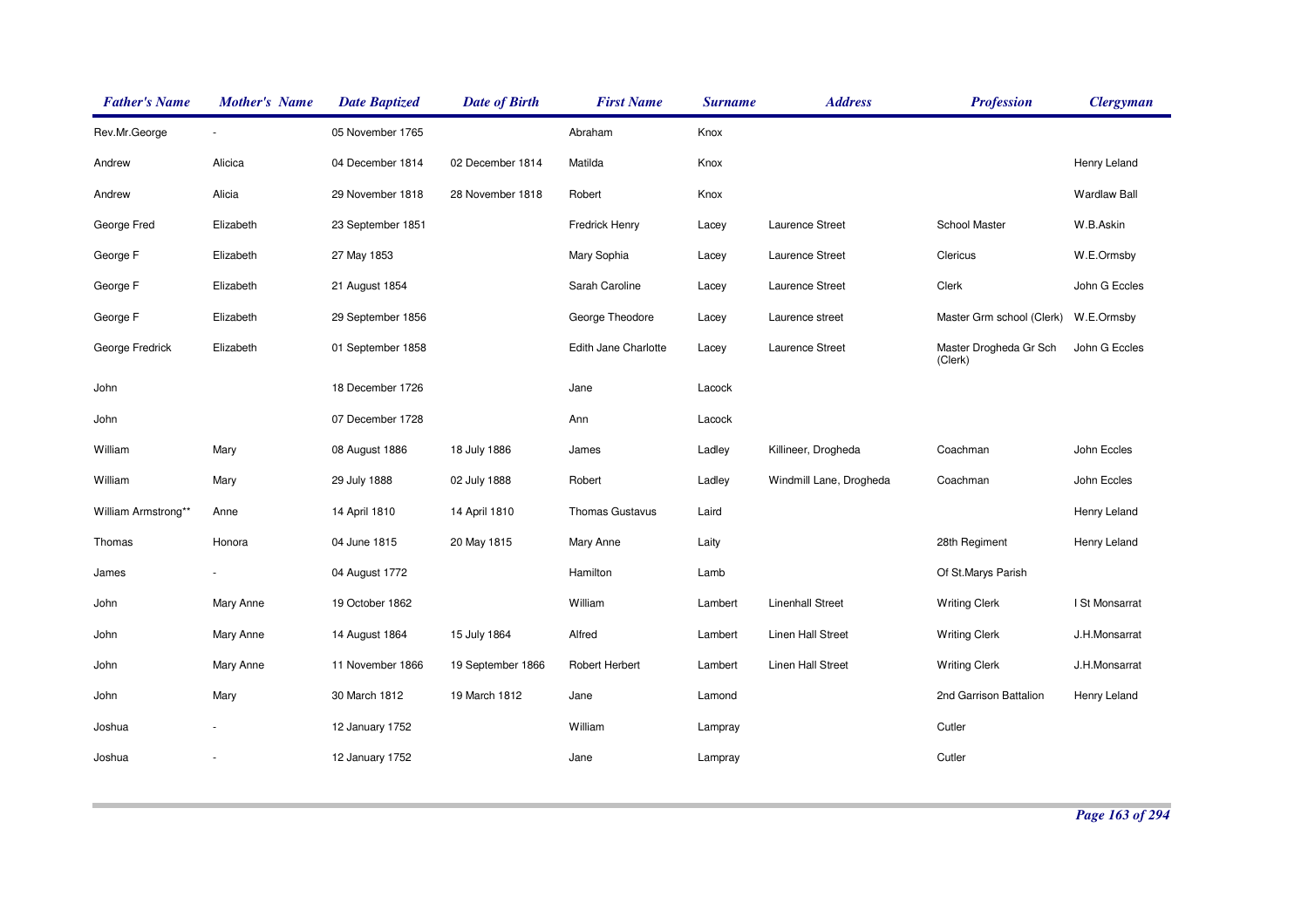| Father's Name | Mother's Name | Date Baptized | Date of Birth | First Name | Surname | Address | Profession | Clergyman |
|---|---|---|---|---|---|---|---|---|
| Rev.Mr.George | - | 05 November 1765 | | Abraham | Knox | | | |
| Andrew | Alicica | 04 December 1814 | 02 December 1814 | Matilda | Knox | | | Henry Leland |
| Andrew | Alicia | 29 November 1818 | 28 November 1818 | Robert | Knox | | | Wardlaw Ball |
| George Fred | Elizabeth | 23 September 1851 | | Fredrick Henry | Lacey | Laurence Street | School Master | W.B.Askin |
| George F | Elizabeth | 27 May 1853 | | Mary Sophia | Lacey | Laurence Street | Clericus | W.E.Ormsby |
| George F | Elizabeth | 21 August 1854 | | Sarah Caroline | Lacey | Laurence Street | Clerk | John G Eccles |
| George F | Elizabeth | 29 September 1856 | | George Theodore | Lacey | Laurence street | Master Grm school (Clerk) | W.E.Ormsby |
| George Fredrick | Elizabeth | 01 September 1858 | | Edith Jane Charlotte | Lacey | Laurence Street | Master Drogheda Gr Sch (Clerk) | John G Eccles |
| John | | 18 December 1726 | | Jane | Lacock | | | |
| John | | 07 December 1728 | | Ann | Lacock | | | |
| William | Mary | 08 August 1886 | 18 July 1886 | James | Ladley | Killineer, Drogheda | Coachman | John Eccles |
| William | Mary | 29 July 1888 | 02 July 1888 | Robert | Ladley | Windmill Lane, Drogheda | Coachman | John Eccles |
| William Armstrong** | Anne | 14 April 1810 | 14 April 1810 | Thomas Gustavus | Laird | | | Henry Leland |
| Thomas | Honora | 04 June 1815 | 20 May 1815 | Mary Anne | Laity | | 28th Regiment | Henry Leland |
| James | - | 04 August 1772 | | Hamilton | Lamb | | Of St.Marys Parish | |
| John | Mary Anne | 19 October 1862 | | William | Lambert | Linenhall Street | Writing Clerk | I St Monsarrat |
| John | Mary Anne | 14 August 1864 | 15 July 1864 | Alfred | Lambert | Linen Hall Street | Writing Clerk | J.H.Monsarrat |
| John | Mary Anne | 11 November 1866 | 19 September 1866 | Robert Herbert | Lambert | Linen Hall Street | Writing Clerk | J.H.Monsarrat |
| John | Mary | 30 March 1812 | 19 March 1812 | Jane | Lamond | | 2nd Garrison Battalion | Henry Leland |
| Joshua | - | 12 January 1752 | | William | Lampray | | Cutler | |
| Joshua | - | 12 January 1752 | | Jane | Lampray | | Cutler | |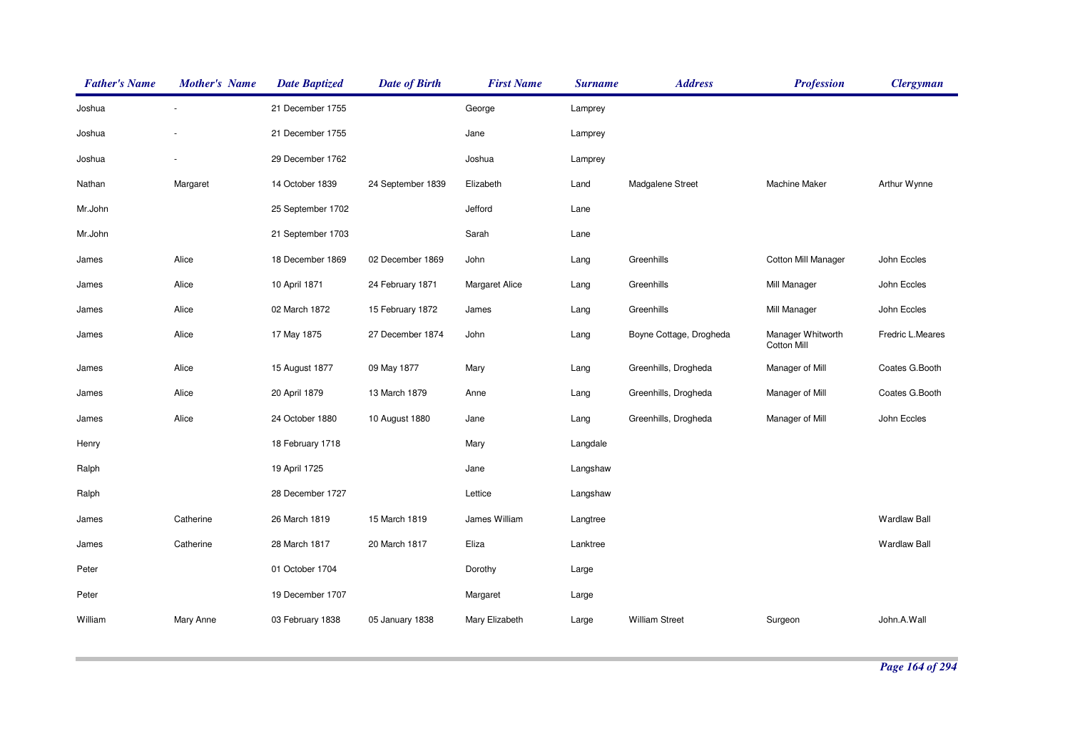| Father's Name | Mother's Name | Date Baptized | Date of Birth | First Name | Surname | Address | Profession | Clergyman |
|---|---|---|---|---|---|---|---|---|
| Joshua | - | 21 December 1755 | | George | Lamprey | | | |
| Joshua | - | 21 December 1755 | | Jane | Lamprey | | | |
| Joshua | - | 29 December 1762 | | Joshua | Lamprey | | | |
| Nathan | Margaret | 14 October 1839 | 24 September 1839 | Elizabeth | Land | Madgalene Street | Machine Maker | Arthur Wynne |
| Mr.John | | 25 September 1702 | | Jefford | Lane | | | |
| Mr.John | | 21 September 1703 | | Sarah | Lane | | | |
| James | Alice | 18 December 1869 | 02 December 1869 | John | Lang | Greenhills | Cotton Mill Manager | John Eccles |
| James | Alice | 10 April 1871 | 24 February 1871 | Margaret Alice | Lang | Greenhills | Mill Manager | John Eccles |
| James | Alice | 02 March 1872 | 15 February 1872 | James | Lang | Greenhills | Mill Manager | John Eccles |
| James | Alice | 17 May 1875 | 27 December 1874 | John | Lang | Boyne Cottage, Drogheda | Manager Whitworth Cotton Mill | Fredric L.Meares |
| James | Alice | 15 August 1877 | 09 May 1877 | Mary | Lang | Greenhills, Drogheda | Manager of Mill | Coates G.Booth |
| James | Alice | 20 April 1879 | 13 March 1879 | Anne | Lang | Greenhills, Drogheda | Manager of Mill | Coates G.Booth |
| James | Alice | 24 October 1880 | 10 August 1880 | Jane | Lang | Greenhills, Drogheda | Manager of Mill | John Eccles |
| Henry | | 18 February 1718 | | Mary | Langdale | | | |
| Ralph | | 19 April 1725 | | Jane | Langshaw | | | |
| Ralph | | 28 December 1727 | | Lettice | Langshaw | | | |
| James | Catherine | 26 March 1819 | 15 March 1819 | James William | Langtree | | | Wardlaw Ball |
| James | Catherine | 28 March 1817 | 20 March 1817 | Eliza | Lanktree | | | Wardlaw Ball |
| Peter | | 01 October 1704 | | Dorothy | Large | | | |
| Peter | | 19 December 1707 | | Margaret | Large | | | |
| William | Mary Anne | 03 February 1838 | 05 January 1838 | Mary Elizabeth | Large | William Street | Surgeon | John.A.Wall |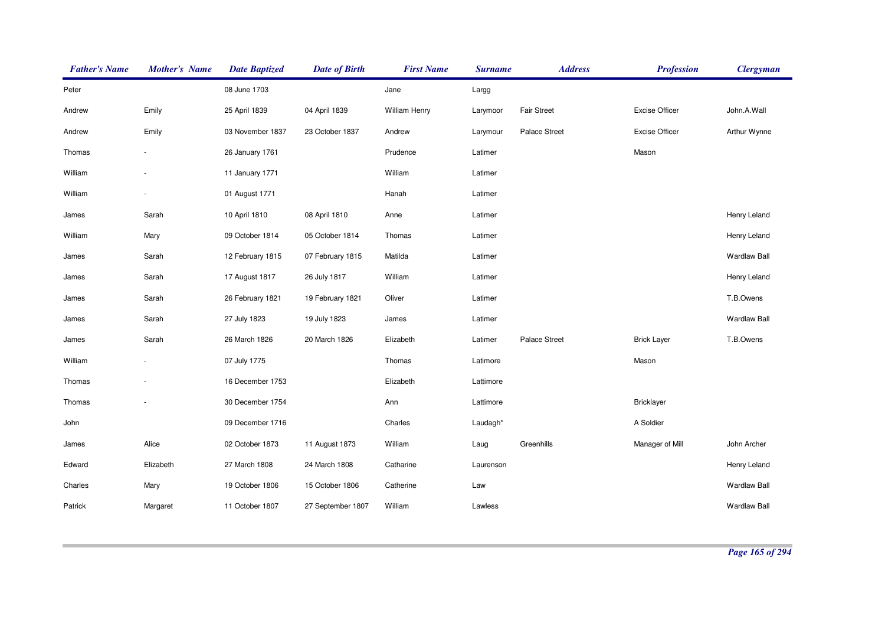| Father's Name | Mother's Name | Date Baptized | Date of Birth | First Name | Surname | Address | Profession | Clergyman |
|---|---|---|---|---|---|---|---|---|
| Peter | | 08 June 1703 | | Jane | Largg | | | |
| Andrew | Emily | 25 April 1839 | 04 April 1839 | William Henry | Larymoor | Fair Street | Excise Officer | John.A.Wall |
| Andrew | Emily | 03 November 1837 | 23 October 1837 | Andrew | Larymour | Palace Street | Excise Officer | Arthur Wynne |
| Thomas | - | 26 January 1761 | | Prudence | Latimer | | Mason | |
| William | - | 11 January 1771 | | William | Latimer | | | |
| William | - | 01 August 1771 | | Hanah | Latimer | | | |
| James | Sarah | 10 April 1810 | 08 April 1810 | Anne | Latimer | | | Henry Leland |
| William | Mary | 09 October 1814 | 05 October 1814 | Thomas | Latimer | | | Henry Leland |
| James | Sarah | 12 February 1815 | 07 February 1815 | Matilda | Latimer | | | Wardlaw Ball |
| James | Sarah | 17 August 1817 | 26 July 1817 | William | Latimer | | | Henry Leland |
| James | Sarah | 26 February 1821 | 19 February 1821 | Oliver | Latimer | | | T.B.Owens |
| James | Sarah | 27 July 1823 | 19 July 1823 | James | Latimer | | | Wardlaw Ball |
| James | Sarah | 26 March 1826 | 20 March 1826 | Elizabeth | Latimer | Palace Street | Brick Layer | T.B.Owens |
| William | - | 07 July 1775 | | Thomas | Latimore | | Mason | |
| Thomas | - | 16 December 1753 | | Elizabeth | Lattimore | | | |
| Thomas | - | 30 December 1754 | | Ann | Lattimore | | Bricklayer | |
| John | | 09 December 1716 | | Charles | Laudagh* | | A Soldier | |
| James | Alice | 02 October 1873 | 11 August 1873 | William | Laug | Greenhills | Manager of Mill | John Archer |
| Edward | Elizabeth | 27 March 1808 | 24 March 1808 | Catharine | Laurenson | | | Henry Leland |
| Charles | Mary | 19 October 1806 | 15 October 1806 | Catherine | Law | | | Wardlaw Ball |
| Patrick | Margaret | 11 October 1807 | 27 September 1807 | William | Lawless | | | Wardlaw Ball |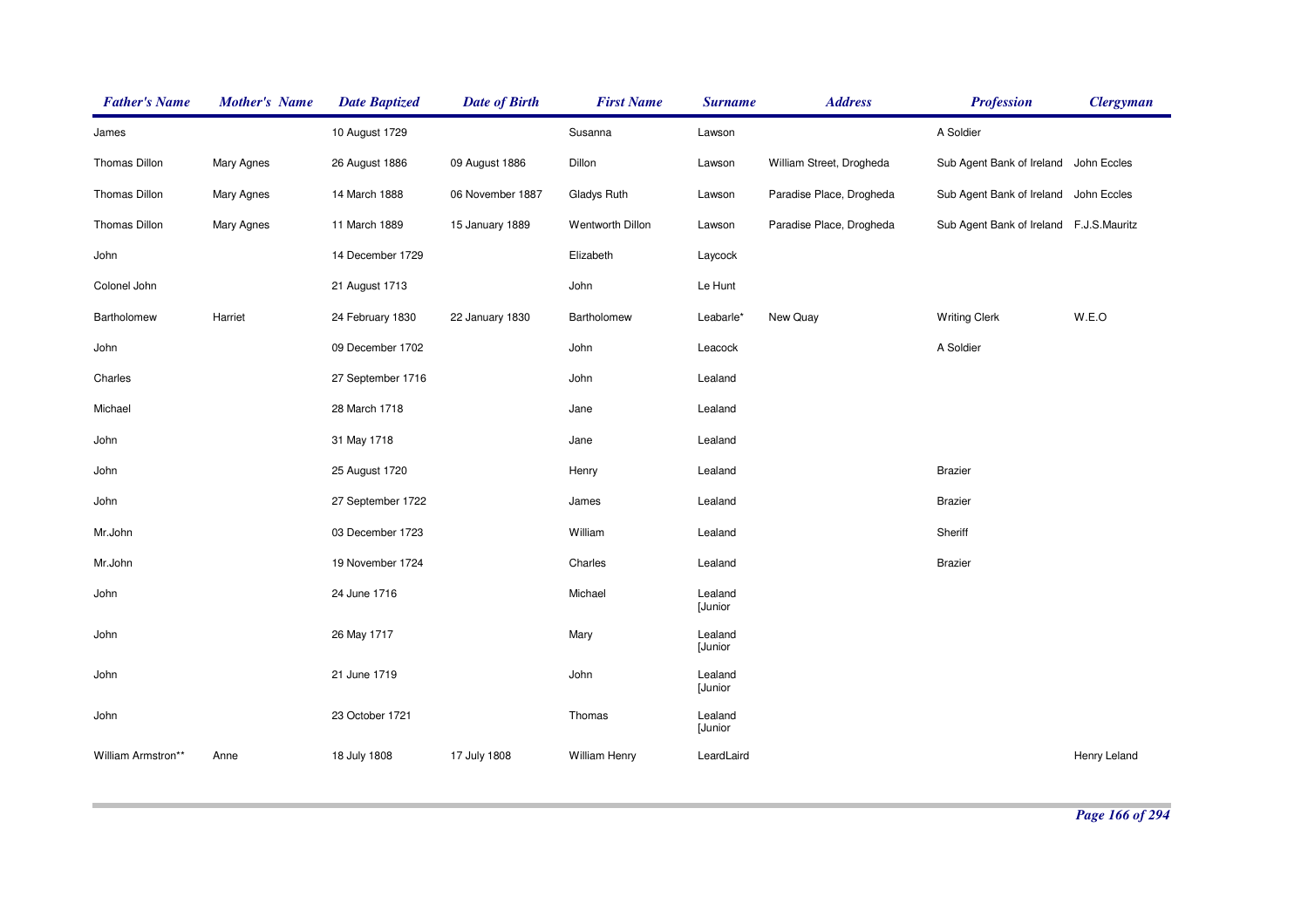| Father's Name | Mother's Name | Date Baptized | Date of Birth | First Name | Surname | Address | Profession | Clergyman |
|---|---|---|---|---|---|---|---|---|
| James | | 10 August 1729 | | Susanna | Lawson | | A Soldier | |
| Thomas Dillon | Mary Agnes | 26 August 1886 | 09 August 1886 | Dillon | Lawson | William Street, Drogheda | Sub Agent Bank of Ireland | John Eccles |
| Thomas Dillon | Mary Agnes | 14 March 1888 | 06 November 1887 | Gladys Ruth | Lawson | Paradise Place, Drogheda | Sub Agent Bank of Ireland | John Eccles |
| Thomas Dillon | Mary Agnes | 11 March 1889 | 15 January 1889 | Wentworth Dillon | Lawson | Paradise Place, Drogheda | Sub Agent Bank of Ireland | F.J.S.Mauritz |
| John | | 14 December 1729 | | Elizabeth | Laycock | | | |
| Colonel John | | 21 August 1713 | | John | Le Hunt | | | |
| Bartholomew | Harriet | 24 February 1830 | 22 January 1830 | Bartholomew | Leabarle* | New Quay | Writing Clerk | W.E.O |
| John | | 09 December 1702 | | John | Leacock | | A Soldier | |
| Charles | | 27 September 1716 | | John | Lealand | | | |
| Michael | | 28 March 1718 | | Jane | Lealand | | | |
| John | | 31 May 1718 | | Jane | Lealand | | | |
| John | | 25 August 1720 | | Henry | Lealand | | Brazier | |
| John | | 27 September 1722 | | James | Lealand | | Brazier | |
| Mr.John | | 03 December 1723 | | William | Lealand | | Sheriff | |
| Mr.John | | 19 November 1724 | | Charles | Lealand | | Brazier | |
| John | | 24 June 1716 | | Michael | Lealand [Junior | | | |
| John | | 26 May 1717 | | Mary | Lealand [Junior | | | |
| John | | 21 June 1719 | | John | Lealand [Junior | | | |
| John | | 23 October 1721 | | Thomas | Lealand [Junior | | | |
| William Armstron** | Anne | 18 July 1808 | 17 July 1808 | William Henry | LeardLaird | | | Henry Leland |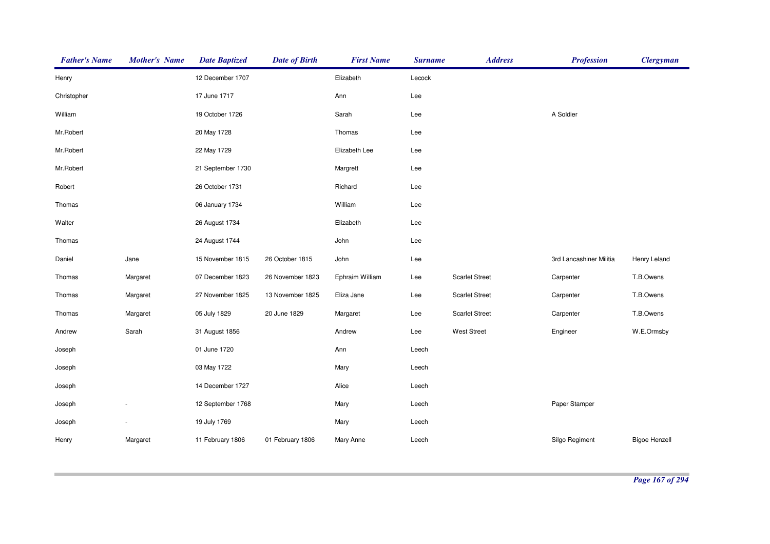| Father's Name | Mother's Name | Date Baptized | Date of Birth | First Name | Surname | Address | Profession | Clergyman |
|---|---|---|---|---|---|---|---|---|
| Henry | | 12 December 1707 | | Elizabeth | Lecock | | | |
| Christopher | | 17 June 1717 | | Ann | Lee | | | |
| William | | 19 October 1726 | | Sarah | Lee | | A Soldier | |
| Mr.Robert | | 20 May 1728 | | Thomas | Lee | | | |
| Mr.Robert | | 22 May 1729 | | Elizabeth Lee | Lee | | | |
| Mr.Robert | | 21 September 1730 | | Margrett | Lee | | | |
| Robert | | 26 October 1731 | | Richard | Lee | | | |
| Thomas | | 06 January 1734 | | William | Lee | | | |
| Walter | | 26 August 1734 | | Elizabeth | Lee | | | |
| Thomas | | 24 August 1744 | | John | Lee | | | |
| Daniel | Jane | 15 November 1815 | 26 October 1815 | John | Lee | | 3rd Lancashiner Militia | Henry Leland |
| Thomas | Margaret | 07 December 1823 | 26 November 1823 | Ephraim William | Lee | Scarlet Street | Carpenter | T.B.Owens |
| Thomas | Margaret | 27 November 1825 | 13 November 1825 | Eliza Jane | Lee | Scarlet Street | Carpenter | T.B.Owens |
| Thomas | Margaret | 05 July 1829 | 20 June 1829 | Margaret | Lee | Scarlet Street | Carpenter | T.B.Owens |
| Andrew | Sarah | 31 August 1856 | | Andrew | Lee | West Street | Engineer | W.E.Ormsby |
| Joseph | | 01 June 1720 | | Ann | Leech | | | |
| Joseph | | 03 May 1722 | | Mary | Leech | | | |
| Joseph | | 14 December 1727 | | Alice | Leech | | | |
| Joseph | - | 12 September 1768 | | Mary | Leech | | Paper Stamper | |
| Joseph | - | 19 July 1769 | | Mary | Leech | | | |
| Henry | Margaret | 11 February 1806 | 01 February 1806 | Mary Anne | Leech | | Silgo Regiment | Bigoe Henzell |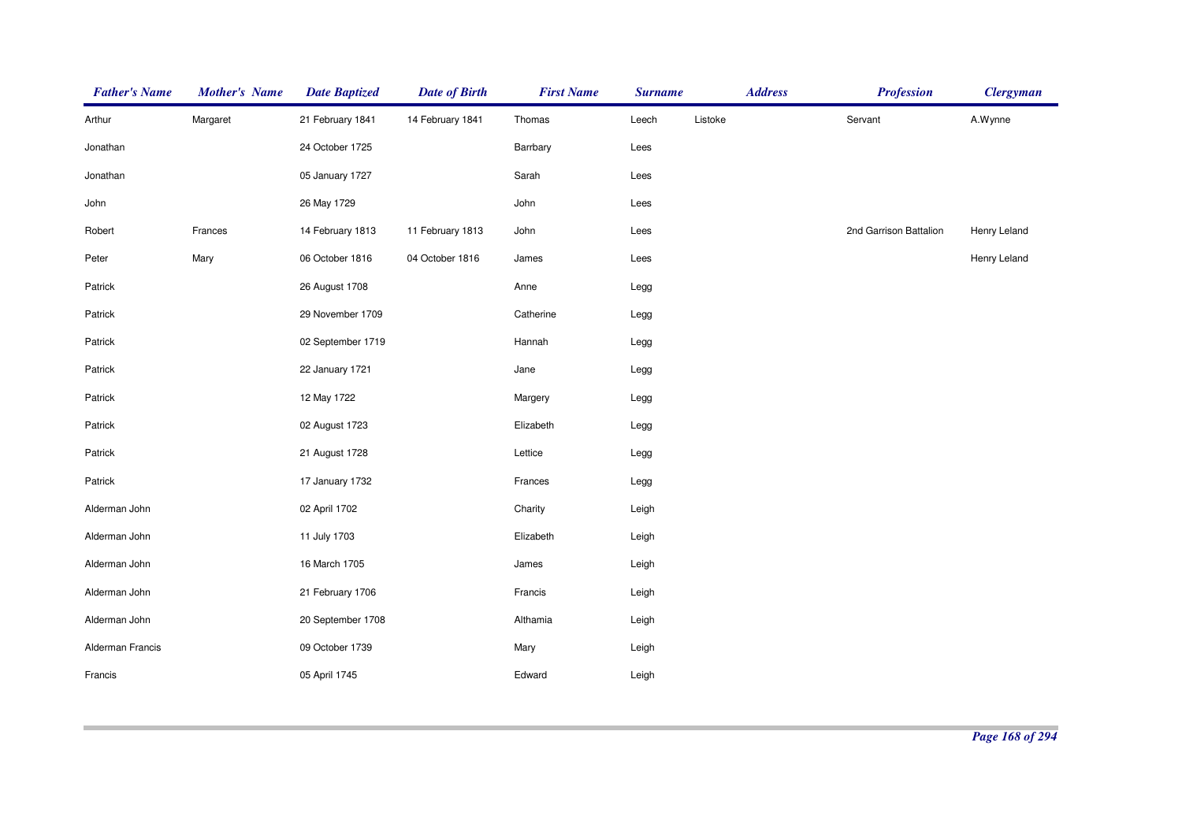| Father's Name | Mother's Name | Date Baptized | Date of Birth | First Name | Surname | Address | Profession | Clergyman |
|---|---|---|---|---|---|---|---|---|
| Arthur | Margaret | 21 February 1841 | 14 February 1841 | Thomas | Leech | Listoke | Servant | A.Wynne |
| Jonathan | | 24 October 1725 | | Barrbary | Lees | | | |
| Jonathan | | 05 January 1727 | | Sarah | Lees | | | |
| John | | 26 May 1729 | | John | Lees | | | |
| Robert | Frances | 14 February 1813 | 11 February 1813 | John | Lees | | 2nd Garrison Battalion | Henry Leland |
| Peter | Mary | 06 October 1816 | 04 October 1816 | James | Lees | | | Henry Leland |
| Patrick | | 26 August 1708 | | Anne | Legg | | | |
| Patrick | | 29 November 1709 | | Catherine | Legg | | | |
| Patrick | | 02 September 1719 | | Hannah | Legg | | | |
| Patrick | | 22 January 1721 | | Jane | Legg | | | |
| Patrick | | 12 May 1722 | | Margery | Legg | | | |
| Patrick | | 02 August 1723 | | Elizabeth | Legg | | | |
| Patrick | | 21 August 1728 | | Lettice | Legg | | | |
| Patrick | | 17 January 1732 | | Frances | Legg | | | |
| Alderman John | | 02 April 1702 | | Charity | Leigh | | | |
| Alderman John | | 11 July 1703 | | Elizabeth | Leigh | | | |
| Alderman John | | 16 March 1705 | | James | Leigh | | | |
| Alderman John | | 21 February 1706 | | Francis | Leigh | | | |
| Alderman John | | 20 September 1708 | | Althamia | Leigh | | | |
| Alderman Francis | | 09 October 1739 | | Mary | Leigh | | | |
| Francis | | 05 April 1745 | | Edward | Leigh | | | |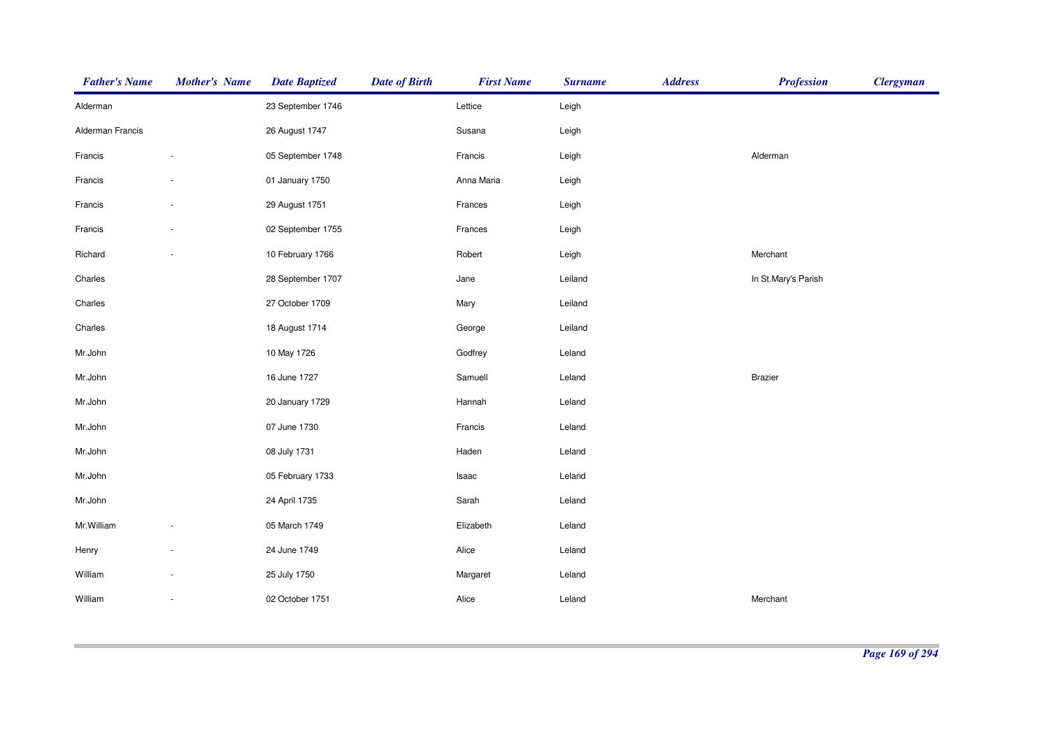| Father's Name | Mother's Name | Date Baptized | Date of Birth | First Name | Surname | Address | Profession | Clergyman |
|---|---|---|---|---|---|---|---|---|
| Alderman | | 23 September 1746 | | Lettice | Leigh | | | |
| Alderman Francis | | 26 August 1747 | | Susana | Leigh | | | |
| Francis | - | 05 September 1748 | | Francis | Leigh | | Alderman | |
| Francis | - | 01 January 1750 | | Anna Maria | Leigh | | | |
| Francis | - | 29 August 1751 | | Frances | Leigh | | | |
| Francis | - | 02 September 1755 | | Frances | Leigh | | | |
| Richard | - | 10 February 1766 | | Robert | Leigh | | Merchant | |
| Charles | | 28 September 1707 | | Jane | Leiland | | In St.Mary's Parish | |
| Charles | | 27 October 1709 | | Mary | Leiland | | | |
| Charles | | 18 August 1714 | | George | Leiland | | | |
| Mr.John | | 10 May 1726 | | Godfrey | Leland | | | |
| Mr.John | | 16 June 1727 | | Samuell | Leland | | Brazier | |
| Mr.John | | 20 January 1729 | | Hannah | Leland | | | |
| Mr.John | | 07 June 1730 | | Francis | Leland | | | |
| Mr.John | | 08 July 1731 | | Haden | Leland | | | |
| Mr.John | | 05 February 1733 | | Isaac | Leland | | | |
| Mr.John | | 24 April 1735 | | Sarah | Leland | | | |
| Mr.William | - | 05 March 1749 | | Elizabeth | Leland | | | |
| Henry | - | 24 June 1749 | | Alice | Leland | | | |
| William | - | 25 July 1750 | | Margaret | Leland | | | |
| William | - | 02 October 1751 | | Alice | Leland | | Merchant | |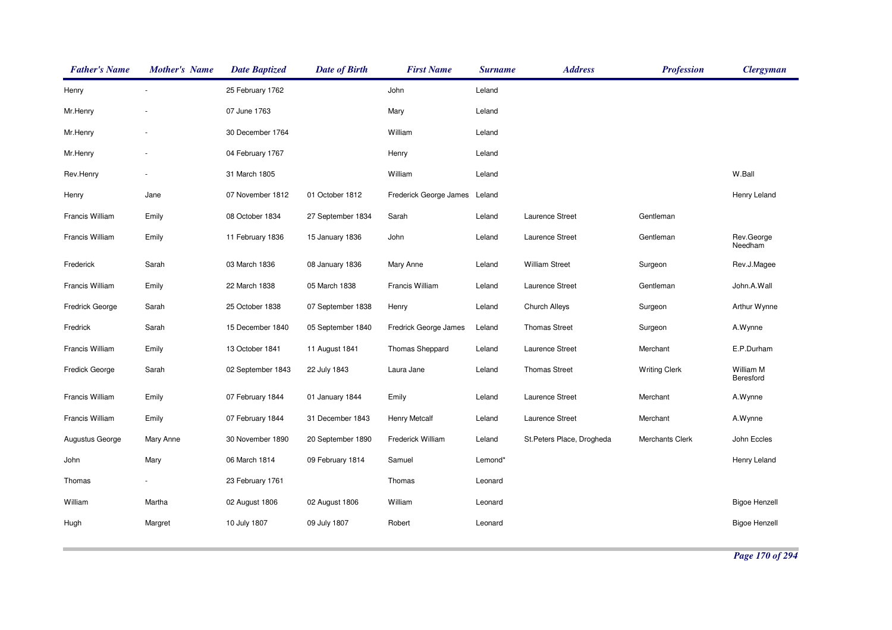| Father's Name | Mother's Name | Date Baptized | Date of Birth | First Name | Surname | Address | Profession | Clergyman |
|---|---|---|---|---|---|---|---|---|
| Henry | - | 25 February 1762 | | John | Leland | | | |
| Mr.Henry | - | 07 June 1763 | | Mary | Leland | | | |
| Mr.Henry | - | 30 December 1764 | | William | Leland | | | |
| Mr.Henry | - | 04 February 1767 | | Henry | Leland | | | |
| Rev.Henry | - | 31 March 1805 | | William | Leland | | | W.Ball |
| Henry | Jane | 07 November 1812 | 01 October 1812 | Frederick George James | Leland | | | Henry Leland |
| Francis William | Emily | 08 October 1834 | 27 September 1834 | Sarah | Leland | Laurence Street | Gentleman | |
| Francis William | Emily | 11 February 1836 | 15 January 1836 | John | Leland | Laurence Street | Gentleman | Rev.George Needham |
| Frederick | Sarah | 03 March 1836 | 08 January 1836 | Mary Anne | Leland | William Street | Surgeon | Rev.J.Magee |
| Francis William | Emily | 22 March 1838 | 05 March 1838 | Francis William | Leland | Laurence Street | Gentleman | John.A.Wall |
| Fredrick George | Sarah | 25 October 1838 | 07 September 1838 | Henry | Leland | Church Alleys | Surgeon | Arthur Wynne |
| Fredrick | Sarah | 15 December 1840 | 05 September 1840 | Fredrick George James | Leland | Thomas Street | Surgeon | A.Wynne |
| Francis William | Emily | 13 October 1841 | 11 August 1841 | Thomas Sheppard | Leland | Laurence Street | Merchant | E.P.Durham |
| Fredick George | Sarah | 02 September 1843 | 22 July 1843 | Laura Jane | Leland | Thomas Street | Writing Clerk | William M Beresford |
| Francis William | Emily | 07 February 1844 | 01 January 1844 | Emily | Leland | Laurence Street | Merchant | A.Wynne |
| Francis William | Emily | 07 February 1844 | 31 December 1843 | Henry Metcalf | Leland | Laurence Street | Merchant | A.Wynne |
| Augustus George | Mary Anne | 30 November 1890 | 20 September 1890 | Frederick William | Leland | St.Peters Place, Drogheda | Merchants Clerk | John Eccles |
| John | Mary | 06 March 1814 | 09 February 1814 | Samuel | Lemond* | | | Henry Leland |
| Thomas | - | 23 February 1761 | | Thomas | Leonard | | | |
| William | Martha | 02 August 1806 | 02 August 1806 | William | Leonard | | | Bigoe Henzell |
| Hugh | Margret | 10 July 1807 | 09 July 1807 | Robert | Leonard | | | Bigoe Henzell |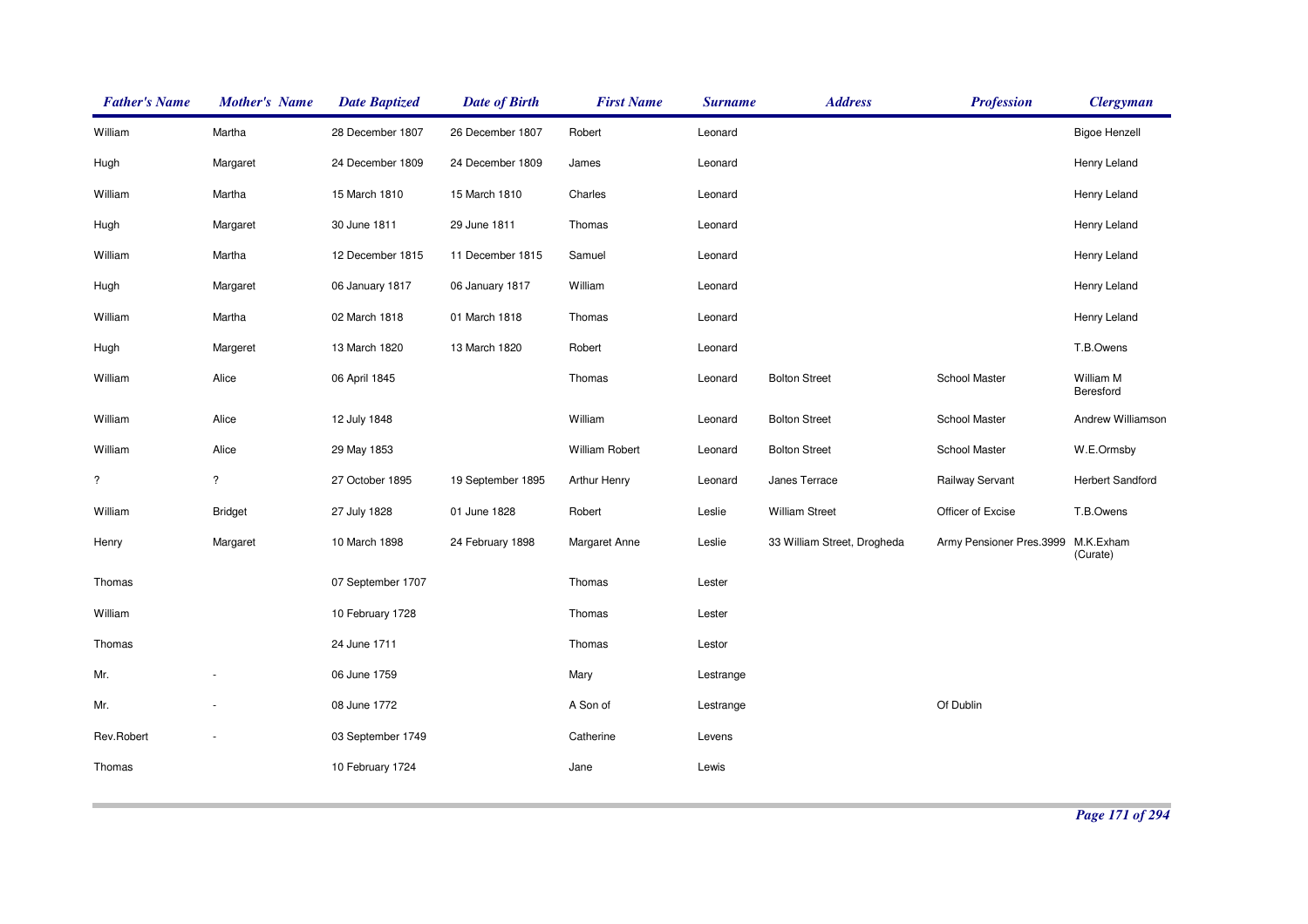| Father's Name | Mother's Name | Date Baptized | Date of Birth | First Name | Surname | Address | Profession | Clergyman |
|---|---|---|---|---|---|---|---|---|
| William | Martha | 28 December 1807 | 26 December 1807 | Robert | Leonard | | | Bigoe Henzell |
| Hugh | Margaret | 24 December 1809 | 24 December 1809 | James | Leonard | | | Henry Leland |
| William | Martha | 15 March 1810 | 15 March 1810 | Charles | Leonard | | | Henry Leland |
| Hugh | Margaret | 30 June 1811 | 29 June 1811 | Thomas | Leonard | | | Henry Leland |
| William | Martha | 12 December 1815 | 11 December 1815 | Samuel | Leonard | | | Henry Leland |
| Hugh | Margaret | 06 January 1817 | 06 January 1817 | William | Leonard | | | Henry Leland |
| William | Martha | 02 March 1818 | 01 March 1818 | Thomas | Leonard | | | Henry Leland |
| Hugh | Margeret | 13 March 1820 | 13 March 1820 | Robert | Leonard | | | T.B.Owens |
| William | Alice | 06 April 1845 | | Thomas | Leonard | Bolton Street | School Master | William M Beresford |
| William | Alice | 12 July 1848 | | William | Leonard | Bolton Street | School Master | Andrew Williamson |
| William | Alice | 29 May 1853 | | William Robert | Leonard | Bolton Street | School Master | W.E.Ormsby |
| ? | ? | 27 October 1895 | 19 September 1895 | Arthur Henry | Leonard | Janes Terrace | Railway Servant | Herbert Sandford |
| William | Bridget | 27 July 1828 | 01 June 1828 | Robert | Leslie | William Street | Officer of Excise | T.B.Owens |
| Henry | Margaret | 10 March 1898 | 24 February 1898 | Margaret Anne | Leslie | 33 William Street, Drogheda | Army Pensioner Pres.3999 | M.K.Exham (Curate) |
| Thomas | | 07 September 1707 | | Thomas | Lester | | | |
| William | | 10 February 1728 | | Thomas | Lester | | | |
| Thomas | | 24 June 1711 | | Thomas | Lestor | | | |
| Mr. | - | 06 June 1759 | | Mary | Lestrange | | | |
| Mr. | - | 08 June 1772 | | A Son of | Lestrange | | Of Dublin | |
| Rev.Robert | - | 03 September 1749 | | Catherine | Levens | | | |
| Thomas | | 10 February 1724 | | Jane | Lewis | | | |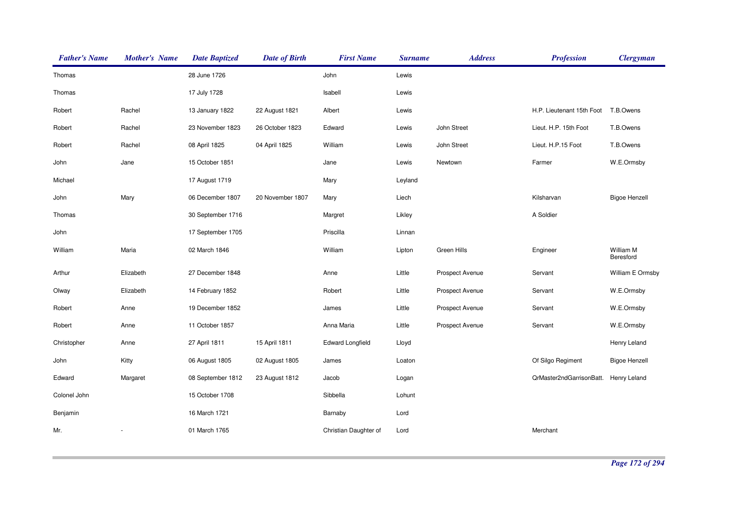| Father's Name | Mother's Name | Date Baptized | Date of Birth | First Name | Surname | Address | Profession | Clergyman |
|---|---|---|---|---|---|---|---|---|
| Thomas | | 28 June 1726 | | John | Lewis | | | |
| Thomas | | 17 July 1728 | | Isabell | Lewis | | | |
| Robert | Rachel | 13 January 1822 | 22 August 1821 | Albert | Lewis | | H.P. Lieutenant 15th Foot | T.B.Owens |
| Robert | Rachel | 23 November 1823 | 26 October 1823 | Edward | Lewis | John Street | Lieut. H.P. 15th Foot | T.B.Owens |
| Robert | Rachel | 08 April 1825 | 04 April 1825 | William | Lewis | John Street | Lieut. H.P.15 Foot | T.B.Owens |
| John | Jane | 15 October 1851 | | Jane | Lewis | Newtown | Farmer | W.E.Ormsby |
| Michael | | 17 August 1719 | | Mary | Leyland | | | |
| John | Mary | 06 December 1807 | 20 November 1807 | Mary | Liech | | Kilsharvan | Bigoe Henzell |
| Thomas | | 30 September 1716 | | Margret | Likley | | A Soldier | |
| John | | 17 September 1705 | | Priscilla | Linnan | | | |
| William | Maria | 02 March 1846 | | William | Lipton | Green Hills | Engineer | William M Beresford |
| Arthur | Elizabeth | 27 December 1848 | | Anne | Little | Prospect Avenue | Servant | William E Ormsby |
| Olway | Elizabeth | 14 February 1852 | | Robert | Little | Prospect Avenue | Servant | W.E.Ormsby |
| Robert | Anne | 19 December 1852 | | James | Little | Prospect Avenue | Servant | W.E.Ormsby |
| Robert | Anne | 11 October 1857 | | Anna Maria | Little | Prospect Avenue | Servant | W.E.Ormsby |
| Christopher | Anne | 27 April 1811 | 15 April 1811 | Edward Longfield | Lloyd | | | Henry Leland |
| John | Kitty | 06 August 1805 | 02 August 1805 | James | Loaton | | Of Silgo Regiment | Bigoe Henzell |
| Edward | Margaret | 08 September 1812 | 23 August 1812 | Jacob | Logan | | QrMaster2ndGarrisonBatt. | Henry Leland |
| Colonel John | | 15 October 1708 | | Sibbella | Lohunt | | | |
| Benjamin | | 16 March 1721 | | Barnaby | Lord | | | |
| Mr. | - | 01 March 1765 | | Christian Daughter of | Lord | | Merchant | |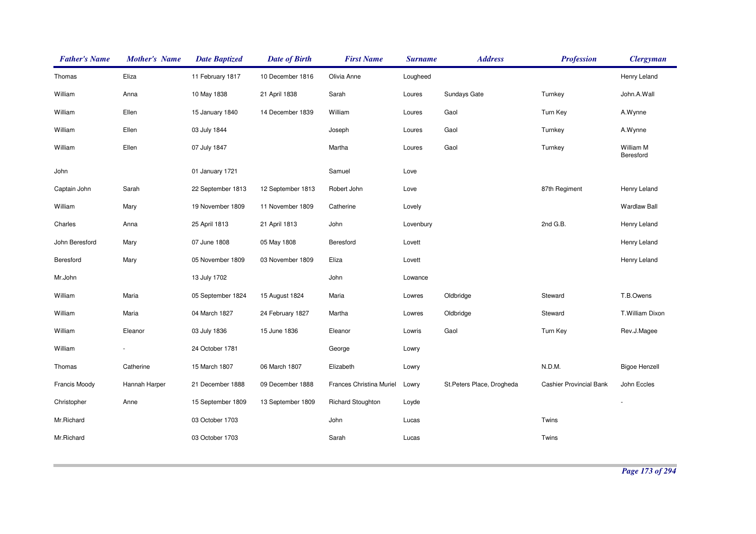| Father's Name | Mother's Name | Date Baptized | Date of Birth | First Name | Surname | Address | Profession | Clergyman |
|---|---|---|---|---|---|---|---|---|
| Thomas | Eliza | 11 February 1817 | 10 December 1816 | Olivia Anne | Lougheed | | | Henry Leland |
| William | Anna | 10 May 1838 | 21 April 1838 | Sarah | Loures | Sundays Gate | Turnkey | John.A.Wall |
| William | Ellen | 15 January 1840 | 14 December 1839 | William | Loures | Gaol | Turn Key | A.Wynne |
| William | Ellen | 03 July 1844 | | Joseph | Loures | Gaol | Turnkey | A.Wynne |
| William | Ellen | 07 July 1847 | | Martha | Loures | Gaol | Turnkey | William M Beresford |
| John | | 01 January 1721 | | Samuel | Love | | | |
| Captain John | Sarah | 22 September 1813 | 12 September 1813 | Robert John | Love | | 87th Regiment | Henry Leland |
| William | Mary | 19 November 1809 | 11 November 1809 | Catherine | Lovely | | | Wardlaw Ball |
| Charles | Anna | 25 April 1813 | 21 April 1813 | John | Lovenbury | | 2nd G.B. | Henry Leland |
| John Beresford | Mary | 07 June 1808 | 05 May 1808 | Beresford | Lovett | | | Henry Leland |
| Beresford | Mary | 05 November 1809 | 03 November 1809 | Eliza | Lovett | | | Henry Leland |
| Mr.John | | 13 July 1702 | | John | Lowance | | | |
| William | Maria | 05 September 1824 | 15 August 1824 | Maria | Lowres | Oldbridge | Steward | T.B.Owens |
| William | Maria | 04 March 1827 | 24 February 1827 | Martha | Lowres | Oldbridge | Steward | T.William Dixon |
| William | Eleanor | 03 July 1836 | 15 June 1836 | Eleanor | Lowris | Gaol | Turn Key | Rev.J.Magee |
| William | - | 24 October 1781 | | George | Lowry | | | |
| Thomas | Catherine | 15 March 1807 | 06 March 1807 | Elizabeth | Lowry | | N.D.M. | Bigoe Henzell |
| Francis Moody | Hannah Harper | 21 December 1888 | 09 December 1888 | Frances Christina Muriel | Lowry | St.Peters Place, Drogheda | Cashier Provincial Bank | John Eccles |
| Christopher | Anne | 15 September 1809 | 13 September 1809 | Richard Stoughton | Loyde | | | - |
| Mr.Richard | | 03 October 1703 | | John | Lucas | | Twins | |
| Mr.Richard | | 03 October 1703 | | Sarah | Lucas | | Twins | |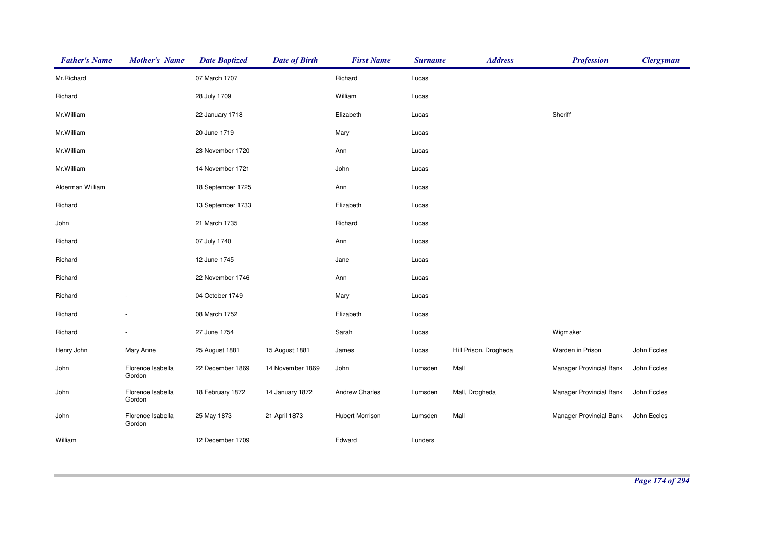| Father's Name | Mother's Name | Date Baptized | Date of Birth | First Name | Surname | Address | Profession | Clergyman |
|---|---|---|---|---|---|---|---|---|
| Mr.Richard | | 07 March 1707 | | Richard | Lucas | | | |
| Richard | | 28 July 1709 | | William | Lucas | | | |
| Mr.William | | 22 January 1718 | | Elizabeth | Lucas | | Sheriff | |
| Mr.William | | 20 June 1719 | | Mary | Lucas | | | |
| Mr.William | | 23 November 1720 | | Ann | Lucas | | | |
| Mr.William | | 14 November 1721 | | John | Lucas | | | |
| Alderman William | | 18 September 1725 | | Ann | Lucas | | | |
| Richard | | 13 September 1733 | | Elizabeth | Lucas | | | |
| John | | 21 March 1735 | | Richard | Lucas | | | |
| Richard | | 07 July 1740 | | Ann | Lucas | | | |
| Richard | | 12 June 1745 | | Jane | Lucas | | | |
| Richard | | 22 November 1746 | | Ann | Lucas | | | |
| Richard | - | 04 October 1749 | | Mary | Lucas | | | |
| Richard | - | 08 March 1752 | | Elizabeth | Lucas | | | |
| Richard | - | 27 June 1754 | | Sarah | Lucas | | Wigmaker | |
| Henry John | Mary Anne | 25 August 1881 | 15 August 1881 | James | Lucas | Hill Prison, Drogheda | Warden in Prison | John Eccles |
| John | Florence Isabella Gordon | 22 December 1869 | 14 November 1869 | John | Lumsden | Mall | Manager Provincial Bank | John Eccles |
| John | Florence Isabella Gordon | 18 February 1872 | 14 January 1872 | Andrew Charles | Lumsden | Mall, Drogheda | Manager Provincial Bank | John Eccles |
| John | Florence Isabella Gordon | 25 May 1873 | 21 April 1873 | Hubert Morrison | Lumsden | Mall | Manager Provincial Bank | John Eccles |
| William | | 12 December 1709 | | Edward | Lunders | | | |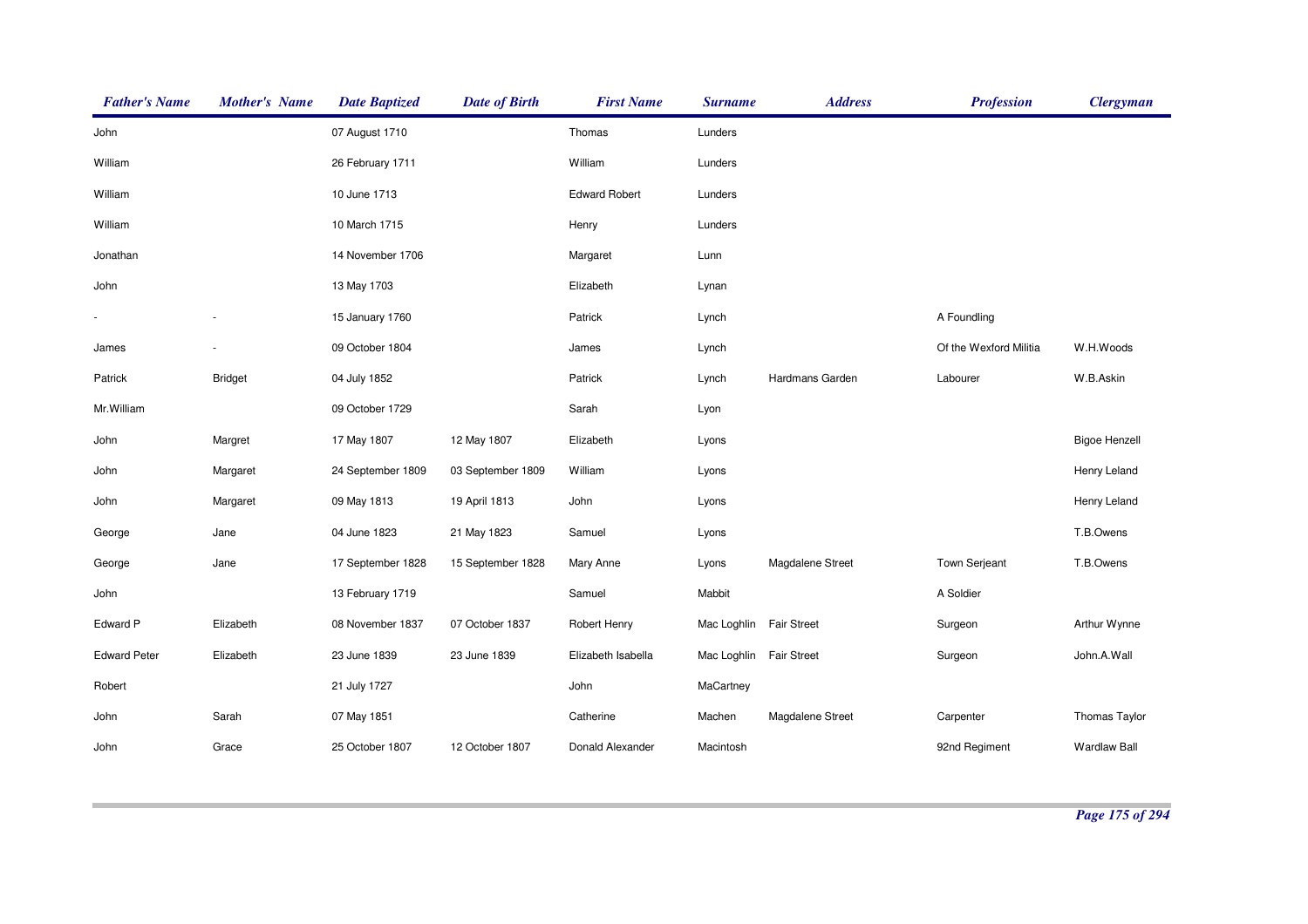| Father's Name | Mother's Name | Date Baptized | Date of Birth | First Name | Surname | Address | Profession | Clergyman |
|---|---|---|---|---|---|---|---|---|
| John | | 07 August 1710 | | Thomas | Lunders | | | |
| William | | 26 February 1711 | | William | Lunders | | | |
| William | | 10 June 1713 | | Edward Robert | Lunders | | | |
| William | | 10 March 1715 | | Henry | Lunders | | | |
| Jonathan | | 14 November 1706 | | Margaret | Lunn | | | |
| John | | 13 May 1703 | | Elizabeth | Lynan | | | |
| - | - | 15 January 1760 | | Patrick | Lynch | | A Foundling | |
| James | - | 09 October 1804 | | James | Lynch | | Of the Wexford Militia | W.H.Woods |
| Patrick | Bridget | 04 July 1852 | | Patrick | Lynch | Hardmans Garden | Labourer | W.B.Askin |
| Mr.William | | 09 October 1729 | | Sarah | Lyon | | | |
| John | Margret | 17 May 1807 | 12 May 1807 | Elizabeth | Lyons | | | Bigoe Henzell |
| John | Margaret | 24 September 1809 | 03 September 1809 | William | Lyons | | | Henry Leland |
| John | Margaret | 09 May 1813 | 19 April 1813 | John | Lyons | | | Henry Leland |
| George | Jane | 04 June 1823 | 21 May 1823 | Samuel | Lyons | | | T.B.Owens |
| George | Jane | 17 September 1828 | 15 September 1828 | Mary Anne | Lyons | Magdalene Street | Town Serjeant | T.B.Owens |
| John | | 13 February 1719 | | Samuel | Mabbit | | A Soldier | |
| Edward P | Elizabeth | 08 November 1837 | 07 October 1837 | Robert Henry | Mac Loghlin | Fair Street | Surgeon | Arthur Wynne |
| Edward Peter | Elizabeth | 23 June 1839 | 23 June 1839 | Elizabeth Isabella | Mac Loghlin | Fair Street | Surgeon | John.A.Wall |
| Robert | | 21 July 1727 | | John | MaCartney | | | |
| John | Sarah | 07 May 1851 | | Catherine | Machen | Magdalene Street | Carpenter | Thomas Taylor |
| John | Grace | 25 October 1807 | 12 October 1807 | Donald Alexander | Macintosh | | 92nd Regiment | Wardlaw Ball |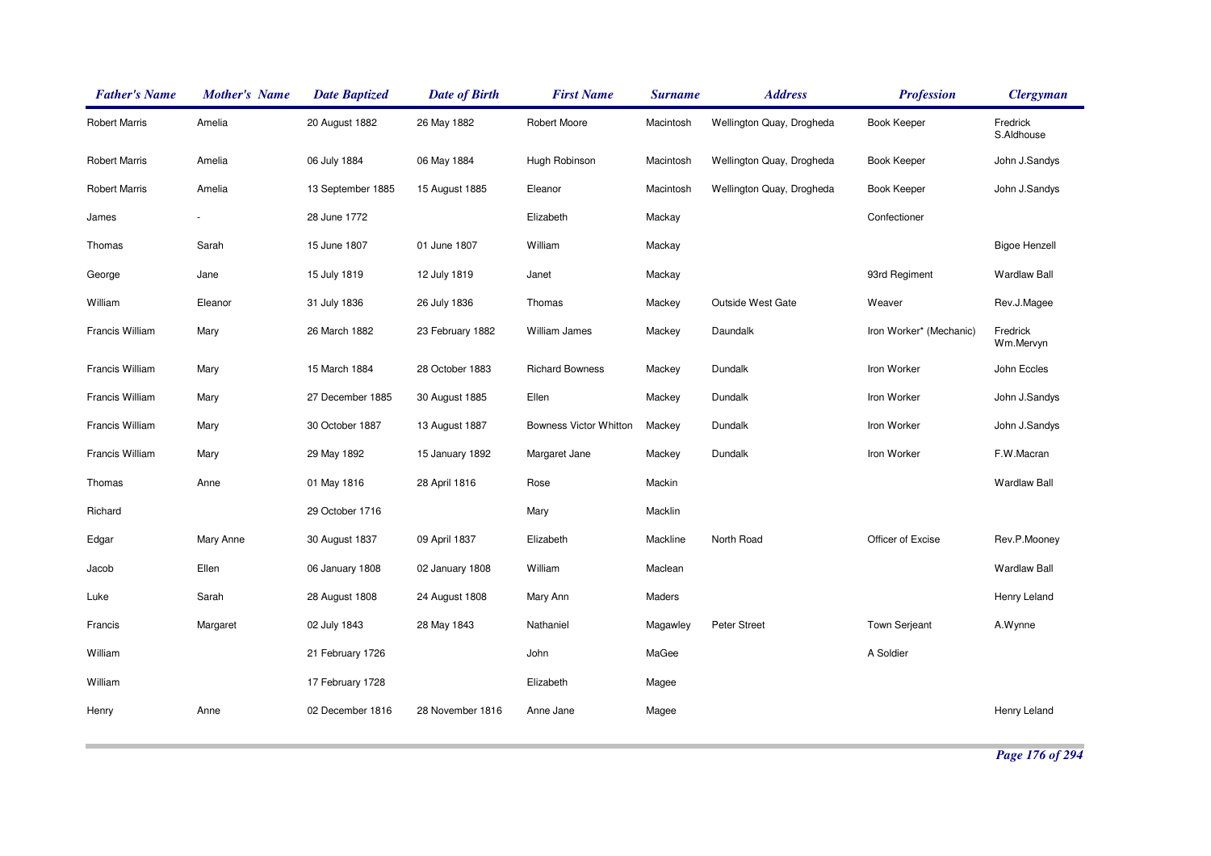| Father's Name | Mother's Name | Date Baptized | Date of Birth | First Name | Surname | Address | Profession | Clergyman |
|---|---|---|---|---|---|---|---|---|
| Robert Marris | Amelia | 20 August 1882 | 26 May 1882 | Robert Moore | Macintosh | Wellington Quay, Drogheda | Book Keeper | Fredrick S.Aldhouse |
| Robert Marris | Amelia | 06 July 1884 | 06 May 1884 | Hugh Robinson | Macintosh | Wellington Quay, Drogheda | Book Keeper | John J.Sandys |
| Robert Marris | Amelia | 13 September 1885 | 15 August 1885 | Eleanor | Macintosh | Wellington Quay, Drogheda | Book Keeper | John J.Sandys |
| James | - | 28 June 1772 | | Elizabeth | Mackay | | Confectioner | |
| Thomas | Sarah | 15 June 1807 | 01 June 1807 | William | Mackay | | | Bigoe Henzell |
| George | Jane | 15 July 1819 | 12 July 1819 | Janet | Mackay | | 93rd Regiment | Wardlaw Ball |
| William | Eleanor | 31 July 1836 | 26 July 1836 | Thomas | Mackey | Outside West Gate | Weaver | Rev.J.Magee |
| Francis William | Mary | 26 March 1882 | 23 February 1882 | William James | Mackey | Daundalk | Iron Worker* (Mechanic) | Fredrick Wm.Mervyn |
| Francis William | Mary | 15 March 1884 | 28 October 1883 | Richard Bowness | Mackey | Dundalk | Iron Worker | John Eccles |
| Francis William | Mary | 27 December 1885 | 30 August 1885 | Ellen | Mackey | Dundalk | Iron Worker | John J.Sandys |
| Francis William | Mary | 30 October 1887 | 13 August 1887 | Bowness Victor Whitton | Mackey | Dundalk | Iron Worker | John J.Sandys |
| Francis William | Mary | 29 May 1892 | 15 January 1892 | Margaret Jane | Mackey | Dundalk | Iron Worker | F.W.Macran |
| Thomas | Anne | 01 May 1816 | 28 April 1816 | Rose | Mackin | | | Wardlaw Ball |
| Richard | | 29 October 1716 | | Mary | Macklin | | | |
| Edgar | Mary Anne | 30 August 1837 | 09 April 1837 | Elizabeth | Mackline | North Road | Officer of Excise | Rev.P.Mooney |
| Jacob | Ellen | 06 January 1808 | 02 January 1808 | William | Maclean | | | Wardlaw Ball |
| Luke | Sarah | 28 August 1808 | 24 August 1808 | Mary Ann | Maders | | | Henry Leland |
| Francis | Margaret | 02 July 1843 | 28 May 1843 | Nathaniel | Magawley | Peter Street | Town Serjeant | A.Wynne |
| William | | 21 February 1726 | | John | MaGee | | A Soldier | |
| William | | 17 February 1728 | | Elizabeth | Magee | | | |
| Henry | Anne | 02 December 1816 | 28 November 1816 | Anne Jane | Magee | | | Henry Leland |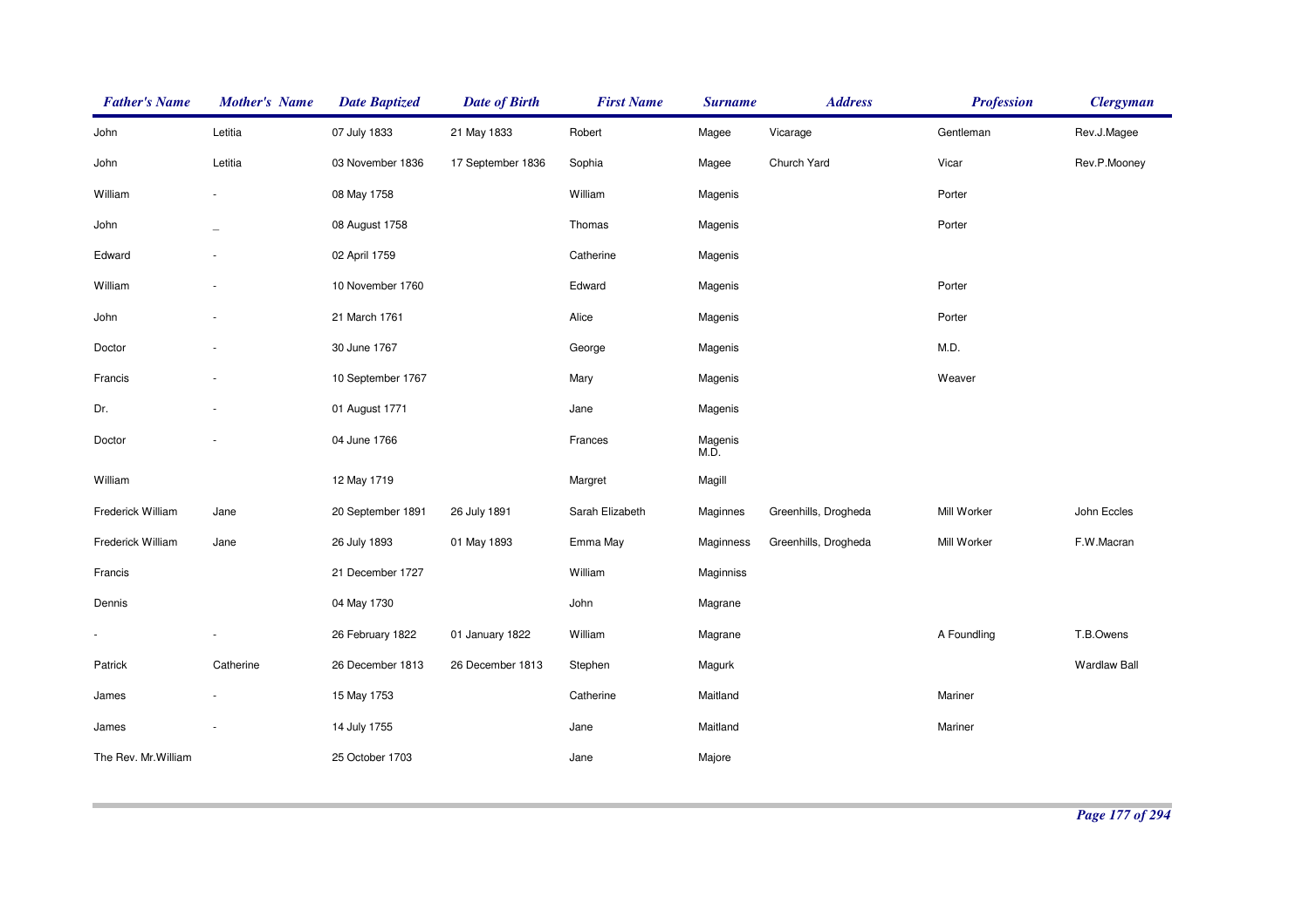| Father's Name | Mother's Name | Date Baptized | Date of Birth | First Name | Surname | Address | Profession | Clergyman |
|---|---|---|---|---|---|---|---|---|
| John | Letitia | 07 July 1833 | 21 May 1833 | Robert | Magee | Vicarage | Gentleman | Rev.J.Magee |
| John | Letitia | 03 November 1836 | 17 September 1836 | Sophia | Magee | Church Yard | Vicar | Rev.P.Mooney |
| William | - | 08 May 1758 | | William | Magenis | | Porter | |
| John | _ | 08 August 1758 | | Thomas | Magenis | | Porter | |
| Edward | - | 02 April 1759 | | Catherine | Magenis | | | |
| William | - | 10 November 1760 | | Edward | Magenis | | Porter | |
| John | - | 21 March 1761 | | Alice | Magenis | | Porter | |
| Doctor | - | 30 June 1767 | | George | Magenis | | M.D. | |
| Francis | - | 10 September 1767 | | Mary | Magenis | | Weaver | |
| Dr. | - | 01 August 1771 | | Jane | Magenis | | | |
| Doctor | - | 04 June 1766 | | Frances | Magenis M.D. | | | |
| William | | 12 May 1719 | | Margret | Magill | | | |
| Frederick William | Jane | 20 September 1891 | 26 July 1891 | Sarah Elizabeth | Maginnes | Greenhills, Drogheda | Mill Worker | John Eccles |
| Frederick William | Jane | 26 July 1893 | 01 May 1893 | Emma May | Maginness | Greenhills, Drogheda | Mill Worker | F.W.Macran |
| Francis | | 21 December 1727 | | William | Maginniss | | | |
| Dennis | | 04 May 1730 | | John | Magrane | | | |
| - | - | 26 February 1822 | 01 January 1822 | William | Magrane | | A Foundling | T.B.Owens |
| Patrick | Catherine | 26 December 1813 | 26 December 1813 | Stephen | Magurk | | | Wardlaw Ball |
| James | - | 15 May 1753 | | Catherine | Maitland | | Mariner | |
| James | - | 14 July 1755 | | Jane | Maitland | | Mariner | |
| The Rev. Mr.William | | 25 October 1703 | | Jane | Majore | | | |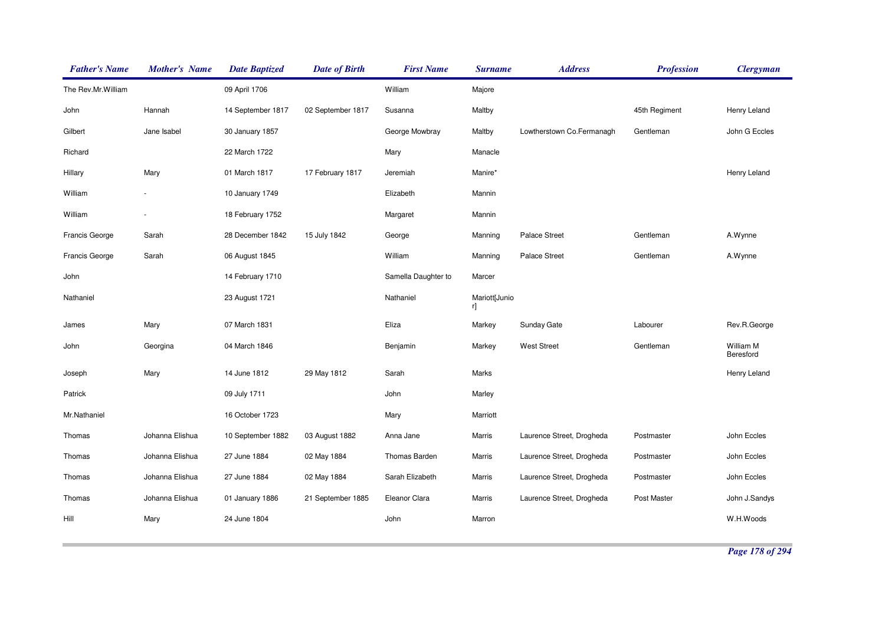| Father's Name | Mother's Name | Date Baptized | Date of Birth | First Name | Surname | Address | Profession | Clergyman |
|---|---|---|---|---|---|---|---|---|
| The Rev.Mr.William | | 09 April 1706 | | William | Majore | | | |
| John | Hannah | 14 September 1817 | 02 September 1817 | Susanna | Maltby | | 45th Regiment | Henry Leland |
| Gilbert | Jane Isabel | 30 January 1857 | | George Mowbray | Maltby | Lowtherstown Co.Fermanagh | Gentleman | John G Eccles |
| Richard | | 22 March 1722 | | Mary | Manacle | | | |
| Hillary | Mary | 01 March 1817 | 17 February 1817 | Jeremiah | Manire* | | | Henry Leland |
| William | - | 10 January 1749 | | Elizabeth | Mannin | | | |
| William | - | 18 February 1752 | | Margaret | Mannin | | | |
| Francis George | Sarah | 28 December 1842 | 15 July 1842 | George | Manning | Palace Street | Gentleman | A.Wynne |
| Francis George | Sarah | 06 August 1845 | | William | Manning | Palace Street | Gentleman | A.Wynne |
| John | | 14 February 1710 | | Samella Daughter to | Marcer | | | |
| Nathaniel | | 23 August 1721 | | Nathaniel | Mariott[Junior] | | | |
| James | Mary | 07 March 1831 | | Eliza | Markey | Sunday Gate | Labourer | Rev.R.George |
| John | Georgina | 04 March 1846 | | Benjamin | Markey | West Street | Gentleman | William M Beresford |
| Joseph | Mary | 14 June 1812 | 29 May 1812 | Sarah | Marks | | | Henry Leland |
| Patrick | | 09 July 1711 | | John | Marley | | | |
| Mr.Nathaniel | | 16 October 1723 | | Mary | Marriott | | | |
| Thomas | Johanna Elishua | 10 September 1882 | 03 August 1882 | Anna Jane | Marris | Laurence Street, Drogheda | Postmaster | John Eccles |
| Thomas | Johanna Elishua | 27 June 1884 | 02 May 1884 | Thomas Barden | Marris | Laurence Street, Drogheda | Postmaster | John Eccles |
| Thomas | Johanna Elishua | 27 June 1884 | 02 May 1884 | Sarah Elizabeth | Marris | Laurence Street, Drogheda | Postmaster | John Eccles |
| Thomas | Johanna Elishua | 01 January 1886 | 21 September 1885 | Eleanor Clara | Marris | Laurence Street, Drogheda | Post Master | John J.Sandys |
| Hill | Mary | 24 June 1804 | | John | Marron | | | W.H.Woods |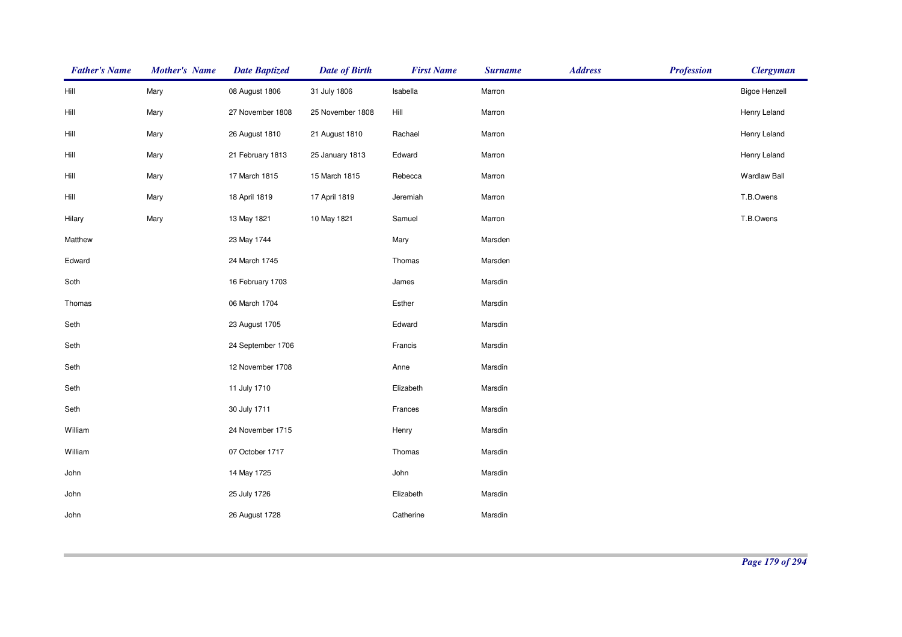| Father's Name | Mother's Name | Date Baptized | Date of Birth | First Name | Surname | Address | Profession | Clergyman |
|---|---|---|---|---|---|---|---|---|
| Hill | Mary | 08 August 1806 | 31 July 1806 | Isabella | Marron | | | Bigoe Henzell |
| Hill | Mary | 27 November 1808 | 25 November 1808 | Hill | Marron | | | Henry Leland |
| Hill | Mary | 26 August 1810 | 21 August 1810 | Rachael | Marron | | | Henry Leland |
| Hill | Mary | 21 February 1813 | 25 January 1813 | Edward | Marron | | | Henry Leland |
| Hill | Mary | 17 March 1815 | 15 March 1815 | Rebecca | Marron | | | Wardlaw Ball |
| Hill | Mary | 18 April 1819 | 17 April 1819 | Jeremiah | Marron | | | T.B.Owens |
| Hilary | Mary | 13 May 1821 | 10 May 1821 | Samuel | Marron | | | T.B.Owens |
| Matthew | | 23 May 1744 | | Mary | Marsden | | | |
| Edward | | 24 March 1745 | | Thomas | Marsden | | | |
| Soth | | 16 February 1703 | | James | Marsdin | | | |
| Thomas | | 06 March 1704 | | Esther | Marsdin | | | |
| Seth | | 23 August 1705 | | Edward | Marsdin | | | |
| Seth | | 24 September 1706 | | Francis | Marsdin | | | |
| Seth | | 12 November 1708 | | Anne | Marsdin | | | |
| Seth | | 11 July 1710 | | Elizabeth | Marsdin | | | |
| Seth | | 30 July 1711 | | Frances | Marsdin | | | |
| William | | 24 November 1715 | | Henry | Marsdin | | | |
| William | | 07 October 1717 | | Thomas | Marsdin | | | |
| John | | 14 May 1725 | | John | Marsdin | | | |
| John | | 25 July 1726 | | Elizabeth | Marsdin | | | |
| John | | 26 August 1728 | | Catherine | Marsdin | | | |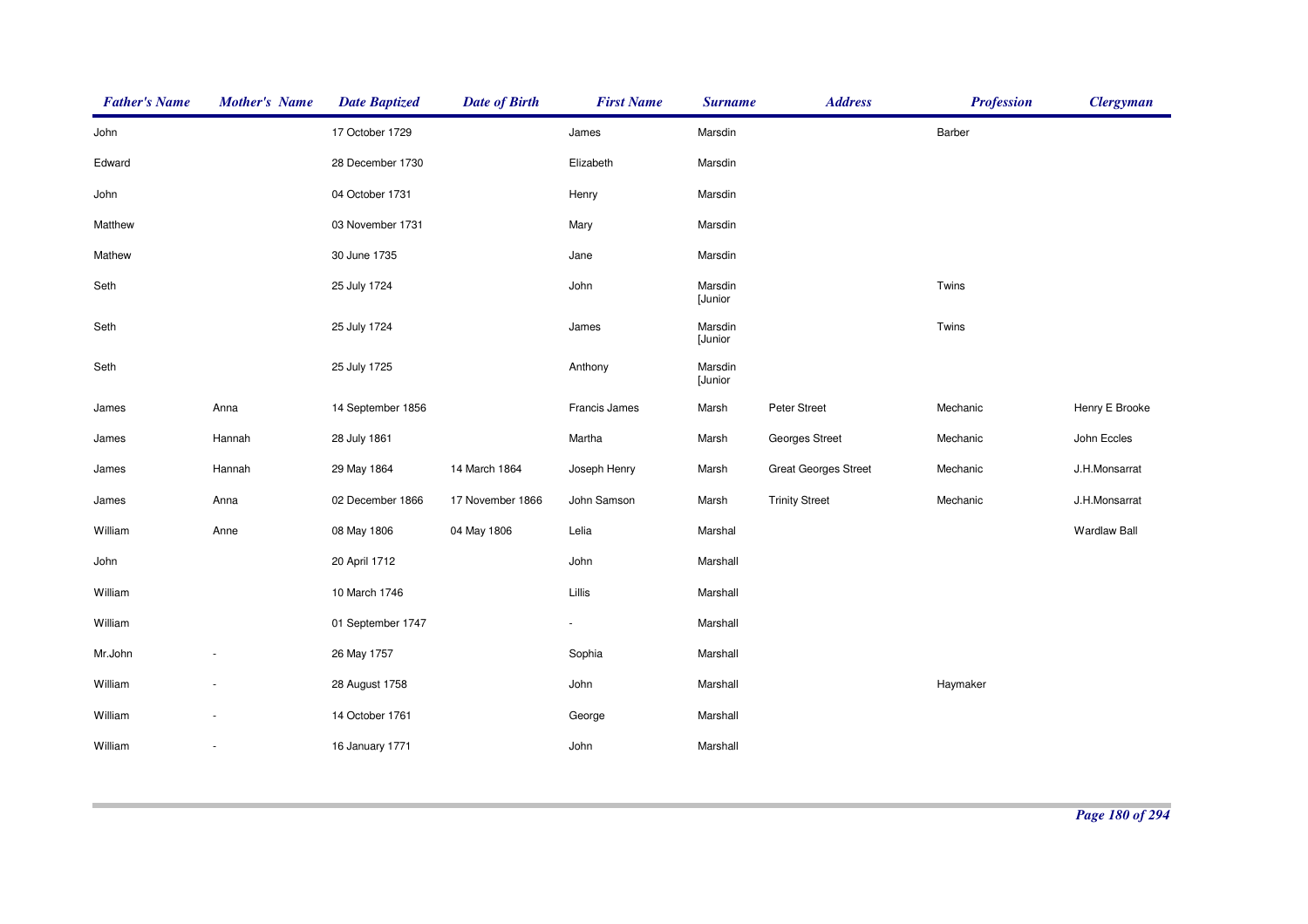| Father's Name | Mother's Name | Date Baptized | Date of Birth | First Name | Surname | Address | Profession | Clergyman |
|---|---|---|---|---|---|---|---|---|
| John | | 17 October 1729 | | James | Marsdin | | Barber | |
| Edward | | 28 December 1730 | | Elizabeth | Marsdin | | | |
| John | | 04 October 1731 | | Henry | Marsdin | | | |
| Matthew | | 03 November 1731 | | Mary | Marsdin | | | |
| Mathew | | 30 June 1735 | | Jane | Marsdin | | | |
| Seth | | 25 July 1724 | | John | Marsdin [Junior | | Twins | |
| Seth | | 25 July 1724 | | James | Marsdin [Junior | | Twins | |
| Seth | | 25 July 1725 | | Anthony | Marsdin [Junior | | | |
| James | Anna | 14 September 1856 | | Francis James | Marsh | Peter Street | Mechanic | Henry E Brooke |
| James | Hannah | 28 July 1861 | | Martha | Marsh | Georges Street | Mechanic | John Eccles |
| James | Hannah | 29 May 1864 | 14 March 1864 | Joseph Henry | Marsh | Great Georges Street | Mechanic | J.H.Monsarrat |
| James | Anna | 02 December 1866 | 17 November 1866 | John Samson | Marsh | Trinity Street | Mechanic | J.H.Monsarrat |
| William | Anne | 08 May 1806 | 04 May 1806 | Lelia | Marshal | | | Wardlaw Ball |
| John | | 20 April 1712 | | John | Marshall | | | |
| William | | 10 March 1746 | | Lillis | Marshall | | | |
| William | | 01 September 1747 | | - | Marshall | | | |
| Mr.John | - | 26 May 1757 | | Sophia | Marshall | | | |
| William | - | 28 August 1758 | | John | Marshall | | Haymaker | |
| William | - | 14 October 1761 | | George | Marshall | | | |
| William | - | 16 January 1771 | | John | Marshall | | | |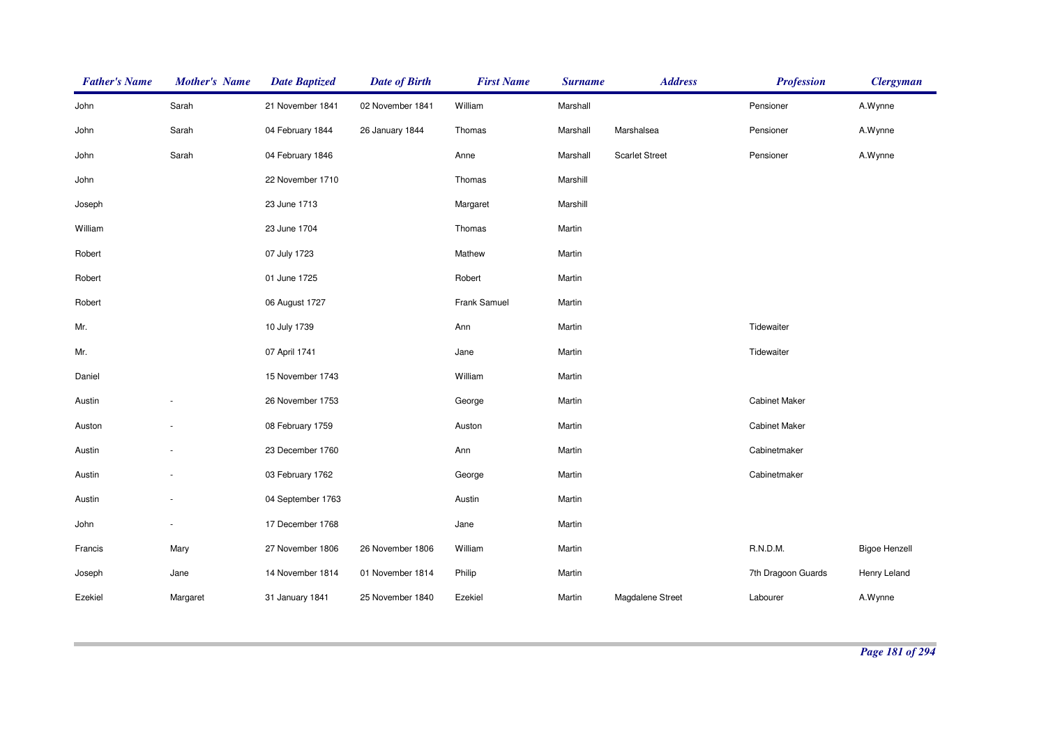| Father's Name | Mother's Name | Date Baptized | Date of Birth | First Name | Surname | Address | Profession | Clergyman |
|---|---|---|---|---|---|---|---|---|
| John | Sarah | 21 November 1841 | 02 November 1841 | William | Marshall | | Pensioner | A.Wynne |
| John | Sarah | 04 February 1844 | 26 January 1844 | Thomas | Marshall | Marshalsea | Pensioner | A.Wynne |
| John | Sarah | 04 February 1846 | | Anne | Marshall | Scarlet Street | Pensioner | A.Wynne |
| John | | 22 November 1710 | | Thomas | Marshill | | | |
| Joseph | | 23 June 1713 | | Margaret | Marshill | | | |
| William | | 23 June 1704 | | Thomas | Martin | | | |
| Robert | | 07 July 1723 | | Mathew | Martin | | | |
| Robert | | 01 June 1725 | | Robert | Martin | | | |
| Robert | | 06 August 1727 | | Frank Samuel | Martin | | | |
| Mr. | | 10 July 1739 | | Ann | Martin | | Tidewaiter | |
| Mr. | | 07 April 1741 | | Jane | Martin | | Tidewaiter | |
| Daniel | | 15 November 1743 | | William | Martin | | | |
| Austin | - | 26 November 1753 | | George | Martin | | Cabinet Maker | |
| Auston | - | 08 February 1759 | | Auston | Martin | | Cabinet Maker | |
| Austin | - | 23 December 1760 | | Ann | Martin | | Cabinetmaker | |
| Austin | - | 03 February 1762 | | George | Martin | | Cabinetmaker | |
| Austin | - | 04 September 1763 | | Austin | Martin | | | |
| John | - | 17 December 1768 | | Jane | Martin | | | |
| Francis | Mary | 27 November 1806 | 26 November 1806 | William | Martin | | R.N.D.M. | Bigoe Henzell |
| Joseph | Jane | 14 November 1814 | 01 November 1814 | Philip | Martin | | 7th Dragoon Guards | Henry Leland |
| Ezekiel | Margaret | 31 January 1841 | 25 November 1840 | Ezekiel | Martin | Magdalene Street | Labourer | A.Wynne |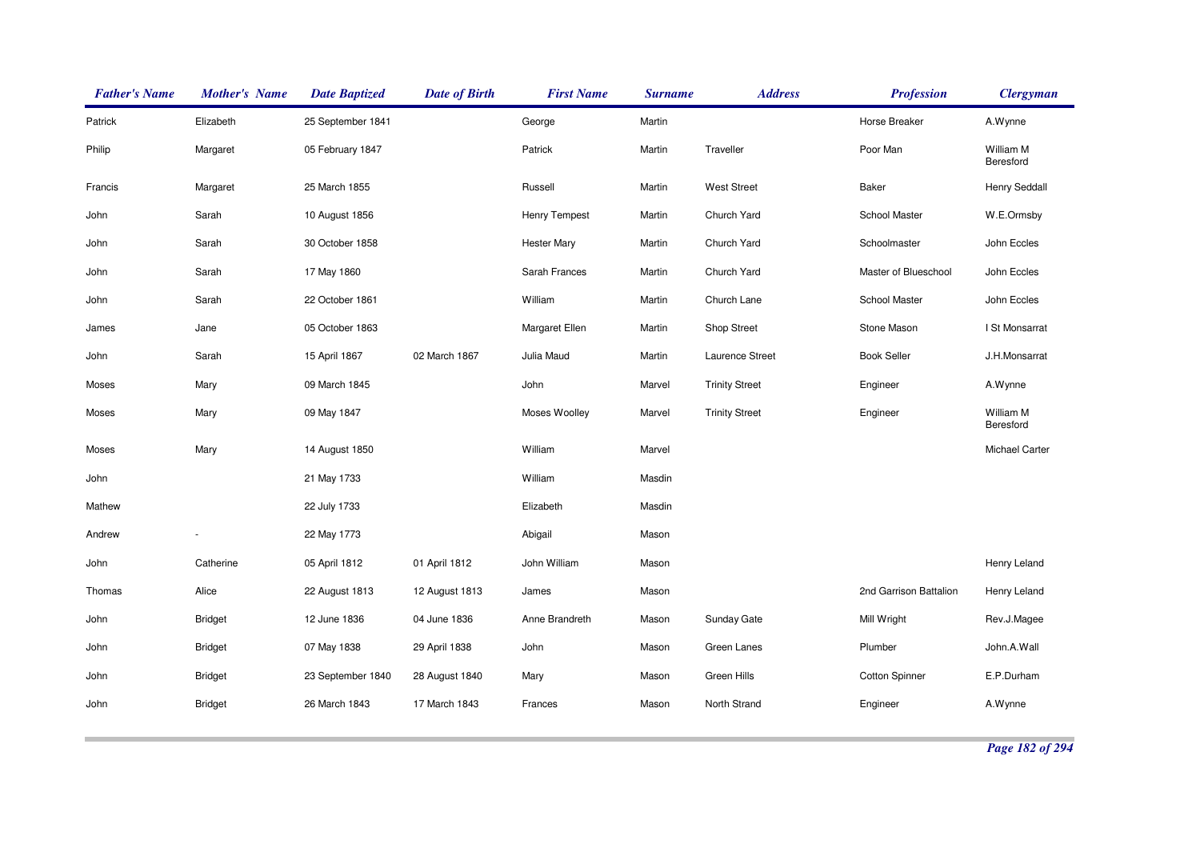| Father's Name | Mother's Name | Date Baptized | Date of Birth | First Name | Surname | Address | Profession | Clergyman |
|---|---|---|---|---|---|---|---|---|
| Patrick | Elizabeth | 25 September 1841 | | George | Martin | | Horse Breaker | A.Wynne |
| Philip | Margaret | 05 February 1847 | | Patrick | Martin | Traveller | Poor Man | William M Beresford |
| Francis | Margaret | 25 March 1855 | | Russell | Martin | West Street | Baker | Henry Seddall |
| John | Sarah | 10 August 1856 | | Henry Tempest | Martin | Church Yard | School Master | W.E.Ormsby |
| John | Sarah | 30 October 1858 | | Hester Mary | Martin | Church Yard | Schoolmaster | John Eccles |
| John | Sarah | 17 May 1860 | | Sarah Frances | Martin | Church Yard | Master of Blueschool | John Eccles |
| John | Sarah | 22 October 1861 | | William | Martin | Church Lane | School Master | John Eccles |
| James | Jane | 05 October 1863 | | Margaret Ellen | Martin | Shop Street | Stone Mason | I St Monsarrat |
| John | Sarah | 15 April 1867 | 02 March 1867 | Julia Maud | Martin | Laurence Street | Book Seller | J.H.Monsarrat |
| Moses | Mary | 09 March 1845 | | John | Marvel | Trinity Street | Engineer | A.Wynne |
| Moses | Mary | 09 May 1847 | | Moses Woolley | Marvel | Trinity Street | Engineer | William M Beresford |
| Moses | Mary | 14 August 1850 | | William | Marvel | | | Michael Carter |
| John | | 21 May 1733 | | William | Masdin | | | |
| Mathew | | 22 July 1733 | | Elizabeth | Masdin | | | |
| Andrew | - | 22 May 1773 | | Abigail | Mason | | | |
| John | Catherine | 05 April 1812 | 01 April 1812 | John William | Mason | | | Henry Leland |
| Thomas | Alice | 22 August 1813 | 12 August 1813 | James | Mason | | 2nd Garrison Battalion | Henry Leland |
| John | Bridget | 12 June 1836 | 04 June 1836 | Anne Brandreth | Mason | Sunday Gate | Mill Wright | Rev.J.Magee |
| John | Bridget | 07 May 1838 | 29 April 1838 | John | Mason | Green Lanes | Plumber | John.A.Wall |
| John | Bridget | 23 September 1840 | 28 August 1840 | Mary | Mason | Green Hills | Cotton Spinner | E.P.Durham |
| John | Bridget | 26 March 1843 | 17 March 1843 | Frances | Mason | North Strand | Engineer | A.Wynne |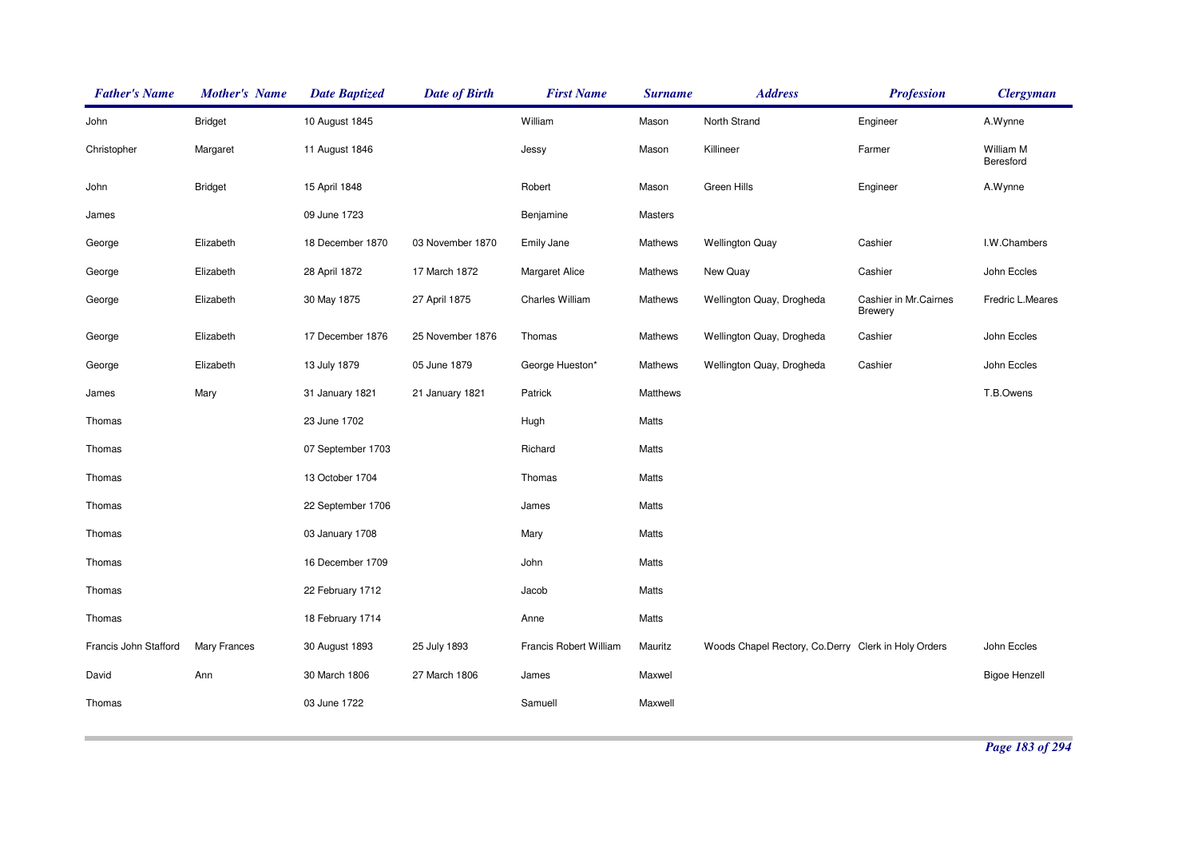| Father's Name | Mother's Name | Date Baptized | Date of Birth | First Name | Surname | Address | Profession | Clergyman |
|---|---|---|---|---|---|---|---|---|
| John | Bridget | 10 August 1845 | | William | Mason | North Strand | Engineer | A.Wynne |
| Christopher | Margaret | 11 August 1846 | | Jessy | Mason | Killineer | Farmer | William M Beresford |
| John | Bridget | 15 April 1848 | | Robert | Mason | Green Hills | Engineer | A.Wynne |
| James | | 09 June 1723 | | Benjamine | Masters | | | |
| George | Elizabeth | 18 December 1870 | 03 November 1870 | Emily Jane | Mathews | Wellington Quay | Cashier | I.W.Chambers |
| George | Elizabeth | 28 April 1872 | 17 March 1872 | Margaret Alice | Mathews | New Quay | Cashier | John Eccles |
| George | Elizabeth | 30 May 1875 | 27 April 1875 | Charles William | Mathews | Wellington Quay, Drogheda | Cashier in Mr.Cairnes Brewery | Fredric L.Meares |
| George | Elizabeth | 17 December 1876 | 25 November 1876 | Thomas | Mathews | Wellington Quay, Drogheda | Cashier | John Eccles |
| George | Elizabeth | 13 July 1879 | 05 June 1879 | George Hueston* | Mathews | Wellington Quay, Drogheda | Cashier | John Eccles |
| James | Mary | 31 January 1821 | 21 January 1821 | Patrick | Matthews | | | T.B.Owens |
| Thomas | | 23 June 1702 | | Hugh | Matts | | | |
| Thomas | | 07 September 1703 | | Richard | Matts | | | |
| Thomas | | 13 October 1704 | | Thomas | Matts | | | |
| Thomas | | 22 September 1706 | | James | Matts | | | |
| Thomas | | 03 January 1708 | | Mary | Matts | | | |
| Thomas | | 16 December 1709 | | John | Matts | | | |
| Thomas | | 22 February 1712 | | Jacob | Matts | | | |
| Thomas | | 18 February 1714 | | Anne | Matts | | | |
| Francis John Stafford | Mary Frances | 30 August 1893 | 25 July 1893 | Francis Robert William | Mauritz | Woods Chapel Rectory, Co.Derry | Clerk in Holy Orders | John Eccles |
| David | Ann | 30 March 1806 | 27 March 1806 | James | Maxwel | | | Bigoe Henzell |
| Thomas | | 03 June 1722 | | Samuell | Maxwell | | | |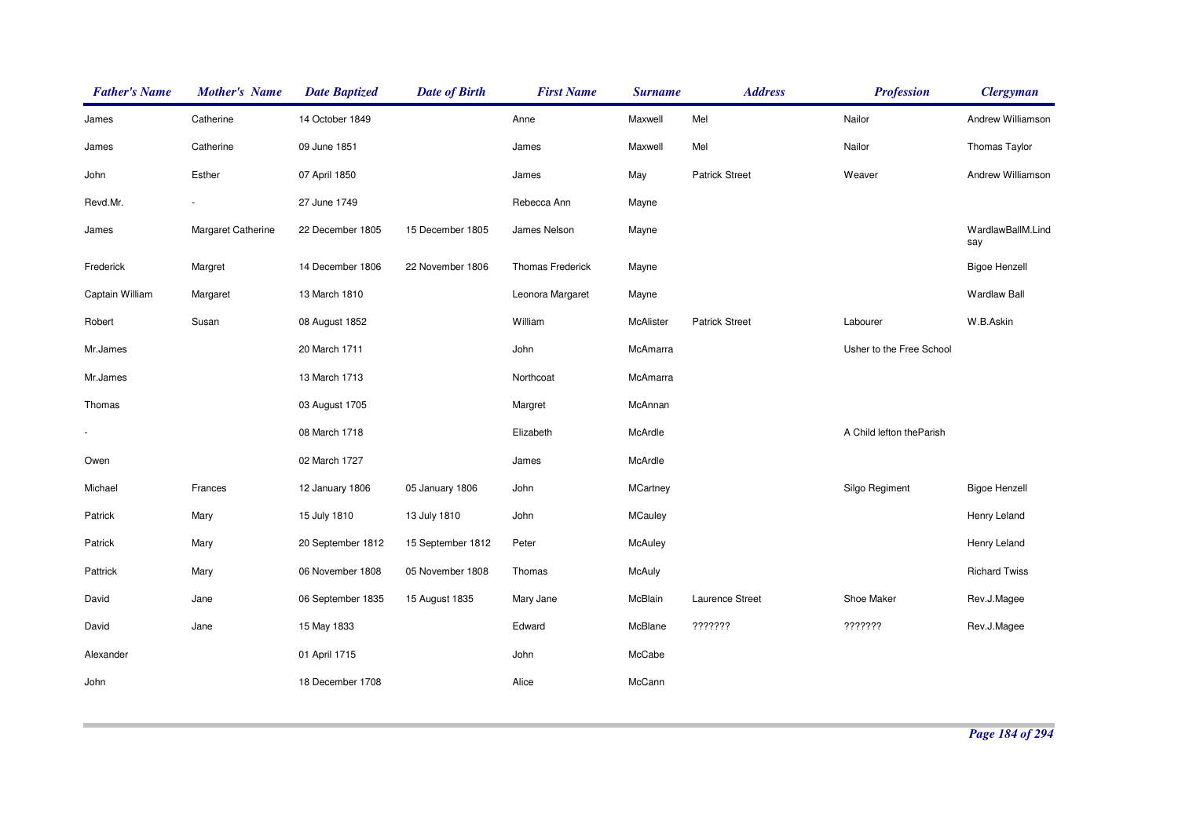| Father's Name | Mother's Name | Date Baptized | Date of Birth | First Name | Surname | Address | Profession | Clergyman |
|---|---|---|---|---|---|---|---|---|
| James | Catherine | 14 October 1849 | | Anne | Maxwell | Mel | Nailor | Andrew Williamson |
| James | Catherine | 09 June 1851 | | James | Maxwell | Mel | Nailor | Thomas Taylor |
| John | Esther | 07 April 1850 | | James | May | Patrick Street | Weaver | Andrew Williamson |
| Revd.Mr. | - | 27 June 1749 | | Rebecca Ann | Mayne | | | |
| James | Margaret Catherine | 22 December 1805 | 15 December 1805 | James Nelson | Mayne | | | WardlawBallM.Lindsay |
| Frederick | Margret | 14 December 1806 | 22 November 1806 | Thomas Frederick | Mayne | | | Bigoe Henzell |
| Captain William | Margaret | 13 March 1810 | | Leonora Margaret | Mayne | | | Wardlaw Ball |
| Robert | Susan | 08 August 1852 | | William | McAlister | Patrick Street | Labourer | W.B.Askin |
| Mr.James | | 20 March 1711 | | John | McAmarra | | Usher to the Free School | |
| Mr.James | | 13 March 1713 | | Northcoat | McAmarra | | | |
| Thomas | | 03 August 1705 | | Margret | McAnnan | | | |
| - | | 08 March 1718 | | Elizabeth | McArdle | | A Child lefton theParish | |
| Owen | | 02 March 1727 | | James | McArdle | | | |
| Michael | Frances | 12 January 1806 | 05 January 1806 | John | MCartney | | Silgo Regiment | Bigoe Henzell |
| Patrick | Mary | 15 July 1810 | 13 July 1810 | John | MCauley | | | Henry Leland |
| Patrick | Mary | 20 September 1812 | 15 September 1812 | Peter | McAuley | | | Henry Leland |
| Pattrick | Mary | 06 November 1808 | 05 November 1808 | Thomas | McAuly | | | Richard Twiss |
| David | Jane | 06 September 1835 | 15 August 1835 | Mary Jane | McBlain | Laurence Street | Shoe Maker | Rev.J.Magee |
| David | Jane | 15 May 1833 | | Edward | McBlane | ??????? | ??????? | Rev.J.Magee |
| Alexander | | 01 April 1715 | | John | McCabe | | | |
| John | | 18 December 1708 | | Alice | McCann | | | |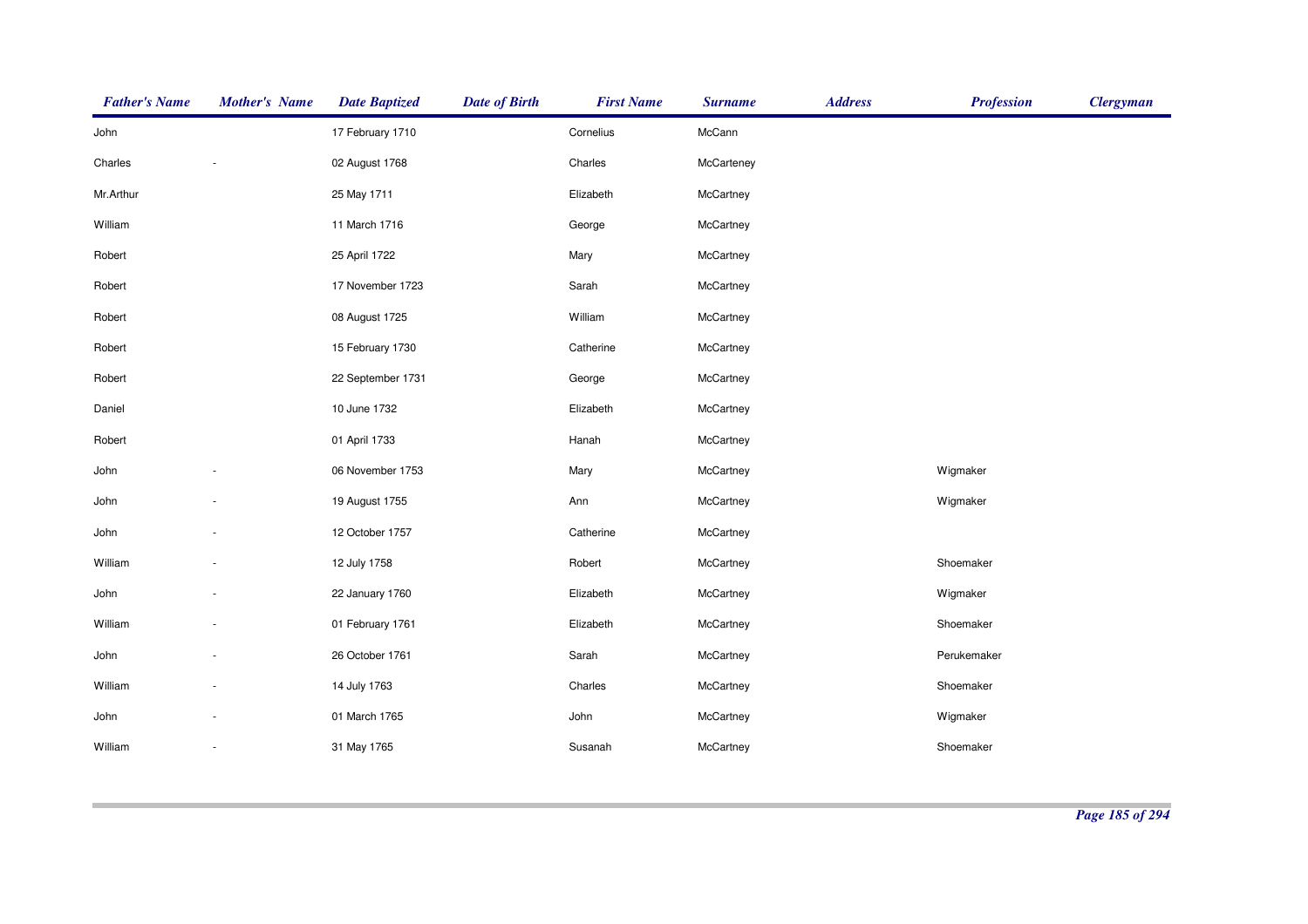| Father's Name | Mother's Name | Date Baptized | Date of Birth | First Name | Surname | Address | Profession | Clergyman |
|---|---|---|---|---|---|---|---|---|
| John | | 17 February 1710 | | Cornelius | McCann | | | |
| Charles | - | 02 August 1768 | | Charles | McCarteney | | | |
| Mr.Arthur | | 25 May 1711 | | Elizabeth | McCartney | | | |
| William | | 11 March 1716 | | George | McCartney | | | |
| Robert | | 25 April 1722 | | Mary | McCartney | | | |
| Robert | | 17 November 1723 | | Sarah | McCartney | | | |
| Robert | | 08 August 1725 | | William | McCartney | | | |
| Robert | | 15 February 1730 | | Catherine | McCartney | | | |
| Robert | | 22 September 1731 | | George | McCartney | | | |
| Daniel | | 10 June 1732 | | Elizabeth | McCartney | | | |
| Robert | | 01 April 1733 | | Hanah | McCartney | | | |
| John | - | 06 November 1753 | | Mary | McCartney | | Wigmaker | |
| John | - | 19 August 1755 | | Ann | McCartney | | Wigmaker | |
| John | - | 12 October 1757 | | Catherine | McCartney | | | |
| William | - | 12 July 1758 | | Robert | McCartney | | Shoemaker | |
| John | - | 22 January 1760 | | Elizabeth | McCartney | | Wigmaker | |
| William | - | 01 February 1761 | | Elizabeth | McCartney | | Shoemaker | |
| John | - | 26 October 1761 | | Sarah | McCartney | | Perukemaker | |
| William | - | 14 July 1763 | | Charles | McCartney | | Shoemaker | |
| John | - | 01 March 1765 | | John | McCartney | | Wigmaker | |
| William | - | 31 May 1765 | | Susanah | McCartney | | Shoemaker | |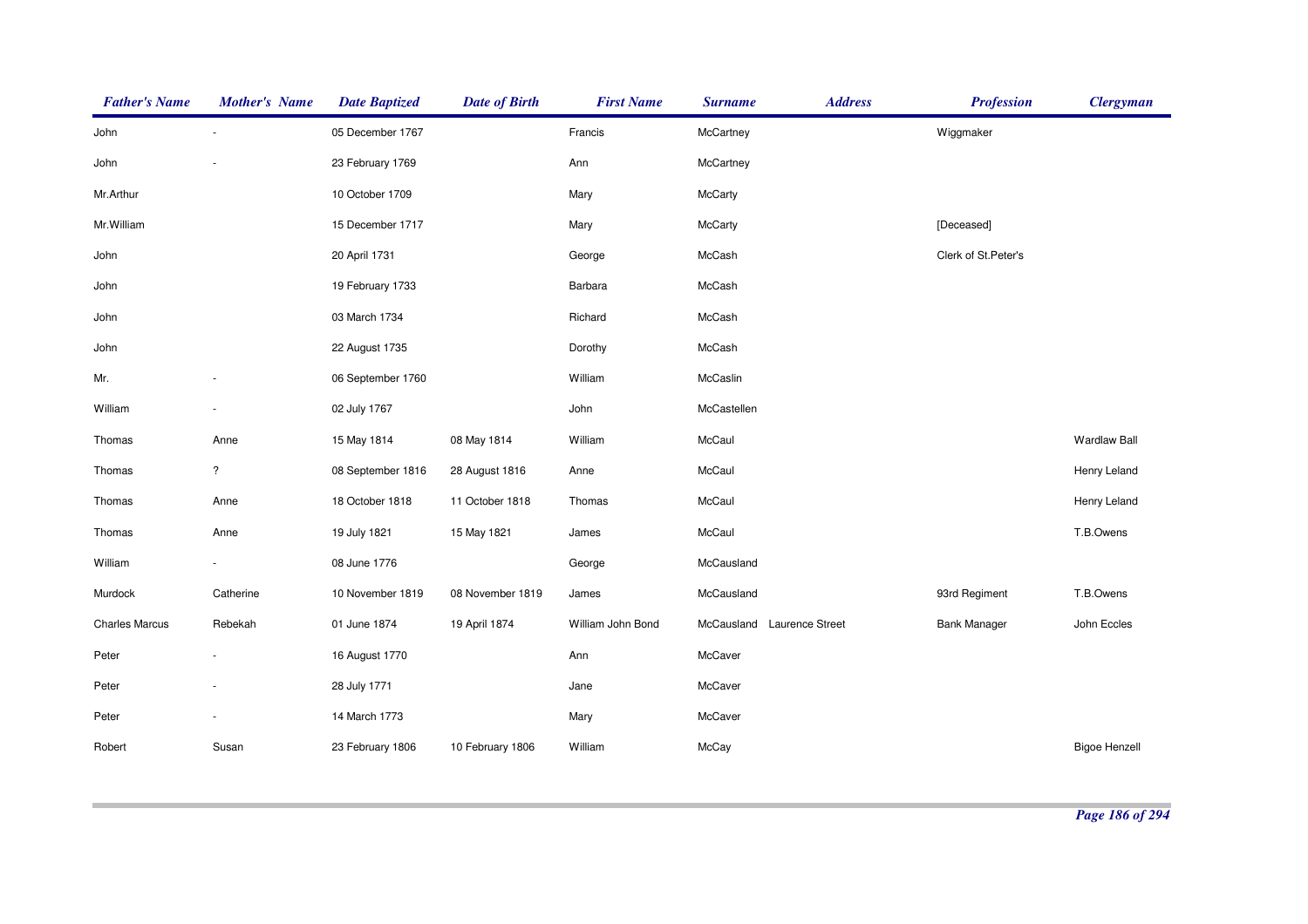| Father's Name | Mother's Name | Date Baptized | Date of Birth | First Name | Surname | Address | Profession | Clergyman |
|---|---|---|---|---|---|---|---|---|
| John | - | 05 December 1767 | | Francis | McCartney | | Wiggmaker | |
| John | - | 23 February 1769 | | Ann | McCartney | | | |
| Mr.Arthur | | 10 October 1709 | | Mary | McCarty | | | |
| Mr.William | | 15 December 1717 | | Mary | McCarty | | [Deceased] | |
| John | | 20 April 1731 | | George | McCash | | Clerk of St.Peter's | |
| John | | 19 February 1733 | | Barbara | McCash | | | |
| John | | 03 March 1734 | | Richard | McCash | | | |
| John | | 22 August 1735 | | Dorothy | McCash | | | |
| Mr. | - | 06 September 1760 | | William | McCaslin | | | |
| William | - | 02 July 1767 | | John | McCastellen | | | |
| Thomas | Anne | 15 May 1814 | 08 May 1814 | William | McCaul | | | Wardlaw Ball |
| Thomas | ? | 08 September 1816 | 28 August 1816 | Anne | McCaul | | | Henry Leland |
| Thomas | Anne | 18 October 1818 | 11 October 1818 | Thomas | McCaul | | | Henry Leland |
| Thomas | Anne | 19 July 1821 | 15 May 1821 | James | McCaul | | | T.B.Owens |
| William | - | 08 June 1776 | | George | McCausland | | | |
| Murdock | Catherine | 10 November 1819 | 08 November 1819 | James | McCausland | | 93rd Regiment | T.B.Owens |
| Charles Marcus | Rebekah | 01 June 1874 | 19 April 1874 | William John Bond | McCausland | Laurence Street | Bank Manager | John Eccles |
| Peter | - | 16 August 1770 | | Ann | McCaver | | | |
| Peter | - | 28 July 1771 | | Jane | McCaver | | | |
| Peter | - | 14 March 1773 | | Mary | McCaver | | | |
| Robert | Susan | 23 February 1806 | 10 February 1806 | William | McCay | | | Bigoe Henzell |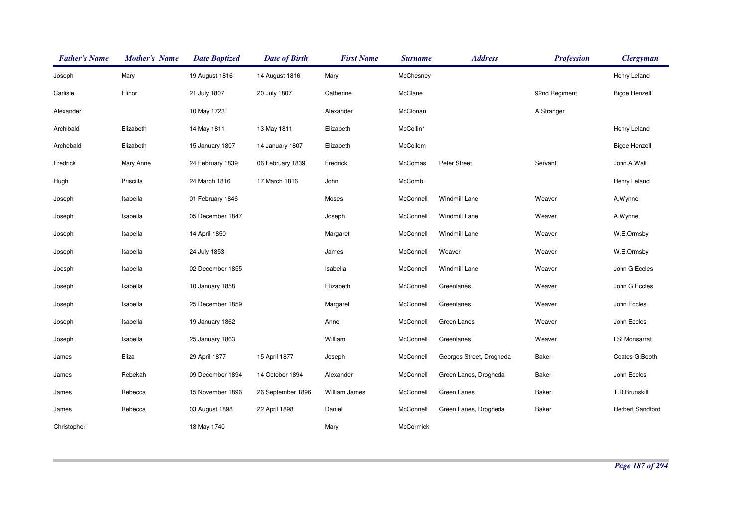| Father's Name | Mother's Name | Date Baptized | Date of Birth | First Name | Surname | Address | Profession | Clergyman |
|---|---|---|---|---|---|---|---|---|
| Joseph | Mary | 19 August 1816 | 14 August 1816 | Mary | McChesney | | | Henry Leland |
| Carlisle | Elinor | 21 July 1807 | 20 July 1807 | Catherine | McClane | | 92nd Regiment | Bigoe Henzell |
| Alexander | | 10 May 1723 | | Alexander | McClonan | | A Stranger | |
| Archibald | Elizabeth | 14 May 1811 | 13 May 1811 | Elizabeth | McCollin* | | | Henry Leland |
| Archebald | Elizabeth | 15 January 1807 | 14 January 1807 | Elizabeth | McCollom | | | Bigoe Henzell |
| Fredrick | Mary Anne | 24 February 1839 | 06 February 1839 | Fredrick | McComas | Peter Street | Servant | John.A.Wall |
| Hugh | Priscilla | 24 March 1816 | 17 March 1816 | John | McComb | | | Henry Leland |
| Joseph | Isabella | 01 February 1846 | | Moses | McConnell | Windmill Lane | Weaver | A.Wynne |
| Joseph | Isabella | 05 December 1847 | | Joseph | McConnell | Windmill Lane | Weaver | A.Wynne |
| Joseph | Isabella | 14 April 1850 | | Margaret | McConnell | Windmill Lane | Weaver | W.E.Ormsby |
| Joseph | Isabella | 24 July 1853 | | James | McConnell | Weaver | Weaver | W.E.Ormsby |
| Joesph | Isabella | 02 December 1855 | | Isabella | McConnell | Windmill Lane | Weaver | John G Eccles |
| Joseph | Isabella | 10 January 1858 | | Elizabeth | McConnell | Greenlanes | Weaver | John G Eccles |
| Joseph | Isabella | 25 December 1859 | | Margaret | McConnell | Greenlanes | Weaver | John Eccles |
| Joseph | Isabella | 19 January 1862 | | Anne | McConnell | Green Lanes | Weaver | John Eccles |
| Joseph | Isabella | 25 January 1863 | | William | McConnell | Greenlanes | Weaver | I St Monsarrat |
| James | Eliza | 29 April 1877 | 15 April 1877 | Joseph | McConnell | Georges Street, Drogheda | Baker | Coates G.Booth |
| James | Rebekah | 09 December 1894 | 14 October 1894 | Alexander | McConnell | Green Lanes, Drogheda | Baker | John Eccles |
| James | Rebecca | 15 November 1896 | 26 September 1896 | William James | McConnell | Green Lanes | Baker | T.R.Brunskill |
| James | Rebecca | 03 August 1898 | 22 April 1898 | Daniel | McConnell | Green Lanes, Drogheda | Baker | Herbert Sandford |
| Christopher | | 18 May 1740 | | Mary | McCormick | | | |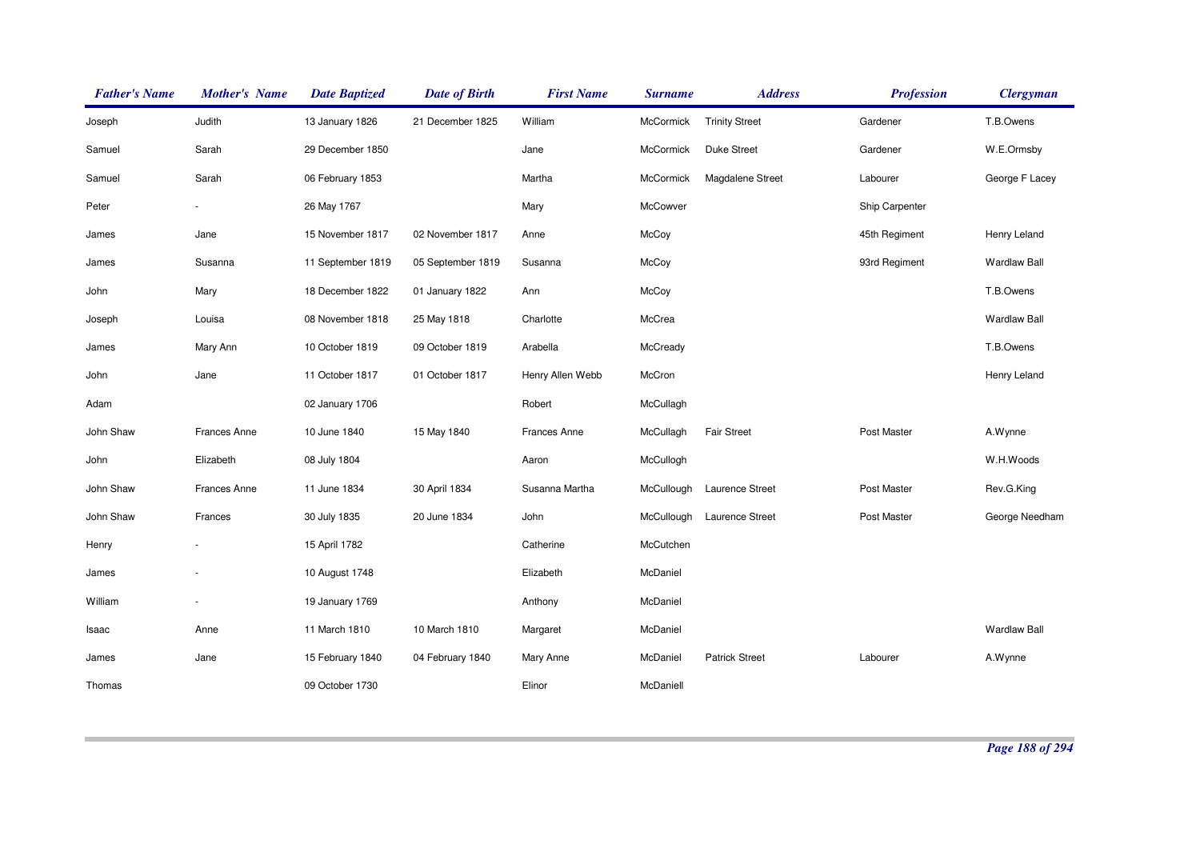| Father's Name | Mother's Name | Date Baptized | Date of Birth | First Name | Surname | Address | Profession | Clergyman |
|---|---|---|---|---|---|---|---|---|
| Joseph | Judith | 13 January 1826 | 21 December 1825 | William | McCormick | Trinity Street | Gardener | T.B.Owens |
| Samuel | Sarah | 29 December 1850 | | Jane | McCormick | Duke Street | Gardener | W.E.Ormsby |
| Samuel | Sarah | 06 February 1853 | | Martha | McCormick | Magdalene Street | Labourer | George F Lacey |
| Peter | - | 26 May 1767 | | Mary | McCowver | | Ship Carpenter | |
| James | Jane | 15 November 1817 | 02 November 1817 | Anne | McCoy | | 45th Regiment | Henry Leland |
| James | Susanna | 11 September 1819 | 05 September 1819 | Susanna | McCoy | | 93rd Regiment | Wardlaw Ball |
| John | Mary | 18 December 1822 | 01 January 1822 | Ann | McCoy | | | T.B.Owens |
| Joseph | Louisa | 08 November 1818 | 25 May 1818 | Charlotte | McCrea | | | Wardlaw Ball |
| James | Mary Ann | 10 October 1819 | 09 October 1819 | Arabella | McCready | | | T.B.Owens |
| John | Jane | 11 October 1817 | 01 October 1817 | Henry Allen Webb | McCron | | | Henry Leland |
| Adam | | 02 January 1706 | | Robert | McCullagh | | | |
| John Shaw | Frances Anne | 10 June 1840 | 15 May 1840 | Frances Anne | McCullagh | Fair Street | Post Master | A.Wynne |
| John | Elizabeth | 08 July 1804 | | Aaron | McCullogh | | | W.H.Woods |
| John Shaw | Frances Anne | 11 June 1834 | 30 April 1834 | Susanna Martha | McCullough | Laurence Street | Post Master | Rev.G.King |
| John Shaw | Frances | 30 July 1835 | 20 June 1834 | John | McCullough | Laurence Street | Post Master | George Needham |
| Henry | - | 15 April 1782 | | Catherine | McCutchen | | | |
| James | - | 10 August 1748 | | Elizabeth | McDaniel | | | |
| William | - | 19 January 1769 | | Anthony | McDaniel | | | |
| Isaac | Anne | 11 March 1810 | 10 March 1810 | Margaret | McDaniel | | | Wardlaw Ball |
| James | Jane | 15 February 1840 | 04 February 1840 | Mary Anne | McDaniel | Patrick Street | Labourer | A.Wynne |
| Thomas | | 09 October 1730 | | Elinor | McDaniell | | | |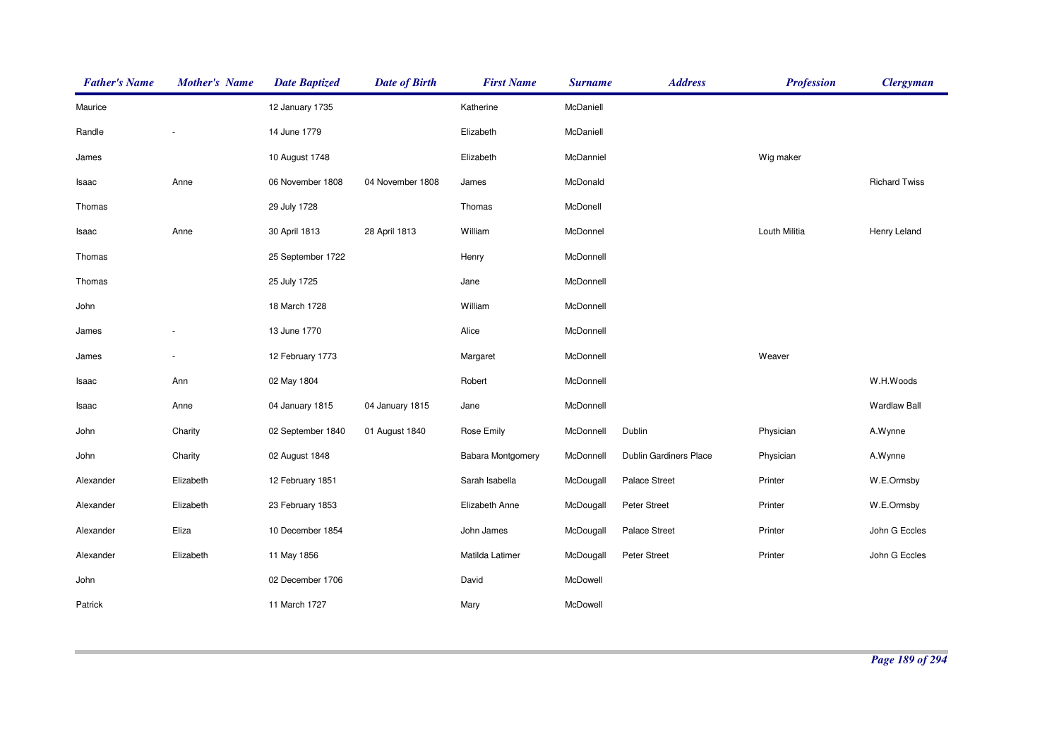| Father's Name | Mother's Name | Date Baptized | Date of Birth | First Name | Surname | Address | Profession | Clergyman |
|---|---|---|---|---|---|---|---|---|
| Maurice | | 12 January 1735 | | Katherine | McDaniell | | | |
| Randle | - | 14 June 1779 | | Elizabeth | McDaniell | | | |
| James | | 10 August 1748 | | Elizabeth | McDanniel | | Wig maker | |
| Isaac | Anne | 06 November 1808 | 04 November 1808 | James | McDonald | | | Richard Twiss |
| Thomas | | 29 July 1728 | | Thomas | McDonell | | | |
| Isaac | Anne | 30 April 1813 | 28 April 1813 | William | McDonnel | | Louth Militia | Henry Leland |
| Thomas | | 25 September 1722 | | Henry | McDonnell | | | |
| Thomas | | 25 July 1725 | | Jane | McDonnell | | | |
| John | | 18 March 1728 | | William | McDonnell | | | |
| James | - | 13 June 1770 | | Alice | McDonnell | | | |
| James | - | 12 February 1773 | | Margaret | McDonnell | | Weaver | |
| Isaac | Ann | 02 May 1804 | | Robert | McDonnell | | | W.H.Woods |
| Isaac | Anne | 04 January 1815 | 04 January 1815 | Jane | McDonnell | | | Wardlaw Ball |
| John | Charity | 02 September 1840 | 01 August 1840 | Rose Emily | McDonnell | Dublin | Physician | A.Wynne |
| John | Charity | 02 August 1848 | | Babara Montgomery | McDonnell | Dublin Gardiners Place | Physician | A.Wynne |
| Alexander | Elizabeth | 12 February 1851 | | Sarah Isabella | McDougall | Palace Street | Printer | W.E.Ormsby |
| Alexander | Elizabeth | 23 February 1853 | | Elizabeth Anne | McDougall | Peter Street | Printer | W.E.Ormsby |
| Alexander | Eliza | 10 December 1854 | | John James | McDougall | Palace Street | Printer | John G Eccles |
| Alexander | Elizabeth | 11 May 1856 | | Matilda Latimer | McDougall | Peter Street | Printer | John G Eccles |
| John | | 02 December 1706 | | David | McDowell | | | |
| Patrick | | 11 March 1727 | | Mary | McDowell | | | |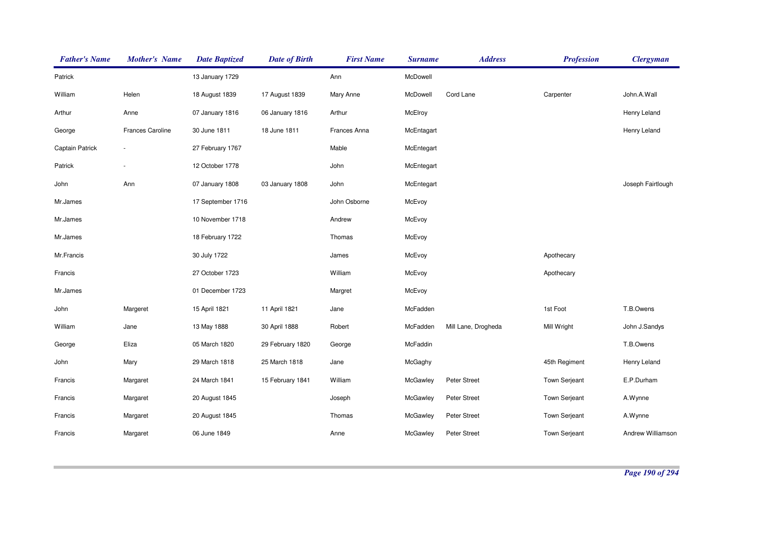| Father's Name | Mother's Name | Date Baptized | Date of Birth | First Name | Surname | Address | Profession | Clergyman |
|---|---|---|---|---|---|---|---|---|
| Patrick | | 13 January 1729 | | Ann | McDowell | | | |
| William | Helen | 18 August 1839 | 17 August 1839 | Mary Anne | McDowell | Cord Lane | Carpenter | John.A.Wall |
| Arthur | Anne | 07 January 1816 | 06 January 1816 | Arthur | McElroy | | | Henry Leland |
| George | Frances Caroline | 30 June 1811 | 18 June 1811 | Frances Anna | McEntagart | | | Henry Leland |
| Captain Patrick | - | 27 February 1767 | | Mable | McEntegart | | | |
| Patrick | - | 12 October 1778 | | John | McEntegart | | | |
| John | Ann | 07 January 1808 | 03 January 1808 | John | McEntegart | | | Joseph Fairtlough |
| Mr.James | | 17 September 1716 | | John Osborne | McEvoy | | | |
| Mr.James | | 10 November 1718 | | Andrew | McEvoy | | | |
| Mr.James | | 18 February 1722 | | Thomas | McEvoy | | | |
| Mr.Francis | | 30 July 1722 | | James | McEvoy | | Apothecary | |
| Francis | | 27 October 1723 | | William | McEvoy | | Apothecary | |
| Mr.James | | 01 December 1723 | | Margret | McEvoy | | | |
| John | Margeret | 15 April 1821 | 11 April 1821 | Jane | McFadden | | 1st Foot | T.B.Owens |
| William | Jane | 13 May 1888 | 30 April 1888 | Robert | McFadden | Mill Lane, Drogheda | Mill Wright | John J.Sandys |
| George | Eliza | 05 March 1820 | 29 February 1820 | George | McFaddin | | | T.B.Owens |
| John | Mary | 29 March 1818 | 25 March 1818 | Jane | McGaghy | | 45th Regiment | Henry Leland |
| Francis | Margaret | 24 March 1841 | 15 February 1841 | William | McGawley | Peter Street | Town Serjeant | E.P.Durham |
| Francis | Margaret | 20 August 1845 | | Joseph | McGawley | Peter Street | Town Serjeant | A.Wynne |
| Francis | Margaret | 20 August 1845 | | Thomas | McGawley | Peter Street | Town Serjeant | A.Wynne |
| Francis | Margaret | 06 June 1849 | | Anne | McGawley | Peter Street | Town Serjeant | Andrew Williamson |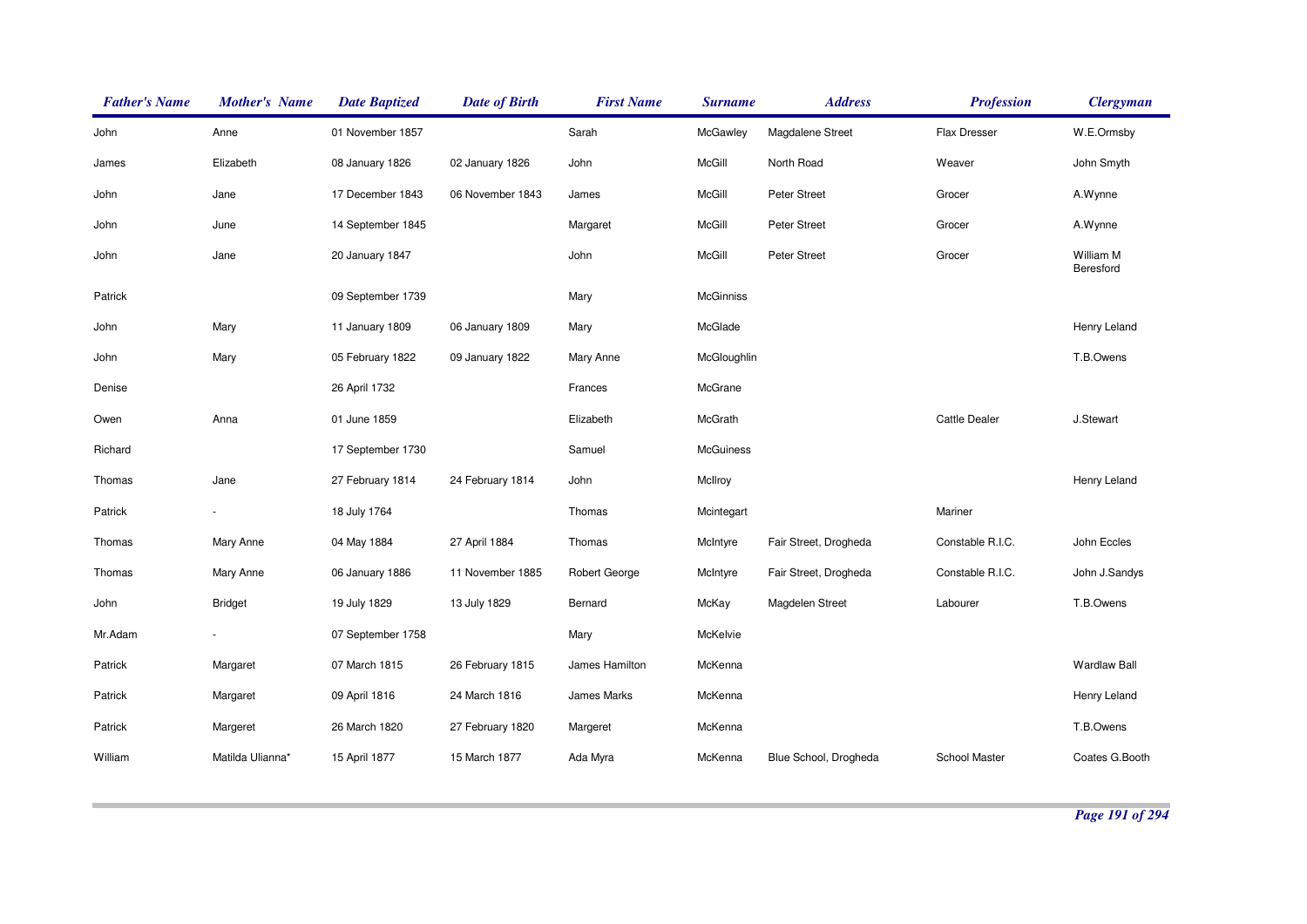| Father's Name | Mother's Name | Date Baptized | Date of Birth | First Name | Surname | Address | Profession | Clergyman |
|---|---|---|---|---|---|---|---|---|
| John | Anne | 01 November 1857 | | Sarah | McGawley | Magdalene Street | Flax Dresser | W.E.Ormsby |
| James | Elizabeth | 08 January 1826 | 02 January 1826 | John | McGill | North Road | Weaver | John Smyth |
| John | Jane | 17 December 1843 | 06 November 1843 | James | McGill | Peter Street | Grocer | A.Wynne |
| John | June | 14 September 1845 | | Margaret | McGill | Peter Street | Grocer | A.Wynne |
| John | Jane | 20 January 1847 | | John | McGill | Peter Street | Grocer | William M Beresford |
| Patrick | | 09 September 1739 | | Mary | McGinniss | | | |
| John | Mary | 11 January 1809 | 06 January 1809 | Mary | McGlade | | | Henry Leland |
| John | Mary | 05 February 1822 | 09 January 1822 | Mary Anne | McGloughlin | | | T.B.Owens |
| Denise | | 26 April 1732 | | Frances | McGrane | | | |
| Owen | Anna | 01 June 1859 | | Elizabeth | McGrath | | Cattle Dealer | J.Stewart |
| Richard | | 17 September 1730 | | Samuel | McGuiness | | | |
| Thomas | Jane | 27 February 1814 | 24 February 1814 | John | McIlroy | | | Henry Leland |
| Patrick | - | 18 July 1764 | | Thomas | Mcintegart | | Mariner | |
| Thomas | Mary Anne | 04 May 1884 | 27 April 1884 | Thomas | McIntyre | Fair Street, Drogheda | Constable R.I.C. | John Eccles |
| Thomas | Mary Anne | 06 January 1886 | 11 November 1885 | Robert George | McIntyre | Fair Street, Drogheda | Constable R.I.C. | John J.Sandys |
| John | Bridget | 19 July 1829 | 13 July 1829 | Bernard | McKay | Magdelen Street | Labourer | T.B.Owens |
| Mr.Adam | - | 07 September 1758 | | Mary | McKelvie | | | |
| Patrick | Margaret | 07 March 1815 | 26 February 1815 | James Hamilton | McKenna | | | Wardlaw Ball |
| Patrick | Margaret | 09 April 1816 | 24 March 1816 | James Marks | McKenna | | | Henry Leland |
| Patrick | Margeret | 26 March 1820 | 27 February 1820 | Margeret | McKenna | | | T.B.Owens |
| William | Matilda Ulianna* | 15 April 1877 | 15 March 1877 | Ada Myra | McKenna | Blue School, Drogheda | School Master | Coates G.Booth |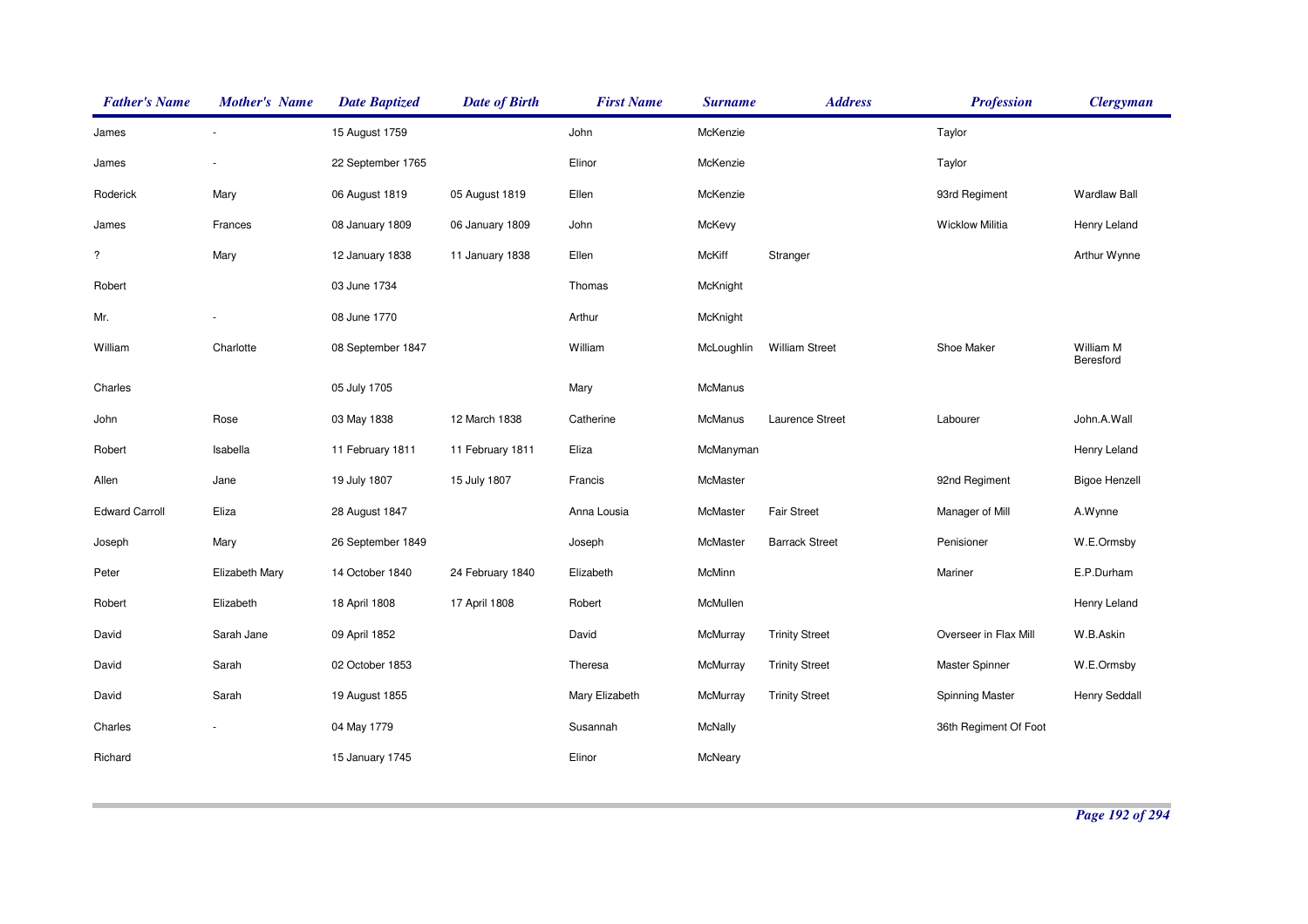| *Father's Name* | *Mother's Name* | *Date Baptized* | *Date of Birth* | *First Name* | *Surname* | *Address* | *Profession* | *Clergyman* |
|---|---|---|---|---|---|---|---|---|
| James | - | 15 August 1759 | | John | McKenzie | | Taylor | |
| James | - | 22 September 1765 | | Elinor | McKenzie | | Taylor | |
| Roderick | Mary | 06 August 1819 | 05 August 1819 | Ellen | McKenzie | | 93rd Regiment | Wardlaw Ball |
| James | Frances | 08 January 1809 | 06 January 1809 | John | McKevy | | Wicklow Militia | Henry Leland |
| ? | Mary | 12 January 1838 | 11 January 1838 | Ellen | McKiff | Stranger | | Arthur Wynne |
| Robert | | 03 June 1734 | | Thomas | McKnight | | | |
| Mr. | - | 08 June 1770 | | Arthur | McKnight | | | |
| William | Charlotte | 08 September 1847 | | William | McLoughlin | William Street | Shoe Maker | William M Beresford |
| Charles | | 05 July 1705 | | Mary | McManus | | | |
| John | Rose | 03 May 1838 | 12 March 1838 | Catherine | McManus | Laurence Street | Labourer | John.A.Wall |
| Robert | Isabella | 11 February 1811 | 11 February 1811 | Eliza | McManyman | | | Henry Leland |
| Allen | Jane | 19 July 1807 | 15 July 1807 | Francis | McMaster | | 92nd Regiment | Bigoe Henzell |
| Edward Carroll | Eliza | 28 August 1847 | | Anna Lousia | McMaster | Fair Street | Manager of Mill | A.Wynne |
| Joseph | Mary | 26 September 1849 | | Joseph | McMaster | Barrack Street | Penisioner | W.E.Ormsby |
| Peter | Elizabeth Mary | 14 October 1840 | 24 February 1840 | Elizabeth | McMinn | | Mariner | E.P.Durham |
| Robert | Elizabeth | 18 April 1808 | 17 April 1808 | Robert | McMullen | | | Henry Leland |
| David | Sarah Jane | 09 April 1852 | | David | McMurray | Trinity Street | Overseer in Flax Mill | W.B.Askin |
| David | Sarah | 02 October 1853 | | Theresa | McMurray | Trinity Street | Master Spinner | W.E.Ormsby |
| David | Sarah | 19 August 1855 | | Mary Elizabeth | McMurray | Trinity Street | Spinning Master | Henry Seddall |
| Charles | - | 04 May 1779 | | Susannah | McNally | | 36th Regiment Of Foot | |
| Richard | | 15 January 1745 | | Elinor | McNeary | | | |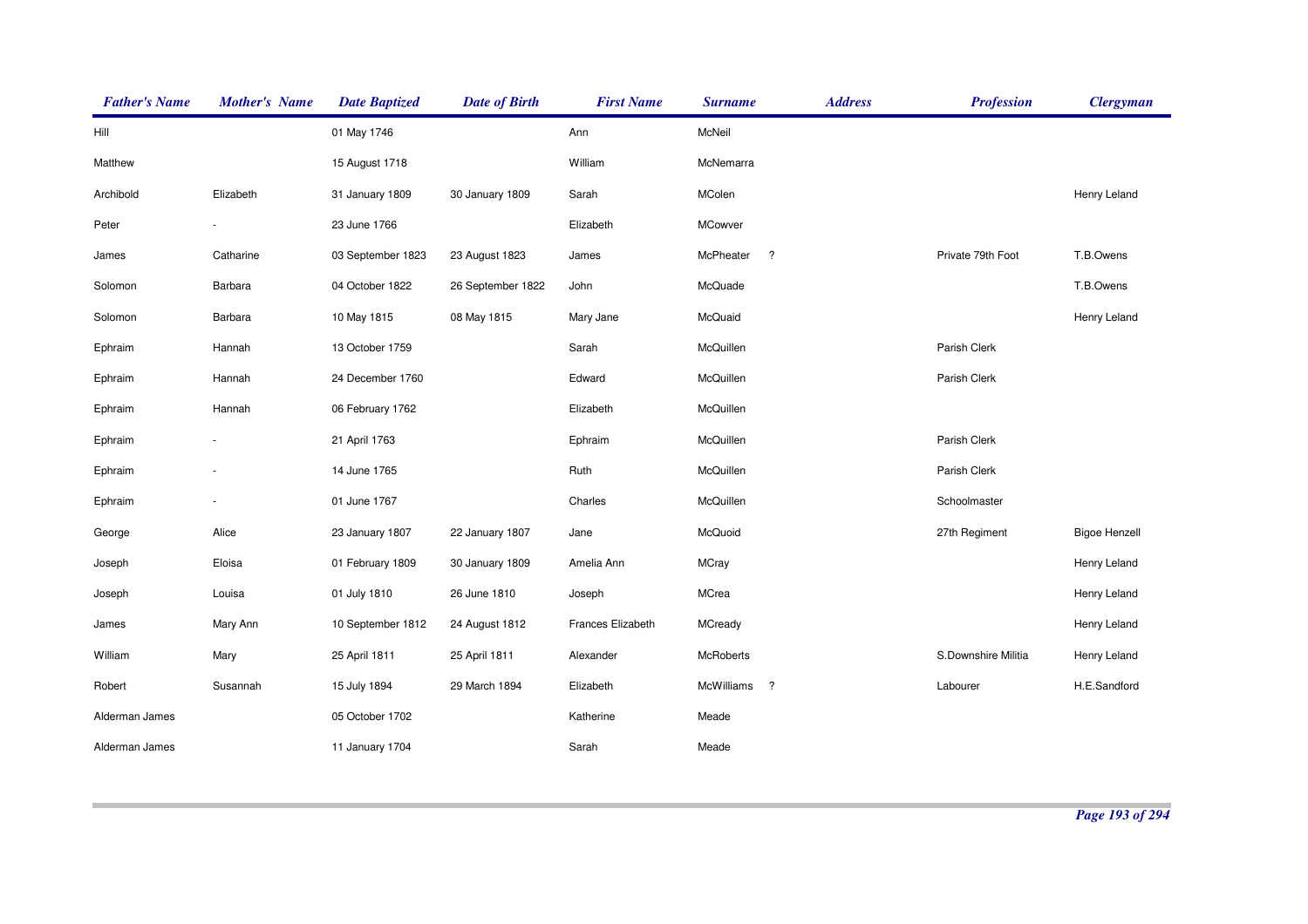| Father's Name | Mother's Name | Date Baptized | Date of Birth | First Name | Surname | Address | Profession | Clergyman |
|---|---|---|---|---|---|---|---|---|
| Hill | | 01 May 1746 | | Ann | McNeil | | | |
| Matthew | | 15 August 1718 | | William | McNemarra | | | |
| Archibold | Elizabeth | 31 January 1809 | 30 January 1809 | Sarah | MColen | | | Henry Leland |
| Peter | - | 23 June 1766 | | Elizabeth | MCowver | | | |
| James | Catharine | 03 September 1823 | 23 August 1823 | James | McPheater ? | | Private 79th Foot | T.B.Owens |
| Solomon | Barbara | 04 October 1822 | 26 September 1822 | John | McQuade | | | T.B.Owens |
| Solomon | Barbara | 10 May 1815 | 08 May 1815 | Mary Jane | McQuaid | | | Henry Leland |
| Ephraim | Hannah | 13 October 1759 | | Sarah | McQuillen | | Parish Clerk | |
| Ephraim | Hannah | 24 December 1760 | | Edward | McQuillen | | Parish Clerk | |
| Ephraim | Hannah | 06 February 1762 | | Elizabeth | McQuillen | | | |
| Ephraim | - | 21 April 1763 | | Ephraim | McQuillen | | Parish Clerk | |
| Ephraim | - | 14 June 1765 | | Ruth | McQuillen | | Parish Clerk | |
| Ephraim | - | 01 June 1767 | | Charles | McQuillen | | Schoolmaster | |
| George | Alice | 23 January 1807 | 22 January 1807 | Jane | McQuoid | | 27th Regiment | Bigoe Henzell |
| Joseph | Eloisa | 01 February 1809 | 30 January 1809 | Amelia Ann | MCray | | | Henry Leland |
| Joseph | Louisa | 01 July 1810 | 26 June 1810 | Joseph | MCrea | | | Henry Leland |
| James | Mary Ann | 10 September 1812 | 24 August 1812 | Frances Elizabeth | MCready | | | Henry Leland |
| William | Mary | 25 April 1811 | 25 April 1811 | Alexander | McRoberts | | S.Downshire Militia | Henry Leland |
| Robert | Susannah | 15 July 1894 | 29 March 1894 | Elizabeth | McWilliams ? | | Labourer | H.E.Sandford |
| Alderman James | | 05 October 1702 | | Katherine | Meade | | | |
| Alderman James | | 11 January 1704 | | Sarah | Meade | | | |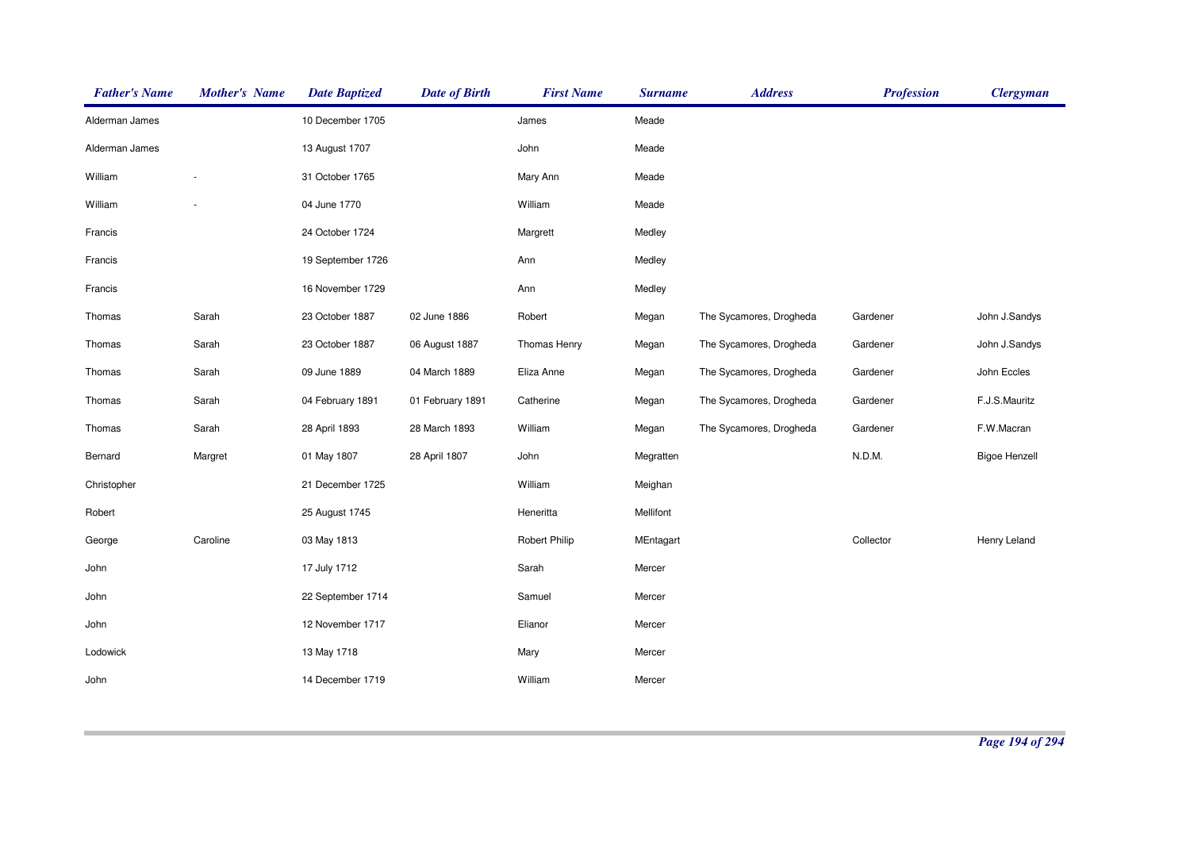| Father's Name | Mother's Name | Date Baptized | Date of Birth | First Name | Surname | Address | Profession | Clergyman |
|---|---|---|---|---|---|---|---|---|
| Alderman James | | 10 December 1705 | | James | Meade | | | |
| Alderman James | | 13 August 1707 | | John | Meade | | | |
| William | - | 31 October 1765 | | Mary Ann | Meade | | | |
| William | - | 04 June 1770 | | William | Meade | | | |
| Francis | | 24 October 1724 | | Margrett | Medley | | | |
| Francis | | 19 September 1726 | | Ann | Medley | | | |
| Francis | | 16 November 1729 | | Ann | Medley | | | |
| Thomas | Sarah | 23 October 1887 | 02 June 1886 | Robert | Megan | The Sycamores, Drogheda | Gardener | John J.Sandys |
| Thomas | Sarah | 23 October 1887 | 06 August 1887 | Thomas Henry | Megan | The Sycamores, Drogheda | Gardener | John J.Sandys |
| Thomas | Sarah | 09 June 1889 | 04 March 1889 | Eliza Anne | Megan | The Sycamores, Drogheda | Gardener | John Eccles |
| Thomas | Sarah | 04 February 1891 | 01 February 1891 | Catherine | Megan | The Sycamores, Drogheda | Gardener | F.J.S.Mauritz |
| Thomas | Sarah | 28 April 1893 | 28 March 1893 | William | Megan | The Sycamores, Drogheda | Gardener | F.W.Macran |
| Bernard | Margret | 01 May 1807 | 28 April 1807 | John | Megratten | | N.D.M. | Bigoe Henzell |
| Christopher | | 21 December 1725 | | William | Meighan | | | |
| Robert | | 25 August 1745 | | Heneritta | Mellifont | | | |
| George | Caroline | 03 May 1813 | | Robert Philip | MEntagart | | Collector | Henry Leland |
| John | | 17 July 1712 | | Sarah | Mercer | | | |
| John | | 22 September 1714 | | Samuel | Mercer | | | |
| John | | 12 November 1717 | | Elianor | Mercer | | | |
| Lodowick | | 13 May 1718 | | Mary | Mercer | | | |
| John | | 14 December 1719 | | William | Mercer | | | |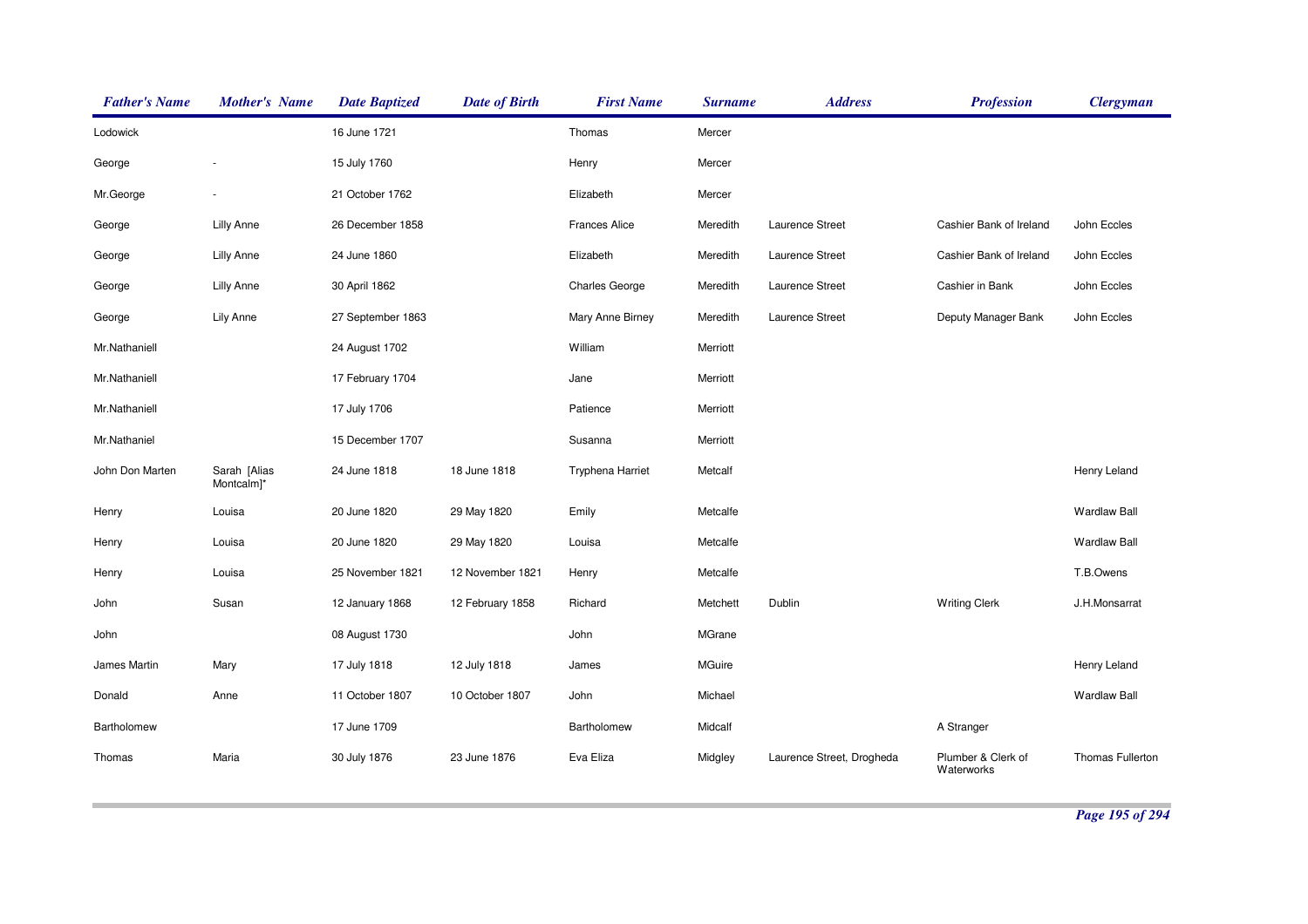| Father's Name | Mother's Name | Date Baptized | Date of Birth | First Name | Surname | Address | Profession | Clergyman |
|---|---|---|---|---|---|---|---|---|
| Lodowick | | 16 June 1721 | | Thomas | Mercer | | | |
| George | - | 15 July 1760 | | Henry | Mercer | | | |
| Mr.George | - | 21 October 1762 | | Elizabeth | Mercer | | | |
| George | Lilly Anne | 26 December 1858 | | Frances Alice | Meredith | Laurence Street | Cashier Bank of Ireland | John Eccles |
| George | Lilly Anne | 24 June 1860 | | Elizabeth | Meredith | Laurence Street | Cashier Bank of Ireland | John Eccles |
| George | Lilly Anne | 30 April 1862 | | Charles George | Meredith | Laurence Street | Cashier in Bank | John Eccles |
| George | Lily Anne | 27 September 1863 | | Mary Anne Birney | Meredith | Laurence Street | Deputy Manager Bank | John Eccles |
| Mr.Nathaniell | | 24 August 1702 | | William | Merriott | | | |
| Mr.Nathaniell | | 17 February 1704 | | Jane | Merriott | | | |
| Mr.Nathaniell | | 17 July 1706 | | Patience | Merriott | | | |
| Mr.Nathaniel | | 15 December 1707 | | Susanna | Merriott | | | |
| John Don Marten | Sarah [Alias Montcalm]* | 24 June 1818 | 18 June 1818 | Tryphena Harriet | Metcalf | | | Henry Leland |
| Henry | Louisa | 20 June 1820 | 29 May 1820 | Emily | Metcalfe | | | Wardlaw Ball |
| Henry | Louisa | 20 June 1820 | 29 May 1820 | Louisa | Metcalfe | | | Wardlaw Ball |
| Henry | Louisa | 25 November 1821 | 12 November 1821 | Henry | Metcalfe | | | T.B.Owens |
| John | Susan | 12 January 1868 | 12 February 1858 | Richard | Metchett | Dublin | Writing Clerk | J.H.Monsarrat |
| John | | 08 August 1730 | | John | MGrane | | | |
| James Martin | Mary | 17 July 1818 | 12 July 1818 | James | MGuire | | | Henry Leland |
| Donald | Anne | 11 October 1807 | 10 October 1807 | John | Michael | | | Wardlaw Ball |
| Bartholomew | | 17 June 1709 | | Bartholomew | Midcalf | | A Stranger | |
| Thomas | Maria | 30 July 1876 | 23 June 1876 | Eva Eliza | Midgley | Laurence Street, Drogheda | Plumber & Clerk of Waterworks | Thomas Fullerton |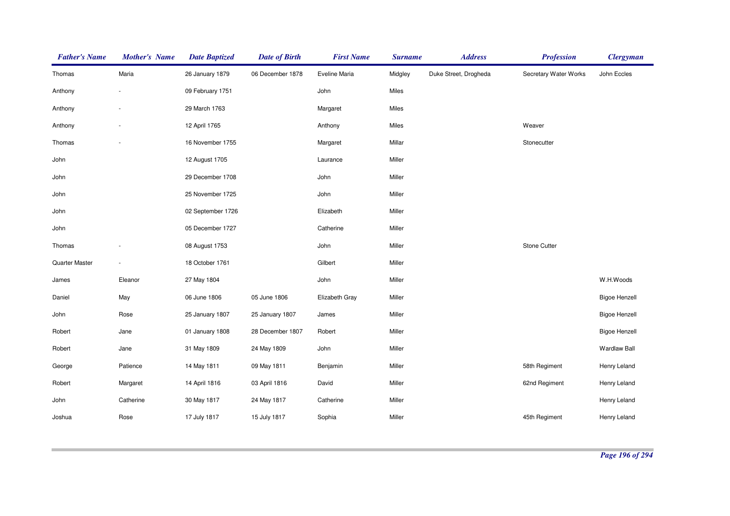| Father's Name | Mother's Name | Date Baptized | Date of Birth | First Name | Surname | Address | Profession | Clergyman |
|---|---|---|---|---|---|---|---|---|
| Thomas | Maria | 26 January 1879 | 06 December 1878 | Eveline Maria | Midgley | Duke Street, Drogheda | Secretary Water Works | John Eccles |
| Anthony | - | 09 February 1751 | | John | Miles | | | |
| Anthony | - | 29 March 1763 | | Margaret | Miles | | | |
| Anthony | - | 12 April 1765 | | Anthony | Miles | | Weaver | |
| Thomas | - | 16 November 1755 | | Margaret | Millar | | Stonecutter | |
| John | | 12 August 1705 | | Laurance | Miller | | | |
| John | | 29 December 1708 | | John | Miller | | | |
| John | | 25 November 1725 | | John | Miller | | | |
| John | | 02 September 1726 | | Elizabeth | Miller | | | |
| John | | 05 December 1727 | | Catherine | Miller | | | |
| Thomas | - | 08 August 1753 | | John | Miller | | Stone Cutter | |
| Quarter Master | - | 18 October 1761 | | Gilbert | Miller | | | |
| James | Eleanor | 27 May 1804 | | John | Miller | | | W.H.Woods |
| Daniel | May | 06 June 1806 | 05 June 1806 | Elizabeth Gray | Miller | | | Bigoe Henzell |
| John | Rose | 25 January 1807 | 25 January 1807 | James | Miller | | | Bigoe Henzell |
| Robert | Jane | 01 January 1808 | 28 December 1807 | Robert | Miller | | | Bigoe Henzell |
| Robert | Jane | 31 May 1809 | 24 May 1809 | John | Miller | | | Wardlaw Ball |
| George | Patience | 14 May 1811 | 09 May 1811 | Benjamin | Miller | | 58th Regiment | Henry Leland |
| Robert | Margaret | 14 April 1816 | 03 April 1816 | David | Miller | | 62nd Regiment | Henry Leland |
| John | Catherine | 30 May 1817 | 24 May 1817 | Catherine | Miller | | | Henry Leland |
| Joshua | Rose | 17 July 1817 | 15 July 1817 | Sophia | Miller | | 45th Regiment | Henry Leland |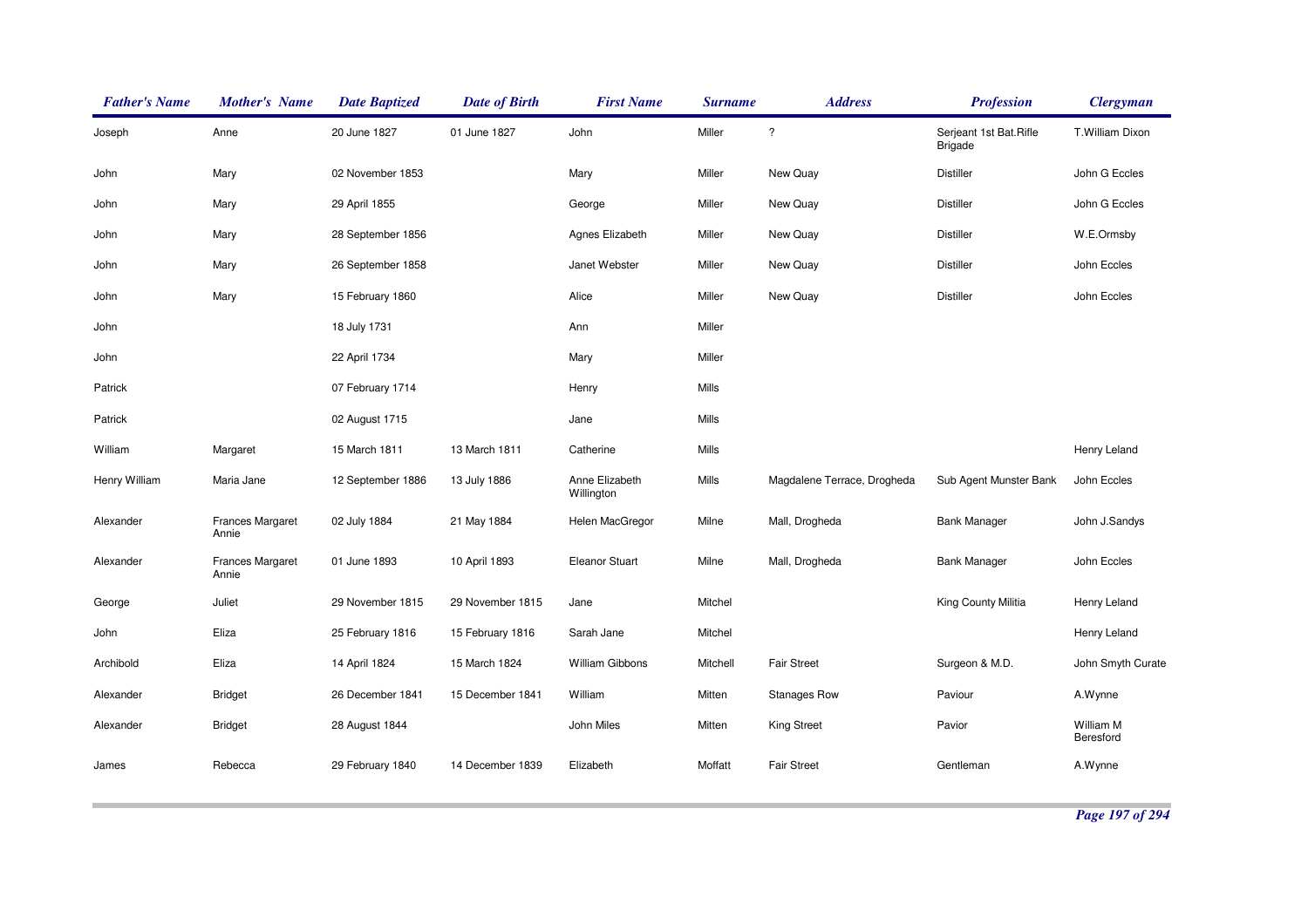| Father's Name | Mother's Name | Date Baptized | Date of Birth | First Name | Surname | Address | Profession | Clergyman |
|---|---|---|---|---|---|---|---|---|
| Joseph | Anne | 20 June 1827 | 01 June 1827 | John | Miller | ? | Serjeant 1st Bat.Rifle Brigade | T.William Dixon |
| John | Mary | 02 November 1853 | | Mary | Miller | New Quay | Distiller | John G Eccles |
| John | Mary | 29 April 1855 | | George | Miller | New Quay | Distiller | John G Eccles |
| John | Mary | 28 September 1856 | | Agnes Elizabeth | Miller | New Quay | Distiller | W.E.Ormsby |
| John | Mary | 26 September 1858 | | Janet Webster | Miller | New Quay | Distiller | John Eccles |
| John | Mary | 15 February 1860 | | Alice | Miller | New Quay | Distiller | John Eccles |
| John | | 18 July 1731 | | Ann | Miller | | | |
| John | | 22 April 1734 | | Mary | Miller | | | |
| Patrick | | 07 February 1714 | | Henry | Mills | | | |
| Patrick | | 02 August 1715 | | Jane | Mills | | | |
| William | Margaret | 15 March 1811 | 13 March 1811 | Catherine | Mills | | | Henry Leland |
| Henry William | Maria Jane | 12 September 1886 | 13 July 1886 | Anne Elizabeth Willington | Mills | Magdalene Terrace, Drogheda | Sub Agent Munster Bank | John Eccles |
| Alexander | Frances Margaret Annie | 02 July 1884 | 21 May 1884 | Helen MacGregor | Milne | Mall, Drogheda | Bank Manager | John J.Sandys |
| Alexander | Frances Margaret Annie | 01 June 1893 | 10 April 1893 | Eleanor Stuart | Milne | Mall, Drogheda | Bank Manager | John Eccles |
| George | Juliet | 29 November 1815 | 29 November 1815 | Jane | Mitchel | | King County Militia | Henry Leland |
| John | Eliza | 25 February 1816 | 15 February 1816 | Sarah Jane | Mitchel | | | Henry Leland |
| Archibold | Eliza | 14 April 1824 | 15 March 1824 | William Gibbons | Mitchell | Fair Street | Surgeon & M.D. | John Smyth Curate |
| Alexander | Bridget | 26 December 1841 | 15 December 1841 | William | Mitten | Stanages Row | Paviour | A.Wynne |
| Alexander | Bridget | 28 August 1844 | | John Miles | Mitten | King Street | Pavior | William M Beresford |
| James | Rebecca | 29 February 1840 | 14 December 1839 | Elizabeth | Moffatt | Fair Street | Gentleman | A.Wynne |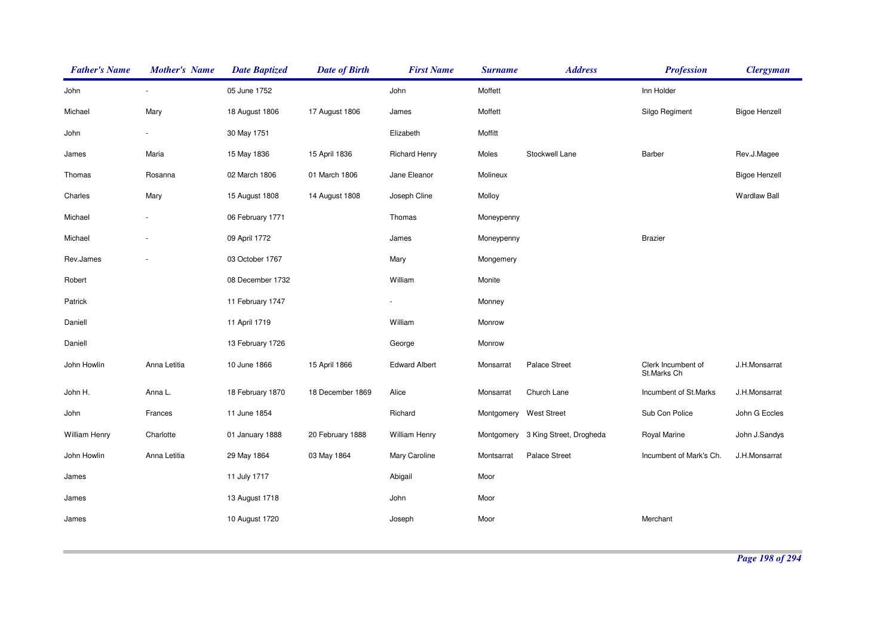| Father's Name | Mother's Name | Date Baptized | Date of Birth | First Name | Surname | Address | Profession | Clergyman |
|---|---|---|---|---|---|---|---|---|
| John | - | 05 June 1752 | | John | Moffett | | Inn Holder | |
| Michael | Mary | 18 August 1806 | 17 August 1806 | James | Moffett | | Silgo Regiment | Bigoe Henzell |
| John | - | 30 May 1751 | | Elizabeth | Moffitt | | | |
| James | Maria | 15 May 1836 | 15 April 1836 | Richard Henry | Moles | Stockwell Lane | Barber | Rev.J.Magee |
| Thomas | Rosanna | 02 March 1806 | 01 March 1806 | Jane Eleanor | Molineux | | | Bigoe Henzell |
| Charles | Mary | 15 August 1808 | 14 August 1808 | Joseph Cline | Molloy | | | Wardlaw Ball |
| Michael | - | 06 February 1771 | | Thomas | Moneypenny | | | |
| Michael | - | 09 April 1772 | | James | Moneypenny | | Brazier | |
| Rev.James | - | 03 October 1767 | | Mary | Mongemery | | | |
| Robert | | 08 December 1732 | | William | Monite | | | |
| Patrick | | 11 February 1747 | | - | Monney | | | |
| Daniell | | 11 April 1719 | | William | Monrow | | | |
| Daniell | | 13 February 1726 | | George | Monrow | | | |
| John Howlin | Anna Letitia | 10 June 1866 | 15 April 1866 | Edward Albert | Monsarrat | Palace Street | Clerk Incumbent of St.Marks Ch | J.H.Monsarrat |
| John H. | Anna L. | 18 February 1870 | 18 December 1869 | Alice | Monsarrat | Church Lane | Incumbent of St.Marks | J.H.Monsarrat |
| John | Frances | 11 June 1854 | | Richard | Montgomery | West Street | Sub Con Police | John G Eccles |
| William Henry | Charlotte | 01 January 1888 | 20 February 1888 | William Henry | Montgomery | 3 King Street, Drogheda | Royal Marine | John J.Sandys |
| John Howlin | Anna Letitia | 29 May 1864 | 03 May 1864 | Mary Caroline | Montsarrat | Palace Street | Incumbent of Mark's Ch. | J.H.Monsarrat |
| James | | 11 July 1717 | | Abigail | Moor | | | |
| James | | 13 August 1718 | | John | Moor | | | |
| James | | 10 August 1720 | | Joseph | Moor | | Merchant | |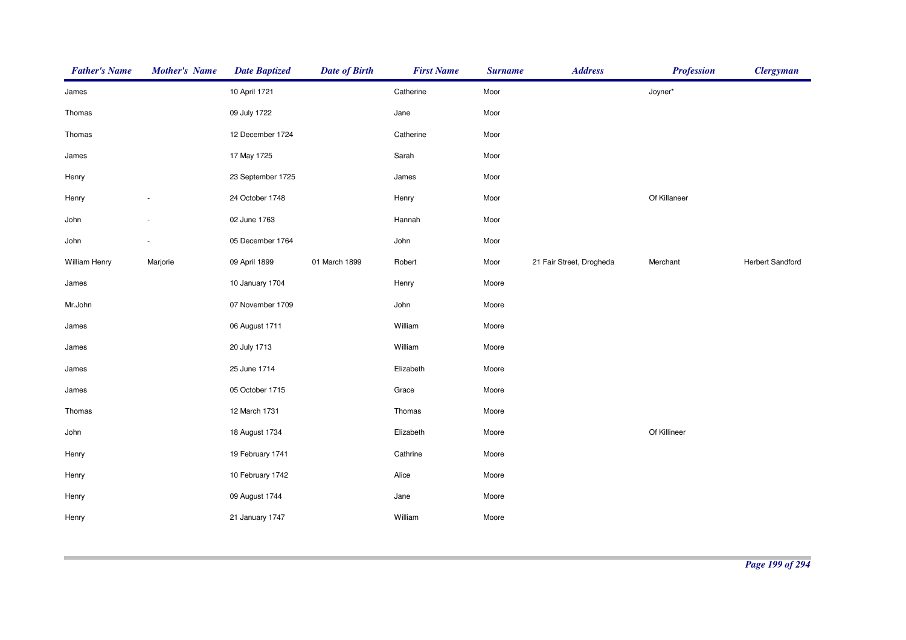| *Father's Name* | *Mother's Name* | *Date Baptized* | *Date of Birth* | *First Name* | *Surname* | *Address* | *Profession* | *Clergyman* |
|---|---|---|---|---|---|---|---|---|
| James | | 10 April 1721 | | Catherine | Moor | | Joyner* | |
| Thomas | | 09 July 1722 | | Jane | Moor | | | |
| Thomas | | 12 December 1724 | | Catherine | Moor | | | |
| James | | 17 May 1725 | | Sarah | Moor | | | |
| Henry | | 23 September 1725 | | James | Moor | | | |
| Henry | - | 24 October 1748 | | Henry | Moor | | Of Killaneer | |
| John | - | 02 June 1763 | | Hannah | Moor | | | |
| John | - | 05 December 1764 | | John | Moor | | | |
| William Henry | Marjorie | 09 April 1899 | 01 March 1899 | Robert | Moor | 21 Fair Street, Drogheda | Merchant | Herbert Sandford |
| James | | 10 January 1704 | | Henry | Moore | | | |
| Mr.John | | 07 November 1709 | | John | Moore | | | |
| James | | 06 August 1711 | | William | Moore | | | |
| James | | 20 July 1713 | | William | Moore | | | |
| James | | 25 June 1714 | | Elizabeth | Moore | | | |
| James | | 05 October 1715 | | Grace | Moore | | | |
| Thomas | | 12 March 1731 | | Thomas | Moore | | | |
| John | | 18 August 1734 | | Elizabeth | Moore | | Of Killineer | |
| Henry | | 19 February 1741 | | Cathrine | Moore | | | |
| Henry | | 10 February 1742 | | Alice | Moore | | | |
| Henry | | 09 August 1744 | | Jane | Moore | | | |
| Henry | | 21 January 1747 | | William | Moore | | | |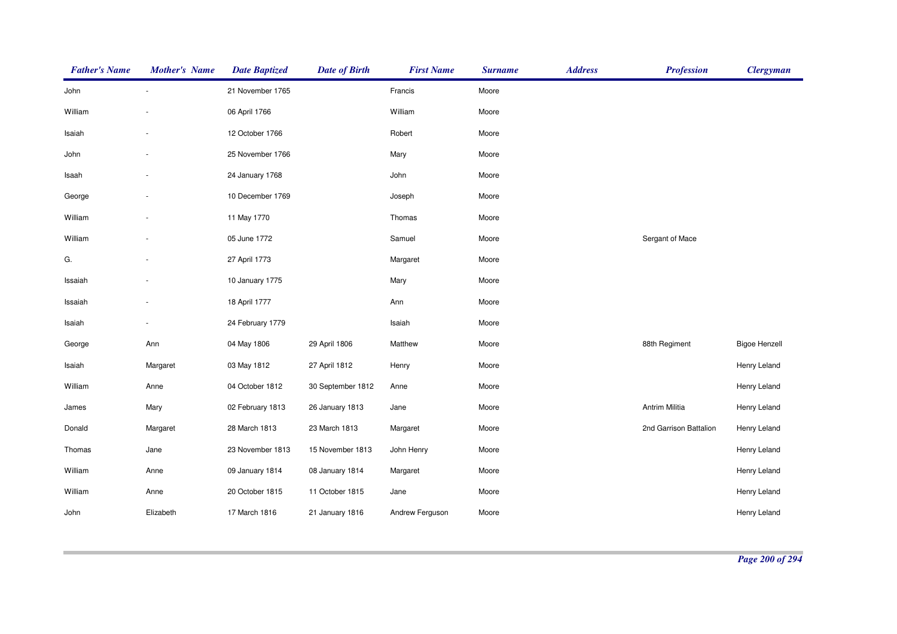| ***Father's Name*** | ***Mother's Name*** | ***Date Baptized*** | ***Date of Birth*** | ***First Name*** | ***Surname*** | ***Address*** | ***Profession*** | ***Clergyman*** |
|---|---|---|---|---|---|---|---|---|
| John | - | 21 November 1765 | | Francis | Moore | | | |
| William | - | 06 April 1766 | | William | Moore | | | |
| Isaiah | - | 12 October 1766 | | Robert | Moore | | | |
| John | - | 25 November 1766 | | Mary | Moore | | | |
| Isaah | - | 24 January 1768 | | John | Moore | | | |
| George | - | 10 December 1769 | | Joseph | Moore | | | |
| William | - | 11 May 1770 | | Thomas | Moore | | | |
| William | - | 05 June 1772 | | Samuel | Moore | | Sergant of Mace | |
| G. | - | 27 April 1773 | | Margaret | Moore | | | |
| Issaiah | - | 10 January 1775 | | Mary | Moore | | | |
| Issaiah | - | 18 April 1777 | | Ann | Moore | | | |
| Isaiah | - | 24 February 1779 | | Isaiah | Moore | | | |
| George | Ann | 04 May 1806 | 29 April 1806 | Matthew | Moore | | 88th Regiment | Bigoe Henzell |
| Isaiah | Margaret | 03 May 1812 | 27 April 1812 | Henry | Moore | | | Henry Leland |
| William | Anne | 04 October 1812 | 30 September 1812 | Anne | Moore | | | Henry Leland |
| James | Mary | 02 February 1813 | 26 January 1813 | Jane | Moore | | Antrim Militia | Henry Leland |
| Donald | Margaret | 28 March 1813 | 23 March 1813 | Margaret | Moore | | 2nd Garrison Battalion | Henry Leland |
| Thomas | Jane | 23 November 1813 | 15 November 1813 | John Henry | Moore | | | Henry Leland |
| William | Anne | 09 January 1814 | 08 January 1814 | Margaret | Moore | | | Henry Leland |
| William | Anne | 20 October 1815 | 11 October 1815 | Jane | Moore | | | Henry Leland |
| John | Elizabeth | 17 March 1816 | 21 January 1816 | Andrew Ferguson | Moore | | | Henry Leland |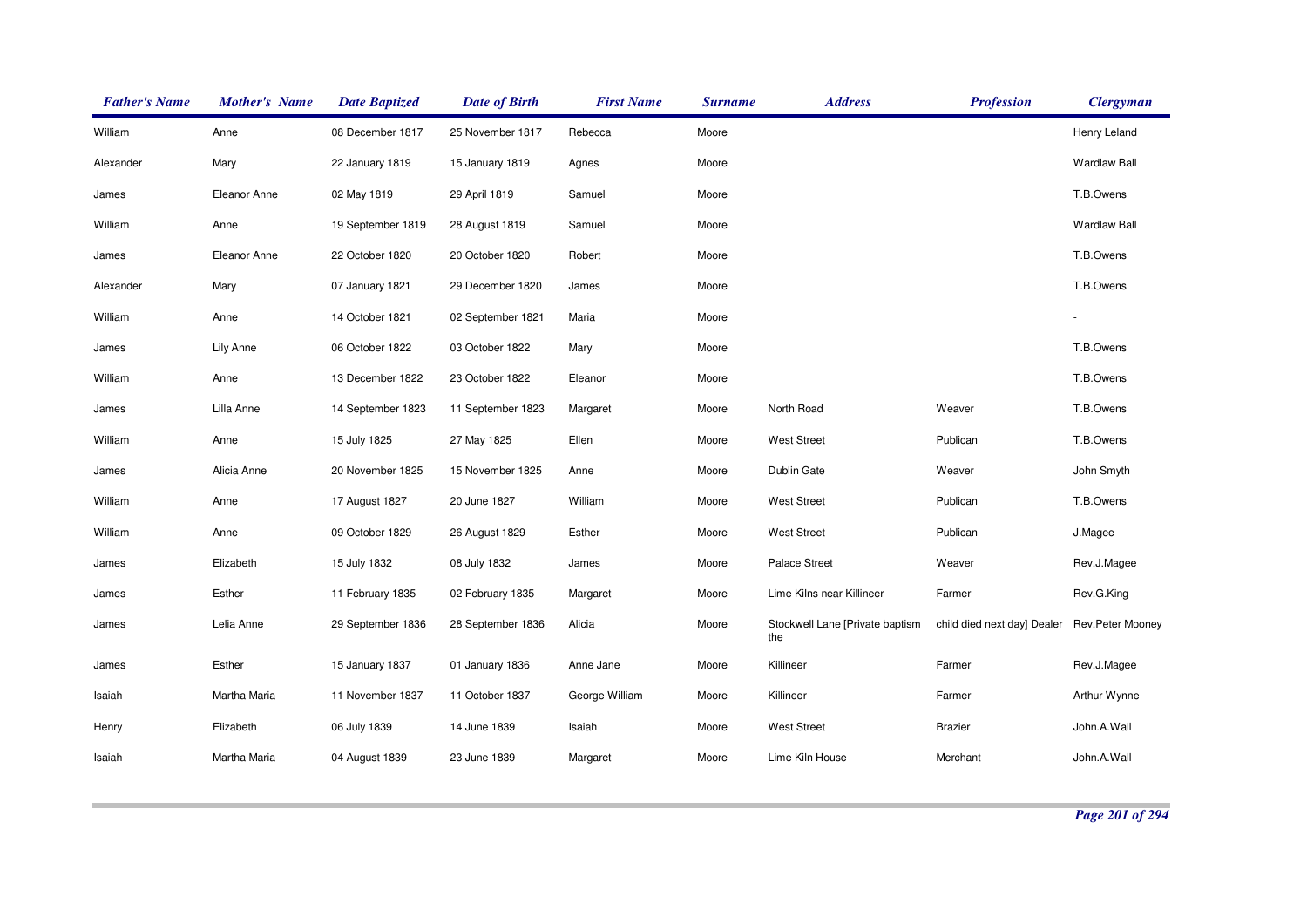| Father's Name | Mother's Name | Date Baptized | Date of Birth | First Name | Surname | Address | Profession | Clergyman |
|---|---|---|---|---|---|---|---|---|
| William | Anne | 08 December 1817 | 25 November 1817 | Rebecca | Moore | | | Henry Leland |
| Alexander | Mary | 22 January 1819 | 15 January 1819 | Agnes | Moore | | | Wardlaw Ball |
| James | Eleanor Anne | 02 May 1819 | 29 April 1819 | Samuel | Moore | | | T.B.Owens |
| William | Anne | 19 September 1819 | 28 August 1819 | Samuel | Moore | | | Wardlaw Ball |
| James | Eleanor Anne | 22 October 1820 | 20 October 1820 | Robert | Moore | | | T.B.Owens |
| Alexander | Mary | 07 January 1821 | 29 December 1820 | James | Moore | | | T.B.Owens |
| William | Anne | 14 October 1821 | 02 September 1821 | Maria | Moore | | | - |
| James | Lily Anne | 06 October 1822 | 03 October 1822 | Mary | Moore | | | T.B.Owens |
| William | Anne | 13 December 1822 | 23 October 1822 | Eleanor | Moore | | | T.B.Owens |
| James | Lilla Anne | 14 September 1823 | 11 September 1823 | Margaret | Moore | North Road | Weaver | T.B.Owens |
| William | Anne | 15 July 1825 | 27 May 1825 | Ellen | Moore | West Street | Publican | T.B.Owens |
| James | Alicia Anne | 20 November 1825 | 15 November 1825 | Anne | Moore | Dublin Gate | Weaver | John Smyth |
| William | Anne | 17 August 1827 | 20 June 1827 | William | Moore | West Street | Publican | T.B.Owens |
| William | Anne | 09 October 1829 | 26 August 1829 | Esther | Moore | West Street | Publican | J.Magee |
| James | Elizabeth | 15 July 1832 | 08 July 1832 | James | Moore | Palace Street | Weaver | Rev.J.Magee |
| James | Esther | 11 February 1835 | 02 February 1835 | Margaret | Moore | Lime Kilns near Killineer | Farmer | Rev.G.King |
| James | Lelia Anne | 29 September 1836 | 28 September 1836 | Alicia | Moore | Stockwell Lane [Private baptism the | child died next day] Dealer | Rev.Peter Mooney |
| James | Esther | 15 January 1837 | 01 January 1836 | Anne Jane | Moore | Killineer | Farmer | Rev.J.Magee |
| Isaiah | Martha Maria | 11 November 1837 | 11 October 1837 | George William | Moore | Killineer | Farmer | Arthur Wynne |
| Henry | Elizabeth | 06 July 1839 | 14 June 1839 | Isaiah | Moore | West Street | Brazier | John.A.Wall |
| Isaiah | Martha Maria | 04 August 1839 | 23 June 1839 | Margaret | Moore | Lime Kiln House | Merchant | John.A.Wall |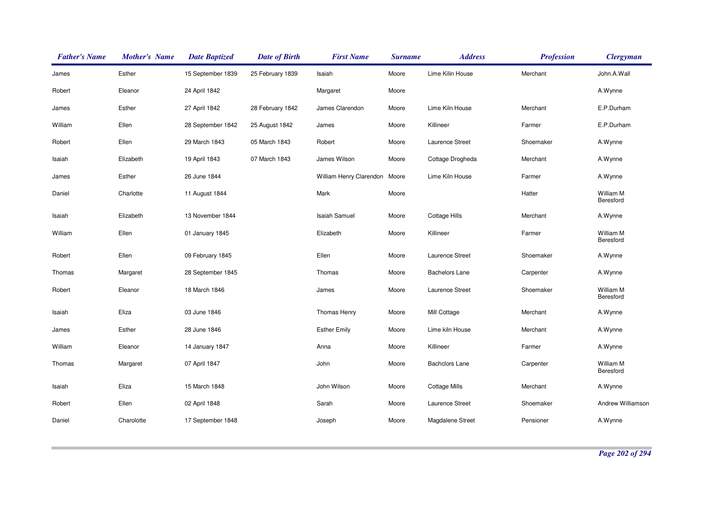| Father's Name | Mother's Name | Date Baptized | Date of Birth | First Name | Surname | Address | Profession | Clergyman |
|---|---|---|---|---|---|---|---|---|
| James | Esther | 15 September 1839 | 25 February 1839 | Isaiah | Moore | Lime Kilin House | Merchant | John.A.Wall |
| Robert | Eleanor | 24 April 1842 | | Margaret | Moore | | | A.Wynne |
| James | Esther | 27 April 1842 | 28 February 1842 | James Clarendon | Moore | Lime Kiln House | Merchant | E.P.Durham |
| William | Ellen | 28 September 1842 | 25 August 1842 | James | Moore | Killineer | Farmer | E.P.Durham |
| Robert | Ellen | 29 March 1843 | 05 March 1843 | Robert | Moore | Laurence Street | Shoemaker | A.Wynne |
| Isaiah | Elizabeth | 19 April 1843 | 07 March 1843 | James Wilson | Moore | Cottage Drogheda | Merchant | A.Wynne |
| James | Esther | 26 June 1844 | | William Henry Clarendon | Moore | Lime Kiln House | Farmer | A.Wynne |
| Daniel | Charlotte | 11 August 1844 | | Mark | Moore | | Hatter | William M Beresford |
| Isaiah | Elizabeth | 13 November 1844 | | Isaiah Samuel | Moore | Cottage Hills | Merchant | A.Wynne |
| William | Ellen | 01 January 1845 | | Elizabeth | Moore | Killineer | Farmer | William M Beresford |
| Robert | Ellen | 09 February 1845 | | Ellen | Moore | Laurence Street | Shoemaker | A.Wynne |
| Thomas | Margaret | 28 September 1845 | | Thomas | Moore | Bachelors Lane | Carpenter | A.Wynne |
| Robert | Eleanor | 18 March 1846 | | James | Moore | Laurence Street | Shoemaker | William M Beresford |
| Isaiah | Eliza | 03 June 1846 | | Thomas Henry | Moore | Mill Cottage | Merchant | A.Wynne |
| James | Esther | 28 June 1846 | | Esther Emily | Moore | Lime kiln House | Merchant | A.Wynne |
| William | Eleanor | 14 January 1847 | | Anna | Moore | Killineer | Farmer | A.Wynne |
| Thomas | Margaret | 07 April 1847 | | John | Moore | Bachclors Lane | Carpenter | William M Beresford |
| Isaiah | Eliza | 15 March 1848 | | John Wilson | Moore | Cottage Mills | Merchant | A.Wynne |
| Robert | Ellen | 02 April 1848 | | Sarah | Moore | Laurence Street | Shoemaker | Andrew Williamson |
| Daniel | Charolotte | 17 September 1848 | | Joseph | Moore | Magdalene Street | Pensioner | A.Wynne |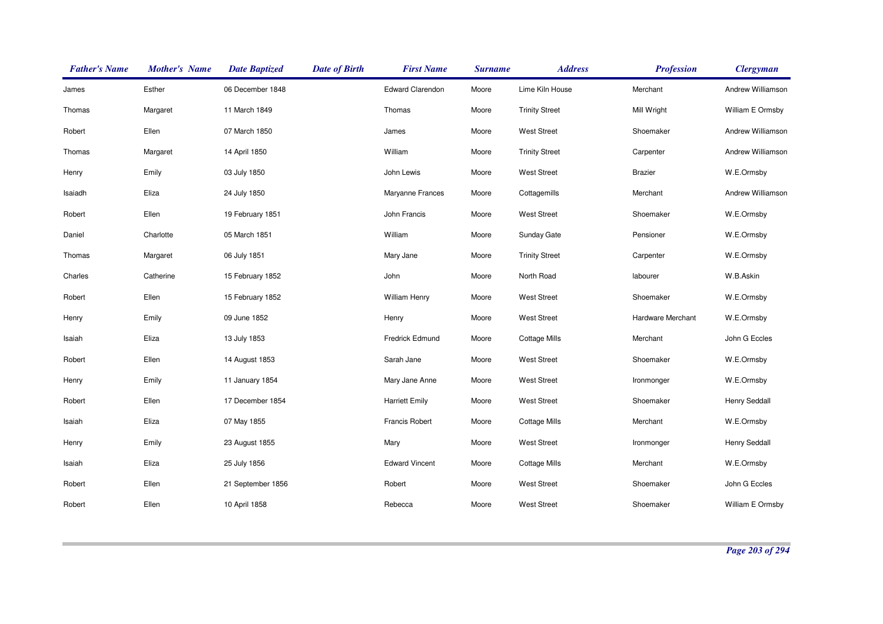| Father's Name | Mother's Name | Date Baptized | Date of Birth | First Name | Surname | Address | Profession | Clergyman |
|---|---|---|---|---|---|---|---|---|
| James | Esther | 06 December 1848 | | Edward Clarendon | Moore | Lime Kiln House | Merchant | Andrew Williamson |
| Thomas | Margaret | 11 March 1849 | | Thomas | Moore | Trinity Street | Mill Wright | William E Ormsby |
| Robert | Ellen | 07 March 1850 | | James | Moore | West Street | Shoemaker | Andrew Williamson |
| Thomas | Margaret | 14 April 1850 | | William | Moore | Trinity Street | Carpenter | Andrew Williamson |
| Henry | Emily | 03 July 1850 | | John Lewis | Moore | West Street | Brazier | W.E.Ormsby |
| Isaiadh | Eliza | 24 July 1850 | | Maryanne Frances | Moore | Cottagemills | Merchant | Andrew Williamson |
| Robert | Ellen | 19 February 1851 | | John Francis | Moore | West Street | Shoemaker | W.E.Ormsby |
| Daniel | Charlotte | 05 March 1851 | | William | Moore | Sunday Gate | Pensioner | W.E.Ormsby |
| Thomas | Margaret | 06 July 1851 | | Mary Jane | Moore | Trinity Street | Carpenter | W.E.Ormsby |
| Charles | Catherine | 15 February 1852 | | John | Moore | North Road | labourer | W.B.Askin |
| Robert | Ellen | 15 February 1852 | | William Henry | Moore | West Street | Shoemaker | W.E.Ormsby |
| Henry | Emily | 09 June 1852 | | Henry | Moore | West Street | Hardware Merchant | W.E.Ormsby |
| Isaiah | Eliza | 13 July 1853 | | Fredrick Edmund | Moore | Cottage Mills | Merchant | John G Eccles |
| Robert | Ellen | 14 August 1853 | | Sarah Jane | Moore | West Street | Shoemaker | W.E.Ormsby |
| Henry | Emily | 11 January 1854 | | Mary Jane Anne | Moore | West Street | Ironmonger | W.E.Ormsby |
| Robert | Ellen | 17 December 1854 | | Harriett Emily | Moore | West Street | Shoemaker | Henry Seddall |
| Isaiah | Eliza | 07 May 1855 | | Francis Robert | Moore | Cottage Mills | Merchant | W.E.Ormsby |
| Henry | Emily | 23 August 1855 | | Mary | Moore | West Street | Ironmonger | Henry Seddall |
| Isaiah | Eliza | 25 July 1856 | | Edward Vincent | Moore | Cottage Mills | Merchant | W.E.Ormsby |
| Robert | Ellen | 21 September 1856 | | Robert | Moore | West Street | Shoemaker | John G Eccles |
| Robert | Ellen | 10 April 1858 | | Rebecca | Moore | West Street | Shoemaker | William E Ormsby |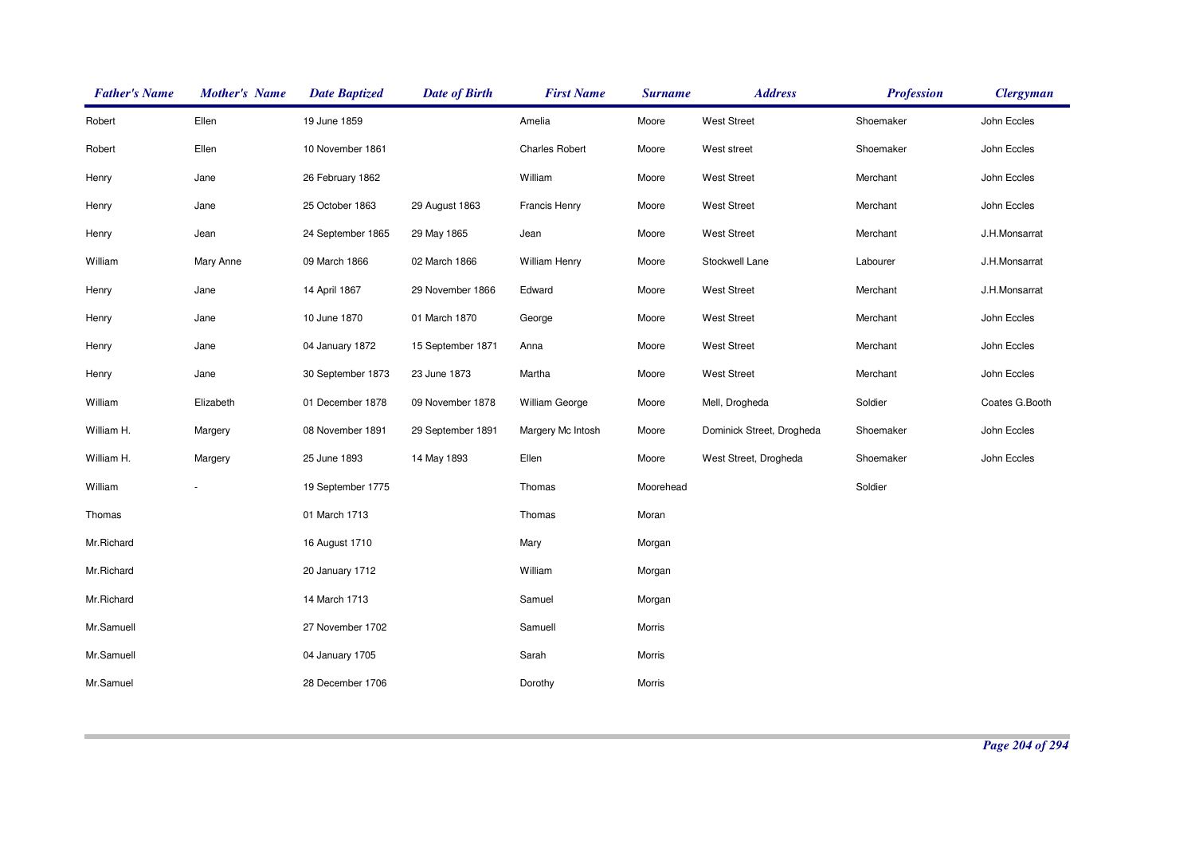| Father's Name | Mother's Name | Date Baptized | Date of Birth | First Name | Surname | Address | Profession | Clergyman |
|---|---|---|---|---|---|---|---|---|
| Robert | Ellen | 19 June 1859 | | Amelia | Moore | West Street | Shoemaker | John Eccles |
| Robert | Ellen | 10 November 1861 | | Charles Robert | Moore | West street | Shoemaker | John Eccles |
| Henry | Jane | 26 February 1862 | | William | Moore | West Street | Merchant | John Eccles |
| Henry | Jane | 25 October 1863 | 29 August 1863 | Francis Henry | Moore | West Street | Merchant | John Eccles |
| Henry | Jean | 24 September 1865 | 29 May 1865 | Jean | Moore | West Street | Merchant | J.H.Monsarrat |
| William | Mary Anne | 09 March 1866 | 02 March 1866 | William Henry | Moore | Stockwell Lane | Labourer | J.H.Monsarrat |
| Henry | Jane | 14 April 1867 | 29 November 1866 | Edward | Moore | West Street | Merchant | J.H.Monsarrat |
| Henry | Jane | 10 June 1870 | 01 March 1870 | George | Moore | West Street | Merchant | John Eccles |
| Henry | Jane | 04 January 1872 | 15 September 1871 | Anna | Moore | West Street | Merchant | John Eccles |
| Henry | Jane | 30 September 1873 | 23 June 1873 | Martha | Moore | West Street | Merchant | John Eccles |
| William | Elizabeth | 01 December 1878 | 09 November 1878 | William George | Moore | Mell, Drogheda | Soldier | Coates G.Booth |
| William H. | Margery | 08 November 1891 | 29 September 1891 | Margery Mc Intosh | Moore | Dominick Street, Drogheda | Shoemaker | John Eccles |
| William H. | Margery | 25 June 1893 | 14 May 1893 | Ellen | Moore | West Street, Drogheda | Shoemaker | John Eccles |
| William | - | 19 September 1775 | | Thomas | Moorehead | | Soldier | |
| Thomas | | 01 March 1713 | | Thomas | Moran | | | |
| Mr.Richard | | 16 August 1710 | | Mary | Morgan | | | |
| Mr.Richard | | 20 January 1712 | | William | Morgan | | | |
| Mr.Richard | | 14 March 1713 | | Samuel | Morgan | | | |
| Mr.Samuell | | 27 November 1702 | | Samuell | Morris | | | |
| Mr.Samuell | | 04 January 1705 | | Sarah | Morris | | | |
| Mr.Samuel | | 28 December 1706 | | Dorothy | Morris | | | |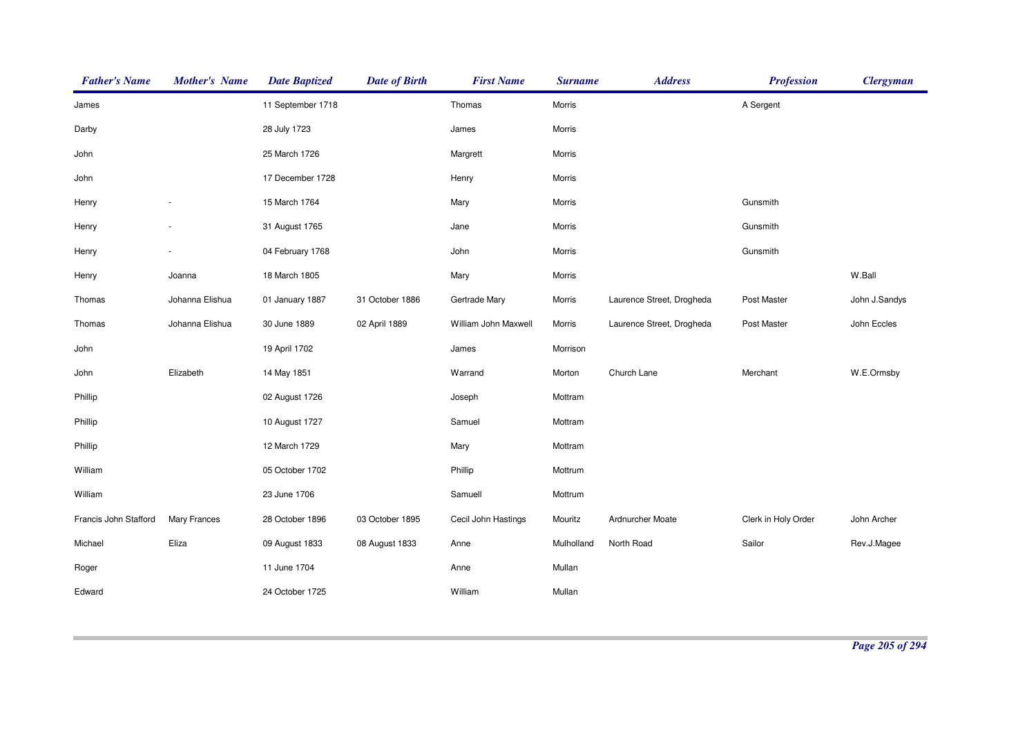| Father's Name | Mother's Name | Date Baptized | Date of Birth | First Name | Surname | Address | Profession | Clergyman |
|---|---|---|---|---|---|---|---|---|
| James | | 11 September 1718 | | Thomas | Morris | | A Sergent | |
| Darby | | 28 July 1723 | | James | Morris | | | |
| John | | 25 March 1726 | | Margrett | Morris | | | |
| John | | 17 December 1728 | | Henry | Morris | | | |
| Henry | - | 15 March 1764 | | Mary | Morris | | Gunsmith | |
| Henry | - | 31 August 1765 | | Jane | Morris | | Gunsmith | |
| Henry | - | 04 February 1768 | | John | Morris | | Gunsmith | |
| Henry | Joanna | 18 March 1805 | | Mary | Morris | | | W.Ball |
| Thomas | Johanna Elishua | 01 January 1887 | 31 October 1886 | Gertrade Mary | Morris | Laurence Street, Drogheda | Post Master | John J.Sandys |
| Thomas | Johanna Elishua | 30 June 1889 | 02 April 1889 | William John Maxwell | Morris | Laurence Street, Drogheda | Post Master | John Eccles |
| John | | 19 April 1702 | | James | Morrison | | | |
| John | Elizabeth | 14 May 1851 | | Warrand | Morton | Church Lane | Merchant | W.E.Ormsby |
| Phillip | | 02 August 1726 | | Joseph | Mottram | | | |
| Phillip | | 10 August 1727 | | Samuel | Mottram | | | |
| Phillip | | 12 March 1729 | | Mary | Mottram | | | |
| William | | 05 October 1702 | | Phillip | Mottrum | | | |
| William | | 23 June 1706 | | Samuell | Mottrum | | | |
| Francis John Stafford | Mary Frances | 28 October 1896 | 03 October 1895 | Cecil John Hastings | Mouritz | Ardnurcher Moate | Clerk in Holy Order | John Archer |
| Michael | Eliza | 09 August 1833 | 08 August 1833 | Anne | Mulholland | North Road | Sailor | Rev.J.Magee |
| Roger | | 11 June 1704 | | Anne | Mullan | | | |
| Edward | | 24 October 1725 | | William | Mullan | | | |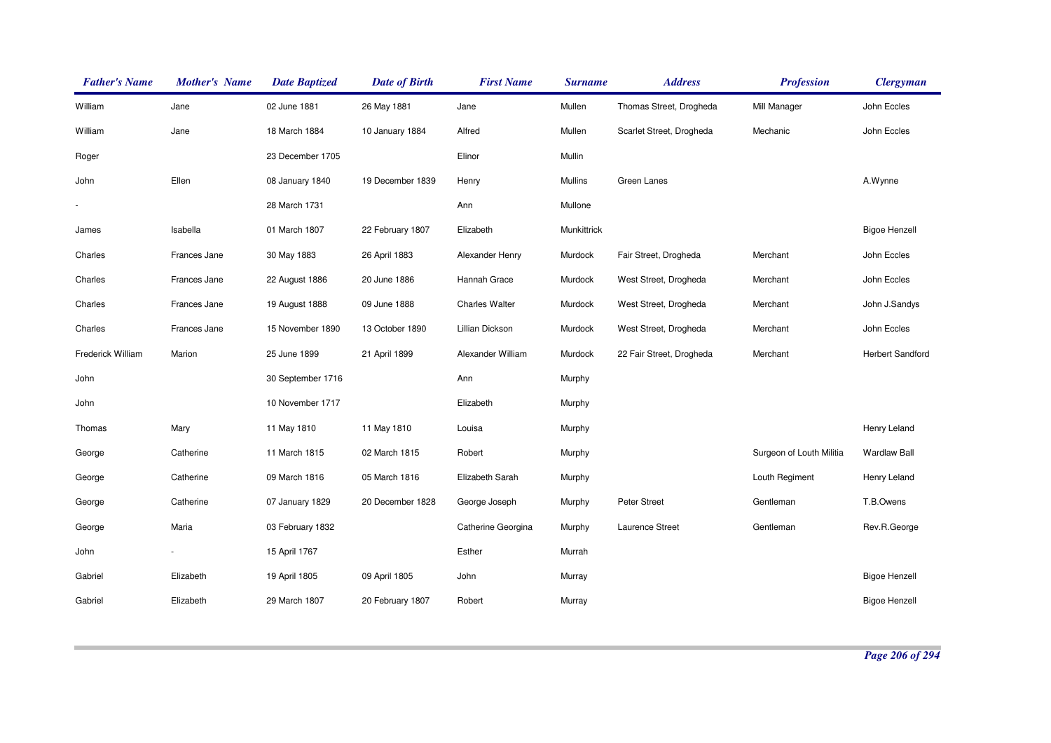| Father's Name | Mother's Name | Date Baptized | Date of Birth | First Name | Surname | Address | Profession | Clergyman |
|---|---|---|---|---|---|---|---|---|
| William | Jane | 02 June 1881 | 26 May 1881 | Jane | Mullen | Thomas Street, Drogheda | Mill Manager | John Eccles |
| William | Jane | 18 March 1884 | 10 January 1884 | Alfred | Mullen | Scarlet Street, Drogheda | Mechanic | John Eccles |
| Roger | | 23 December 1705 | | Elinor | Mullin | | | |
| John | Ellen | 08 January 1840 | 19 December 1839 | Henry | Mullins | Green Lanes | | A.Wynne |
| - | | 28 March 1731 | | Ann | Mullone | | | |
| James | Isabella | 01 March 1807 | 22 February 1807 | Elizabeth | Munkittrick | | | Bigoe Henzell |
| Charles | Frances Jane | 30 May 1883 | 26 April 1883 | Alexander Henry | Murdock | Fair Street, Drogheda | Merchant | John Eccles |
| Charles | Frances Jane | 22 August 1886 | 20 June 1886 | Hannah Grace | Murdock | West Street, Drogheda | Merchant | John Eccles |
| Charles | Frances Jane | 19 August 1888 | 09 June 1888 | Charles Walter | Murdock | West Street, Drogheda | Merchant | John J.Sandys |
| Charles | Frances Jane | 15 November 1890 | 13 October 1890 | Lillian Dickson | Murdock | West Street, Drogheda | Merchant | John Eccles |
| Frederick William | Marion | 25 June 1899 | 21 April 1899 | Alexander William | Murdock | 22 Fair Street, Drogheda | Merchant | Herbert Sandford |
| John | | 30 September 1716 | | Ann | Murphy | | | |
| John | | 10 November 1717 | | Elizabeth | Murphy | | | |
| Thomas | Mary | 11 May 1810 | 11 May 1810 | Louisa | Murphy | | | Henry Leland |
| George | Catherine | 11 March 1815 | 02 March 1815 | Robert | Murphy | | Surgeon of Louth Militia | Wardlaw Ball |
| George | Catherine | 09 March 1816 | 05 March 1816 | Elizabeth Sarah | Murphy | | Louth Regiment | Henry Leland |
| George | Catherine | 07 January 1829 | 20 December 1828 | George Joseph | Murphy | Peter Street | Gentleman | T.B.Owens |
| George | Maria | 03 February 1832 | | Catherine Georgina | Murphy | Laurence Street | Gentleman | Rev.R.George |
| John | - | 15 April 1767 | | Esther | Murrah | | | |
| Gabriel | Elizabeth | 19 April 1805 | 09 April 1805 | John | Murray | | | Bigoe Henzell |
| Gabriel | Elizabeth | 29 March 1807 | 20 February 1807 | Robert | Murray | | | Bigoe Henzell |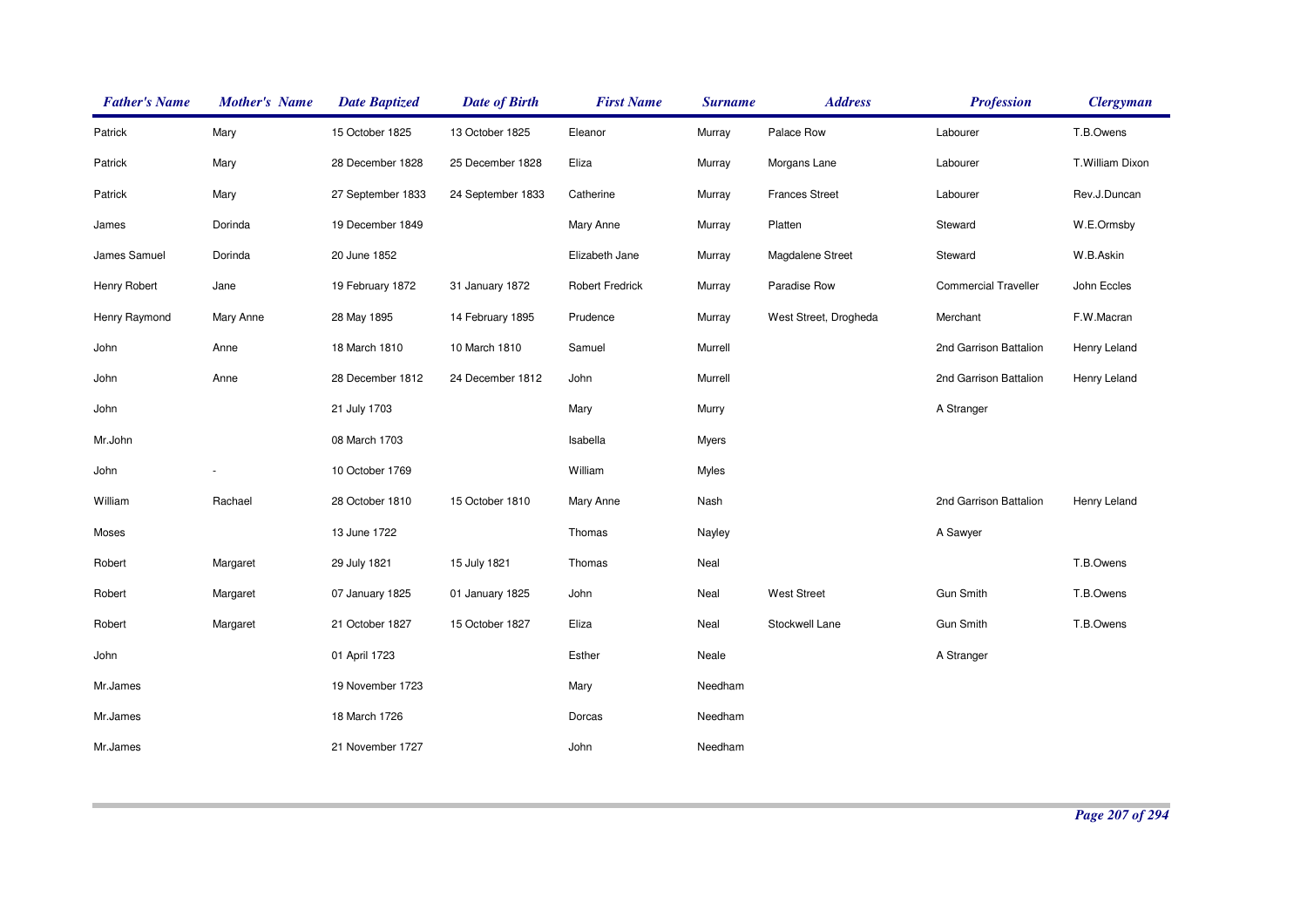| Father's Name | Mother's Name | Date Baptized | Date of Birth | First Name | Surname | Address | Profession | Clergyman |
|---|---|---|---|---|---|---|---|---|
| Patrick | Mary | 15 October 1825 | 13 October 1825 | Eleanor | Murray | Palace Row | Labourer | T.B.Owens |
| Patrick | Mary | 28 December 1828 | 25 December 1828 | Eliza | Murray | Morgans Lane | Labourer | T.William Dixon |
| Patrick | Mary | 27 September 1833 | 24 September 1833 | Catherine | Murray | Frances Street | Labourer | Rev.J.Duncan |
| James | Dorinda | 19 December 1849 | | Mary Anne | Murray | Platten | Steward | W.E.Ormsby |
| James Samuel | Dorinda | 20 June 1852 | | Elizabeth Jane | Murray | Magdalene Street | Steward | W.B.Askin |
| Henry Robert | Jane | 19 February 1872 | 31 January 1872 | Robert Fredrick | Murray | Paradise Row | Commercial Traveller | John Eccles |
| Henry Raymond | Mary Anne | 28 May 1895 | 14 February 1895 | Prudence | Murray | West Street, Drogheda | Merchant | F.W.Macran |
| John | Anne | 18 March 1810 | 10 March 1810 | Samuel | Murrell | | 2nd Garrison Battalion | Henry Leland |
| John | Anne | 28 December 1812 | 24 December 1812 | John | Murrell | | 2nd Garrison Battalion | Henry Leland |
| John | | 21 July 1703 | | Mary | Murry | | A Stranger | |
| Mr.John | | 08 March 1703 | | Isabella | Myers | | | |
| John | - | 10 October 1769 | | William | Myles | | | |
| William | Rachael | 28 October 1810 | 15 October 1810 | Mary Anne | Nash | | 2nd Garrison Battalion | Henry Leland |
| Moses | | 13 June 1722 | | Thomas | Nayley | | A Sawyer | |
| Robert | Margaret | 29 July 1821 | 15 July 1821 | Thomas | Neal | | | T.B.Owens |
| Robert | Margaret | 07 January 1825 | 01 January 1825 | John | Neal | West Street | Gun Smith | T.B.Owens |
| Robert | Margaret | 21 October 1827 | 15 October 1827 | Eliza | Neal | Stockwell Lane | Gun Smith | T.B.Owens |
| John | | 01 April 1723 | | Esther | Neale | | A Stranger | |
| Mr.James | | 19 November 1723 | | Mary | Needham | | | |
| Mr.James | | 18 March 1726 | | Dorcas | Needham | | | |
| Mr.James | | 21 November 1727 | | John | Needham | | | |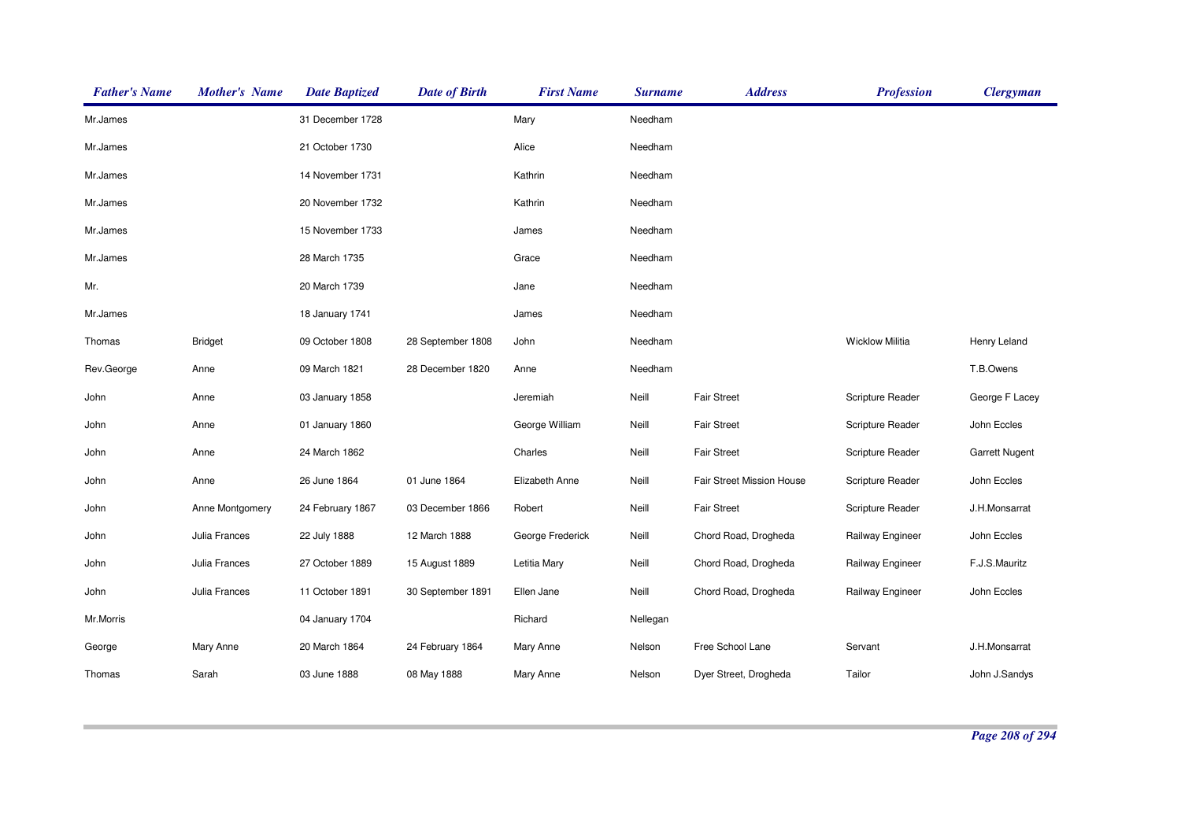| Father's Name | Mother's Name | Date Baptized | Date of Birth | First Name | Surname | Address | Profession | Clergyman |
|---|---|---|---|---|---|---|---|---|
| Mr.James | | 31 December 1728 | | Mary | Needham | | | |
| Mr.James | | 21 October 1730 | | Alice | Needham | | | |
| Mr.James | | 14 November 1731 | | Kathrin | Needham | | | |
| Mr.James | | 20 November 1732 | | Kathrin | Needham | | | |
| Mr.James | | 15 November 1733 | | James | Needham | | | |
| Mr.James | | 28 March 1735 | | Grace | Needham | | | |
| Mr. | | 20 March 1739 | | Jane | Needham | | | |
| Mr.James | | 18 January 1741 | | James | Needham | | | |
| Thomas | Bridget | 09 October 1808 | 28 September 1808 | John | Needham | | Wicklow Militia | Henry Leland |
| Rev.George | Anne | 09 March 1821 | 28 December 1820 | Anne | Needham | | | T.B.Owens |
| John | Anne | 03 January 1858 | | Jeremiah | Neill | Fair Street | Scripture Reader | George F Lacey |
| John | Anne | 01 January 1860 | | George William | Neill | Fair Street | Scripture Reader | John Eccles |
| John | Anne | 24 March 1862 | | Charles | Neill | Fair Street | Scripture Reader | Garrett Nugent |
| John | Anne | 26 June 1864 | 01 June 1864 | Elizabeth Anne | Neill | Fair Street Mission House | Scripture Reader | John Eccles |
| John | Anne Montgomery | 24 February 1867 | 03 December 1866 | Robert | Neill | Fair Street | Scripture Reader | J.H.Monsarrat |
| John | Julia Frances | 22 July 1888 | 12 March 1888 | George Frederick | Neill | Chord Road, Drogheda | Railway Engineer | John Eccles |
| John | Julia Frances | 27 October 1889 | 15 August 1889 | Letitia Mary | Neill | Chord Road, Drogheda | Railway Engineer | F.J.S.Mauritz |
| John | Julia Frances | 11 October 1891 | 30 September 1891 | Ellen Jane | Neill | Chord Road, Drogheda | Railway Engineer | John Eccles |
| Mr.Morris | | 04 January 1704 | | Richard | Nellegan | | | |
| George | Mary Anne | 20 March 1864 | 24 February 1864 | Mary Anne | Nelson | Free School Lane | Servant | J.H.Monsarrat |
| Thomas | Sarah | 03 June 1888 | 08 May 1888 | Mary Anne | Nelson | Dyer Street, Drogheda | Tailor | John J.Sandys |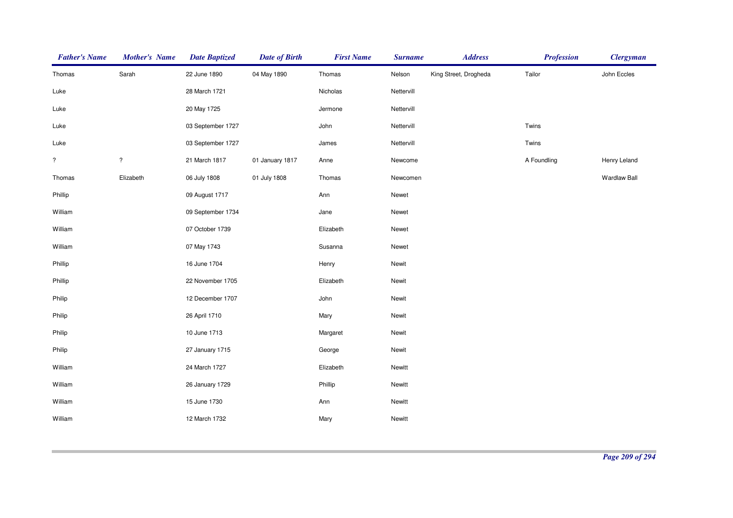| Father's Name | Mother's Name | Date Baptized | Date of Birth | First Name | Surname | Address | Profession | Clergyman |
|---|---|---|---|---|---|---|---|---|
| Thomas | Sarah | 22 June 1890 | 04 May 1890 | Thomas | Nelson | King Street, Drogheda | Tailor | John Eccles |
| Luke | | 28 March 1721 | | Nicholas | Nettervill | | | |
| Luke | | 20 May 1725 | | Jermone | Nettervill | | | |
| Luke | | 03 September 1727 | | John | Nettervill | | Twins | |
| Luke | | 03 September 1727 | | James | Nettervill | | Twins | |
| ? | ? | 21 March 1817 | 01 January 1817 | Anne | Newcome | | A Foundling | Henry Leland |
| Thomas | Elizabeth | 06 July 1808 | 01 July 1808 | Thomas | Newcomen | | | Wardlaw Ball |
| Phillip | | 09 August 1717 | | Ann | Newet | | | |
| William | | 09 September 1734 | | Jane | Newet | | | |
| William | | 07 October 1739 | | Elizabeth | Newet | | | |
| William | | 07 May 1743 | | Susanna | Newet | | | |
| Phillip | | 16 June 1704 | | Henry | Newit | | | |
| Phillip | | 22 November 1705 | | Elizabeth | Newit | | | |
| Philip | | 12 December 1707 | | John | Newit | | | |
| Philip | | 26 April 1710 | | Mary | Newit | | | |
| Philip | | 10 June 1713 | | Margaret | Newit | | | |
| Philip | | 27 January 1715 | | George | Newit | | | |
| William | | 24 March 1727 | | Elizabeth | Newitt | | | |
| William | | 26 January 1729 | | Phillip | Newitt | | | |
| William | | 15 June 1730 | | Ann | Newitt | | | |
| William | | 12 March 1732 | | Mary | Newitt | | | |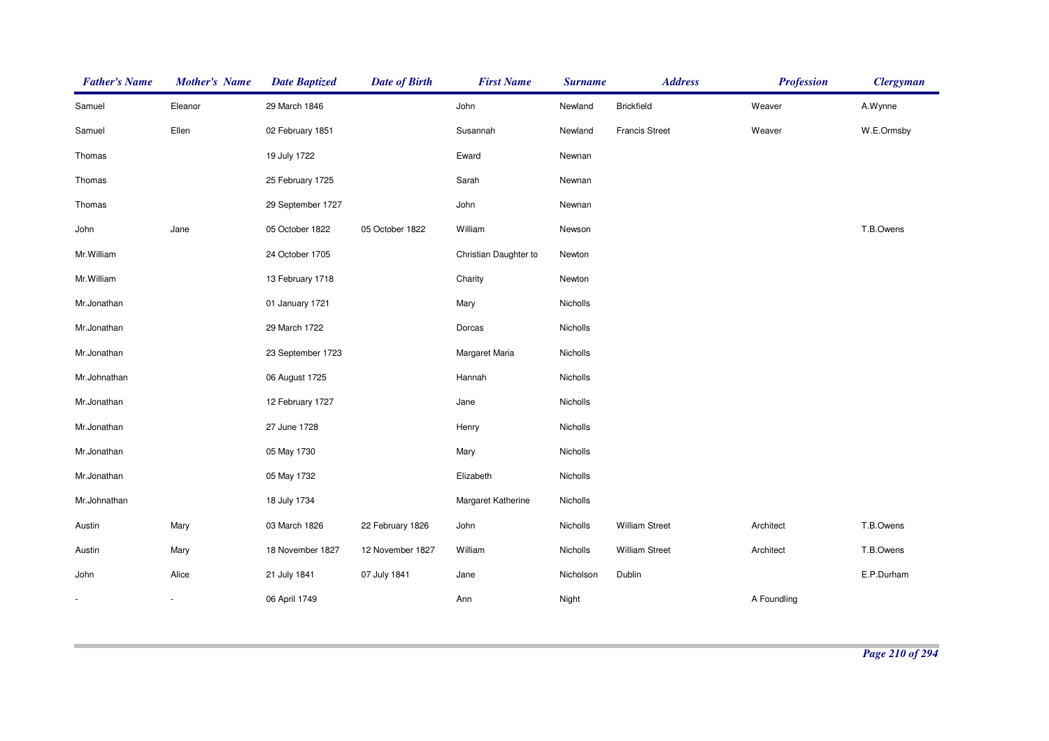| Father's Name | Mother's Name | Date Baptized | Date of Birth | First Name | Surname | Address | Profession | Clergyman |
|---|---|---|---|---|---|---|---|---|
| Samuel | Eleanor | 29 March 1846 | | John | Newland | Brickfield | Weaver | A.Wynne |
| Samuel | Ellen | 02 February 1851 | | Susannah | Newland | Francis Street | Weaver | W.E.Ormsby |
| Thomas | | 19 July 1722 | | Eward | Newnan | | | |
| Thomas | | 25 February 1725 | | Sarah | Newnan | | | |
| Thomas | | 29 September 1727 | | John | Newnan | | | |
| John | Jane | 05 October 1822 | 05 October 1822 | William | Newson | | | T.B.Owens |
| Mr.William | | 24 October 1705 | | Christian Daughter to | Newton | | | |
| Mr.William | | 13 February 1718 | | Charity | Newton | | | |
| Mr.Jonathan | | 01 January 1721 | | Mary | Nicholls | | | |
| Mr.Jonathan | | 29 March 1722 | | Dorcas | Nicholls | | | |
| Mr.Jonathan | | 23 September 1723 | | Margaret Maria | Nicholls | | | |
| Mr.Johnathan | | 06 August 1725 | | Hannah | Nicholls | | | |
| Mr.Jonathan | | 12 February 1727 | | Jane | Nicholls | | | |
| Mr.Jonathan | | 27 June 1728 | | Henry | Nicholls | | | |
| Mr.Jonathan | | 05 May 1730 | | Mary | Nicholls | | | |
| Mr.Jonathan | | 05 May 1732 | | Elizabeth | Nicholls | | | |
| Mr.Johnathan | | 18 July 1734 | | Margaret Katherine | Nicholls | | | |
| Austin | Mary | 03 March 1826 | 22 February 1826 | John | Nicholls | William Street | Architect | T.B.Owens |
| Austin | Mary | 18 November 1827 | 12 November 1827 | William | Nicholls | William Street | Architect | T.B.Owens |
| John | Alice | 21 July 1841 | 07 July 1841 | Jane | Nicholson | Dublin | | E.P.Durham |
| - | - | 06 April 1749 | | Ann | Night | | A Foundling | |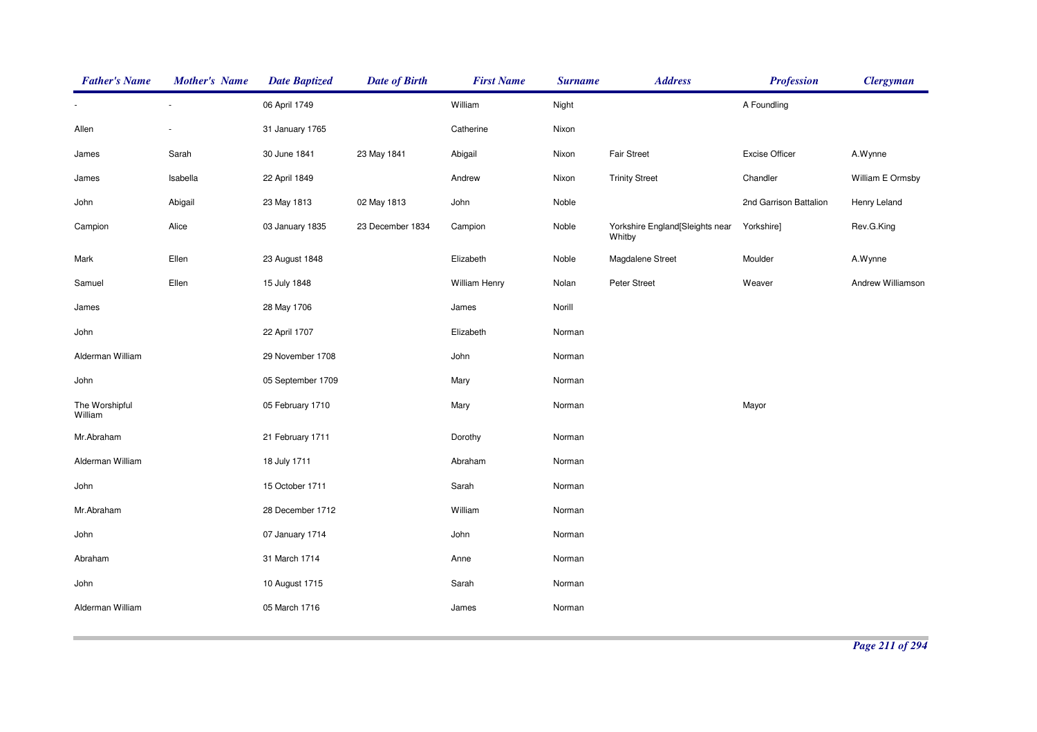| Father's Name | Mother's Name | Date Baptized | Date of Birth | First Name | Surname | Address | Profession | Clergyman |
|---|---|---|---|---|---|---|---|---|
| - | - | 06 April 1749 | | William | Night | | A Foundling | |
| Allen | - | 31 January 1765 | | Catherine | Nixon | | | |
| James | Sarah | 30 June 1841 | 23 May 1841 | Abigail | Nixon | Fair Street | Excise Officer | A.Wynne |
| James | Isabella | 22 April 1849 | | Andrew | Nixon | Trinity Street | Chandler | William E Ormsby |
| John | Abigail | 23 May 1813 | 02 May 1813 | John | Noble | | 2nd Garrison Battalion | Henry Leland |
| Campion | Alice | 03 January 1835 | 23 December 1834 | Campion | Noble | Yorkshire England[Sleights near Whitby | Yorkshire] | Rev.G.King |
| Mark | Ellen | 23 August 1848 | | Elizabeth | Noble | Magdalene Street | Moulder | A.Wynne |
| Samuel | Ellen | 15 July 1848 | | William Henry | Nolan | Peter Street | Weaver | Andrew Williamson |
| James | | 28 May 1706 | | James | Norill | | | |
| John | | 22 April 1707 | | Elizabeth | Norman | | | |
| Alderman William | | 29 November 1708 | | John | Norman | | | |
| John | | 05 September 1709 | | Mary | Norman | | | |
| The Worshipful William | | 05 February 1710 | | Mary | Norman | | Mayor | |
| Mr.Abraham | | 21 February 1711 | | Dorothy | Norman | | | |
| Alderman William | | 18 July 1711 | | Abraham | Norman | | | |
| John | | 15 October 1711 | | Sarah | Norman | | | |
| Mr.Abraham | | 28 December 1712 | | William | Norman | | | |
| John | | 07 January 1714 | | John | Norman | | | |
| Abraham | | 31 March 1714 | | Anne | Norman | | | |
| John | | 10 August 1715 | | Sarah | Norman | | | |
| Alderman William | | 05 March 1716 | | James | Norman | | | |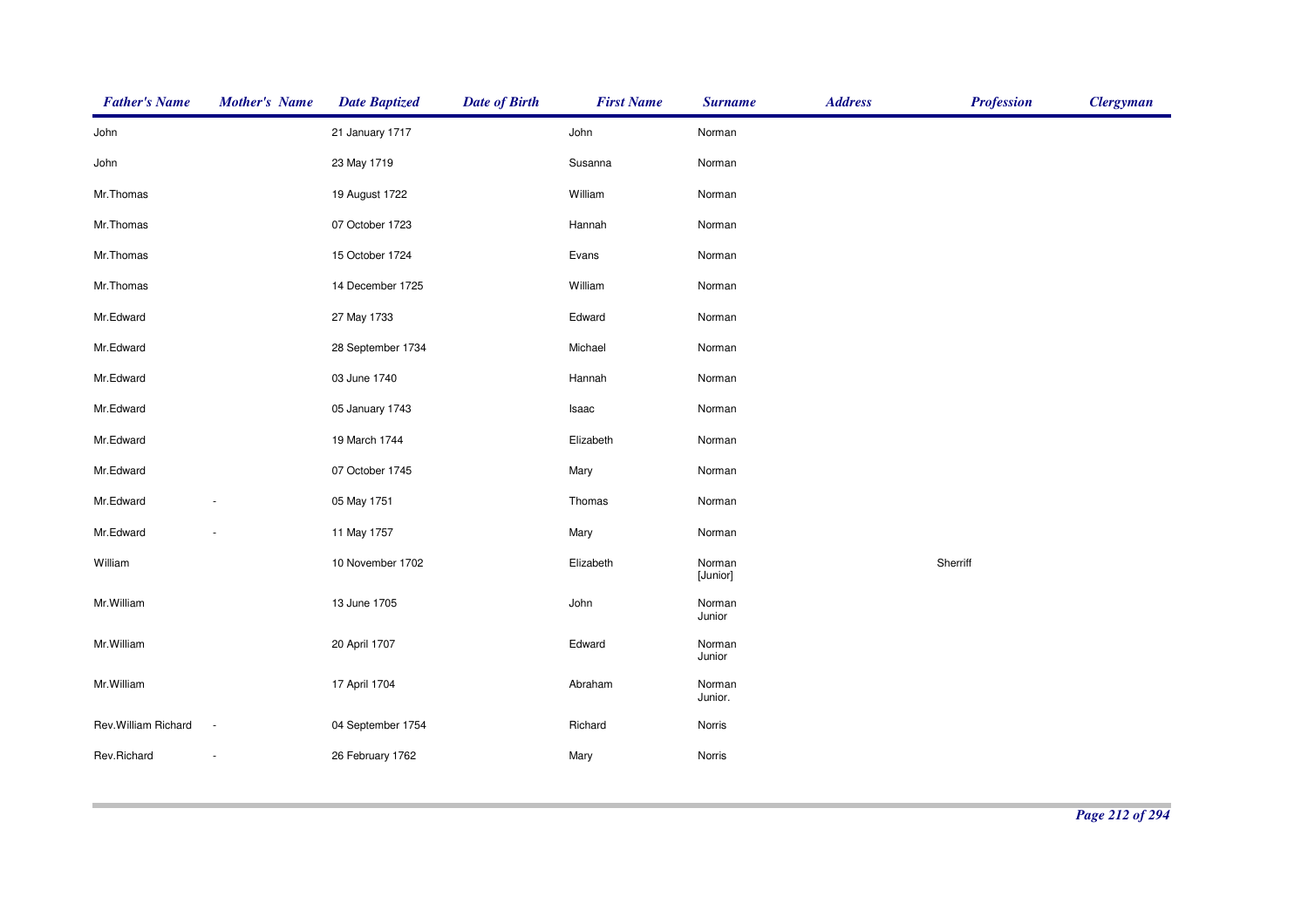| Father's Name | Mother's Name | Date Baptized | Date of Birth | First Name | Surname | Address | Profession | Clergyman |
|---|---|---|---|---|---|---|---|---|
| John | | 21 January 1717 | | John | Norman | | | |
| John | | 23 May 1719 | | Susanna | Norman | | | |
| Mr.Thomas | | 19 August 1722 | | William | Norman | | | |
| Mr.Thomas | | 07 October 1723 | | Hannah | Norman | | | |
| Mr.Thomas | | 15 October 1724 | | Evans | Norman | | | |
| Mr.Thomas | | 14 December 1725 | | William | Norman | | | |
| Mr.Edward | | 27 May 1733 | | Edward | Norman | | | |
| Mr.Edward | | 28 September 1734 | | Michael | Norman | | | |
| Mr.Edward | | 03 June 1740 | | Hannah | Norman | | | |
| Mr.Edward | | 05 January 1743 | | Isaac | Norman | | | |
| Mr.Edward | | 19 March 1744 | | Elizabeth | Norman | | | |
| Mr.Edward | | 07 October 1745 | | Mary | Norman | | | |
| Mr.Edward | - | 05 May 1751 | | Thomas | Norman | | | |
| Mr.Edward | - | 11 May 1757 | | Mary | Norman | | | |
| William | | 10 November 1702 | | Elizabeth | Norman [Junior] | | Sherriff | |
| Mr.William | | 13 June 1705 | | John | Norman Junior | | | |
| Mr.William | | 20 April 1707 | | Edward | Norman Junior | | | |
| Mr.William | | 17 April 1704 | | Abraham | Norman Junior. | | | |
| Rev.William Richard | - | 04 September 1754 | | Richard | Norris | | | |
| Rev.Richard | - | 26 February 1762 | | Mary | Norris | | | |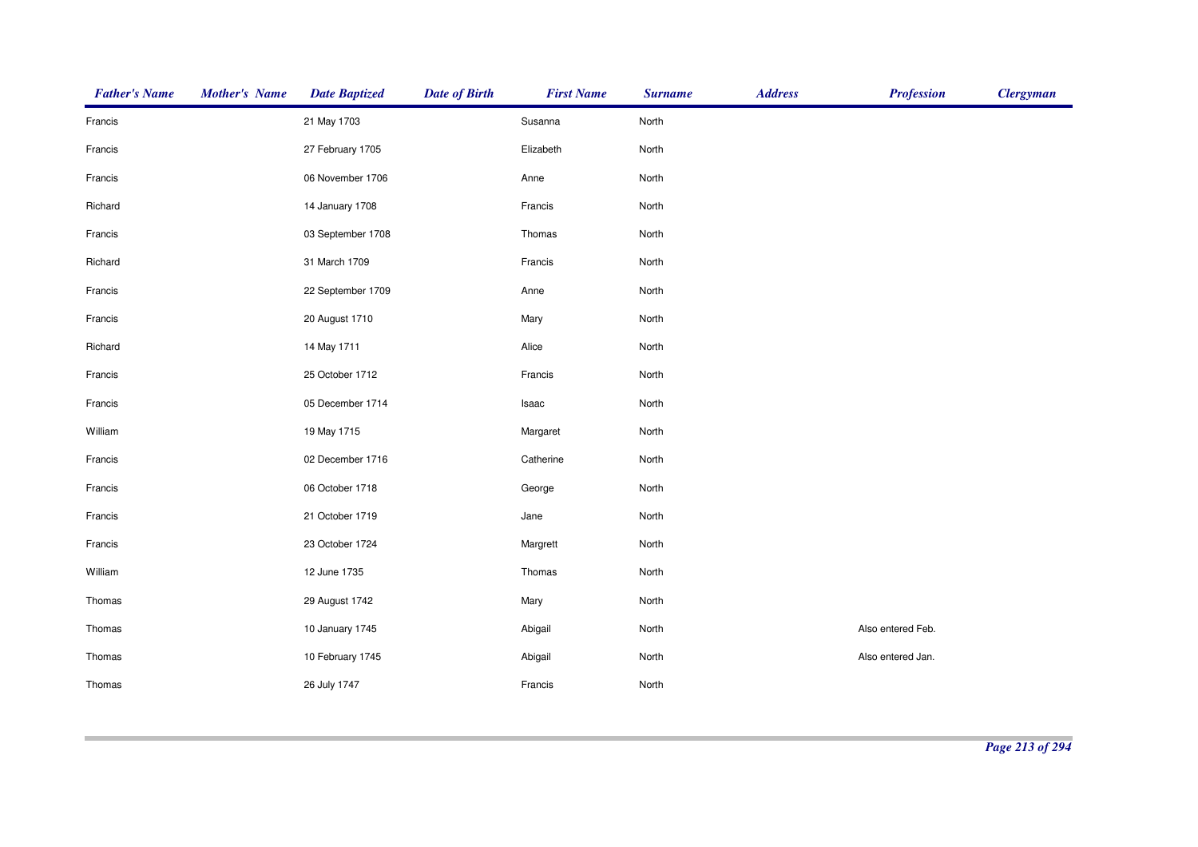| Father's Name | Mother's Name | Date Baptized | Date of Birth | First Name | Surname | Address | Profession | Clergyman |
|---|---|---|---|---|---|---|---|---|
| Francis | | 21 May 1703 | | Susanna | North | | | |
| Francis | | 27 February 1705 | | Elizabeth | North | | | |
| Francis | | 06 November 1706 | | Anne | North | | | |
| Richard | | 14 January 1708 | | Francis | North | | | |
| Francis | | 03 September 1708 | | Thomas | North | | | |
| Richard | | 31 March 1709 | | Francis | North | | | |
| Francis | | 22 September 1709 | | Anne | North | | | |
| Francis | | 20 August 1710 | | Mary | North | | | |
| Richard | | 14 May 1711 | | Alice | North | | | |
| Francis | | 25 October 1712 | | Francis | North | | | |
| Francis | | 05 December 1714 | | Isaac | North | | | |
| William | | 19 May 1715 | | Margaret | North | | | |
| Francis | | 02 December 1716 | | Catherine | North | | | |
| Francis | | 06 October 1718 | | George | North | | | |
| Francis | | 21 October 1719 | | Jane | North | | | |
| Francis | | 23 October 1724 | | Margrett | North | | | |
| William | | 12 June 1735 | | Thomas | North | | | |
| Thomas | | 29 August 1742 | | Mary | North | | | |
| Thomas | | 10 January 1745 | | Abigail | North | | Also entered Feb. | |
| Thomas | | 10 February 1745 | | Abigail | North | | Also entered Jan. | |
| Thomas | | 26 July 1747 | | Francis | North | | | |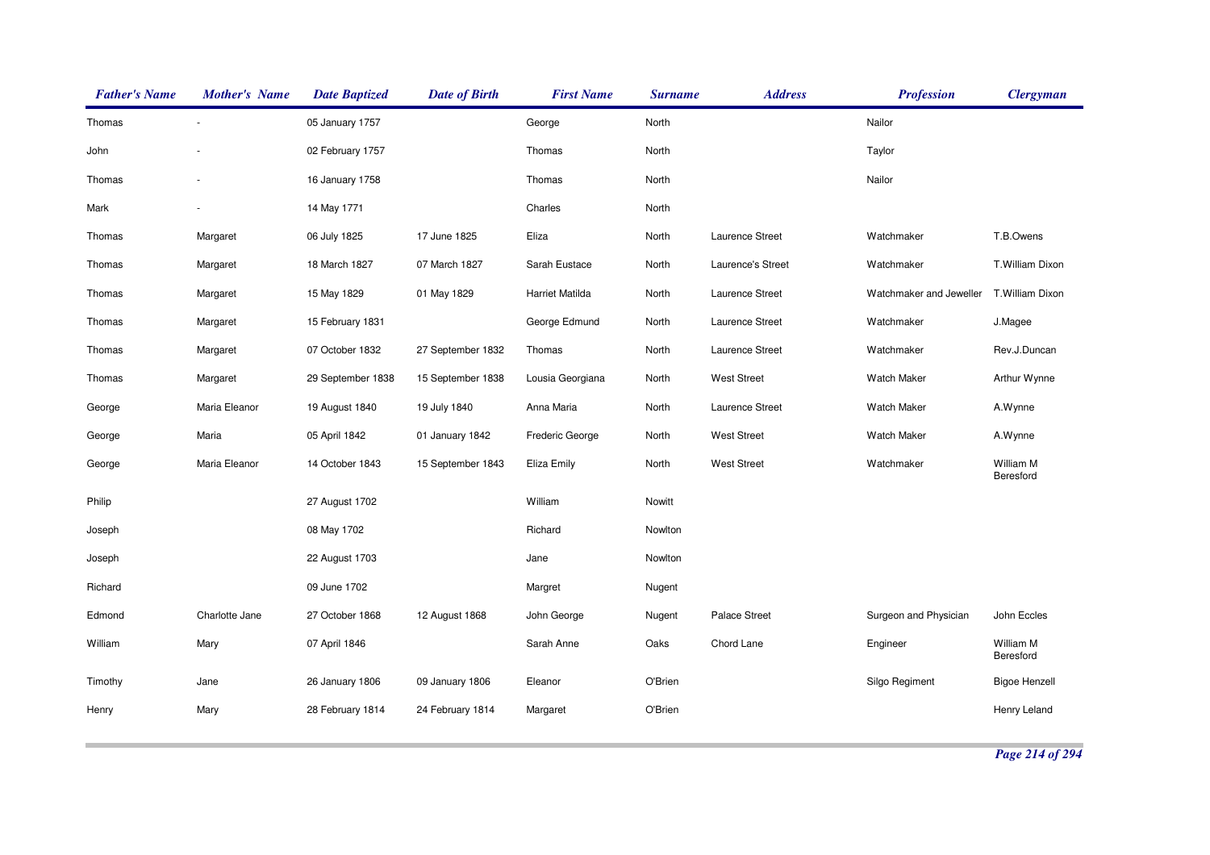| Father's Name | Mother's Name | Date Baptized | Date of Birth | First Name | Surname | Address | Profession | Clergyman |
|---|---|---|---|---|---|---|---|---|
| Thomas | - | 05 January 1757 | | George | North | | Nailor | |
| John | - | 02 February 1757 | | Thomas | North | | Taylor | |
| Thomas | - | 16 January 1758 | | Thomas | North | | Nailor | |
| Mark | - | 14 May 1771 | | Charles | North | | | |
| Thomas | Margaret | 06 July 1825 | 17 June 1825 | Eliza | North | Laurence Street | Watchmaker | T.B.Owens |
| Thomas | Margaret | 18 March 1827 | 07 March 1827 | Sarah Eustace | North | Laurence's Street | Watchmaker | T.William Dixon |
| Thomas | Margaret | 15 May 1829 | 01 May 1829 | Harriet Matilda | North | Laurence Street | Watchmaker and Jeweller | T.William Dixon |
| Thomas | Margaret | 15 February 1831 | | George Edmund | North | Laurence Street | Watchmaker | J.Magee |
| Thomas | Margaret | 07 October 1832 | 27 September 1832 | Thomas | North | Laurence Street | Watchmaker | Rev.J.Duncan |
| Thomas | Margaret | 29 September 1838 | 15 September 1838 | Lousia Georgiana | North | West Street | Watch Maker | Arthur Wynne |
| George | Maria Eleanor | 19 August 1840 | 19 July 1840 | Anna Maria | North | Laurence Street | Watch Maker | A.Wynne |
| George | Maria | 05 April 1842 | 01 January 1842 | Frederic George | North | West Street | Watch Maker | A.Wynne |
| George | Maria Eleanor | 14 October 1843 | 15 September 1843 | Eliza Emily | North | West Street | Watchmaker | William M Beresford |
| Philip | | 27 August 1702 | | William | Nowitt | | | |
| Joseph | | 08 May 1702 | | Richard | Nowlton | | | |
| Joseph | | 22 August 1703 | | Jane | Nowlton | | | |
| Richard | | 09 June 1702 | | Margret | Nugent | | | |
| Edmond | Charlotte Jane | 27 October 1868 | 12 August 1868 | John George | Nugent | Palace Street | Surgeon and Physician | John Eccles |
| William | Mary | 07 April 1846 | | Sarah Anne | Oaks | Chord Lane | Engineer | William M Beresford |
| Timothy | Jane | 26 January 1806 | 09 January 1806 | Eleanor | O'Brien | | Silgo Regiment | Bigoe Henzell |
| Henry | Mary | 28 February 1814 | 24 February 1814 | Margaret | O'Brien | | | Henry Leland |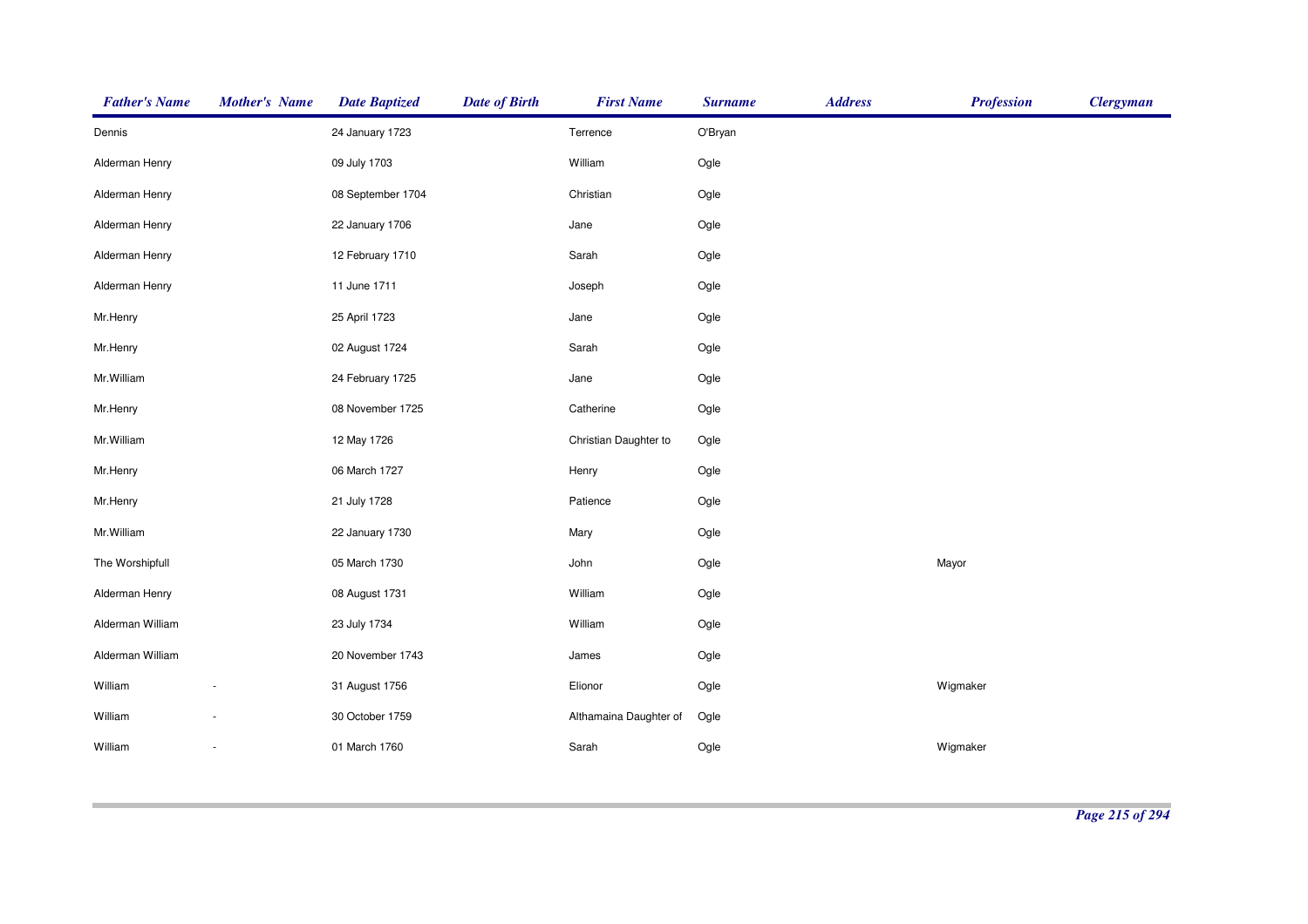| Father's Name | Mother's Name | Date Baptized | Date of Birth | First Name | Surname | Address | Profession | Clergyman |
|---|---|---|---|---|---|---|---|---|
| Dennis | | 24 January 1723 | | Terrence | O'Bryan | | | |
| Alderman Henry | | 09 July 1703 | | William | Ogle | | | |
| Alderman Henry | | 08 September 1704 | | Christian | Ogle | | | |
| Alderman Henry | | 22 January 1706 | | Jane | Ogle | | | |
| Alderman Henry | | 12 February 1710 | | Sarah | Ogle | | | |
| Alderman Henry | | 11 June 1711 | | Joseph | Ogle | | | |
| Mr.Henry | | 25 April 1723 | | Jane | Ogle | | | |
| Mr.Henry | | 02 August 1724 | | Sarah | Ogle | | | |
| Mr.William | | 24 February 1725 | | Jane | Ogle | | | |
| Mr.Henry | | 08 November 1725 | | Catherine | Ogle | | | |
| Mr.William | | 12 May 1726 | | Christian Daughter to | Ogle | | | |
| Mr.Henry | | 06 March 1727 | | Henry | Ogle | | | |
| Mr.Henry | | 21 July 1728 | | Patience | Ogle | | | |
| Mr.William | | 22 January 1730 | | Mary | Ogle | | | |
| The Worshipfull | | 05 March 1730 | | John | Ogle | | Mayor | |
| Alderman Henry | | 08 August 1731 | | William | Ogle | | | |
| Alderman William | | 23 July 1734 | | William | Ogle | | | |
| Alderman William | | 20 November 1743 | | James | Ogle | | | |
| William | - | 31 August 1756 | | Elionor | Ogle | | Wigmaker | |
| William | - | 30 October 1759 | | Althamaina Daughter of | Ogle | | | |
| William | - | 01 March 1760 | | Sarah | Ogle | | Wigmaker | |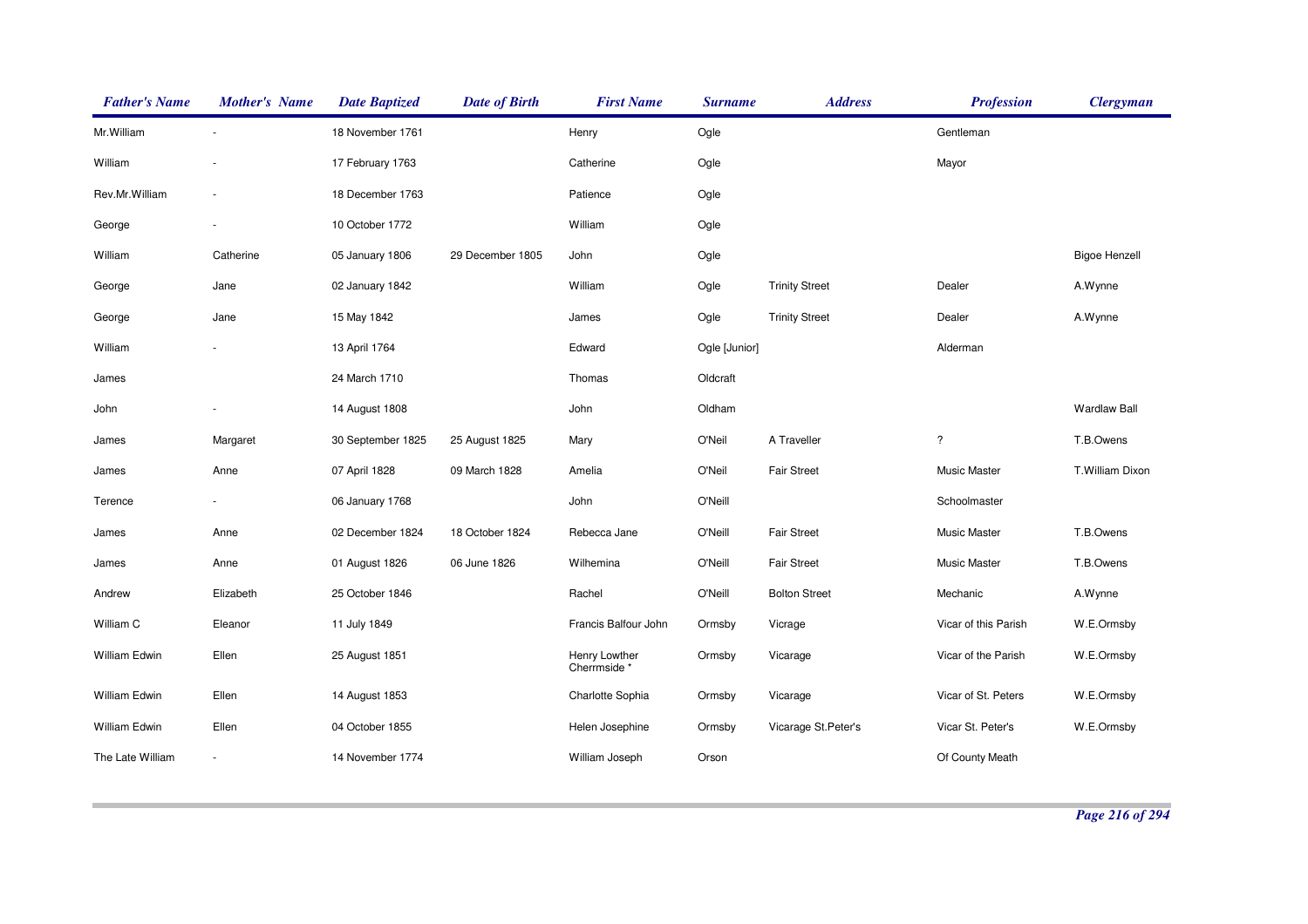| Father's Name | Mother's Name | Date Baptized | Date of Birth | First Name | Surname | Address | Profession | Clergyman |
|---|---|---|---|---|---|---|---|---|
| Mr.William | - | 18 November 1761 | | Henry | Ogle | | Gentleman | |
| William | - | 17 February 1763 | | Catherine | Ogle | | Mayor | |
| Rev.Mr.William | - | 18 December 1763 | | Patience | Ogle | | | |
| George | - | 10 October 1772 | | William | Ogle | | | |
| William | Catherine | 05 January 1806 | 29 December 1805 | John | Ogle | | | Bigoe Henzell |
| George | Jane | 02 January 1842 | | William | Ogle | Trinity Street | Dealer | A.Wynne |
| George | Jane | 15 May 1842 | | James | Ogle | Trinity Street | Dealer | A.Wynne |
| William | - | 13 April 1764 | | Edward | Ogle [Junior] | | Alderman | |
| James | | 24 March 1710 | | Thomas | Oldcraft | | | |
| John | - | 14 August 1808 | | John | Oldham | | | Wardlaw Ball |
| James | Margaret | 30 September 1825 | 25 August 1825 | Mary | O'Neil | A Traveller | ? | T.B.Owens |
| James | Anne | 07 April 1828 | 09 March 1828 | Amelia | O'Neil | Fair Street | Music Master | T.William Dixon |
| Terence | - | 06 January 1768 | | John | O'Neill | | Schoolmaster | |
| James | Anne | 02 December 1824 | 18 October 1824 | Rebecca Jane | O'Neill | Fair Street | Music Master | T.B.Owens |
| James | Anne | 01 August 1826 | 06 June 1826 | Wilhemina | O'Neill | Fair Street | Music Master | T.B.Owens |
| Andrew | Elizabeth | 25 October 1846 | | Rachel | O'Neill | Bolton Street | Mechanic | A.Wynne |
| William C | Eleanor | 11 July 1849 | | Francis Balfour John | Ormsby | Vicrage | Vicar of this Parish | W.E.Ormsby |
| William Edwin | Ellen | 25 August 1851 | | Henry Lowther Cherrmside * | Ormsby | Vicarage | Vicar of the Parish | W.E.Ormsby |
| William Edwin | Ellen | 14 August 1853 | | Charlotte Sophia | Ormsby | Vicarage | Vicar of St. Peters | W.E.Ormsby |
| William Edwin | Ellen | 04 October 1855 | | Helen Josephine | Ormsby | Vicarage St.Peter's | Vicar St. Peter's | W.E.Ormsby |
| The Late William | - | 14 November 1774 | | William Joseph | Orson | | Of County Meath | |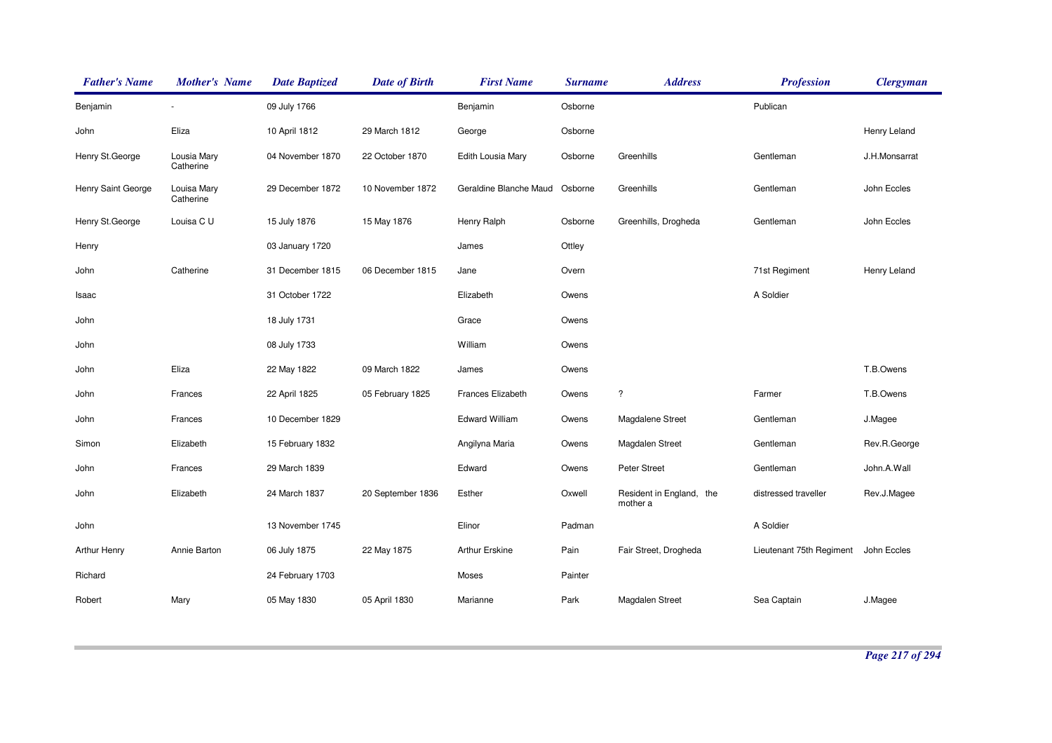| Father's Name | Mother's Name | Date Baptized | Date of Birth | First Name | Surname | Address | Profession | Clergyman |
|---|---|---|---|---|---|---|---|---|
| Benjamin | - | 09 July 1766 | | Benjamin | Osborne | | Publican | |
| John | Eliza | 10 April 1812 | 29 March 1812 | George | Osborne | | | Henry Leland |
| Henry St.George | Lousia Mary Catherine | 04 November 1870 | 22 October 1870 | Edith Lousia Mary | Osborne | Greenhills | Gentleman | J.H.Monsarrat |
| Henry Saint George | Louisa Mary Catherine | 29 December 1872 | 10 November 1872 | Geraldine Blanche Maud | Osborne | Greenhills | Gentleman | John Eccles |
| Henry St.George | Louisa C U | 15 July 1876 | 15 May 1876 | Henry Ralph | Osborne | Greenhills, Drogheda | Gentleman | John Eccles |
| Henry | | 03 January 1720 | | James | Ottley | | | |
| John | Catherine | 31 December 1815 | 06 December 1815 | Jane | Overn | | 71st Regiment | Henry Leland |
| Isaac | | 31 October 1722 | | Elizabeth | Owens | | A Soldier | |
| John | | 18 July 1731 | | Grace | Owens | | | |
| John | | 08 July 1733 | | William | Owens | | | |
| John | Eliza | 22 May 1822 | 09 March 1822 | James | Owens | | | T.B.Owens |
| John | Frances | 22 April 1825 | 05 February 1825 | Frances Elizabeth | Owens | ? | Farmer | T.B.Owens |
| John | Frances | 10 December 1829 | | Edward William | Owens | Magdalene Street | Gentleman | J.Magee |
| Simon | Elizabeth | 15 February 1832 | | Angilyna Maria | Owens | Magdalen Street | Gentleman | Rev.R.George |
| John | Frances | 29 March 1839 | | Edward | Owens | Peter Street | Gentleman | John.A.Wall |
| John | Elizabeth | 24 March 1837 | 20 September 1836 | Esther | Oxwell | Resident in England, the mother a | distressed traveller | Rev.J.Magee |
| John | | 13 November 1745 | | Elinor | Padman | | A Soldier | |
| Arthur Henry | Annie Barton | 06 July 1875 | 22 May 1875 | Arthur Erskine | Pain | Fair Street, Drogheda | Lieutenant 75th Regiment | John Eccles |
| Richard | | 24 February 1703 | | Moses | Painter | | | |
| Robert | Mary | 05 May 1830 | 05 April 1830 | Marianne | Park | Magdalen Street | Sea Captain | J.Magee |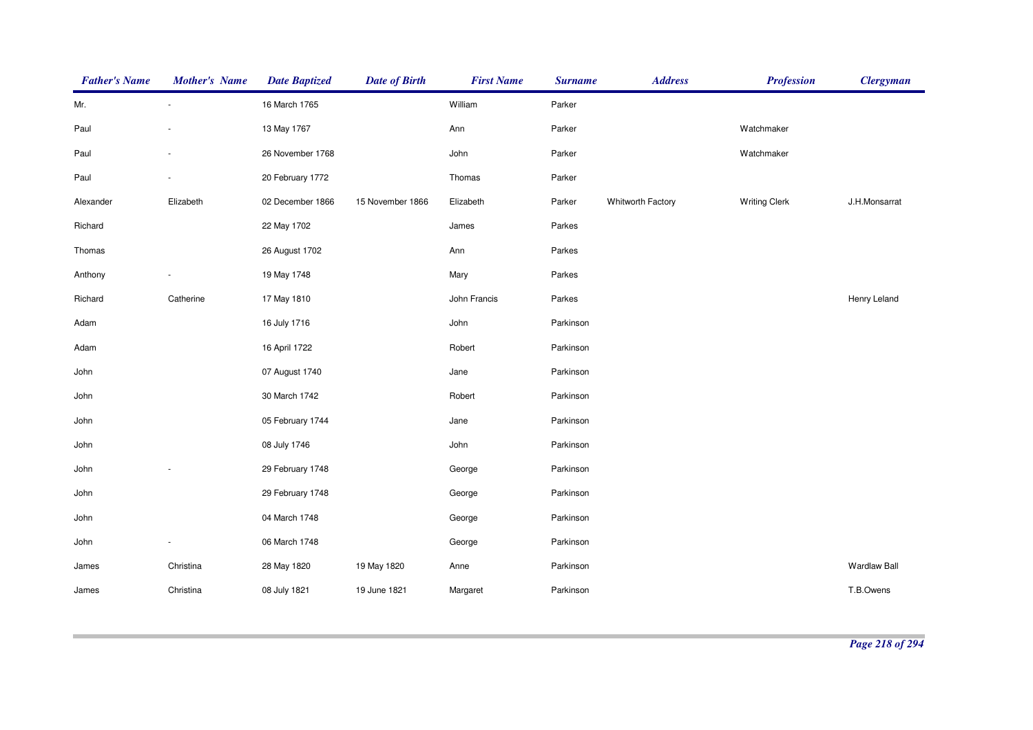| Father's Name | Mother's Name | Date Baptized | Date of Birth | First Name | Surname | Address | Profession | Clergyman |
|---|---|---|---|---|---|---|---|---|
| Mr. | - | 16 March 1765 | | William | Parker | | | |
| Paul | - | 13 May 1767 | | Ann | Parker | | Watchmaker | |
| Paul | - | 26 November 1768 | | John | Parker | | Watchmaker | |
| Paul | - | 20 February 1772 | | Thomas | Parker | | | |
| Alexander | Elizabeth | 02 December 1866 | 15 November 1866 | Elizabeth | Parker | Whitworth Factory | Writing Clerk | J.H.Monsarrat |
| Richard | | 22 May 1702 | | James | Parkes | | | |
| Thomas | | 26 August 1702 | | Ann | Parkes | | | |
| Anthony | - | 19 May 1748 | | Mary | Parkes | | | |
| Richard | Catherine | 17 May 1810 | | John Francis | Parkes | | | Henry Leland |
| Adam | | 16 July 1716 | | John | Parkinson | | | |
| Adam | | 16 April 1722 | | Robert | Parkinson | | | |
| John | | 07 August 1740 | | Jane | Parkinson | | | |
| John | | 30 March 1742 | | Robert | Parkinson | | | |
| John | | 05 February 1744 | | Jane | Parkinson | | | |
| John | | 08 July 1746 | | John | Parkinson | | | |
| John | - | 29 February 1748 | | George | Parkinson | | | |
| John | | 29 February 1748 | | George | Parkinson | | | |
| John | | 04 March 1748 | | George | Parkinson | | | |
| John | - | 06 March 1748 | | George | Parkinson | | | |
| James | Christina | 28 May 1820 | 19 May 1820 | Anne | Parkinson | | | Wardlaw Ball |
| James | Christina | 08 July 1821 | 19 June 1821 | Margaret | Parkinson | | | T.B.Owens |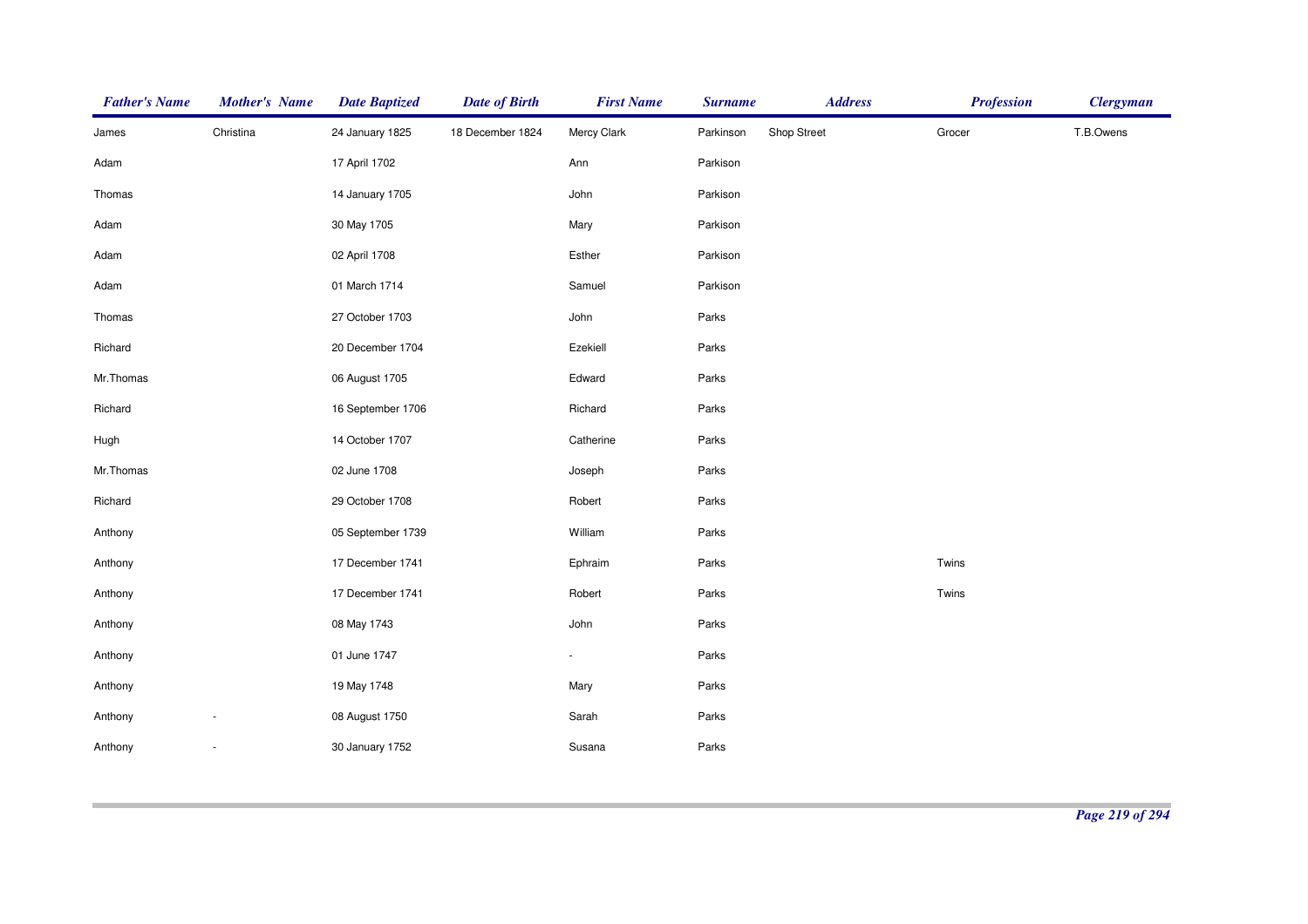| Father's Name | Mother's Name | Date Baptized | Date of Birth | First Name | Surname | Address | Profession | Clergyman |
|---|---|---|---|---|---|---|---|---|
| James | Christina | 24 January 1825 | 18 December 1824 | Mercy Clark | Parkinson | Shop Street | Grocer | T.B.Owens |
| Adam | | 17 April 1702 | | Ann | Parkison | | | |
| Thomas | | 14 January 1705 | | John | Parkison | | | |
| Adam | | 30 May 1705 | | Mary | Parkison | | | |
| Adam | | 02 April 1708 | | Esther | Parkison | | | |
| Adam | | 01 March 1714 | | Samuel | Parkison | | | |
| Thomas | | 27 October 1703 | | John | Parks | | | |
| Richard | | 20 December 1704 | | Ezekiell | Parks | | | |
| Mr.Thomas | | 06 August 1705 | | Edward | Parks | | | |
| Richard | | 16 September 1706 | | Richard | Parks | | | |
| Hugh | | 14 October 1707 | | Catherine | Parks | | | |
| Mr.Thomas | | 02 June 1708 | | Joseph | Parks | | | |
| Richard | | 29 October 1708 | | Robert | Parks | | | |
| Anthony | | 05 September 1739 | | William | Parks | | | |
| Anthony | | 17 December 1741 | | Ephraim | Parks | | Twins | |
| Anthony | | 17 December 1741 | | Robert | Parks | | Twins | |
| Anthony | | 08 May 1743 | | John | Parks | | | |
| Anthony | | 01 June 1747 | | - | Parks | | | |
| Anthony | | 19 May 1748 | | Mary | Parks | | | |
| Anthony | - | 08 August 1750 | | Sarah | Parks | | | |
| Anthony | - | 30 January 1752 | | Susana | Parks | | | |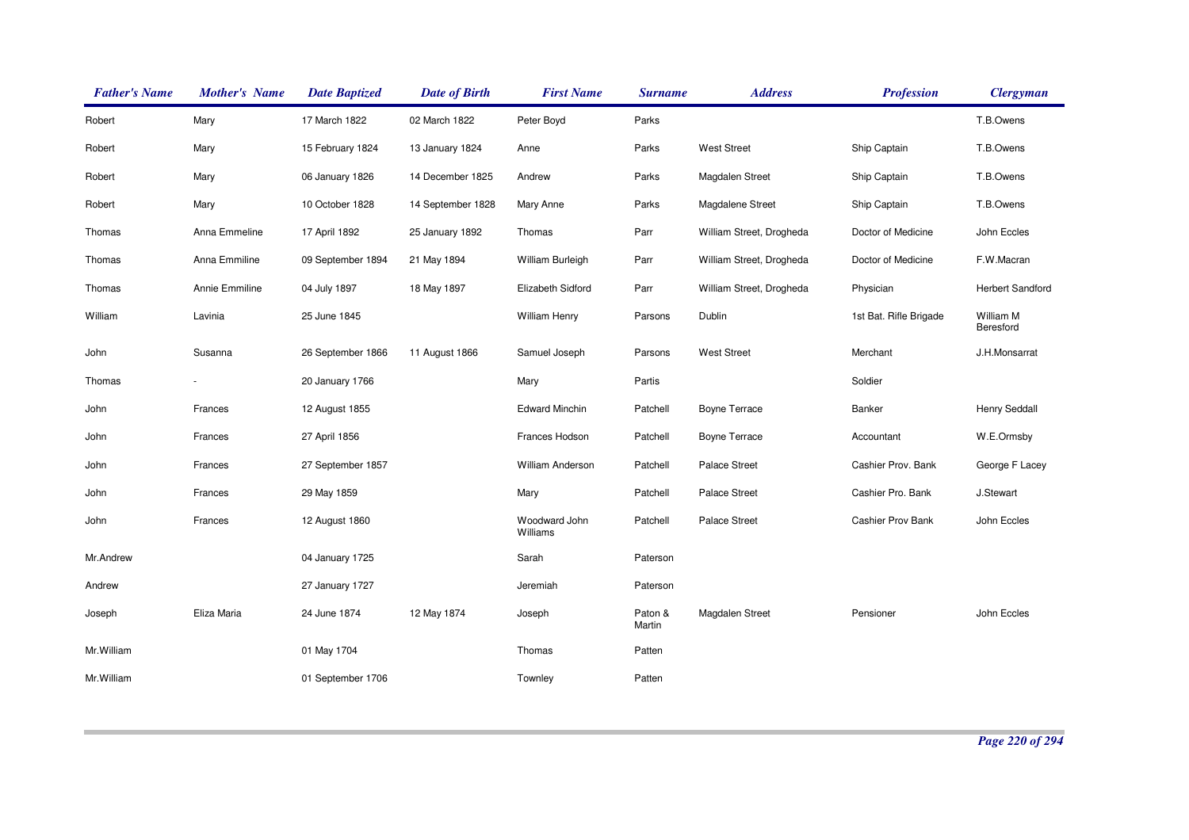| Father's Name | Mother's Name | Date Baptized | Date of Birth | First Name | Surname | Address | Profession | Clergyman |
|---|---|---|---|---|---|---|---|---|
| Robert | Mary | 17 March 1822 | 02 March 1822 | Peter Boyd | Parks | | | T.B.Owens |
| Robert | Mary | 15 February 1824 | 13 January 1824 | Anne | Parks | West Street | Ship Captain | T.B.Owens |
| Robert | Mary | 06 January 1826 | 14 December 1825 | Andrew | Parks | Magdalen Street | Ship Captain | T.B.Owens |
| Robert | Mary | 10 October 1828 | 14 September 1828 | Mary Anne | Parks | Magdalene Street | Ship Captain | T.B.Owens |
| Thomas | Anna Emmeline | 17 April 1892 | 25 January 1892 | Thomas | Parr | William Street, Drogheda | Doctor of Medicine | John Eccles |
| Thomas | Anna Emmiline | 09 September 1894 | 21 May 1894 | William Burleigh | Parr | William Street, Drogheda | Doctor of Medicine | F.W.Macran |
| Thomas | Annie Emmiline | 04 July 1897 | 18 May 1897 | Elizabeth Sidford | Parr | William Street, Drogheda | Physician | Herbert Sandford |
| William | Lavinia | 25 June 1845 | | William Henry | Parsons | Dublin | 1st Bat. Rifle Brigade | William M Beresford |
| John | Susanna | 26 September 1866 | 11 August 1866 | Samuel Joseph | Parsons | West Street | Merchant | J.H.Monsarrat |
| Thomas | - | 20 January 1766 | | Mary | Partis | | Soldier | |
| John | Frances | 12 August 1855 | | Edward Minchin | Patchell | Boyne Terrace | Banker | Henry Seddall |
| John | Frances | 27 April 1856 | | Frances Hodson | Patchell | Boyne Terrace | Accountant | W.E.Ormsby |
| John | Frances | 27 September 1857 | | William Anderson | Patchell | Palace Street | Cashier Prov. Bank | George F Lacey |
| John | Frances | 29 May 1859 | | Mary | Patchell | Palace Street | Cashier Pro. Bank | J.Stewart |
| John | Frances | 12 August 1860 | | Woodward John Williams | Patchell | Palace Street | Cashier Prov Bank | John Eccles |
| Mr.Andrew | | 04 January 1725 | | Sarah | Paterson | | | |
| Andrew | | 27 January 1727 | | Jeremiah | Paterson | | | |
| Joseph | Eliza Maria | 24 June 1874 | 12 May 1874 | Joseph | Paton & Martin | Magdalen Street | Pensioner | John Eccles |
| Mr.William | | 01 May 1704 | | Thomas | Patten | | | |
| Mr.William | | 01 September 1706 | | Townley | Patten | | | |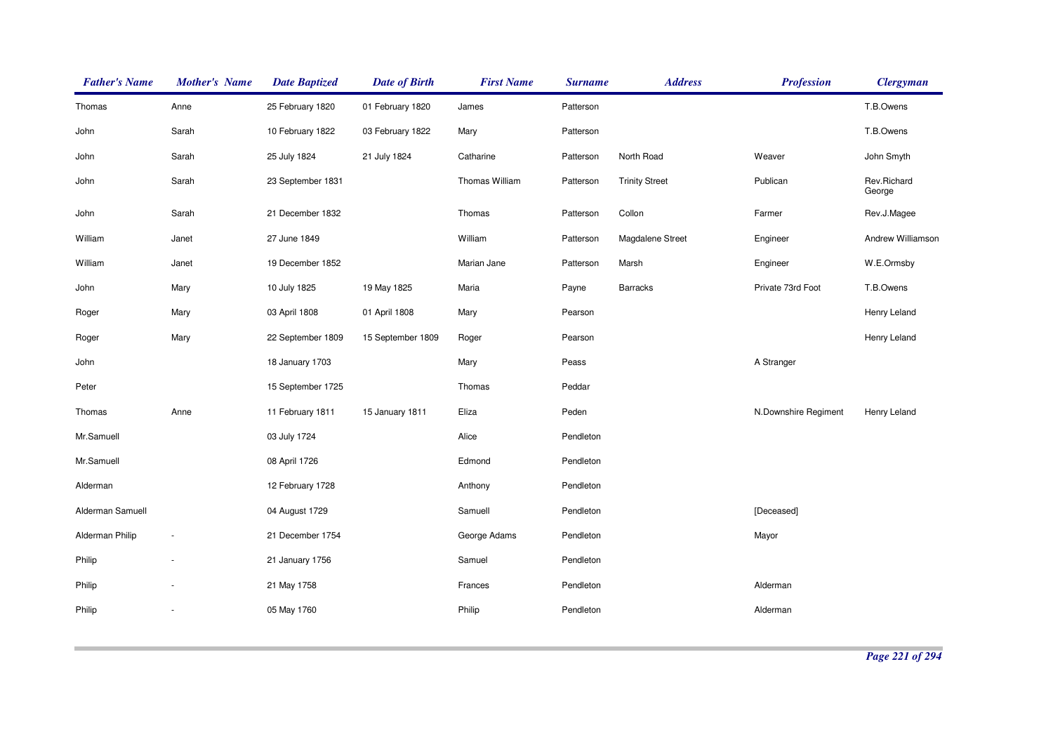| Father's Name | Mother's Name | Date Baptized | Date of Birth | First Name | Surname | Address | Profession | Clergyman |
|---|---|---|---|---|---|---|---|---|
| Thomas | Anne | 25 February 1820 | 01 February 1820 | James | Patterson | | | T.B.Owens |
| John | Sarah | 10 February 1822 | 03 February 1822 | Mary | Patterson | | | T.B.Owens |
| John | Sarah | 25 July 1824 | 21 July 1824 | Catharine | Patterson | North Road | Weaver | John Smyth |
| John | Sarah | 23 September 1831 | | Thomas William | Patterson | Trinity Street | Publican | Rev.Richard George |
| John | Sarah | 21 December 1832 | | Thomas | Patterson | Collon | Farmer | Rev.J.Magee |
| William | Janet | 27 June 1849 | | William | Patterson | Magdalene Street | Engineer | Andrew Williamson |
| William | Janet | 19 December 1852 | | Marian Jane | Patterson | Marsh | Engineer | W.E.Ormsby |
| John | Mary | 10 July 1825 | 19 May 1825 | Maria | Payne | Barracks | Private 73rd Foot | T.B.Owens |
| Roger | Mary | 03 April 1808 | 01 April 1808 | Mary | Pearson | | | Henry Leland |
| Roger | Mary | 22 September 1809 | 15 September 1809 | Roger | Pearson | | | Henry Leland |
| John | | 18 January 1703 | | Mary | Peass | | A Stranger | |
| Peter | | 15 September 1725 | | Thomas | Peddar | | | |
| Thomas | Anne | 11 February 1811 | 15 January 1811 | Eliza | Peden | | N.Downshire Regiment | Henry Leland |
| Mr.Samuell | | 03 July 1724 | | Alice | Pendleton | | | |
| Mr.Samuell | | 08 April 1726 | | Edmond | Pendleton | | | |
| Alderman | | 12 February 1728 | | Anthony | Pendleton | | | |
| Alderman Samuell | | 04 August 1729 | | Samuell | Pendleton | | [Deceased] | |
| Alderman Philip | - | 21 December 1754 | | George Adams | Pendleton | | Mayor | |
| Philip | - | 21 January 1756 | | Samuel | Pendleton | | | |
| Philip | - | 21 May 1758 | | Frances | Pendleton | | Alderman | |
| Philip | - | 05 May 1760 | | Philip | Pendleton | | Alderman | |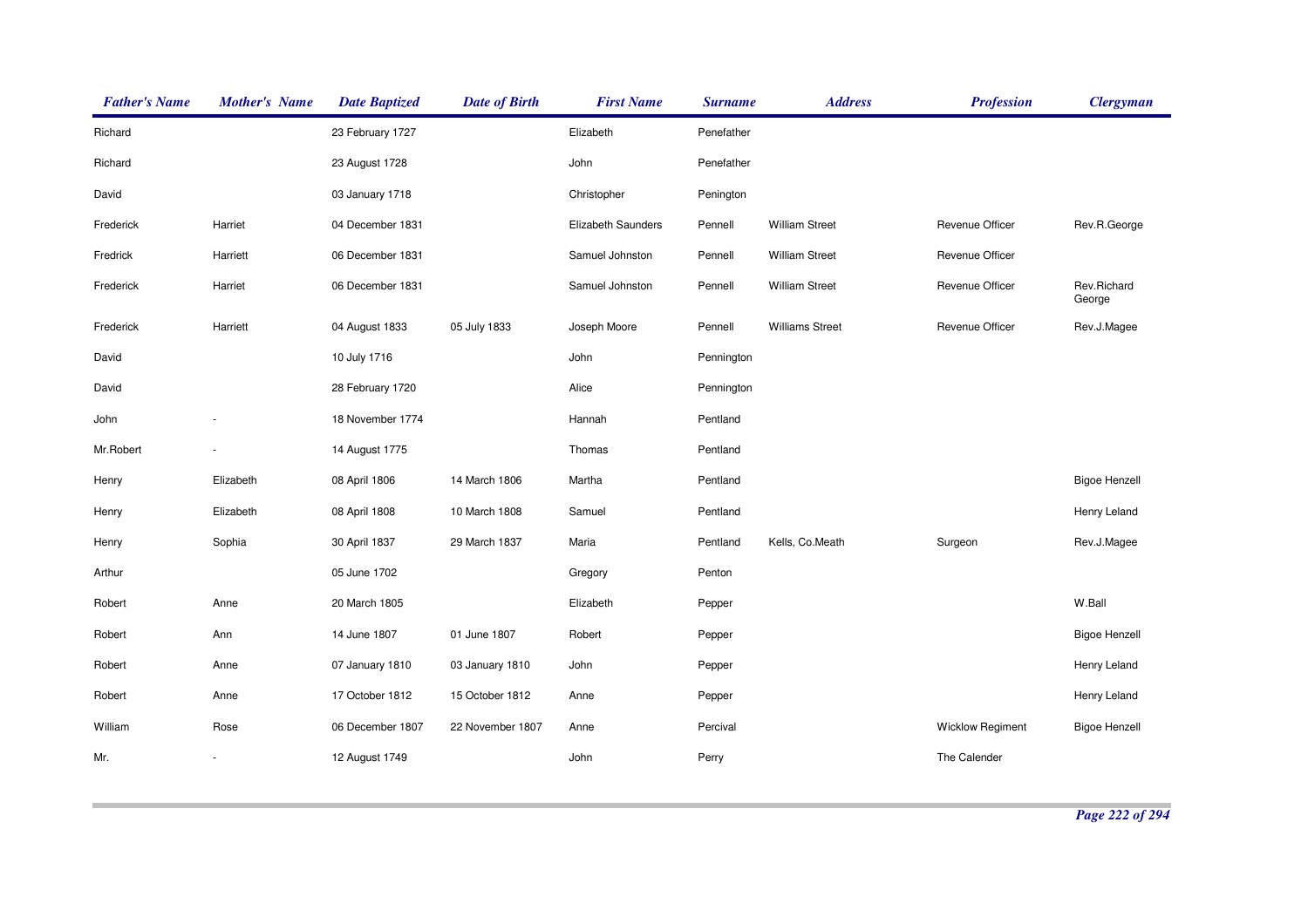| Father's Name | Mother's Name | Date Baptized | Date of Birth | First Name | Surname | Address | Profession | Clergyman |
|---|---|---|---|---|---|---|---|---|
| Richard | | 23 February 1727 | | Elizabeth | Penefather | | | |
| Richard | | 23 August 1728 | | John | Penefather | | | |
| David | | 03 January 1718 | | Christopher | Penington | | | |
| Frederick | Harriet | 04 December 1831 | | Elizabeth Saunders | Pennell | William Street | Revenue Officer | Rev.R.George |
| Fredrick | Harriett | 06 December 1831 | | Samuel Johnston | Pennell | William Street | Revenue Officer | |
| Frederick | Harriet | 06 December 1831 | | Samuel Johnston | Pennell | William Street | Revenue Officer | Rev.Richard George |
| Frederick | Harriett | 04 August 1833 | 05 July 1833 | Joseph Moore | Pennell | Williams Street | Revenue Officer | Rev.J.Magee |
| David | | 10 July 1716 | | John | Pennington | | | |
| David | | 28 February 1720 | | Alice | Pennington | | | |
| John | - | 18 November 1774 | | Hannah | Pentland | | | |
| Mr.Robert | - | 14 August 1775 | | Thomas | Pentland | | | |
| Henry | Elizabeth | 08 April 1806 | 14 March 1806 | Martha | Pentland | | | Bigoe Henzell |
| Henry | Elizabeth | 08 April 1808 | 10 March 1808 | Samuel | Pentland | | | Henry Leland |
| Henry | Sophia | 30 April 1837 | 29 March 1837 | Maria | Pentland | Kells, Co.Meath | Surgeon | Rev.J.Magee |
| Arthur | | 05 June 1702 | | Gregory | Penton | | | |
| Robert | Anne | 20 March 1805 | | Elizabeth | Pepper | | | W.Ball |
| Robert | Ann | 14 June 1807 | 01 June 1807 | Robert | Pepper | | | Bigoe Henzell |
| Robert | Anne | 07 January 1810 | 03 January 1810 | John | Pepper | | | Henry Leland |
| Robert | Anne | 17 October 1812 | 15 October 1812 | Anne | Pepper | | | Henry Leland |
| William | Rose | 06 December 1807 | 22 November 1807 | Anne | Percival | | Wicklow Regiment | Bigoe Henzell |
| Mr. | - | 12 August 1749 | | John | Perry | | The Calender | |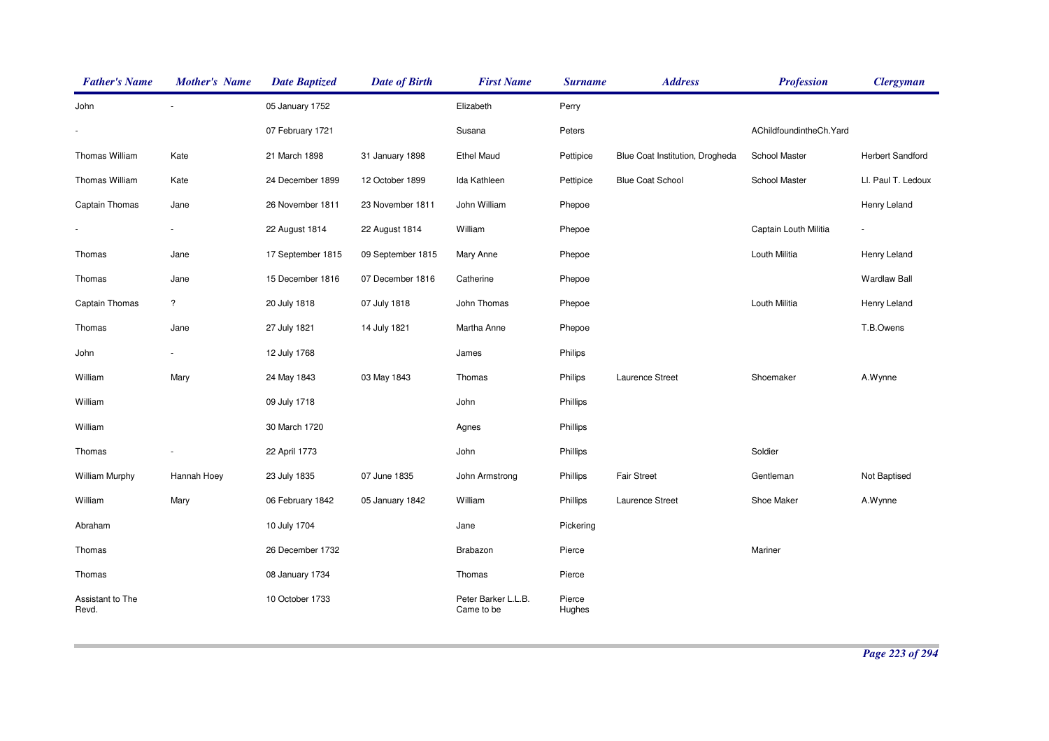| Father's Name | Mother's Name | Date Baptized | Date of Birth | First Name | Surname | Address | Profession | Clergyman |
|---|---|---|---|---|---|---|---|---|
| John | - | 05 January 1752 | | Elizabeth | Perry | | | |
| - | | 07 February 1721 | | Susana | Peters | | AChildfoundintheCh.Yard | |
| Thomas William | Kate | 21 March 1898 | 31 January 1898 | Ethel Maud | Pettipice | Blue Coat Institution, Drogheda | School Master | Herbert Sandford |
| Thomas William | Kate | 24 December 1899 | 12 October 1899 | Ida Kathleen | Pettipice | Blue Coat School | School Master | Ll. Paul T. Ledoux |
| Captain Thomas | Jane | 26 November 1811 | 23 November 1811 | John William | Phepoe | | | Henry Leland |
| - | - | 22 August 1814 | 22 August 1814 | William | Phepoe | | Captain Louth Militia | - |
| Thomas | Jane | 17 September 1815 | 09 September 1815 | Mary Anne | Phepoe | | Louth Militia | Henry Leland |
| Thomas | Jane | 15 December 1816 | 07 December 1816 | Catherine | Phepoe | | | Wardlaw Ball |
| Captain Thomas | ? | 20 July 1818 | 07 July 1818 | John Thomas | Phepoe | | Louth Militia | Henry Leland |
| Thomas | Jane | 27 July 1821 | 14 July 1821 | Martha Anne | Phepoe | | | T.B.Owens |
| John | - | 12 July 1768 | | James | Philips | | | |
| William | Mary | 24 May 1843 | 03 May 1843 | Thomas | Philips | Laurence Street | Shoemaker | A.Wynne |
| William | | 09 July 1718 | | John | Phillips | | | |
| William | | 30 March 1720 | | Agnes | Phillips | | | |
| Thomas | - | 22 April 1773 | | John | Phillips | | Soldier | |
| William Murphy | Hannah Hoey | 23 July 1835 | 07 June 1835 | John Armstrong | Phillips | Fair Street | Gentleman | Not Baptised |
| William | Mary | 06 February 1842 | 05 January 1842 | William | Phillips | Laurence Street | Shoe Maker | A.Wynne |
| Abraham | | 10 July 1704 | | Jane | Pickering | | | |
| Thomas | | 26 December 1732 | | Brabazon | Pierce | | Mariner | |
| Thomas | | 08 January 1734 | | Thomas | Pierce | | | |
| Assistant to The Revd. | | 10 October 1733 | | Peter Barker L.L.B. Came to be | Pierce Hughes | | | |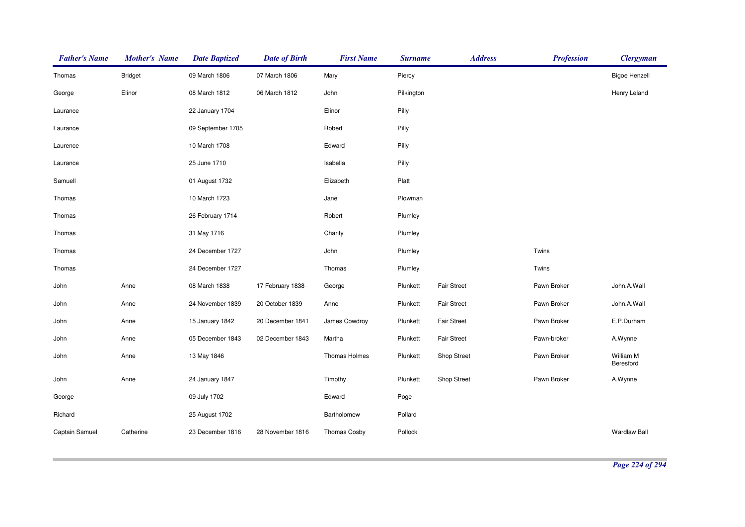| Father's Name | Mother's Name | Date Baptized | Date of Birth | First Name | Surname | Address | Profession | Clergyman |
|---|---|---|---|---|---|---|---|---|
| Thomas | Bridget | 09 March 1806 | 07 March 1806 | Mary | Piercy | | | Bigoe Henzell |
| George | Elinor | 08 March 1812 | 06 March 1812 | John | Pilkington | | | Henry Leland |
| Laurance | | 22 January 1704 | | Elinor | Pilly | | | |
| Laurance | | 09 September 1705 | | Robert | Pilly | | | |
| Laurence | | 10 March 1708 | | Edward | Pilly | | | |
| Laurance | | 25 June 1710 | | Isabella | Pilly | | | |
| Samuell | | 01 August 1732 | | Elizabeth | Platt | | | |
| Thomas | | 10 March 1723 | | Jane | Plowman | | | |
| Thomas | | 26 February 1714 | | Robert | Plumley | | | |
| Thomas | | 31 May 1716 | | Charity | Plumley | | | |
| Thomas | | 24 December 1727 | | John | Plumley | | Twins | |
| Thomas | | 24 December 1727 | | Thomas | Plumley | | Twins | |
| John | Anne | 08 March 1838 | 17 February 1838 | George | Plunkett | Fair Street | Pawn Broker | John.A.Wall |
| John | Anne | 24 November 1839 | 20 October 1839 | Anne | Plunkett | Fair Street | Pawn Broker | John.A.Wall |
| John | Anne | 15 January 1842 | 20 December 1841 | James Cowdroy | Plunkett | Fair Street | Pawn Broker | E.P.Durham |
| John | Anne | 05 December 1843 | 02 December 1843 | Martha | Plunkett | Fair Street | Pawn-broker | A.Wynne |
| John | Anne | 13 May 1846 | | Thomas Holmes | Plunkett | Shop Street | Pawn Broker | William M Beresford |
| John | Anne | 24 January 1847 | | Timothy | Plunkett | Shop Street | Pawn Broker | A.Wynne |
| George | | 09 July 1702 | | Edward | Poge | | | |
| Richard | | 25 August 1702 | | Bartholomew | Pollard | | | |
| Captain Samuel | Catherine | 23 December 1816 | 28 November 1816 | Thomas Cosby | Pollock | | | Wardlaw Ball |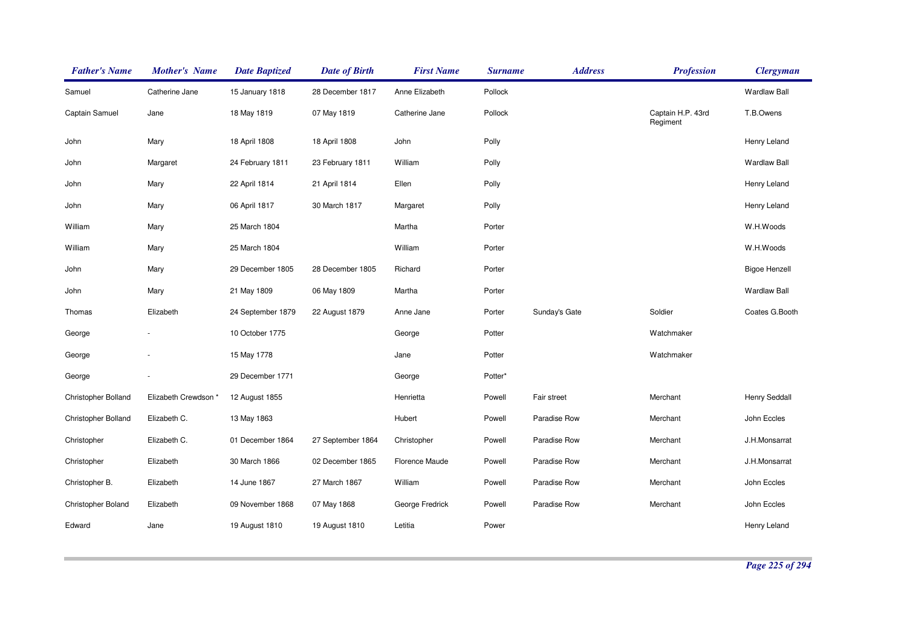| Father's Name | Mother's Name | Date Baptized | Date of Birth | First Name | Surname | Address | Profession | Clergyman |
|---|---|---|---|---|---|---|---|---|
| Samuel | Catherine Jane | 15 January 1818 | 28 December 1817 | Anne Elizabeth | Pollock | | | Wardlaw Ball |
| Captain Samuel | Jane | 18 May 1819 | 07 May 1819 | Catherine Jane | Pollock | | Captain H.P. 43rd Regiment | T.B.Owens |
| John | Mary | 18 April 1808 | 18 April 1808 | John | Polly | | | Henry Leland |
| John | Margaret | 24 February 1811 | 23 February 1811 | William | Polly | | | Wardlaw Ball |
| John | Mary | 22 April 1814 | 21 April 1814 | Ellen | Polly | | | Henry Leland |
| John | Mary | 06 April 1817 | 30 March 1817 | Margaret | Polly | | | Henry Leland |
| William | Mary | 25 March 1804 | | Martha | Porter | | | W.H.Woods |
| William | Mary | 25 March 1804 | | William | Porter | | | W.H.Woods |
| John | Mary | 29 December 1805 | 28 December 1805 | Richard | Porter | | | Bigoe Henzell |
| John | Mary | 21 May 1809 | 06 May 1809 | Martha | Porter | | | Wardlaw Ball |
| Thomas | Elizabeth | 24 September 1879 | 22 August 1879 | Anne Jane | Porter | Sunday's Gate | Soldier | Coates G.Booth |
| George | - | 10 October 1775 | | George | Potter | | Watchmaker | |
| George | - | 15 May 1778 | | Jane | Potter | | Watchmaker | |
| George | - | 29 December 1771 | | George | Potter* | | | |
| Christopher Bolland | Elizabeth Crewdson * | 12 August 1855 | | Henrietta | Powell | Fair street | Merchant | Henry Seddall |
| Christopher Bolland | Elizabeth C. | 13 May 1863 | | Hubert | Powell | Paradise Row | Merchant | John Eccles |
| Christopher | Elizabeth C. | 01 December 1864 | 27 September 1864 | Christopher | Powell | Paradise Row | Merchant | J.H.Monsarrat |
| Christopher | Elizabeth | 30 March 1866 | 02 December 1865 | Florence Maude | Powell | Paradise Row | Merchant | J.H.Monsarrat |
| Christopher B. | Elizabeth | 14 June 1867 | 27 March 1867 | William | Powell | Paradise Row | Merchant | John Eccles |
| Christopher Boland | Elizabeth | 09 November 1868 | 07 May 1868 | George Fredrick | Powell | Paradise Row | Merchant | John Eccles |
| Edward | Jane | 19 August 1810 | 19 August 1810 | Letitia | Power | | | Henry Leland |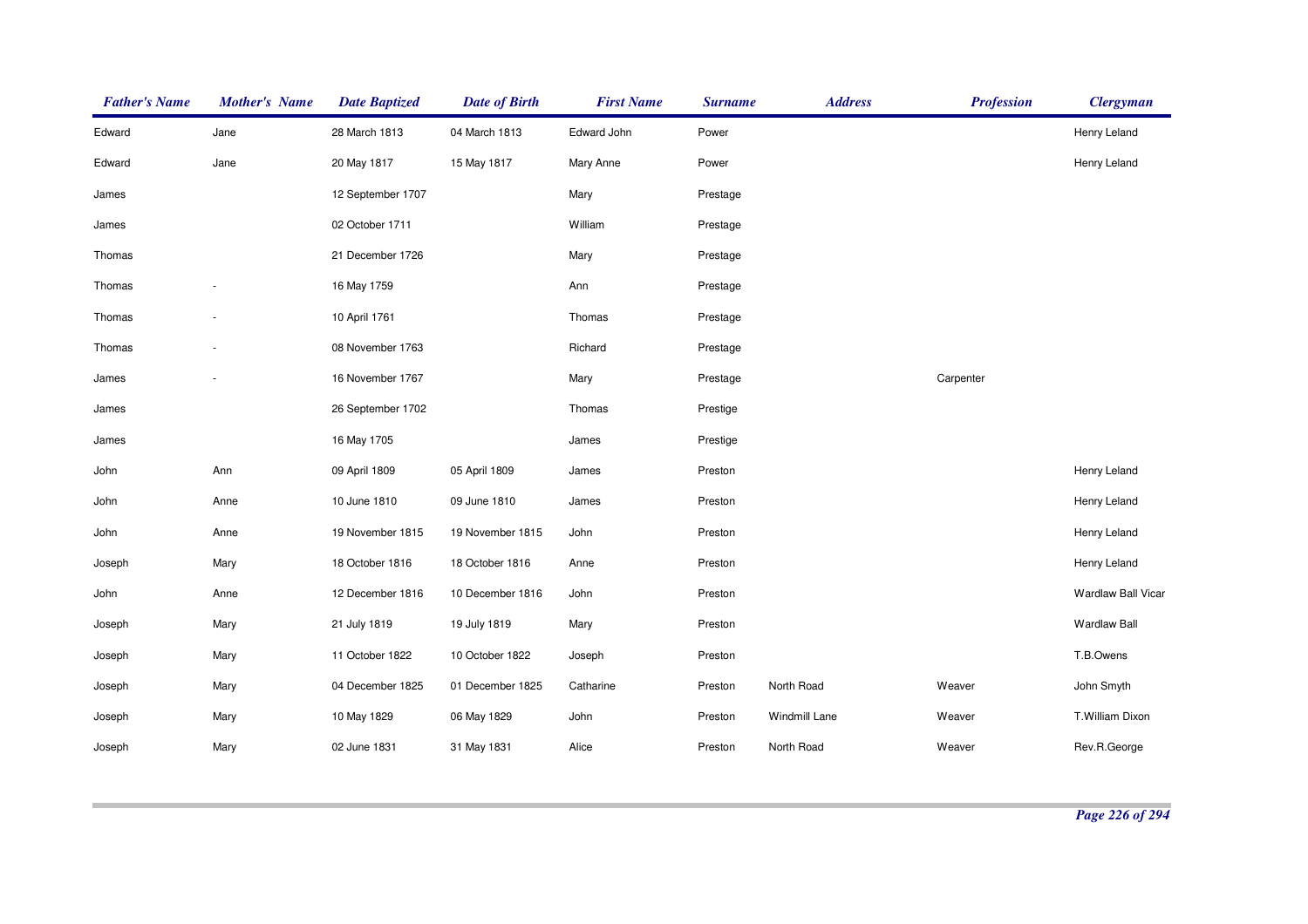| Father's Name | Mother's Name | Date Baptized | Date of Birth | First Name | Surname | Address | Profession | Clergyman |
|---|---|---|---|---|---|---|---|---|
| Edward | Jane | 28 March 1813 | 04 March 1813 | Edward John | Power | | | Henry Leland |
| Edward | Jane | 20 May 1817 | 15 May 1817 | Mary Anne | Power | | | Henry Leland |
| James | | 12 September 1707 | | Mary | Prestage | | | |
| James | | 02 October 1711 | | William | Prestage | | | |
| Thomas | | 21 December 1726 | | Mary | Prestage | | | |
| Thomas | - | 16 May 1759 | | Ann | Prestage | | | |
| Thomas | - | 10 April 1761 | | Thomas | Prestage | | | |
| Thomas | - | 08 November 1763 | | Richard | Prestage | | | |
| James | - | 16 November 1767 | | Mary | Prestage | | Carpenter | |
| James | | 26 September 1702 | | Thomas | Prestige | | | |
| James | | 16 May 1705 | | James | Prestige | | | |
| John | Ann | 09 April 1809 | 05 April 1809 | James | Preston | | | Henry Leland |
| John | Anne | 10 June 1810 | 09 June 1810 | James | Preston | | | Henry Leland |
| John | Anne | 19 November 1815 | 19 November 1815 | John | Preston | | | Henry Leland |
| Joseph | Mary | 18 October 1816 | 18 October 1816 | Anne | Preston | | | Henry Leland |
| John | Anne | 12 December 1816 | 10 December 1816 | John | Preston | | | Wardlaw Ball Vicar |
| Joseph | Mary | 21 July 1819 | 19 July 1819 | Mary | Preston | | | Wardlaw Ball |
| Joseph | Mary | 11 October 1822 | 10 October 1822 | Joseph | Preston | | | T.B.Owens |
| Joseph | Mary | 04 December 1825 | 01 December 1825 | Catharine | Preston | North Road | Weaver | John Smyth |
| Joseph | Mary | 10 May 1829 | 06 May 1829 | John | Preston | Windmill Lane | Weaver | T.William Dixon |
| Joseph | Mary | 02 June 1831 | 31 May 1831 | Alice | Preston | North Road | Weaver | Rev.R.George |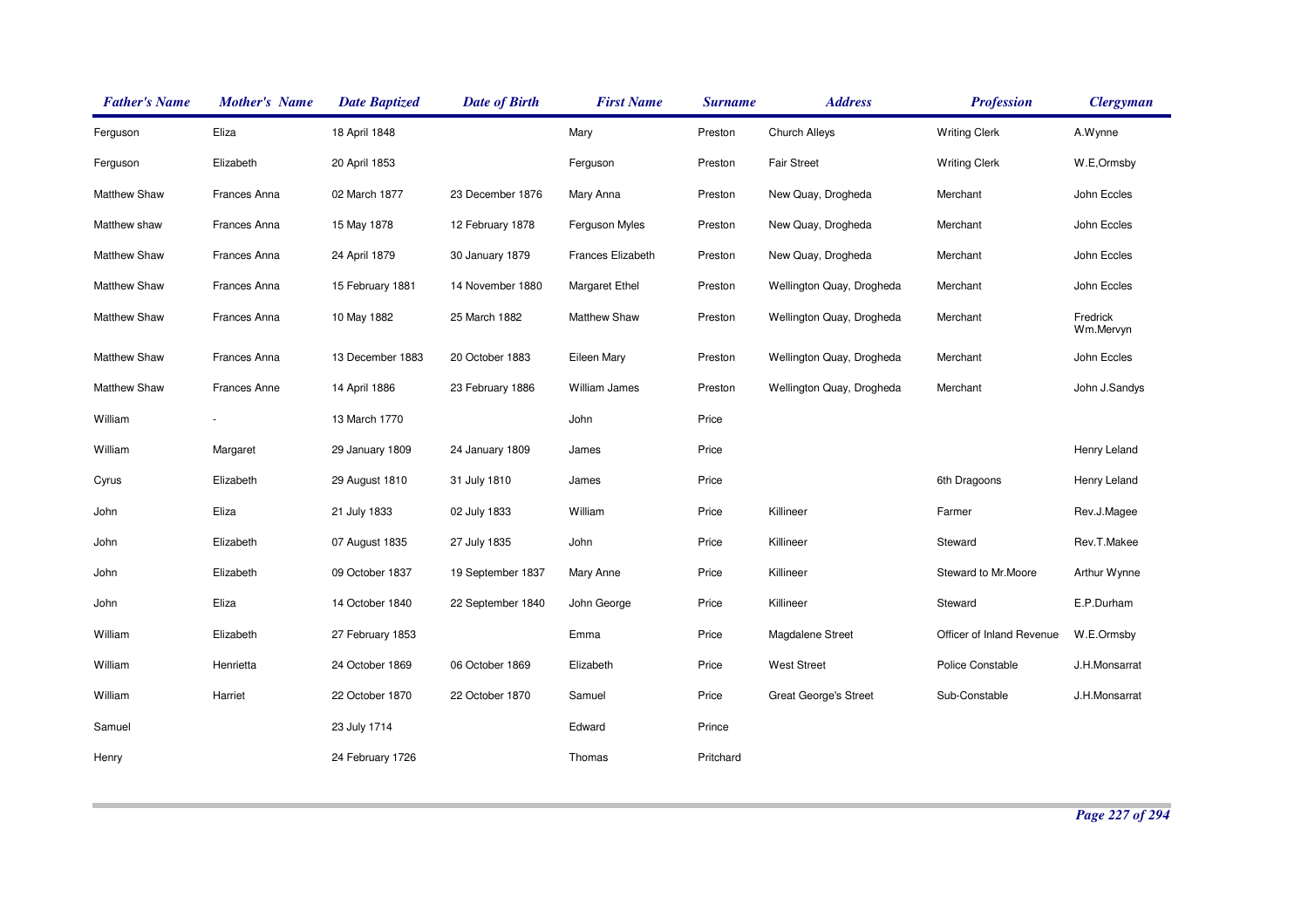| Father's Name | Mother's Name | Date Baptized | Date of Birth | First Name | Surname | Address | Profession | Clergyman |
|---|---|---|---|---|---|---|---|---|
| Ferguson | Eliza | 18 April 1848 | | Mary | Preston | Church Alleys | Writing Clerk | A.Wynne |
| Ferguson | Elizabeth | 20 April 1853 | | Ferguson | Preston | Fair Street | Writing Clerk | W.E,Ormsby |
| Matthew Shaw | Frances Anna | 02 March 1877 | 23 December 1876 | Mary Anna | Preston | New Quay, Drogheda | Merchant | John Eccles |
| Matthew shaw | Frances Anna | 15 May 1878 | 12 February 1878 | Ferguson Myles | Preston | New Quay, Drogheda | Merchant | John Eccles |
| Matthew Shaw | Frances Anna | 24 April 1879 | 30 January 1879 | Frances Elizabeth | Preston | New Quay, Drogheda | Merchant | John Eccles |
| Matthew Shaw | Frances Anna | 15 February 1881 | 14 November 1880 | Margaret Ethel | Preston | Wellington Quay, Drogheda | Merchant | John Eccles |
| Matthew Shaw | Frances Anna | 10 May 1882 | 25 March 1882 | Matthew Shaw | Preston | Wellington Quay, Drogheda | Merchant | Fredrick Wm.Mervyn |
| Matthew Shaw | Frances Anna | 13 December 1883 | 20 October 1883 | Eileen Mary | Preston | Wellington Quay, Drogheda | Merchant | John Eccles |
| Matthew Shaw | Frances Anne | 14 April 1886 | 23 February 1886 | William James | Preston | Wellington Quay, Drogheda | Merchant | John J.Sandys |
| William | - | 13 March 1770 | | John | Price | | | |
| William | Margaret | 29 January 1809 | 24 January 1809 | James | Price | | | Henry Leland |
| Cyrus | Elizabeth | 29 August 1810 | 31 July 1810 | James | Price | | 6th Dragoons | Henry Leland |
| John | Eliza | 21 July 1833 | 02 July 1833 | William | Price | Killineer | Farmer | Rev.J.Magee |
| John | Elizabeth | 07 August 1835 | 27 July 1835 | John | Price | Killineer | Steward | Rev.T.Makee |
| John | Elizabeth | 09 October 1837 | 19 September 1837 | Mary Anne | Price | Killineer | Steward to Mr.Moore | Arthur Wynne |
| John | Eliza | 14 October 1840 | 22 September 1840 | John George | Price | Killineer | Steward | E.P.Durham |
| William | Elizabeth | 27 February 1853 | | Emma | Price | Magdalene Street | Officer of Inland Revenue | W.E.Ormsby |
| William | Henrietta | 24 October 1869 | 06 October 1869 | Elizabeth | Price | West Street | Police Constable | J.H.Monsarrat |
| William | Harriet | 22 October 1870 | 22 October 1870 | Samuel | Price | Great George's Street | Sub-Constable | J.H.Monsarrat |
| Samuel | | 23 July 1714 | | Edward | Prince | | | |
| Henry | | 24 February 1726 | | Thomas | Pritchard | | | |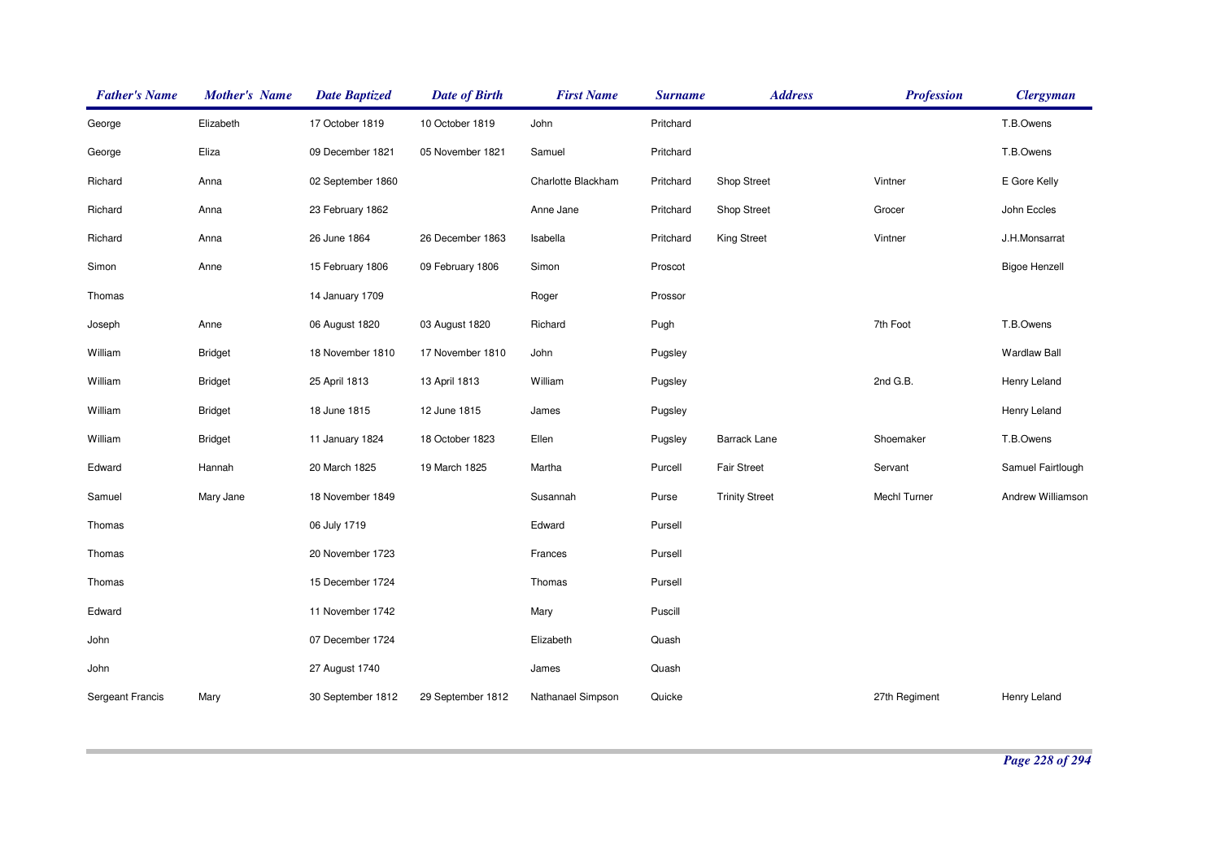| Father's Name | Mother's Name | Date Baptized | Date of Birth | First Name | Surname | Address | Profession | Clergyman |
|---|---|---|---|---|---|---|---|---|
| George | Elizabeth | 17 October 1819 | 10 October 1819 | John | Pritchard | | | T.B.Owens |
| George | Eliza | 09 December 1821 | 05 November 1821 | Samuel | Pritchard | | | T.B.Owens |
| Richard | Anna | 02 September 1860 | | Charlotte Blackham | Pritchard | Shop Street | Vintner | E Gore Kelly |
| Richard | Anna | 23 February 1862 | | Anne Jane | Pritchard | Shop Street | Grocer | John Eccles |
| Richard | Anna | 26 June 1864 | 26 December 1863 | Isabella | Pritchard | King Street | Vintner | J.H.Monsarrat |
| Simon | Anne | 15 February 1806 | 09 February 1806 | Simon | Proscot | | | Bigoe Henzell |
| Thomas | | 14 January 1709 | | Roger | Prossor | | | |
| Joseph | Anne | 06 August 1820 | 03 August 1820 | Richard | Pugh | | 7th Foot | T.B.Owens |
| William | Bridget | 18 November 1810 | 17 November 1810 | John | Pugsley | | | Wardlaw Ball |
| William | Bridget | 25 April 1813 | 13 April 1813 | William | Pugsley | | 2nd G.B. | Henry Leland |
| William | Bridget | 18 June 1815 | 12 June 1815 | James | Pugsley | | | Henry Leland |
| William | Bridget | 11 January 1824 | 18 October 1823 | Ellen | Pugsley | Barrack Lane | Shoemaker | T.B.Owens |
| Edward | Hannah | 20 March 1825 | 19 March 1825 | Martha | Purcell | Fair Street | Servant | Samuel Fairtlough |
| Samuel | Mary Jane | 18 November 1849 | | Susannah | Purse | Trinity Street | Mechl Turner | Andrew Williamson |
| Thomas | | 06 July 1719 | | Edward | Pursell | | | |
| Thomas | | 20 November 1723 | | Frances | Pursell | | | |
| Thomas | | 15 December 1724 | | Thomas | Pursell | | | |
| Edward | | 11 November 1742 | | Mary | Puscill | | | |
| John | | 07 December 1724 | | Elizabeth | Quash | | | |
| John | | 27 August 1740 | | James | Quash | | | |
| Sergeant Francis | Mary | 30 September 1812 | 29 September 1812 | Nathanael Simpson | Quicke | | 27th Regiment | Henry Leland |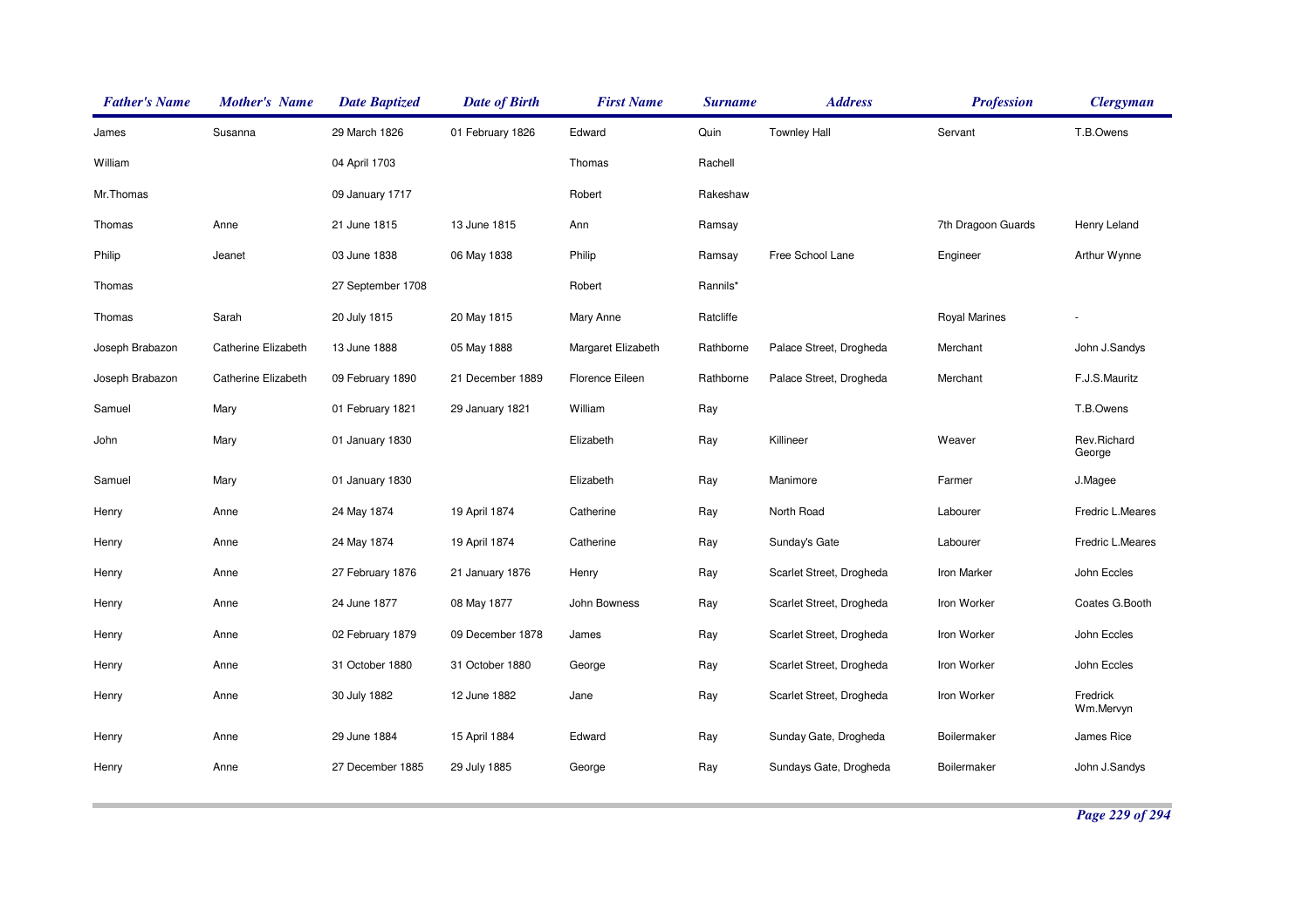| Father's Name | Mother's Name | Date Baptized | Date of Birth | First Name | Surname | Address | Profession | Clergyman |
|---|---|---|---|---|---|---|---|---|
| James | Susanna | 29 March 1826 | 01 February 1826 | Edward | Quin | Townley Hall | Servant | T.B.Owens |
| William | | 04 April 1703 | | Thomas | Rachell | | | |
| Mr.Thomas | | 09 January 1717 | | Robert | Rakeshaw | | | |
| Thomas | Anne | 21 June 1815 | 13 June 1815 | Ann | Ramsay | | 7th Dragoon Guards | Henry Leland |
| Philip | Jeanet | 03 June 1838 | 06 May 1838 | Philip | Ramsay | Free School Lane | Engineer | Arthur Wynne |
| Thomas | | 27 September 1708 | | Robert | Rannils* | | | |
| Thomas | Sarah | 20 July 1815 | 20 May 1815 | Mary Anne | Ratcliffe | | Royal Marines | - |
| Joseph Brabazon | Catherine Elizabeth | 13 June 1888 | 05 May 1888 | Margaret Elizabeth | Rathborne | Palace Street, Drogheda | Merchant | John J.Sandys |
| Joseph Brabazon | Catherine Elizabeth | 09 February 1890 | 21 December 1889 | Florence Eileen | Rathborne | Palace Street, Drogheda | Merchant | F.J.S.Mauritz |
| Samuel | Mary | 01 February 1821 | 29 January 1821 | William | Ray | | | T.B.Owens |
| John | Mary | 01 January 1830 | | Elizabeth | Ray | Killineer | Weaver | Rev.Richard George |
| Samuel | Mary | 01 January 1830 | | Elizabeth | Ray | Manimore | Farmer | J.Magee |
| Henry | Anne | 24 May 1874 | 19 April 1874 | Catherine | Ray | North Road | Labourer | Fredric L.Meares |
| Henry | Anne | 24 May 1874 | 19 April 1874 | Catherine | Ray | Sunday's Gate | Labourer | Fredric L.Meares |
| Henry | Anne | 27 February 1876 | 21 January 1876 | Henry | Ray | Scarlet Street, Drogheda | Iron Marker | John Eccles |
| Henry | Anne | 24 June 1877 | 08 May 1877 | John Bowness | Ray | Scarlet Street, Drogheda | Iron Worker | Coates G.Booth |
| Henry | Anne | 02 February 1879 | 09 December 1878 | James | Ray | Scarlet Street, Drogheda | Iron Worker | John Eccles |
| Henry | Anne | 31 October 1880 | 31 October 1880 | George | Ray | Scarlet Street, Drogheda | Iron Worker | John Eccles |
| Henry | Anne | 30 July 1882 | 12 June 1882 | Jane | Ray | Scarlet Street, Drogheda | Iron Worker | Fredrick Wm.Mervyn |
| Henry | Anne | 29 June 1884 | 15 April 1884 | Edward | Ray | Sunday Gate, Drogheda | Boilermaker | James Rice |
| Henry | Anne | 27 December 1885 | 29 July 1885 | George | Ray | Sundays Gate, Drogheda | Boilermaker | John J.Sandys |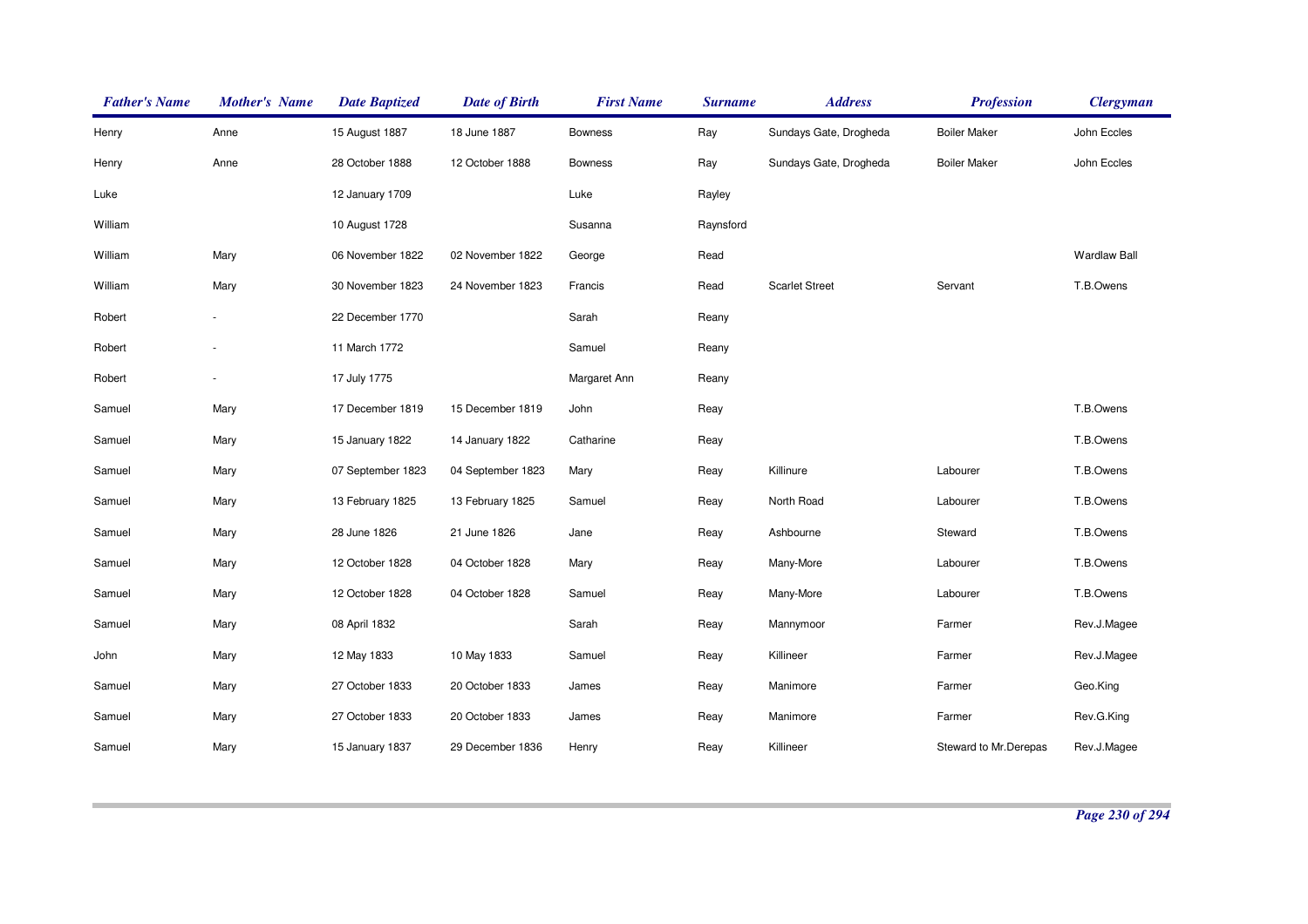| Father's Name | Mother's Name | Date Baptized | Date of Birth | First Name | Surname | Address | Profession | Clergyman |
|---|---|---|---|---|---|---|---|---|
| Henry | Anne | 15 August 1887 | 18 June 1887 | Bowness | Ray | Sundays Gate, Drogheda | Boiler Maker | John Eccles |
| Henry | Anne | 28 October 1888 | 12 October 1888 | Bowness | Ray | Sundays Gate, Drogheda | Boiler Maker | John Eccles |
| Luke | | 12 January 1709 | | Luke | Rayley | | | |
| William | | 10 August 1728 | | Susanna | Raynsford | | | |
| William | Mary | 06 November 1822 | 02 November 1822 | George | Read | | | Wardlaw Ball |
| William | Mary | 30 November 1823 | 24 November 1823 | Francis | Read | Scarlet Street | Servant | T.B.Owens |
| Robert | - | 22 December 1770 | | Sarah | Reany | | | |
| Robert | - | 11 March 1772 | | Samuel | Reany | | | |
| Robert | - | 17 July 1775 | | Margaret Ann | Reany | | | |
| Samuel | Mary | 17 December 1819 | 15 December 1819 | John | Reay | | | T.B.Owens |
| Samuel | Mary | 15 January 1822 | 14 January 1822 | Catharine | Reay | | | T.B.Owens |
| Samuel | Mary | 07 September 1823 | 04 September 1823 | Mary | Reay | Killinure | Labourer | T.B.Owens |
| Samuel | Mary | 13 February 1825 | 13 February 1825 | Samuel | Reay | North Road | Labourer | T.B.Owens |
| Samuel | Mary | 28 June 1826 | 21 June 1826 | Jane | Reay | Ashbourne | Steward | T.B.Owens |
| Samuel | Mary | 12 October 1828 | 04 October 1828 | Mary | Reay | Many-More | Labourer | T.B.Owens |
| Samuel | Mary | 12 October 1828 | 04 October 1828 | Samuel | Reay | Many-More | Labourer | T.B.Owens |
| Samuel | Mary | 08 April 1832 | | Sarah | Reay | Mannymoor | Farmer | Rev.J.Magee |
| John | Mary | 12 May 1833 | 10 May 1833 | Samuel | Reay | Killineer | Farmer | Rev.J.Magee |
| Samuel | Mary | 27 October 1833 | 20 October 1833 | James | Reay | Manimore | Farmer | Geo.King |
| Samuel | Mary | 27 October 1833 | 20 October 1833 | James | Reay | Manimore | Farmer | Rev.G.King |
| Samuel | Mary | 15 January 1837 | 29 December 1836 | Henry | Reay | Killineer | Steward to Mr.Derepas | Rev.J.Magee |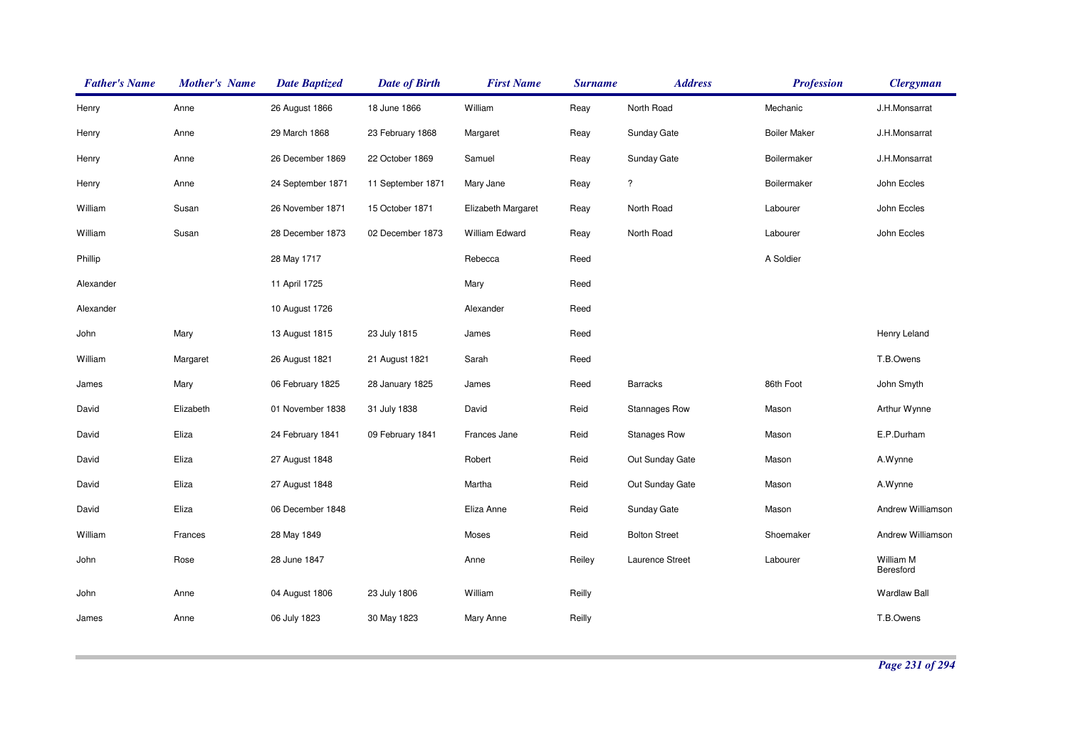| Father's Name | Mother's Name | Date Baptized | Date of Birth | First Name | Surname | Address | Profession | Clergyman |
|---|---|---|---|---|---|---|---|---|
| Henry | Anne | 26 August 1866 | 18 June 1866 | William | Reay | North Road | Mechanic | J.H.Monsarrat |
| Henry | Anne | 29 March 1868 | 23 February 1868 | Margaret | Reay | Sunday Gate | Boiler Maker | J.H.Monsarrat |
| Henry | Anne | 26 December 1869 | 22 October 1869 | Samuel | Reay | Sunday Gate | Boilermaker | J.H.Monsarrat |
| Henry | Anne | 24 September 1871 | 11 September 1871 | Mary Jane | Reay | ? | Boilermaker | John Eccles |
| William | Susan | 26 November 1871 | 15 October 1871 | Elizabeth Margaret | Reay | North Road | Labourer | John Eccles |
| William | Susan | 28 December 1873 | 02 December 1873 | William Edward | Reay | North Road | Labourer | John Eccles |
| Phillip | | 28 May 1717 | | Rebecca | Reed | | A Soldier | |
| Alexander | | 11 April 1725 | | Mary | Reed | | | |
| Alexander | | 10 August 1726 | | Alexander | Reed | | | |
| John | Mary | 13 August 1815 | 23 July 1815 | James | Reed | | | Henry Leland |
| William | Margaret | 26 August 1821 | 21 August 1821 | Sarah | Reed | | | T.B.Owens |
| James | Mary | 06 February 1825 | 28 January 1825 | James | Reed | Barracks | 86th Foot | John Smyth |
| David | Elizabeth | 01 November 1838 | 31 July 1838 | David | Reid | Stannages Row | Mason | Arthur Wynne |
| David | Eliza | 24 February 1841 | 09 February 1841 | Frances Jane | Reid | Stanages Row | Mason | E.P.Durham |
| David | Eliza | 27 August 1848 | | Robert | Reid | Out Sunday Gate | Mason | A.Wynne |
| David | Eliza | 27 August 1848 | | Martha | Reid | Out Sunday Gate | Mason | A.Wynne |
| David | Eliza | 06 December 1848 | | Eliza Anne | Reid | Sunday Gate | Mason | Andrew Williamson |
| William | Frances | 28 May 1849 | | Moses | Reid | Bolton Street | Shoemaker | Andrew Williamson |
| John | Rose | 28 June 1847 | | Anne | Reiley | Laurence Street | Labourer | William M Beresford |
| John | Anne | 04 August 1806 | 23 July 1806 | William | Reilly | | | Wardlaw Ball |
| James | Anne | 06 July 1823 | 30 May 1823 | Mary Anne | Reilly | | | T.B.Owens |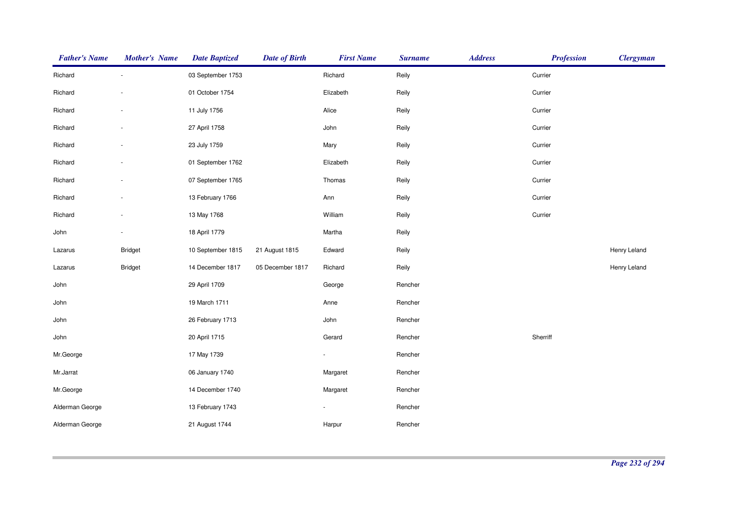| Father's Name | Mother's Name | Date Baptized | Date of Birth | First Name | Surname | Address | Profession | Clergyman |
|---|---|---|---|---|---|---|---|---|
| Richard | - | 03 September 1753 | | Richard | Reily | | Currier | |
| Richard | - | 01 October 1754 | | Elizabeth | Reily | | Currier | |
| Richard | - | 11 July 1756 | | Alice | Reily | | Currier | |
| Richard | - | 27 April 1758 | | John | Reily | | Currier | |
| Richard | - | 23 July 1759 | | Mary | Reily | | Currier | |
| Richard | - | 01 September 1762 | | Elizabeth | Reily | | Currier | |
| Richard | - | 07 September 1765 | | Thomas | Reily | | Currier | |
| Richard | - | 13 February 1766 | | Ann | Reily | | Currier | |
| Richard | - | 13 May 1768 | | William | Reily | | Currier | |
| John | - | 18 April 1779 | | Martha | Reily | | | |
| Lazarus | Bridget | 10 September 1815 | 21 August 1815 | Edward | Reily | | | Henry Leland |
| Lazarus | Bridget | 14 December 1817 | 05 December 1817 | Richard | Reily | | | Henry Leland |
| John | | 29 April 1709 | | George | Rencher | | | |
| John | | 19 March 1711 | | Anne | Rencher | | | |
| John | | 26 February 1713 | | John | Rencher | | | |
| John | | 20 April 1715 | | Gerard | Rencher | | Sherriff | |
| Mr.George | | 17 May 1739 | | - | Rencher | | | |
| Mr.Jarrat | | 06 January 1740 | | Margaret | Rencher | | | |
| Mr.George | | 14 December 1740 | | Margaret | Rencher | | | |
| Alderman George | | 13 February 1743 | | - | Rencher | | | |
| Alderman George | | 21 August 1744 | | Harpur | Rencher | | | |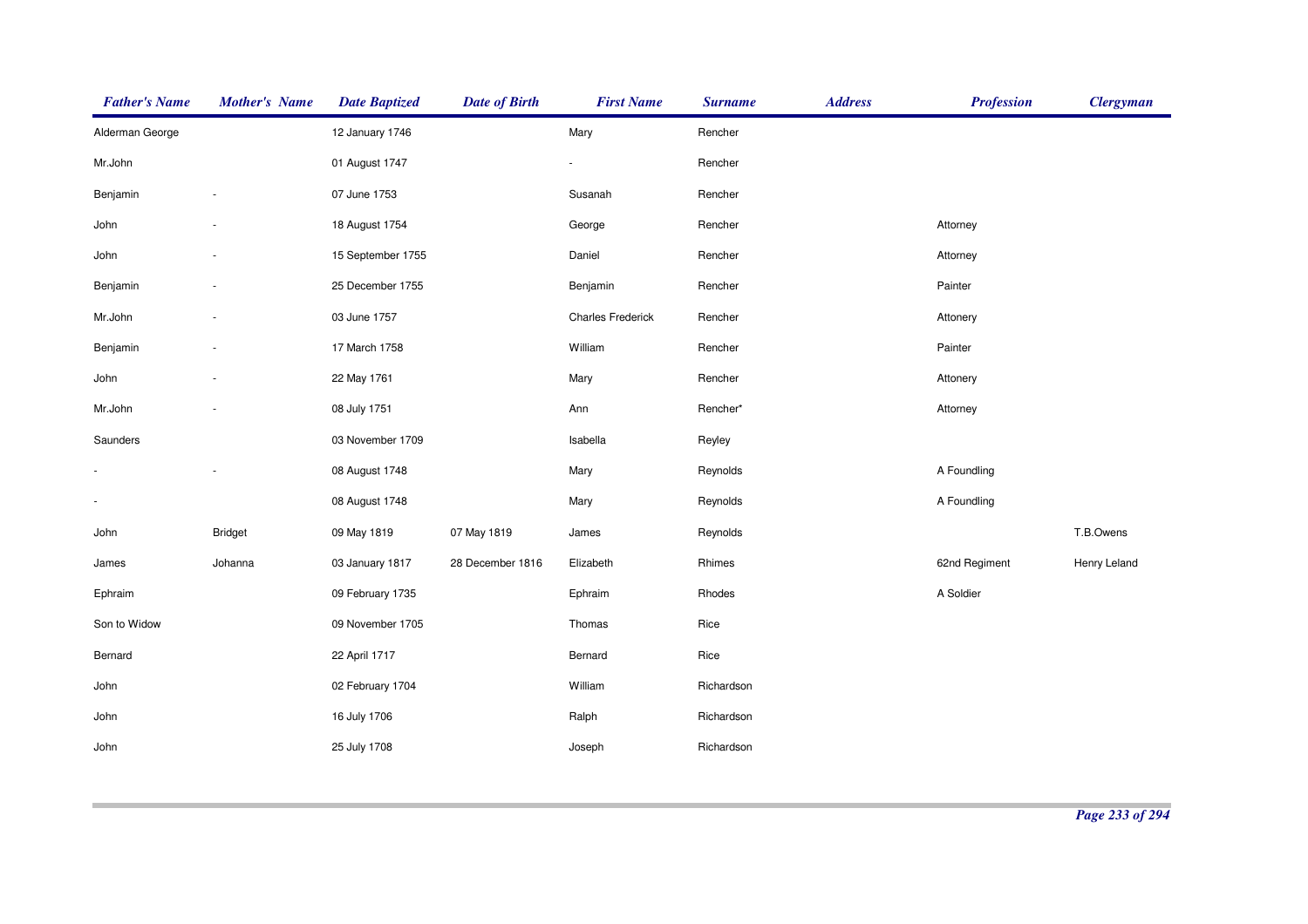| Father's Name | Mother's Name | Date Baptized | Date of Birth | First Name | Surname | Address | Profession | Clergyman |
|---|---|---|---|---|---|---|---|---|
| Alderman George | | 12 January 1746 | | Mary | Rencher | | | |
| Mr.John | | 01 August 1747 | | - | Rencher | | | |
| Benjamin | - | 07 June 1753 | | Susanah | Rencher | | | |
| John | - | 18 August 1754 | | George | Rencher | | Attorney | |
| John | - | 15 September 1755 | | Daniel | Rencher | | Attorney | |
| Benjamin | - | 25 December 1755 | | Benjamin | Rencher | | Painter | |
| Mr.John | - | 03 June 1757 | | Charles Frederick | Rencher | | Attonery | |
| Benjamin | - | 17 March 1758 | | William | Rencher | | Painter | |
| John | - | 22 May 1761 | | Mary | Rencher | | Attonery | |
| Mr.John | - | 08 July 1751 | | Ann | Rencher* | | Attorney | |
| Saunders | | 03 November 1709 | | Isabella | Reyley | | | |
| - | - | 08 August 1748 | | Mary | Reynolds | | A Foundling | |
| - | | 08 August 1748 | | Mary | Reynolds | | A Foundling | |
| John | Bridget | 09 May 1819 | 07 May 1819 | James | Reynolds | | | T.B.Owens |
| James | Johanna | 03 January 1817 | 28 December 1816 | Elizabeth | Rhimes | | 62nd Regiment | Henry Leland |
| Ephraim | | 09 February 1735 | | Ephraim | Rhodes | | A Soldier | |
| Son to Widow | | 09 November 1705 | | Thomas | Rice | | | |
| Bernard | | 22 April 1717 | | Bernard | Rice | | | |
| John | | 02 February 1704 | | William | Richardson | | | |
| John | | 16 July 1706 | | Ralph | Richardson | | | |
| John | | 25 July 1708 | | Joseph | Richardson | | | |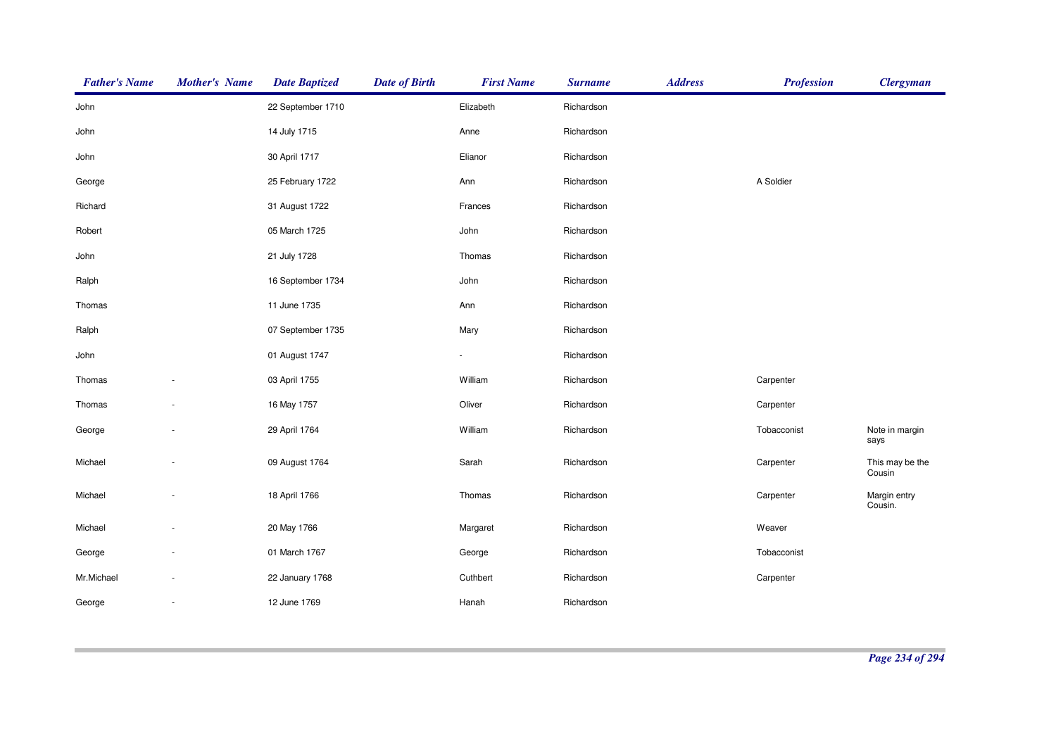| Father's Name | Mother's Name | Date Baptized | Date of Birth | First Name | Surname | Address | Profession | Clergyman |
|---|---|---|---|---|---|---|---|---|
| John | | 22 September 1710 | | Elizabeth | Richardson | | | |
| John | | 14 July 1715 | | Anne | Richardson | | | |
| John | | 30 April 1717 | | Elianor | Richardson | | | |
| George | | 25 February 1722 | | Ann | Richardson | | A Soldier | |
| Richard | | 31 August 1722 | | Frances | Richardson | | | |
| Robert | | 05 March 1725 | | John | Richardson | | | |
| John | | 21 July 1728 | | Thomas | Richardson | | | |
| Ralph | | 16 September 1734 | | John | Richardson | | | |
| Thomas | | 11 June 1735 | | Ann | Richardson | | | |
| Ralph | | 07 September 1735 | | Mary | Richardson | | | |
| John | | 01 August 1747 | | - | Richardson | | | |
| Thomas | - | 03 April 1755 | | William | Richardson | | Carpenter | |
| Thomas | - | 16 May 1757 | | Oliver | Richardson | | Carpenter | |
| George | - | 29 April 1764 | | William | Richardson | | Tobacconist | Note in margin says |
| Michael | - | 09 August 1764 | | Sarah | Richardson | | Carpenter | This may be the Cousin |
| Michael | - | 18 April 1766 | | Thomas | Richardson | | Carpenter | Margin entry Cousin. |
| Michael | - | 20 May 1766 | | Margaret | Richardson | | Weaver | |
| George | - | 01 March 1767 | | George | Richardson | | Tobacconist | |
| Mr.Michael | - | 22 January 1768 | | Cuthbert | Richardson | | Carpenter | |
| George | - | 12 June 1769 | | Hanah | Richardson | | | |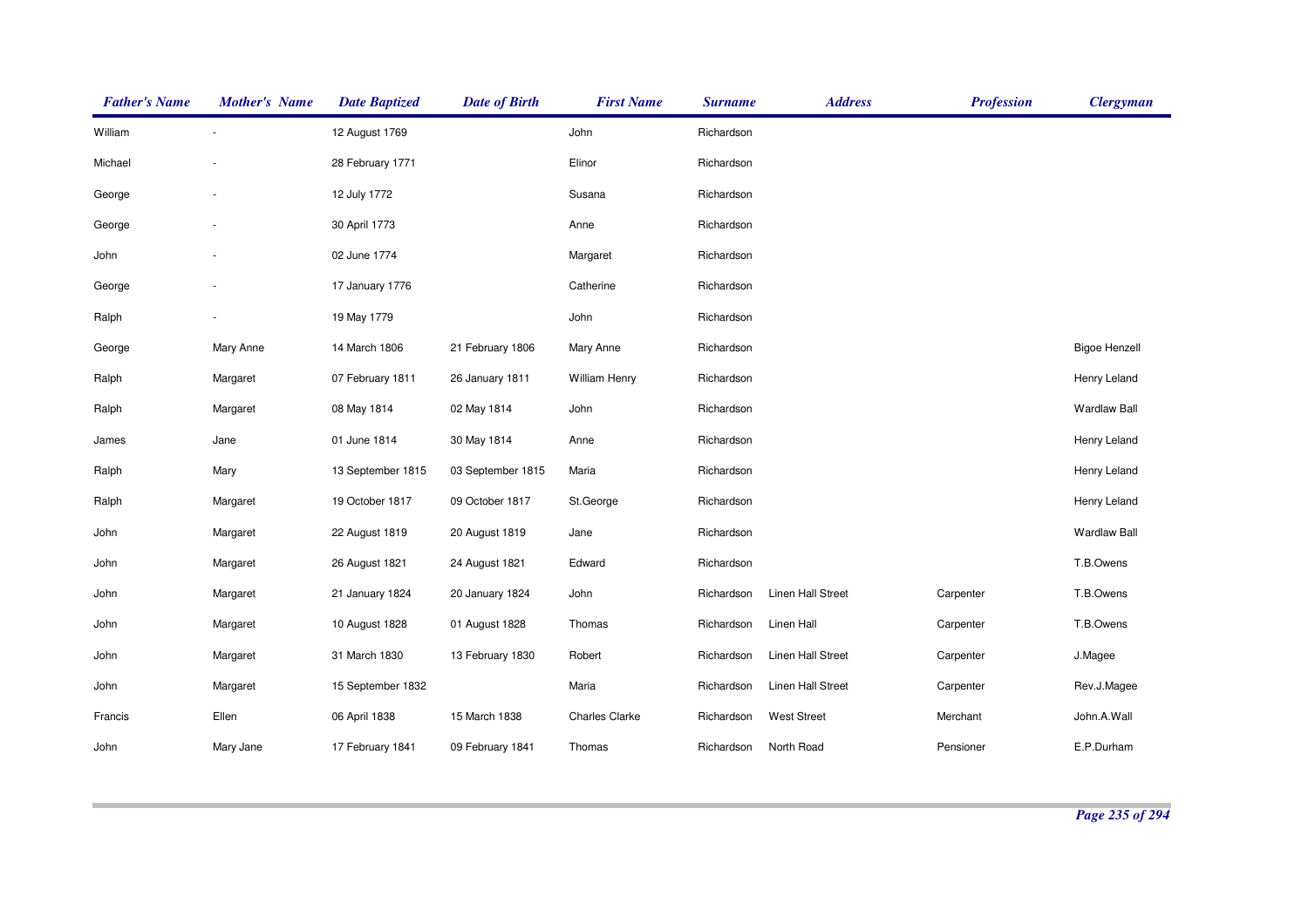| Father's Name | Mother's Name | Date Baptized | Date of Birth | First Name | Surname | Address | Profession | Clergyman |
|---|---|---|---|---|---|---|---|---|
| William | - | 12 August 1769 | | John | Richardson | | | |
| Michael | - | 28 February 1771 | | Elinor | Richardson | | | |
| George | - | 12 July 1772 | | Susana | Richardson | | | |
| George | - | 30 April 1773 | | Anne | Richardson | | | |
| John | - | 02 June 1774 | | Margaret | Richardson | | | |
| George | - | 17 January 1776 | | Catherine | Richardson | | | |
| Ralph | - | 19 May 1779 | | John | Richardson | | | |
| George | Mary Anne | 14 March 1806 | 21 February 1806 | Mary Anne | Richardson | | | Bigoe Henzell |
| Ralph | Margaret | 07 February 1811 | 26 January 1811 | William Henry | Richardson | | | Henry Leland |
| Ralph | Margaret | 08 May 1814 | 02 May 1814 | John | Richardson | | | Wardlaw Ball |
| James | Jane | 01 June 1814 | 30 May 1814 | Anne | Richardson | | | Henry Leland |
| Ralph | Mary | 13 September 1815 | 03 September 1815 | Maria | Richardson | | | Henry Leland |
| Ralph | Margaret | 19 October 1817 | 09 October 1817 | St.George | Richardson | | | Henry Leland |
| John | Margaret | 22 August 1819 | 20 August 1819 | Jane | Richardson | | | Wardlaw Ball |
| John | Margaret | 26 August 1821 | 24 August 1821 | Edward | Richardson | | | T.B.Owens |
| John | Margaret | 21 January 1824 | 20 January 1824 | John | Richardson | Linen Hall Street | Carpenter | T.B.Owens |
| John | Margaret | 10 August 1828 | 01 August 1828 | Thomas | Richardson | Linen Hall | Carpenter | T.B.Owens |
| John | Margaret | 31 March 1830 | 13 February 1830 | Robert | Richardson | Linen Hall Street | Carpenter | J.Magee |
| John | Margaret | 15 September 1832 | | Maria | Richardson | Linen Hall Street | Carpenter | Rev.J.Magee |
| Francis | Ellen | 06 April 1838 | 15 March 1838 | Charles Clarke | Richardson | West Street | Merchant | John.A.Wall |
| John | Mary Jane | 17 February 1841 | 09 February 1841 | Thomas | Richardson | North Road | Pensioner | E.P.Durham |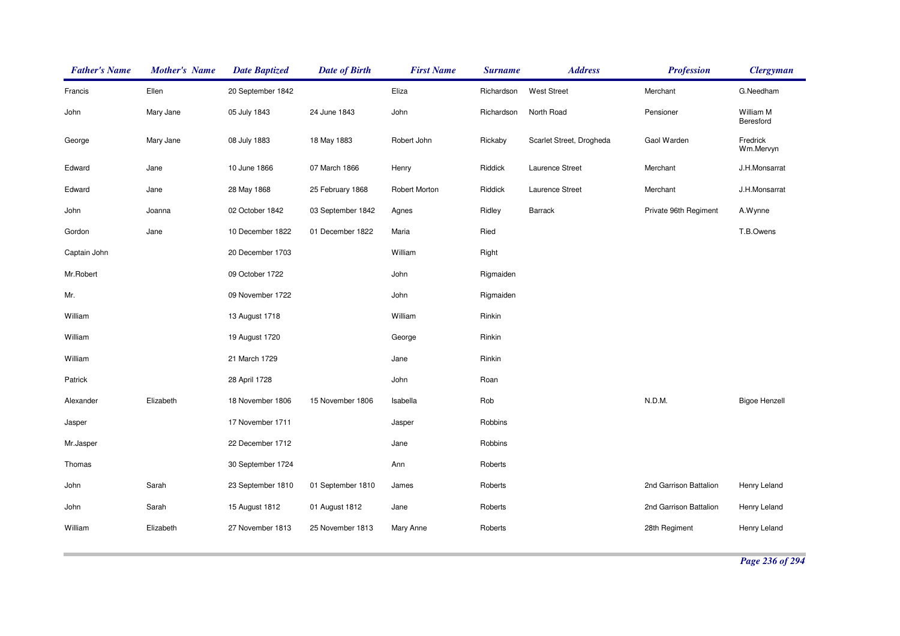| Father's Name | Mother's Name | Date Baptized | Date of Birth | First Name | Surname | Address | Profession | Clergyman |
|---|---|---|---|---|---|---|---|---|
| Francis | Ellen | 20 September 1842 | | Eliza | Richardson | West Street | Merchant | G.Needham |
| John | Mary Jane | 05 July 1843 | 24 June 1843 | John | Richardson | North Road | Pensioner | William M Beresford |
| George | Mary Jane | 08 July 1883 | 18 May 1883 | Robert John | Rickaby | Scarlet Street, Drogheda | Gaol Warden | Fredrick Wm.Mervyn |
| Edward | Jane | 10 June 1866 | 07 March 1866 | Henry | Riddick | Laurence Street | Merchant | J.H.Monsarrat |
| Edward | Jane | 28 May 1868 | 25 February 1868 | Robert Morton | Riddick | Laurence Street | Merchant | J.H.Monsarrat |
| John | Joanna | 02 October 1842 | 03 September 1842 | Agnes | Ridley | Barrack | Private 96th Regiment | A.Wynne |
| Gordon | Jane | 10 December 1822 | 01 December 1822 | Maria | Ried | | | T.B.Owens |
| Captain John | | 20 December 1703 | | William | Right | | | |
| Mr.Robert | | 09 October 1722 | | John | Rigmaiden | | | |
| Mr. | | 09 November 1722 | | John | Rigmaiden | | | |
| William | | 13 August 1718 | | William | Rinkin | | | |
| William | | 19 August 1720 | | George | Rinkin | | | |
| William | | 21 March 1729 | | Jane | Rinkin | | | |
| Patrick | | 28 April 1728 | | John | Roan | | | |
| Alexander | Elizabeth | 18 November 1806 | 15 November 1806 | Isabella | Rob | | N.D.M. | Bigoe Henzell |
| Jasper | | 17 November 1711 | | Jasper | Robbins | | | |
| Mr.Jasper | | 22 December 1712 | | Jane | Robbins | | | |
| Thomas | | 30 September 1724 | | Ann | Roberts | | | |
| John | Sarah | 23 September 1810 | 01 September 1810 | James | Roberts | | 2nd Garrison Battalion | Henry Leland |
| John | Sarah | 15 August 1812 | 01 August 1812 | Jane | Roberts | | 2nd Garrison Battalion | Henry Leland |
| William | Elizabeth | 27 November 1813 | 25 November 1813 | Mary Anne | Roberts | | 28th Regiment | Henry Leland |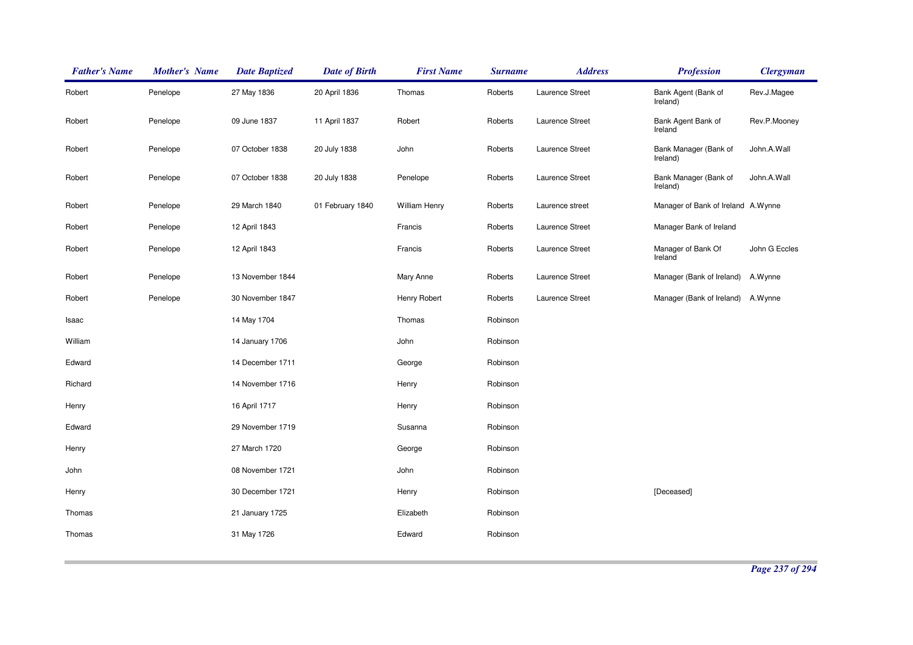| Father's Name | Mother's Name | Date Baptized | Date of Birth | First Name | Surname | Address | Profession | Clergyman |
|---|---|---|---|---|---|---|---|---|
| Robert | Penelope | 27 May 1836 | 20 April 1836 | Thomas | Roberts | Laurence Street | Bank Agent (Bank of Ireland) | Rev.J.Magee |
| Robert | Penelope | 09 June 1837 | 11 April 1837 | Robert | Roberts | Laurence Street | Bank Agent Bank of Ireland | Rev.P.Mooney |
| Robert | Penelope | 07 October 1838 | 20 July 1838 | John | Roberts | Laurence Street | Bank Manager (Bank of Ireland) | John.A.Wall |
| Robert | Penelope | 07 October 1838 | 20 July 1838 | Penelope | Roberts | Laurence Street | Bank Manager (Bank of Ireland) | John.A.Wall |
| Robert | Penelope | 29 March 1840 | 01 February 1840 | William Henry | Roberts | Laurence street | Manager of Bank of Ireland | A.Wynne |
| Robert | Penelope | 12 April 1843 | | Francis | Roberts | Laurence Street | Manager Bank of Ireland | |
| Robert | Penelope | 12 April 1843 | | Francis | Roberts | Laurence Street | Manager of Bank Of Ireland | John G Eccles |
| Robert | Penelope | 13 November 1844 | | Mary Anne | Roberts | Laurence Street | Manager (Bank of Ireland) | A.Wynne |
| Robert | Penelope | 30 November 1847 | | Henry Robert | Roberts | Laurence Street | Manager (Bank of Ireland) | A.Wynne |
| Isaac | | 14 May 1704 | | Thomas | Robinson | | | |
| William | | 14 January 1706 | | John | Robinson | | | |
| Edward | | 14 December 1711 | | George | Robinson | | | |
| Richard | | 14 November 1716 | | Henry | Robinson | | | |
| Henry | | 16 April 1717 | | Henry | Robinson | | | |
| Edward | | 29 November 1719 | | Susanna | Robinson | | | |
| Henry | | 27 March 1720 | | George | Robinson | | | |
| John | | 08 November 1721 | | John | Robinson | | | |
| Henry | | 30 December 1721 | | Henry | Robinson | | [Deceased] | |
| Thomas | | 21 January 1725 | | Elizabeth | Robinson | | | |
| Thomas | | 31 May 1726 | | Edward | Robinson | | | |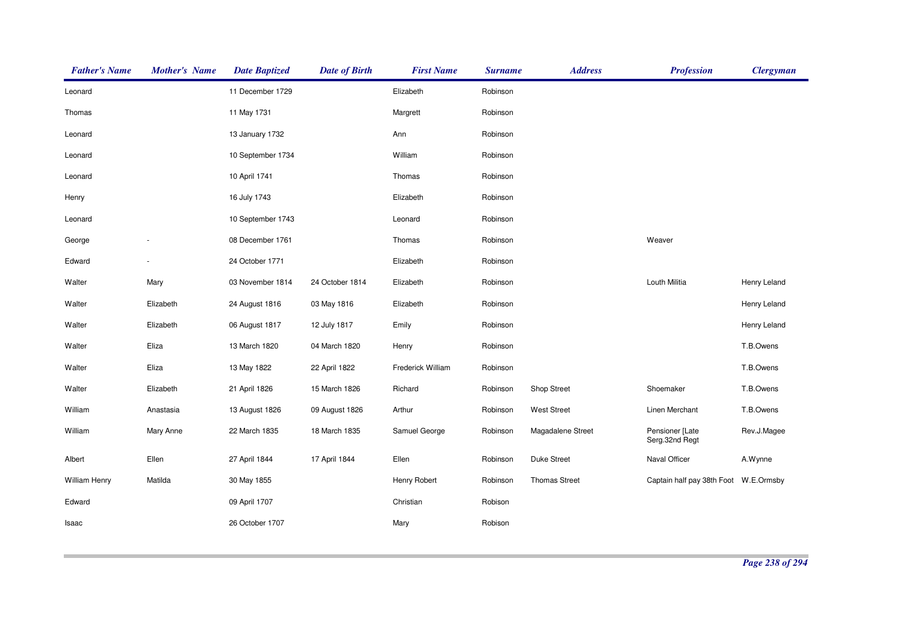| Father's Name | Mother's Name | Date Baptized | Date of Birth | First Name | Surname | Address | Profession | Clergyman |
|---|---|---|---|---|---|---|---|---|
| Leonard | | 11 December 1729 | | Elizabeth | Robinson | | | |
| Thomas | | 11 May 1731 | | Margrett | Robinson | | | |
| Leonard | | 13 January 1732 | | Ann | Robinson | | | |
| Leonard | | 10 September 1734 | | William | Robinson | | | |
| Leonard | | 10 April 1741 | | Thomas | Robinson | | | |
| Henry | | 16 July 1743 | | Elizabeth | Robinson | | | |
| Leonard | | 10 September 1743 | | Leonard | Robinson | | | |
| George | - | 08 December 1761 | | Thomas | Robinson | | Weaver | |
| Edward | - | 24 October 1771 | | Elizabeth | Robinson | | | |
| Walter | Mary | 03 November 1814 | 24 October 1814 | Elizabeth | Robinson | | Louth Militia | Henry Leland |
| Walter | Elizabeth | 24 August 1816 | 03 May 1816 | Elizabeth | Robinson | | | Henry Leland |
| Walter | Elizabeth | 06 August 1817 | 12 July 1817 | Emily | Robinson | | | Henry Leland |
| Walter | Eliza | 13 March 1820 | 04 March 1820 | Henry | Robinson | | | T.B.Owens |
| Walter | Eliza | 13 May 1822 | 22 April 1822 | Frederick William | Robinson | | | T.B.Owens |
| Walter | Elizabeth | 21 April 1826 | 15 March 1826 | Richard | Robinson | Shop Street | Shoemaker | T.B.Owens |
| William | Anastasia | 13 August 1826 | 09 August 1826 | Arthur | Robinson | West Street | Linen Merchant | T.B.Owens |
| William | Mary Anne | 22 March 1835 | 18 March 1835 | Samuel George | Robinson | Magadalene Street | Pensioner [Late Serg.32nd Regt | Rev.J.Magee |
| Albert | Ellen | 27 April 1844 | 17 April 1844 | Ellen | Robinson | Duke Street | Naval Officer | A.Wynne |
| William Henry | Matilda | 30 May 1855 | | Henry Robert | Robinson | Thomas Street | Captain half pay 38th Foot | W.E.Ormsby |
| Edward | | 09 April 1707 | | Christian | Robison | | | |
| Isaac | | 26 October 1707 | | Mary | Robison | | | |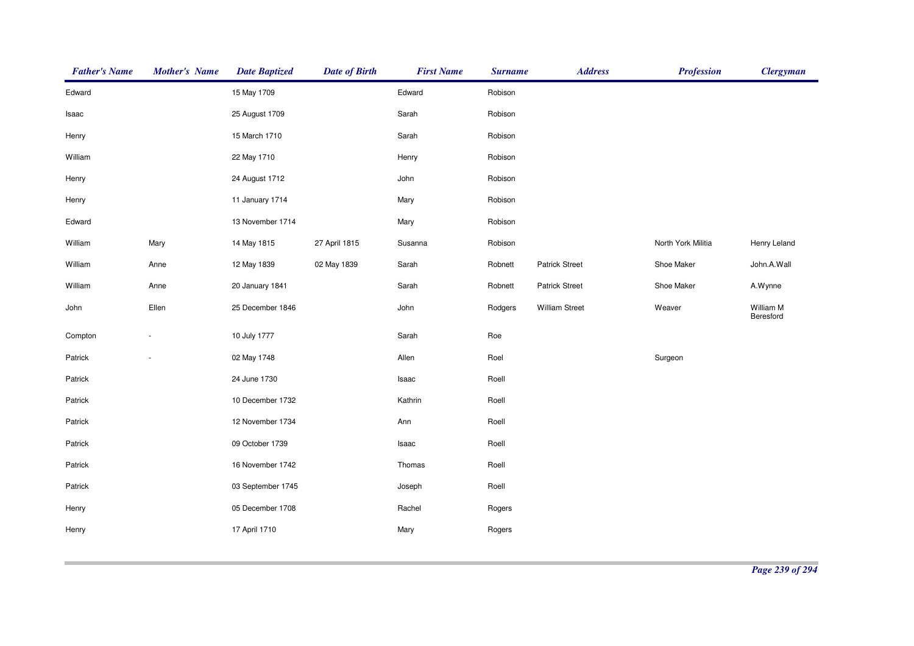| Father's Name | Mother's Name | Date Baptized | Date of Birth | First Name | Surname | Address | Profession | Clergyman |
| --- | --- | --- | --- | --- | --- | --- | --- | --- |
| Edward | | 15 May 1709 | | Edward | Robison | | | |
| Isaac | | 25 August 1709 | | Sarah | Robison | | | |
| Henry | | 15 March 1710 | | Sarah | Robison | | | |
| William | | 22 May 1710 | | Henry | Robison | | | |
| Henry | | 24 August 1712 | | John | Robison | | | |
| Henry | | 11 January 1714 | | Mary | Robison | | | |
| Edward | | 13 November 1714 | | Mary | Robison | | | |
| William | Mary | 14 May 1815 | 27 April 1815 | Susanna | Robison | | North York Militia | Henry Leland |
| William | Anne | 12 May 1839 | 02 May 1839 | Sarah | Robnett | Patrick Street | Shoe Maker | John.A.Wall |
| William | Anne | 20 January 1841 | | Sarah | Robnett | Patrick Street | Shoe Maker | A.Wynne |
| John | Ellen | 25 December 1846 | | John | Rodgers | William Street | Weaver | William M Beresford |
| Compton | - | 10 July 1777 | | Sarah | Roe | | | |
| Patrick | - | 02 May 1748 | | Allen | Roel | | Surgeon | |
| Patrick | | 24 June 1730 | | Isaac | Roell | | | |
| Patrick | | 10 December 1732 | | Kathrin | Roell | | | |
| Patrick | | 12 November 1734 | | Ann | Roell | | | |
| Patrick | | 09 October 1739 | | Isaac | Roell | | | |
| Patrick | | 16 November 1742 | | Thomas | Roell | | | |
| Patrick | | 03 September 1745 | | Joseph | Roell | | | |
| Henry | | 05 December 1708 | | Rachel | Rogers | | | |
| Henry | | 17 April 1710 | | Mary | Rogers | | | |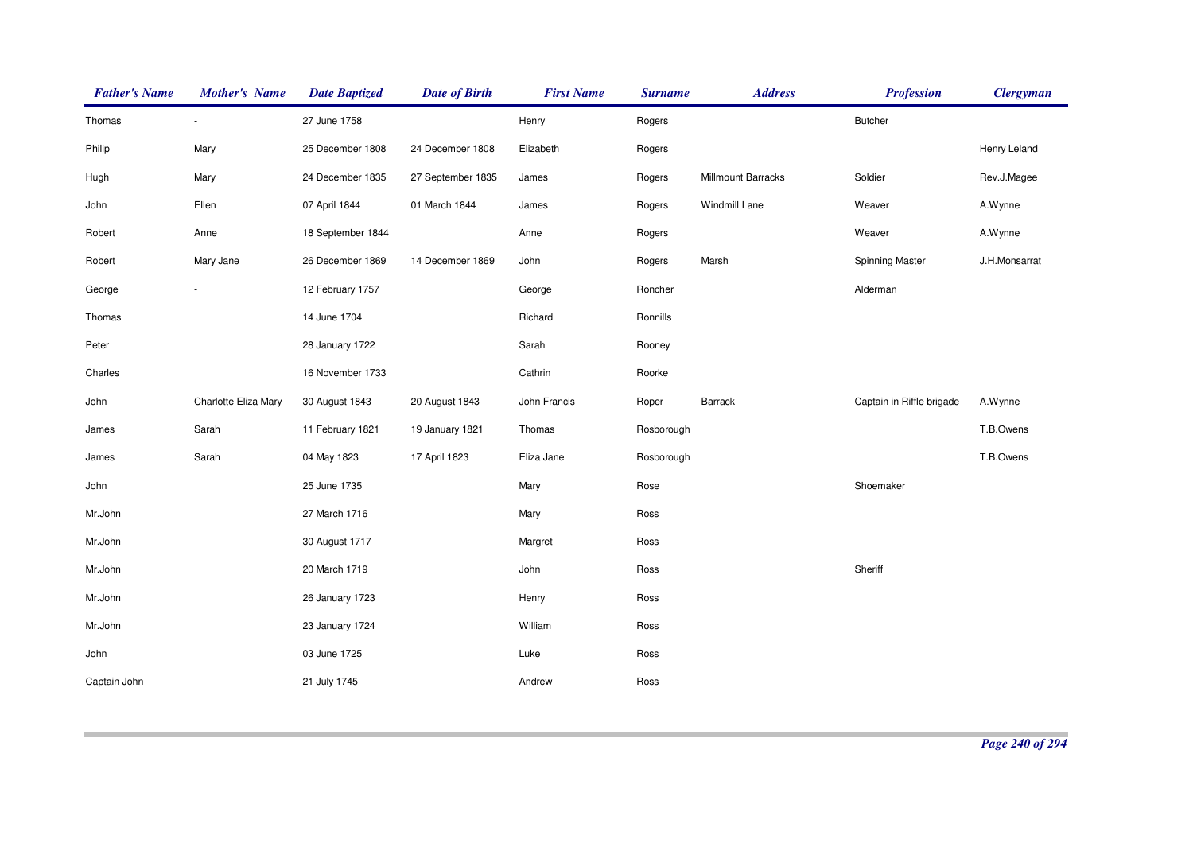| Father's Name | Mother's Name | Date Baptized | Date of Birth | First Name | Surname | Address | Profession | Clergyman |
|---|---|---|---|---|---|---|---|---|
| Thomas | - | 27 June 1758 | | Henry | Rogers | | Butcher | |
| Philip | Mary | 25 December 1808 | 24 December 1808 | Elizabeth | Rogers | | | Henry Leland |
| Hugh | Mary | 24 December 1835 | 27 September 1835 | James | Rogers | Millmount Barracks | Soldier | Rev.J.Magee |
| John | Ellen | 07 April 1844 | 01 March 1844 | James | Rogers | Windmill Lane | Weaver | A.Wynne |
| Robert | Anne | 18 September 1844 | | Anne | Rogers | | Weaver | A.Wynne |
| Robert | Mary Jane | 26 December 1869 | 14 December 1869 | John | Rogers | Marsh | Spinning Master | J.H.Monsarrat |
| George | - | 12 February 1757 | | George | Roncher | | Alderman | |
| Thomas | | 14 June 1704 | | Richard | Ronnills | | | |
| Peter | | 28 January 1722 | | Sarah | Rooney | | | |
| Charles | | 16 November 1733 | | Cathrin | Roorke | | | |
| John | Charlotte Eliza Mary | 30 August 1843 | 20 August 1843 | John Francis | Roper | Barrack | Captain in Riffle brigade | A.Wynne |
| James | Sarah | 11 February 1821 | 19 January 1821 | Thomas | Rosborough | | | T.B.Owens |
| James | Sarah | 04 May 1823 | 17 April 1823 | Eliza Jane | Rosborough | | | T.B.Owens |
| John | | 25 June 1735 | | Mary | Rose | | Shoemaker | |
| Mr.John | | 27 March 1716 | | Mary | Ross | | | |
| Mr.John | | 30 August 1717 | | Margret | Ross | | | |
| Mr.John | | 20 March 1719 | | John | Ross | | Sheriff | |
| Mr.John | | 26 January 1723 | | Henry | Ross | | | |
| Mr.John | | 23 January 1724 | | William | Ross | | | |
| John | | 03 June 1725 | | Luke | Ross | | | |
| Captain John | | 21 July 1745 | | Andrew | Ross | | | |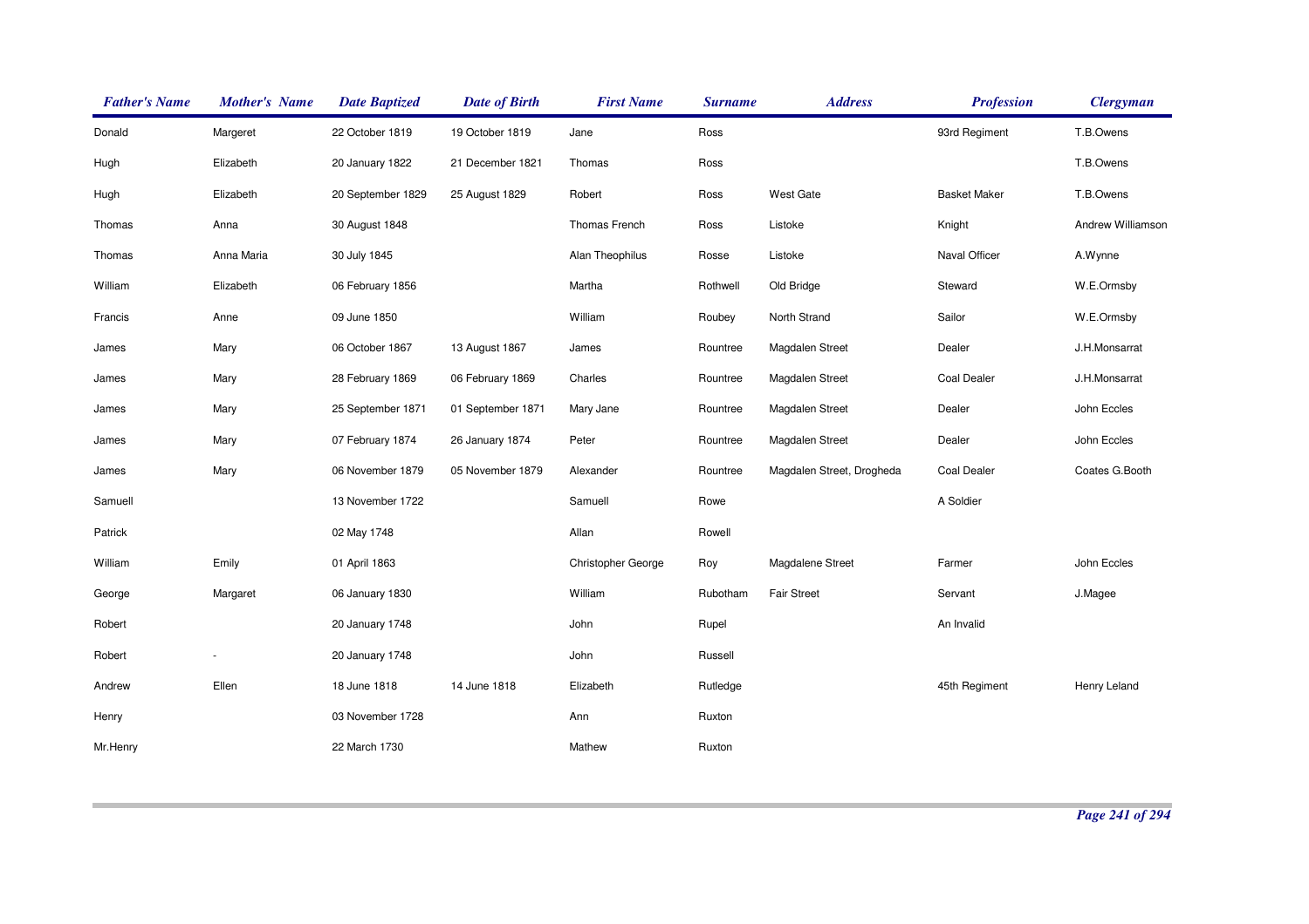| Father's Name | Mother's Name | Date Baptized | Date of Birth | First Name | Surname | Address | Profession | Clergyman |
|---|---|---|---|---|---|---|---|---|
| Donald | Margeret | 22 October 1819 | 19 October 1819 | Jane | Ross | | 93rd Regiment | T.B.Owens |
| Hugh | Elizabeth | 20 January 1822 | 21 December 1821 | Thomas | Ross | | | T.B.Owens |
| Hugh | Elizabeth | 20 September 1829 | 25 August 1829 | Robert | Ross | West Gate | Basket Maker | T.B.Owens |
| Thomas | Anna | 30 August 1848 | | Thomas French | Ross | Listoke | Knight | Andrew Williamson |
| Thomas | Anna Maria | 30 July 1845 | | Alan Theophilus | Rosse | Listoke | Naval Officer | A.Wynne |
| William | Elizabeth | 06 February 1856 | | Martha | Rothwell | Old Bridge | Steward | W.E.Ormsby |
| Francis | Anne | 09 June 1850 | | William | Roubey | North Strand | Sailor | W.E.Ormsby |
| James | Mary | 06 October 1867 | 13 August 1867 | James | Rountree | Magdalen Street | Dealer | J.H.Monsarrat |
| James | Mary | 28 February 1869 | 06 February 1869 | Charles | Rountree | Magdalen Street | Coal Dealer | J.H.Monsarrat |
| James | Mary | 25 September 1871 | 01 September 1871 | Mary Jane | Rountree | Magdalen Street | Dealer | John Eccles |
| James | Mary | 07 February 1874 | 26 January 1874 | Peter | Rountree | Magdalen Street | Dealer | John Eccles |
| James | Mary | 06 November 1879 | 05 November 1879 | Alexander | Rountree | Magdalen Street, Drogheda | Coal Dealer | Coates G.Booth |
| Samuell | | 13 November 1722 | | Samuell | Rowe | | A Soldier | |
| Patrick | | 02 May 1748 | | Allan | Rowell | | | |
| William | Emily | 01 April 1863 | | Christopher George | Roy | Magdalene Street | Farmer | John Eccles |
| George | Margaret | 06 January 1830 | | William | Rubotham | Fair Street | Servant | J.Magee |
| Robert | | 20 January 1748 | | John | Rupel | | An Invalid | |
| Robert | - | 20 January 1748 | | John | Russell | | | |
| Andrew | Ellen | 18 June 1818 | 14 June 1818 | Elizabeth | Rutledge | | 45th Regiment | Henry Leland |
| Henry | | 03 November 1728 | | Ann | Ruxton | | | |
| Mr.Henry | | 22 March 1730 | | Mathew | Ruxton | | | |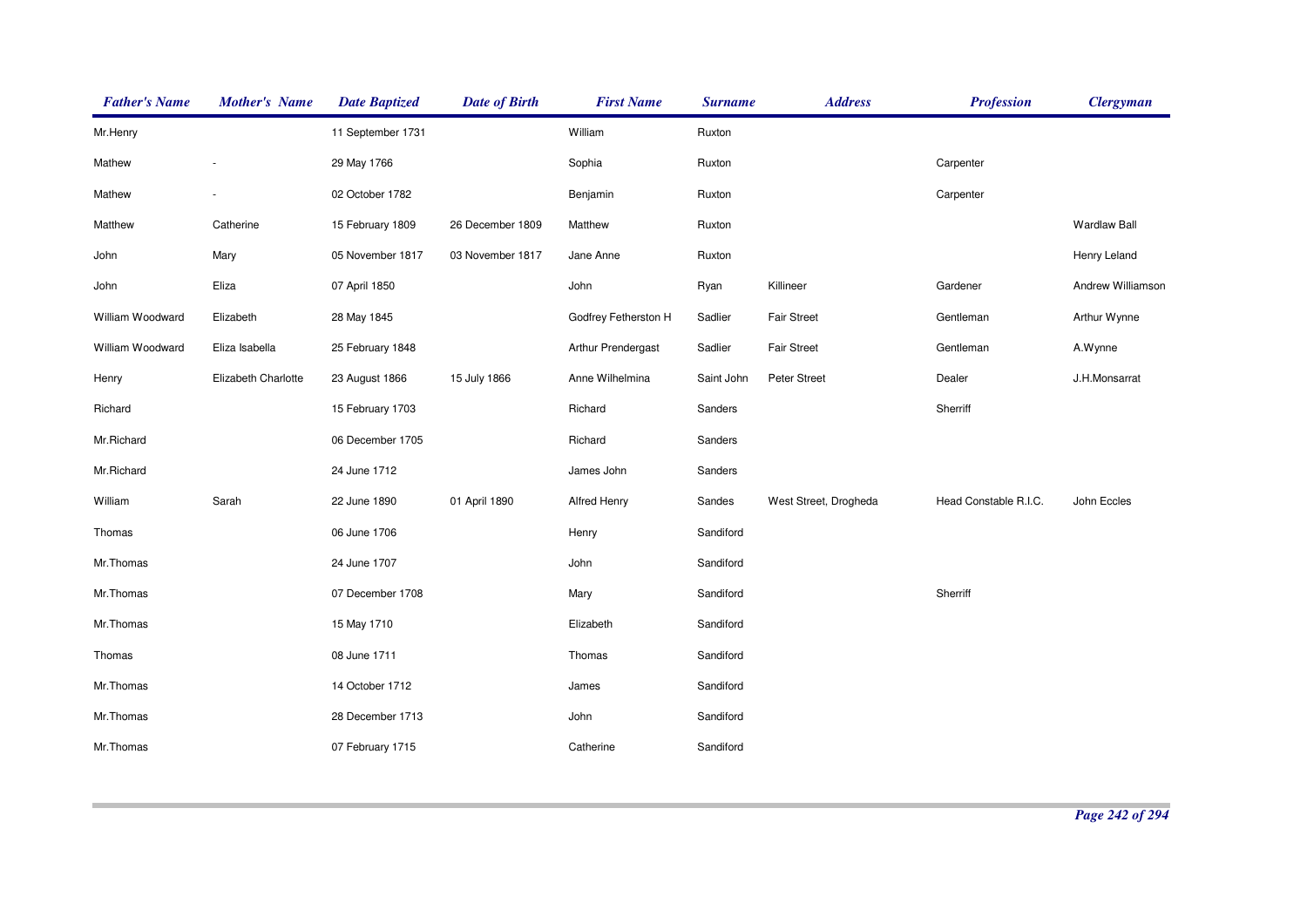| Father's Name | Mother's Name | Date Baptized | Date of Birth | First Name | Surname | Address | Profession | Clergyman |
|---|---|---|---|---|---|---|---|---|
| Mr.Henry | | 11 September 1731 | | William | Ruxton | | | |
| Mathew | - | 29 May 1766 | | Sophia | Ruxton | | Carpenter | |
| Mathew | - | 02 October 1782 | | Benjamin | Ruxton | | Carpenter | |
| Matthew | Catherine | 15 February 1809 | 26 December 1809 | Matthew | Ruxton | | | Wardlaw Ball |
| John | Mary | 05 November 1817 | 03 November 1817 | Jane Anne | Ruxton | | | Henry Leland |
| John | Eliza | 07 April 1850 | | John | Ryan | Killineer | Gardener | Andrew Williamson |
| William Woodward | Elizabeth | 28 May 1845 | | Godfrey Fetherston H | Sadlier | Fair Street | Gentleman | Arthur Wynne |
| William Woodward | Eliza Isabella | 25 February 1848 | | Arthur Prendergast | Sadlier | Fair Street | Gentleman | A.Wynne |
| Henry | Elizabeth Charlotte | 23 August 1866 | 15 July 1866 | Anne Wilhelmina | Saint John | Peter Street | Dealer | J.H.Monsarrat |
| Richard | | 15 February 1703 | | Richard | Sanders | | Sherriff | |
| Mr.Richard | | 06 December 1705 | | Richard | Sanders | | | |
| Mr.Richard | | 24 June 1712 | | James John | Sanders | | | |
| William | Sarah | 22 June 1890 | 01 April 1890 | Alfred Henry | Sandes | West Street, Drogheda | Head Constable R.I.C. | John Eccles |
| Thomas | | 06 June 1706 | | Henry | Sandiford | | | |
| Mr.Thomas | | 24 June 1707 | | John | Sandiford | | | |
| Mr.Thomas | | 07 December 1708 | | Mary | Sandiford | | Sherriff | |
| Mr.Thomas | | 15 May 1710 | | Elizabeth | Sandiford | | | |
| Thomas | | 08 June 1711 | | Thomas | Sandiford | | | |
| Mr.Thomas | | 14 October 1712 | | James | Sandiford | | | |
| Mr.Thomas | | 28 December 1713 | | John | Sandiford | | | |
| Mr.Thomas | | 07 February 1715 | | Catherine | Sandiford | | | |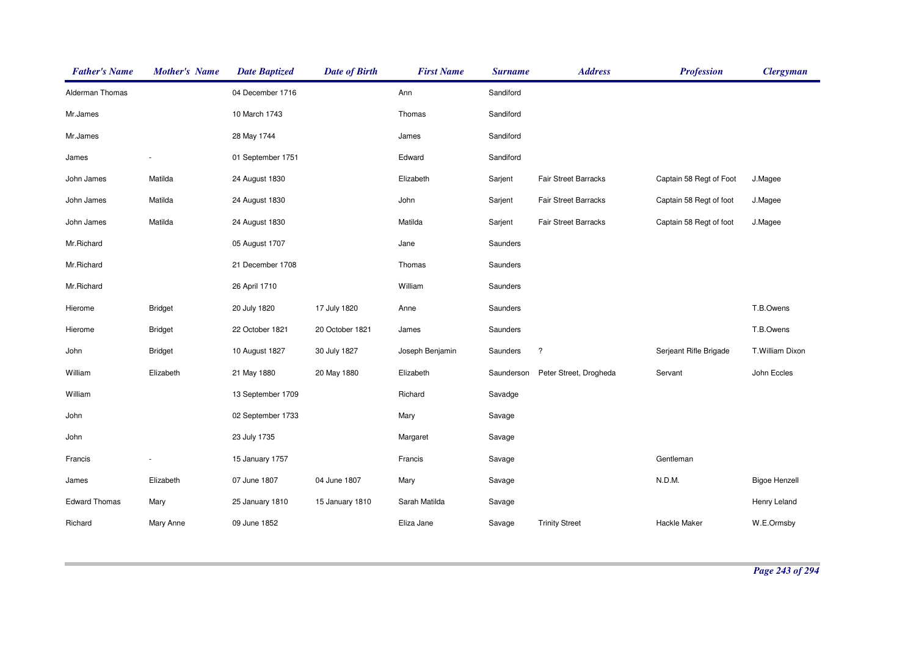| Father's Name | Mother's Name | Date Baptized | Date of Birth | First Name | Surname | Address | Profession | Clergyman |
|---|---|---|---|---|---|---|---|---|
| Alderman Thomas | | 04 December 1716 | | Ann | Sandiford | | | |
| Mr.James | | 10 March 1743 | | Thomas | Sandiford | | | |
| Mr.James | | 28 May 1744 | | James | Sandiford | | | |
| James | - | 01 September 1751 | | Edward | Sandiford | | | |
| John James | Matilda | 24 August 1830 | | Elizabeth | Sarjent | Fair Street Barracks | Captain 58 Regt of Foot | J.Magee |
| John James | Matilda | 24 August 1830 | | John | Sarjent | Fair Street Barracks | Captain 58 Regt of foot | J.Magee |
| John James | Matilda | 24 August 1830 | | Matilda | Sarjent | Fair Street Barracks | Captain 58 Regt of foot | J.Magee |
| Mr.Richard | | 05 August 1707 | | Jane | Saunders | | | |
| Mr.Richard | | 21 December 1708 | | Thomas | Saunders | | | |
| Mr.Richard | | 26 April 1710 | | William | Saunders | | | |
| Hierome | Bridget | 20 July 1820 | 17 July 1820 | Anne | Saunders | | | T.B.Owens |
| Hierome | Bridget | 22 October 1821 | 20 October 1821 | James | Saunders | | | T.B.Owens |
| John | Bridget | 10 August 1827 | 30 July 1827 | Joseph Benjamin | Saunders | ? | Serjeant Rifle Brigade | T.William Dixon |
| William | Elizabeth | 21 May 1880 | 20 May 1880 | Elizabeth | Saunderson | Peter Street, Drogheda | Servant | John Eccles |
| William | | 13 September 1709 | | Richard | Savadge | | | |
| John | | 02 September 1733 | | Mary | Savage | | | |
| John | | 23 July 1735 | | Margaret | Savage | | | |
| Francis | - | 15 January 1757 | | Francis | Savage | | Gentleman | |
| James | Elizabeth | 07 June 1807 | 04 June 1807 | Mary | Savage | | N.D.M. | Bigoe Henzell |
| Edward Thomas | Mary | 25 January 1810 | 15 January 1810 | Sarah Matilda | Savage | | | Henry Leland |
| Richard | Mary Anne | 09 June 1852 | | Eliza Jane | Savage | Trinity Street | Hackle Maker | W.E.Ormsby |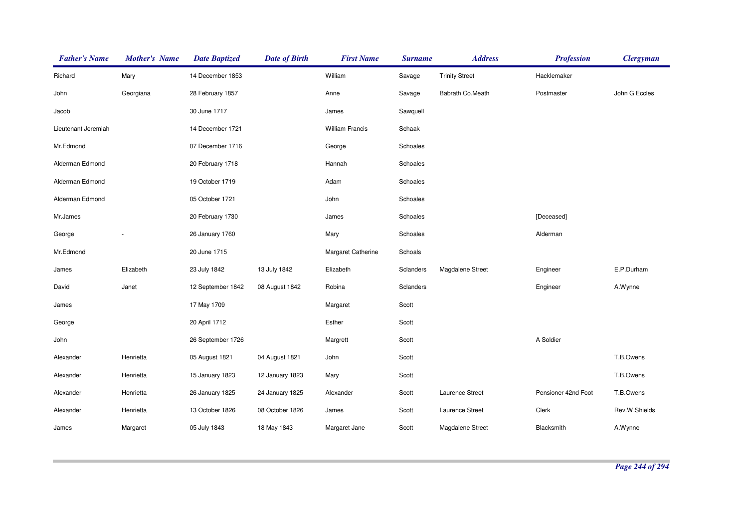| Father's Name | Mother's Name | Date Baptized | Date of Birth | First Name | Surname | Address | Profession | Clergyman |
|---|---|---|---|---|---|---|---|---|
| Richard | Mary | 14 December 1853 | | William | Savage | Trinity Street | Hacklemaker | |
| John | Georgiana | 28 February 1857 | | Anne | Savage | Babrath Co.Meath | Postmaster | John G Eccles |
| Jacob | | 30 June 1717 | | James | Sawquell | | | |
| Lieutenant Jeremiah | | 14 December 1721 | | William Francis | Schaak | | | |
| Mr.Edmond | | 07 December 1716 | | George | Schoales | | | |
| Alderman Edmond | | 20 February 1718 | | Hannah | Schoales | | | |
| Alderman Edmond | | 19 October 1719 | | Adam | Schoales | | | |
| Alderman Edmond | | 05 October 1721 | | John | Schoales | | | |
| Mr.James | | 20 February 1730 | | James | Schoales | | [Deceased] | |
| George | - | 26 January 1760 | | Mary | Schoales | | Alderman | |
| Mr.Edmond | | 20 June 1715 | | Margaret Catherine | Schoals | | | |
| James | Elizabeth | 23 July 1842 | 13 July 1842 | Elizabeth | Sclanders | Magdalene Street | Engineer | E.P.Durham |
| David | Janet | 12 September 1842 | 08 August 1842 | Robina | Sclanders | | Engineer | A.Wynne |
| James | | 17 May 1709 | | Margaret | Scott | | | |
| George | | 20 April 1712 | | Esther | Scott | | | |
| John | | 26 September 1726 | | Margrett | Scott | | A Soldier | |
| Alexander | Henrietta | 05 August 1821 | 04 August 1821 | John | Scott | | | T.B.Owens |
| Alexander | Henrietta | 15 January 1823 | 12 January 1823 | Mary | Scott | | | T.B.Owens |
| Alexander | Henrietta | 26 January 1825 | 24 January 1825 | Alexander | Scott | Laurence Street | Pensioner 42nd Foot | T.B.Owens |
| Alexander | Henrietta | 13 October 1826 | 08 October 1826 | James | Scott | Laurence Street | Clerk | Rev.W.Shields |
| James | Margaret | 05 July 1843 | 18 May 1843 | Margaret Jane | Scott | Magdalene Street | Blacksmith | A.Wynne |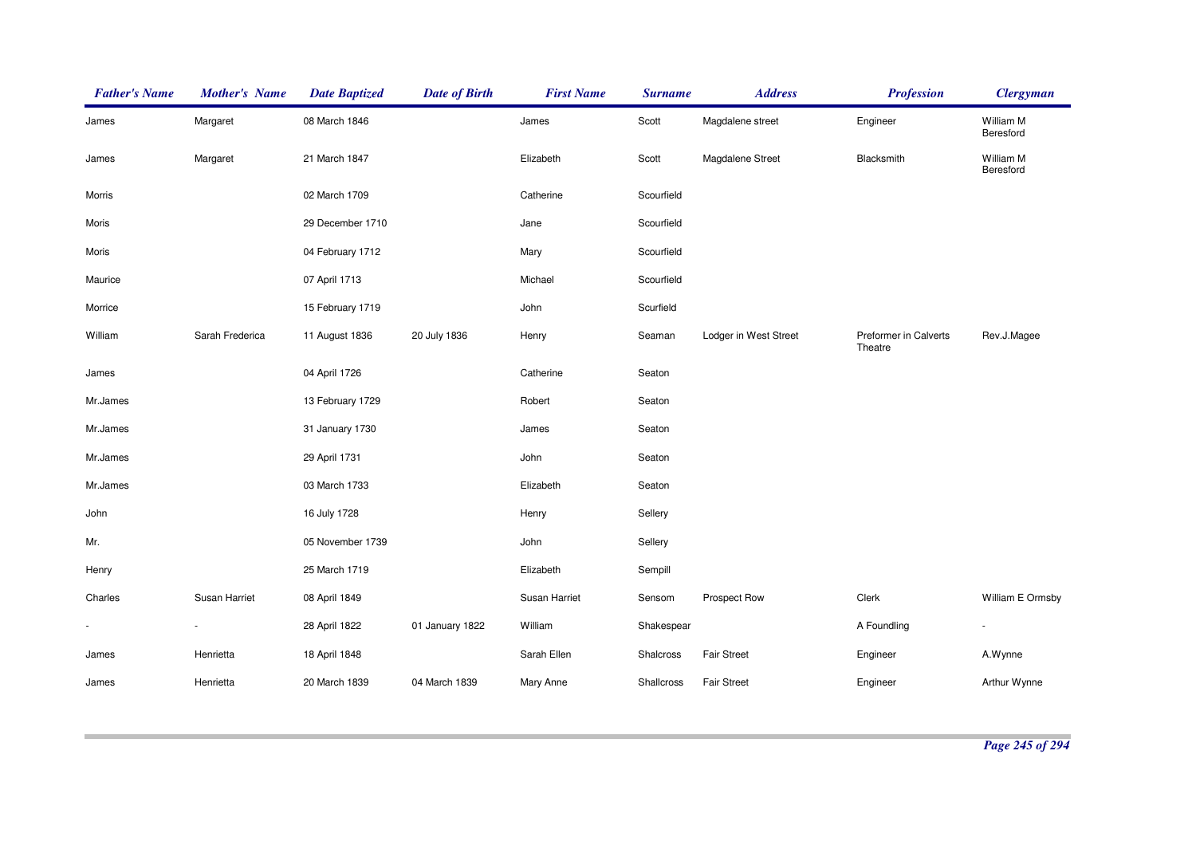| Father's Name | Mother's Name | Date Baptized | Date of Birth | First Name | Surname | Address | Profession | Clergyman |
|---|---|---|---|---|---|---|---|---|
| James | Margaret | 08 March 1846 | | James | Scott | Magdalene street | Engineer | William M Beresford |
| James | Margaret | 21 March 1847 | | Elizabeth | Scott | Magdalene Street | Blacksmith | William M Beresford |
| Morris | | 02 March 1709 | | Catherine | Scourfield | | | |
| Moris | | 29 December 1710 | | Jane | Scourfield | | | |
| Moris | | 04 February 1712 | | Mary | Scourfield | | | |
| Maurice | | 07 April 1713 | | Michael | Scourfield | | | |
| Morrice | | 15 February 1719 | | John | Scurfield | | | |
| William | Sarah Frederica | 11 August 1836 | 20 July 1836 | Henry | Seaman | Lodger in West Street | Preformer in Calverts Theatre | Rev.J.Magee |
| James | | 04 April 1726 | | Catherine | Seaton | | | |
| Mr.James | | 13 February 1729 | | Robert | Seaton | | | |
| Mr.James | | 31 January 1730 | | James | Seaton | | | |
| Mr.James | | 29 April 1731 | | John | Seaton | | | |
| Mr.James | | 03 March 1733 | | Elizabeth | Seaton | | | |
| John | | 16 July 1728 | | Henry | Sellery | | | |
| Mr. | | 05 November 1739 | | John | Sellery | | | |
| Henry | | 25 March 1719 | | Elizabeth | Sempill | | | |
| Charles | Susan Harriet | 08 April 1849 | | Susan Harriet | Sensom | Prospect Row | Clerk | William E Ormsby |
| - | - | 28 April 1822 | 01 January 1822 | William | Shakespear | | A Foundling | - |
| James | Henrietta | 18 April 1848 | | Sarah Ellen | Shalcross | Fair Street | Engineer | A.Wynne |
| James | Henrietta | 20 March 1839 | 04 March 1839 | Mary Anne | Shallcross | Fair Street | Engineer | Arthur Wynne |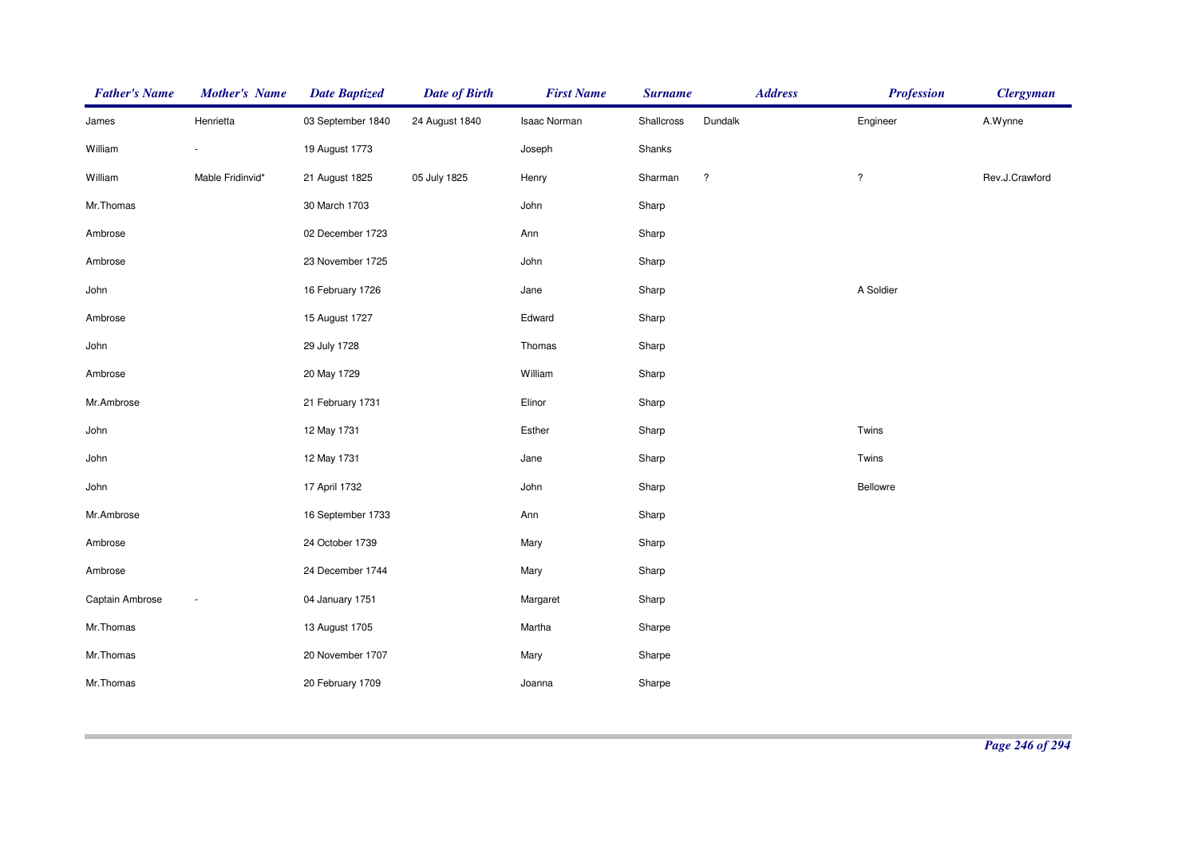| Father's Name | Mother's Name | Date Baptized | Date of Birth | First Name | Surname | Address | Profession | Clergyman |
|---|---|---|---|---|---|---|---|---|
| James | Henrietta | 03 September 1840 | 24 August 1840 | Isaac Norman | Shallcross | Dundalk | Engineer | A.Wynne |
| William | - | 19 August 1773 | | Joseph | Shanks | | | |
| William | Mable Fridinvid* | 21 August 1825 | 05 July 1825 | Henry | Sharman | ? | ? | Rev.J.Crawford |
| Mr.Thomas | | 30 March 1703 | | John | Sharp | | | |
| Ambrose | | 02 December 1723 | | Ann | Sharp | | | |
| Ambrose | | 23 November 1725 | | John | Sharp | | | |
| John | | 16 February 1726 | | Jane | Sharp | | A Soldier | |
| Ambrose | | 15 August 1727 | | Edward | Sharp | | | |
| John | | 29 July 1728 | | Thomas | Sharp | | | |
| Ambrose | | 20 May 1729 | | William | Sharp | | | |
| Mr.Ambrose | | 21 February 1731 | | Elinor | Sharp | | | |
| John | | 12 May 1731 | | Esther | Sharp | | Twins | |
| John | | 12 May 1731 | | Jane | Sharp | | Twins | |
| John | | 17 April 1732 | | John | Sharp | | Bellowre | |
| Mr.Ambrose | | 16 September 1733 | | Ann | Sharp | | | |
| Ambrose | | 24 October 1739 | | Mary | Sharp | | | |
| Ambrose | | 24 December 1744 | | Mary | Sharp | | | |
| Captain Ambrose | - | 04 January 1751 | | Margaret | Sharp | | | |
| Mr.Thomas | | 13 August 1705 | | Martha | Sharpe | | | |
| Mr.Thomas | | 20 November 1707 | | Mary | Sharpe | | | |
| Mr.Thomas | | 20 February 1709 | | Joanna | Sharpe | | | |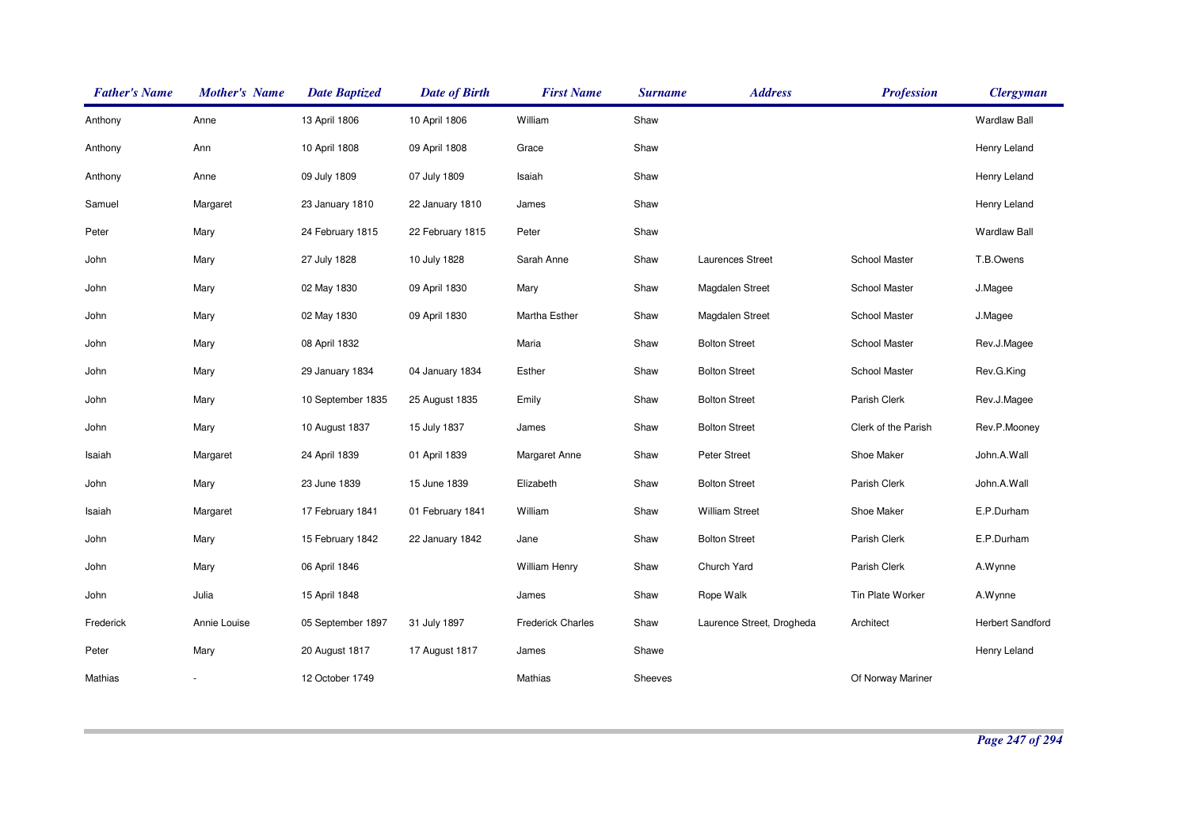| Father's Name | Mother's Name | Date Baptized | Date of Birth | First Name | Surname | Address | Profession | Clergyman |
|---|---|---|---|---|---|---|---|---|
| Anthony | Anne | 13 April 1806 | 10 April 1806 | William | Shaw | | | Wardlaw Ball |
| Anthony | Ann | 10 April 1808 | 09 April 1808 | Grace | Shaw | | | Henry Leland |
| Anthony | Anne | 09 July 1809 | 07 July 1809 | Isaiah | Shaw | | | Henry Leland |
| Samuel | Margaret | 23 January 1810 | 22 January 1810 | James | Shaw | | | Henry Leland |
| Peter | Mary | 24 February 1815 | 22 February 1815 | Peter | Shaw | | | Wardlaw Ball |
| John | Mary | 27 July 1828 | 10 July 1828 | Sarah Anne | Shaw | Laurences Street | School Master | T.B.Owens |
| John | Mary | 02 May 1830 | 09 April 1830 | Mary | Shaw | Magdalen Street | School Master | J.Magee |
| John | Mary | 02 May 1830 | 09 April 1830 | Martha Esther | Shaw | Magdalen Street | School Master | J.Magee |
| John | Mary | 08 April 1832 | | Maria | Shaw | Bolton Street | School Master | Rev.J.Magee |
| John | Mary | 29 January 1834 | 04 January 1834 | Esther | Shaw | Bolton Street | School Master | Rev.G.King |
| John | Mary | 10 September 1835 | 25 August 1835 | Emily | Shaw | Bolton Street | Parish Clerk | Rev.J.Magee |
| John | Mary | 10 August 1837 | 15 July 1837 | James | Shaw | Bolton Street | Clerk of the Parish | Rev.P.Mooney |
| Isaiah | Margaret | 24 April 1839 | 01 April 1839 | Margaret Anne | Shaw | Peter Street | Shoe Maker | John.A.Wall |
| John | Mary | 23 June 1839 | 15 June 1839 | Elizabeth | Shaw | Bolton Street | Parish Clerk | John.A.Wall |
| Isaiah | Margaret | 17 February 1841 | 01 February 1841 | William | Shaw | William Street | Shoe Maker | E.P.Durham |
| John | Mary | 15 February 1842 | 22 January 1842 | Jane | Shaw | Bolton Street | Parish Clerk | E.P.Durham |
| John | Mary | 06 April 1846 | | William Henry | Shaw | Church Yard | Parish Clerk | A.Wynne |
| John | Julia | 15 April 1848 | | James | Shaw | Rope Walk | Tin Plate Worker | A.Wynne |
| Frederick | Annie Louise | 05 September 1897 | 31 July 1897 | Frederick Charles | Shaw | Laurence Street, Drogheda | Architect | Herbert Sandford |
| Peter | Mary | 20 August 1817 | 17 August 1817 | James | Shawe | | | Henry Leland |
| Mathias | - | 12 October 1749 | | Mathias | Sheeves | | Of Norway Mariner | |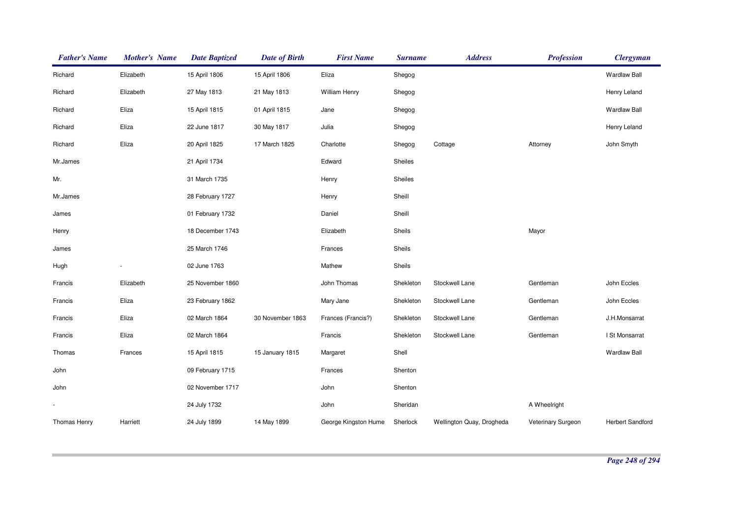| Father's Name | Mother's Name | Date Baptized | Date of Birth | First Name | Surname | Address | Profession | Clergyman |
|---|---|---|---|---|---|---|---|---|
| Richard | Elizabeth | 15 April 1806 | 15 April 1806 | Eliza | Shegog | | | Wardlaw Ball |
| Richard | Elizabeth | 27 May 1813 | 21 May 1813 | William Henry | Shegog | | | Henry Leland |
| Richard | Eliza | 15 April 1815 | 01 April 1815 | Jane | Shegog | | | Wardlaw Ball |
| Richard | Eliza | 22 June 1817 | 30 May 1817 | Julia | Shegog | | | Henry Leland |
| Richard | Eliza | 20 April 1825 | 17 March 1825 | Charlotte | Shegog | Cottage | Attorney | John Smyth |
| Mr.James | | 21 April 1734 | | Edward | Sheiles | | | |
| Mr. | | 31 March 1735 | | Henry | Sheiles | | | |
| Mr.James | | 28 February 1727 | | Henry | Sheill | | | |
| James | | 01 February 1732 | | Daniel | Sheill | | | |
| Henry | | 18 December 1743 | | Elizabeth | Sheils | | Mayor | |
| James | | 25 March 1746 | | Frances | Sheils | | | |
| Hugh | - | 02 June 1763 | | Mathew | Sheils | | | |
| Francis | Elizabeth | 25 November 1860 | | John Thomas | Shekleton | Stockwell Lane | Gentleman | John Eccles |
| Francis | Eliza | 23 February 1862 | | Mary Jane | Shekleton | Stockwell Lane | Gentleman | John Eccles |
| Francis | Eliza | 02 March 1864 | 30 November 1863 | Frances (Francis?) | Shekleton | Stockwell Lane | Gentleman | J.H.Monsarrat |
| Francis | Eliza | 02 March 1864 | | Francis | Shekleton | Stockwell Lane | Gentleman | I St Monsarrat |
| Thomas | Frances | 15 April 1815 | 15 January 1815 | Margaret | Shell | | | Wardlaw Ball |
| John | | 09 February 1715 | | Frances | Shenton | | | |
| John | | 02 November 1717 | | John | Shenton | | | |
| - | | 24 July 1732 | | John | Sheridan | | A Wheelright | |
| Thomas Henry | Harriett | 24 July 1899 | 14 May 1899 | George Kingston Hume | Sherlock | Wellington Quay, Drogheda | Veterinary Surgeon | Herbert Sandford |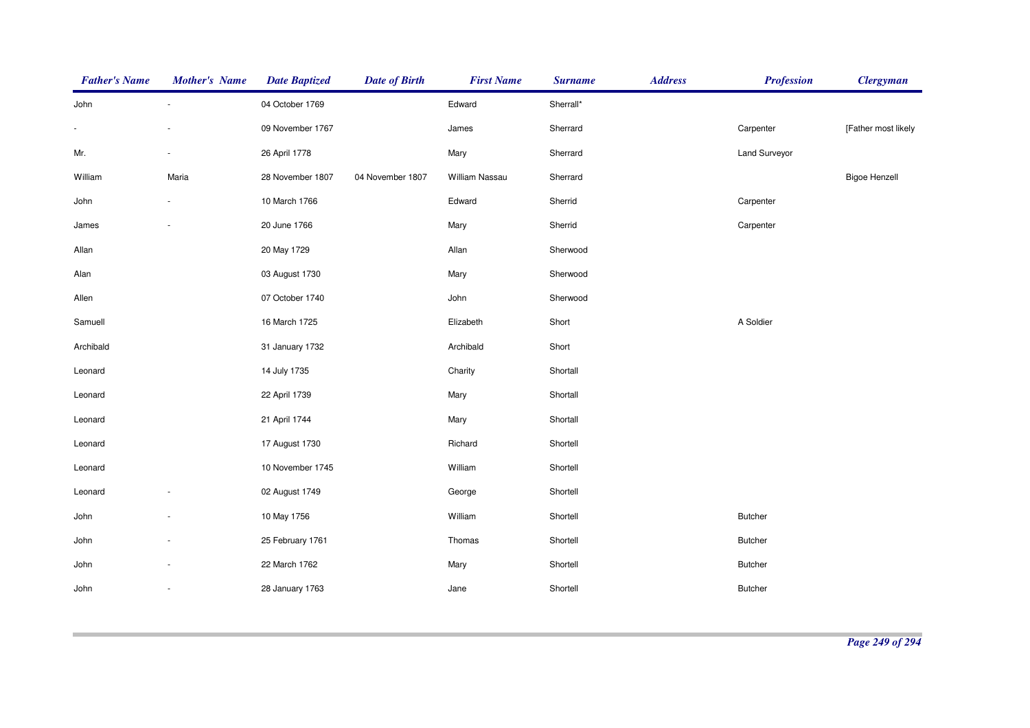| Father's Name | Mother's Name | Date Baptized | Date of Birth | First Name | Surname | Address | Profession | Clergyman |
|---|---|---|---|---|---|---|---|---|
| John | - | 04 October 1769 | | Edward | Sherrall* | | | |
| - | - | 09 November 1767 | | James | Sherrard | | Carpenter | [Father most likely |
| Mr. | - | 26 April 1778 | | Mary | Sherrard | | Land Surveyor | |
| William | Maria | 28 November 1807 | 04 November 1807 | William Nassau | Sherrard | | | Bigoe Henzell |
| John | - | 10 March 1766 | | Edward | Sherrid | | Carpenter | |
| James | - | 20 June 1766 | | Mary | Sherrid | | Carpenter | |
| Allan | | 20 May 1729 | | Allan | Sherwood | | | |
| Alan | | 03 August 1730 | | Mary | Sherwood | | | |
| Allen | | 07 October 1740 | | John | Sherwood | | | |
| Samuell | | 16 March 1725 | | Elizabeth | Short | | A Soldier | |
| Archibald | | 31 January 1732 | | Archibald | Short | | | |
| Leonard | | 14 July 1735 | | Charity | Shortall | | | |
| Leonard | | 22 April 1739 | | Mary | Shortall | | | |
| Leonard | | 21 April 1744 | | Mary | Shortall | | | |
| Leonard | | 17 August 1730 | | Richard | Shortell | | | |
| Leonard | | 10 November 1745 | | William | Shortell | | | |
| Leonard | - | 02 August 1749 | | George | Shortell | | | |
| John | - | 10 May 1756 | | William | Shortell | | Butcher | |
| John | - | 25 February 1761 | | Thomas | Shortell | | Butcher | |
| John | - | 22 March 1762 | | Mary | Shortell | | Butcher | |
| John | - | 28 January 1763 | | Jane | Shortell | | Butcher | |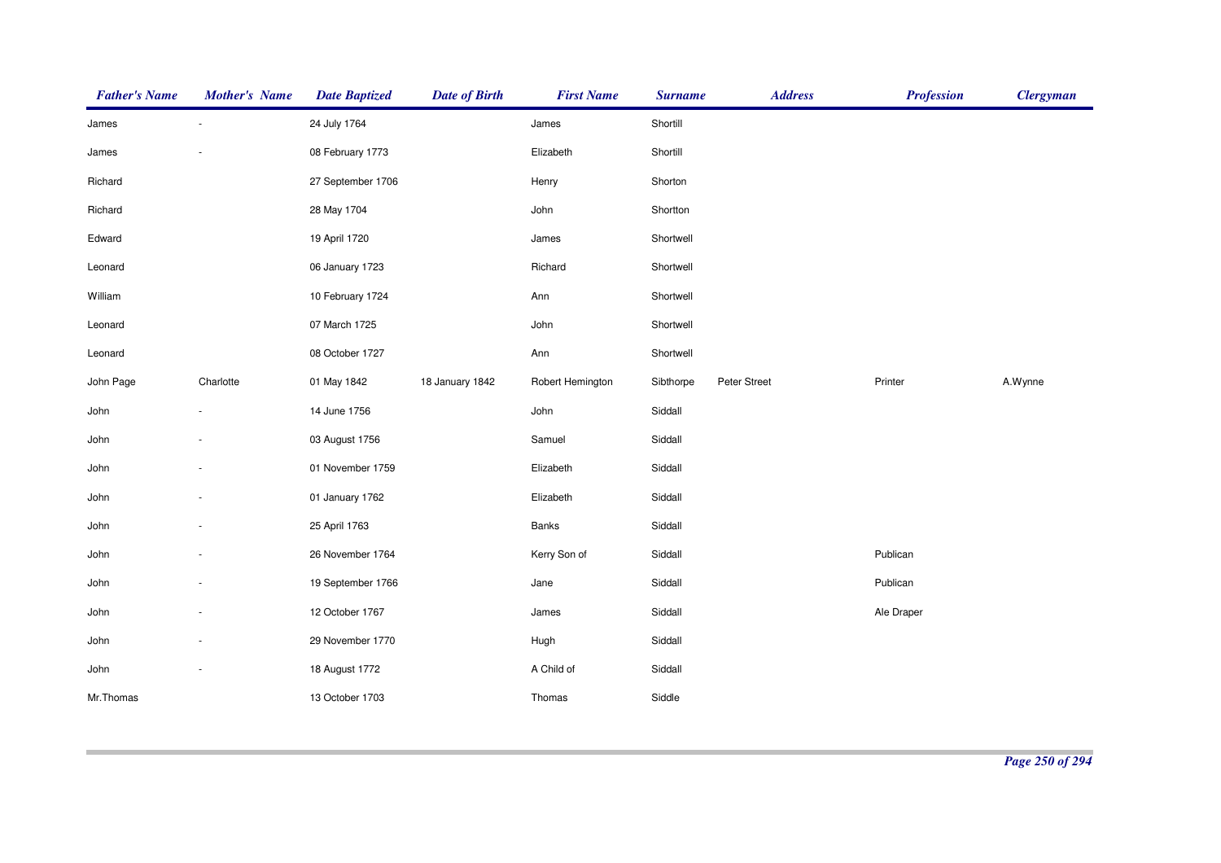| Father's Name | Mother's Name | Date Baptized | Date of Birth | First Name | Surname | Address | Profession | Clergyman |
|---|---|---|---|---|---|---|---|---|
| James | - | 24 July 1764 | | James | Shortill | | | |
| James | - | 08 February 1773 | | Elizabeth | Shortill | | | |
| Richard | | 27 September 1706 | | Henry | Shorton | | | |
| Richard | | 28 May 1704 | | John | Shortton | | | |
| Edward | | 19 April 1720 | | James | Shortwell | | | |
| Leonard | | 06 January 1723 | | Richard | Shortwell | | | |
| William | | 10 February 1724 | | Ann | Shortwell | | | |
| Leonard | | 07 March 1725 | | John | Shortwell | | | |
| Leonard | | 08 October 1727 | | Ann | Shortwell | | | |
| John Page | Charlotte | 01 May 1842 | 18 January 1842 | Robert Hemington | Sibthorpe | Peter Street | Printer | A.Wynne |
| John | - | 14 June 1756 | | John | Siddall | | | |
| John | - | 03 August 1756 | | Samuel | Siddall | | | |
| John | - | 01 November 1759 | | Elizabeth | Siddall | | | |
| John | - | 01 January 1762 | | Elizabeth | Siddall | | | |
| John | - | 25 April 1763 | | Banks | Siddall | | | |
| John | - | 26 November 1764 | | Kerry Son of | Siddall | | Publican | |
| John | - | 19 September 1766 | | Jane | Siddall | | Publican | |
| John | - | 12 October 1767 | | James | Siddall | | Ale Draper | |
| John | - | 29 November 1770 | | Hugh | Siddall | | | |
| John | - | 18 August 1772 | | A Child of | Siddall | | | |
| Mr.Thomas | | 13 October 1703 | | Thomas | Siddle | | | |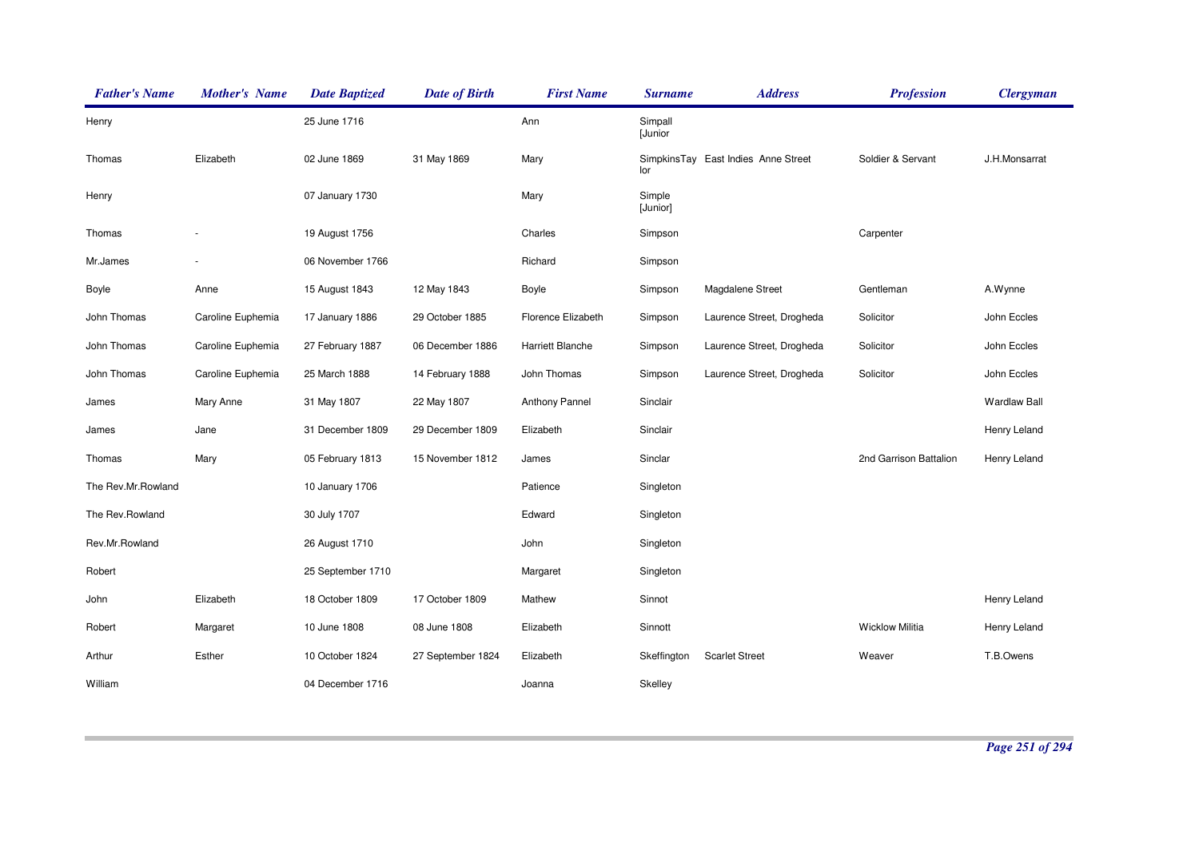| Father's Name | Mother's Name | Date Baptized | Date of Birth | First Name | Surname | Address | Profession | Clergyman |
|---|---|---|---|---|---|---|---|---|
| Henry | | 25 June 1716 | | Ann | Simpall [Junior | | | |
| Thomas | Elizabeth | 02 June 1869 | 31 May 1869 | Mary | SimpkinsTaylor | East Indies Anne Street | Soldier & Servant | J.H.Monsarrat |
| Henry | | 07 January 1730 | | Mary | Simple [Junior] | | | |
| Thomas | - | 19 August 1756 | | Charles | Simpson | | Carpenter | |
| Mr.James | - | 06 November 1766 | | Richard | Simpson | | | |
| Boyle | Anne | 15 August 1843 | 12 May 1843 | Boyle | Simpson | Magdalene Street | Gentleman | A.Wynne |
| John Thomas | Caroline Euphemia | 17 January 1886 | 29 October 1885 | Florence Elizabeth | Simpson | Laurence Street, Drogheda | Solicitor | John Eccles |
| John Thomas | Caroline Euphemia | 27 February 1887 | 06 December 1886 | Harriett Blanche | Simpson | Laurence Street, Drogheda | Solicitor | John Eccles |
| John Thomas | Caroline Euphemia | 25 March 1888 | 14 February 1888 | John Thomas | Simpson | Laurence Street, Drogheda | Solicitor | John Eccles |
| James | Mary Anne | 31 May 1807 | 22 May 1807 | Anthony Pannel | Sinclair | | | Wardlaw Ball |
| James | Jane | 31 December 1809 | 29 December 1809 | Elizabeth | Sinclair | | | Henry Leland |
| Thomas | Mary | 05 February 1813 | 15 November 1812 | James | Sinclar | | 2nd Garrison Battalion | Henry Leland |
| The Rev.Mr.Rowland | | 10 January 1706 | | Patience | Singleton | | | |
| The Rev.Rowland | | 30 July 1707 | | Edward | Singleton | | | |
| Rev.Mr.Rowland | | 26 August 1710 | | John | Singleton | | | |
| Robert | | 25 September 1710 | | Margaret | Singleton | | | |
| John | Elizabeth | 18 October 1809 | 17 October 1809 | Mathew | Sinnot | | | Henry Leland |
| Robert | Margaret | 10 June 1808 | 08 June 1808 | Elizabeth | Sinnott | | Wicklow Militia | Henry Leland |
| Arthur | Esther | 10 October 1824 | 27 September 1824 | Elizabeth | Skeffington | Scarlet Street | Weaver | T.B.Owens |
| William | | 04 December 1716 | | Joanna | Skelley | | | |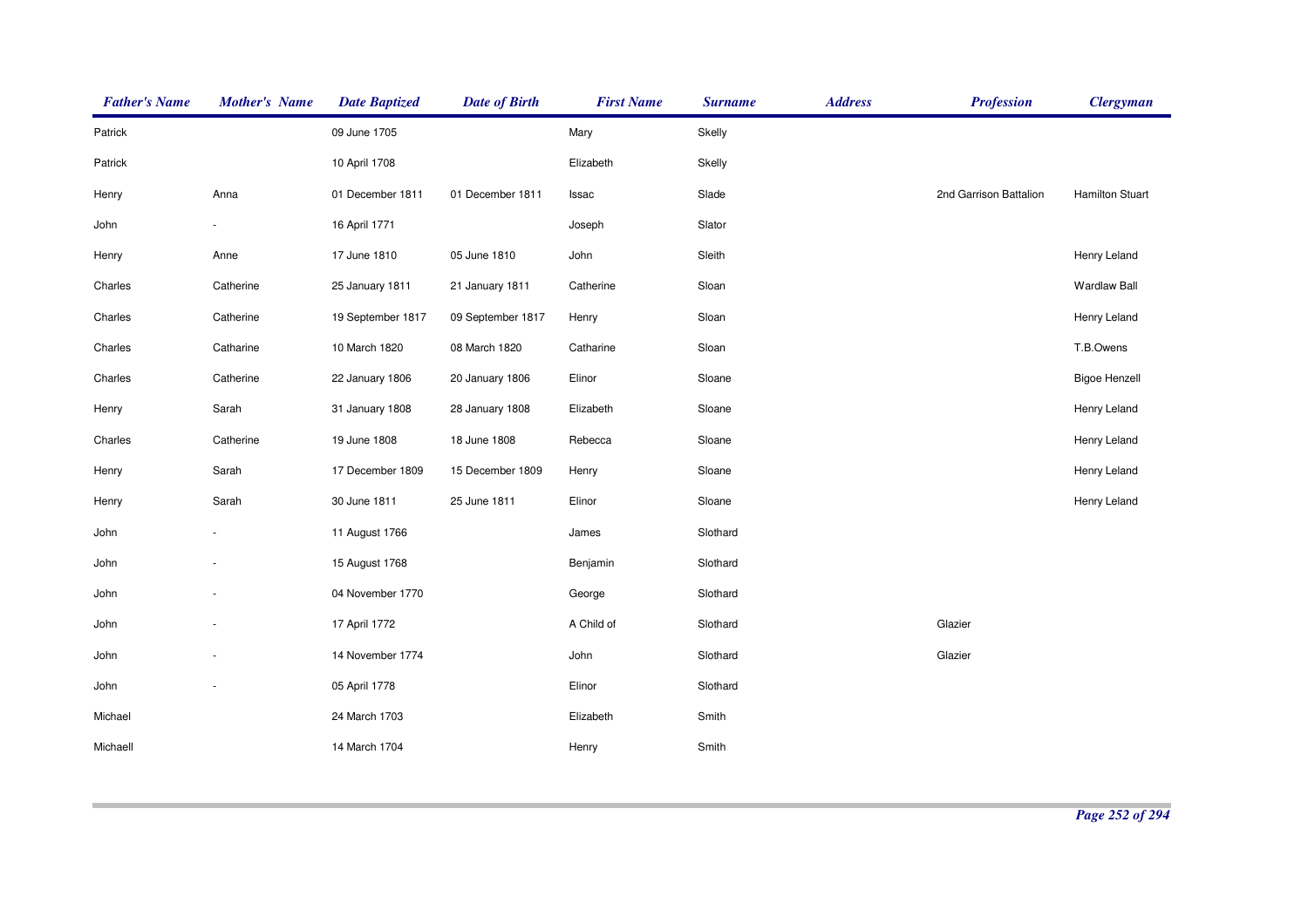| *Father's Name* | *Mother's Name* | *Date Baptized* | *Date of Birth* | *First Name* | *Surname* | *Address* | *Profession* | *Clergyman* |
|---|---|---|---|---|---|---|---|---|
| Patrick | | 09 June 1705 | | Mary | Skelly | | | |
| Patrick | | 10 April 1708 | | Elizabeth | Skelly | | | |
| Henry | Anna | 01 December 1811 | 01 December 1811 | Issac | Slade | | 2nd Garrison Battalion | Hamilton Stuart |
| John | - | 16 April 1771 | | Joseph | Slator | | | |
| Henry | Anne | 17 June 1810 | 05 June 1810 | John | Sleith | | | Henry Leland |
| Charles | Catherine | 25 January 1811 | 21 January 1811 | Catherine | Sloan | | | Wardlaw Ball |
| Charles | Catherine | 19 September 1817 | 09 September 1817 | Henry | Sloan | | | Henry Leland |
| Charles | Catharine | 10 March 1820 | 08 March 1820 | Catharine | Sloan | | | T.B.Owens |
| Charles | Catherine | 22 January 1806 | 20 January 1806 | Elinor | Sloane | | | Bigoe Henzell |
| Henry | Sarah | 31 January 1808 | 28 January 1808 | Elizabeth | Sloane | | | Henry Leland |
| Charles | Catherine | 19 June 1808 | 18 June 1808 | Rebecca | Sloane | | | Henry Leland |
| Henry | Sarah | 17 December 1809 | 15 December 1809 | Henry | Sloane | | | Henry Leland |
| Henry | Sarah | 30 June 1811 | 25 June 1811 | Elinor | Sloane | | | Henry Leland |
| John | - | 11 August 1766 | | James | Slothard | | | |
| John | - | 15 August 1768 | | Benjamin | Slothard | | | |
| John | - | 04 November 1770 | | George | Slothard | | | |
| John | - | 17 April 1772 | | A Child of | Slothard | | Glazier | |
| John | - | 14 November 1774 | | John | Slothard | | Glazier | |
| John | - | 05 April 1778 | | Elinor | Slothard | | | |
| Michael | | 24 March 1703 | | Elizabeth | Smith | | | |
| Michaell | | 14 March 1704 | | Henry | Smith | | | |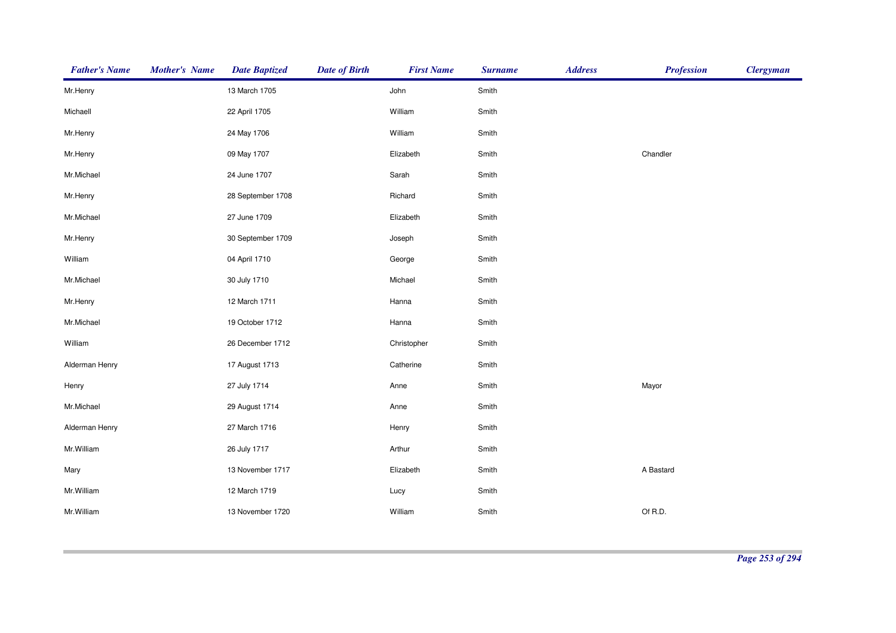| Father's Name | Mother's Name | Date Baptized | Date of Birth | First Name | Surname | Address | Profession | Clergyman |
|---|---|---|---|---|---|---|---|---|
| Mr.Henry | | 13 March 1705 | | John | Smith | | | |
| Michaell | | 22 April 1705 | | William | Smith | | | |
| Mr.Henry | | 24 May 1706 | | William | Smith | | | |
| Mr.Henry | | 09 May 1707 | | Elizabeth | Smith | | Chandler | |
| Mr.Michael | | 24 June 1707 | | Sarah | Smith | | | |
| Mr.Henry | | 28 September 1708 | | Richard | Smith | | | |
| Mr.Michael | | 27 June 1709 | | Elizabeth | Smith | | | |
| Mr.Henry | | 30 September 1709 | | Joseph | Smith | | | |
| William | | 04 April 1710 | | George | Smith | | | |
| Mr.Michael | | 30 July 1710 | | Michael | Smith | | | |
| Mr.Henry | | 12 March 1711 | | Hanna | Smith | | | |
| Mr.Michael | | 19 October 1712 | | Hanna | Smith | | | |
| William | | 26 December 1712 | | Christopher | Smith | | | |
| Alderman Henry | | 17 August 1713 | | Catherine | Smith | | | |
| Henry | | 27 July 1714 | | Anne | Smith | | Mayor | |
| Mr.Michael | | 29 August 1714 | | Anne | Smith | | | |
| Alderman Henry | | 27 March 1716 | | Henry | Smith | | | |
| Mr.William | | 26 July 1717 | | Arthur | Smith | | | |
| Mary | | 13 November 1717 | | Elizabeth | Smith | | A Bastard | |
| Mr.William | | 12 March 1719 | | Lucy | Smith | | | |
| Mr.William | | 13 November 1720 | | William | Smith | | Of R.D. | |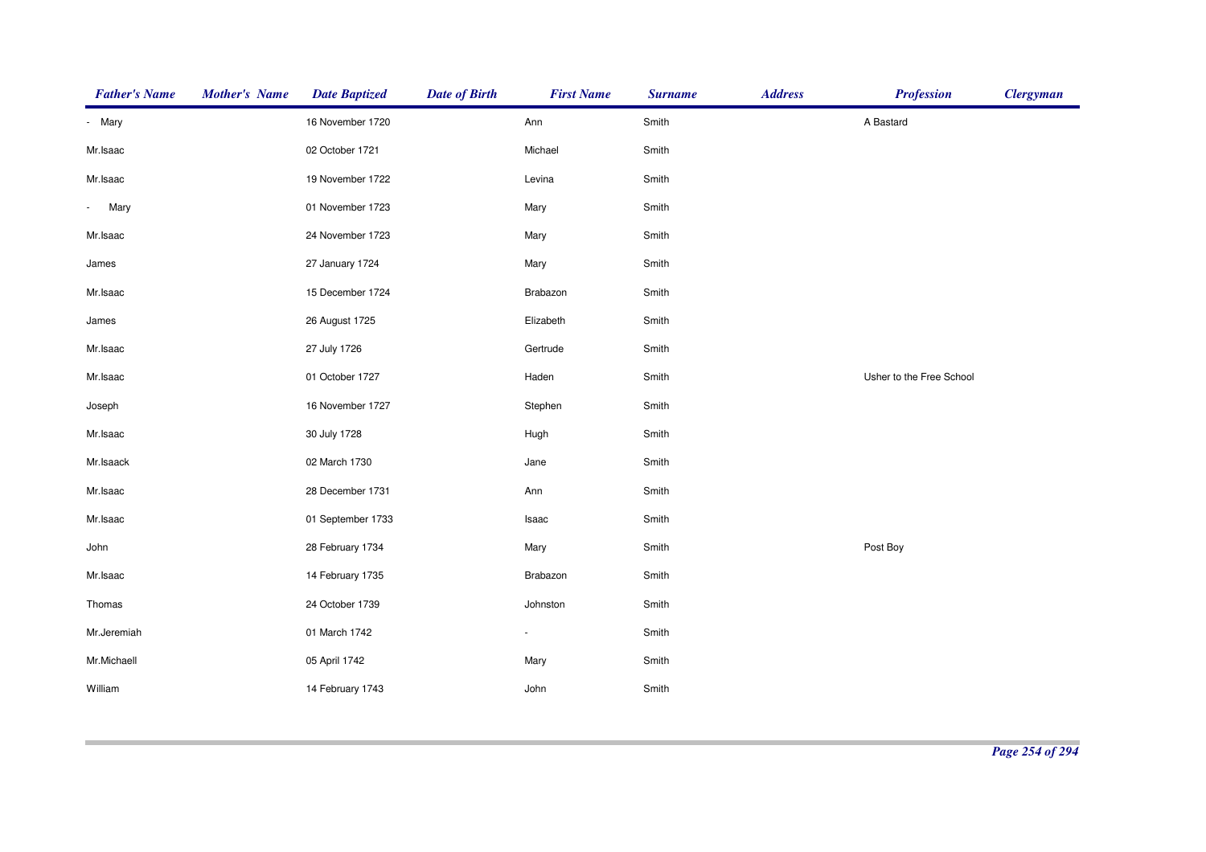| Father's Name | Mother's Name | Date Baptized | Date of Birth | First Name | Surname | Address | Profession | Clergyman |
|---|---|---|---|---|---|---|---|---|
| - Mary | | 16 November 1720 | | Ann | Smith | | A Bastard | |
| Mr.Isaac | | 02 October 1721 | | Michael | Smith | | | |
| Mr.Isaac | | 19 November 1722 | | Levina | Smith | | | |
| - Mary | | 01 November 1723 | | Mary | Smith | | | |
| Mr.Isaac | | 24 November 1723 | | Mary | Smith | | | |
| James | | 27 January 1724 | | Mary | Smith | | | |
| Mr.Isaac | | 15 December 1724 | | Brabazon | Smith | | | |
| James | | 26 August 1725 | | Elizabeth | Smith | | | |
| Mr.Isaac | | 27 July 1726 | | Gertrude | Smith | | | |
| Mr.Isaac | | 01 October 1727 | | Haden | Smith | | Usher to the Free School | |
| Joseph | | 16 November 1727 | | Stephen | Smith | | | |
| Mr.Isaac | | 30 July 1728 | | Hugh | Smith | | | |
| Mr.Isaack | | 02 March 1730 | | Jane | Smith | | | |
| Mr.Isaac | | 28 December 1731 | | Ann | Smith | | | |
| Mr.Isaac | | 01 September 1733 | | Isaac | Smith | | | |
| John | | 28 February 1734 | | Mary | Smith | | Post Boy | |
| Mr.Isaac | | 14 February 1735 | | Brabazon | Smith | | | |
| Thomas | | 24 October 1739 | | Johnston | Smith | | | |
| Mr.Jeremiah | | 01 March 1742 | | - | Smith | | | |
| Mr.Michaell | | 05 April 1742 | | Mary | Smith | | | |
| William | | 14 February 1743 | | John | Smith | | | |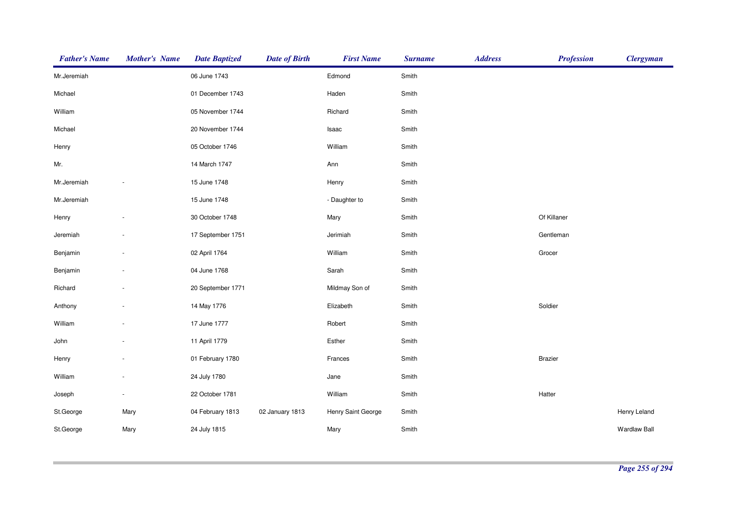| Father's Name | Mother's Name | Date Baptized | Date of Birth | First Name | Surname | Address | Profession | Clergyman |
|---|---|---|---|---|---|---|---|---|
| Mr.Jeremiah | | 06 June 1743 | | Edmond | Smith | | | |
| Michael | | 01 December 1743 | | Haden | Smith | | | |
| William | | 05 November 1744 | | Richard | Smith | | | |
| Michael | | 20 November 1744 | | Isaac | Smith | | | |
| Henry | | 05 October 1746 | | William | Smith | | | |
| Mr. | | 14 March 1747 | | Ann | Smith | | | |
| Mr.Jeremiah | - | 15 June 1748 | | Henry | Smith | | | |
| Mr.Jeremiah | | 15 June 1748 | | - Daughter to | Smith | | | |
| Henry | - | 30 October 1748 | | Mary | Smith | | Of Killaner | |
| Jeremiah | - | 17 September 1751 | | Jerimiah | Smith | | Gentleman | |
| Benjamin | - | 02 April 1764 | | William | Smith | | Grocer | |
| Benjamin | - | 04 June 1768 | | Sarah | Smith | | | |
| Richard | - | 20 September 1771 | | Mildmay Son of | Smith | | | |
| Anthony | - | 14 May 1776 | | Elizabeth | Smith | | Soldier | |
| William | - | 17 June 1777 | | Robert | Smith | | | |
| John | - | 11 April 1779 | | Esther | Smith | | | |
| Henry | - | 01 February 1780 | | Frances | Smith | | Brazier | |
| William | - | 24 July 1780 | | Jane | Smith | | | |
| Joseph | - | 22 October 1781 | | William | Smith | | Hatter | |
| St.George | Mary | 04 February 1813 | 02 January 1813 | Henry Saint George | Smith | | | Henry Leland |
| St.George | Mary | 24 July 1815 | | Mary | Smith | | | Wardlaw Ball |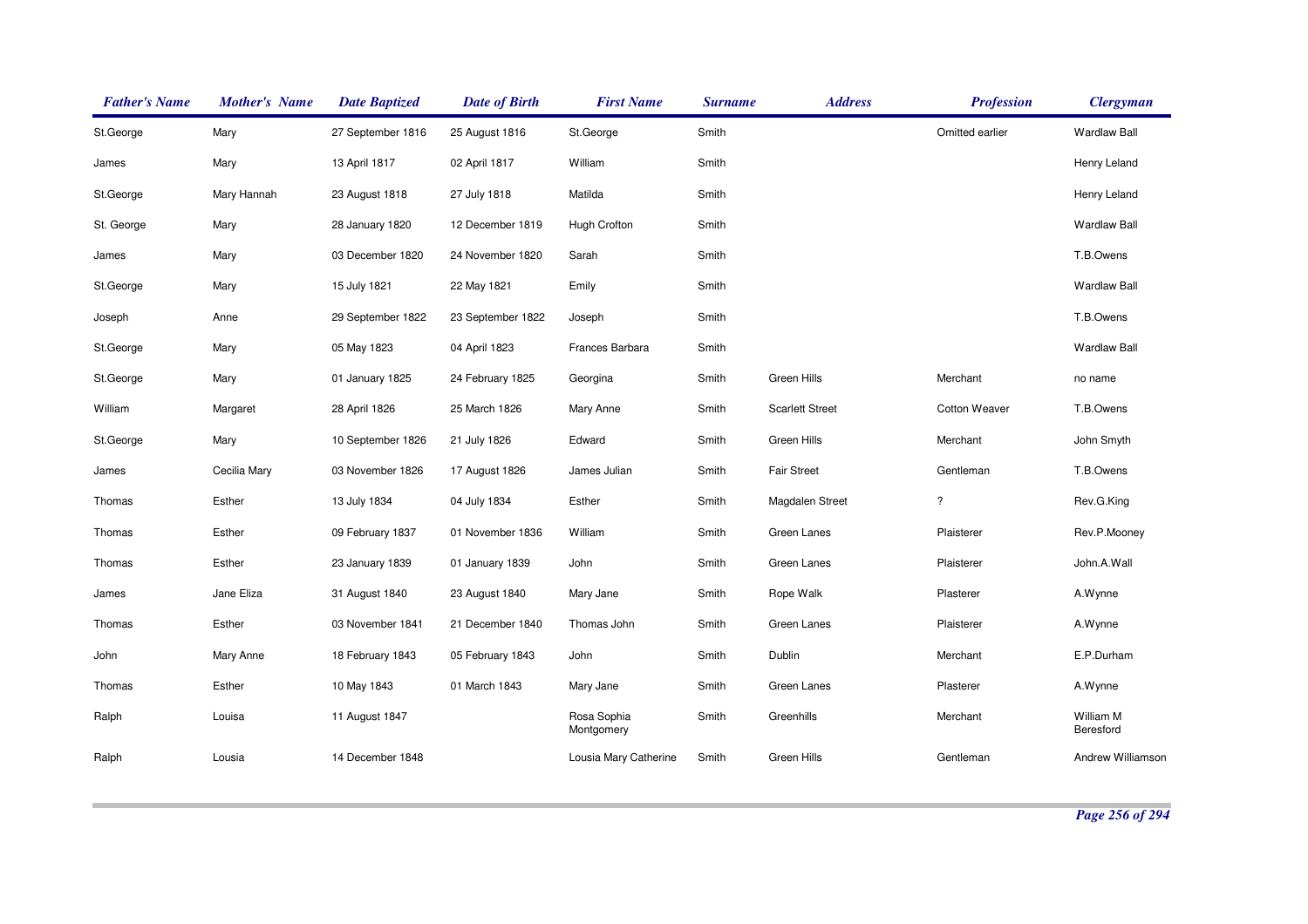| Father's Name | Mother's Name | Date Baptized | Date of Birth | First Name | Surname | Address | Profession | Clergyman |
| --- | --- | --- | --- | --- | --- | --- | --- | --- |
| St.George | Mary | 27 September 1816 | 25 August 1816 | St.George | Smith | | Omitted earlier | Wardlaw Ball |
| James | Mary | 13 April 1817 | 02 April 1817 | William | Smith | | | Henry Leland |
| St.George | Mary Hannah | 23 August 1818 | 27 July 1818 | Matilda | Smith | | | Henry Leland |
| St. George | Mary | 28 January 1820 | 12 December 1819 | Hugh Crofton | Smith | | | Wardlaw Ball |
| James | Mary | 03 December 1820 | 24 November 1820 | Sarah | Smith | | | T.B.Owens |
| St.George | Mary | 15 July 1821 | 22 May 1821 | Emily | Smith | | | Wardlaw Ball |
| Joseph | Anne | 29 September 1822 | 23 September 1822 | Joseph | Smith | | | T.B.Owens |
| St.George | Mary | 05 May 1823 | 04 April 1823 | Frances Barbara | Smith | | | Wardlaw Ball |
| St.George | Mary | 01 January 1825 | 24 February 1825 | Georgina | Smith | Green Hills | Merchant | no name |
| William | Margaret | 28 April 1826 | 25 March 1826 | Mary Anne | Smith | Scarlett Street | Cotton Weaver | T.B.Owens |
| St.George | Mary | 10 September 1826 | 21 July 1826 | Edward | Smith | Green Hills | Merchant | John Smyth |
| James | Cecilia Mary | 03 November 1826 | 17 August 1826 | James Julian | Smith | Fair Street | Gentleman | T.B.Owens |
| Thomas | Esther | 13 July 1834 | 04 July 1834 | Esther | Smith | Magdalen Street | ? | Rev.G.King |
| Thomas | Esther | 09 February 1837 | 01 November 1836 | William | Smith | Green Lanes | Plaisterer | Rev.P.Mooney |
| Thomas | Esther | 23 January 1839 | 01 January 1839 | John | Smith | Green Lanes | Plaisterer | John.A.Wall |
| James | Jane Eliza | 31 August 1840 | 23 August 1840 | Mary Jane | Smith | Rope Walk | Plasterer | A.Wynne |
| Thomas | Esther | 03 November 1841 | 21 December 1840 | Thomas John | Smith | Green Lanes | Plaisterer | A.Wynne |
| John | Mary Anne | 18 February 1843 | 05 February 1843 | John | Smith | Dublin | Merchant | E.P.Durham |
| Thomas | Esther | 10 May 1843 | 01 March 1843 | Mary Jane | Smith | Green Lanes | Plasterer | A.Wynne |
| Ralph | Louisa | 11 August 1847 | | Rosa Sophia Montgomery | Smith | Greenhills | Merchant | William M Beresford |
| Ralph | Lousia | 14 December 1848 | | Lousia Mary Catherine | Smith | Green Hills | Gentleman | Andrew Williamson |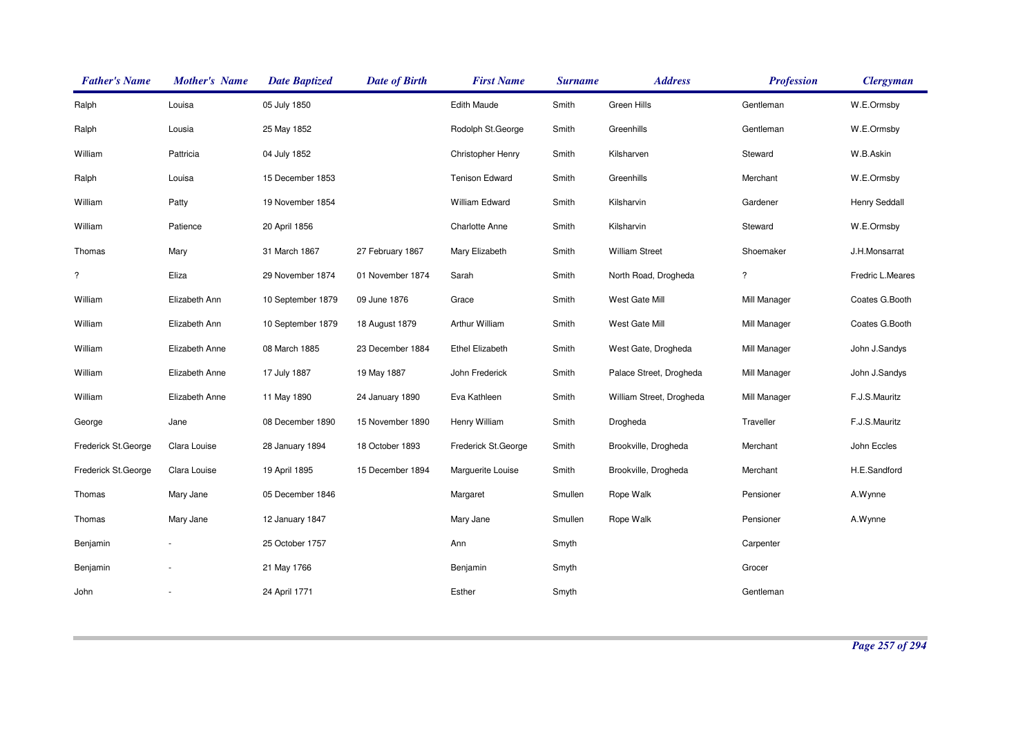| Father's Name | Mother's Name | Date Baptized | Date of Birth | First Name | Surname | Address | Profession | Clergyman |
|---|---|---|---|---|---|---|---|---|
| Ralph | Louisa | 05 July 1850 | | Edith Maude | Smith | Green Hills | Gentleman | W.E.Ormsby |
| Ralph | Lousia | 25 May 1852 | | Rodolph St.George | Smith | Greenhills | Gentleman | W.E.Ormsby |
| William | Pattricia | 04 July 1852 | | Christopher Henry | Smith | Kilsharven | Steward | W.B.Askin |
| Ralph | Louisa | 15 December 1853 | | Tenison Edward | Smith | Greenhills | Merchant | W.E.Ormsby |
| William | Patty | 19 November 1854 | | William Edward | Smith | Kilsharvin | Gardener | Henry Seddall |
| William | Patience | 20 April 1856 | | Charlotte Anne | Smith | Kilsharvin | Steward | W.E.Ormsby |
| Thomas | Mary | 31 March 1867 | 27 February 1867 | Mary Elizabeth | Smith | William Street | Shoemaker | J.H.Monsarrat |
| ? | Eliza | 29 November 1874 | 01 November 1874 | Sarah | Smith | North Road, Drogheda | ? | Fredric L.Meares |
| William | Elizabeth Ann | 10 September 1879 | 09 June 1876 | Grace | Smith | West Gate Mill | Mill Manager | Coates G.Booth |
| William | Elizabeth Ann | 10 September 1879 | 18 August 1879 | Arthur William | Smith | West Gate Mill | Mill Manager | Coates G.Booth |
| William | Elizabeth Anne | 08 March 1885 | 23 December 1884 | Ethel Elizabeth | Smith | West Gate, Drogheda | Mill Manager | John J.Sandys |
| William | Elizabeth Anne | 17 July 1887 | 19 May 1887 | John Frederick | Smith | Palace Street, Drogheda | Mill Manager | John J.Sandys |
| William | Elizabeth Anne | 11 May 1890 | 24 January 1890 | Eva Kathleen | Smith | William Street, Drogheda | Mill Manager | F.J.S.Mauritz |
| George | Jane | 08 December 1890 | 15 November 1890 | Henry William | Smith | Drogheda | Traveller | F.J.S.Mauritz |
| Frederick St.George | Clara Louise | 28 January 1894 | 18 October 1893 | Frederick St.George | Smith | Brookville, Drogheda | Merchant | John Eccles |
| Frederick St.George | Clara Louise | 19 April 1895 | 15 December 1894 | Marguerite Louise | Smith | Brookville, Drogheda | Merchant | H.E.Sandford |
| Thomas | Mary Jane | 05 December 1846 | | Margaret | Smullen | Rope Walk | Pensioner | A.Wynne |
| Thomas | Mary Jane | 12 January 1847 | | Mary Jane | Smullen | Rope Walk | Pensioner | A.Wynne |
| Benjamin | - | 25 October 1757 | | Ann | Smyth | | Carpenter | |
| Benjamin | - | 21 May 1766 | | Benjamin | Smyth | | Grocer | |
| John | - | 24 April 1771 | | Esther | Smyth | | Gentleman | |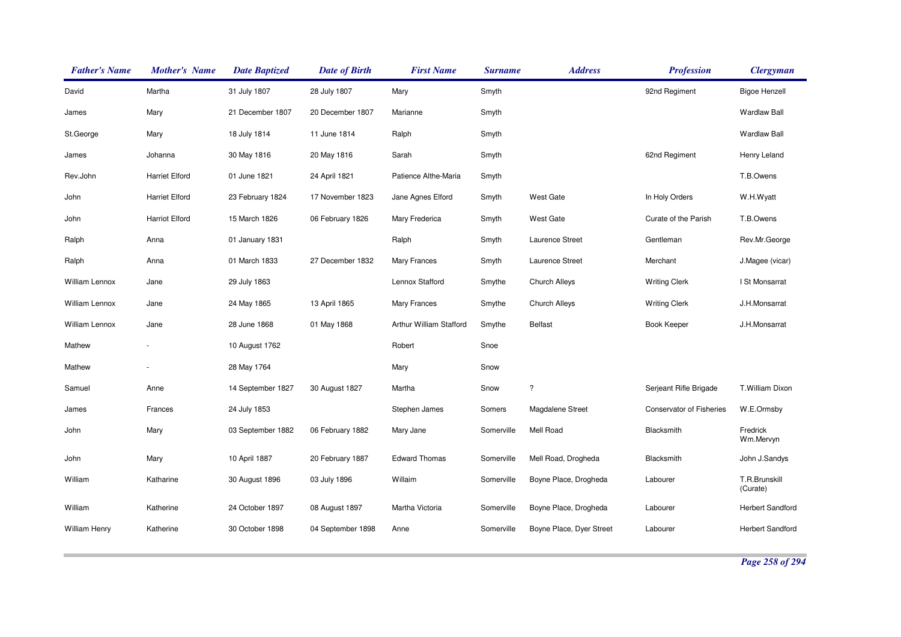| Father's Name | Mother's Name | Date Baptized | Date of Birth | First Name | Surname | Address | Profession | Clergyman |
|---|---|---|---|---|---|---|---|---|
| David | Martha | 31 July 1807 | 28 July 1807 | Mary | Smyth | | 92nd Regiment | Bigoe Henzell |
| James | Mary | 21 December 1807 | 20 December 1807 | Marianne | Smyth | | | Wardlaw Ball |
| St.George | Mary | 18 July 1814 | 11 June 1814 | Ralph | Smyth | | | Wardlaw Ball |
| James | Johanna | 30 May 1816 | 20 May 1816 | Sarah | Smyth | | 62nd Regiment | Henry Leland |
| Rev.John | Harriet Elford | 01 June 1821 | 24 April 1821 | Patience Althe-Maria | Smyth | | | T.B.Owens |
| John | Harriet Elford | 23 February 1824 | 17 November 1823 | Jane Agnes Elford | Smyth | West Gate | In Holy Orders | W.H.Wyatt |
| John | Harriot Elford | 15 March 1826 | 06 February 1826 | Mary Frederica | Smyth | West Gate | Curate of the Parish | T.B.Owens |
| Ralph | Anna | 01 January 1831 | | Ralph | Smyth | Laurence Street | Gentleman | Rev.Mr.George |
| Ralph | Anna | 01 March 1833 | 27 December 1832 | Mary Frances | Smyth | Laurence Street | Merchant | J.Magee (vicar) |
| William Lennox | Jane | 29 July 1863 | | Lennox Stafford | Smythe | Church Alleys | Writing Clerk | I St Monsarrat |
| William Lennox | Jane | 24 May 1865 | 13 April 1865 | Mary Frances | Smythe | Church Alleys | Writing Clerk | J.H.Monsarrat |
| William Lennox | Jane | 28 June 1868 | 01 May 1868 | Arthur William Stafford | Smythe | Belfast | Book Keeper | J.H.Monsarrat |
| Mathew | - | 10 August 1762 | | Robert | Snoe | | | |
| Mathew | - | 28 May 1764 | | Mary | Snow | | | |
| Samuel | Anne | 14 September 1827 | 30 August 1827 | Martha | Snow | ? | Serjeant Rifle Brigade | T.William Dixon |
| James | Frances | 24 July 1853 | | Stephen James | Somers | Magdalene Street | Conservator of Fisheries | W.E.Ormsby |
| John | Mary | 03 September 1882 | 06 February 1882 | Mary Jane | Somerville | Mell Road | Blacksmith | Fredrick Wm.Mervyn |
| John | Mary | 10 April 1887 | 20 February 1887 | Edward Thomas | Somerville | Mell Road, Drogheda | Blacksmith | John J.Sandys |
| William | Katharine | 30 August 1896 | 03 July 1896 | Willaim | Somerville | Boyne Place, Drogheda | Labourer | T.R.Brunskill (Curate) |
| William | Katherine | 24 October 1897 | 08 August 1897 | Martha Victoria | Somerville | Boyne Place, Drogheda | Labourer | Herbert Sandford |
| William Henry | Katherine | 30 October 1898 | 04 September 1898 | Anne | Somerville | Boyne Place, Dyer Street | Labourer | Herbert Sandford |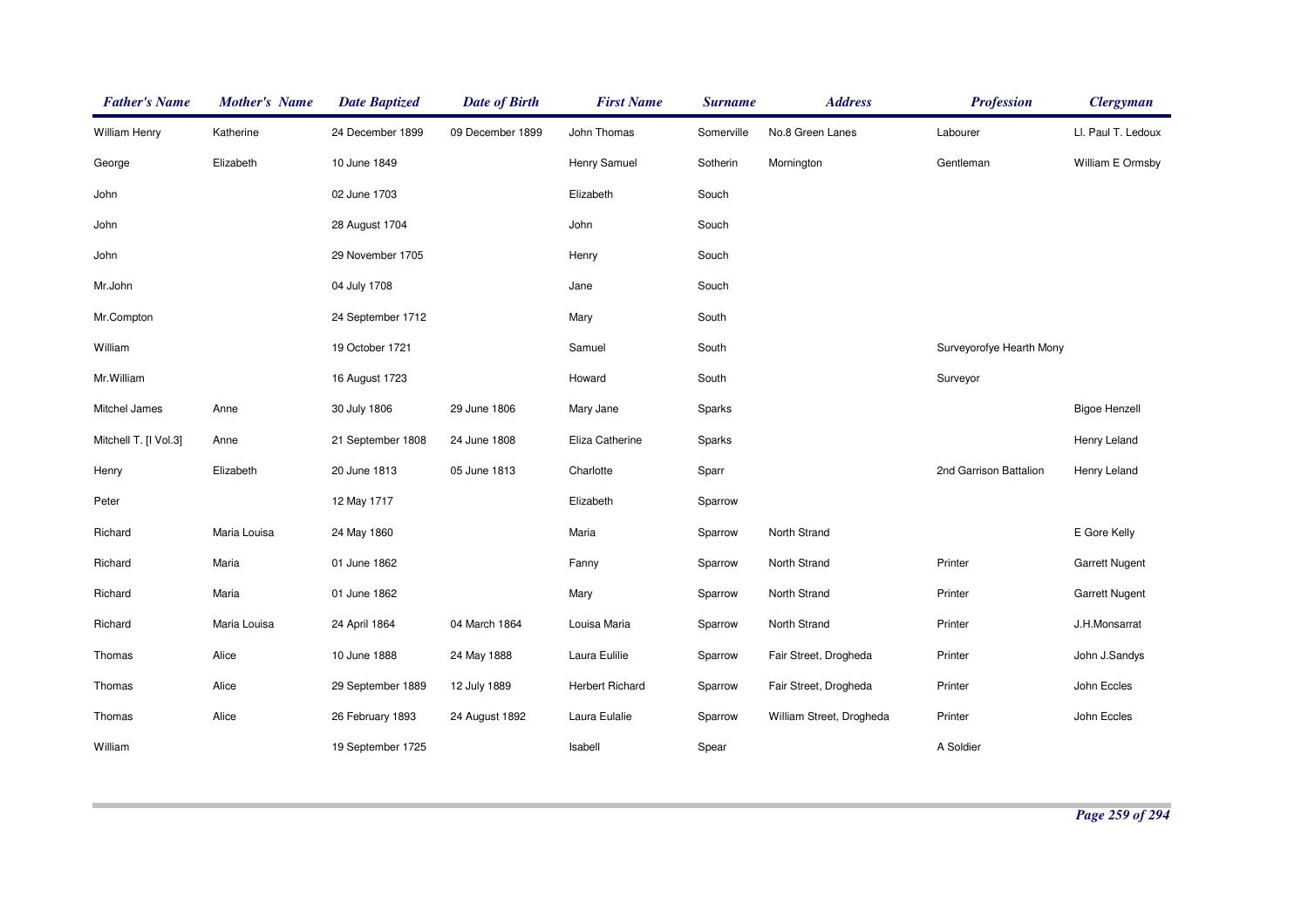| Father's Name | Mother's Name | Date Baptized | Date of Birth | First Name | Surname | Address | Profession | Clergyman |
|---|---|---|---|---|---|---|---|---|
| William Henry | Katherine | 24 December 1899 | 09 December 1899 | John Thomas | Somerville | No.8 Green Lanes | Labourer | Ll. Paul T. Ledoux |
| George | Elizabeth | 10 June 1849 | | Henry Samuel | Sotherin | Mornington | Gentleman | William E Ormsby |
| John | | 02 June 1703 | | Elizabeth | Souch | | | |
| John | | 28 August 1704 | | John | Souch | | | |
| John | | 29 November 1705 | | Henry | Souch | | | |
| Mr.John | | 04 July 1708 | | Jane | Souch | | | |
| Mr.Compton | | 24 September 1712 | | Mary | South | | | |
| William | | 19 October 1721 | | Samuel | South | | Surveyorofye Hearth Mony | |
| Mr.William | | 16 August 1723 | | Howard | South | | Surveyor | |
| Mitchel James | Anne | 30 July 1806 | 29 June 1806 | Mary Jane | Sparks | | | Bigoe Henzell |
| Mitchell T. [I Vol.3] | Anne | 21 September 1808 | 24 June 1808 | Eliza Catherine | Sparks | | | Henry Leland |
| Henry | Elizabeth | 20 June 1813 | 05 June 1813 | Charlotte | Sparr | | 2nd Garrison Battalion | Henry Leland |
| Peter | | 12 May 1717 | | Elizabeth | Sparrow | | | |
| Richard | Maria Louisa | 24 May 1860 | | Maria | Sparrow | North Strand | | E Gore Kelly |
| Richard | Maria | 01 June 1862 | | Fanny | Sparrow | North Strand | Printer | Garrett Nugent |
| Richard | Maria | 01 June 1862 | | Mary | Sparrow | North Strand | Printer | Garrett Nugent |
| Richard | Maria Louisa | 24 April 1864 | 04 March 1864 | Louisa Maria | Sparrow | North Strand | Printer | J.H.Monsarrat |
| Thomas | Alice | 10 June 1888 | 24 May 1888 | Laura Eulilie | Sparrow | Fair Street, Drogheda | Printer | John J.Sandys |
| Thomas | Alice | 29 September 1889 | 12 July 1889 | Herbert Richard | Sparrow | Fair Street, Drogheda | Printer | John Eccles |
| Thomas | Alice | 26 February 1893 | 24 August 1892 | Laura Eulalie | Sparrow | William Street, Drogheda | Printer | John Eccles |
| William | | 19 September 1725 | | Isabell | Spear | | A Soldier | |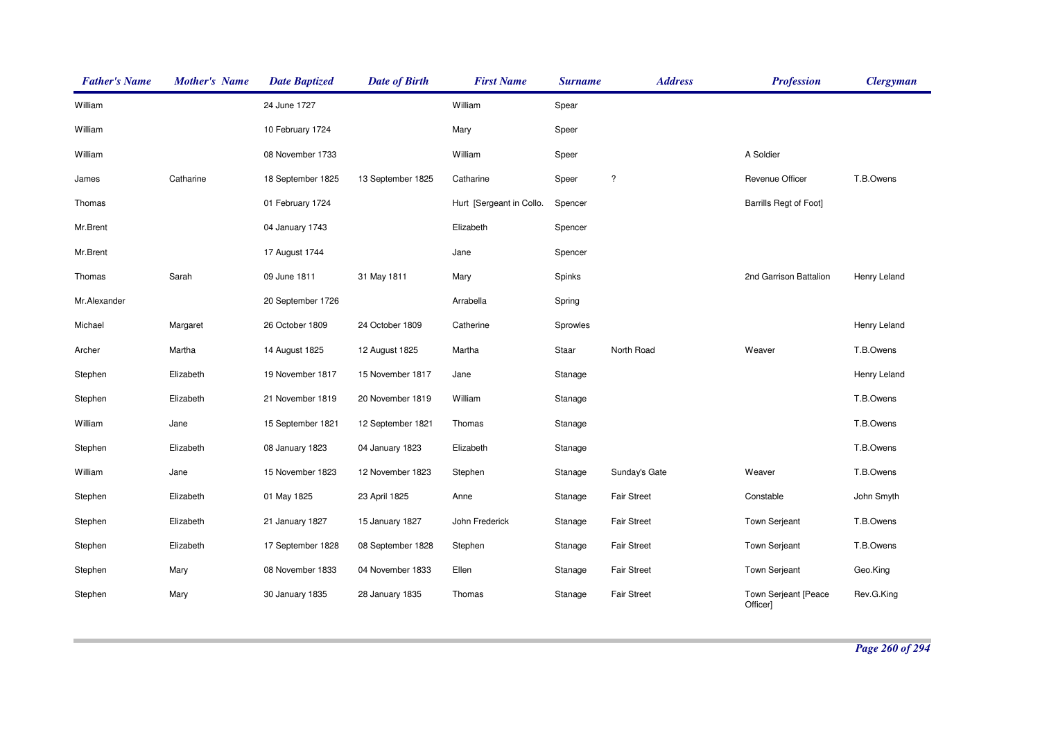| Father's Name | Mother's Name | Date Baptized | Date of Birth | First Name | Surname | Address | Profession | Clergyman |
|---|---|---|---|---|---|---|---|---|
| William | | 24 June 1727 | | William | Spear | | | |
| William | | 10 February 1724 | | Mary | Speer | | | |
| William | | 08 November 1733 | | William | Speer | | A Soldier | |
| James | Catharine | 18 September 1825 | 13 September 1825 | Catharine | Speer | ? | Revenue Officer | T.B.Owens |
| Thomas | | 01 February 1724 | | Hurt [Sergeant in Collo. | Spencer | | Barrills Regt of Foot] | |
| Mr.Brent | | 04 January 1743 | | Elizabeth | Spencer | | | |
| Mr.Brent | | 17 August 1744 | | Jane | Spencer | | | |
| Thomas | Sarah | 09 June 1811 | 31 May 1811 | Mary | Spinks | | 2nd Garrison Battalion | Henry Leland |
| Mr.Alexander | | 20 September 1726 | | Arrabella | Spring | | | |
| Michael | Margaret | 26 October 1809 | 24 October 1809 | Catherine | Sprowles | | | Henry Leland |
| Archer | Martha | 14 August 1825 | 12 August 1825 | Martha | Staar | North Road | Weaver | T.B.Owens |
| Stephen | Elizabeth | 19 November 1817 | 15 November 1817 | Jane | Stanage | | | Henry Leland |
| Stephen | Elizabeth | 21 November 1819 | 20 November 1819 | William | Stanage | | | T.B.Owens |
| William | Jane | 15 September 1821 | 12 September 1821 | Thomas | Stanage | | | T.B.Owens |
| Stephen | Elizabeth | 08 January 1823 | 04 January 1823 | Elizabeth | Stanage | | | T.B.Owens |
| William | Jane | 15 November 1823 | 12 November 1823 | Stephen | Stanage | Sunday's Gate | Weaver | T.B.Owens |
| Stephen | Elizabeth | 01 May 1825 | 23 April 1825 | Anne | Stanage | Fair Street | Constable | John Smyth |
| Stephen | Elizabeth | 21 January 1827 | 15 January 1827 | John Frederick | Stanage | Fair Street | Town Serjeant | T.B.Owens |
| Stephen | Elizabeth | 17 September 1828 | 08 September 1828 | Stephen | Stanage | Fair Street | Town Serjeant | T.B.Owens |
| Stephen | Mary | 08 November 1833 | 04 November 1833 | Ellen | Stanage | Fair Street | Town Serjeant | Geo.King |
| Stephen | Mary | 30 January 1835 | 28 January 1835 | Thomas | Stanage | Fair Street | Town Serjeant [Peace Officer] | Rev.G.King |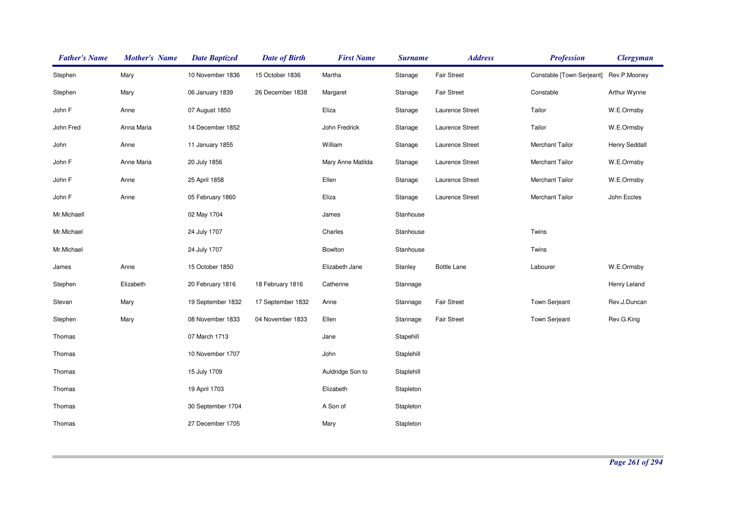| Father's Name | Mother's Name | Date Baptized | Date of Birth | First Name | Surname | Address | Profession | Clergyman |
|---|---|---|---|---|---|---|---|---|
| Stephen | Mary | 10 November 1836 | 15 October 1836 | Martha | Stanage | Fair Street | Constable [Town Serjeant] | Rev.P.Mooney |
| Stephen | Mary | 06 January 1839 | 26 December 1838 | Margaret | Stanage | Fair Street | Constable | Arthur Wynne |
| John F | Anne | 07 August 1850 | | Eliza | Stanage | Laurence Street | Tailor | W.E.Ormsby |
| John Fred | Anna Maria | 14 December 1852 | | John Fredrick | Stanage | Laurence Street | Tailor | W.E.Ormsby |
| John | Anne | 11 January 1855 | | William | Stanage | Laurence Street | Merchant Tailor | Henry Seddall |
| John F | Anne Maria | 20 July 1856 | | Mary Anne Matilda | Stanage | Laurence Street | Merchant Tailor | W.E.Ormsby |
| John F | Anne | 25 April 1858 | | Ellen | Stanage | Laurence Street | Merchant Tailor | W.E.Ormsby |
| John F | Anne | 05 February 1860 | | Eliza | Stanage | Laurence Street | Merchant Tailor | John Eccles |
| Mr.Michaell | | 02 May 1704 | | James | Stanhouse | | | |
| Mr.Michael | | 24 July 1707 | | Charles | Stanhouse | | Twins | |
| Mr.Michael | | 24 July 1707 | | Bowlton | Stanhouse | | Twins | |
| James | Anne | 15 October 1850 | | Elizabeth Jane | Stanley | Bottle Lane | Labourer | W.E.Ormsby |
| Stephen | Elizabeth | 20 February 1816 | 18 February 1816 | Catherine | Stannage | | | Henry Leland |
| Stevan | Mary | 19 September 1832 | 17 September 1832 | Anne | Stannage | Fair Street | Town Serjeant | Rev.J.Duncan |
| Stephen | Mary | 08 November 1833 | 04 November 1833 | Ellen | Stannage | Fair Street | Town Serjeant | Rev.G.King |
| Thomas | | 07 March 1713 | | Jane | Stapehill | | | |
| Thomas | | 10 November 1707 | | John | Staplehill | | | |
| Thomas | | 15 July 1709 | | Auldridge Son to | Staplehill | | | |
| Thomas | | 19 April 1703 | | Elizabeth | Stapleton | | | |
| Thomas | | 30 September 1704 | | A Son of | Stapleton | | | |
| Thomas | | 27 December 1705 | | Mary | Stapleton | | | |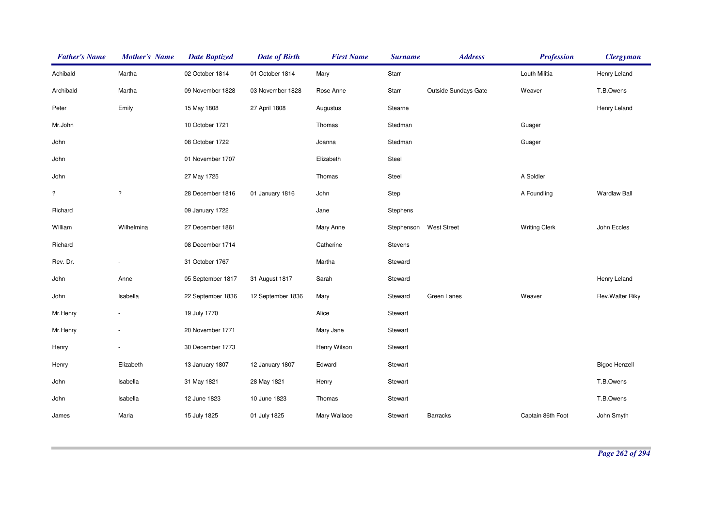| Father's Name | Mother's Name | Date Baptized | Date of Birth | First Name | Surname | Address | Profession | Clergyman |
|---|---|---|---|---|---|---|---|---|
| Achibald | Martha | 02 October 1814 | 01 October 1814 | Mary | Starr | | Louth Militia | Henry Leland |
| Archibald | Martha | 09 November 1828 | 03 November 1828 | Rose Anne | Starr | Outside Sundays Gate | Weaver | T.B.Owens |
| Peter | Emily | 15 May 1808 | 27 April 1808 | Augustus | Stearne | | | Henry Leland |
| Mr.John | | 10 October 1721 | | Thomas | Stedman | | Guager | |
| John | | 08 October 1722 | | Joanna | Stedman | | Guager | |
| John | | 01 November 1707 | | Elizabeth | Steel | | | |
| John | | 27 May 1725 | | Thomas | Steel | | A Soldier | |
| ? | ? | 28 December 1816 | 01 January 1816 | John | Step | | A Foundling | Wardlaw Ball |
| Richard | | 09 January 1722 | | Jane | Stephens | | | |
| William | Wilhelmina | 27 December 1861 | | Mary Anne | Stephenson | West Street | Writing Clerk | John Eccles |
| Richard | | 08 December 1714 | | Catherine | Stevens | | | |
| Rev. Dr. | - | 31 October 1767 | | Martha | Steward | | | |
| John | Anne | 05 September 1817 | 31 August 1817 | Sarah | Steward | | | Henry Leland |
| John | Isabella | 22 September 1836 | 12 September 1836 | Mary | Steward | Green Lanes | Weaver | Rev.Walter Riky |
| Mr.Henry | - | 19 July 1770 | | Alice | Stewart | | | |
| Mr.Henry | - | 20 November 1771 | | Mary Jane | Stewart | | | |
| Henry | - | 30 December 1773 | | Henry Wilson | Stewart | | | |
| Henry | Elizabeth | 13 January 1807 | 12 January 1807 | Edward | Stewart | | | Bigoe Henzell |
| John | Isabella | 31 May 1821 | 28 May 1821 | Henry | Stewart | | | T.B.Owens |
| John | Isabella | 12 June 1823 | 10 June 1823 | Thomas | Stewart | | | T.B.Owens |
| James | Maria | 15 July 1825 | 01 July 1825 | Mary Wallace | Stewart | Barracks | Captain 86th Foot | John Smyth |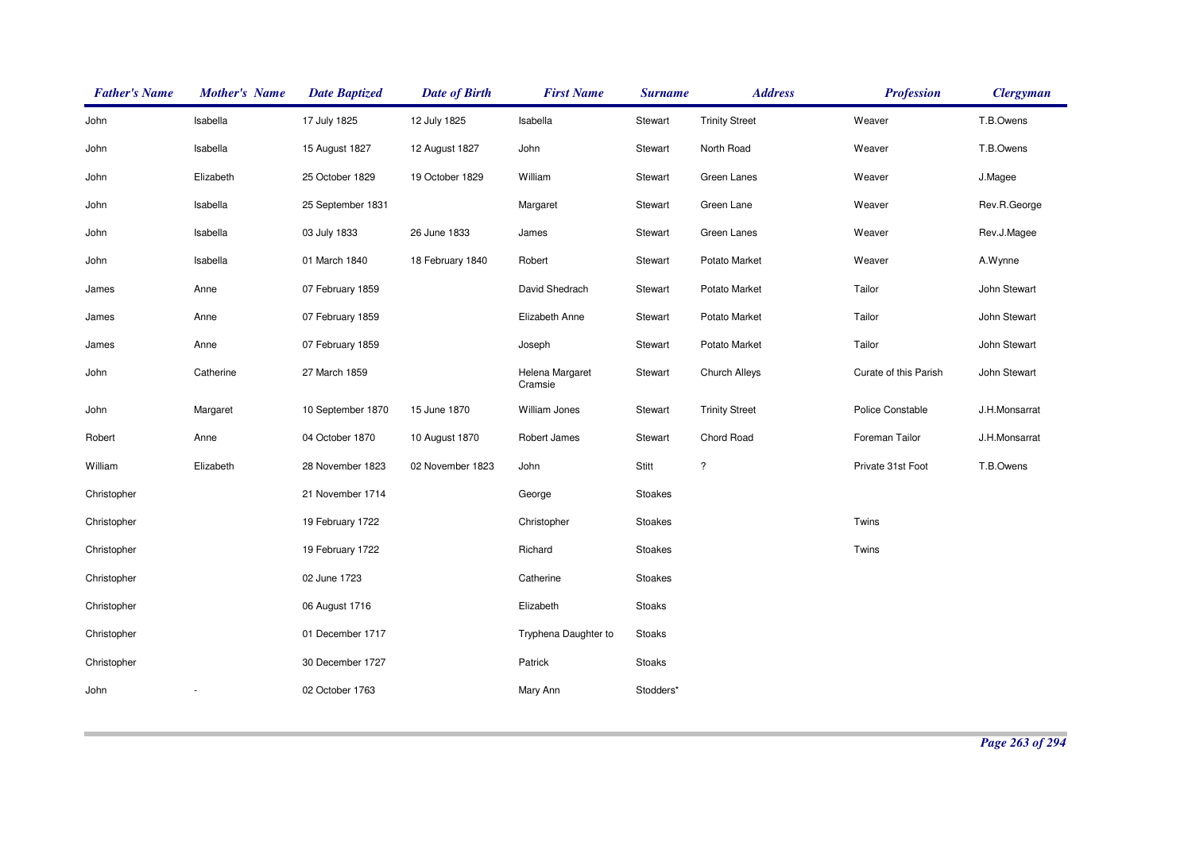| Father's Name | Mother's Name | Date Baptized | Date of Birth | First Name | Surname | Address | Profession | Clergyman |
|---|---|---|---|---|---|---|---|---|
| John | Isabella | 17 July 1825 | 12 July 1825 | Isabella | Stewart | Trinity Street | Weaver | T.B.Owens |
| John | Isabella | 15 August 1827 | 12 August 1827 | John | Stewart | North Road | Weaver | T.B.Owens |
| John | Elizabeth | 25 October 1829 | 19 October 1829 | William | Stewart | Green Lanes | Weaver | J.Magee |
| John | Isabella | 25 September 1831 | | Margaret | Stewart | Green Lane | Weaver | Rev.R.George |
| John | Isabella | 03 July 1833 | 26 June 1833 | James | Stewart | Green Lanes | Weaver | Rev.J.Magee |
| John | Isabella | 01 March 1840 | 18 February 1840 | Robert | Stewart | Potato Market | Weaver | A.Wynne |
| James | Anne | 07 February 1859 | | David Shedrach | Stewart | Potato Market | Tailor | John Stewart |
| James | Anne | 07 February 1859 | | Elizabeth Anne | Stewart | Potato Market | Tailor | John Stewart |
| James | Anne | 07 February 1859 | | Joseph | Stewart | Potato Market | Tailor | John Stewart |
| John | Catherine | 27 March 1859 | | Helena Margaret Cramsie | Stewart | Church Alleys | Curate of this Parish | John Stewart |
| John | Margaret | 10 September 1870 | 15 June 1870 | William Jones | Stewart | Trinity Street | Police Constable | J.H.Monsarrat |
| Robert | Anne | 04 October 1870 | 10 August 1870 | Robert James | Stewart | Chord Road | Foreman Tailor | J.H.Monsarrat |
| William | Elizabeth | 28 November 1823 | 02 November 1823 | John | Stitt | ? | Private 31st Foot | T.B.Owens |
| Christopher | | 21 November 1714 | | George | Stoakes | | | |
| Christopher | | 19 February 1722 | | Christopher | Stoakes | | Twins | |
| Christopher | | 19 February 1722 | | Richard | Stoakes | | Twins | |
| Christopher | | 02 June 1723 | | Catherine | Stoakes | | | |
| Christopher | | 06 August 1716 | | Elizabeth | Stoaks | | | |
| Christopher | | 01 December 1717 | | Tryphena Daughter to | Stoaks | | | |
| Christopher | | 30 December 1727 | | Patrick | Stoaks | | | |
| John | - | 02 October 1763 | | Mary Ann | Stodders* | | | |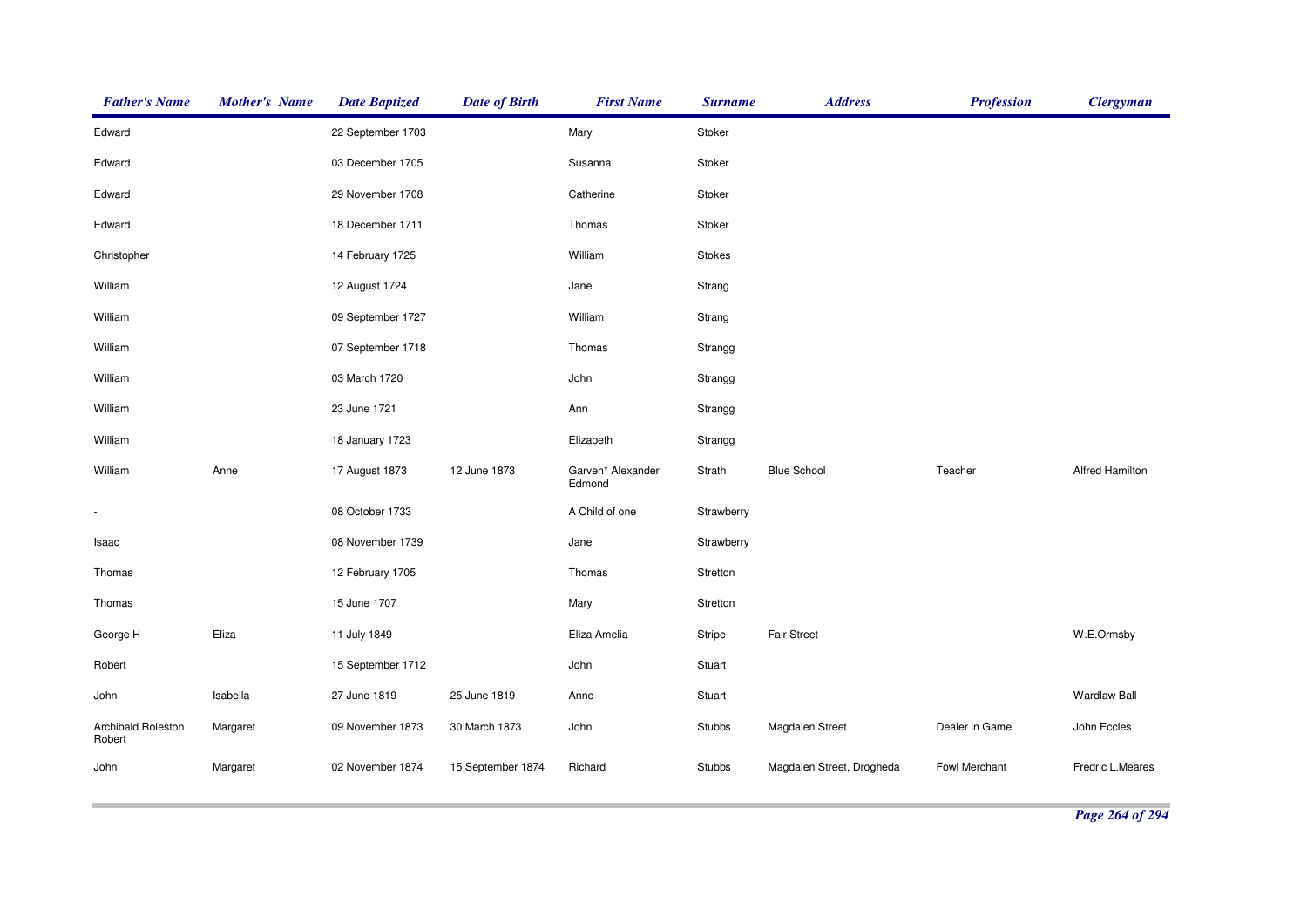| Father's Name | Mother's Name | Date Baptized | Date of Birth | First Name | Surname | Address | Profession | Clergyman |
|---|---|---|---|---|---|---|---|---|
| Edward | | 22 September 1703 | | Mary | Stoker | | | |
| Edward | | 03 December 1705 | | Susanna | Stoker | | | |
| Edward | | 29 November 1708 | | Catherine | Stoker | | | |
| Edward | | 18 December 1711 | | Thomas | Stoker | | | |
| Christopher | | 14 February 1725 | | William | Stokes | | | |
| William | | 12 August 1724 | | Jane | Strang | | | |
| William | | 09 September 1727 | | William | Strang | | | |
| William | | 07 September 1718 | | Thomas | Strangg | | | |
| William | | 03 March 1720 | | John | Strangg | | | |
| William | | 23 June 1721 | | Ann | Strangg | | | |
| William | | 18 January 1723 | | Elizabeth | Strangg | | | |
| William | Anne | 17 August 1873 | 12 June 1873 | Garven* Alexander Edmond | Strath | Blue School | Teacher | Alfred Hamilton |
| - | | 08 October 1733 | | A Child of one | Strawberry | | | |
| Isaac | | 08 November 1739 | | Jane | Strawberry | | | |
| Thomas | | 12 February 1705 | | Thomas | Stretton | | | |
| Thomas | | 15 June 1707 | | Mary | Stretton | | | |
| George H | Eliza | 11 July 1849 | | Eliza Amelia | Stripe | Fair Street | | W.E.Ormsby |
| Robert | | 15 September 1712 | | John | Stuart | | | |
| John | Isabella | 27 June 1819 | 25 June 1819 | Anne | Stuart | | | Wardlaw Ball |
| Archibald Roleston Robert | Margaret | 09 November 1873 | 30 March 1873 | John | Stubbs | Magdalen Street | Dealer in Game | John Eccles |
| John | Margaret | 02 November 1874 | 15 September 1874 | Richard | Stubbs | Magdalen Street, Drogheda | Fowl Merchant | Fredric L.Meares |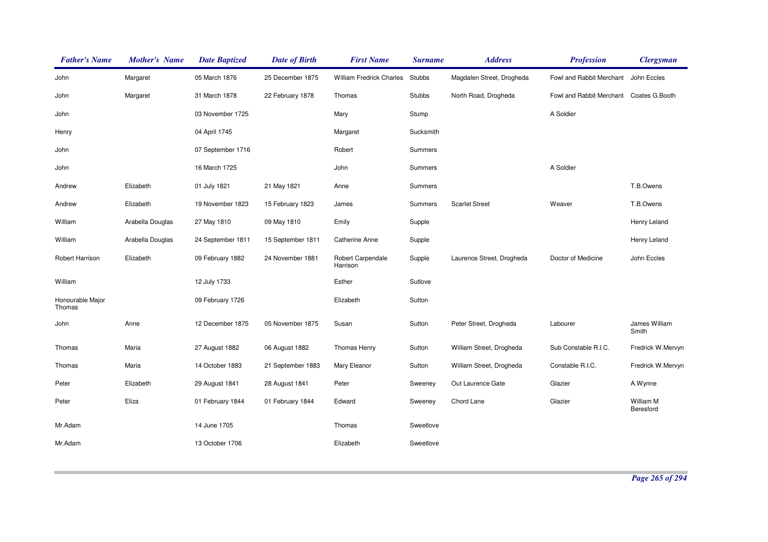| Father's Name | Mother's Name | Date Baptized | Date of Birth | First Name | Surname | Address | Profession | Clergyman |
|---|---|---|---|---|---|---|---|---|
| John | Margaret | 05 March 1876 | 25 December 1875 | William Fredrick Charles | Stubbs | Magdalen Street, Drogheda | Fowl and Rabbit Merchant | John Eccles |
| John | Margaret | 31 March 1878 | 22 February 1878 | Thomas | Stubbs | North Road, Drogheda | Fowl and Rabbit Merchant | Coates G.Booth |
| John | | 03 November 1725 | | Mary | Stump | | A Soldier | |
| Henry | | 04 April 1745 | | Margaret | Sucksmith | | | |
| John | | 07 September 1716 | | Robert | Summers | | | |
| John | | 16 March 1725 | | John | Summers | | A Soldier | |
| Andrew | Elizabeth | 01 July 1821 | 21 May 1821 | Anne | Summers | | | T.B.Owens |
| Andrew | Elizabeth | 19 November 1823 | 15 February 1823 | James | Summers | Scarlet Street | Weaver | T.B.Owens |
| William | Arabella Douglas | 27 May 1810 | 09 May 1810 | Emily | Supple | | | Henry Leland |
| William | Arabella Douglas | 24 September 1811 | 15 September 1811 | Catherine Anne | Supple | | | Henry Leland |
| Robert Harrison | Elizabeth | 09 February 1882 | 24 November 1881 | Robert Carpendale Harrison | Supple | Laurence Street, Drogheda | Doctor of Medicine | John Eccles |
| William | | 12 July 1733 | | Esther | Sutlove | | | |
| Honourable Major Thomas | | 09 February 1726 | | Elizabeth | Sutton | | | |
| John | Anne | 12 December 1875 | 05 November 1875 | Susan | Sutton | Peter Street, Drogheda | Labourer | James William Smith |
| Thomas | Maria | 27 August 1882 | 06 August 1882 | Thomas Henry | Sutton | William Street, Drogheda | Sub Constable R.I.C. | Fredrick W.Mervyn |
| Thomas | Maria | 14 October 1883 | 21 September 1883 | Mary Eleanor | Sutton | William Street, Drogheda | Constable R.I.C. | Fredrick W.Mervyn |
| Peter | Elizabeth | 29 August 1841 | 28 August 1841 | Peter | Sweeney | Out Laurence Gate | Glazier | A.Wynne |
| Peter | Eliza | 01 February 1844 | 01 February 1844 | Edward | Sweeney | Chord Lane | Glazier | William M Beresford |
| Mr.Adam | | 14 June 1705 | | Thomas | Sweetlove | | | |
| Mr.Adam | | 13 October 1706 | | Elizabeth | Sweetlove | | | |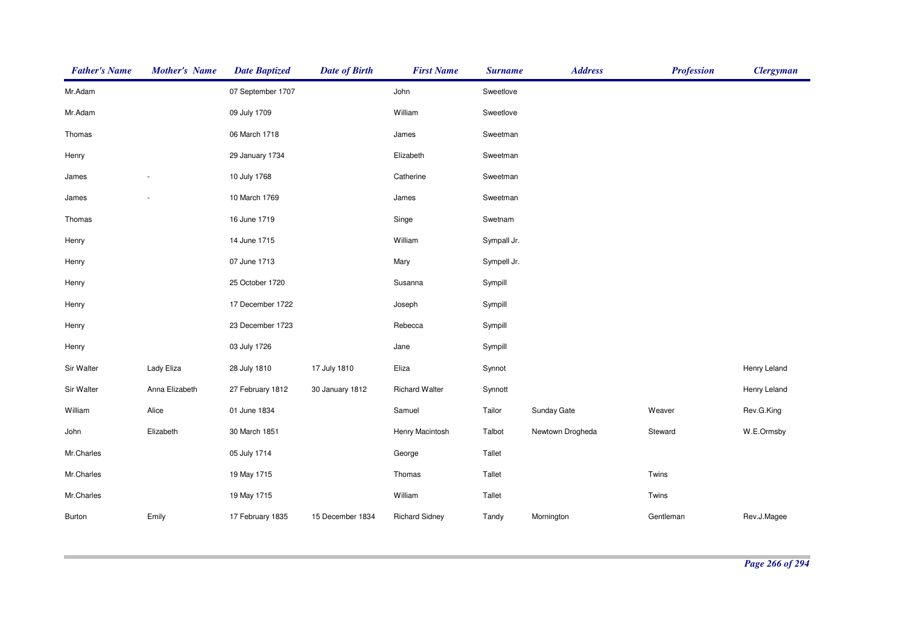| Father's Name | Mother's Name | Date Baptized | Date of Birth | First Name | Surname | Address | Profession | Clergyman |
|---|---|---|---|---|---|---|---|---|
| Mr.Adam | | 07 September 1707 | | John | Sweetlove | | | |
| Mr.Adam | | 09 July 1709 | | William | Sweetlove | | | |
| Thomas | | 06 March 1718 | | James | Sweetman | | | |
| Henry | | 29 January 1734 | | Elizabeth | Sweetman | | | |
| James | - | 10 July 1768 | | Catherine | Sweetman | | | |
| James | - | 10 March 1769 | | James | Sweetman | | | |
| Thomas | | 16 June 1719 | | Singe | Swetnam | | | |
| Henry | | 14 June 1715 | | William | Sympall Jr. | | | |
| Henry | | 07 June 1713 | | Mary | Sympell Jr. | | | |
| Henry | | 25 October 1720 | | Susanna | Sympill | | | |
| Henry | | 17 December 1722 | | Joseph | Sympill | | | |
| Henry | | 23 December 1723 | | Rebecca | Sympill | | | |
| Henry | | 03 July 1726 | | Jane | Sympill | | | |
| Sir Walter | Lady Eliza | 28 July 1810 | 17 July 1810 | Eliza | Synnot | | | Henry Leland |
| Sir Walter | Anna Elizabeth | 27 February 1812 | 30 January 1812 | Richard Walter | Synnott | | | Henry Leland |
| William | Alice | 01 June 1834 | | Samuel | Tailor | Sunday Gate | Weaver | Rev.G.King |
| John | Elizabeth | 30 March 1851 | | Henry Macintosh | Talbot | Newtown Drogheda | Steward | W.E.Ormsby |
| Mr.Charles | | 05 July 1714 | | George | Tallet | | | |
| Mr.Charles | | 19 May 1715 | | Thomas | Tallet | | Twins | |
| Mr.Charles | | 19 May 1715 | | William | Tallet | | Twins | |
| Burton | Emily | 17 February 1835 | 15 December 1834 | Richard Sidney | Tandy | Mornington | Gentleman | Rev.J.Magee |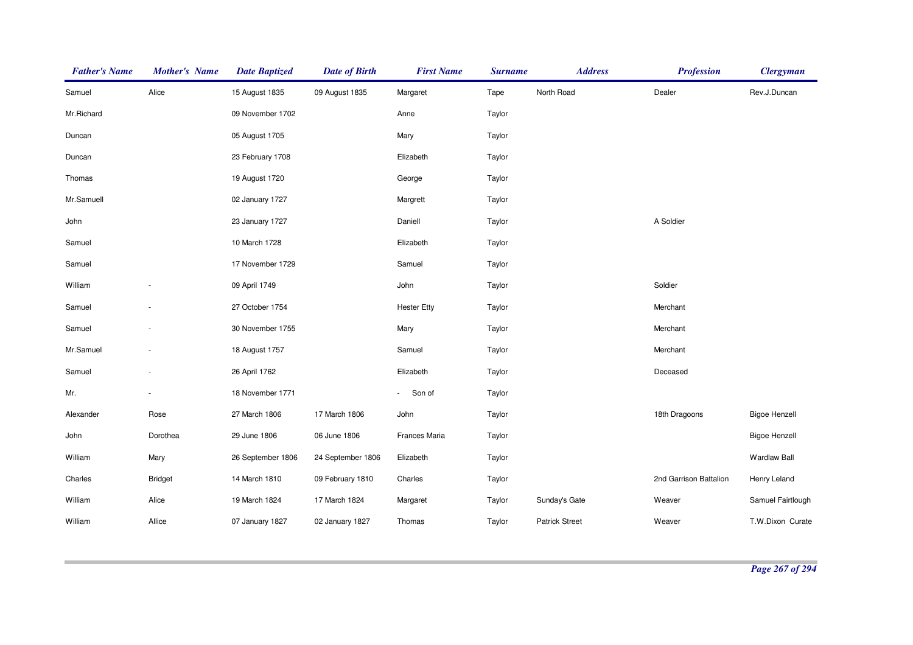| Father's Name | Mother's Name | Date Baptized | Date of Birth | First Name | Surname | Address | Profession | Clergyman |
|---|---|---|---|---|---|---|---|---|
| Samuel | Alice | 15 August 1835 | 09 August 1835 | Margaret | Tape | North Road | Dealer | Rev.J.Duncan |
| Mr.Richard | | 09 November 1702 | | Anne | Taylor | | | |
| Duncan | | 05 August 1705 | | Mary | Taylor | | | |
| Duncan | | 23 February 1708 | | Elizabeth | Taylor | | | |
| Thomas | | 19 August 1720 | | George | Taylor | | | |
| Mr.Samuell | | 02 January 1727 | | Margrett | Taylor | | | |
| John | | 23 January 1727 | | Daniell | Taylor | | A Soldier | |
| Samuel | | 10 March 1728 | | Elizabeth | Taylor | | | |
| Samuel | | 17 November 1729 | | Samuel | Taylor | | | |
| William | - | 09 April 1749 | | John | Taylor | | Soldier | |
| Samuel | - | 27 October 1754 | | Hester Etty | Taylor | | Merchant | |
| Samuel | - | 30 November 1755 | | Mary | Taylor | | Merchant | |
| Mr.Samuel | - | 18 August 1757 | | Samuel | Taylor | | Merchant | |
| Samuel | - | 26 April 1762 | | Elizabeth | Taylor | | Deceased | |
| Mr. | - | 18 November 1771 | | - Son of | Taylor | | | |
| Alexander | Rose | 27 March 1806 | 17 March 1806 | John | Taylor | | 18th Dragoons | Bigoe Henzell |
| John | Dorothea | 29 June 1806 | 06 June 1806 | Frances Maria | Taylor | | | Bigoe Henzell |
| William | Mary | 26 September 1806 | 24 September 1806 | Elizabeth | Taylor | | | Wardlaw Ball |
| Charles | Bridget | 14 March 1810 | 09 February 1810 | Charles | Taylor | | 2nd Garrison Battalion | Henry Leland |
| William | Alice | 19 March 1824 | 17 March 1824 | Margaret | Taylor | Sunday's Gate | Weaver | Samuel Fairtlough |
| William | Allice | 07 January 1827 | 02 January 1827 | Thomas | Taylor | Patrick Street | Weaver | T.W.Dixon Curate |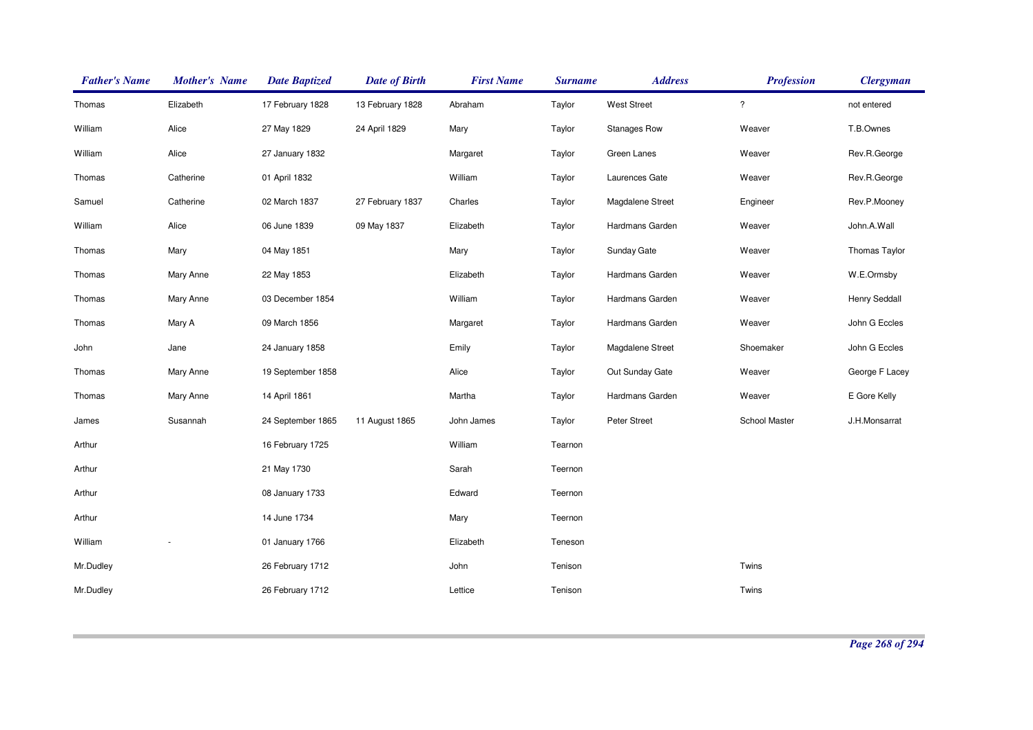| Father's Name | Mother's Name | Date Baptized | Date of Birth | First Name | Surname | Address | Profession | Clergyman |
|---|---|---|---|---|---|---|---|---|
| Thomas | Elizabeth | 17 February 1828 | 13 February 1828 | Abraham | Taylor | West Street | ? | not entered |
| William | Alice | 27 May 1829 | 24 April 1829 | Mary | Taylor | Stanages Row | Weaver | T.B.Ownes |
| William | Alice | 27 January 1832 | | Margaret | Taylor | Green Lanes | Weaver | Rev.R.George |
| Thomas | Catherine | 01 April 1832 | | William | Taylor | Laurences Gate | Weaver | Rev.R.George |
| Samuel | Catherine | 02 March 1837 | 27 February 1837 | Charles | Taylor | Magdalene Street | Engineer | Rev.P.Mooney |
| William | Alice | 06 June 1839 | 09 May 1837 | Elizabeth | Taylor | Hardmans Garden | Weaver | John.A.Wall |
| Thomas | Mary | 04 May 1851 | | Mary | Taylor | Sunday Gate | Weaver | Thomas Taylor |
| Thomas | Mary Anne | 22 May 1853 | | Elizabeth | Taylor | Hardmans Garden | Weaver | W.E.Ormsby |
| Thomas | Mary Anne | 03 December 1854 | | William | Taylor | Hardmans Garden | Weaver | Henry Seddall |
| Thomas | Mary A | 09 March 1856 | | Margaret | Taylor | Hardmans Garden | Weaver | John G Eccles |
| John | Jane | 24 January 1858 | | Emily | Taylor | Magdalene Street | Shoemaker | John G Eccles |
| Thomas | Mary Anne | 19 September 1858 | | Alice | Taylor | Out Sunday Gate | Weaver | George F Lacey |
| Thomas | Mary Anne | 14 April 1861 | | Martha | Taylor | Hardmans Garden | Weaver | E Gore Kelly |
| James | Susannah | 24 September 1865 | 11 August 1865 | John James | Taylor | Peter Street | School Master | J.H.Monsarrat |
| Arthur | | 16 February 1725 | | William | Tearnon | | | |
| Arthur | | 21 May 1730 | | Sarah | Teernon | | | |
| Arthur | | 08 January 1733 | | Edward | Teernon | | | |
| Arthur | | 14 June 1734 | | Mary | Teernon | | | |
| William | - | 01 January 1766 | | Elizabeth | Teneson | | | |
| Mr.Dudley | | 26 February 1712 | | John | Tenison | | Twins | |
| Mr.Dudley | | 26 February 1712 | | Lettice | Tenison | | Twins | |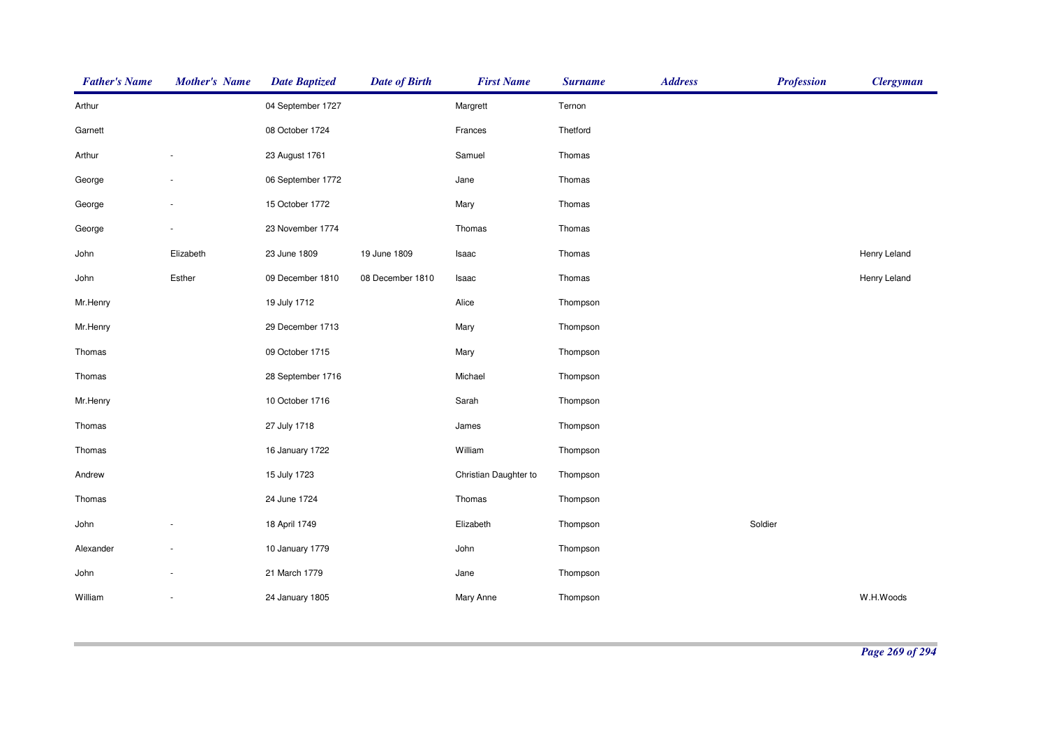| Father's Name | Mother's Name | Date Baptized | Date of Birth | First Name | Surname | Address | Profession | Clergyman |
|---|---|---|---|---|---|---|---|---|
| Arthur | | 04 September 1727 | | Margrett | Ternon | | | |
| Garnett | | 08 October 1724 | | Frances | Thetford | | | |
| Arthur | - | 23 August 1761 | | Samuel | Thomas | | | |
| George | - | 06 September 1772 | | Jane | Thomas | | | |
| George | - | 15 October 1772 | | Mary | Thomas | | | |
| George | - | 23 November 1774 | | Thomas | Thomas | | | |
| John | Elizabeth | 23 June 1809 | 19 June 1809 | Isaac | Thomas | | | Henry Leland |
| John | Esther | 09 December 1810 | 08 December 1810 | Isaac | Thomas | | | Henry Leland |
| Mr.Henry | | 19 July 1712 | | Alice | Thompson | | | |
| Mr.Henry | | 29 December 1713 | | Mary | Thompson | | | |
| Thomas | | 09 October 1715 | | Mary | Thompson | | | |
| Thomas | | 28 September 1716 | | Michael | Thompson | | | |
| Mr.Henry | | 10 October 1716 | | Sarah | Thompson | | | |
| Thomas | | 27 July 1718 | | James | Thompson | | | |
| Thomas | | 16 January 1722 | | William | Thompson | | | |
| Andrew | | 15 July 1723 | | Christian Daughter to | Thompson | | | |
| Thomas | | 24 June 1724 | | Thomas | Thompson | | | |
| John | - | 18 April 1749 | | Elizabeth | Thompson | | Soldier | |
| Alexander | - | 10 January 1779 | | John | Thompson | | | |
| John | - | 21 March 1779 | | Jane | Thompson | | | |
| William | - | 24 January 1805 | | Mary Anne | Thompson | | | W.H.Woods |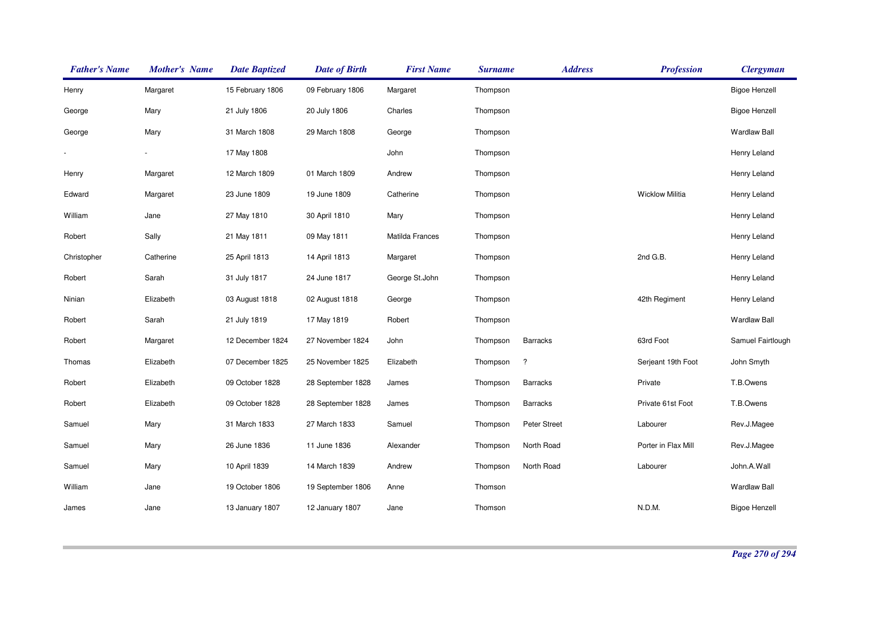| Father's Name | Mother's Name | Date Baptized | Date of Birth | First Name | Surname | Address | Profession | Clergyman |
|---|---|---|---|---|---|---|---|---|
| Henry | Margaret | 15 February 1806 | 09 February 1806 | Margaret | Thompson | | | Bigoe Henzell |
| George | Mary | 21 July 1806 | 20 July 1806 | Charles | Thompson | | | Bigoe Henzell |
| George | Mary | 31 March 1808 | 29 March 1808 | George | Thompson | | | Wardlaw Ball |
| - | - | 17 May 1808 | | John | Thompson | | | Henry Leland |
| Henry | Margaret | 12 March 1809 | 01 March 1809 | Andrew | Thompson | | | Henry Leland |
| Edward | Margaret | 23 June 1809 | 19 June 1809 | Catherine | Thompson | | Wicklow Militia | Henry Leland |
| William | Jane | 27 May 1810 | 30 April 1810 | Mary | Thompson | | | Henry Leland |
| Robert | Sally | 21 May 1811 | 09 May 1811 | Matilda Frances | Thompson | | | Henry Leland |
| Christopher | Catherine | 25 April 1813 | 14 April 1813 | Margaret | Thompson | | 2nd G.B. | Henry Leland |
| Robert | Sarah | 31 July 1817 | 24 June 1817 | George St.John | Thompson | | | Henry Leland |
| Ninian | Elizabeth | 03 August 1818 | 02 August 1818 | George | Thompson | | 42th Regiment | Henry Leland |
| Robert | Sarah | 21 July 1819 | 17 May 1819 | Robert | Thompson | | | Wardlaw Ball |
| Robert | Margaret | 12 December 1824 | 27 November 1824 | John | Thompson | Barracks | 63rd Foot | Samuel Fairtlough |
| Thomas | Elizabeth | 07 December 1825 | 25 November 1825 | Elizabeth | Thompson | ? | Serjeant 19th Foot | John Smyth |
| Robert | Elizabeth | 09 October 1828 | 28 September 1828 | James | Thompson | Barracks | Private | T.B.Owens |
| Robert | Elizabeth | 09 October 1828 | 28 September 1828 | James | Thompson | Barracks | Private 61st Foot | T.B.Owens |
| Samuel | Mary | 31 March 1833 | 27 March 1833 | Samuel | Thompson | Peter Street | Labourer | Rev.J.Magee |
| Samuel | Mary | 26 June 1836 | 11 June 1836 | Alexander | Thompson | North Road | Porter in Flax Mill | Rev.J.Magee |
| Samuel | Mary | 10 April 1839 | 14 March 1839 | Andrew | Thompson | North Road | Labourer | John.A.Wall |
| William | Jane | 19 October 1806 | 19 September 1806 | Anne | Thomson | | | Wardlaw Ball |
| James | Jane | 13 January 1807 | 12 January 1807 | Jane | Thomson | | N.D.M. | Bigoe Henzell |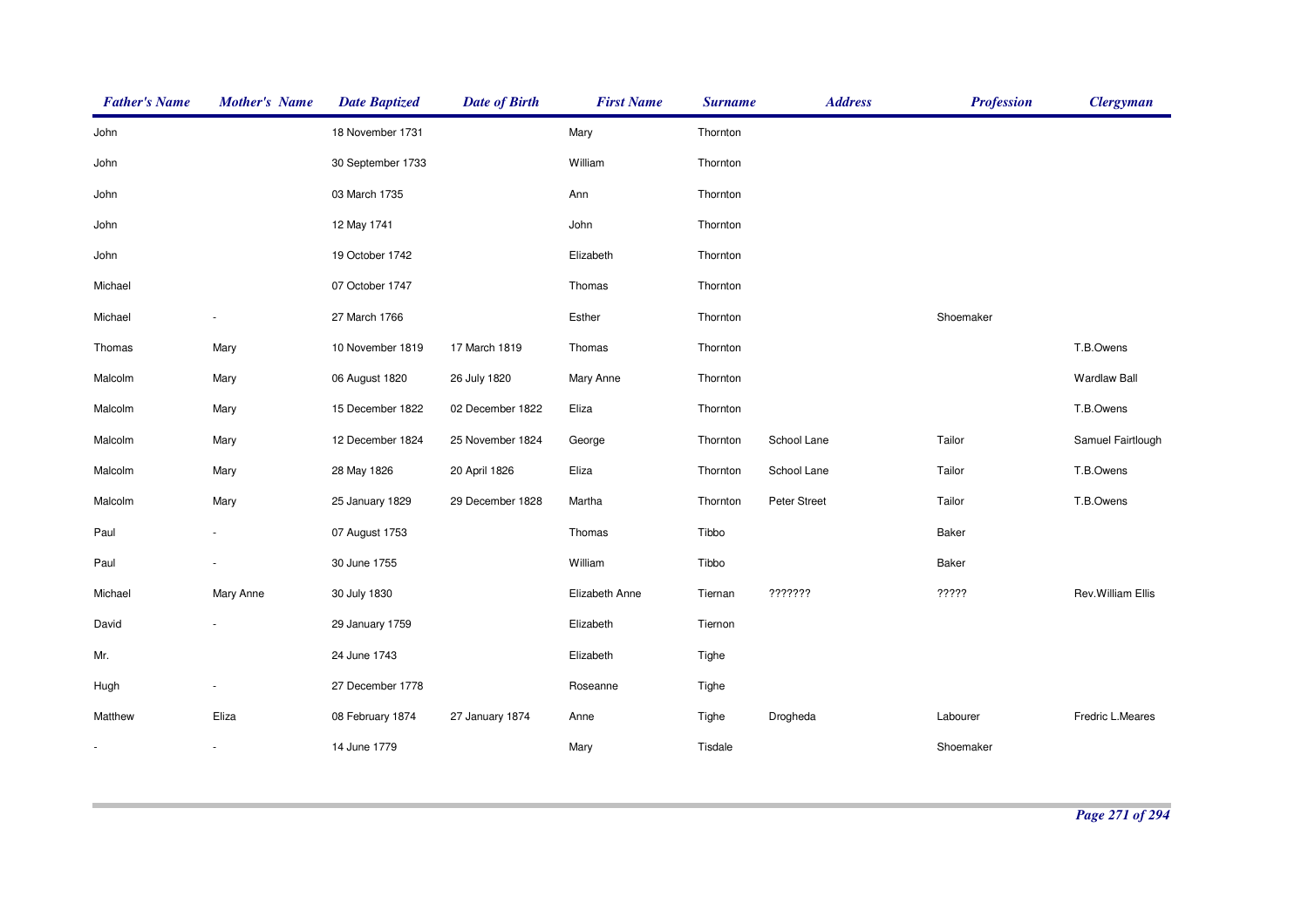| Father's Name | Mother's Name | Date Baptized | Date of Birth | First Name | Surname | Address | Profession | Clergyman |
|---|---|---|---|---|---|---|---|---|
| John | | 18 November 1731 | | Mary | Thornton | | | |
| John | | 30 September 1733 | | William | Thornton | | | |
| John | | 03 March 1735 | | Ann | Thornton | | | |
| John | | 12 May 1741 | | John | Thornton | | | |
| John | | 19 October 1742 | | Elizabeth | Thornton | | | |
| Michael | | 07 October 1747 | | Thomas | Thornton | | | |
| Michael | - | 27 March 1766 | | Esther | Thornton | | Shoemaker | |
| Thomas | Mary | 10 November 1819 | 17 March 1819 | Thomas | Thornton | | | T.B.Owens |
| Malcolm | Mary | 06 August 1820 | 26 July 1820 | Mary Anne | Thornton | | | Wardlaw Ball |
| Malcolm | Mary | 15 December 1822 | 02 December 1822 | Eliza | Thornton | | | T.B.Owens |
| Malcolm | Mary | 12 December 1824 | 25 November 1824 | George | Thornton | School Lane | Tailor | Samuel Fairtlough |
| Malcolm | Mary | 28 May 1826 | 20 April 1826 | Eliza | Thornton | School Lane | Tailor | T.B.Owens |
| Malcolm | Mary | 25 January 1829 | 29 December 1828 | Martha | Thornton | Peter Street | Tailor | T.B.Owens |
| Paul | - | 07 August 1753 | | Thomas | Tibbo | | Baker | |
| Paul | - | 30 June 1755 | | William | Tibbo | | Baker | |
| Michael | Mary Anne | 30 July 1830 | | Elizabeth Anne | Tiernan | ??????? | ????? | Rev.William Ellis |
| David | - | 29 January 1759 | | Elizabeth | Tiernon | | | |
| Mr. | | 24 June 1743 | | Elizabeth | Tighe | | | |
| Hugh | - | 27 December 1778 | | Roseanne | Tighe | | | |
| Matthew | Eliza | 08 February 1874 | 27 January 1874 | Anne | Tighe | Drogheda | Labourer | Fredric L.Meares |
| - | - | 14 June 1779 | | Mary | Tisdale | | Shoemaker | |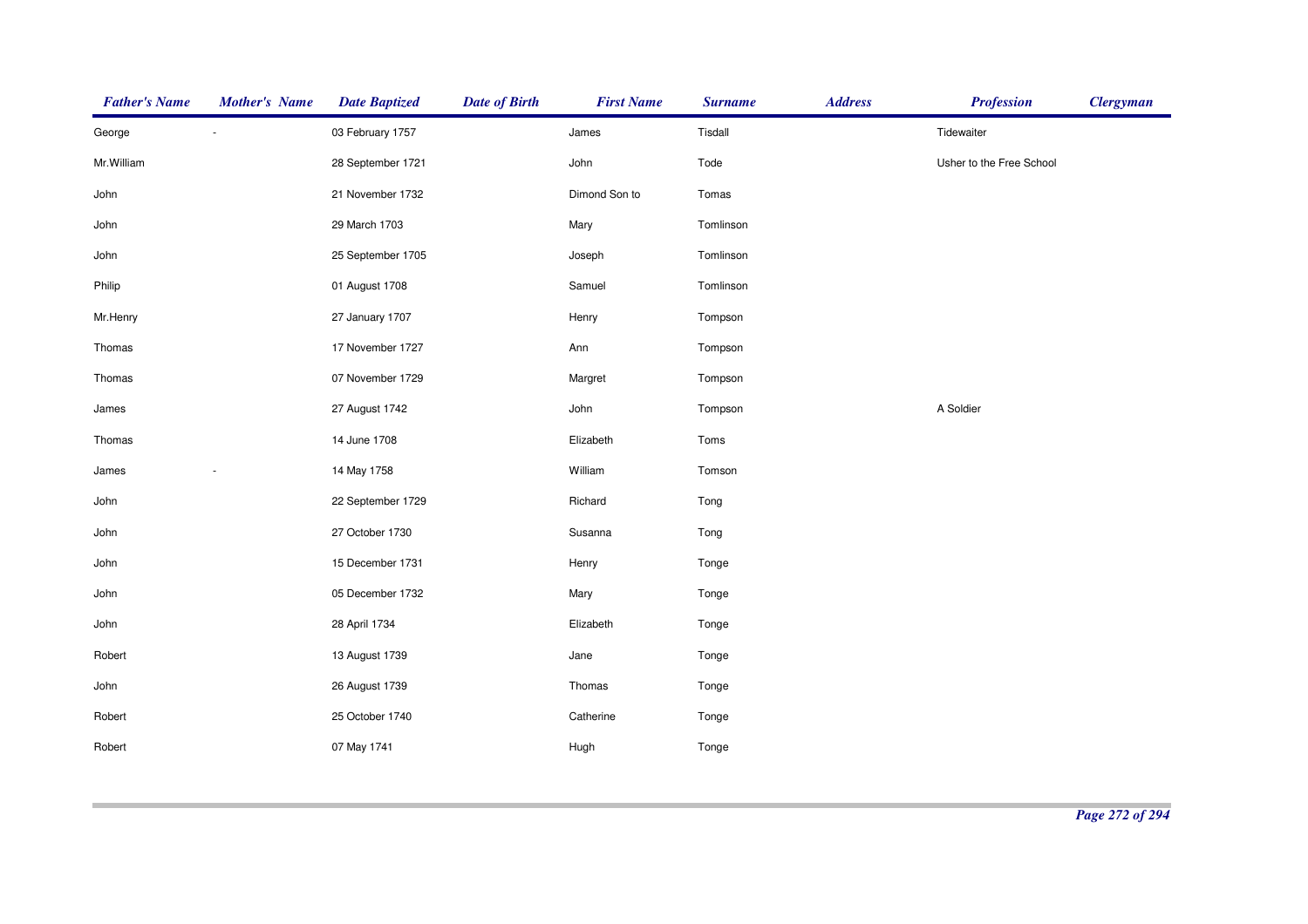| Father's Name | Mother's Name | Date Baptized | Date of Birth | First Name | Surname | Address | Profession | Clergyman |
|---|---|---|---|---|---|---|---|---|
| George | - | 03 February 1757 | | James | Tisdall | | Tidewaiter | |
| Mr.William | | 28 September 1721 | | John | Tode | | Usher to the Free School | |
| John | | 21 November 1732 | | Dimond Son to | Tomas | | | |
| John | | 29 March 1703 | | Mary | Tomlinson | | | |
| John | | 25 September 1705 | | Joseph | Tomlinson | | | |
| Philip | | 01 August 1708 | | Samuel | Tomlinson | | | |
| Mr.Henry | | 27 January 1707 | | Henry | Tompson | | | |
| Thomas | | 17 November 1727 | | Ann | Tompson | | | |
| Thomas | | 07 November 1729 | | Margret | Tompson | | | |
| James | | 27 August 1742 | | John | Tompson | | A Soldier | |
| Thomas | | 14 June 1708 | | Elizabeth | Toms | | | |
| James | - | 14 May 1758 | | William | Tomson | | | |
| John | | 22 September 1729 | | Richard | Tong | | | |
| John | | 27 October 1730 | | Susanna | Tong | | | |
| John | | 15 December 1731 | | Henry | Tonge | | | |
| John | | 05 December 1732 | | Mary | Tonge | | | |
| John | | 28 April 1734 | | Elizabeth | Tonge | | | |
| Robert | | 13 August 1739 | | Jane | Tonge | | | |
| John | | 26 August 1739 | | Thomas | Tonge | | | |
| Robert | | 25 October 1740 | | Catherine | Tonge | | | |
| Robert | | 07 May 1741 | | Hugh | Tonge | | | |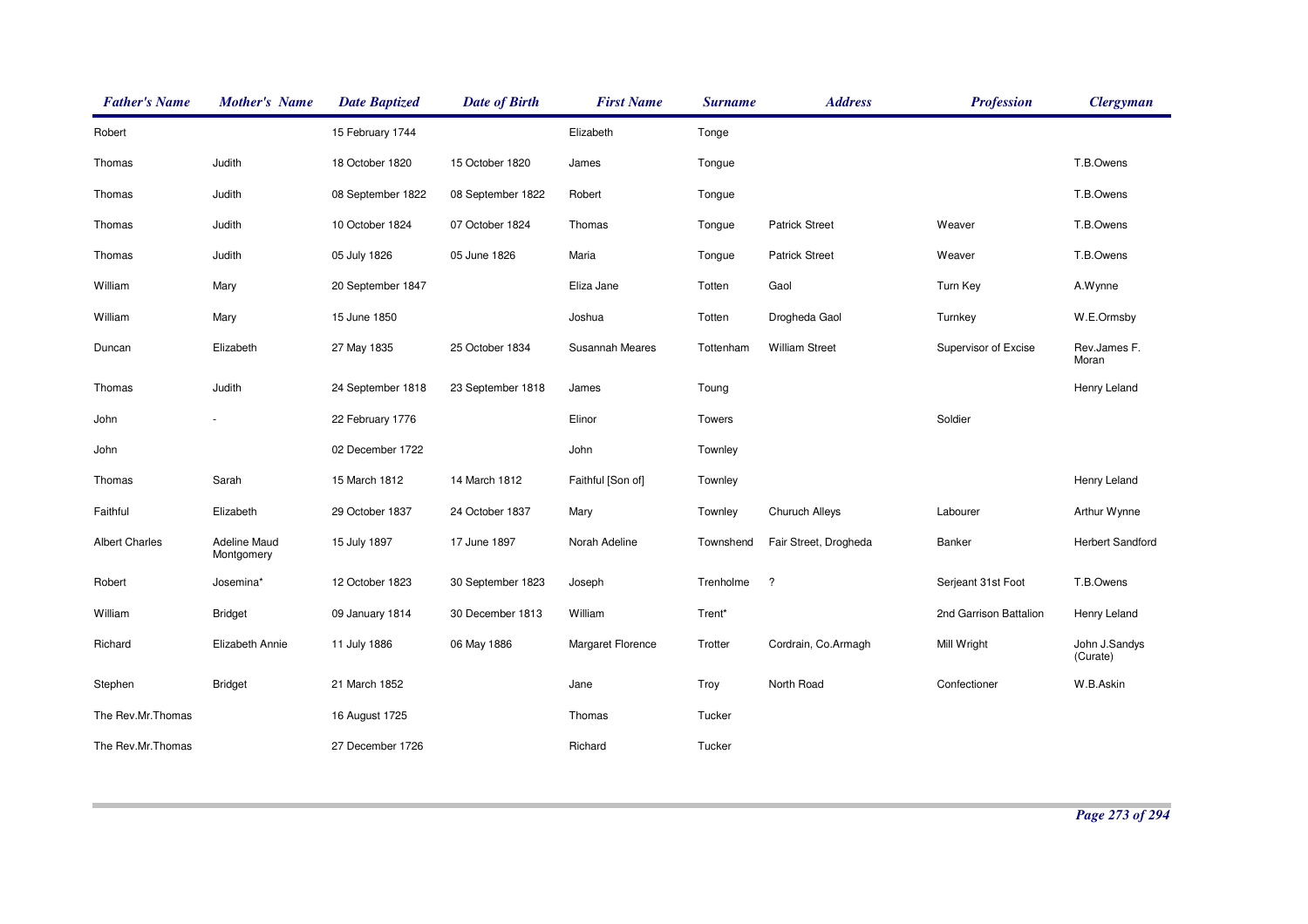| Father's Name | Mother's Name | Date Baptized | Date of Birth | First Name | Surname | Address | Profession | Clergyman |
|---|---|---|---|---|---|---|---|---|
| Robert | | 15 February 1744 | | Elizabeth | Tonge | | | |
| Thomas | Judith | 18 October 1820 | 15 October 1820 | James | Tongue | | | T.B.Owens |
| Thomas | Judith | 08 September 1822 | 08 September 1822 | Robert | Tongue | | | T.B.Owens |
| Thomas | Judith | 10 October 1824 | 07 October 1824 | Thomas | Tongue | Patrick Street | Weaver | T.B.Owens |
| Thomas | Judith | 05 July 1826 | 05 June 1826 | Maria | Tongue | Patrick Street | Weaver | T.B.Owens |
| William | Mary | 20 September 1847 | | Eliza Jane | Totten | Gaol | Turn Key | A.Wynne |
| William | Mary | 15 June 1850 | | Joshua | Totten | Drogheda Gaol | Turnkey | W.E.Ormsby |
| Duncan | Elizabeth | 27 May 1835 | 25 October 1834 | Susannah Meares | Tottenham | William Street | Supervisor of Excise | Rev.James F. Moran |
| Thomas | Judith | 24 September 1818 | 23 September 1818 | James | Toung | | | Henry Leland |
| John | - | 22 February 1776 | | Elinor | Towers | | Soldier | |
| John | | 02 December 1722 | | John | Townley | | | |
| Thomas | Sarah | 15 March 1812 | 14 March 1812 | Faithful [Son of] | Townley | | | Henry Leland |
| Faithful | Elizabeth | 29 October 1837 | 24 October 1837 | Mary | Townley | Churuch Alleys | Labourer | Arthur Wynne |
| Albert Charles | Adeline Maud Montgomery | 15 July 1897 | 17 June 1897 | Norah Adeline | Townshend | Fair Street, Drogheda | Banker | Herbert Sandford |
| Robert | Josemina* | 12 October 1823 | 30 September 1823 | Joseph | Trenholme | ? | Serjeant 31st Foot | T.B.Owens |
| William | Bridget | 09 January 1814 | 30 December 1813 | William | Trent* | | 2nd Garrison Battalion | Henry Leland |
| Richard | Elizabeth Annie | 11 July 1886 | 06 May 1886 | Margaret Florence | Trotter | Cordrain, Co.Armagh | Mill Wright | John J.Sandys (Curate) |
| Stephen | Bridget | 21 March 1852 | | Jane | Troy | North Road | Confectioner | W.B.Askin |
| The Rev.Mr.Thomas | | 16 August 1725 | | Thomas | Tucker | | | |
| The Rev.Mr.Thomas | | 27 December 1726 | | Richard | Tucker | | | |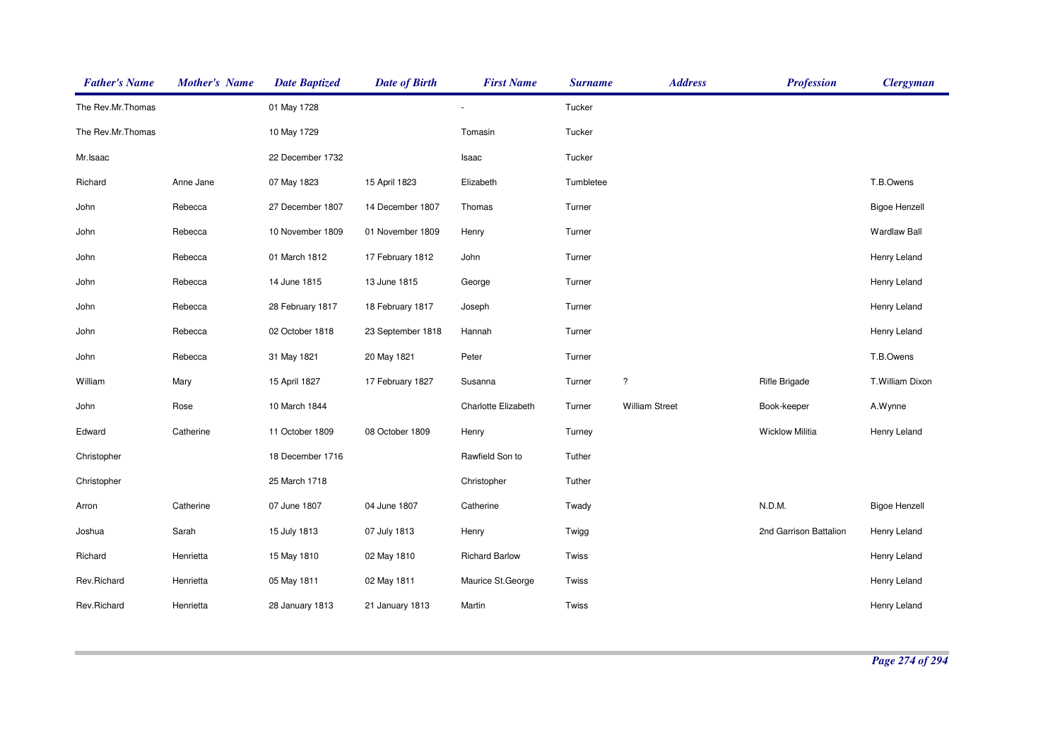| Father's Name | Mother's Name | Date Baptized | Date of Birth | First Name | Surname | Address | Profession | Clergyman |
|---|---|---|---|---|---|---|---|---|
| The Rev.Mr.Thomas | | 01 May 1728 | | - | Tucker | | | |
| The Rev.Mr.Thomas | | 10 May 1729 | | Tomasin | Tucker | | | |
| Mr.Isaac | | 22 December 1732 | | Isaac | Tucker | | | |
| Richard | Anne Jane | 07 May 1823 | 15 April 1823 | Elizabeth | Tumbletee | | | T.B.Owens |
| John | Rebecca | 27 December 1807 | 14 December 1807 | Thomas | Turner | | | Bigoe Henzell |
| John | Rebecca | 10 November 1809 | 01 November 1809 | Henry | Turner | | | Wardlaw Ball |
| John | Rebecca | 01 March 1812 | 17 February 1812 | John | Turner | | | Henry Leland |
| John | Rebecca | 14 June 1815 | 13 June 1815 | George | Turner | | | Henry Leland |
| John | Rebecca | 28 February 1817 | 18 February 1817 | Joseph | Turner | | | Henry Leland |
| John | Rebecca | 02 October 1818 | 23 September 1818 | Hannah | Turner | | | Henry Leland |
| John | Rebecca | 31 May 1821 | 20 May 1821 | Peter | Turner | | | T.B.Owens |
| William | Mary | 15 April 1827 | 17 February 1827 | Susanna | Turner | ? | Rifle Brigade | T.William Dixon |
| John | Rose | 10 March 1844 | | Charlotte Elizabeth | Turner | William Street | Book-keeper | A.Wynne |
| Edward | Catherine | 11 October 1809 | 08 October 1809 | Henry | Turney | | Wicklow Militia | Henry Leland |
| Christopher | | 18 December 1716 | | Rawfield Son to | Tuther | | | |
| Christopher | | 25 March 1718 | | Christopher | Tuther | | | |
| Arron | Catherine | 07 June 1807 | 04 June 1807 | Catherine | Twady | | N.D.M. | Bigoe Henzell |
| Joshua | Sarah | 15 July 1813 | 07 July 1813 | Henry | Twigg | | 2nd Garrison Battalion | Henry Leland |
| Richard | Henrietta | 15 May 1810 | 02 May 1810 | Richard Barlow | Twiss | | | Henry Leland |
| Rev.Richard | Henrietta | 05 May 1811 | 02 May 1811 | Maurice St.George | Twiss | | | Henry Leland |
| Rev.Richard | Henrietta | 28 January 1813 | 21 January 1813 | Martin | Twiss | | | Henry Leland |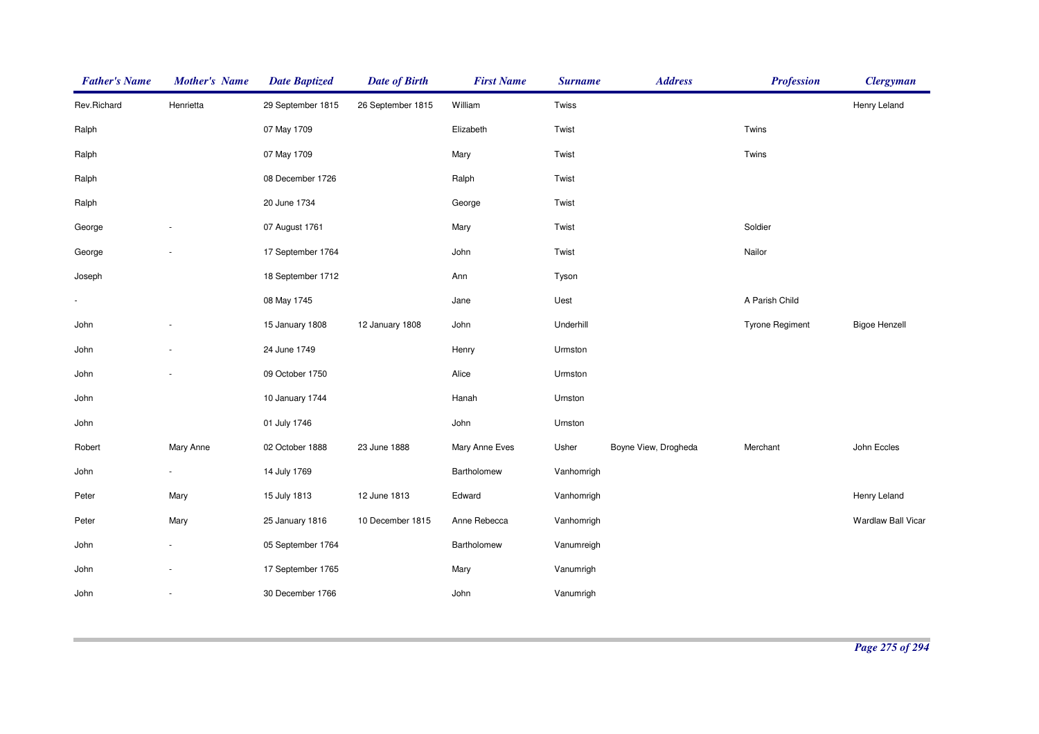| Father's Name | Mother's Name | Date Baptized | Date of Birth | First Name | Surname | Address | Profession | Clergyman |
|---|---|---|---|---|---|---|---|---|
| Rev.Richard | Henrietta | 29 September 1815 | 26 September 1815 | William | Twiss | | | Henry Leland |
| Ralph | | 07 May 1709 | | Elizabeth | Twist | | Twins | |
| Ralph | | 07 May 1709 | | Mary | Twist | | Twins | |
| Ralph | | 08 December 1726 | | Ralph | Twist | | | |
| Ralph | | 20 June 1734 | | George | Twist | | | |
| George | - | 07 August 1761 | | Mary | Twist | | Soldier | |
| George | - | 17 September 1764 | | John | Twist | | Nailor | |
| Joseph | | 18 September 1712 | | Ann | Tyson | | | |
| - | | 08 May 1745 | | Jane | Uest | | A Parish Child | |
| John | - | 15 January 1808 | 12 January 1808 | John | Underhill | | Tyrone Regiment | Bigoe Henzell |
| John | - | 24 June 1749 | | Henry | Urmston | | | |
| John | - | 09 October 1750 | | Alice | Urmston | | | |
| John | | 10 January 1744 | | Hanah | Urnston | | | |
| John | | 01 July 1746 | | John | Urnston | | | |
| Robert | Mary Anne | 02 October 1888 | 23 June 1888 | Mary Anne Eves | Usher | Boyne View, Drogheda | Merchant | John Eccles |
| John | - | 14 July 1769 | | Bartholomew | Vanhomrigh | | | |
| Peter | Mary | 15 July 1813 | 12 June 1813 | Edward | Vanhomrigh | | | Henry Leland |
| Peter | Mary | 25 January 1816 | 10 December 1815 | Anne Rebecca | Vanhomrigh | | | Wardlaw Ball Vicar |
| John | - | 05 September 1764 | | Bartholomew | Vanumreigh | | | |
| John | - | 17 September 1765 | | Mary | Vanumrigh | | | |
| John | - | 30 December 1766 | | John | Vanumrigh | | | |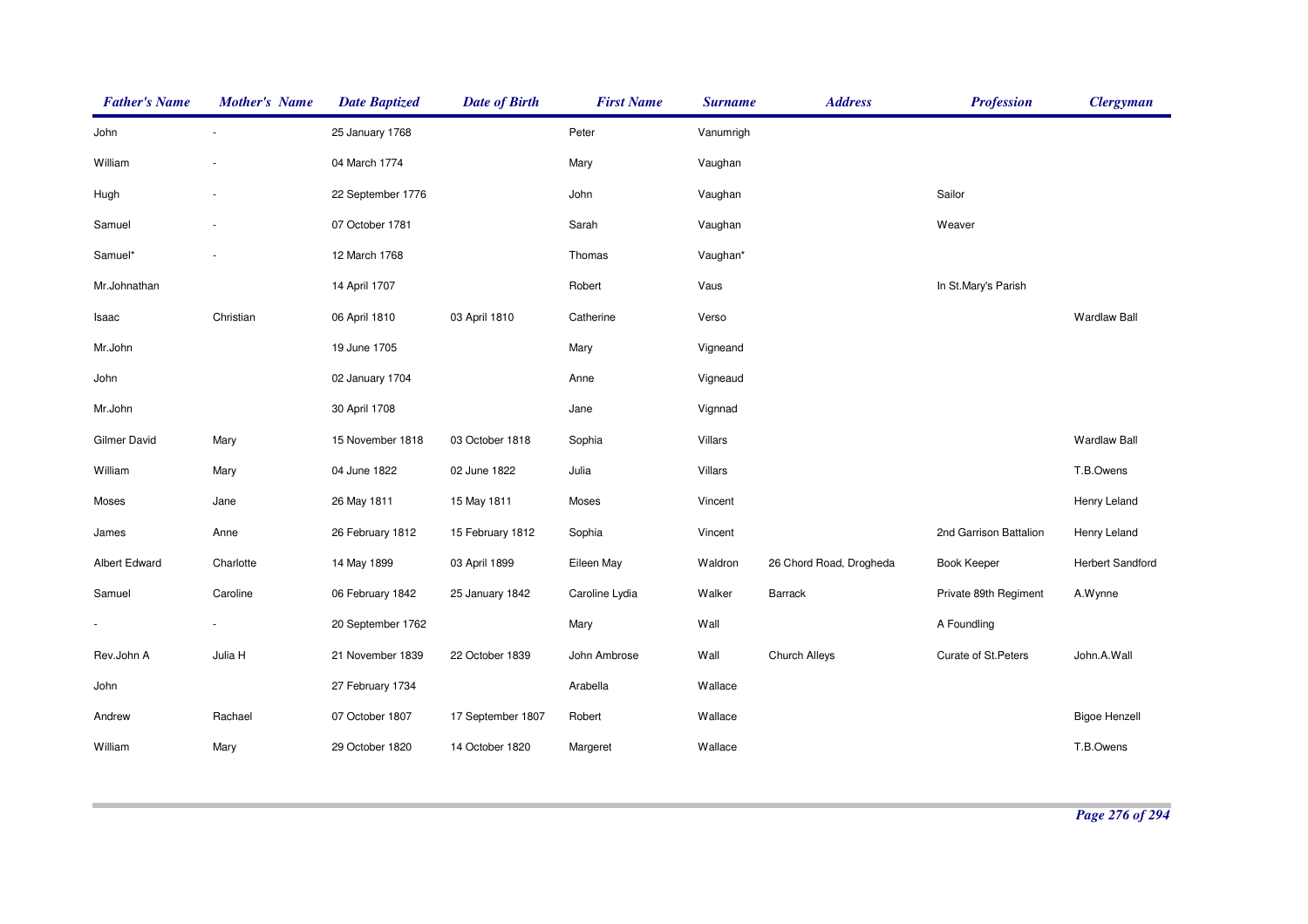| Father's Name | Mother's Name | Date Baptized | Date of Birth | First Name | Surname | Address | Profession | Clergyman |
|---|---|---|---|---|---|---|---|---|
| John | - | 25 January 1768 | | Peter | Vanumrigh | | | |
| William | - | 04 March 1774 | | Mary | Vaughan | | | |
| Hugh | - | 22 September 1776 | | John | Vaughan | | Sailor | |
| Samuel | - | 07 October 1781 | | Sarah | Vaughan | | Weaver | |
| Samuel* | - | 12 March 1768 | | Thomas | Vaughan* | | | |
| Mr.Johnathan | | 14 April 1707 | | Robert | Vaus | | In St.Mary's Parish | |
| Isaac | Christian | 06 April 1810 | 03 April 1810 | Catherine | Verso | | | Wardlaw Ball |
| Mr.John | | 19 June 1705 | | Mary | Vigneand | | | |
| John | | 02 January 1704 | | Anne | Vigneaud | | | |
| Mr.John | | 30 April 1708 | | Jane | Vignnad | | | |
| Gilmer David | Mary | 15 November 1818 | 03 October 1818 | Sophia | Villars | | | Wardlaw Ball |
| William | Mary | 04 June 1822 | 02 June 1822 | Julia | Villars | | | T.B.Owens |
| Moses | Jane | 26 May 1811 | 15 May 1811 | Moses | Vincent | | | Henry Leland |
| James | Anne | 26 February 1812 | 15 February 1812 | Sophia | Vincent | | 2nd Garrison Battalion | Henry Leland |
| Albert Edward | Charlotte | 14 May 1899 | 03 April 1899 | Eileen May | Waldron | 26 Chord Road, Drogheda | Book Keeper | Herbert Sandford |
| Samuel | Caroline | 06 February 1842 | 25 January 1842 | Caroline Lydia | Walker | Barrack | Private 89th Regiment | A.Wynne |
| - | - | 20 September 1762 | | Mary | Wall | | A Foundling | |
| Rev.John A | Julia H | 21 November 1839 | 22 October 1839 | John Ambrose | Wall | Church Alleys | Curate of St.Peters | John.A.Wall |
| John | | 27 February 1734 | | Arabella | Wallace | | | |
| Andrew | Rachael | 07 October 1807 | 17 September 1807 | Robert | Wallace | | | Bigoe Henzell |
| William | Mary | 29 October 1820 | 14 October 1820 | Margeret | Wallace | | | T.B.Owens |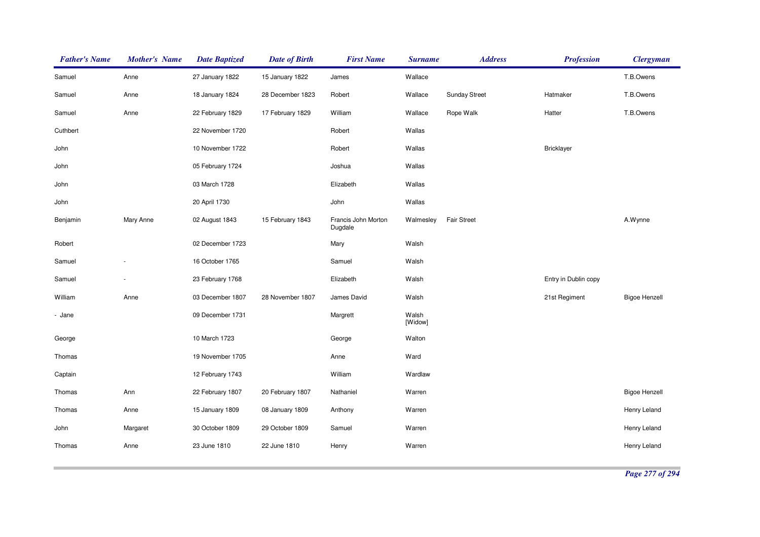| *Father's Name* | *Mother's Name* | *Date Baptized* | *Date of Birth* | *First Name* | *Surname* | *Address* | *Profession* | *Clergyman* |
|---|---|---|---|---|---|---|---|---|
| Samuel | Anne | 27 January 1822 | 15 January 1822 | James | Wallace | | | T.B.Owens |
| Samuel | Anne | 18 January 1824 | 28 December 1823 | Robert | Wallace | Sunday Street | Hatmaker | T.B.Owens |
| Samuel | Anne | 22 February 1829 | 17 February 1829 | William | Wallace | Rope Walk | Hatter | T.B.Owens |
| Cuthbert | | 22 November 1720 | | Robert | Wallas | | | |
| John | | 10 November 1722 | | Robert | Wallas | | Bricklayer | |
| John | | 05 February 1724 | | Joshua | Wallas | | | |
| John | | 03 March 1728 | | Elizabeth | Wallas | | | |
| John | | 20 April 1730 | | John | Wallas | | | |
| Benjamin | Mary Anne | 02 August 1843 | 15 February 1843 | Francis John Morton Dugdale | Walmesley | Fair Street | | A.Wynne |
| Robert | | 02 December 1723 | | Mary | Walsh | | | |
| Samuel | - | 16 October 1765 | | Samuel | Walsh | | | |
| Samuel | - | 23 February 1768 | | Elizabeth | Walsh | | Entry in Dublin copy | |
| William | Anne | 03 December 1807 | 28 November 1807 | James David | Walsh | | 21st Regiment | Bigoe Henzell |
| - Jane | | 09 December 1731 | | Margrett | Walsh [Widow] | | | |
| George | | 10 March 1723 | | George | Walton | | | |
| Thomas | | 19 November 1705 | | Anne | Ward | | | |
| Captain | | 12 February 1743 | | William | Wardlaw | | | |
| Thomas | Ann | 22 February 1807 | 20 February 1807 | Nathaniel | Warren | | | Bigoe Henzell |
| Thomas | Anne | 15 January 1809 | 08 January 1809 | Anthony | Warren | | | Henry Leland |
| John | Margaret | 30 October 1809 | 29 October 1809 | Samuel | Warren | | | Henry Leland |
| Thomas | Anne | 23 June 1810 | 22 June 1810 | Henry | Warren | | | Henry Leland |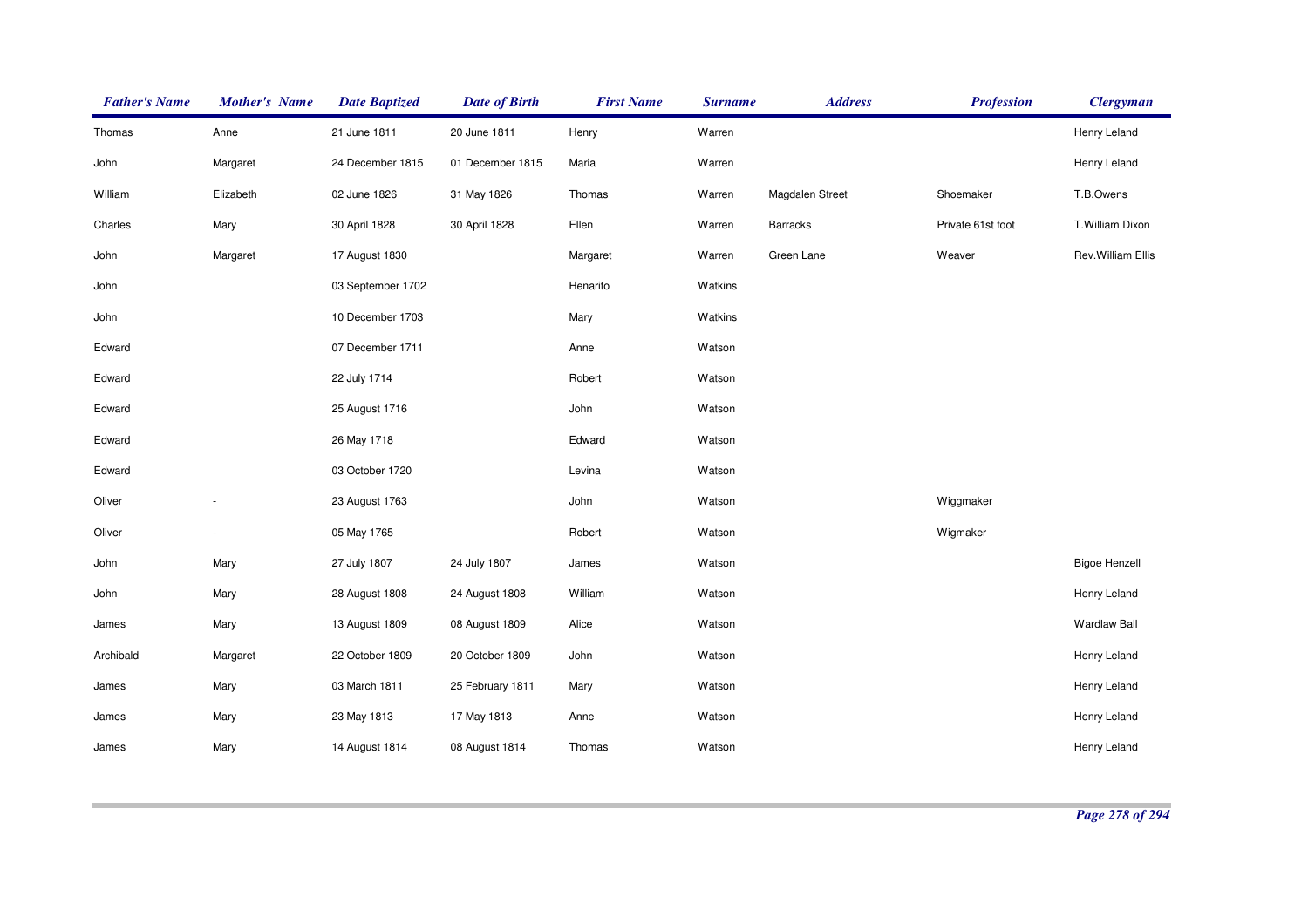| Father's Name | Mother's Name | Date Baptized | Date of Birth | First Name | Surname | Address | Profession | Clergyman |
|---|---|---|---|---|---|---|---|---|
| Thomas | Anne | 21 June 1811 | 20 June 1811 | Henry | Warren | | | Henry Leland |
| John | Margaret | 24 December 1815 | 01 December 1815 | Maria | Warren | | | Henry Leland |
| William | Elizabeth | 02 June 1826 | 31 May 1826 | Thomas | Warren | Magdalen Street | Shoemaker | T.B.Owens |
| Charles | Mary | 30 April 1828 | 30 April 1828 | Ellen | Warren | Barracks | Private 61st foot | T.William Dixon |
| John | Margaret | 17 August 1830 | | Margaret | Warren | Green Lane | Weaver | Rev.William Ellis |
| John | | 03 September 1702 | | Henarito | Watkins | | | |
| John | | 10 December 1703 | | Mary | Watkins | | | |
| Edward | | 07 December 1711 | | Anne | Watson | | | |
| Edward | | 22 July 1714 | | Robert | Watson | | | |
| Edward | | 25 August 1716 | | John | Watson | | | |
| Edward | | 26 May 1718 | | Edward | Watson | | | |
| Edward | | 03 October 1720 | | Levina | Watson | | | |
| Oliver | - | 23 August 1763 | | John | Watson | | Wiggmaker | |
| Oliver | - | 05 May 1765 | | Robert | Watson | | Wigmaker | |
| John | Mary | 27 July 1807 | 24 July 1807 | James | Watson | | | Bigoe Henzell |
| John | Mary | 28 August 1808 | 24 August 1808 | William | Watson | | | Henry Leland |
| James | Mary | 13 August 1809 | 08 August 1809 | Alice | Watson | | | Wardlaw Ball |
| Archibald | Margaret | 22 October 1809 | 20 October 1809 | John | Watson | | | Henry Leland |
| James | Mary | 03 March 1811 | 25 February 1811 | Mary | Watson | | | Henry Leland |
| James | Mary | 23 May 1813 | 17 May 1813 | Anne | Watson | | | Henry Leland |
| James | Mary | 14 August 1814 | 08 August 1814 | Thomas | Watson | | | Henry Leland |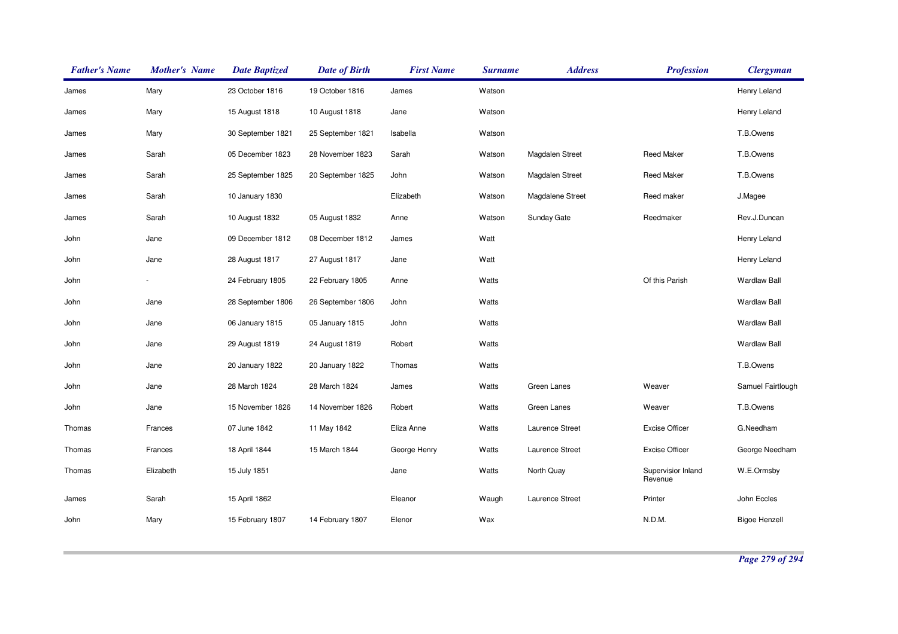| Father's Name | Mother's Name | Date Baptized | Date of Birth | First Name | Surname | Address | Profession | Clergyman |
|---|---|---|---|---|---|---|---|---|
| James | Mary | 23 October 1816 | 19 October 1816 | James | Watson | | | Henry Leland |
| James | Mary | 15 August 1818 | 10 August 1818 | Jane | Watson | | | Henry Leland |
| James | Mary | 30 September 1821 | 25 September 1821 | Isabella | Watson | | | T.B.Owens |
| James | Sarah | 05 December 1823 | 28 November 1823 | Sarah | Watson | Magdalen Street | Reed Maker | T.B.Owens |
| James | Sarah | 25 September 1825 | 20 September 1825 | John | Watson | Magdalen Street | Reed Maker | T.B.Owens |
| James | Sarah | 10 January 1830 | | Elizabeth | Watson | Magdalene Street | Reed maker | J.Magee |
| James | Sarah | 10 August 1832 | 05 August 1832 | Anne | Watson | Sunday Gate | Reedmaker | Rev.J.Duncan |
| John | Jane | 09 December 1812 | 08 December 1812 | James | Watt | | | Henry Leland |
| John | Jane | 28 August 1817 | 27 August 1817 | Jane | Watt | | | Henry Leland |
| John | - | 24 February 1805 | 22 February 1805 | Anne | Watts | | Of this Parish | Wardlaw Ball |
| John | Jane | 28 September 1806 | 26 September 1806 | John | Watts | | | Wardlaw Ball |
| John | Jane | 06 January 1815 | 05 January 1815 | John | Watts | | | Wardlaw Ball |
| John | Jane | 29 August 1819 | 24 August 1819 | Robert | Watts | | | Wardlaw Ball |
| John | Jane | 20 January 1822 | 20 January 1822 | Thomas | Watts | | | T.B.Owens |
| John | Jane | 28 March 1824 | 28 March 1824 | James | Watts | Green Lanes | Weaver | Samuel Fairtlough |
| John | Jane | 15 November 1826 | 14 November 1826 | Robert | Watts | Green Lanes | Weaver | T.B.Owens |
| Thomas | Frances | 07 June 1842 | 11 May 1842 | Eliza Anne | Watts | Laurence Street | Excise Officer | G.Needham |
| Thomas | Frances | 18 April 1844 | 15 March 1844 | George Henry | Watts | Laurence Street | Excise Officer | George Needham |
| Thomas | Elizabeth | 15 July 1851 | | Jane | Watts | North Quay | Supervisior Inland Revenue | W.E.Ormsby |
| James | Sarah | 15 April 1862 | | Eleanor | Waugh | Laurence Street | Printer | John Eccles |
| John | Mary | 15 February 1807 | 14 February 1807 | Elenor | Wax | | N.D.M. | Bigoe Henzell |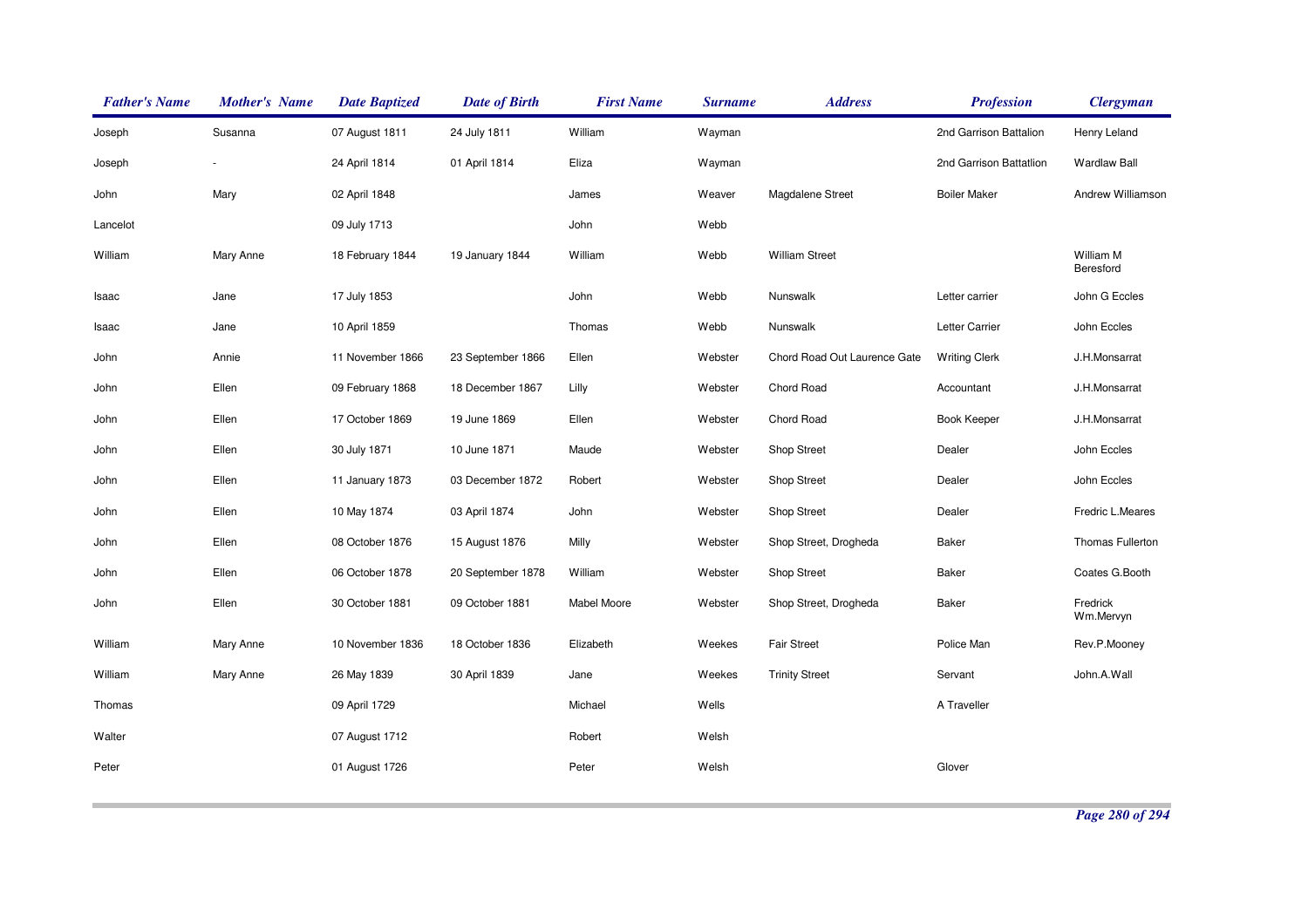| *Father's Name* | *Mother's Name* | *Date Baptized* | *Date of Birth* | *First Name* | *Surname* | *Address* | *Profession* | *Clergyman* |
|---|---|---|---|---|---|---|---|---|
| Joseph | Susanna | 07 August 1811 | 24 July 1811 | William | Wayman | | 2nd Garrison Battalion | Henry Leland |
| Joseph | - | 24 April 1814 | 01 April 1814 | Eliza | Wayman | | 2nd Garrison Battatlion | Wardlaw Ball |
| John | Mary | 02 April 1848 | | James | Weaver | Magdalene Street | Boiler Maker | Andrew Williamson |
| Lancelot | | 09 July 1713 | | John | Webb | | | |
| William | Mary Anne | 18 February 1844 | 19 January 1844 | William | Webb | William Street | | William M Beresford |
| Isaac | Jane | 17 July 1853 | | John | Webb | Nunswalk | Letter carrier | John G Eccles |
| Isaac | Jane | 10 April 1859 | | Thomas | Webb | Nunswalk | Letter Carrier | John Eccles |
| John | Annie | 11 November 1866 | 23 September 1866 | Ellen | Webster | Chord Road Out Laurence Gate | Writing Clerk | J.H.Monsarrat |
| John | Ellen | 09 February 1868 | 18 December 1867 | Lilly | Webster | Chord Road | Accountant | J.H.Monsarrat |
| John | Ellen | 17 October 1869 | 19 June 1869 | Ellen | Webster | Chord Road | Book Keeper | J.H.Monsarrat |
| John | Ellen | 30 July 1871 | 10 June 1871 | Maude | Webster | Shop Street | Dealer | John Eccles |
| John | Ellen | 11 January 1873 | 03 December 1872 | Robert | Webster | Shop Street | Dealer | John Eccles |
| John | Ellen | 10 May 1874 | 03 April 1874 | John | Webster | Shop Street | Dealer | Fredric L.Meares |
| John | Ellen | 08 October 1876 | 15 August 1876 | Milly | Webster | Shop Street, Drogheda | Baker | Thomas Fullerton |
| John | Ellen | 06 October 1878 | 20 September 1878 | William | Webster | Shop Street | Baker | Coates G.Booth |
| John | Ellen | 30 October 1881 | 09 October 1881 | Mabel Moore | Webster | Shop Street, Drogheda | Baker | Fredrick Wm.Mervyn |
| William | Mary Anne | 10 November 1836 | 18 October 1836 | Elizabeth | Weekes | Fair Street | Police Man | Rev.P.Mooney |
| William | Mary Anne | 26 May 1839 | 30 April 1839 | Jane | Weekes | Trinity Street | Servant | John.A.Wall |
| Thomas | | 09 April 1729 | | Michael | Wells | | A Traveller | |
| Walter | | 07 August 1712 | | Robert | Welsh | | | |
| Peter | | 01 August 1726 | | Peter | Welsh | | Glover | |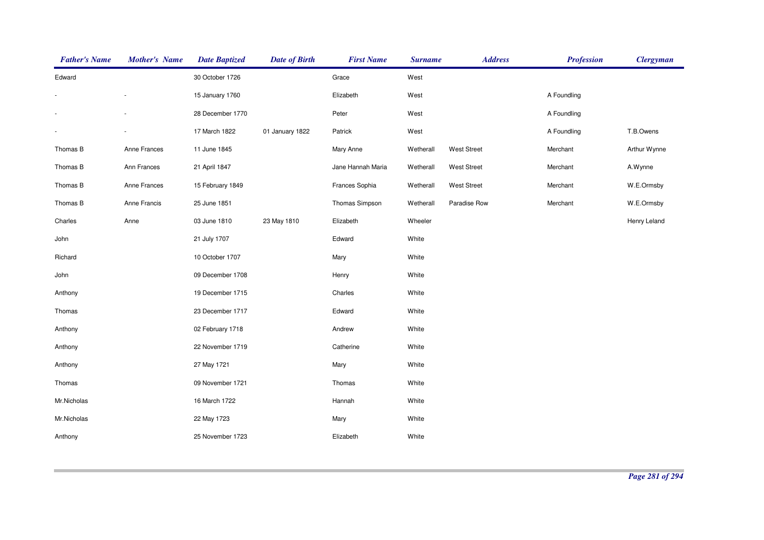| Father's Name | Mother's Name | Date Baptized | Date of Birth | First Name | Surname | Address | Profession | Clergyman |
|---|---|---|---|---|---|---|---|---|
| Edward | | 30 October 1726 | | Grace | West | | | |
| - | - | 15 January 1760 | | Elizabeth | West | | A Foundling | |
| - | - | 28 December 1770 | | Peter | West | | A Foundling | |
| - | - | 17 March 1822 | 01 January 1822 | Patrick | West | | A Foundling | T.B.Owens |
| Thomas B | Anne Frances | 11 June 1845 | | Mary Anne | Wetherall | West Street | Merchant | Arthur Wynne |
| Thomas B | Ann Frances | 21 April 1847 | | Jane Hannah Maria | Wetherall | West Street | Merchant | A.Wynne |
| Thomas B | Anne Frances | 15 February 1849 | | Frances Sophia | Wetherall | West Street | Merchant | W.E.Ormsby |
| Thomas B | Anne Francis | 25 June 1851 | | Thomas Simpson | Wetherall | Paradise Row | Merchant | W.E.Ormsby |
| Charles | Anne | 03 June 1810 | 23 May 1810 | Elizabeth | Wheeler | | | Henry Leland |
| John | | 21 July 1707 | | Edward | White | | | |
| Richard | | 10 October 1707 | | Mary | White | | | |
| John | | 09 December 1708 | | Henry | White | | | |
| Anthony | | 19 December 1715 | | Charles | White | | | |
| Thomas | | 23 December 1717 | | Edward | White | | | |
| Anthony | | 02 February 1718 | | Andrew | White | | | |
| Anthony | | 22 November 1719 | | Catherine | White | | | |
| Anthony | | 27 May 1721 | | Mary | White | | | |
| Thomas | | 09 November 1721 | | Thomas | White | | | |
| Mr.Nicholas | | 16 March 1722 | | Hannah | White | | | |
| Mr.Nicholas | | 22 May 1723 | | Mary | White | | | |
| Anthony | | 25 November 1723 | | Elizabeth | White | | | |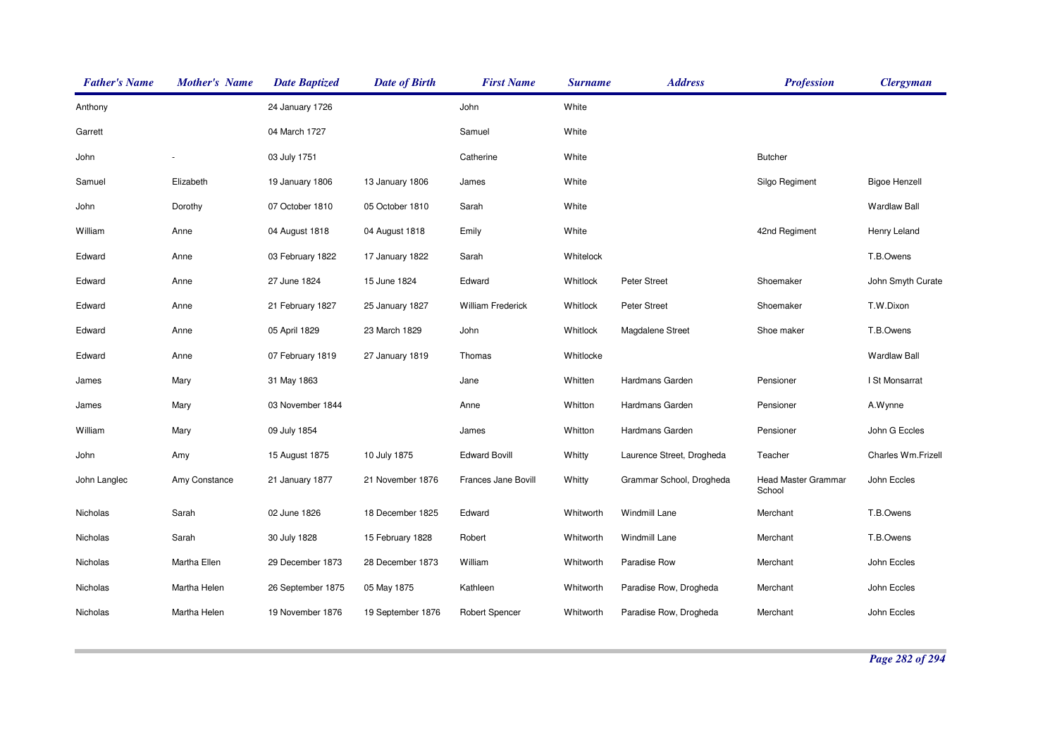| Father's Name | Mother's Name | Date Baptized | Date of Birth | First Name | Surname | Address | Profession | Clergyman |
|---|---|---|---|---|---|---|---|---|
| Anthony | | 24 January 1726 | | John | White | | | |
| Garrett | | 04 March 1727 | | Samuel | White | | | |
| John | - | 03 July 1751 | | Catherine | White | | Butcher | |
| Samuel | Elizabeth | 19 January 1806 | 13 January 1806 | James | White | | Silgo Regiment | Bigoe Henzell |
| John | Dorothy | 07 October 1810 | 05 October 1810 | Sarah | White | | | Wardlaw Ball |
| William | Anne | 04 August 1818 | 04 August 1818 | Emily | White | | 42nd Regiment | Henry Leland |
| Edward | Anne | 03 February 1822 | 17 January 1822 | Sarah | Whitelock | | | T.B.Owens |
| Edward | Anne | 27 June 1824 | 15 June 1824 | Edward | Whitlock | Peter Street | Shoemaker | John Smyth Curate |
| Edward | Anne | 21 February 1827 | 25 January 1827 | William Frederick | Whitlock | Peter Street | Shoemaker | T.W.Dixon |
| Edward | Anne | 05 April 1829 | 23 March 1829 | John | Whitlock | Magdalene Street | Shoe maker | T.B.Owens |
| Edward | Anne | 07 February 1819 | 27 January 1819 | Thomas | Whitlocke | | | Wardlaw Ball |
| James | Mary | 31 May 1863 | | Jane | Whitten | Hardmans Garden | Pensioner | I St Monsarrat |
| James | Mary | 03 November 1844 | | Anne | Whitton | Hardmans Garden | Pensioner | A.Wynne |
| William | Mary | 09 July 1854 | | James | Whitton | Hardmans Garden | Pensioner | John G Eccles |
| John | Amy | 15 August 1875 | 10 July 1875 | Edward Bovill | Whitty | Laurence Street, Drogheda | Teacher | Charles Wm.Frizell |
| John Langlec | Amy Constance | 21 January 1877 | 21 November 1876 | Frances Jane Bovill | Whitty | Grammar School, Drogheda | Head Master Grammar School | John Eccles |
| Nicholas | Sarah | 02 June 1826 | 18 December 1825 | Edward | Whitworth | Windmill Lane | Merchant | T.B.Owens |
| Nicholas | Sarah | 30 July 1828 | 15 February 1828 | Robert | Whitworth | Windmill Lane | Merchant | T.B.Owens |
| Nicholas | Martha Ellen | 29 December 1873 | 28 December 1873 | William | Whitworth | Paradise Row | Merchant | John Eccles |
| Nicholas | Martha Helen | 26 September 1875 | 05 May 1875 | Kathleen | Whitworth | Paradise Row, Drogheda | Merchant | John Eccles |
| Nicholas | Martha Helen | 19 November 1876 | 19 September 1876 | Robert Spencer | Whitworth | Paradise Row, Drogheda | Merchant | John Eccles |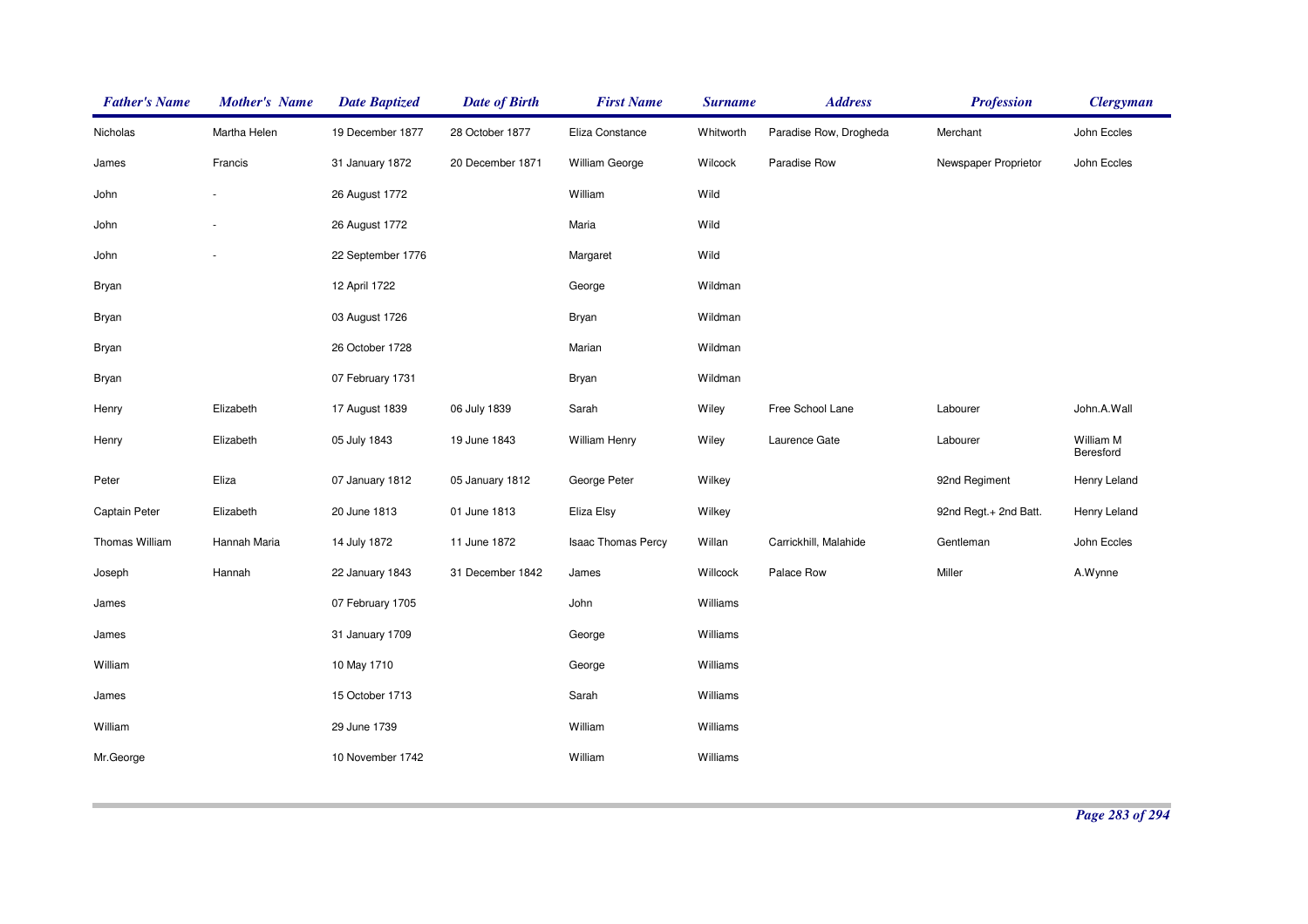| *Father's Name* | *Mother's Name* | *Date Baptized* | *Date of Birth* | *First Name* | *Surname* | *Address* | *Profession* | *Clergyman* |
|---|---|---|---|---|---|---|---|---|
| Nicholas | Martha Helen | 19 December 1877 | 28 October 1877 | Eliza Constance | Whitworth | Paradise Row, Drogheda | Merchant | John Eccles |
| James | Francis | 31 January 1872 | 20 December 1871 | William George | Wilcock | Paradise Row | Newspaper Proprietor | John Eccles |
| John | - | 26 August 1772 | | William | Wild | | | |
| John | - | 26 August 1772 | | Maria | Wild | | | |
| John | - | 22 September 1776 | | Margaret | Wild | | | |
| Bryan | | 12 April 1722 | | George | Wildman | | | |
| Bryan | | 03 August 1726 | | Bryan | Wildman | | | |
| Bryan | | 26 October 1728 | | Marian | Wildman | | | |
| Bryan | | 07 February 1731 | | Bryan | Wildman | | | |
| Henry | Elizabeth | 17 August 1839 | 06 July 1839 | Sarah | Wiley | Free School Lane | Labourer | John.A.Wall |
| Henry | Elizabeth | 05 July 1843 | 19 June 1843 | William Henry | Wiley | Laurence Gate | Labourer | William M Beresford |
| Peter | Eliza | 07 January 1812 | 05 January 1812 | George Peter | Wilkey | | 92nd Regiment | Henry Leland |
| Captain Peter | Elizabeth | 20 June 1813 | 01 June 1813 | Eliza Elsy | Wilkey | | 92nd Regt.+ 2nd Batt. | Henry Leland |
| Thomas William | Hannah Maria | 14 July 1872 | 11 June 1872 | Isaac Thomas Percy | Willan | Carrickhill, Malahide | Gentleman | John Eccles |
| Joseph | Hannah | 22 January 1843 | 31 December 1842 | James | Willcock | Palace Row | Miller | A.Wynne |
| James | | 07 February 1705 | | John | Williams | | | |
| James | | 31 January 1709 | | George | Williams | | | |
| William | | 10 May 1710 | | George | Williams | | | |
| James | | 15 October 1713 | | Sarah | Williams | | | |
| William | | 29 June 1739 | | William | Williams | | | |
| Mr.George | | 10 November 1742 | | William | Williams | | | |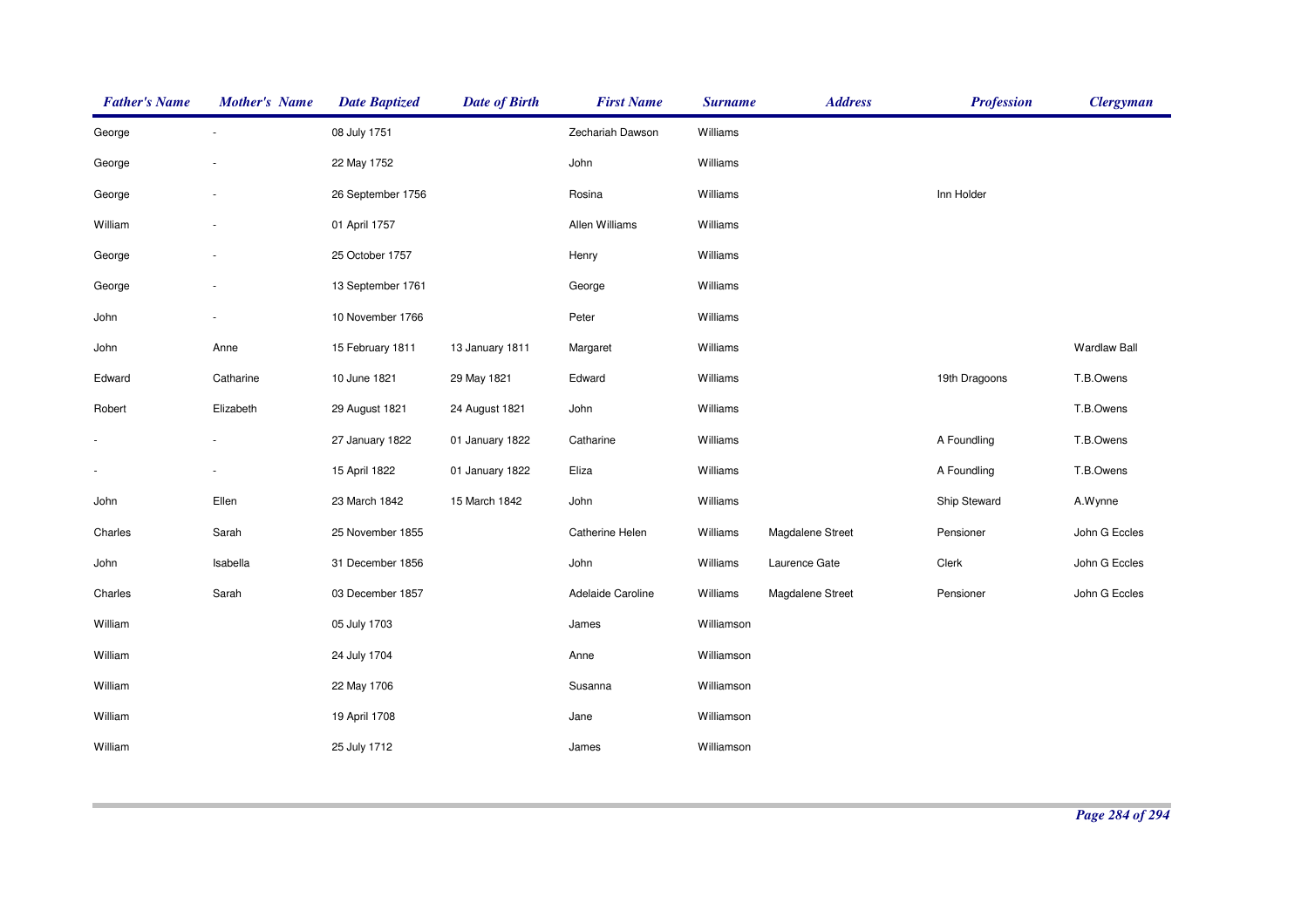| Father's Name | Mother's Name | Date Baptized | Date of Birth | First Name | Surname | Address | Profession | Clergyman |
|---|---|---|---|---|---|---|---|---|
| George | - | 08 July 1751 | | Zechariah Dawson | Williams | | | |
| George | - | 22 May 1752 | | John | Williams | | | |
| George | - | 26 September 1756 | | Rosina | Williams | | Inn Holder | |
| William | - | 01 April 1757 | | Allen Williams | Williams | | | |
| George | - | 25 October 1757 | | Henry | Williams | | | |
| George | - | 13 September 1761 | | George | Williams | | | |
| John | - | 10 November 1766 | | Peter | Williams | | | |
| John | Anne | 15 February 1811 | 13 January 1811 | Margaret | Williams | | | Wardlaw Ball |
| Edward | Catharine | 10 June 1821 | 29 May 1821 | Edward | Williams | | 19th Dragoons | T.B.Owens |
| Robert | Elizabeth | 29 August 1821 | 24 August 1821 | John | Williams | | | T.B.Owens |
| - | - | 27 January 1822 | 01 January 1822 | Catharine | Williams | | A Foundling | T.B.Owens |
| - | - | 15 April 1822 | 01 January 1822 | Eliza | Williams | | A Foundling | T.B.Owens |
| John | Ellen | 23 March 1842 | 15 March 1842 | John | Williams | | Ship Steward | A.Wynne |
| Charles | Sarah | 25 November 1855 | | Catherine Helen | Williams | Magdalene Street | Pensioner | John G Eccles |
| John | Isabella | 31 December 1856 | | John | Williams | Laurence Gate | Clerk | John G Eccles |
| Charles | Sarah | 03 December 1857 | | Adelaide Caroline | Williams | Magdalene Street | Pensioner | John G Eccles |
| William | | 05 July 1703 | | James | Williamson | | | |
| William | | 24 July 1704 | | Anne | Williamson | | | |
| William | | 22 May 1706 | | Susanna | Williamson | | | |
| William | | 19 April 1708 | | Jane | Williamson | | | |
| William | | 25 July 1712 | | James | Williamson | | | |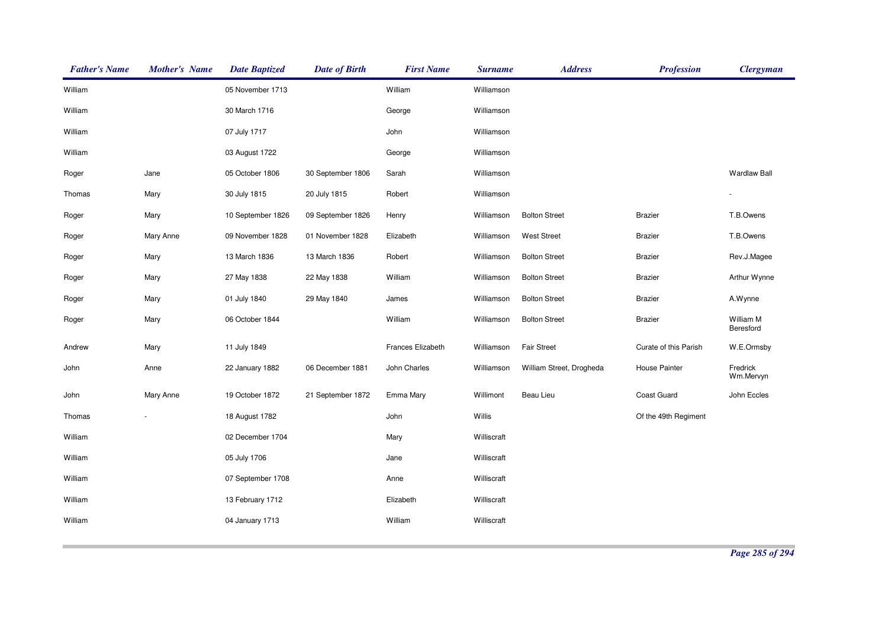| Father's Name | Mother's Name | Date Baptized | Date of Birth | First Name | Surname | Address | Profession | Clergyman |
|---|---|---|---|---|---|---|---|---|
| William | | 05 November 1713 | | William | Williamson | | | |
| William | | 30 March 1716 | | George | Williamson | | | |
| William | | 07 July 1717 | | John | Williamson | | | |
| William | | 03 August 1722 | | George | Williamson | | | |
| Roger | Jane | 05 October 1806 | 30 September 1806 | Sarah | Williamson | | | Wardlaw Ball |
| Thomas | Mary | 30 July 1815 | 20 July 1815 | Robert | Williamson | | | - |
| Roger | Mary | 10 September 1826 | 09 September 1826 | Henry | Williamson | Bolton Street | Brazier | T.B.Owens |
| Roger | Mary Anne | 09 November 1828 | 01 November 1828 | Elizabeth | Williamson | West Street | Brazier | T.B.Owens |
| Roger | Mary | 13 March 1836 | 13 March 1836 | Robert | Williamson | Bolton Street | Brazier | Rev.J.Magee |
| Roger | Mary | 27 May 1838 | 22 May 1838 | William | Williamson | Bolton Street | Brazier | Arthur Wynne |
| Roger | Mary | 01 July 1840 | 29 May 1840 | James | Williamson | Bolton Street | Brazier | A.Wynne |
| Roger | Mary | 06 October 1844 | | William | Williamson | Bolton Street | Brazier | William M Beresford |
| Andrew | Mary | 11 July 1849 | | Frances Elizabeth | Williamson | Fair Street | Curate of this Parish | W.E.Ormsby |
| John | Anne | 22 January 1882 | 06 December 1881 | John Charles | Williamson | William Street, Drogheda | House Painter | Fredrick Wm.Mervyn |
| John | Mary Anne | 19 October 1872 | 21 September 1872 | Emma Mary | Willimont | Beau Lieu | Coast Guard | John Eccles |
| Thomas | - | 18 August 1782 | | John | Willis | | Of the 49th Regiment | |
| William | | 02 December 1704 | | Mary | Williscraft | | | |
| William | | 05 July 1706 | | Jane | Williscraft | | | |
| William | | 07 September 1708 | | Anne | Williscraft | | | |
| William | | 13 February 1712 | | Elizabeth | Williscraft | | | |
| William | | 04 January 1713 | | William | Williscraft | | | |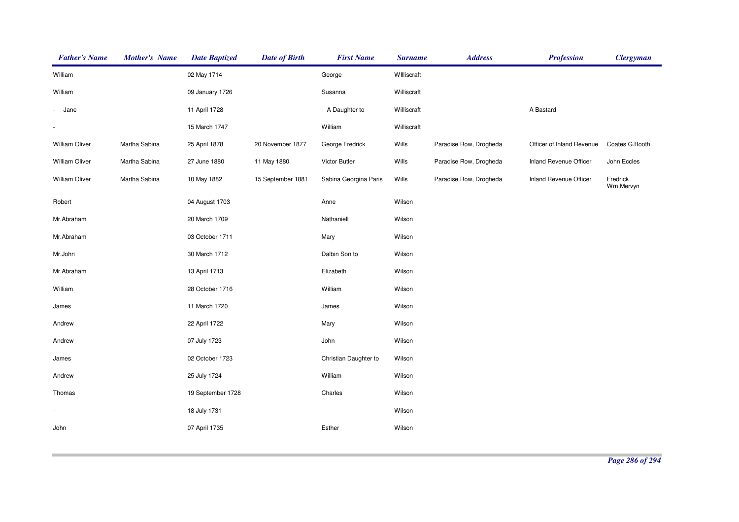| *Father's Name* | *Mother's Name* | *Date Baptized* | *Date of Birth* | *First Name* | *Surname* | *Address* | *Profession* | *Clergyman* |
|---|---|---|---|---|---|---|---|---|
| William | | 02 May 1714 | | George | WIlliscraft | | | |
| William | | 09 January 1726 | | Susanna | Williscraft | | | |
| - Jane | | 11 April 1728 | | - A Daughter to | Williscraft | | A Bastard | |
| - | | 15 March 1747 | | William | Williscraft | | | |
| William Oliver | Martha Sabina | 25 April 1878 | 20 November 1877 | George Fredrick | Wills | Paradise Row, Drogheda | Officer of Inland Revenue | Coates G.Booth |
| William Oliver | Martha Sabina | 27 June 1880 | 11 May 1880 | Victor Butler | Wills | Paradise Row, Drogheda | Inland Revenue Officer | John Eccles |
| William Oliver | Martha Sabina | 10 May 1882 | 15 September 1881 | Sabina Georgina Paris | Wills | Paradise Row, Drogheda | Inland Revenue Officer | Fredrick Wm.Mervyn |
| Robert | | 04 August 1703 | | Anne | Wilson | | | |
| Mr.Abraham | | 20 March 1709 | | Nathaniell | Wilson | | | |
| Mr.Abraham | | 03 October 1711 | | Mary | Wilson | | | |
| Mr.John | | 30 March 1712 | | Dalbin Son to | Wilson | | | |
| Mr.Abraham | | 13 April 1713 | | Elizabeth | Wilson | | | |
| William | | 28 October 1716 | | William | Wilson | | | |
| James | | 11 March 1720 | | James | Wilson | | | |
| Andrew | | 22 April 1722 | | Mary | Wilson | | | |
| Andrew | | 07 July 1723 | | John | Wilson | | | |
| James | | 02 October 1723 | | Christian Daughter to | Wilson | | | |
| Andrew | | 25 July 1724 | | William | Wilson | | | |
| Thomas | | 19 September 1728 | | Charles | Wilson | | | |
| - | | 18 July 1731 | | - | Wilson | | | |
| John | | 07 April 1735 | | Esther | Wilson | | | |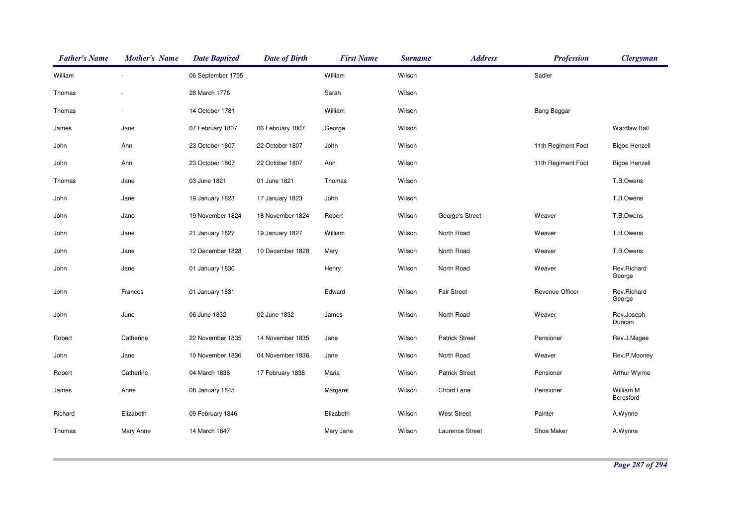| Father's Name | Mother's Name | Date Baptized | Date of Birth | First Name | Surname | Address | Profession | Clergyman |
|---|---|---|---|---|---|---|---|---|
| William | - | 06 September 1755 | | William | Wilson | | Sadler | |
| Thomas | - | 28 March 1776 | | Sarah | Wilson | | | |
| Thomas | - | 14 October 1781 | | William | Wilson | | Bang Beggar | |
| James | Jane | 07 February 1807 | 06 February 1807 | George | Wilson | | | Wardlaw Ball |
| John | Ann | 23 October 1807 | 22 October 1807 | John | Wilson | | 11th Regiment Foot | Bigoe Henzell |
| John | Ann | 23 October 1807 | 22 October 1807 | Ann | Wilson | | 11th Regiment Foot | Bigoe Henzell |
| Thomas | Jane | 03 June 1821 | 01 June 1821 | Thomas | Wilson | | | T.B.Owens |
| John | Jane | 19 January 1823 | 17 January 1823 | John | Wilson | | | T.B.Owens |
| John | Jane | 19 November 1824 | 18 November 1824 | Robert | Wilson | George's Street | Weaver | T.B.Owens |
| John | Jane | 21 January 1827 | 19 January 1827 | William | Wilson | North Road | Weaver | T.B.Owens |
| John | Jane | 12 December 1828 | 10 December 1828 | Mary | Wilson | North Road | Weaver | T.B.Owens |
| John | Jane | 01 January 1830 | | Henry | Wilson | North Road | Weaver | Rev.Richard George |
| John | Frances | 01 January 1831 | | Edward | Wilson | Fair Street | Revenue Officer | Rev.Richard George |
| John | June | 06 June 1832 | 02 June 1832 | James | Wilson | North Road | Weaver | Rev.Joseph Duncan |
| Robert | Catherine | 22 November 1835 | 14 November 1835 | Jane | Wilson | Patrick Street | Pensioner | Rev.J.Magee |
| John | Jane | 10 November 1836 | 04 November 1836 | Jane | Wilson | North Road | Weaver | Rev.P.Mooney |
| Robert | Catherine | 04 March 1838 | 17 February 1838 | Maria | Wilson | Patrick Street | Pensioner | Arthur Wynne |
| James | Anne | 08 January 1845 | | Margaret | Wilson | Chord Lane | Pensioner | William M Beresford |
| Richard | Elizabeth | 09 February 1846 | | Elizabeth | Wilson | West Street | Painter | A.Wynne |
| Thomas | Mary Anne | 14 March 1847 | | Mary Jane | Wilson | Laurence Street | Shoe Maker | A.Wynne |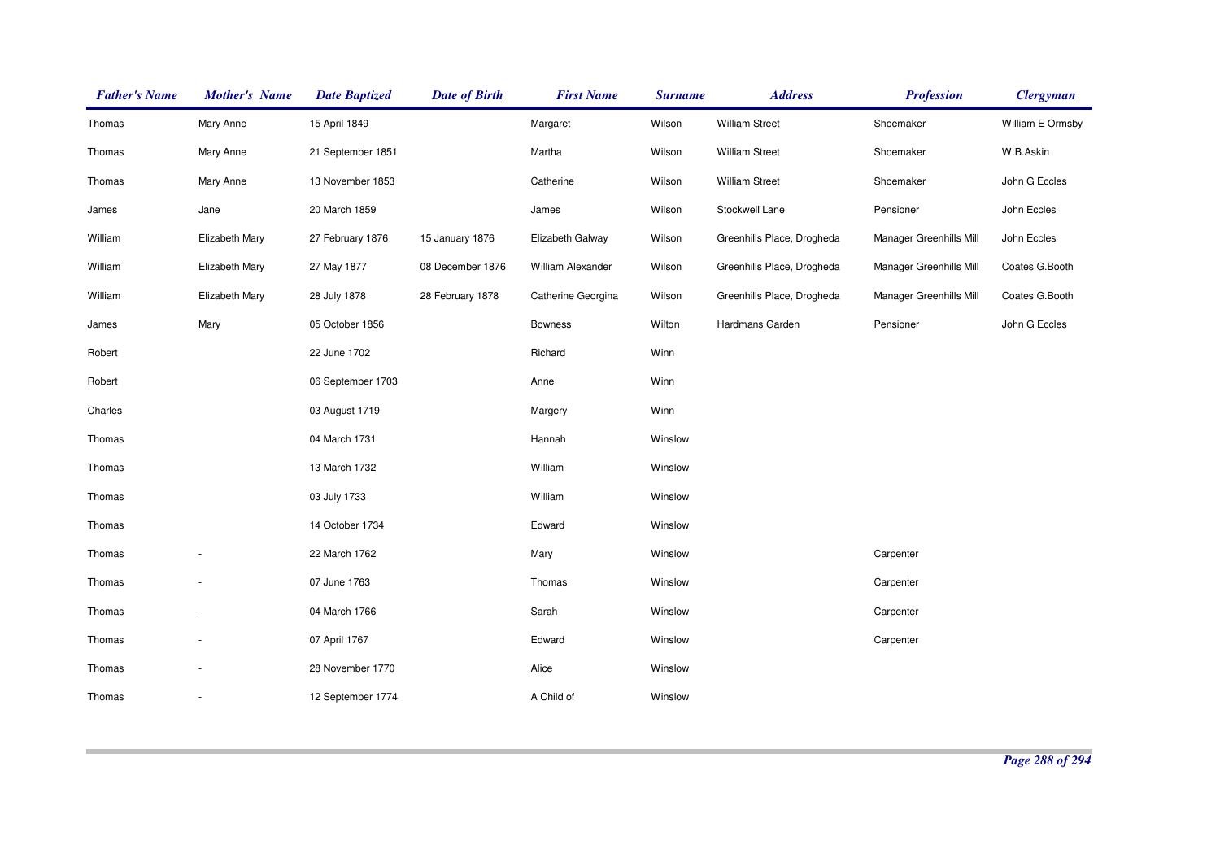| Father's Name | Mother's Name | Date Baptized | Date of Birth | First Name | Surname | Address | Profession | Clergyman |
|---|---|---|---|---|---|---|---|---|
| Thomas | Mary Anne | 15 April 1849 | | Margaret | Wilson | William Street | Shoemaker | William E Ormsby |
| Thomas | Mary Anne | 21 September 1851 | | Martha | Wilson | William Street | Shoemaker | W.B.Askin |
| Thomas | Mary Anne | 13 November 1853 | | Catherine | Wilson | William Street | Shoemaker | John G Eccles |
| James | Jane | 20 March 1859 | | James | Wilson | Stockwell Lane | Pensioner | John Eccles |
| William | Elizabeth Mary | 27 February 1876 | 15 January 1876 | Elizabeth Galway | Wilson | Greenhills Place, Drogheda | Manager Greenhills Mill | John Eccles |
| William | Elizabeth Mary | 27 May 1877 | 08 December 1876 | William Alexander | Wilson | Greenhills Place, Drogheda | Manager Greenhills Mill | Coates G.Booth |
| William | Elizabeth Mary | 28 July 1878 | 28 February 1878 | Catherine Georgina | Wilson | Greenhills Place, Drogheda | Manager Greenhills Mill | Coates G.Booth |
| James | Mary | 05 October 1856 | | Bowness | Wilton | Hardmans Garden | Pensioner | John G Eccles |
| Robert | | 22 June 1702 | | Richard | Winn | | | |
| Robert | | 06 September 1703 | | Anne | Winn | | | |
| Charles | | 03 August 1719 | | Margery | Winn | | | |
| Thomas | | 04 March 1731 | | Hannah | Winslow | | | |
| Thomas | | 13 March 1732 | | William | Winslow | | | |
| Thomas | | 03 July 1733 | | William | Winslow | | | |
| Thomas | | 14 October 1734 | | Edward | Winslow | | | |
| Thomas | - | 22 March 1762 | | Mary | Winslow | | Carpenter | |
| Thomas | - | 07 June 1763 | | Thomas | Winslow | | Carpenter | |
| Thomas | - | 04 March 1766 | | Sarah | Winslow | | Carpenter | |
| Thomas | - | 07 April 1767 | | Edward | Winslow | | Carpenter | |
| Thomas | - | 28 November 1770 | | Alice | Winslow | | | |
| Thomas | - | 12 September 1774 | | A Child of | Winslow | | | |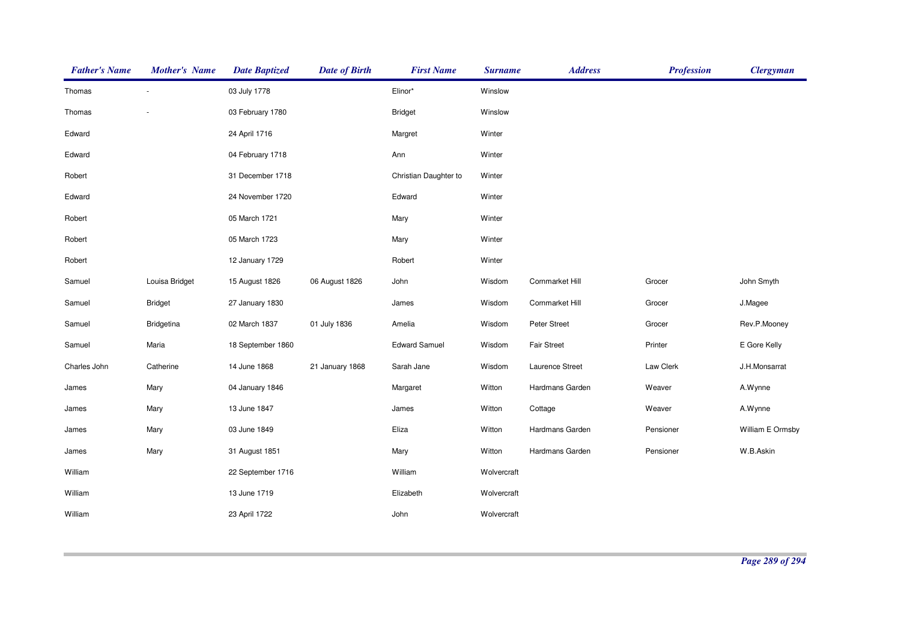| Father's Name | Mother's Name | Date Baptized | Date of Birth | First Name | Surname | Address | Profession | Clergyman |
|---|---|---|---|---|---|---|---|---|
| Thomas | - | 03 July 1778 | | Elinor* | Winslow | | | |
| Thomas | - | 03 February 1780 | | Bridget | Winslow | | | |
| Edward | | 24 April 1716 | | Margret | Winter | | | |
| Edward | | 04 February 1718 | | Ann | Winter | | | |
| Robert | | 31 December 1718 | | Christian Daughter to | Winter | | | |
| Edward | | 24 November 1720 | | Edward | Winter | | | |
| Robert | | 05 March 1721 | | Mary | Winter | | | |
| Robert | | 05 March 1723 | | Mary | Winter | | | |
| Robert | | 12 January 1729 | | Robert | Winter | | | |
| Samuel | Louisa Bridget | 15 August 1826 | 06 August 1826 | John | Wisdom | Cornmarket Hill | Grocer | John Smyth |
| Samuel | Bridget | 27 January 1830 | | James | Wisdom | Cornmarket Hill | Grocer | J.Magee |
| Samuel | Bridgetina | 02 March 1837 | 01 July 1836 | Amelia | Wisdom | Peter Street | Grocer | Rev.P.Mooney |
| Samuel | Maria | 18 September 1860 | | Edward Samuel | Wisdom | Fair Street | Printer | E Gore Kelly |
| Charles John | Catherine | 14 June 1868 | 21 January 1868 | Sarah Jane | Wisdom | Laurence Street | Law Clerk | J.H.Monsarrat |
| James | Mary | 04 January 1846 | | Margaret | Witton | Hardmans Garden | Weaver | A.Wynne |
| James | Mary | 13 June 1847 | | James | Witton | Cottage | Weaver | A.Wynne |
| James | Mary | 03 June 1849 | | Eliza | Witton | Hardmans Garden | Pensioner | William E Ormsby |
| James | Mary | 31 August 1851 | | Mary | Witton | Hardmans Garden | Pensioner | W.B.Askin |
| William | | 22 September 1716 | | William | Wolvercraft | | | |
| William | | 13 June 1719 | | Elizabeth | Wolvercraft | | | |
| William | | 23 April 1722 | | John | Wolvercraft | | | |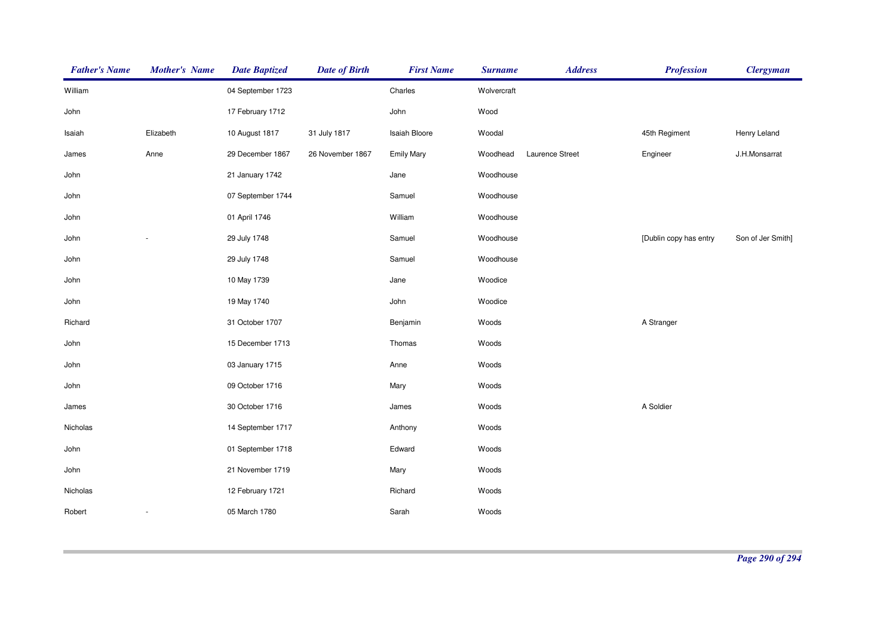| *Father's Name* | *Mother's Name* | *Date Baptized* | *Date of Birth* | *First Name* | *Surname* | *Address* | *Profession* | *Clergyman* |
|---|---|---|---|---|---|---|---|---|
| William | | 04 September 1723 | | Charles | Wolvercraft | | | |
| John | | 17 February 1712 | | John | Wood | | | |
| Isaiah | Elizabeth | 10 August 1817 | 31 July 1817 | Isaiah Bloore | Woodal | | 45th Regiment | Henry Leland |
| James | Anne | 29 December 1867 | 26 November 1867 | Emily Mary | Woodhead | Laurence Street | Engineer | J.H.Monsarrat |
| John | | 21 January 1742 | | Jane | Woodhouse | | | |
| John | | 07 September 1744 | | Samuel | Woodhouse | | | |
| John | | 01 April 1746 | | William | Woodhouse | | | |
| John | - | 29 July 1748 | | Samuel | Woodhouse | | [Dublin copy has entry | Son of Jer Smith] |
| John | | 29 July 1748 | | Samuel | Woodhouse | | | |
| John | | 10 May 1739 | | Jane | Woodice | | | |
| John | | 19 May 1740 | | John | Woodice | | | |
| Richard | | 31 October 1707 | | Benjamin | Woods | | A Stranger | |
| John | | 15 December 1713 | | Thomas | Woods | | | |
| John | | 03 January 1715 | | Anne | Woods | | | |
| John | | 09 October 1716 | | Mary | Woods | | | |
| James | | 30 October 1716 | | James | Woods | | A Soldier | |
| Nicholas | | 14 September 1717 | | Anthony | Woods | | | |
| John | | 01 September 1718 | | Edward | Woods | | | |
| John | | 21 November 1719 | | Mary | Woods | | | |
| Nicholas | | 12 February 1721 | | Richard | Woods | | | |
| Robert | - | 05 March 1780 | | Sarah | Woods | | | |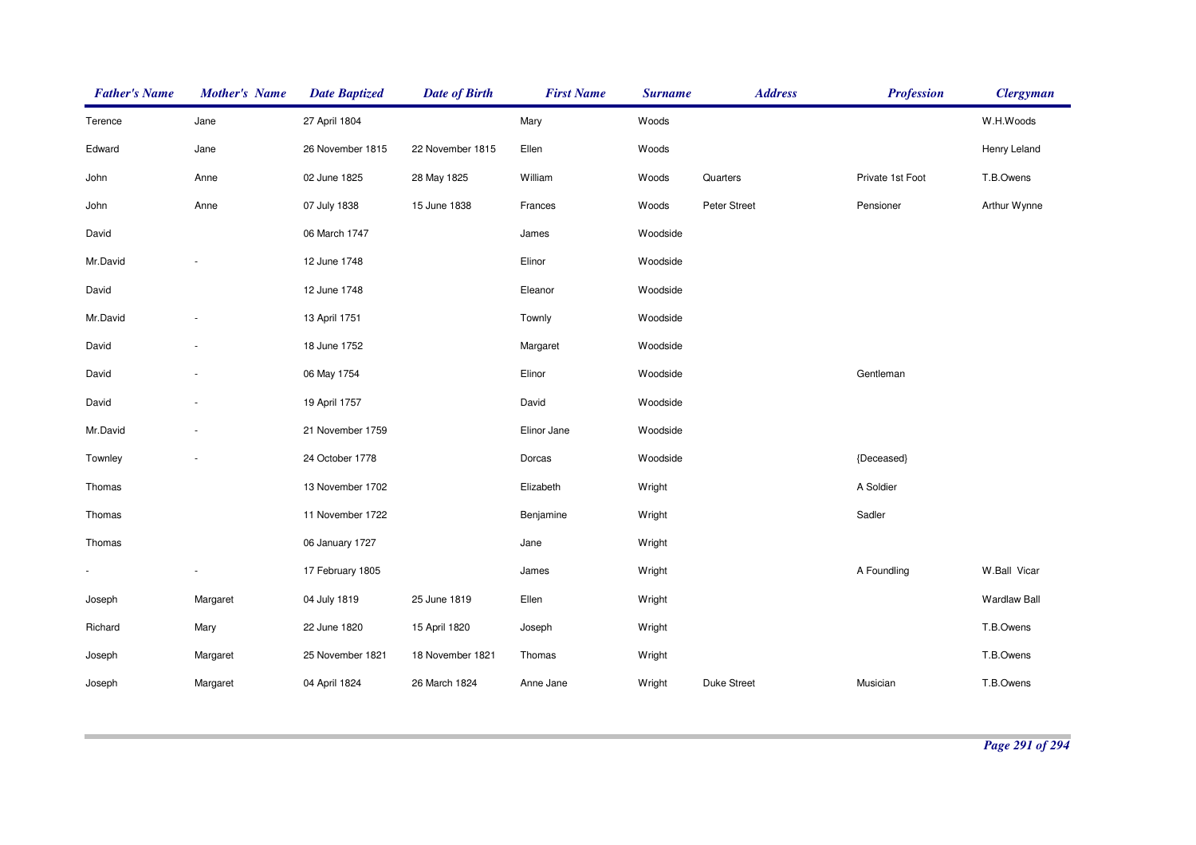| Father's Name | Mother's Name | Date Baptized | Date of Birth | First Name | Surname | Address | Profession | Clergyman |
|---|---|---|---|---|---|---|---|---|
| Terence | Jane | 27 April 1804 | | Mary | Woods | | | W.H.Woods |
| Edward | Jane | 26 November 1815 | 22 November 1815 | Ellen | Woods | | | Henry Leland |
| John | Anne | 02 June 1825 | 28 May 1825 | William | Woods | Quarters | Private 1st Foot | T.B.Owens |
| John | Anne | 07 July 1838 | 15 June 1838 | Frances | Woods | Peter Street | Pensioner | Arthur Wynne |
| David | | 06 March 1747 | | James | Woodside | | | |
| Mr.David | - | 12 June 1748 | | Elinor | Woodside | | | |
| David | | 12 June 1748 | | Eleanor | Woodside | | | |
| Mr.David | - | 13 April 1751 | | Townly | Woodside | | | |
| David | - | 18 June 1752 | | Margaret | Woodside | | | |
| David | - | 06 May 1754 | | Elinor | Woodside | | Gentleman | |
| David | - | 19 April 1757 | | David | Woodside | | | |
| Mr.David | - | 21 November 1759 | | Elinor Jane | Woodside | | | |
| Townley | - | 24 October 1778 | | Dorcas | Woodside | | {Deceased} | |
| Thomas | | 13 November 1702 | | Elizabeth | Wright | | A Soldier | |
| Thomas | | 11 November 1722 | | Benjamine | Wright | | Sadler | |
| Thomas | | 06 January 1727 | | Jane | Wright | | | |
| - | - | 17 February 1805 | | James | Wright | | A Foundling | W.Ball Vicar |
| Joseph | Margaret | 04 July 1819 | 25 June 1819 | Ellen | Wright | | | Wardlaw Ball |
| Richard | Mary | 22 June 1820 | 15 April 1820 | Joseph | Wright | | | T.B.Owens |
| Joseph | Margaret | 25 November 1821 | 18 November 1821 | Thomas | Wright | | | T.B.Owens |
| Joseph | Margaret | 04 April 1824 | 26 March 1824 | Anne Jane | Wright | Duke Street | Musician | T.B.Owens |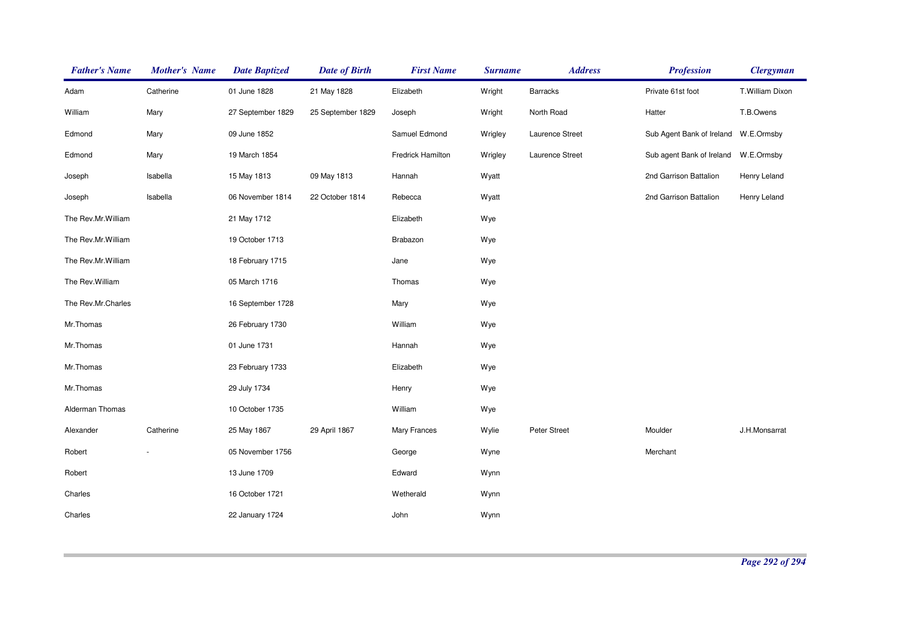| *Father's Name* | *Mother's Name* | *Date Baptized* | *Date of Birth* | *First Name* | *Surname* | *Address* | *Profession* | *Clergyman* |
|---|---|---|---|---|---|---|---|---|
| Adam | Catherine | 01 June 1828 | 21 May 1828 | Elizabeth | Wright | Barracks | Private 61st foot | T.William Dixon |
| William | Mary | 27 September 1829 | 25 September 1829 | Joseph | Wright | North Road | Hatter | T.B.Owens |
| Edmond | Mary | 09 June 1852 | | Samuel Edmond | Wrigley | Laurence Street | Sub Agent Bank of Ireland | W.E.Ormsby |
| Edmond | Mary | 19 March 1854 | | Fredrick Hamilton | Wrigley | Laurence Street | Sub agent Bank of Ireland | W.E.Ormsby |
| Joseph | Isabella | 15 May 1813 | 09 May 1813 | Hannah | Wyatt | | 2nd Garrison Battalion | Henry Leland |
| Joseph | Isabella | 06 November 1814 | 22 October 1814 | Rebecca | Wyatt | | 2nd Garrison Battalion | Henry Leland |
| The Rev.Mr.William | | 21 May 1712 | | Elizabeth | Wye | | | |
| The Rev.Mr.William | | 19 October 1713 | | Brabazon | Wye | | | |
| The Rev.Mr.William | | 18 February 1715 | | Jane | Wye | | | |
| The Rev.William | | 05 March 1716 | | Thomas | Wye | | | |
| The Rev.Mr.Charles | | 16 September 1728 | | Mary | Wye | | | |
| Mr.Thomas | | 26 February 1730 | | William | Wye | | | |
| Mr.Thomas | | 01 June 1731 | | Hannah | Wye | | | |
| Mr.Thomas | | 23 February 1733 | | Elizabeth | Wye | | | |
| Mr.Thomas | | 29 July 1734 | | Henry | Wye | | | |
| Alderman Thomas | | 10 October 1735 | | William | Wye | | | |
| Alexander | Catherine | 25 May 1867 | 29 April 1867 | Mary Frances | Wylie | Peter Street | Moulder | J.H.Monsarrat |
| Robert | - | 05 November 1756 | | George | Wyne | | Merchant | |
| Robert | | 13 June 1709 | | Edward | Wynn | | | |
| Charles | | 16 October 1721 | | Wetherald | Wynn | | | |
| Charles | | 22 January 1724 | | John | Wynn | | | |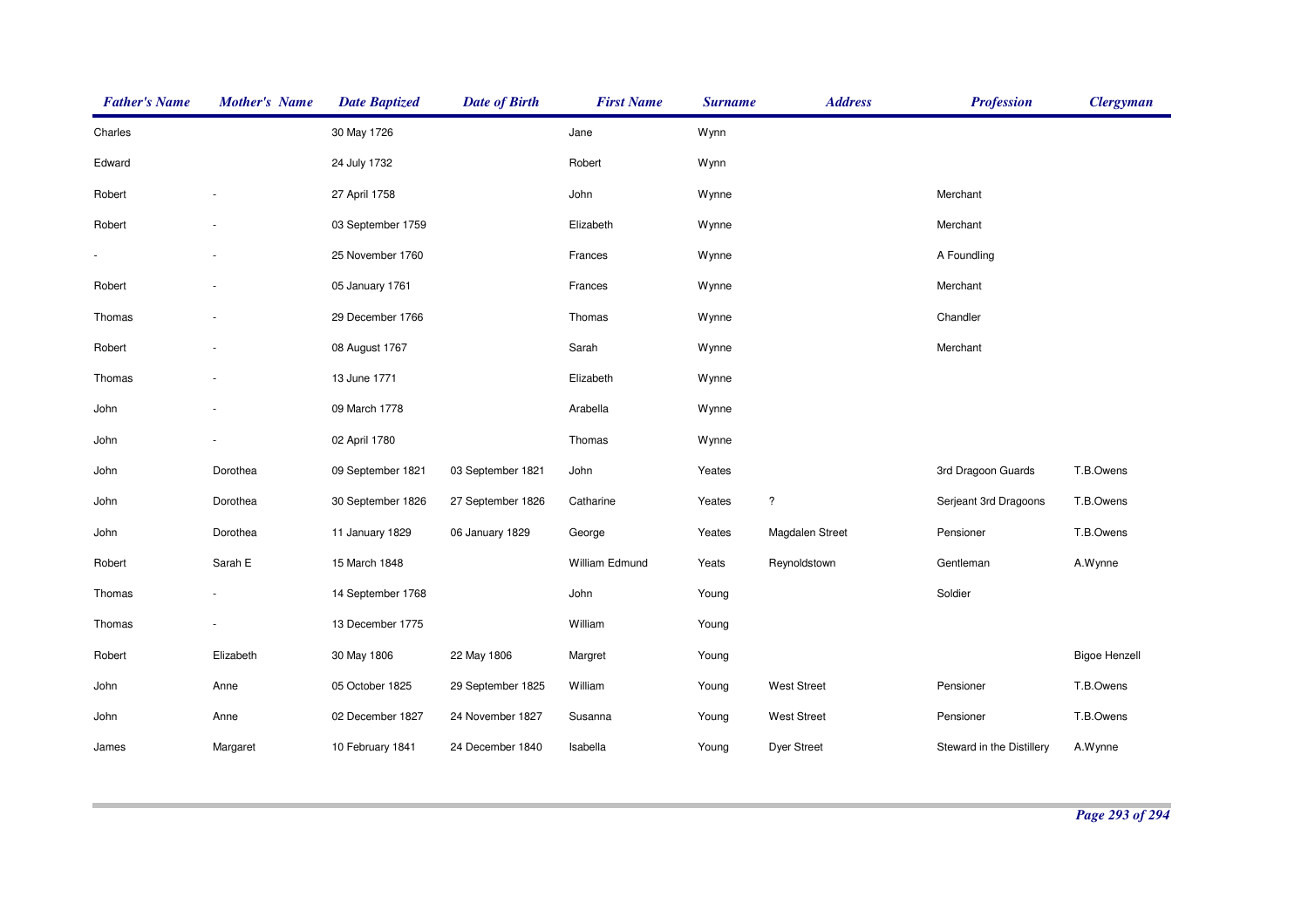| Father's Name | Mother's Name | Date Baptized | Date of Birth | First Name | Surname | Address | Profession | Clergyman |
|---|---|---|---|---|---|---|---|---|
| Charles | | 30 May 1726 | | Jane | Wynn | | | |
| Edward | | 24 July 1732 | | Robert | Wynn | | | |
| Robert | - | 27 April 1758 | | John | Wynne | | Merchant | |
| Robert | - | 03 September 1759 | | Elizabeth | Wynne | | Merchant | |
| - | - | 25 November 1760 | | Frances | Wynne | | A Foundling | |
| Robert | - | 05 January 1761 | | Frances | Wynne | | Merchant | |
| Thomas | - | 29 December 1766 | | Thomas | Wynne | | Chandler | |
| Robert | - | 08 August 1767 | | Sarah | Wynne | | Merchant | |
| Thomas | - | 13 June 1771 | | Elizabeth | Wynne | | | |
| John | - | 09 March 1778 | | Arabella | Wynne | | | |
| John | - | 02 April 1780 | | Thomas | Wynne | | | |
| John | Dorothea | 09 September 1821 | 03 September 1821 | John | Yeates | | 3rd Dragoon Guards | T.B.Owens |
| John | Dorothea | 30 September 1826 | 27 September 1826 | Catharine | Yeates | ? | Serjeant 3rd Dragoons | T.B.Owens |
| John | Dorothea | 11 January 1829 | 06 January 1829 | George | Yeates | Magdalen Street | Pensioner | T.B.Owens |
| Robert | Sarah E | 15 March 1848 | | William Edmund | Yeats | Reynoldstown | Gentleman | A.Wynne |
| Thomas | - | 14 September 1768 | | John | Young | | Soldier | |
| Thomas | - | 13 December 1775 | | William | Young | | | |
| Robert | Elizabeth | 30 May 1806 | 22 May 1806 | Margret | Young | | | Bigoe Henzell |
| John | Anne | 05 October 1825 | 29 September 1825 | William | Young | West Street | Pensioner | T.B.Owens |
| John | Anne | 02 December 1827 | 24 November 1827 | Susanna | Young | West Street | Pensioner | T.B.Owens |
| James | Margaret | 10 February 1841 | 24 December 1840 | Isabella | Young | Dyer Street | Steward in the Distillery | A.Wynne |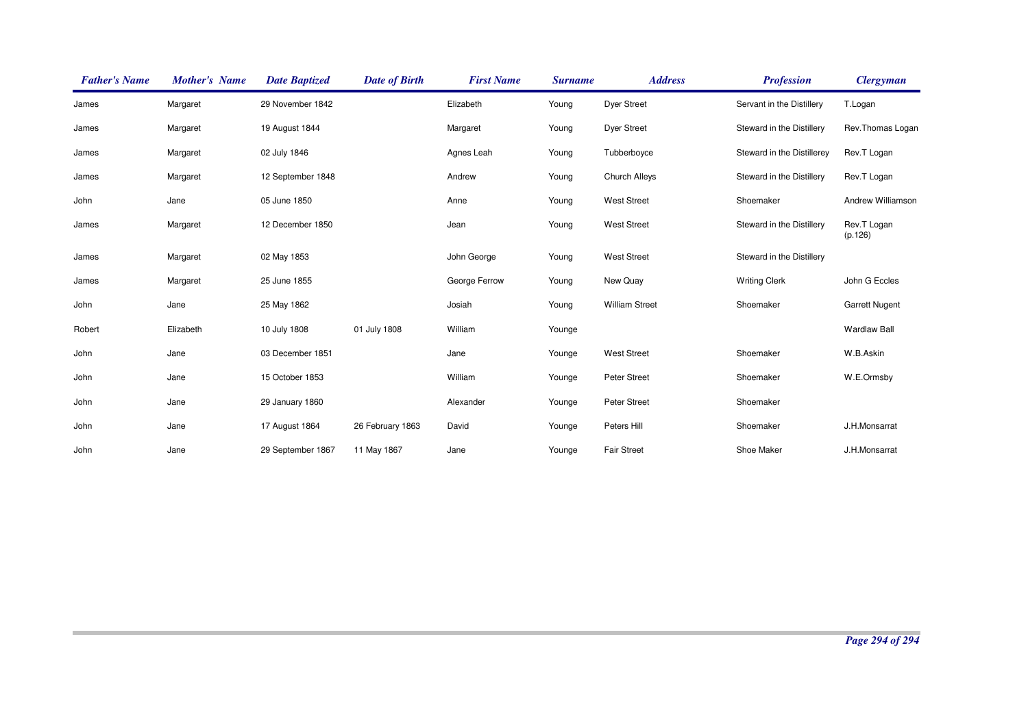| Father's Name | Mother's Name | Date Baptized | Date of Birth | First Name | Surname | Address | Profession | Clergyman |
|---|---|---|---|---|---|---|---|---|
| James | Margaret | 29 November 1842 | | Elizabeth | Young | Dyer Street | Servant in the Distillery | T.Logan |
| James | Margaret | 19 August 1844 | | Margaret | Young | Dyer Street | Steward in the Distillery | Rev.Thomas Logan |
| James | Margaret | 02 July 1846 | | Agnes Leah | Young | Tubberboyce | Steward in the Distillerey | Rev.T Logan |
| James | Margaret | 12 September 1848 | | Andrew | Young | Church Alleys | Steward in the Distillery | Rev.T Logan |
| John | Jane | 05 June 1850 | | Anne | Young | West Street | Shoemaker | Andrew Williamson |
| James | Margaret | 12 December 1850 | | Jean | Young | West Street | Steward in the Distillery | Rev.T Logan (p.126) |
| James | Margaret | 02 May 1853 | | John George | Young | West Street | Steward in the Distillery | |
| James | Margaret | 25 June 1855 | | George Ferrow | Young | New Quay | Writing Clerk | John G Eccles |
| John | Jane | 25 May 1862 | | Josiah | Young | William Street | Shoemaker | Garrett Nugent |
| Robert | Elizabeth | 10 July 1808 | 01 July 1808 | William | Younge | | | Wardlaw Ball |
| John | Jane | 03 December 1851 | | Jane | Younge | West Street | Shoemaker | W.B.Askin |
| John | Jane | 15 October 1853 | | William | Younge | Peter Street | Shoemaker | W.E.Ormsby |
| John | Jane | 29 January 1860 | | Alexander | Younge | Peter Street | Shoemaker | |
| John | Jane | 17 August 1864 | 26 February 1863 | David | Younge | Peters Hill | Shoemaker | J.H.Monsarrat |
| John | Jane | 29 September 1867 | 11 May 1867 | Jane | Younge | Fair Street | Shoe Maker | J.H.Monsarrat |